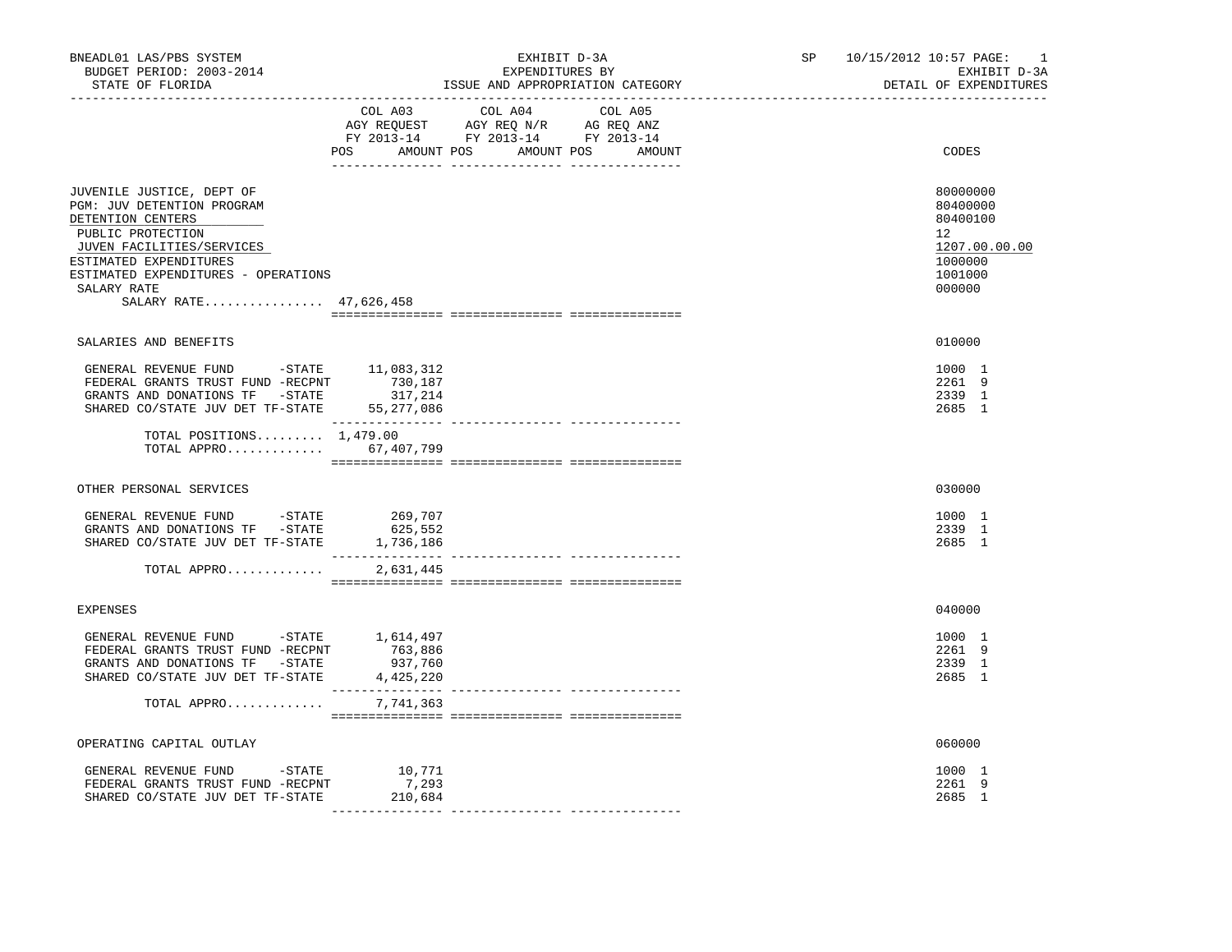BNEADL01 LAS/PBS SYSTEM
BUDGET PERIOD: 2003-2014
STATE OF FLORIDA

EXHIBIT D-3A
EXPENDITURES BY
ISSUE AND APPROPRIATION CATEGORY

SP 10/15/2012 10:57 PAGE: 1
EXHIBIT D-3A
DETAIL OF EXPENDITURES

| | COL A03 AGY REQUEST FY 2013-14 POS AMOUNT | COL A04 AGY REQ N/R FY 2013-14 POS AMOUNT | COL A05 AG REQ ANZ FY 2013-14 POS AMOUNT | CODES |
|---|---|---|---|---|
| JUVENILE JUSTICE, DEPT OF | | | | 80000000 |
| PGM: JUV DETENTION PROGRAM | | | | 80400000 |
| DETENTION CENTERS | | | | 80400100 |
| PUBLIC PROTECTION | | | | 12 |
| JUVEN FACILITIES/SERVICES | | | | 1207.00.00.00 |
| ESTIMATED EXPENDITURES | | | | 1000000 |
| ESTIMATED EXPENDITURES - OPERATIONS | | | | 1001000 |
| SALARY RATE | | | | 000000 |
| SALARY RATE................ | 47,626,458 | | | |
| SALARIES AND BENEFITS | | | | 010000 |
| GENERAL REVENUE FUND -STATE | 11,083,312 | | | 1000 1 |
| FEDERAL GRANTS TRUST FUND -RECPNT | 730,187 | | | 2261 9 |
| GRANTS AND DONATIONS TF -STATE | 317,214 | | | 2339 1 |
| SHARED CO/STATE JUV DET TF-STATE | 55,277,086 | | | 2685 1 |
| TOTAL POSITIONS......... | 1,479.00 | | | |
| TOTAL APPRO............. | 67,407,799 | | | |
| OTHER PERSONAL SERVICES | | | | 030000 |
| GENERAL REVENUE FUND -STATE | 269,707 | | | 1000 1 |
| GRANTS AND DONATIONS TF -STATE | 625,552 | | | 2339 1 |
| SHARED CO/STATE JUV DET TF-STATE | 1,736,186 | | | 2685 1 |
| TOTAL APPRO............. | 2,631,445 | | | |
| EXPENSES | | | | 040000 |
| GENERAL REVENUE FUND -STATE | 1,614,497 | | | 1000 1 |
| FEDERAL GRANTS TRUST FUND -RECPNT | 763,886 | | | 2261 9 |
| GRANTS AND DONATIONS TF -STATE | 937,760 | | | 2339 1 |
| SHARED CO/STATE JUV DET TF-STATE | 4,425,220 | | | 2685 1 |
| TOTAL APPRO............. | 7,741,363 | | | |
| OPERATING CAPITAL OUTLAY | | | | 060000 |
| GENERAL REVENUE FUND -STATE | 10,771 | | | 1000 1 |
| FEDERAL GRANTS TRUST FUND -RECPNT | 7,293 | | | 2261 9 |
| SHARED CO/STATE JUV DET TF-STATE | 210,684 | | | 2685 1 |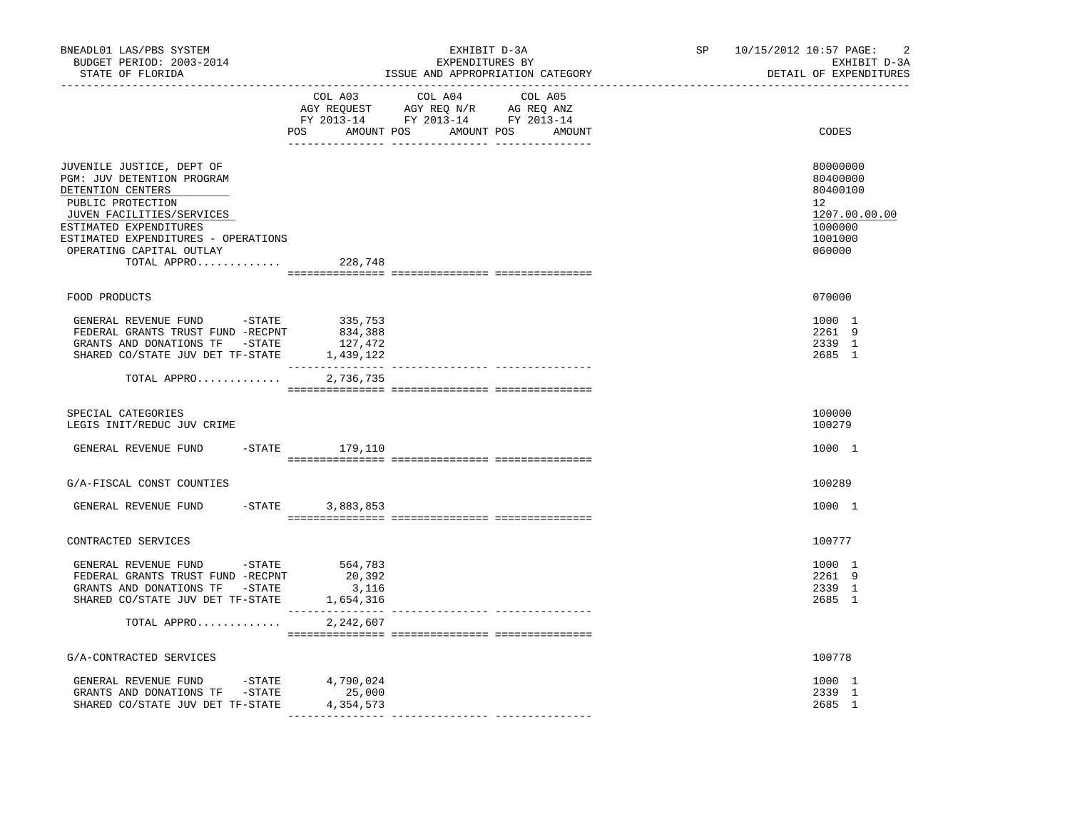BNEADL01 LAS/PBS SYSTEM | EXHIBIT D-3A | SP 10/15/2012 10:57

BUDGET PERIOD: 2003-2014 | EXPENDITURES BY | EXHIBIT D-3A

STATE OF FLORIDA | ISSUE AND APPROPRIATION CATEGORY | DETAIL OF EXPENDITURES

| | COL A03 AGY REQUEST FY 2013-14 POS AMOUNT | COL A04 AGY REQ N/R FY 2013-14 POS AMOUNT | COL A05 AG REQ ANZ FY 2013-14 POS AMOUNT | CODES |
|---|---|---|---|---|
| JUVENILE JUSTICE, DEPT OF | | | | 80000000 |
| PGM: JUV DETENTION PROGRAM | | | | 80400000 |
| DETENTION CENTERS | | | | 80400100 |
| PUBLIC PROTECTION | | | | 12 |
| JUVEN FACILITIES/SERVICES | | | | 1207.00.00.00 |
| ESTIMATED EXPENDITURES | | | | 1000000 |
| ESTIMATED EXPENDITURES - OPERATIONS | | | | 1001000 |
| OPERATING CAPITAL OUTLAY | | | | 060000 |
| TOTAL APPRO............. | 228,748 | | | |
| FOOD PRODUCTS | | | | 070000 |
| GENERAL REVENUE FUND -STATE | 335,753 | | | 1000 1 |
| FEDERAL GRANTS TRUST FUND -RECPNT | 834,388 | | | 2261 9 |
| GRANTS AND DONATIONS TF -STATE | 127,472 | | | 2339 1 |
| SHARED CO/STATE JUV DET TF-STATE | 1,439,122 | | | 2685 1 |
| TOTAL APPRO............. | 2,736,735 | | | |
| SPECIAL CATEGORIES | | | | 100000 |
| LEGIS INIT/REDUC JUV CRIME | | | | 100279 |
| GENERAL REVENUE FUND -STATE | 179,110 | | | 1000 1 |
| G/A-FISCAL CONST COUNTIES | | | | 100289 |
| GENERAL REVENUE FUND -STATE | 3,883,853 | | | 1000 1 |
| CONTRACTED SERVICES | | | | 100777 |
| GENERAL REVENUE FUND -STATE | 564,783 | | | 1000 1 |
| FEDERAL GRANTS TRUST FUND -RECPNT | 20,392 | | | 2261 9 |
| GRANTS AND DONATIONS TF -STATE | 3,116 | | | 2339 1 |
| SHARED CO/STATE JUV DET TF-STATE | 1,654,316 | | | 2685 1 |
| TOTAL APPRO............. | 2,242,607 | | | |
| G/A-CONTRACTED SERVICES | | | | 100778 |
| GENERAL REVENUE FUND -STATE | 4,790,024 | | | 1000 1 |
| GRANTS AND DONATIONS TF -STATE | 25,000 | | | 2339 1 |
| SHARED CO/STATE JUV DET TF-STATE | 4,354,573 | | | 2685 1 |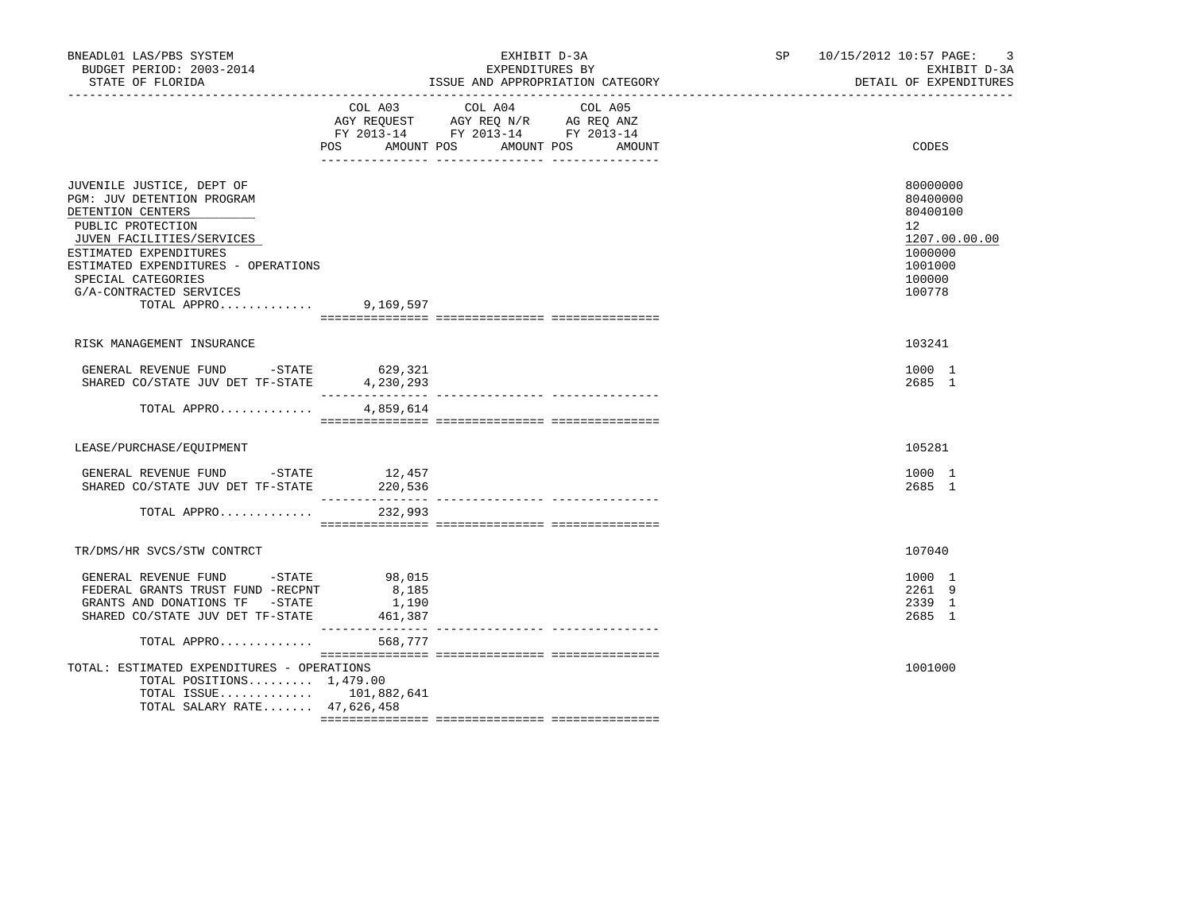BNEADL01 LAS/PBS SYSTEM
BUDGET PERIOD: 2003-2014
STATE OF FLORIDA

EXHIBIT D-3A
EXPENDITURES BY
ISSUE AND APPROPRIATION CATEGORY

SP 10/15/2012 10:57

EXHIBIT D-3A
DETAIL OF EXPENDITURES

| | COL A03 AGY REQUEST FY 2013-14 POS AMOUNT | COL A04 AGY REQ N/R FY 2013-14 POS AMOUNT | COL A05 AG REQ ANZ FY 2013-14 POS AMOUNT | CODES |
|---|---|---|---|---|
| JUVENILE JUSTICE, DEPT OF | | | | 80000000 |
| PGM: JUV DETENTION PROGRAM | | | | 80400000 |
| DETENTION CENTERS | | | | 80400100 |
| PUBLIC PROTECTION | | | | 12 |
| JUVEN FACILITIES/SERVICES | | | | 1207.00.00.00 |
| ESTIMATED EXPENDITURES | | | | 1000000 |
| ESTIMATED EXPENDITURES - OPERATIONS | | | | 1001000 |
| SPECIAL CATEGORIES | | | | 100000 |
| G/A-CONTRACTED SERVICES | | | | 100778 |
| TOTAL APPRO............ | 9,169,597 | | | |
| RISK MANAGEMENT INSURANCE | | | | 103241 |
| GENERAL REVENUE FUND -STATE | 629,321 | | | 1000 1 |
| SHARED CO/STATE JUV DET TF-STATE | 4,230,293 | | | 2685 1 |
| TOTAL APPRO............ | 4,859,614 | | | |
| LEASE/PURCHASE/EQUIPMENT | | | | 105281 |
| GENERAL REVENUE FUND -STATE | 12,457 | | | 1000 1 |
| SHARED CO/STATE JUV DET TF-STATE | 220,536 | | | 2685 1 |
| TOTAL APPRO............ | 232,993 | | | |
| TR/DMS/HR SVCS/STW CONTRCT | | | | 107040 |
| GENERAL REVENUE FUND -STATE | 98,015 | | | 1000 1 |
| FEDERAL GRANTS TRUST FUND -RECPNT | 8,185 | | | 2261 9 |
| GRANTS AND DONATIONS TF -STATE | 1,190 | | | 2339 1 |
| SHARED CO/STATE JUV DET TF-STATE | 461,387 | | | 2685 1 |
| TOTAL APPRO............ | 568,777 | | | |
| TOTAL: ESTIMATED EXPENDITURES - OPERATIONS | | | | 1001000 |
| TOTAL POSITIONS......... | 1,479.00 | | | |
| TOTAL ISSUE............ | 101,882,641 | | | |
| TOTAL SALARY RATE....... | 47,626,458 | | | |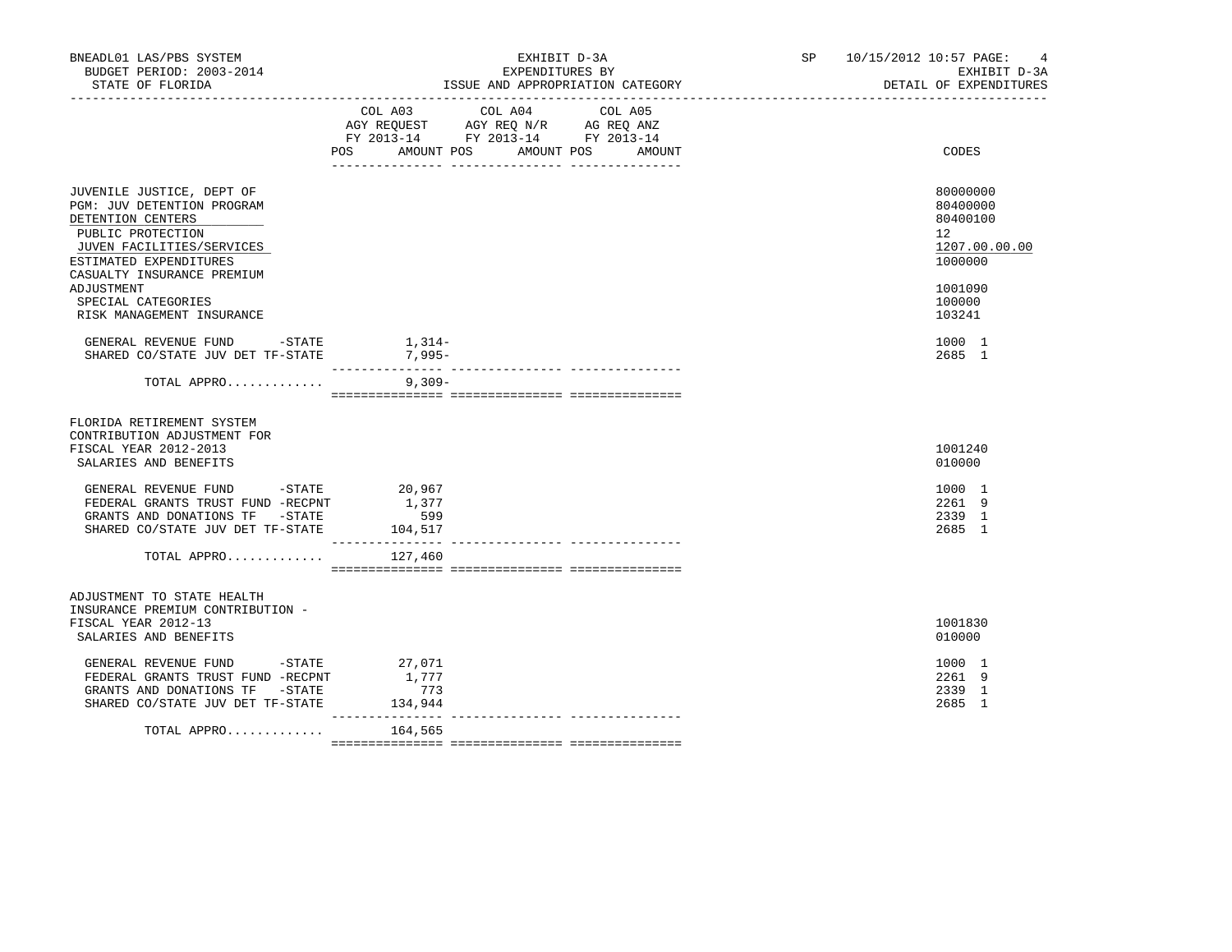BNEADL01 LAS/PBS SYSTEM
BUDGET PERIOD: 2003-2014
STATE OF FLORIDA

EXHIBIT D-3A
EXPENDITURES BY
ISSUE AND APPROPRIATION CATEGORY

SP 10/15/2012 10:57
EXHIBIT D-3A
DETAIL OF EXPENDITURES

| | COL A03 AGY REQUEST FY 2013-14 POS AMOUNT | COL A04 AGY REQ N/R FY 2013-14 POS AMOUNT | COL A05 AG REQ ANZ FY 2013-14 POS AMOUNT | CODES |
|---|---|---|---|---|
| JUVENILE JUSTICE, DEPT OF | | | | 80000000 |
| PGM: JUV DETENTION PROGRAM | | | | 80400000 |
| DETENTION CENTERS | | | | 80400100 |
| PUBLIC PROTECTION | | | | 12 |
| JUVEN FACILITIES/SERVICES | | | | 1207.00.00.00 |
| ESTIMATED EXPENDITURES | | | | 1000000 |
| CASUALTY INSURANCE PREMIUM ADJUSTMENT | | | | 1001090 |
| SPECIAL CATEGORIES | | | | 100000 |
| RISK MANAGEMENT INSURANCE | | | | 103241 |
| GENERAL REVENUE FUND -STATE | 1,314- | | | 1000 1 |
| SHARED CO/STATE JUV DET TF-STATE | 7,995- | | | 2685 1 |
| TOTAL APPRO............ | 9,309- | | | |
| FLORIDA RETIREMENT SYSTEM CONTRIBUTION ADJUSTMENT FOR FISCAL YEAR 2012-2013 | | | | 1001240 |
| SALARIES AND BENEFITS | | | | 010000 |
| GENERAL REVENUE FUND -STATE | 20,967 | | | 1000 1 |
| FEDERAL GRANTS TRUST FUND -RECPNT | 1,377 | | | 2261 9 |
| GRANTS AND DONATIONS TF -STATE | 599 | | | 2339 1 |
| SHARED CO/STATE JUV DET TF-STATE | 104,517 | | | 2685 1 |
| TOTAL APPRO............ | 127,460 | | | |
| ADJUSTMENT TO STATE HEALTH INSURANCE PREMIUM CONTRIBUTION - FISCAL YEAR 2012-13 | | | | 1001830 |
| SALARIES AND BENEFITS | | | | 010000 |
| GENERAL REVENUE FUND -STATE | 27,071 | | | 1000 1 |
| FEDERAL GRANTS TRUST FUND -RECPNT | 1,777 | | | 2261 9 |
| GRANTS AND DONATIONS TF -STATE | 773 | | | 2339 1 |
| SHARED CO/STATE JUV DET TF-STATE | 134,944 | | | 2685 1 |
| TOTAL APPRO............ | 164,565 | | | |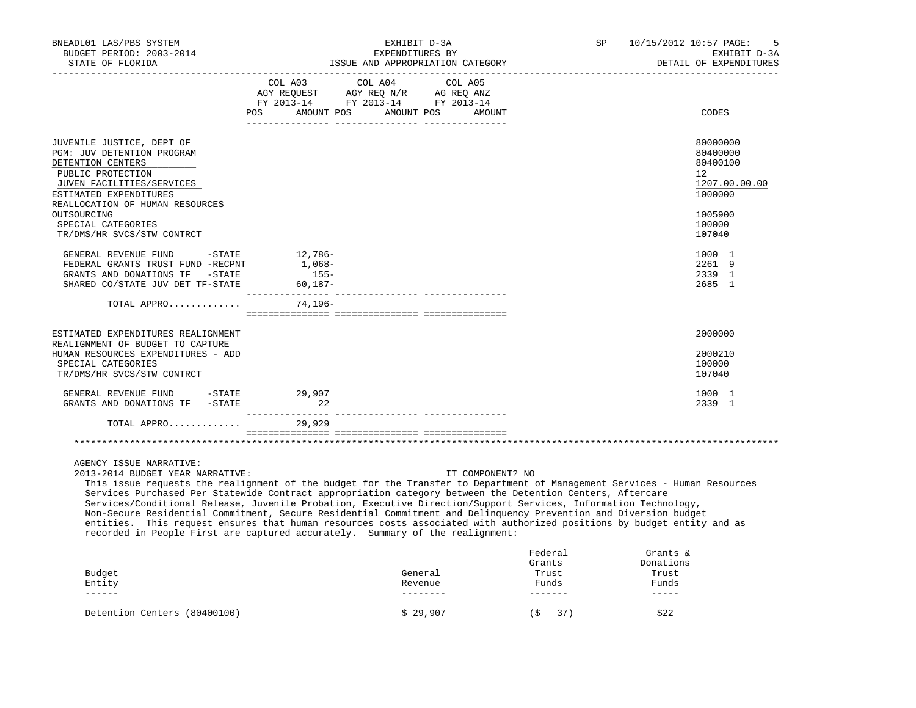| | COL A03 AGY REQUEST FY 2013-14 POS AMOUNT | COL A04 AGY REQ N/R FY 2013-14 POS AMOUNT | COL A05 AG REQ ANZ FY 2013-14 POS AMOUNT | CODES |
|---|---|---|---|---|
| JUVENILE JUSTICE, DEPT OF | | | | 80000000 |
| PGM: JUV DETENTION PROGRAM | | | | 80400000 |
| DETENTION CENTERS | | | | 80400100 |
| PUBLIC PROTECTION | | | | 12 |
| JUVEN FACILITIES/SERVICES | | | | 1207.00.00.00 |
| ESTIMATED EXPENDITURES | | | | 1000000 |
| REALLOCATION OF HUMAN RESOURCES OUTSOURCING | | | | 1005900 |
| SPECIAL CATEGORIES | | | | 100000 |
| TR/DMS/HR SVCS/STW CONTRCT | | | | 107040 |
| GENERAL REVENUE FUND -STATE | 12,786- | | | 1000 1 |
| FEDERAL GRANTS TRUST FUND -RECPNT | 1,068- | | | 2261 9 |
| GRANTS AND DONATIONS TF -STATE | 155- | | | 2339 1 |
| SHARED CO/STATE JUV DET TF-STATE | 60,187- | | | 2685 1 |
| TOTAL APPRO............ | 74,196- | | | |
| ESTIMATED EXPENDITURES REALIGNMENT | | | | 2000000 |
| REALIGNMENT OF BUDGET TO CAPTURE HUMAN RESOURCES EXPENDITURES - ADD | | | | 2000210 |
| SPECIAL CATEGORIES | | | | 100000 |
| TR/DMS/HR SVCS/STW CONTRCT | | | | 107040 |
| GENERAL REVENUE FUND -STATE | 29,907 | | | 1000 1 |
| GRANTS AND DONATIONS TF -STATE | 22 | | | 2339 1 |
| TOTAL APPRO............ | 29,929 | | | |

AGENCY ISSUE NARRATIVE:

2013-2014 BUDGET YEAR NARRATIVE: IT COMPONENT? NO

This issue requests the realignment of the budget for the Transfer to Department of Management Services - Human Resources Services Purchased Per Statewide Contract appropriation category between the Detention Centers, Aftercare Services/Conditional Release, Juvenile Probation, Executive Direction/Support Services, Information Technology, Non-Secure Residential Commitment, Secure Residential Commitment and Delinquency Prevention and Diversion budget entities. This request ensures that human resources costs associated with authorized positions by budget entity and as recorded in People First are captured accurately. Summary of the realignment:

| Budget Entity | General Revenue | Federal Grants Trust Funds | Grants & Donations Trust Funds |
|---|---|---|---|
| Detention Centers (80400100) | $ 29,907 | ($ 37) | $22 |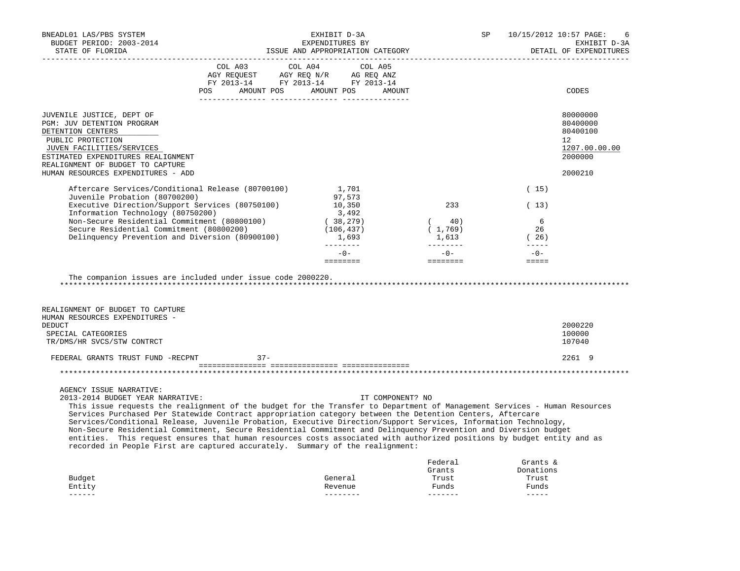BNEADL01 LAS/PBS SYSTEM
BUDGET PERIOD: 2003-2014
STATE OF FLORIDA

EXHIBIT D-3A
EXPENDITURES BY
ISSUE AND APPROPRIATION CATEGORY

SP 10/15/2012 10:57
EXHIBIT D-3A
DETAIL OF EXPENDITURES

| | COL A03 AGY REQUEST FY 2013-14 POS | AMOUNT | COL A04 AGY REQ N/R FY 2013-14 POS | AMOUNT | COL A05 AG REQ ANZ FY 2013-14 POS | AMOUNT | CODES |
|---|---|---|---|---|---|---|---|
| JUVENILE JUSTICE, DEPT OF | | | | | | | 80000000 |
| PGM: JUV DETENTION PROGRAM | | | | | | | 80400000 |
| DETENTION CENTERS | | | | | | | 80400100 |
| PUBLIC PROTECTION | | | | | | | 12 |
| JUVEN FACILITIES/SERVICES | | | | | | | 1207.00.00.00 |
| ESTIMATED EXPENDITURES REALIGNMENT | | | | | | | 2000000 |
| REALIGNMENT OF BUDGET TO CAPTURE HUMAN RESOURCES EXPENDITURES - ADD | | | | | | | 2000210 |

| | | | |
|---|---|---|---|
| Aftercare Services/Conditional Release (80700100) | 1,701 | | ( 15) |
| Juvenile Probation (80700200) | 97,573 | | |
| Executive Direction/Support Services (80750100) | 10,350 | 233 | ( 13) |
| Information Technology (80750200) | 3,492 | | |
| Non-Secure Residential Commitment (80800100) | ( 38,279) | ( 40) | 6 |
| Secure Residential Commitment (80800200) | (106,437) | ( 1,769) | 26 |
| Delinquency Prevention and Diversion (80900100) | 1,693 | 1,613 | ( 26) |
| | -0- | -0- | -0- |

The companion issues are included under issue code 2000220.

***

| | COL A03 POS | AMOUNT | COL A04 POS | AMOUNT | COL A05 POS | AMOUNT | CODES |
|---|---|---|---|---|---|---|---|
| REALIGNMENT OF BUDGET TO CAPTURE HUMAN RESOURCES EXPENDITURES - DEDUCT | | | | | | | 2000220 |
| SPECIAL CATEGORIES | | | | | | | 100000 |
| TR/DMS/HR SVCS/STW CONTRCT | | | | | | | 107040 |
| FEDERAL GRANTS TRUST FUND -RECPNT | | 37- | | | | | 2261 9 |

***

AGENCY ISSUE NARRATIVE:
2013-2014 BUDGET YEAR NARRATIVE: IT COMPONENT? NO

This issue requests the realignment of the budget for the Transfer to Department of Management Services - Human Resources Services Purchased Per Statewide Contract appropriation category between the Detention Centers, Aftercare Services/Conditional Release, Juvenile Probation, Executive Direction/Support Services, Information Technology, Non-Secure Residential Commitment, Secure Residential Commitment and Delinquency Prevention and Diversion budget entities. This request ensures that human resources costs associated with authorized positions by budget entity and as recorded in People First are captured accurately. Summary of the realignment:

| Budget Entity | General Revenue | Federal Grants Trust Funds | Grants & Donations Trust Funds |
|---|---|---|---|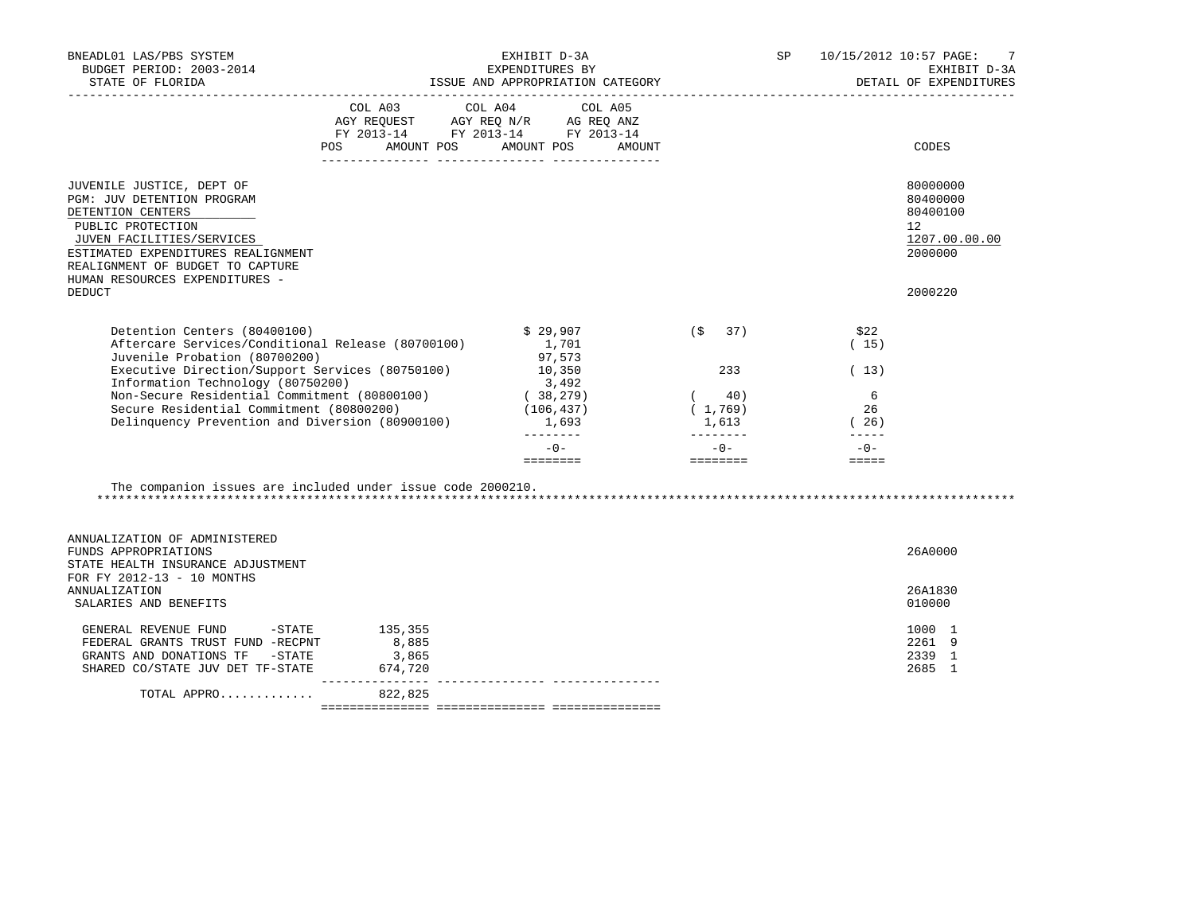BNEADL01 LAS/PBS SYSTEM | EXHIBIT D-3A | SP 10/15/2012 10:57 PAGE: 7
BUDGET PERIOD: 2003-2014 | EXPENDITURES BY | EXHIBIT D-3A
STATE OF FLORIDA | ISSUE AND APPROPRIATION CATEGORY | DETAIL OF EXPENDITURES

| | COL A03 AGY REQUEST FY 2013-14 POS AMOUNT | COL A04 AGY REQ N/R FY 2013-14 POS AMOUNT | COL A05 AG REQ ANZ FY 2013-14 POS AMOUNT | CODES |
|---|---|---|---|---|
| JUVENILE JUSTICE, DEPT OF | | | | 80000000 |
| PGM: JUV DETENTION PROGRAM | | | | 80400000 |
| DETENTION CENTERS | | | | 80400100 |
| PUBLIC PROTECTION | | | | 12 |
| JUVEN FACILITIES/SERVICES | | | | 1207.00.00.00 |
| ESTIMATED EXPENDITURES REALIGNMENT | | | | 2000000 |
| REALIGNMENT OF BUDGET TO CAPTURE HUMAN RESOURCES EXPENDITURES - DEDUCT | | | | 2000220 |

| | | | |
|---|---|---|---|
| Detention Centers (80400100) | $ 29,907 | ($ 37) | $22 |
| Aftercare Services/Conditional Release (80700100) | 1,701 | | ( 15) |
| Juvenile Probation (80700200) | 97,573 | | |
| Executive Direction/Support Services (80750100) | 10,350 | 233 | ( 13) |
| Information Technology (80750200) | 3,492 | | |
| Non-Secure Residential Commitment (80800100) | ( 38,279) | ( 40) | 6 |
| Secure Residential Commitment (80800200) | (106,437) | ( 1,769) | 26 |
| Delinquency Prevention and Diversion (80900100) | 1,693 | 1,613 | ( 26) |
| | -0- | -0- | -0- |

The companion issues are included under issue code 2000210.

*******************************************************************************************************************************

| | COL A03 | COL A04 | COL A05 | CODES |
|---|---|---|---|---|
| ANNUALIZATION OF ADMINISTERED FUNDS APPROPRIATIONS | | | | 26A0000 |
| STATE HEALTH INSURANCE ADJUSTMENT FOR FY 2012-13 - 10 MONTHS ANNUALIZATION | | | | 26A1830 |
| SALARIES AND BENEFITS | | | | 010000 |
| GENERAL REVENUE FUND -STATE | 135,355 | | | 1000 1 |
| FEDERAL GRANTS TRUST FUND -RECPNT | 8,885 | | | 2261 9 |
| GRANTS AND DONATIONS TF -STATE | 3,865 | | | 2339 1 |
| SHARED CO/STATE JUV DET TF-STATE | 674,720 | | | 2685 1 |
| TOTAL APPRO............ | 822,825 | | | |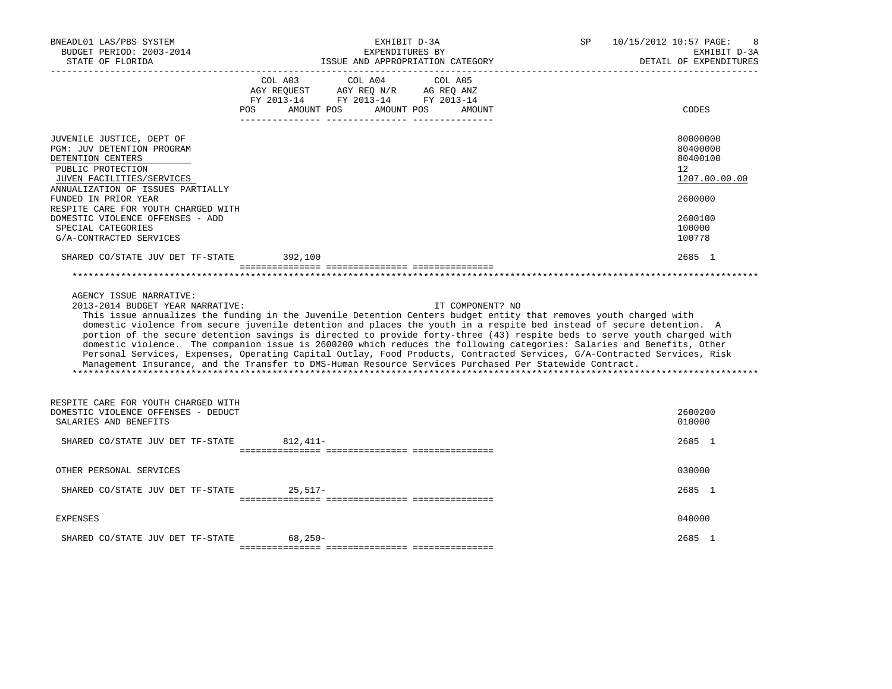BNEADL01 LAS/PBS SYSTEM — BUDGET PERIOD: 2003-2014 — STATE OF FLORIDA

EXHIBIT D-3A — EXPENDITURES BY ISSUE AND APPROPRIATION CATEGORY

SP 10/15/2012 10:57 — EXHIBIT D-3A — DETAIL OF EXPENDITURES

| | COL A03 AGY REQUEST FY 2013-14 POS AMOUNT | COL A04 AGY REQ N/R FY 2013-14 POS AMOUNT | COL A05 AG REQ ANZ FY 2013-14 POS AMOUNT | CODES |
|---|---|---|---|---|
| JUVENILE JUSTICE, DEPT OF | | | | 80000000 |
| PGM: JUV DETENTION PROGRAM | | | | 80400000 |
| DETENTION CENTERS | | | | 80400100 |
| PUBLIC PROTECTION | | | | 12 |
| JUVEN FACILITIES/SERVICES | | | | 1207.00.00.00 |
| ANNUALIZATION OF ISSUES PARTIALLY FUNDED IN PRIOR YEAR | | | | 2600000 |
| RESPITE CARE FOR YOUTH CHARGED WITH DOMESTIC VIOLENCE OFFENSES - ADD | | | | 2600100 |
| SPECIAL CATEGORIES | | | | 100000 |
| G/A-CONTRACTED SERVICES | | | | 100778 |
| SHARED CO/STATE JUV DET TF-STATE | 392,100 | | | 2685 1 |

AGENCY ISSUE NARRATIVE:

2013-2014 BUDGET YEAR NARRATIVE: IT COMPONENT? NO

This issue annualizes the funding in the Juvenile Detention Centers budget entity that removes youth charged with domestic violence from secure juvenile detention and places the youth in a respite bed instead of secure detention. A portion of the secure detention savings is directed to provide forty-three (43) respite beds to serve youth charged with domestic violence. The companion issue is 2600200 which reduces the following categories: Salaries and Benefits, Other Personal Services, Expenses, Operating Capital Outlay, Food Products, Contracted Services, G/A-Contracted Services, Risk Management Insurance, and the Transfer to DMS-Human Resource Services Purchased Per Statewide Contract.

| | COL A03 | COL A04 | COL A05 | CODES |
|---|---|---|---|---|
| RESPITE CARE FOR YOUTH CHARGED WITH DOMESTIC VIOLENCE OFFENSES - DEDUCT | | | | 2600200 |
| SALARIES AND BENEFITS | | | | 010000 |
| SHARED CO/STATE JUV DET TF-STATE | 812,411- | | | 2685 1 |
| OTHER PERSONAL SERVICES | | | | 030000 |
| SHARED CO/STATE JUV DET TF-STATE | 25,517- | | | 2685 1 |
| EXPENSES | | | | 040000 |
| SHARED CO/STATE JUV DET TF-STATE | 68,250- | | | 2685 1 |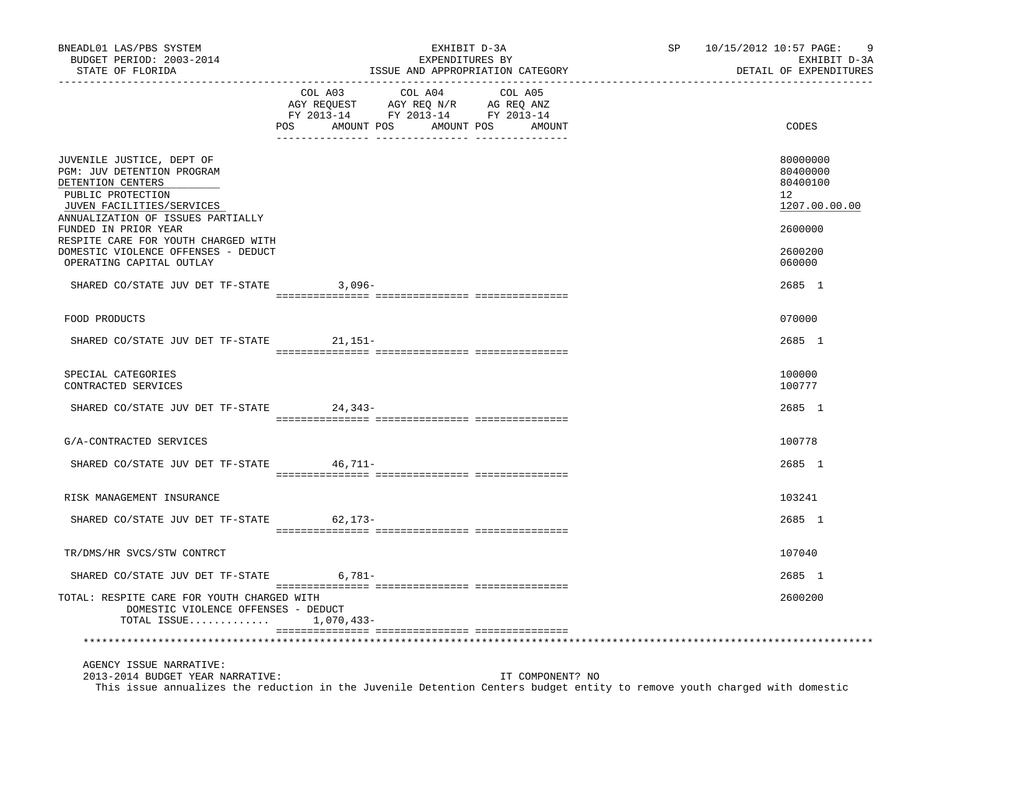BNEADL01 LAS/PBS SYSTEM — BUDGET PERIOD: 2003-2014 — STATE OF FLORIDA

EXHIBIT D-3A — EXPENDITURES BY ISSUE AND APPROPRIATION CATEGORY

SP 10/15/2012 10:57 — EXHIBIT D-3A — DETAIL OF EXPENDITURES

| | COL A03 AGY REQUEST FY 2013-14 POS AMOUNT | COL A04 AGY REQ N/R FY 2013-14 POS AMOUNT | COL A05 AG REQ ANZ FY 2013-14 POS AMOUNT | CODES |
|---|---|---|---|---|
| JUVENILE JUSTICE, DEPT OF | | | | 80000000 |
| PGM: JUV DETENTION PROGRAM | | | | 80400000 |
| DETENTION CENTERS | | | | 80400100 |
| PUBLIC PROTECTION | | | | 12 |
| JUVEN FACILITIES/SERVICES | | | | 1207.00.00.00 |
| ANNUALIZATION OF ISSUES PARTIALLY FUNDED IN PRIOR YEAR | | | | 2600000 |
| RESPITE CARE FOR YOUTH CHARGED WITH DOMESTIC VIOLENCE OFFENSES - DEDUCT | | | | 2600200 |
| OPERATING CAPITAL OUTLAY | | | | 060000 |
| SHARED CO/STATE JUV DET TF-STATE | 3,096- | | | 2685 1 |
| FOOD PRODUCTS | | | | 070000 |
| SHARED CO/STATE JUV DET TF-STATE | 21,151- | | | 2685 1 |
| SPECIAL CATEGORIES | | | | 100000 |
| CONTRACTED SERVICES | | | | 100777 |
| SHARED CO/STATE JUV DET TF-STATE | 24,343- | | | 2685 1 |
| G/A-CONTRACTED SERVICES | | | | 100778 |
| SHARED CO/STATE JUV DET TF-STATE | 46,711- | | | 2685 1 |
| RISK MANAGEMENT INSURANCE | | | | 103241 |
| SHARED CO/STATE JUV DET TF-STATE | 62,173- | | | 2685 1 |
| TR/DMS/HR SVCS/STW CONTRCT | | | | 107040 |
| SHARED CO/STATE JUV DET TF-STATE | 6,781- | | | 2685 1 |
| TOTAL: RESPITE CARE FOR YOUTH CHARGED WITH DOMESTIC VIOLENCE OFFENSES - DEDUCT | | | | 2600200 |
| TOTAL ISSUE............ | 1,070,433- | | | |

AGENCY ISSUE NARRATIVE:

2013-2014 BUDGET YEAR NARRATIVE: IT COMPONENT? NO

This issue annualizes the reduction in the Juvenile Detention Centers budget entity to remove youth charged with domestic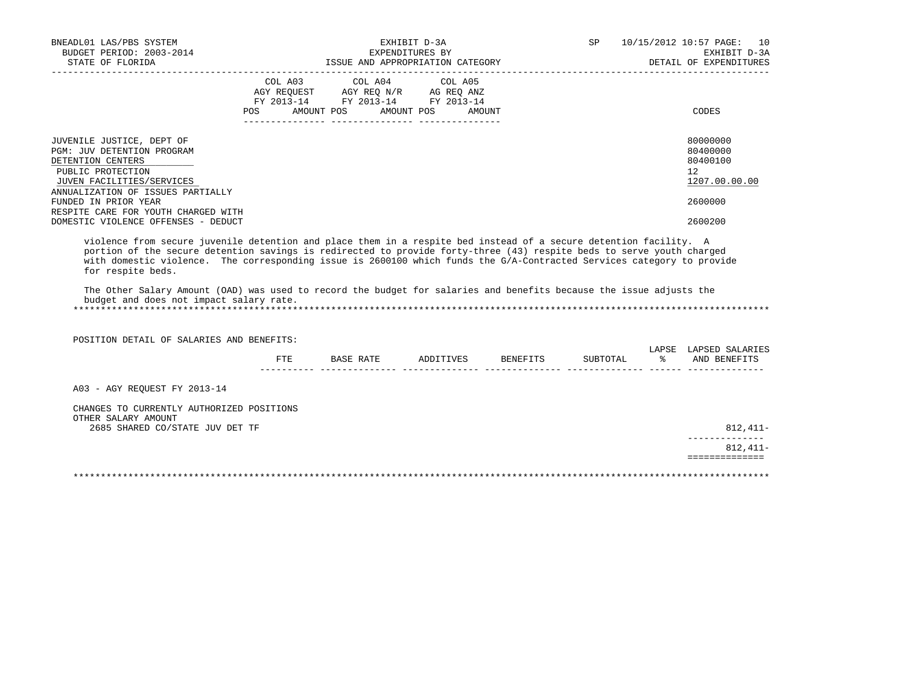| | COL A03 AGY REQUEST FY 2013-14 POS AMOUNT | COL A04 AGY REQ N/R FY 2013-14 POS AMOUNT | COL A05 AG REQ ANZ FY 2013-14 POS AMOUNT | CODES |
|---|---|---|---|---|
| JUVENILE JUSTICE, DEPT OF | | | | 80000000 |
| PGM: JUV DETENTION PROGRAM | | | | 80400000 |
| DETENTION CENTERS | | | | 80400100 |
| PUBLIC PROTECTION | | | | 12 |
| JUVEN FACILITIES/SERVICES | | | | 1207.00.00.00 |
| ANNUALIZATION OF ISSUES PARTIALLY FUNDED IN PRIOR YEAR | | | | 2600000 |
| RESPITE CARE FOR YOUTH CHARGED WITH DOMESTIC VIOLENCE OFFENSES - DEDUCT | | | | 2600200 |

violence from secure juvenile detention and place them in a respite bed instead of a secure detention facility. A portion of the secure detention savings is redirected to provide forty-three (43) respite beds to serve youth charged with domestic violence. The corresponding issue is 2600100 which funds the G/A-Contracted Services category to provide for respite beds.

The Other Salary Amount (OAD) was used to record the budget for salaries and benefits because the issue adjusts the budget and does not impact salary rate.

*******************************************************************************************************************

POSITION DETAIL OF SALARIES AND BENEFITS:

| | FTE | BASE RATE | ADDITIVES | BENEFITS | SUBTOTAL | LAPSE % | LAPSED SALARIES AND BENEFITS |
|---|---|---|---|---|---|---|---|
| A03 - AGY REQUEST FY 2013-14 | | | | | | | |
| CHANGES TO CURRENTLY AUTHORIZED POSITIONS | | | | | | | |
| OTHER SALARY AMOUNT | | | | | | | |
| 2685 SHARED CO/STATE JUV DET TF | | | | | | | 812,411- |
| | | | | | | | 812,411- |

*******************************************************************************************************************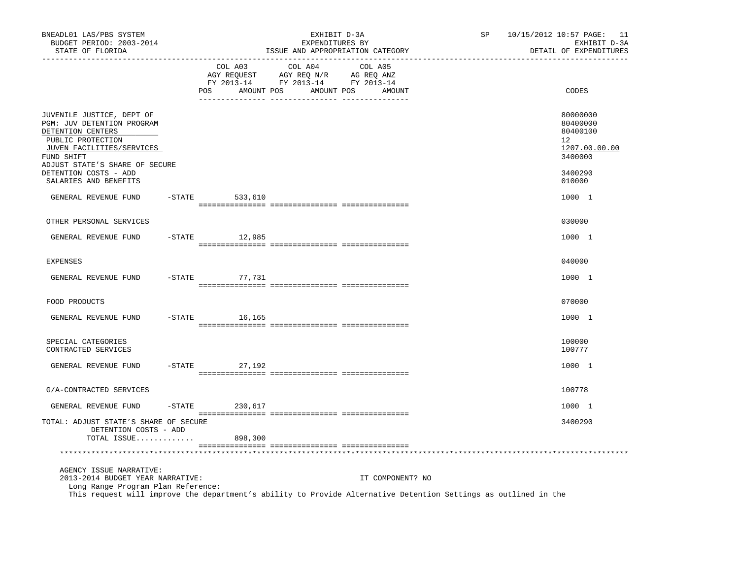BNEADL01 LAS/PBS SYSTEM
BUDGET PERIOD: 2003-2014
STATE OF FLORIDA

EXHIBIT D-3A
EXPENDITURES BY
ISSUE AND APPROPRIATION CATEGORY

SP 10/15/2012 10:57
EXHIBIT D-3A
DETAIL OF EXPENDITURES

| | COL A03 AGY REQUEST FY 2013-14 POS AMOUNT | COL A04 AGY REQ N/R FY 2013-14 POS AMOUNT | COL A05 AG REQ ANZ FY 2013-14 POS AMOUNT | CODES |
|---|---|---|---|---|
| JUVENILE JUSTICE, DEPT OF | | | | 80000000 |
| PGM: JUV DETENTION PROGRAM | | | | 80400000 |
| DETENTION CENTERS | | | | 80400100 |
| PUBLIC PROTECTION | | | | 12 |
| JUVEN FACILITIES/SERVICES | | | | 1207.00.00.00 |
| FUND SHIFT | | | | 3400000 |
| ADJUST STATE'S SHARE OF SECURE DETENTION COSTS - ADD | | | | 3400290 |
| SALARIES AND BENEFITS | | | | 010000 |
| GENERAL REVENUE FUND -STATE | 533,610 | | | 1000 1 |
| OTHER PERSONAL SERVICES | | | | 030000 |
| GENERAL REVENUE FUND -STATE | 12,985 | | | 1000 1 |
| EXPENSES | | | | 040000 |
| GENERAL REVENUE FUND -STATE | 77,731 | | | 1000 1 |
| FOOD PRODUCTS | | | | 070000 |
| GENERAL REVENUE FUND -STATE | 16,165 | | | 1000 1 |
| SPECIAL CATEGORIES | | | | 100000 |
| CONTRACTED SERVICES | | | | 100777 |
| GENERAL REVENUE FUND -STATE | 27,192 | | | 1000 1 |
| G/A-CONTRACTED SERVICES | | | | 100778 |
| GENERAL REVENUE FUND -STATE | 230,617 | | | 1000 1 |
| TOTAL: ADJUST STATE'S SHARE OF SECURE DETENTION COSTS - ADD | | | | 3400290 |
| TOTAL ISSUE............ | 898,300 | | | |

AGENCY ISSUE NARRATIVE:
2013-2014 BUDGET YEAR NARRATIVE: IT COMPONENT? NO
Long Range Program Plan Reference:
This request will improve the department's ability to Provide Alternative Detention Settings as outlined in the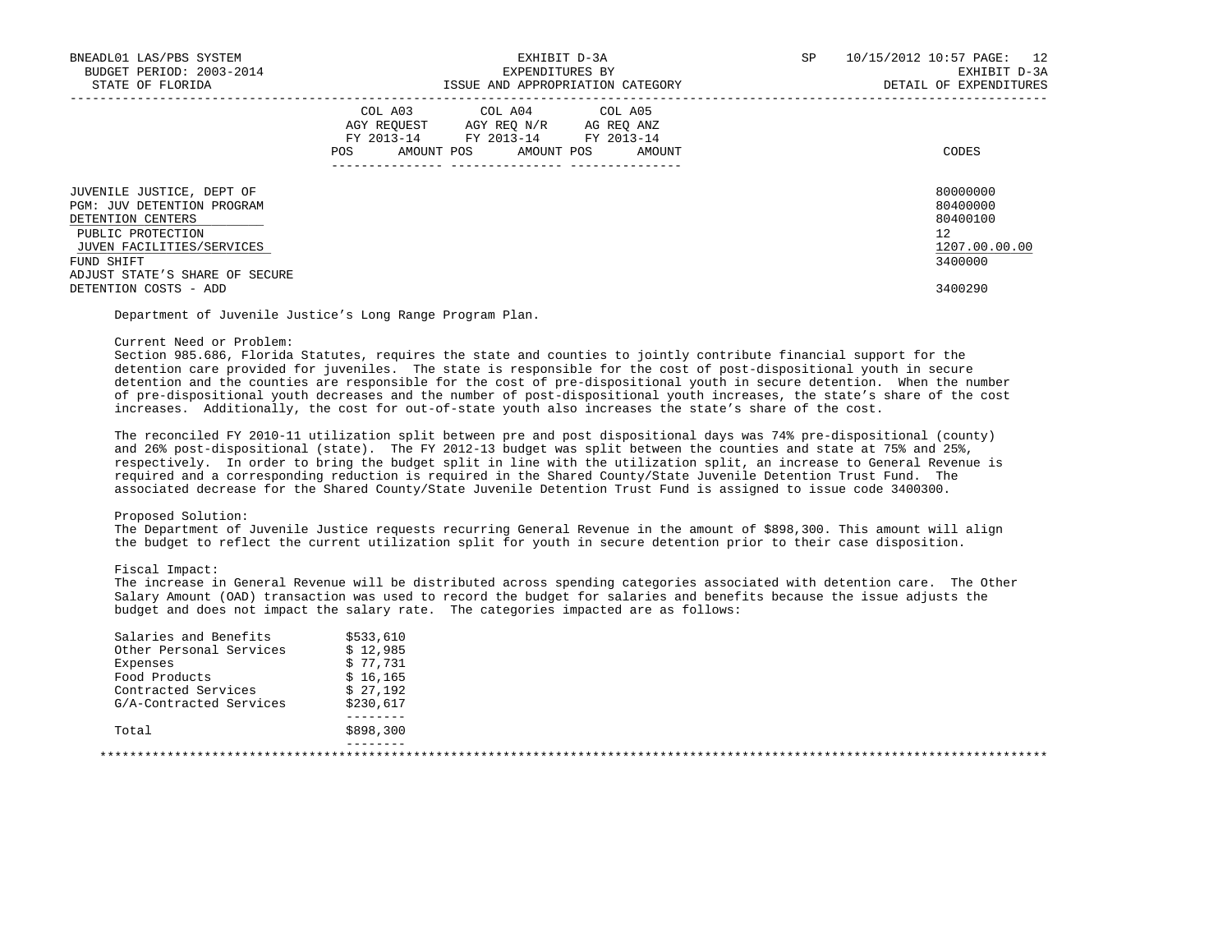| | COL A03 AGY REQUEST FY 2013-14 | | COL A04 AGY REQ N/R FY 2013-14 | | COL A05 AG REQ ANZ FY 2013-14 | | |
|---|---|---|---|---|---|---|---|
| | POS | AMOUNT | POS | AMOUNT | POS | AMOUNT | CODES |
| JUVENILE JUSTICE, DEPT OF | | | | | | | 80000000 |
| PGM: JUV DETENTION PROGRAM | | | | | | | 80400000 |
| DETENTION CENTERS | | | | | | | 80400100 |
| PUBLIC PROTECTION | | | | | | | 12 |
| JUVEN FACILITIES/SERVICES | | | | | | | 1207.00.00.00 |
| FUND SHIFT | | | | | | | 3400000 |
| ADJUST STATE'S SHARE OF SECURE DETENTION COSTS - ADD | | | | | | | 3400290 |

Department of Juvenile Justice's Long Range Program Plan.

Current Need or Problem:
Section 985.686, Florida Statutes, requires the state and counties to jointly contribute financial support for the detention care provided for juveniles. The state is responsible for the cost of post-dispositional youth in secure detention and the counties are responsible for the cost of pre-dispositional youth in secure detention. When the number of pre-dispositional youth decreases and the number of post-dispositional youth increases, the state's share of the cost increases. Additionally, the cost for out-of-state youth also increases the state's share of the cost.

The reconciled FY 2010-11 utilization split between pre and post dispositional days was 74% pre-dispositional (county) and 26% post-dispositional (state). The FY 2012-13 budget was split between the counties and state at 75% and 25%, respectively. In order to bring the budget split in line with the utilization split, an increase to General Revenue is required and a corresponding reduction is required in the Shared County/State Juvenile Detention Trust Fund. The associated decrease for the Shared County/State Juvenile Detention Trust Fund is assigned to issue code 3400300.

Proposed Solution:
The Department of Juvenile Justice requests recurring General Revenue in the amount of $898,300. This amount will align the budget to reflect the current utilization split for youth in secure detention prior to their case disposition.

Fiscal Impact:
The increase in General Revenue will be distributed across spending categories associated with detention care. The Other Salary Amount (OAD) transaction was used to record the budget for salaries and benefits because the issue adjusts the budget and does not impact the salary rate. The categories impacted are as follows:

| Category | Amount |
|---|---|
| Salaries and Benefits | $533,610 |
| Other Personal Services | $ 12,985 |
| Expenses | $ 77,731 |
| Food Products | $ 16,165 |
| Contracted Services | $ 27,192 |
| G/A-Contracted Services | $230,617 |
| Total | $898,300 |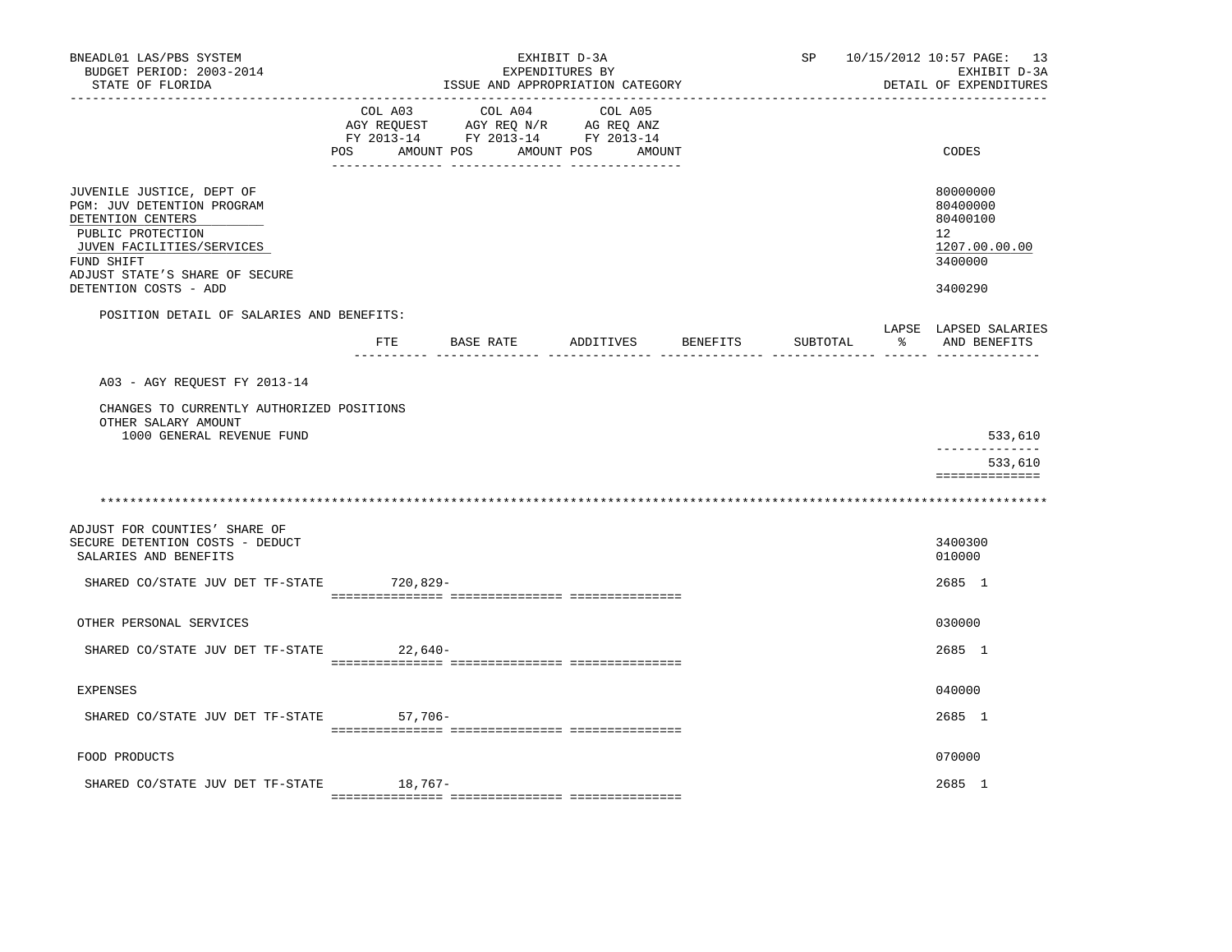BNEADL01 LAS/PBS SYSTEM
BUDGET PERIOD: 2003-2014
STATE OF FLORIDA

EXHIBIT D-3A
EXPENDITURES BY
ISSUE AND APPROPRIATION CATEGORY

SP 10/15/2012 10:57
EXHIBIT D-3A
DETAIL OF EXPENDITURES

| | COL A03 AGY REQUEST FY 2013-14 POS AMOUNT | COL A04 AGY REQ N/R FY 2013-14 POS AMOUNT | COL A05 AG REQ ANZ FY 2013-14 POS AMOUNT | CODES |
|---|---|---|---|---|
| JUVENILE JUSTICE, DEPT OF | | | | 80000000 |
| PGM: JUV DETENTION PROGRAM | | | | 80400000 |
| DETENTION CENTERS | | | | 80400100 |
| PUBLIC PROTECTION | | | | 12 |
| JUVEN FACILITIES/SERVICES | | | | 1207.00.00.00 |
| FUND SHIFT | | | | 3400000 |
| ADJUST STATE'S SHARE OF SECURE DETENTION COSTS - ADD | | | | 3400290 |

POSITION DETAIL OF SALARIES AND BENEFITS:

| | FTE | BASE RATE | ADDITIVES | BENEFITS | SUBTOTAL | LAPSE % | LAPSED SALARIES AND BENEFITS |
|---|---|---|---|---|---|---|---|
| A03 - AGY REQUEST FY 2013-14 | | | | | | | |
| CHANGES TO CURRENTLY AUTHORIZED POSITIONS | | | | | | | |
| OTHER SALARY AMOUNT | | | | | | | |
| 1000 GENERAL REVENUE FUND | | | | | | | 533,610 |
| | | | | | | | 533,610 |

*******************************************************************************************************************

| | COL A03 | COL A04 | COL A05 | CODES |
|---|---|---|---|---|
| ADJUST FOR COUNTIES' SHARE OF SECURE DETENTION COSTS - DEDUCT | | | | 3400300 |
| SALARIES AND BENEFITS | | | | 010000 |
| SHARED CO/STATE JUV DET TF-STATE | 720,829- | | | 2685 1 |
| OTHER PERSONAL SERVICES | | | | 030000 |
| SHARED CO/STATE JUV DET TF-STATE | 22,640- | | | 2685 1 |
| EXPENSES | | | | 040000 |
| SHARED CO/STATE JUV DET TF-STATE | 57,706- | | | 2685 1 |
| FOOD PRODUCTS | | | | 070000 |
| SHARED CO/STATE JUV DET TF-STATE | 18,767- | | | 2685 1 |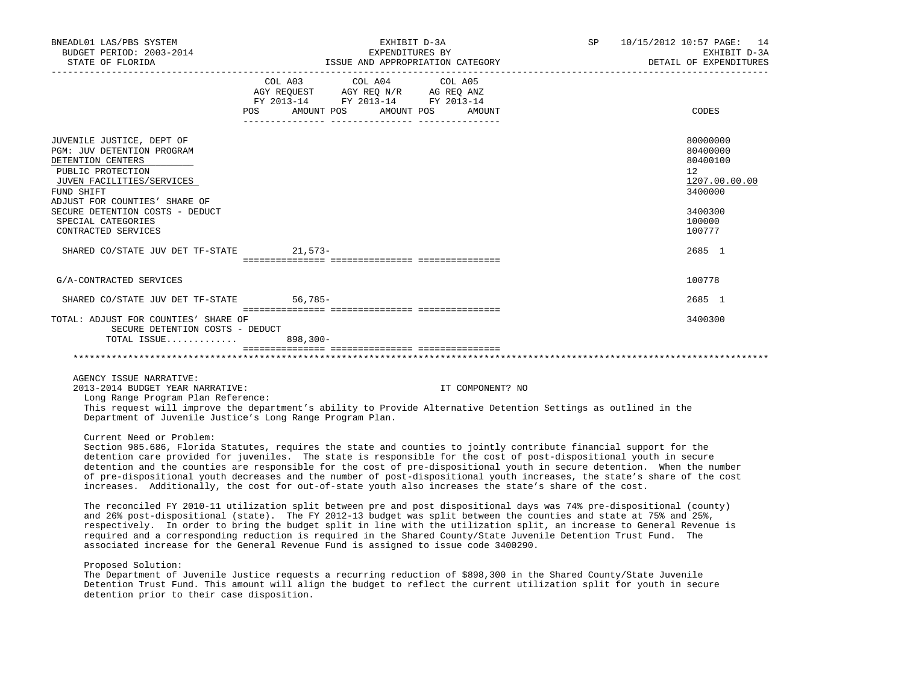| | COL A03 AGY REQUEST FY 2013-14 POS AMOUNT | COL A04 AGY REQ N/R FY 2013-14 POS AMOUNT | COL A05 AG REQ ANZ FY 2013-14 POS AMOUNT | CODES |
|---|---|---|---|---|
| JUVENILE JUSTICE, DEPT OF | | | | 80000000 |
| PGM: JUV DETENTION PROGRAM | | | | 80400000 |
| DETENTION CENTERS | | | | 80400100 |
| PUBLIC PROTECTION | | | | 12 |
| JUVEN FACILITIES/SERVICES | | | | 1207.00.00.00 |
| FUND SHIFT | | | | 3400000 |
| ADJUST FOR COUNTIES' SHARE OF SECURE DETENTION COSTS - DEDUCT | | | | 3400300 |
| SPECIAL CATEGORIES | | | | 100000 |
| CONTRACTED SERVICES | | | | 100777 |
| SHARED CO/STATE JUV DET TF-STATE | 21,573- | | | 2685 1 |
| G/A-CONTRACTED SERVICES | | | | 100778 |
| SHARED CO/STATE JUV DET TF-STATE | 56,785- | | | 2685 1 |
| TOTAL: ADJUST FOR COUNTIES' SHARE OF SECURE DETENTION COSTS - DEDUCT | | | | 3400300 |
| TOTAL ISSUE............ | 898,300- | | | |

AGENCY ISSUE NARRATIVE:

2013-2014 BUDGET YEAR NARRATIVE: IT COMPONENT? NO

Long Range Program Plan Reference:

This request will improve the department's ability to Provide Alternative Detention Settings as outlined in the Department of Juvenile Justice's Long Range Program Plan.

Current Need or Problem:

Section 985.686, Florida Statutes, requires the state and counties to jointly contribute financial support for the detention care provided for juveniles. The state is responsible for the cost of post-dispositional youth in secure detention and the counties are responsible for the cost of pre-dispositional youth in secure detention. When the number of pre-dispositional youth decreases and the number of post-dispositional youth increases, the state's share of the cost increases. Additionally, the cost for out-of-state youth also increases the state's share of the cost.

The reconciled FY 2010-11 utilization split between pre and post dispositional days was 74% pre-dispositional (county) and 26% post-dispositional (state). The FY 2012-13 budget was split between the counties and state at 75% and 25%, respectively. In order to bring the budget split in line with the utilization split, an increase to General Revenue is required and a corresponding reduction is required in the Shared County/State Juvenile Detention Trust Fund. The associated increase for the General Revenue Fund is assigned to issue code 3400290.

Proposed Solution:

The Department of Juvenile Justice requests a recurring reduction of $898,300 in the Shared County/State Juvenile Detention Trust Fund. This amount will align the budget to reflect the current utilization split for youth in secure detention prior to their case disposition.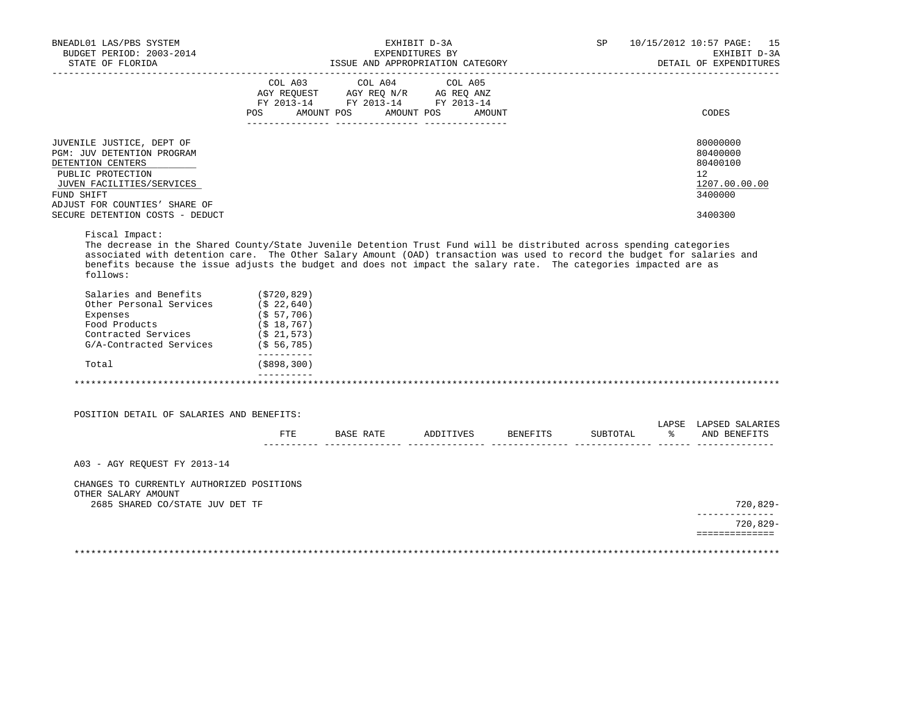BNEADL01 LAS/PBS SYSTEM — EXHIBIT D-3A — SP 10/15/2012 10:57

BUDGET PERIOD: 2003-2014 — EXPENDITURES BY — EXHIBIT D-3A

STATE OF FLORIDA — ISSUE AND APPROPRIATION CATEGORY — DETAIL OF EXPENDITURES

| | COL A03 AGY REQUEST FY 2013-14 POS AMOUNT | COL A04 AGY REQ N/R FY 2013-14 POS AMOUNT | COL A05 AG REQ ANZ FY 2013-14 POS AMOUNT | CODES |
|---|---|---|---|---|
| JUVENILE JUSTICE, DEPT OF | | | | 80000000 |
| PGM: JUV DETENTION PROGRAM | | | | 80400000 |
| DETENTION CENTERS | | | | 80400100 |
| PUBLIC PROTECTION | | | | 12 |
| JUVEN FACILITIES/SERVICES | | | | 1207.00.00.00 |
| FUND SHIFT | | | | 3400000 |
| ADJUST FOR COUNTIES' SHARE OF SECURE DETENTION COSTS - DEDUCT | | | | 3400300 |

Fiscal Impact:
The decrease in the Shared County/State Juvenile Detention Trust Fund will be distributed across spending categories associated with detention care. The Other Salary Amount (OAD) transaction was used to record the budget for salaries and benefits because the issue adjusts the budget and does not impact the salary rate. The categories impacted are as follows:

| Category | Amount |
|---|---|
| Salaries and Benefits | ($720,829) |
| Other Personal Services | ($ 22,640) |
| Expenses | ($ 57,706) |
| Food Products | ($ 18,767) |
| Contracted Services | ($ 21,573) |
| G/A-Contracted Services | ($ 56,785) |
| Total | ($898,300) |

*******************************************************************************************************************

POSITION DETAIL OF SALARIES AND BENEFITS:

| | FTE | BASE RATE | ADDITIVES | BENEFITS | SUBTOTAL | LAPSE % | LAPSED SALARIES AND BENEFITS |
|---|---|---|---|---|---|---|---|
| A03 - AGY REQUEST FY 2013-14 | | | | | | | |
| CHANGES TO CURRENTLY AUTHORIZED POSITIONS | | | | | | | |
| OTHER SALARY AMOUNT | | | | | | | |
| 2685 SHARED CO/STATE JUV DET TF | | | | | | | 720,829- |
| | | | | | | | 720,829- |

*******************************************************************************************************************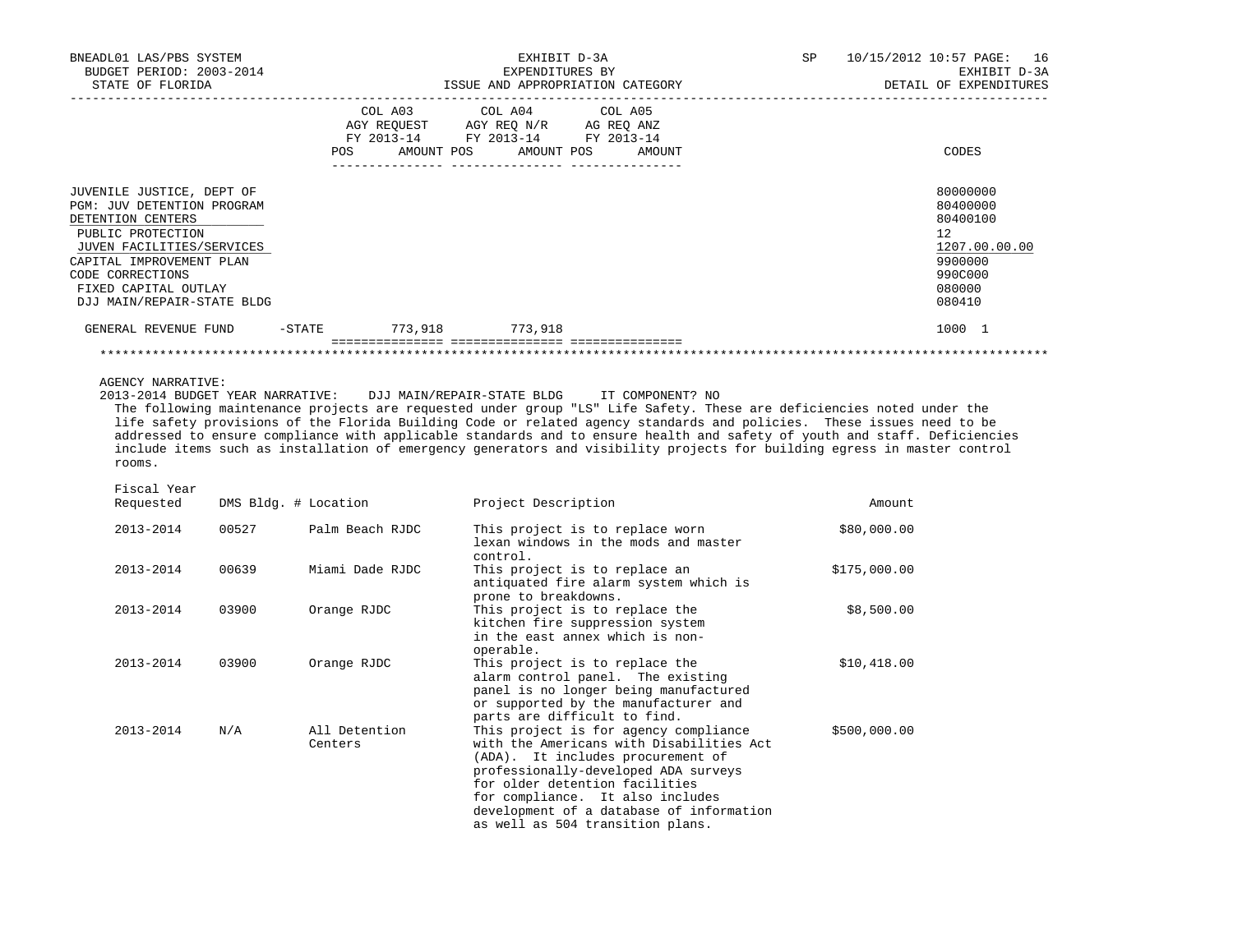EXHIBIT D-3A
EXPENDITURES BY
ISSUE AND APPROPRIATION CATEGORY

BNEADL01 LAS/PBS SYSTEM
BUDGET PERIOD: 2003-2014
STATE OF FLORIDA

SP 10/15/2012 10:57
EXHIBIT D-3A
DETAIL OF EXPENDITURES

| | COL A03 AGY REQUEST FY 2013-14 POS | AMOUNT | COL A04 AGY REQ N/R FY 2013-14 POS | AMOUNT | COL A05 AG REQ ANZ FY 2013-14 POS | AMOUNT | CODES |
|---|---|---|---|---|---|---|---|
| JUVENILE JUSTICE, DEPT OF | | | | | | | 80000000 |
| PGM: JUV DETENTION PROGRAM | | | | | | | 80400000 |
| DETENTION CENTERS | | | | | | | 80400100 |
| PUBLIC PROTECTION | | | | | | | 12 |
| JUVEN FACILITIES/SERVICES | | | | | | | 1207.00.00.00 |
| CAPITAL IMPROVEMENT PLAN | | | | | | | 9900000 |
| CODE CORRECTIONS | | | | | | | 990C000 |
| FIXED CAPITAL OUTLAY | | | | | | | 080000 |
| DJJ MAIN/REPAIR-STATE BLDG | | | | | | | 080410 |
| GENERAL REVENUE FUND -STATE | | 773,918 | | 773,918 | | | 1000 1 |

AGENCY NARRATIVE:

2013-2014 BUDGET YEAR NARRATIVE: DJJ MAIN/REPAIR-STATE BLDG IT COMPONENT? NO

The following maintenance projects are requested under group "LS" Life Safety. These are deficiencies noted under the life safety provisions of the Florida Building Code or related agency standards and policies. These issues need to be addressed to ensure compliance with applicable standards and to ensure health and safety of youth and staff. Deficiencies include items such as installation of emergency generators and visibility projects for building egress in master control rooms.

| Fiscal Year Requested | DMS Bldg. # | Location | Project Description | Amount |
|---|---|---|---|---|
| 2013-2014 | 00527 | Palm Beach RJDC | This project is to replace worn lexan windows in the mods and master control. | $80,000.00 |
| 2013-2014 | 00639 | Miami Dade RJDC | This project is to replace an antiquated fire alarm system which is prone to breakdowns. | $175,000.00 |
| 2013-2014 | 03900 | Orange RJDC | This project is to replace the kitchen fire suppression system in the east annex which is non-operable. | $8,500.00 |
| 2013-2014 | 03900 | Orange RJDC | This project is to replace the alarm control panel. The existing panel is no longer being manufactured or supported by the manufacturer and parts are difficult to find. | $10,418.00 |
| 2013-2014 | N/A | All Detention Centers | This project is for agency compliance with the Americans with Disabilities Act (ADA). It includes procurement of professionally-developed ADA surveys for older detention facilities for compliance. It also includes development of a database of information as well as 504 transition plans. | $500,000.00 |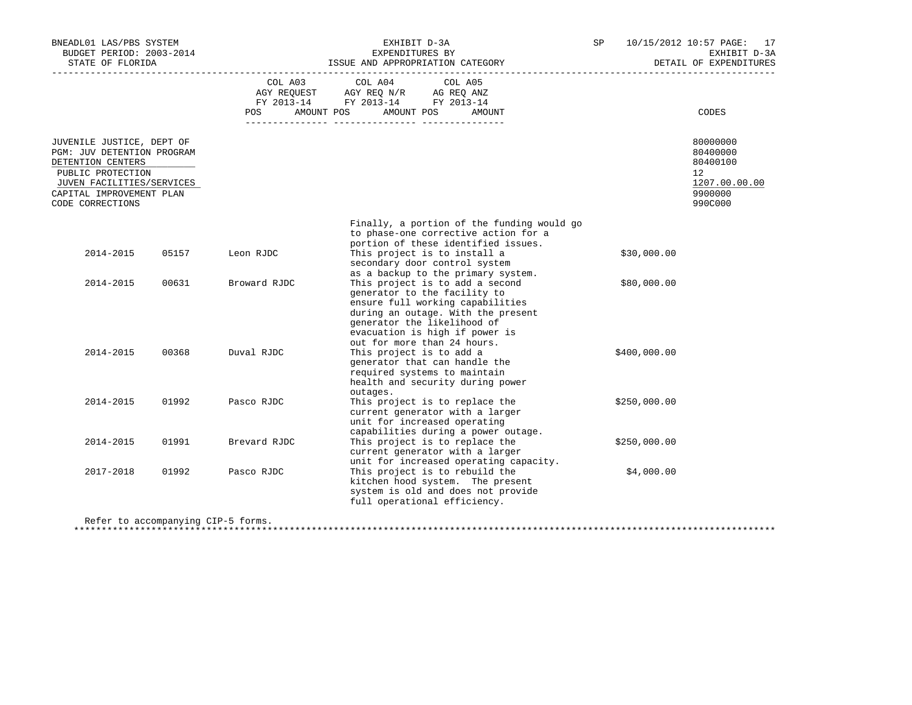BNEADL01 LAS/PBS SYSTEM
BUDGET PERIOD: 2003-2014
STATE OF FLORIDA

EXHIBIT D-3A
EXPENDITURES BY
ISSUE AND APPROPRIATION CATEGORY

SP 10/15/2012 10:57
EXHIBIT D-3A
DETAIL OF EXPENDITURES

| | COL A03 AGY REQUEST FY 2013-14 POS AMOUNT | COL A04 AGY REQ N/R FY 2013-14 POS AMOUNT | COL A05 AG REQ ANZ FY 2013-14 POS AMOUNT | CODES |
|---|---|---|---|---|
| JUVENILE JUSTICE, DEPT OF | | | | 80000000 |
| PGM: JUV DETENTION PROGRAM | | | | 80400000 |
| DETENTION CENTERS | | | | 80400100 |
| PUBLIC PROTECTION | | | | 12 |
| JUVEN FACILITIES/SERVICES | | | | 1207.00.00.00 |
| CAPITAL IMPROVEMENT PLAN | | | | 9900000 |
| CODE CORRECTIONS | | | | 990C000 |

| | | | | |
|---|---|---|---|---|
| | | | Finally, a portion of the funding would go to phase-one corrective action for a portion of these identified issues. | |
| 2014-2015 | 05157 | Leon RJDC | This project is to install a secondary door control system as a backup to the primary system. | $30,000.00 |
| 2014-2015 | 00631 | Broward RJDC | This project is to add a second generator to the facility to ensure full working capabilities during an outage. With the present generator the likelihood of evacuation is high if power is out for more than 24 hours. | $80,000.00 |
| 2014-2015 | 00368 | Duval RJDC | This project is to add a generator that can handle the required systems to maintain health and security during power outages. | $400,000.00 |
| 2014-2015 | 01992 | Pasco RJDC | This project is to replace the current generator with a larger unit for increased operating capabilities during a power outage. | $250,000.00 |
| 2014-2015 | 01991 | Brevard RJDC | This project is to replace the current generator with a larger unit for increased operating capacity. | $250,000.00 |
| 2017-2018 | 01992 | Pasco RJDC | This project is to rebuild the kitchen hood system. The present system is old and does not provide full operational efficiency. | $4,000.00 |

Refer to accompanying CIP-5 forms.

*****************************************************************************************************************************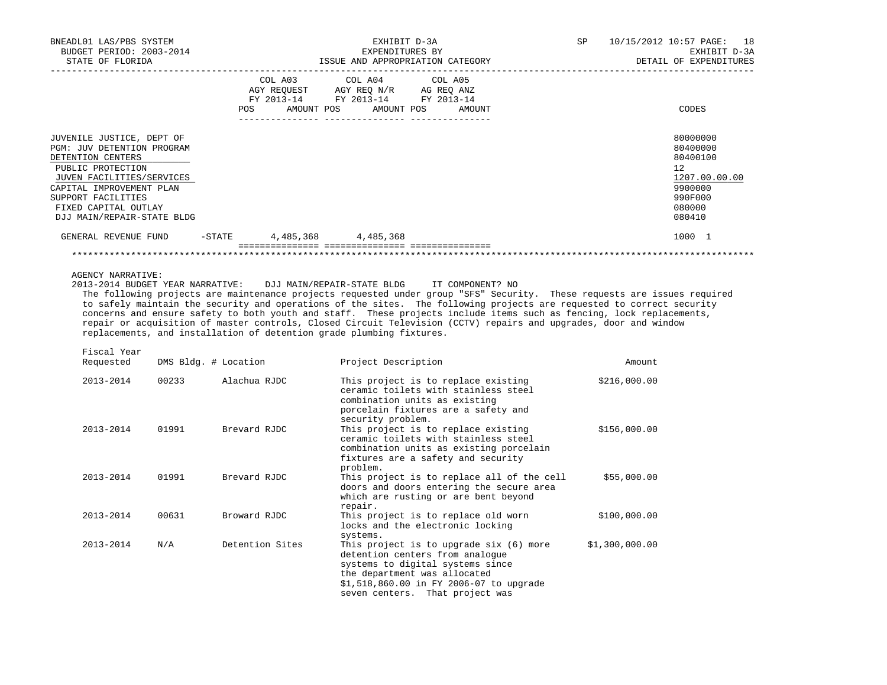BNEADL01 LAS/PBS SYSTEM — EXHIBIT D-3A — EXPENDITURES BY ISSUE AND APPROPRIATION CATEGORY — DETAIL OF EXPENDITURES
BUDGET PERIOD: 2003-2014 — STATE OF FLORIDA — SP 10/15/2012 10:57

| | COL A03 AGY REQUEST FY 2013-14 POS AMOUNT | COL A04 AGY REQ N/R FY 2013-14 POS AMOUNT | COL A05 AG REQ ANZ FY 2013-14 POS AMOUNT | CODES |
|---|---|---|---|---|
| JUVENILE JUSTICE, DEPT OF | | | | 80000000 |
| PGM: JUV DETENTION PROGRAM | | | | 80400000 |
| DETENTION CENTERS | | | | 80400100 |
| PUBLIC PROTECTION | | | | 12 |
| JUVEN FACILITIES/SERVICES | | | | 1207.00.00.00 |
| CAPITAL IMPROVEMENT PLAN | | | | 9900000 |
| SUPPORT FACILITIES | | | | 990F000 |
| FIXED CAPITAL OUTLAY | | | | 080000 |
| DJJ MAIN/REPAIR-STATE BLDG | | | | 080410 |
| GENERAL REVENUE FUND -STATE | 4,485,368 | 4,485,368 | | 1000 1 |

AGENCY NARRATIVE:

2013-2014 BUDGET YEAR NARRATIVE: DJJ MAIN/REPAIR-STATE BLDG IT COMPONENT? NO

The following projects are maintenance projects requested under group "SFS" Security. These requests are issues required to safely maintain the security and operations of the sites. The following projects are requested to correct security concerns and ensure safety to both youth and staff. These projects include items such as fencing, lock replacements, repair or acquisition of master controls, Closed Circuit Television (CCTV) repairs and upgrades, door and window replacements, and installation of detention grade plumbing fixtures.

| Fiscal Year Requested | DMS Bldg. # | Location | Project Description | Amount |
|---|---|---|---|---|
| 2013-2014 | 00233 | Alachua RJDC | This project is to replace existing ceramic toilets with stainless steel combination units as existing porcelain fixtures are a safety and security problem. | $216,000.00 |
| 2013-2014 | 01991 | Brevard RJDC | This project is to replace existing ceramic toilets with stainless steel combination units as existing porcelain fixtures are a safety and security problem. | $156,000.00 |
| 2013-2014 | 01991 | Brevard RJDC | This project is to replace all of the cell doors and doors entering the secure area which are rusting or are bent beyond repair. | $55,000.00 |
| 2013-2014 | 00631 | Broward RJDC | This project is to replace old worn locks and the electronic locking systems. | $100,000.00 |
| 2013-2014 | N/A | Detention Sites | This project is to upgrade six (6) more detention centers from analogue systems to digital systems since the department was allocated $1,518,860.00 in FY 2006-07 to upgrade seven centers. That project was | $1,300,000.00 |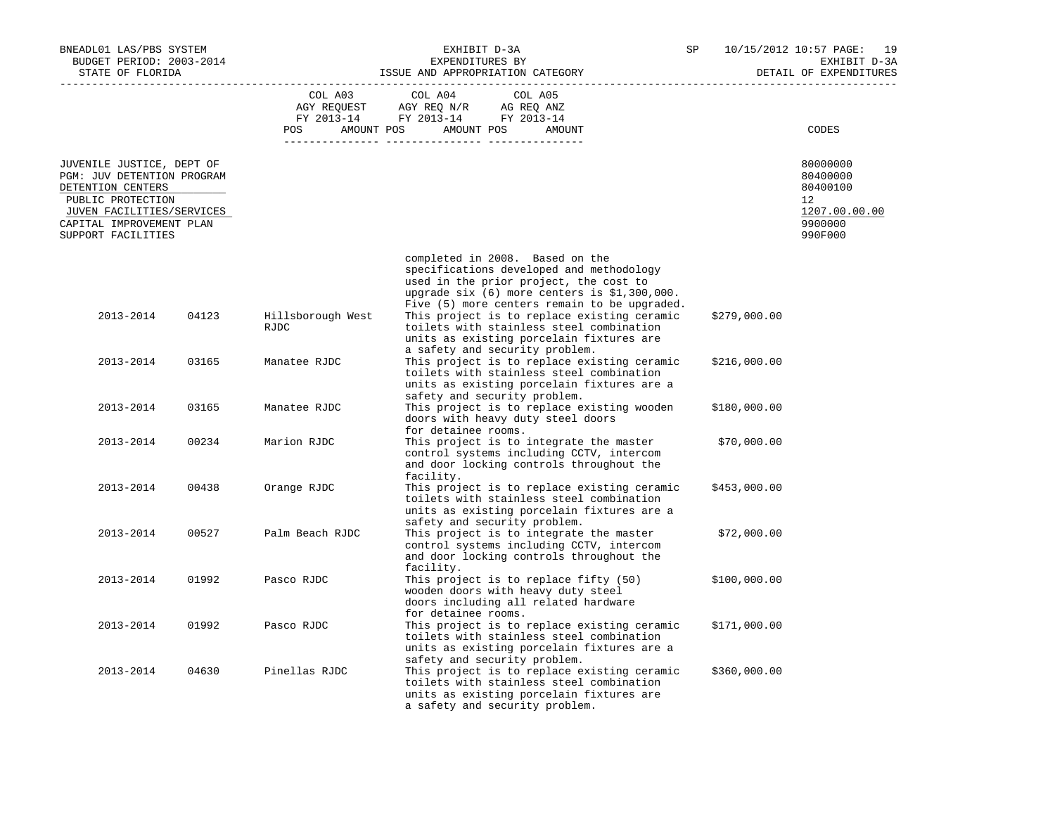BNEADL01 LAS/PBS SYSTEM
BUDGET PERIOD: 2003-2014
STATE OF FLORIDA

EXHIBIT D-3A
EXPENDITURES BY
ISSUE AND APPROPRIATION CATEGORY

SP 10/15/2012 10:57 PAGE: 19
EXHIBIT D-3A
DETAIL OF EXPENDITURES

| | COL A03 AGY REQUEST FY 2013-14 POS AMOUNT | COL A04 AGY REQ N/R FY 2013-14 POS AMOUNT | COL A05 AG REQ ANZ FY 2013-14 POS AMOUNT | CODES |
|---|---|---|---|---|
| JUVENILE JUSTICE, DEPT OF | | | | 80000000 |
| PGM: JUV DETENTION PROGRAM | | | | 80400000 |
| DETENTION CENTERS | | | | 80400100 |
| PUBLIC PROTECTION | | | | 12 |
| JUVEN FACILITIES/SERVICES | | | | 1207.00.00.00 |
| CAPITAL IMPROVEMENT PLAN | | | | 9900000 |
| SUPPORT FACILITIES | | | | 990F000 |

| | | | | |
|---|---|---|---|---|
| | | | completed in 2008. Based on the specifications developed and methodology used in the prior project, the cost to upgrade six (6) more centers is $1,300,000. Five (5) more centers remain to be upgraded. | |
| 2013-2014 | 04123 | Hillsborough West RJDC | This project is to replace existing ceramic toilets with stainless steel combination units as existing porcelain fixtures are a safety and security problem. | $279,000.00 |
| 2013-2014 | 03165 | Manatee RJDC | This project is to replace existing ceramic toilets with stainless steel combination units as existing porcelain fixtures are a safety and security problem. | $216,000.00 |
| 2013-2014 | 03165 | Manatee RJDC | This project is to replace existing wooden doors with heavy duty steel doors for detainee rooms. | $180,000.00 |
| 2013-2014 | 00234 | Marion RJDC | This project is to integrate the master control systems including CCTV, intercom and door locking controls throughout the facility. | $70,000.00 |
| 2013-2014 | 00438 | Orange RJDC | This project is to replace existing ceramic toilets with stainless steel combination units as existing porcelain fixtures are a safety and security problem. | $453,000.00 |
| 2013-2014 | 00527 | Palm Beach RJDC | This project is to integrate the master control systems including CCTV, intercom and door locking controls throughout the facility. | $72,000.00 |
| 2013-2014 | 01992 | Pasco RJDC | This project is to replace fifty (50) wooden doors with heavy duty steel doors including all related hardware for detainee rooms. | $100,000.00 |
| 2013-2014 | 01992 | Pasco RJDC | This project is to replace existing ceramic toilets with stainless steel combination units as existing porcelain fixtures are a safety and security problem. | $171,000.00 |
| 2013-2014 | 04630 | Pinellas RJDC | This project is to replace existing ceramic toilets with stainless steel combination units as existing porcelain fixtures are a safety and security problem. | $360,000.00 |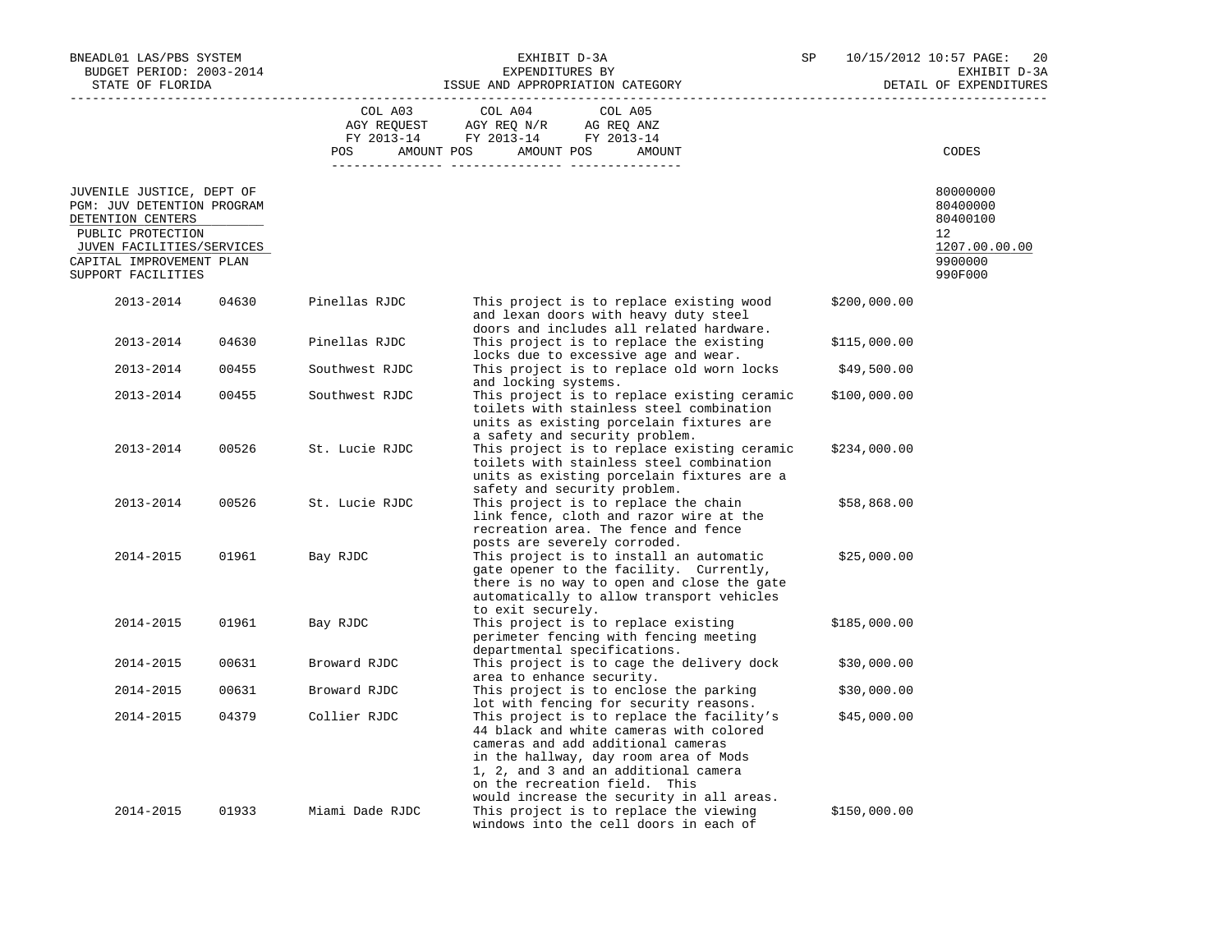BNEADL01 LAS/PBS SYSTEM | EXHIBIT D-3A | SP 10/15/2012 10:57
BUDGET PERIOD: 2003-2014 | EXPENDITURES BY | EXHIBIT D-3A
STATE OF FLORIDA | ISSUE AND APPROPRIATION CATEGORY | DETAIL OF EXPENDITURES

| | COL A03 AGY REQUEST FY 2013-14 | | COL A04 AGY REQ N/R FY 2013-14 | | COL A05 AG REQ ANZ FY 2013-14 | | |
|---|---|---|---|---|---|---|---|
| | POS | AMOUNT | POS | AMOUNT | POS | AMOUNT | CODES |

| | CODES |
|---|---|
| JUVENILE JUSTICE, DEPT OF | 80000000 |
| PGM: JUV DETENTION PROGRAM | 80400000 |
| DETENTION CENTERS | 80400100 |
| PUBLIC PROTECTION | 12 |
| JUVEN FACILITIES/SERVICES | 1207.00.00.00 |
| CAPITAL IMPROVEMENT PLAN | 9900000 |
| SUPPORT FACILITIES | 990F000 |

| Year | Code | Facility | Description | Amount |
|---|---|---|---|---|
| 2013-2014 | 04630 | Pinellas RJDC | This project is to replace existing wood and lexan doors with heavy duty steel doors and includes all related hardware. | $200,000.00 |
| 2013-2014 | 04630 | Pinellas RJDC | This project is to replace the existing locks due to excessive age and wear. | $115,000.00 |
| 2013-2014 | 00455 | Southwest RJDC | This project is to replace old worn locks and locking systems. | $49,500.00 |
| 2013-2014 | 00455 | Southwest RJDC | This project is to replace existing ceramic toilets with stainless steel combination units as existing porcelain fixtures are a safety and security problem. | $100,000.00 |
| 2013-2014 | 00526 | St. Lucie RJDC | This project is to replace existing ceramic toilets with stainless steel combination units as existing porcelain fixtures are a safety and security problem. | $234,000.00 |
| 2013-2014 | 00526 | St. Lucie RJDC | This project is to replace the chain link fence, cloth and razor wire at the recreation area. The fence and fence posts are severely corroded. | $58,868.00 |
| 2014-2015 | 01961 | Bay RJDC | This project is to install an automatic gate opener to the facility. Currently, there is no way to open and close the gate automatically to allow transport vehicles to exit securely. | $25,000.00 |
| 2014-2015 | 01961 | Bay RJDC | This project is to replace existing perimeter fencing with fencing meeting departmental specifications. | $185,000.00 |
| 2014-2015 | 00631 | Broward RJDC | This project is to cage the delivery dock area to enhance security. | $30,000.00 |
| 2014-2015 | 00631 | Broward RJDC | This project is to enclose the parking lot with fencing for security reasons. | $30,000.00 |
| 2014-2015 | 04379 | Collier RJDC | This project is to replace the facility's 44 black and white cameras with colored cameras and add additional cameras in the hallway, day room area of Mods 1, 2, and 3 and an additional camera on the recreation field. This would increase the security in all areas. | $45,000.00 |
| 2014-2015 | 01933 | Miami Dade RJDC | This project is to replace the viewing windows into the cell doors in each of | $150,000.00 |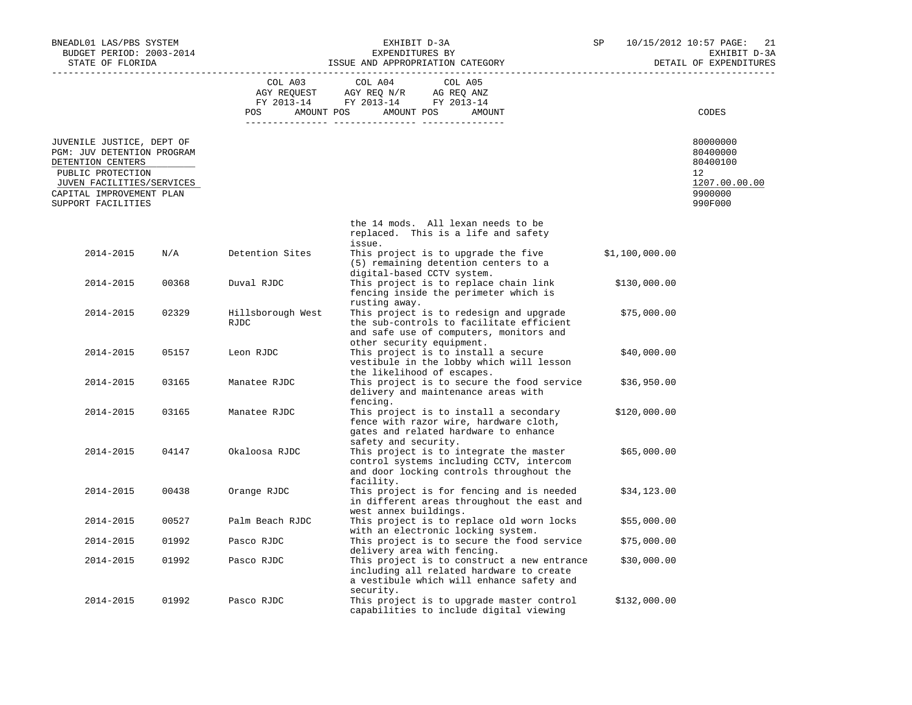BNEADL01 LAS/PBS SYSTEM
BUDGET PERIOD: 2003-2014
STATE OF FLORIDA

EXHIBIT D-3A
EXPENDITURES BY
ISSUE AND APPROPRIATION CATEGORY

SP 10/15/2012 10:57
EXHIBIT D-3A
DETAIL OF EXPENDITURES

| | COL A03 AGY REQUEST FY 2013-14 POS AMOUNT | COL A04 AGY REQ N/R FY 2013-14 POS AMOUNT | COL A05 AG REQ ANZ FY 2013-14 POS AMOUNT | CODES |
|---|---|---|---|---|
| JUVENILE JUSTICE, DEPT OF | | | | 80000000 |
| PGM: JUV DETENTION PROGRAM | | | | 80400000 |
| DETENTION CENTERS | | | | 80400100 |
| PUBLIC PROTECTION | | | | 12 |
| JUVEN FACILITIES/SERVICES | | | | 1207.00.00.00 |
| CAPITAL IMPROVEMENT PLAN | | | | 9900000 |
| SUPPORT FACILITIES | | | | 990F000 |

| | | | | |
|---|---|---|---|---|
| | | | the 14 mods. All lexan needs to be replaced. This is a life and safety issue. | |
| 2014-2015 | N/A | Detention Sites | This project is to upgrade the five (5) remaining detention centers to a digital-based CCTV system. | $1,100,000.00 |
| 2014-2015 | 00368 | Duval RJDC | This project is to replace chain link fencing inside the perimeter which is rusting away. | $130,000.00 |
| 2014-2015 | 02329 | Hillsborough West RJDC | This project is to redesign and upgrade the sub-controls to facilitate efficient and safe use of computers, monitors and other security equipment. | $75,000.00 |
| 2014-2015 | 05157 | Leon RJDC | This project is to install a secure vestibule in the lobby which will lesson the likelihood of escapes. | $40,000.00 |
| 2014-2015 | 03165 | Manatee RJDC | This project is to secure the food service delivery and maintenance areas with fencing. | $36,950.00 |
| 2014-2015 | 03165 | Manatee RJDC | This project is to install a secondary fence with razor wire, hardware cloth, gates and related hardware to enhance safety and security. | $120,000.00 |
| 2014-2015 | 04147 | Okaloosa RJDC | This project is to integrate the master control systems including CCTV, intercom and door locking controls throughout the facility. | $65,000.00 |
| 2014-2015 | 00438 | Orange RJDC | This project is for fencing and is needed in different areas throughout the east and west annex buildings. | $34,123.00 |
| 2014-2015 | 00527 | Palm Beach RJDC | This project is to replace old worn locks with an electronic locking system. | $55,000.00 |
| 2014-2015 | 01992 | Pasco RJDC | This project is to secure the food service delivery area with fencing. | $75,000.00 |
| 2014-2015 | 01992 | Pasco RJDC | This project is to construct a new entrance including all related hardware to create a vestibule which will enhance safety and security. | $30,000.00 |
| 2014-2015 | 01992 | Pasco RJDC | This project is to upgrade master control capabilities to include digital viewing | $132,000.00 |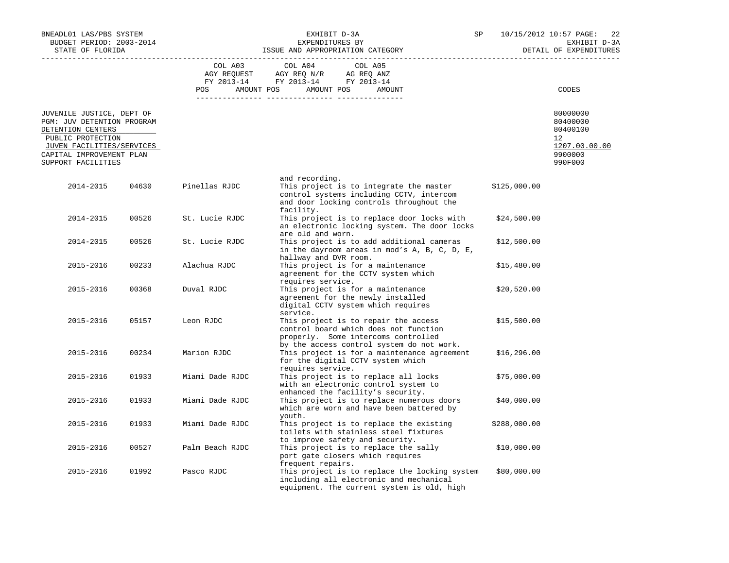| | COL A03 AGY REQUEST FY 2013-14 | | COL A04 AGY REQ N/R FY 2013-14 | | COL A05 AG REQ ANZ FY 2013-14 | | CODES |
|---|---|---|---|---|---|---|---|
| | POS | AMOUNT | POS | AMOUNT | POS | AMOUNT | |

JUVENILE JUSTICE, DEPT OF — 80000000
PGM: JUV DETENTION PROGRAM — 80400000
DETENTION CENTERS — 80400100
PUBLIC PROTECTION — 12
JUVEN FACILITIES/SERVICES — 1207.00.00.00
CAPITAL IMPROVEMENT PLAN — 9900000
SUPPORT FACILITIES — 990F000

| Year | Code | Facility | Description | Amount |
|---|---|---|---|---|
| | | | and recording. | |
| 2014-2015 | 04630 | Pinellas RJDC | This project is to integrate the master control systems including CCTV, intercom and door locking controls throughout the facility. | $125,000.00 |
| 2014-2015 | 00526 | St. Lucie RJDC | This project is to replace door locks with an electronic locking system. The door locks are old and worn. | $24,500.00 |
| 2014-2015 | 00526 | St. Lucie RJDC | This project is to add additional cameras in the dayroom areas in mod's A, B, C, D, E, hallway and DVR room. | $12,500.00 |
| 2015-2016 | 00233 | Alachua RJDC | This project is for a maintenance agreement for the CCTV system which requires service. | $15,480.00 |
| 2015-2016 | 00368 | Duval RJDC | This project is for a maintenance agreement for the newly installed digital CCTV system which requires service. | $20,520.00 |
| 2015-2016 | 05157 | Leon RJDC | This project is to repair the access control board which does not function properly. Some intercoms controlled by the access control system do not work. | $15,500.00 |
| 2015-2016 | 00234 | Marion RJDC | This project is for a maintenance agreement for the digital CCTV system which requires service. | $16,296.00 |
| 2015-2016 | 01933 | Miami Dade RJDC | This project is to replace all locks with an electronic control system to enhanced the facility's security. | $75,000.00 |
| 2015-2016 | 01933 | Miami Dade RJDC | This project is to replace numerous doors which are worn and have been battered by youth. | $40,000.00 |
| 2015-2016 | 01933 | Miami Dade RJDC | This project is to replace the existing toilets with stainless steel fixtures to improve safety and security. | $288,000.00 |
| 2015-2016 | 00527 | Palm Beach RJDC | This project is to replace the sally port gate closers which requires frequent repairs. | $10,000.00 |
| 2015-2016 | 01992 | Pasco RJDC | This project is to replace the locking system including all electronic and mechanical equipment. The current system is old, high | $80,000.00 |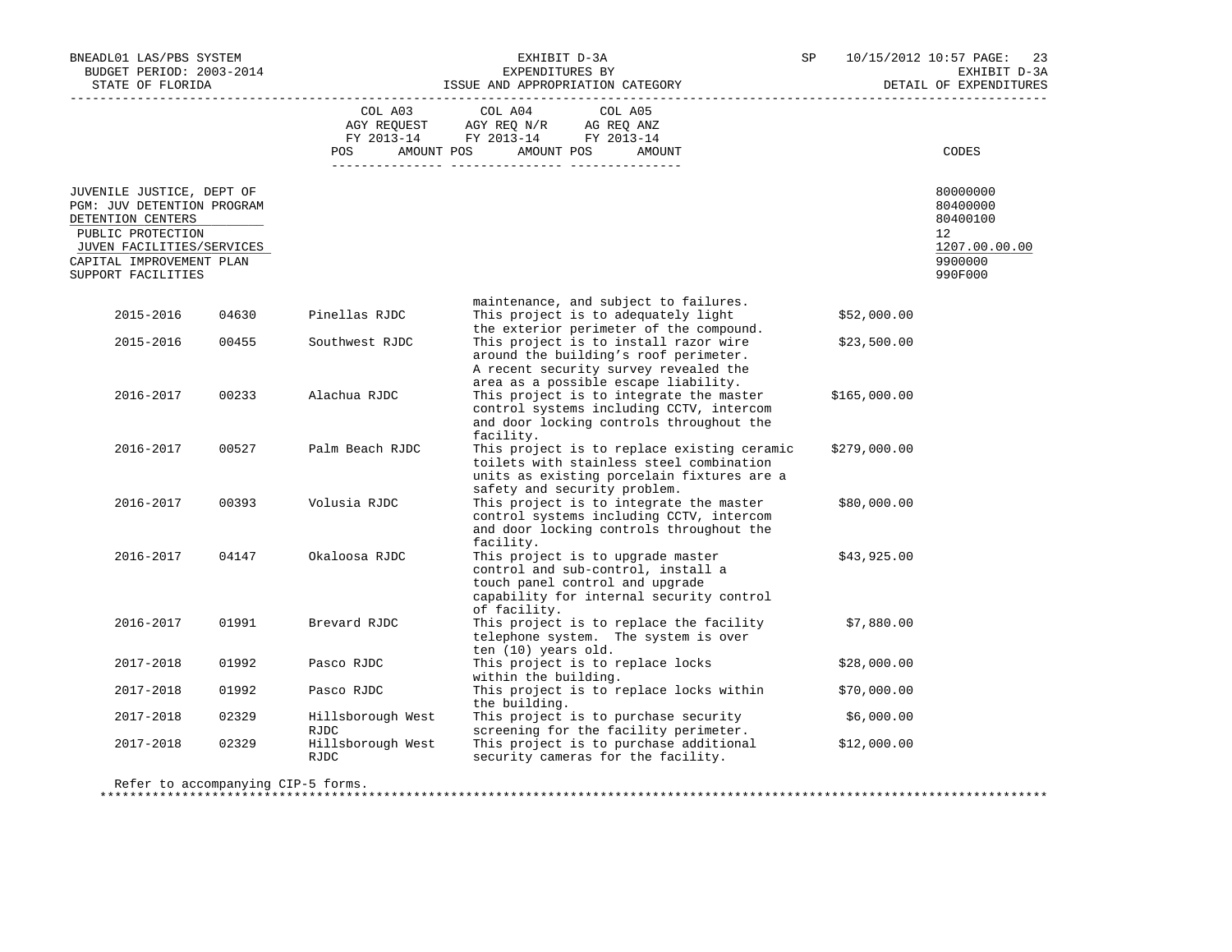BNEADL01 LAS/PBS SYSTEM
BUDGET PERIOD: 2003-2014
STATE OF FLORIDA

EXHIBIT D-3A
EXPENDITURES BY
ISSUE AND APPROPRIATION CATEGORY

SP 10/15/2012 10:57

EXHIBIT D-3A
DETAIL OF EXPENDITURES

| | COL A03 AGY REQUEST FY 2013-14 POS AMOUNT | COL A04 AGY REQ N/R FY 2013-14 POS AMOUNT | COL A05 AG REQ ANZ FY 2013-14 POS AMOUNT | CODES |
|---|---|---|---|---|
| JUVENILE JUSTICE, DEPT OF | | | | 80000000 |
| PGM: JUV DETENTION PROGRAM | | | | 80400000 |
| DETENTION CENTERS | | | | 80400100 |
| PUBLIC PROTECTION | | | | 12 |
| JUVEN FACILITIES/SERVICES | | | | 1207.00.00.00 |
| CAPITAL IMPROVEMENT PLAN | | | | 9900000 |
| SUPPORT FACILITIES | | | | 990F000 |

| Year | No. | Facility | Description | Amount |
|---|---|---|---|---|
| | | | maintenance, and subject to failures. | |
| 2015-2016 | 04630 | Pinellas RJDC | This project is to adequately light the exterior perimeter of the compound. | $52,000.00 |
| 2015-2016 | 00455 | Southwest RJDC | This project is to install razor wire around the building's roof perimeter. A recent security survey revealed the area as a possible escape liability. | $23,500.00 |
| 2016-2017 | 00233 | Alachua RJDC | This project is to integrate the master control systems including CCTV, intercom and door locking controls throughout the facility. | $165,000.00 |
| 2016-2017 | 00527 | Palm Beach RJDC | This project is to replace existing ceramic toilets with stainless steel combination units as existing porcelain fixtures are a safety and security problem. | $279,000.00 |
| 2016-2017 | 00393 | Volusia RJDC | This project is to integrate the master control systems including CCTV, intercom and door locking controls throughout the facility. | $80,000.00 |
| 2016-2017 | 04147 | Okaloosa RJDC | This project is to upgrade master control and sub-control, install a touch panel control and upgrade capability for internal security control of facility. | $43,925.00 |
| 2016-2017 | 01991 | Brevard RJDC | This project is to replace the facility telephone system. The system is over ten (10) years old. | $7,880.00 |
| 2017-2018 | 01992 | Pasco RJDC | This project is to replace locks within the building. | $28,000.00 |
| 2017-2018 | 01992 | Pasco RJDC | This project is to replace locks within the building. | $70,000.00 |
| 2017-2018 | 02329 | Hillsborough West RJDC | This project is to purchase security screening for the facility perimeter. | $6,000.00 |
| 2017-2018 | 02329 | Hillsborough West RJDC | This project is to purchase additional security cameras for the facility. | $12,000.00 |

Refer to accompanying CIP-5 forms.

*******************************************************************************************************************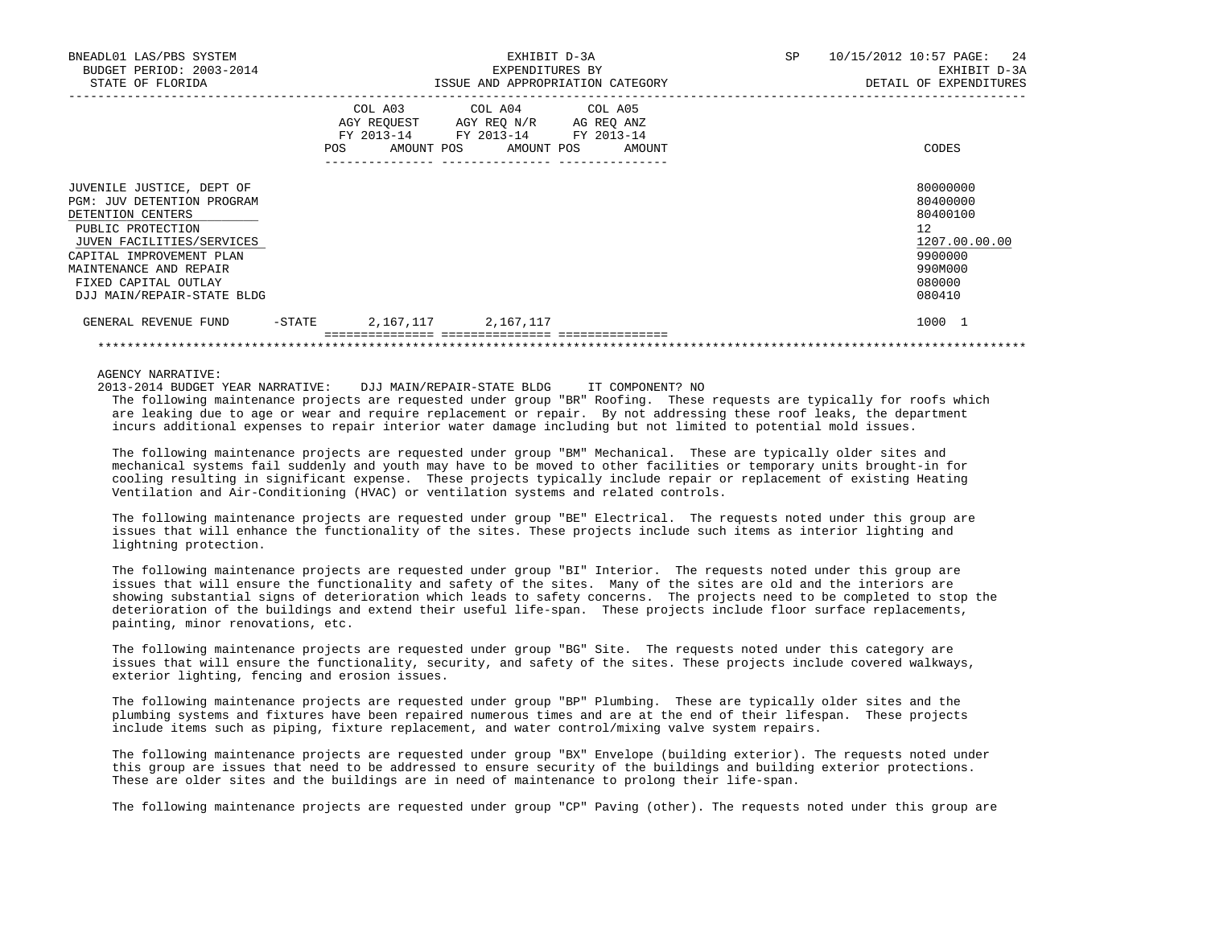| | COL A03 AGY REQUEST FY 2013-14 POS AMOUNT | COL A04 AGY REQ N/R FY 2013-14 POS AMOUNT | COL A05 AG REQ ANZ FY 2013-14 POS AMOUNT | CODES |
|---|---|---|---|---|
| JUVENILE JUSTICE, DEPT OF | | | | 80000000 |
| PGM: JUV DETENTION PROGRAM | | | | 80400000 |
| DETENTION CENTERS | | | | 80400100 |
| PUBLIC PROTECTION | | | | 12 |
| JUVEN FACILITIES/SERVICES | | | | 1207.00.00.00 |
| CAPITAL IMPROVEMENT PLAN | | | | 9900000 |
| MAINTENANCE AND REPAIR | | | | 990M000 |
| FIXED CAPITAL OUTLAY | | | | 080000 |
| DJJ MAIN/REPAIR-STATE BLDG | | | | 080410 |
| GENERAL REVENUE FUND -STATE | 2,167,117 | 2,167,117 | | 1000 1 |

AGENCY NARRATIVE:

2013-2014 BUDGET YEAR NARRATIVE: DJJ MAIN/REPAIR-STATE BLDG IT COMPONENT? NO

The following maintenance projects are requested under group "BR" Roofing. These requests are typically for roofs which are leaking due to age or wear and require replacement or repair. By not addressing these roof leaks, the department incurs additional expenses to repair interior water damage including but not limited to potential mold issues.

The following maintenance projects are requested under group "BM" Mechanical. These are typically older sites and mechanical systems fail suddenly and youth may have to be moved to other facilities or temporary units brought-in for cooling resulting in significant expense. These projects typically include repair or replacement of existing Heating Ventilation and Air-Conditioning (HVAC) or ventilation systems and related controls.

The following maintenance projects are requested under group "BE" Electrical. The requests noted under this group are issues that will enhance the functionality of the sites. These projects include such items as interior lighting and lightning protection.

The following maintenance projects are requested under group "BI" Interior. The requests noted under this group are issues that will ensure the functionality and safety of the sites. Many of the sites are old and the interiors are showing substantial signs of deterioration which leads to safety concerns. The projects need to be completed to stop the deterioration of the buildings and extend their useful life-span. These projects include floor surface replacements, painting, minor renovations, etc.

The following maintenance projects are requested under group "BG" Site. The requests noted under this category are issues that will ensure the functionality, security, and safety of the sites. These projects include covered walkways, exterior lighting, fencing and erosion issues.

The following maintenance projects are requested under group "BP" Plumbing. These are typically older sites and the plumbing systems and fixtures have been repaired numerous times and are at the end of their lifespan. These projects include items such as piping, fixture replacement, and water control/mixing valve system repairs.

The following maintenance projects are requested under group "BX" Envelope (building exterior). The requests noted under this group are issues that need to be addressed to ensure security of the buildings and building exterior protections. These are older sites and the buildings are in need of maintenance to prolong their life-span.

The following maintenance projects are requested under group "CP" Paving (other). The requests noted under this group are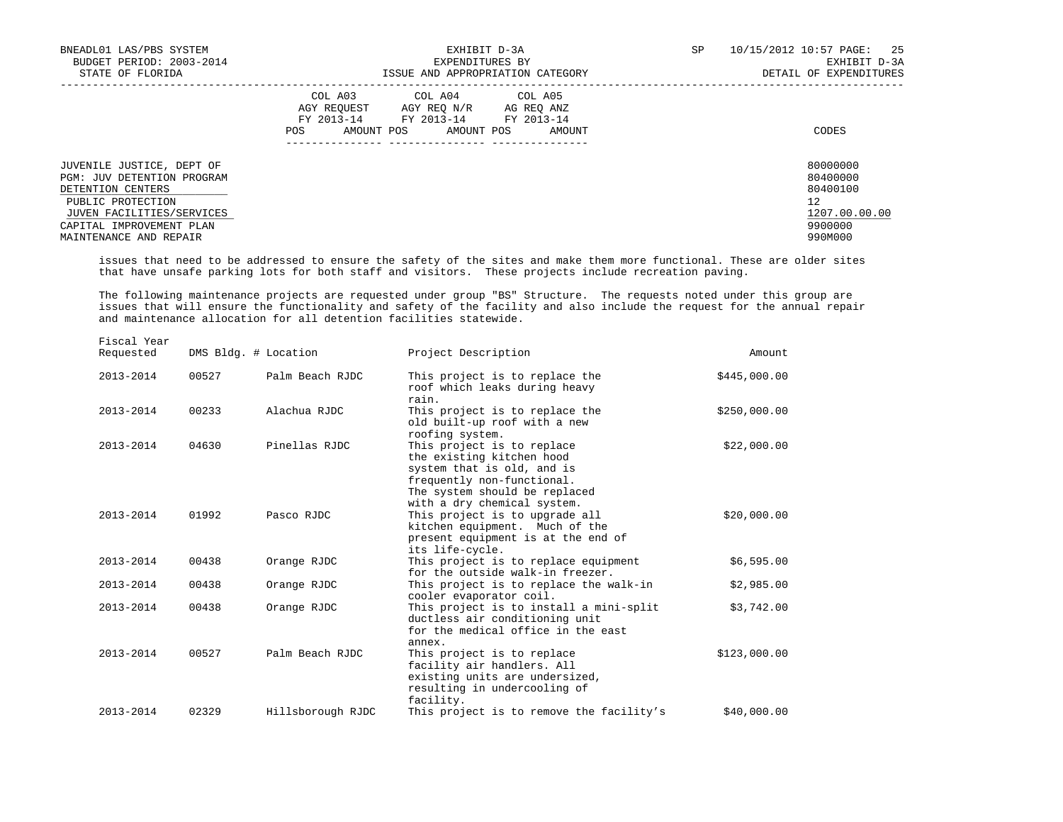BNEADL01 LAS/PBS SYSTEM  
BUDGET PERIOD: 2003-2014  
STATE OF FLORIDA

EXHIBIT D-3A  
EXPENDITURES BY  
ISSUE AND APPROPRIATION CATEGORY

SP 10/15/2012 10:57  
EXHIBIT D-3A  
DETAIL OF EXPENDITURES

| | COL A03 AGY REQUEST FY 2013-14 POS AMOUNT | COL A04 AGY REQ N/R FY 2013-14 POS AMOUNT | COL A05 AG REQ ANZ FY 2013-14 POS AMOUNT | CODES |
|---|---|---|---|---|
| JUVENILE JUSTICE, DEPT OF | | | | 80000000 |
| PGM: JUV DETENTION PROGRAM | | | | 80400000 |
| DETENTION CENTERS | | | | 80400100 |
| PUBLIC PROTECTION | | | | 12 |
| JUVEN FACILITIES/SERVICES | | | | 1207.00.00.00 |
| CAPITAL IMPROVEMENT PLAN | | | | 9900000 |
| MAINTENANCE AND REPAIR | | | | 990M000 |

issues that need to be addressed to ensure the safety of the sites and make them more functional. These are older sites that have unsafe parking lots for both staff and visitors. These projects include recreation paving.

The following maintenance projects are requested under group "BS" Structure. The requests noted under this group are issues that will ensure the functionality and safety of the facility and also include the request for the annual repair and maintenance allocation for all detention facilities statewide.

| Fiscal Year Requested | DMS Bldg. # | Location | Project Description | Amount |
|---|---|---|---|---|
| 2013-2014 | 00527 | Palm Beach RJDC | This project is to replace the roof which leaks during heavy rain. | $445,000.00 |
| 2013-2014 | 00233 | Alachua RJDC | This project is to replace the old built-up roof with a new roofing system. | $250,000.00 |
| 2013-2014 | 04630 | Pinellas RJDC | This project is to replace the existing kitchen hood system that is old, and is frequently non-functional. The system should be replaced with a dry chemical system. | $22,000.00 |
| 2013-2014 | 01992 | Pasco RJDC | This project is to upgrade all kitchen equipment. Much of the present equipment is at the end of its life-cycle. | $20,000.00 |
| 2013-2014 | 00438 | Orange RJDC | This project is to replace equipment for the outside walk-in freezer. | $6,595.00 |
| 2013-2014 | 00438 | Orange RJDC | This project is to replace the walk-in cooler evaporator coil. | $2,985.00 |
| 2013-2014 | 00438 | Orange RJDC | This project is to install a mini-split ductless air conditioning unit for the medical office in the east annex. | $3,742.00 |
| 2013-2014 | 00527 | Palm Beach RJDC | This project is to replace facility air handlers. All existing units are undersized, resulting in undercooling of facility. | $123,000.00 |
| 2013-2014 | 02329 | Hillsborough RJDC | This project is to remove the facility's | $40,000.00 |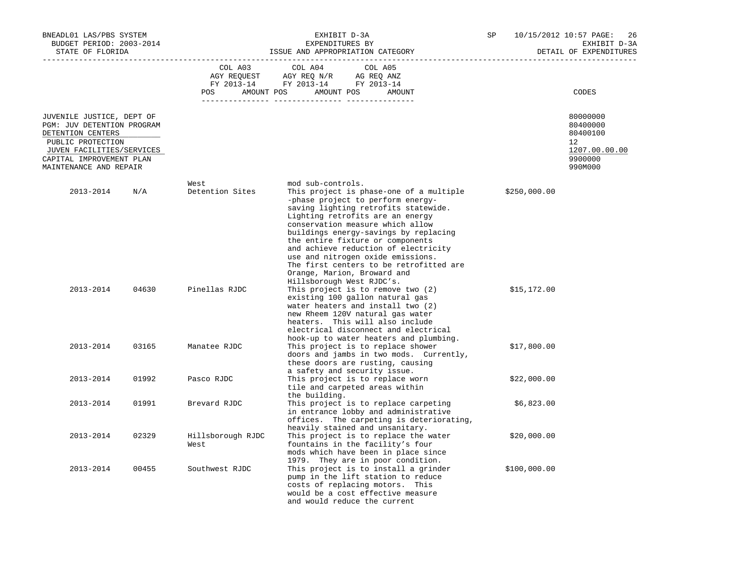BNEADL01 LAS/PBS SYSTEM — EXHIBIT D-3A — SP 10/15/2012 10:57

BUDGET PERIOD: 2003-2014 — EXPENDITURES BY — EXHIBIT D-3A

STATE OF FLORIDA — ISSUE AND APPROPRIATION CATEGORY — DETAIL OF EXPENDITURES

| | COL A03 AGY REQUEST FY 2013-14 POS AMOUNT | COL A04 AGY REQ N/R FY 2013-14 POS AMOUNT | COL A05 AG REQ ANZ FY 2013-14 POS AMOUNT | CODES |
|---|---|---|---|---|
| JUVENILE JUSTICE, DEPT OF | | | | 80000000 |
| PGM: JUV DETENTION PROGRAM | | | | 80400000 |
| DETENTION CENTERS | | | | 80400100 |
| PUBLIC PROTECTION | | | | 12 |
| JUVEN FACILITIES/SERVICES | | | | 1207.00.00.00 |
| CAPITAL IMPROVEMENT PLAN | | | | 9900000 |
| MAINTENANCE AND REPAIR | | | | 990M000 |

| Year | Code | Facility | Description | Amount |
|---|---|---|---|---|
| | | West | mod sub-controls. | |
| 2013-2014 | N/A | Detention Sites | This project is phase-one of a multiple -phase project to perform energy-saving lighting retrofits statewide. Lighting retrofits are an energy conservation measure which allow buildings energy-savings by replacing the entire fixture or components and achieve reduction of electricity use and nitrogen oxide emissions. The first centers to be retrofitted are Orange, Marion, Broward and Hillsborough West RJDC's. | $250,000.00 |
| 2013-2014 | 04630 | Pinellas RJDC | This project is to remove two (2) existing 100 gallon natural gas water heaters and install two (2) new Rheem 120V natural gas water heaters. This will also include electrical disconnect and electrical hook-up to water heaters and plumbing. | $15,172.00 |
| 2013-2014 | 03165 | Manatee RJDC | This project is to replace shower doors and jambs in two mods. Currently, these doors are rusting, causing a safety and security issue. | $17,800.00 |
| 2013-2014 | 01992 | Pasco RJDC | This project is to replace worn tile and carpeted areas within the building. | $22,000.00 |
| 2013-2014 | 01991 | Brevard RJDC | This project is to replace carpeting in entrance lobby and administrative offices. The carpeting is deteriorating, heavily stained and unsanitary. | $6,823.00 |
| 2013-2014 | 02329 | Hillsborough RJDC West | This project is to replace the water fountains in the facility's four mods which have been in place since 1979. They are in poor condition. | $20,000.00 |
| 2013-2014 | 00455 | Southwest RJDC | This project is to install a grinder pump in the lift station to reduce costs of replacing motors. This would be a cost effective measure and would reduce the current | $100,000.00 |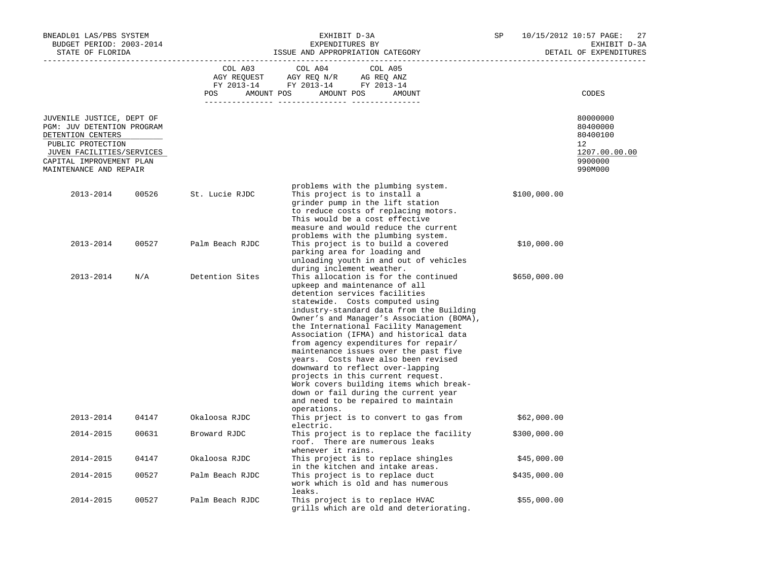EXHIBIT D-3A
EXPENDITURES BY
ISSUE AND APPROPRIATION CATEGORY

STATE OF FLORIDA — DETAIL OF EXPENDITURES

| | COL A03 AGY REQUEST FY 2013-14 POS AMOUNT | COL A04 AGY REQ N/R FY 2013-14 POS AMOUNT | COL A05 AG REQ ANZ FY 2013-14 POS AMOUNT | CODES |
|---|---|---|---|---|
| JUVENILE JUSTICE, DEPT OF | | | | 80000000 |
| PGM: JUV DETENTION PROGRAM | | | | 80400000 |
| DETENTION CENTERS | | | | 80400100 |
| PUBLIC PROTECTION | | | | 12 |
| JUVEN FACILITIES/SERVICES | | | | 1207.00.00.00 |
| CAPITAL IMPROVEMENT PLAN | | | | 9900000 |
| MAINTENANCE AND REPAIR | | | | 990M000 |

| Year | Facility No. | Facility | Description | Amount |
|---|---|---|---|---|
| | | | problems with the plumbing system. | |
| 2013-2014 | 00526 | St. Lucie RJDC | This project is to install a grinder pump in the lift station to reduce costs of replacing motors. This would be a cost effective measure and would reduce the current problems with the plumbing system. | $100,000.00 |
| 2013-2014 | 00527 | Palm Beach RJDC | This project is to build a covered parking area for loading and unloading youth in and out of vehicles during inclement weather. | $10,000.00 |
| 2013-2014 | N/A | Detention Sites | This allocation is for the continued upkeep and maintenance of all detention services facilities statewide. Costs computed using industry-standard data from the Building Owner's and Manager's Association (BOMA), the International Facility Management Association (IFMA) and historical data from agency expenditures for repair/ maintenance issues over the past five years. Costs have also been revised downward to reflect over-lapping projects in this current request. Work covers building items which break-down or fail during the current year and need to be repaired to maintain operations. | $650,000.00 |
| 2013-2014 | 04147 | Okaloosa RJDC | This prject is to convert to gas from electric. | $62,000.00 |
| 2014-2015 | 00631 | Broward RJDC | This project is to replace the facility roof. There are numerous leaks whenever it rains. | $300,000.00 |
| 2014-2015 | 04147 | Okaloosa RJDC | This project is to replace shingles in the kitchen and intake areas. | $45,000.00 |
| 2014-2015 | 00527 | Palm Beach RJDC | This project is to replace duct work which is old and has numerous leaks. | $435,000.00 |
| 2014-2015 | 00527 | Palm Beach RJDC | This project is to replace HVAC grills which are old and deteriorating. | $55,000.00 |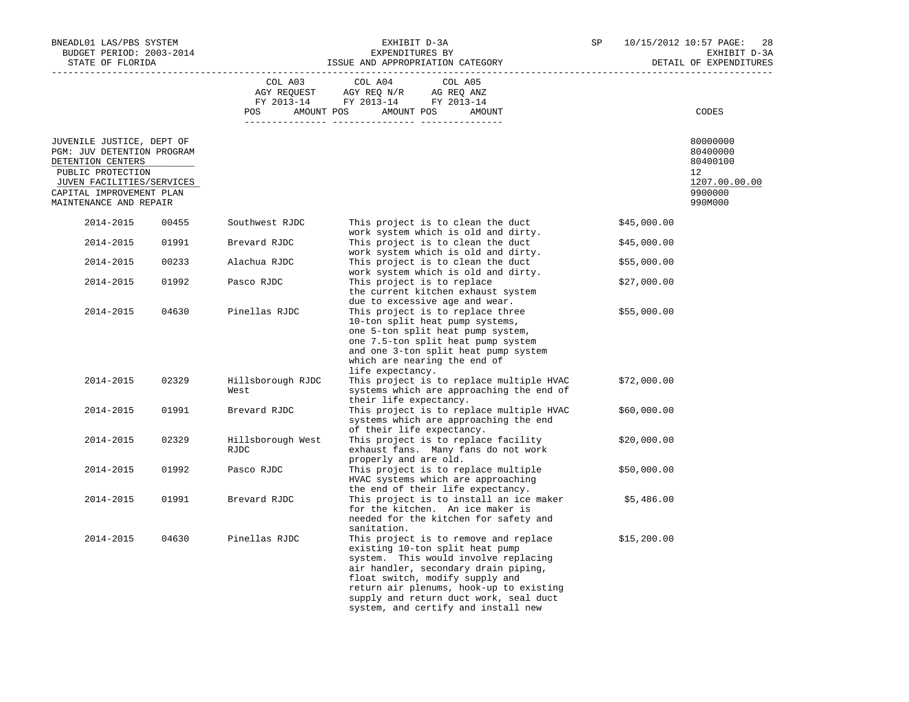BNEADL01 LAS/PBS SYSTEM | EXHIBIT D-3A | SP 10/15/2012 10:57

BUDGET PERIOD: 2003-2014 | EXPENDITURES BY | EXHIBIT D-3A

STATE OF FLORIDA | ISSUE AND APPROPRIATION CATEGORY | DETAIL OF EXPENDITURES

| | COL A03 AGY REQUEST FY 2013-14 POS AMOUNT | COL A04 AGY REQ N/R FY 2013-14 POS AMOUNT | COL A05 AG REQ ANZ FY 2013-14 POS AMOUNT | CODES |
|---|---|---|---|---|
| JUVENILE JUSTICE, DEPT OF | | | | 80000000 |
| PGM: JUV DETENTION PROGRAM | | | | 80400000 |
| DETENTION CENTERS | | | | 80400100 |
| PUBLIC PROTECTION | | | | 12 |
| JUVEN FACILITIES/SERVICES | | | | 1207.00.00.00 |
| CAPITAL IMPROVEMENT PLAN | | | | 9900000 |
| MAINTENANCE AND REPAIR | | | | 990M000 |

| Year | Code | Facility | Description | Amount |
|---|---|---|---|---|
| 2014-2015 | 00455 | Southwest RJDC | This project is to clean the duct work system which is old and dirty. | $45,000.00 |
| 2014-2015 | 01991 | Brevard RJDC | This project is to clean the duct work system which is old and dirty. | $45,000.00 |
| 2014-2015 | 00233 | Alachua RJDC | This project is to clean the duct work system which is old and dirty. | $55,000.00 |
| 2014-2015 | 01992 | Pasco RJDC | This project is to replace the current kitchen exhaust system due to excessive age and wear. | $27,000.00 |
| 2014-2015 | 04630 | Pinellas RJDC | This project is to replace three 10-ton split heat pump systems, one 5-ton split heat pump system, one 7.5-ton split heat pump system and one 3-ton split heat pump system which are nearing the end of life expectancy. | $55,000.00 |
| 2014-2015 | 02329 | Hillsborough RJDC West | This project is to replace multiple HVAC systems which are approaching the end of their life expectancy. | $72,000.00 |
| 2014-2015 | 01991 | Brevard RJDC | This project is to replace multiple HVAC systems which are approaching the end of their life expectancy. | $60,000.00 |
| 2014-2015 | 02329 | Hillsborough West RJDC | This project is to replace facility exhaust fans. Many fans do not work properly and are old. | $20,000.00 |
| 2014-2015 | 01992 | Pasco RJDC | This project is to replace multiple HVAC systems which are approaching the end of their life expectancy. | $50,000.00 |
| 2014-2015 | 01991 | Brevard RJDC | This project is to install an ice maker for the kitchen. An ice maker is needed for the kitchen for safety and sanitation. | $5,486.00 |
| 2014-2015 | 04630 | Pinellas RJDC | This project is to remove and replace existing 10-ton split heat pump system. This would involve replacing air handler, secondary drain piping, float switch, modify supply and return air plenums, hook-up to existing supply and return duct work, seal duct system, and certify and install new | $15,200.00 |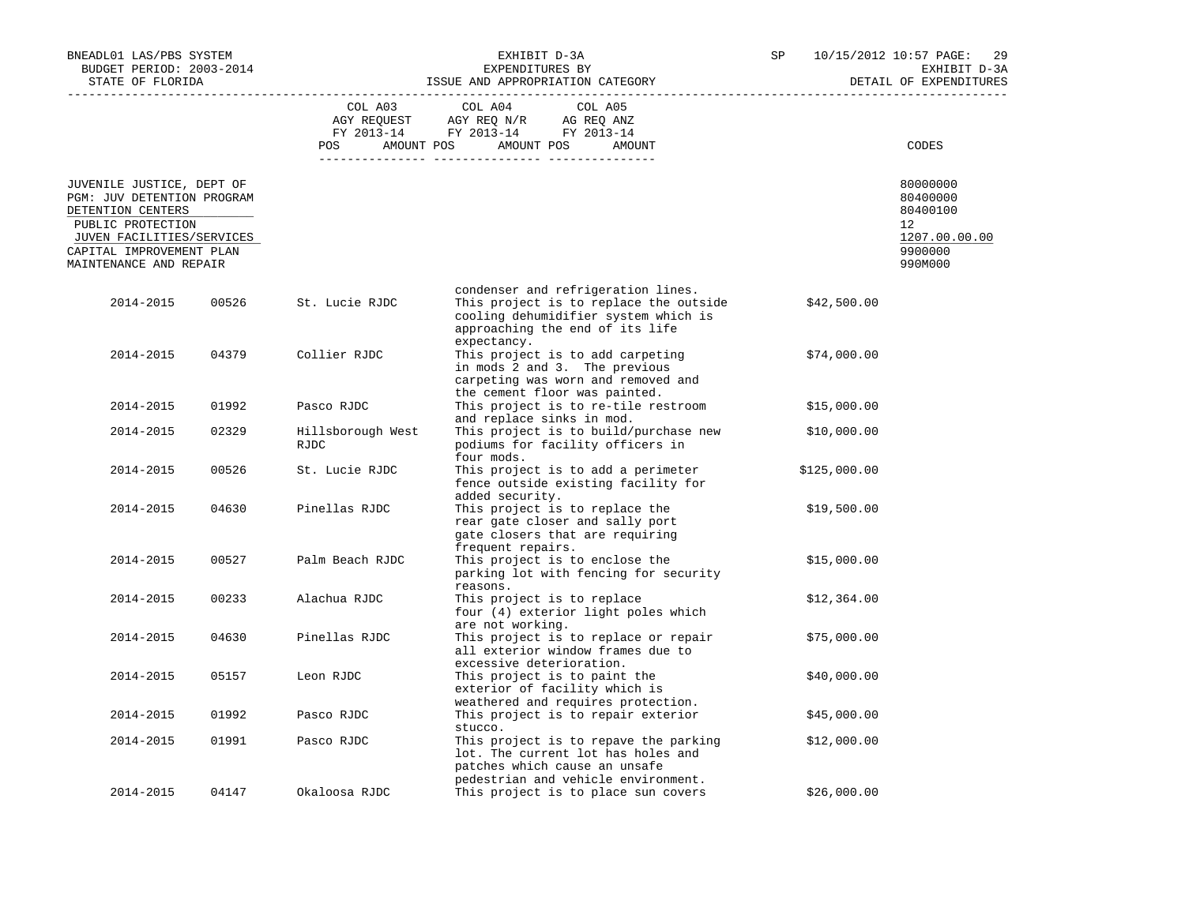BNEADL01 LAS/PBS SYSTEM
BUDGET PERIOD: 2003-2014
STATE OF FLORIDA

EXHIBIT D-3A
EXPENDITURES BY
ISSUE AND APPROPRIATION CATEGORY

SP 10/15/2012 10:57

EXHIBIT D-3A
DETAIL OF EXPENDITURES

| | COL A03 AGY REQUEST FY 2013-14 POS AMOUNT | COL A04 AGY REQ N/R FY 2013-14 POS AMOUNT | COL A05 AG REQ ANZ FY 2013-14 POS AMOUNT | CODES |
|---|---|---|---|---|
| JUVENILE JUSTICE, DEPT OF | | | | 80000000 |
| PGM: JUV DETENTION PROGRAM | | | | 80400000 |
| DETENTION CENTERS | | | | 80400100 |
| PUBLIC PROTECTION | | | | 12 |
| JUVEN FACILITIES/SERVICES | | | | 1207.00.00.00 |
| CAPITAL IMPROVEMENT PLAN | | | | 9900000 |
| MAINTENANCE AND REPAIR | | | | 990M000 |

| Year | No. | Facility | Description | Amount |
|---|---|---|---|---|
| | | | condenser and refrigeration lines. | |
| 2014-2015 | 00526 | St. Lucie RJDC | This project is to replace the outside cooling dehumidifier system which is approaching the end of its life expectancy. | $42,500.00 |
| 2014-2015 | 04379 | Collier RJDC | This project is to add carpeting in mods 2 and 3. The previous carpeting was worn and removed and the cement floor was painted. | $74,000.00 |
| 2014-2015 | 01992 | Pasco RJDC | This project is to re-tile restroom and replace sinks in mod. | $15,000.00 |
| 2014-2015 | 02329 | Hillsborough West RJDC | This project is to build/purchase new podiums for facility officers in four mods. | $10,000.00 |
| 2014-2015 | 00526 | St. Lucie RJDC | This project is to add a perimeter fence outside existing facility for added security. | $125,000.00 |
| 2014-2015 | 04630 | Pinellas RJDC | This project is to replace the rear gate closer and sally port gate closers that are requiring frequent repairs. | $19,500.00 |
| 2014-2015 | 00527 | Palm Beach RJDC | This project is to enclose the parking lot with fencing for security reasons. | $15,000.00 |
| 2014-2015 | 00233 | Alachua RJDC | This project is to replace four (4) exterior light poles which are not working. | $12,364.00 |
| 2014-2015 | 04630 | Pinellas RJDC | This project is to replace or repair all exterior window frames due to excessive deterioration. | $75,000.00 |
| 2014-2015 | 05157 | Leon RJDC | This project is to paint the exterior of facility which is weathered and requires protection. | $40,000.00 |
| 2014-2015 | 01992 | Pasco RJDC | This project is to repair exterior stucco. | $45,000.00 |
| 2014-2015 | 01991 | Pasco RJDC | This project is to repave the parking lot. The current lot has holes and patches which cause an unsafe pedestrian and vehicle environment. | $12,000.00 |
| 2014-2015 | 04147 | Okaloosa RJDC | This project is to place sun covers | $26,000.00 |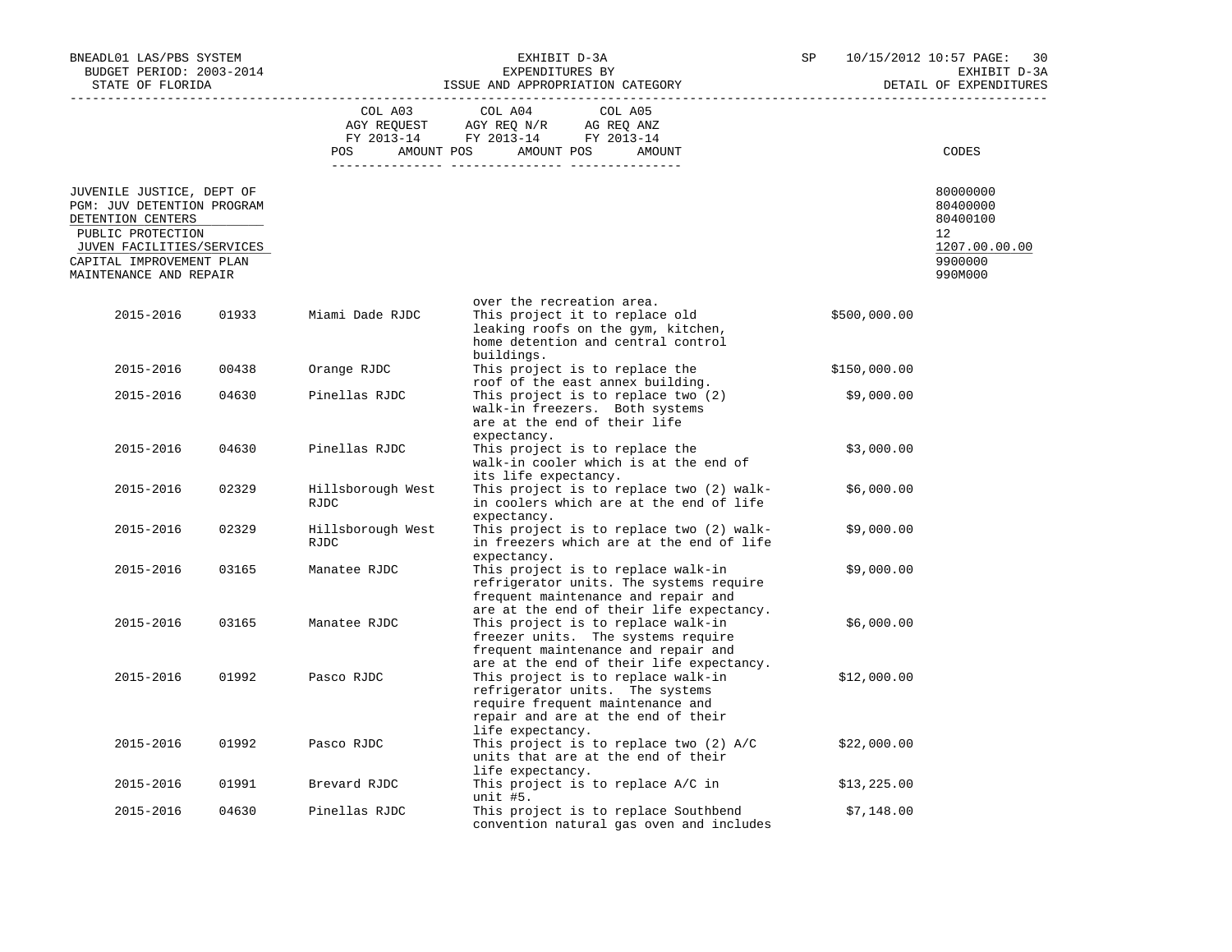BNEADL01 LAS/PBS SYSTEM
BUDGET PERIOD: 2003-2014
STATE OF FLORIDA

EXHIBIT D-3A
EXPENDITURES BY
ISSUE AND APPROPRIATION CATEGORY

SP 10/15/2012 10:57
EXHIBIT D-3A
DETAIL OF EXPENDITURES

| | COL A03 AGY REQUEST FY 2013-14 POS AMOUNT | COL A04 AGY REQ N/R FY 2013-14 POS AMOUNT | COL A05 AG REQ ANZ FY 2013-14 POS AMOUNT | CODES |
|---|---|---|---|---|
| JUVENILE JUSTICE, DEPT OF | | | | 80000000 |
| PGM: JUV DETENTION PROGRAM | | | | 80400000 |
| DETENTION CENTERS | | | | 80400100 |
| PUBLIC PROTECTION | | | | 12 |
| JUVEN FACILITIES/SERVICES | | | | 1207.00.00.00 |
| CAPITAL IMPROVEMENT PLAN | | | | 9900000 |
| MAINTENANCE AND REPAIR | | | | 990M000 |

| | | | | |
|---|---|---|---|---|
| | | | over the recreation area. | |
| 2015-2016 | 01933 | Miami Dade RJDC | This project it to replace old leaking roofs on the gym, kitchen, home detention and central control buildings. | $500,000.00 |
| 2015-2016 | 00438 | Orange RJDC | This project is to replace the roof of the east annex building. | $150,000.00 |
| 2015-2016 | 04630 | Pinellas RJDC | This project is to replace two (2) walk-in freezers. Both systems are at the end of their life expectancy. | $9,000.00 |
| 2015-2016 | 04630 | Pinellas RJDC | This project is to replace the walk-in cooler which is at the end of its life expectancy. | $3,000.00 |
| 2015-2016 | 02329 | Hillsborough West RJDC | This project is to replace two (2) walk-in coolers which are at the end of life expectancy. | $6,000.00 |
| 2015-2016 | 02329 | Hillsborough West RJDC | This project is to replace two (2) walk-in freezers which are at the end of life expectancy. | $9,000.00 |
| 2015-2016 | 03165 | Manatee RJDC | This project is to replace walk-in refrigerator units. The systems require frequent maintenance and repair and are at the end of their life expectancy. | $9,000.00 |
| 2015-2016 | 03165 | Manatee RJDC | This project is to replace walk-in freezer units. The systems require frequent maintenance and repair and are at the end of their life expectancy. | $6,000.00 |
| 2015-2016 | 01992 | Pasco RJDC | This project is to replace walk-in refrigerator units. The systems require frequent maintenance and repair and are at the end of their life expectancy. | $12,000.00 |
| 2015-2016 | 01992 | Pasco RJDC | This project is to replace two (2) A/C units that are at the end of their life expectancy. | $22,000.00 |
| 2015-2016 | 01991 | Brevard RJDC | This project is to replace A/C in unit #5. | $13,225.00 |
| 2015-2016 | 04630 | Pinellas RJDC | This project is to replace Southbend convention natural gas oven and includes | $7,148.00 |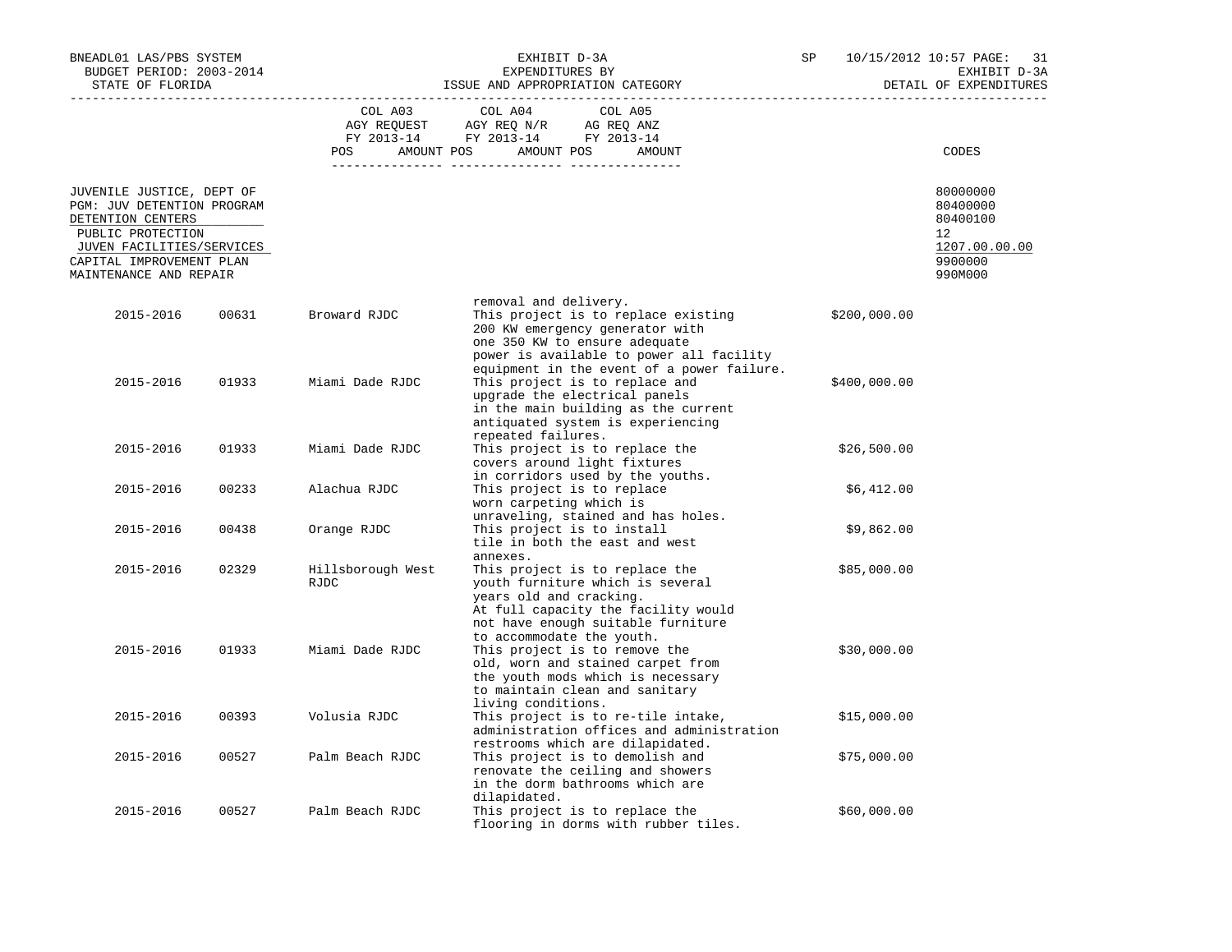BNEADL01 LAS/PBS SYSTEM — EXHIBIT D-3A — SP 10/15/2012 10:57
BUDGET PERIOD: 2003-2014 — EXPENDITURES BY — EXHIBIT D-3A
STATE OF FLORIDA — ISSUE AND APPROPRIATION CATEGORY — DETAIL OF EXPENDITURES

| | COL A03 AGY REQUEST FY 2013-14 POS AMOUNT | COL A04 AGY REQ N/R FY 2013-14 POS AMOUNT | COL A05 AG REQ ANZ FY 2013-14 POS AMOUNT | CODES |
|---|---|---|---|---|
| JUVENILE JUSTICE, DEPT OF | | | | 80000000 |
| PGM: JUV DETENTION PROGRAM | | | | 80400000 |
| DETENTION CENTERS | | | | 80400100 |
| PUBLIC PROTECTION | | | | 12 |
| JUVEN FACILITIES/SERVICES | | | | 1207.00.00.00 |
| CAPITAL IMPROVEMENT PLAN | | | | 9900000 |
| MAINTENANCE AND REPAIR | | | | 990M000 |

| Year | Code | Facility | Description | Amount |
|---|---|---|---|---|
| | | | removal and delivery. | |
| 2015-2016 | 00631 | Broward RJDC | This project is to replace existing 200 KW emergency generator with one 350 KW to ensure adequate power is available to power all facility equipment in the event of a power failure. | $200,000.00 |
| 2015-2016 | 01933 | Miami Dade RJDC | This project is to replace and upgrade the electrical panels in the main building as the current antiquated system is experiencing repeated failures. | $400,000.00 |
| 2015-2016 | 01933 | Miami Dade RJDC | This project is to replace the covers around light fixtures in corridors used by the youths. | $26,500.00 |
| 2015-2016 | 00233 | Alachua RJDC | This project is to replace worn carpeting which is unraveling, stained and has holes. | $6,412.00 |
| 2015-2016 | 00438 | Orange RJDC | This project is to install tile in both the east and west annexes. | $9,862.00 |
| 2015-2016 | 02329 | Hillsborough West RJDC | This project is to replace the youth furniture which is several years old and cracking. At full capacity the facility would not have enough suitable furniture to accommodate the youth. | $85,000.00 |
| 2015-2016 | 01933 | Miami Dade RJDC | This project is to remove the old, worn and stained carpet from the youth mods which is necessary to maintain clean and sanitary living conditions. | $30,000.00 |
| 2015-2016 | 00393 | Volusia RJDC | This project is to re-tile intake, administration offices and administration restrooms which are dilapidated. | $15,000.00 |
| 2015-2016 | 00527 | Palm Beach RJDC | This project is to demolish and renovate the ceiling and showers in the dorm bathrooms which are dilapidated. | $75,000.00 |
| 2015-2016 | 00527 | Palm Beach RJDC | This project is to replace the flooring in dorms with rubber tiles. | $60,000.00 |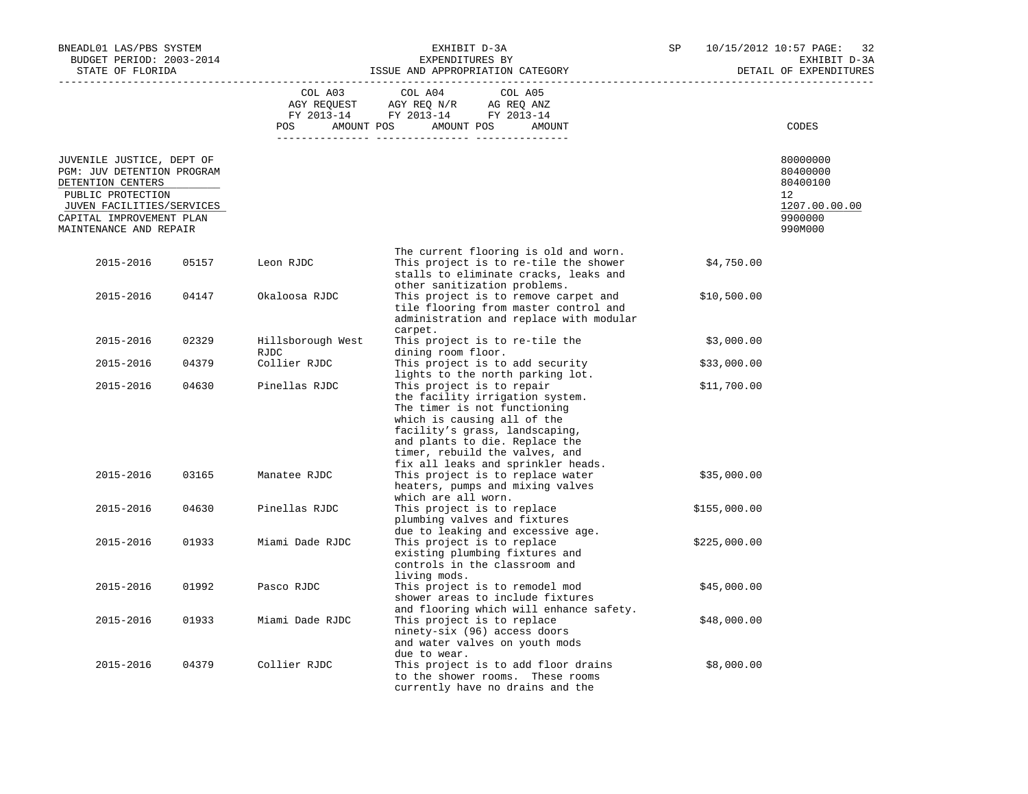BNEADL01 LAS/PBS SYSTEM
BUDGET PERIOD: 2003-2014
STATE OF FLORIDA

EXHIBIT D-3A
EXPENDITURES BY
ISSUE AND APPROPRIATION CATEGORY

SP 10/15/2012 10:57
EXHIBIT D-3A
DETAIL OF EXPENDITURES

| | COL A03 AGY REQUEST FY 2013-14 | COL A04 AGY REQ N/R FY 2013-14 | COL A05 AG REQ ANZ FY 2013-14 | |
|---|---|---|---|---|
| | POS AMOUNT | POS AMOUNT | POS AMOUNT | CODES |

| | CODES |
|---|---|
| JUVENILE JUSTICE, DEPT OF | 80000000 |
| PGM: JUV DETENTION PROGRAM | 80400000 |
| DETENTION CENTERS | 80400100 |
| PUBLIC PROTECTION | 12 |
| JUVEN FACILITIES/SERVICES | 1207.00.00.00 |
| CAPITAL IMPROVEMENT PLAN | 9900000 |
| MAINTENANCE AND REPAIR | 990M000 |

| Year | Code | Facility | Description | Amount |
|---|---|---|---|---|
| | | | The current flooring is old and worn. | |
| 2015-2016 | 05157 | Leon RJDC | This project is to re-tile the shower stalls to eliminate cracks, leaks and other sanitization problems. | $4,750.00 |
| 2015-2016 | 04147 | Okaloosa RJDC | This project is to remove carpet and tile flooring from master control and administration and replace with modular carpet. | $10,500.00 |
| 2015-2016 | 02329 | Hillsborough West RJDC | This project is to re-tile the dining room floor. | $3,000.00 |
| 2015-2016 | 04379 | Collier RJDC | This project is to add security lights to the north parking lot. | $33,000.00 |
| 2015-2016 | 04630 | Pinellas RJDC | This project is to repair the facility irrigation system. The timer is not functioning which is causing all of the facility's grass, landscaping, and plants to die. Replace the timer, rebuild the valves, and fix all leaks and sprinkler heads. | $11,700.00 |
| 2015-2016 | 03165 | Manatee RJDC | This project is to replace water heaters, pumps and mixing valves which are all worn. | $35,000.00 |
| 2015-2016 | 04630 | Pinellas RJDC | This project is to replace plumbing valves and fixtures due to leaking and excessive age. | $155,000.00 |
| 2015-2016 | 01933 | Miami Dade RJDC | This project is to replace existing plumbing fixtures and controls in the classroom and living mods. | $225,000.00 |
| 2015-2016 | 01992 | Pasco RJDC | This project is to remodel mod shower areas to include fixtures and flooring which will enhance safety. | $45,000.00 |
| 2015-2016 | 01933 | Miami Dade RJDC | This project is to replace ninety-six (96) access doors and water valves on youth mods due to wear. | $48,000.00 |
| 2015-2016 | 04379 | Collier RJDC | This project is to add floor drains to the shower rooms. These rooms currently have no drains and the | $8,000.00 |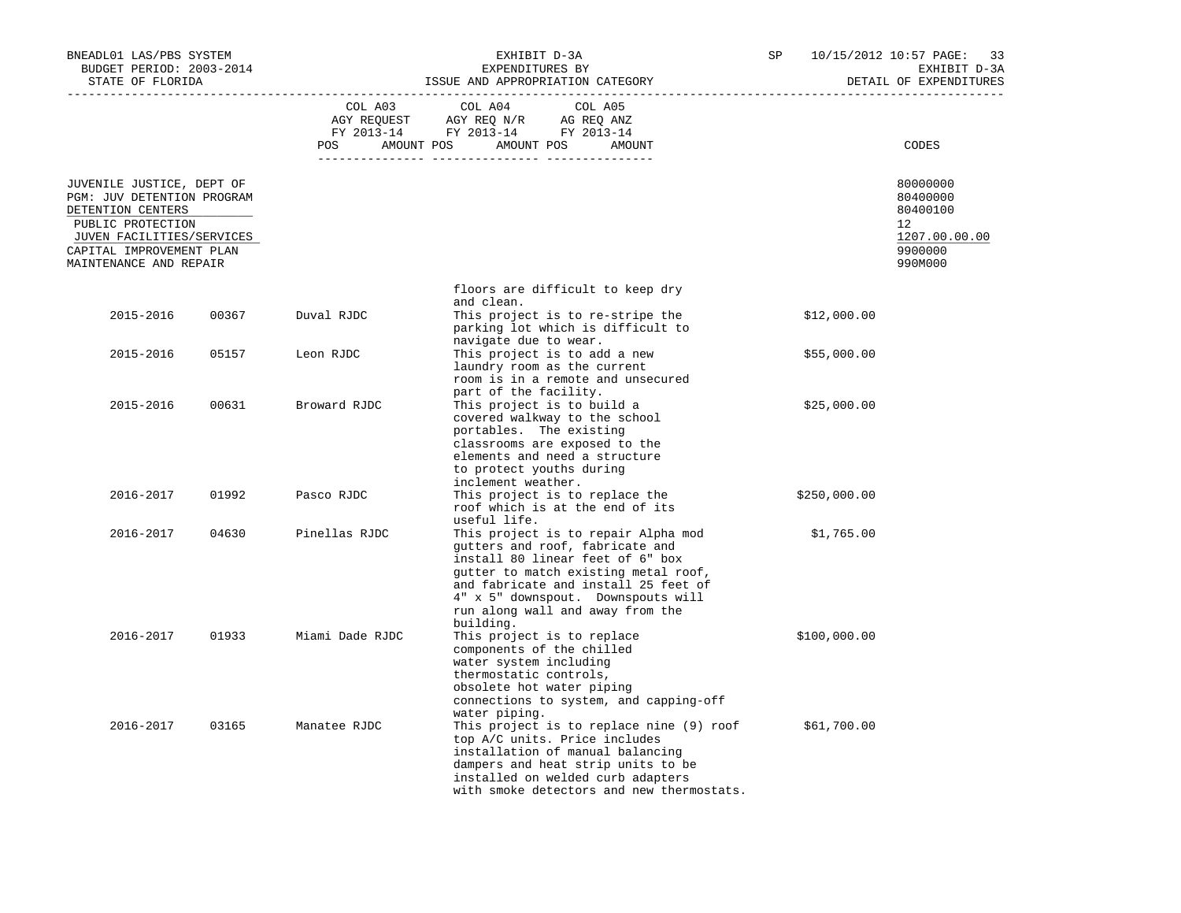| COL A03 AGY REQUEST FY 2013-14 POS AMOUNT | COL A04 AGY REQ N/R FY 2013-14 POS AMOUNT | COL A05 AG REQ ANZ FY 2013-14 POS AMOUNT | CODES |
|---|---|---|---|

JUVENILE JUSTICE, DEPT OF — 80000000
PGM: JUV DETENTION PROGRAM — 80400000
DETENTION CENTERS — 80400100
PUBLIC PROTECTION — 12
JUVEN FACILITIES/SERVICES — 1207.00.00.00
CAPITAL IMPROVEMENT PLAN — 9900000
MAINTENANCE AND REPAIR — 990M000

| | | | floors are difficult to keep dry and clean. | |
|---|---|---|---|---|
| 2015-2016 | 00367 | Duval RJDC | This project is to re-stripe the parking lot which is difficult to navigate due to wear. | $12,000.00 |
| 2015-2016 | 05157 | Leon RJDC | This project is to add a new laundry room as the current room is in a remote and unsecured part of the facility. | $55,000.00 |
| 2015-2016 | 00631 | Broward RJDC | This project is to build a covered walkway to the school portables. The existing classrooms are exposed to the elements and need a structure to protect youths during inclement weather. | $25,000.00 |
| 2016-2017 | 01992 | Pasco RJDC | This project is to replace the roof which is at the end of its useful life. | $250,000.00 |
| 2016-2017 | 04630 | Pinellas RJDC | This project is to repair Alpha mod gutters and roof, fabricate and install 80 linear feet of 6" box gutter to match existing metal roof, and fabricate and install 25 feet of 4" x 5" downspout. Downspouts will run along wall and away from the building. | $1,765.00 |
| 2016-2017 | 01933 | Miami Dade RJDC | This project is to replace components of the chilled water system including thermostatic controls, obsolete hot water piping connections to system, and capping-off water piping. | $100,000.00 |
| 2016-2017 | 03165 | Manatee RJDC | This project is to replace nine (9) roof top A/C units. Price includes installation of manual balancing dampers and heat strip units to be installed on welded curb adapters with smoke detectors and new thermostats. | $61,700.00 |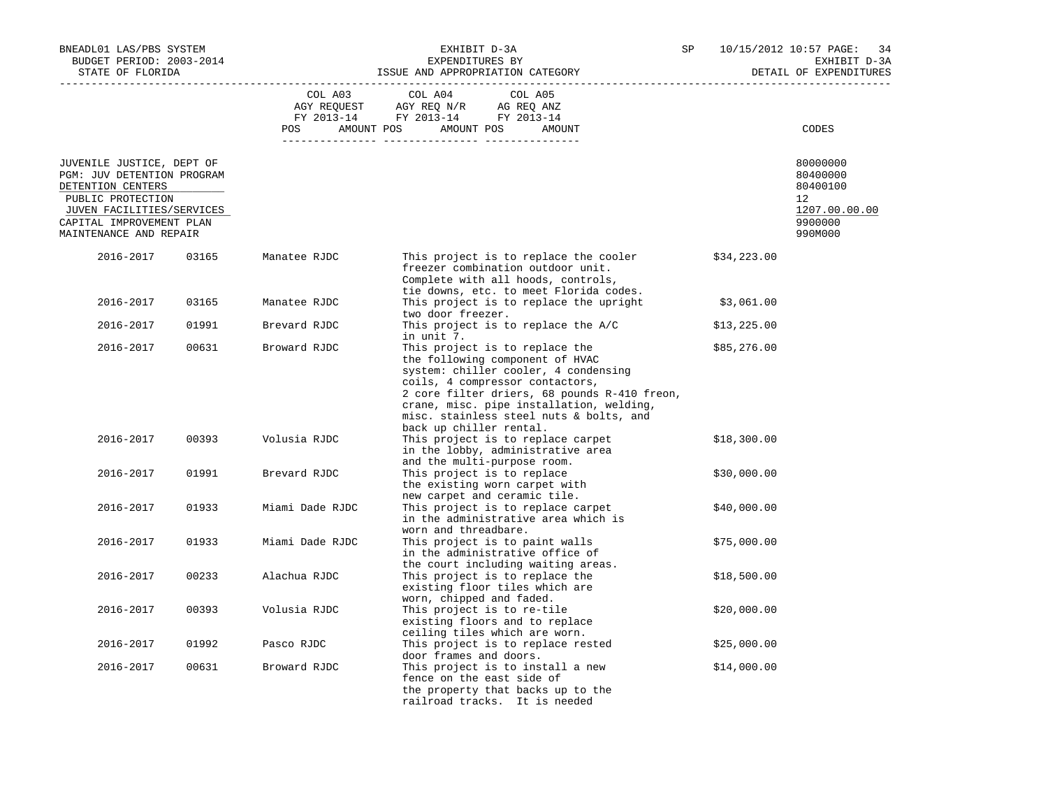BNEADL01 LAS/PBS SYSTEM — EXHIBIT D-3A — SP 10/15/2012 10:57

BUDGET PERIOD: 2003-2014 — EXPENDITURES BY — EXHIBIT D-3A

STATE OF FLORIDA — ISSUE AND APPROPRIATION CATEGORY — DETAIL OF EXPENDITURES

| | COL A03 AGY REQUEST FY 2013-14 POS AMOUNT | COL A04 AGY REQ N/R FY 2013-14 POS AMOUNT | COL A05 AG REQ ANZ FY 2013-14 POS AMOUNT | CODES |
|---|---|---|---|---|
| JUVENILE JUSTICE, DEPT OF | | | | 80000000 |
| PGM: JUV DETENTION PROGRAM | | | | 80400000 |
| DETENTION CENTERS | | | | 80400100 |
| PUBLIC PROTECTION | | | | 12 |
| JUVEN FACILITIES/SERVICES | | | | 1207.00.00.00 |
| CAPITAL IMPROVEMENT PLAN | | | | 9900000 |
| MAINTENANCE AND REPAIR | | | | 990M000 |

| Year | Code | Facility | Description | Amount |
|---|---|---|---|---|
| 2016-2017 | 03165 | Manatee RJDC | This project is to replace the cooler freezer combination outdoor unit. Complete with all hoods, controls, tie downs, etc. to meet Florida codes. | $34,223.00 |
| 2016-2017 | 03165 | Manatee RJDC | This project is to replace the upright two door freezer. | $3,061.00 |
| 2016-2017 | 01991 | Brevard RJDC | This project is to replace the A/C in unit 7. | $13,225.00 |
| 2016-2017 | 00631 | Broward RJDC | This project is to replace the the following component of HVAC system: chiller cooler, 4 condensing coils, 4 compressor contactors, 2 core filter driers, 68 pounds R-410 freon, crane, misc. pipe installation, welding, misc. stainless steel nuts & bolts, and back up chiller rental. | $85,276.00 |
| 2016-2017 | 00393 | Volusia RJDC | This project is to replace carpet in the lobby, administrative area and the multi-purpose room. | $18,300.00 |
| 2016-2017 | 01991 | Brevard RJDC | This project is to replace the existing worn carpet with new carpet and ceramic tile. | $30,000.00 |
| 2016-2017 | 01933 | Miami Dade RJDC | This project is to replace carpet in the administrative area which is worn and threadbare. | $40,000.00 |
| 2016-2017 | 01933 | Miami Dade RJDC | This project is to paint walls in the administrative office of the court including waiting areas. | $75,000.00 |
| 2016-2017 | 00233 | Alachua RJDC | This project is to replace the existing floor tiles which are worn, chipped and faded. | $18,500.00 |
| 2016-2017 | 00393 | Volusia RJDC | This project is to re-tile existing floors and to replace ceiling tiles which are worn. | $20,000.00 |
| 2016-2017 | 01992 | Pasco RJDC | This project is to replace rested door frames and doors. | $25,000.00 |
| 2016-2017 | 00631 | Broward RJDC | This project is to install a new fence on the east side of the property that backs up to the railroad tracks. It is needed | $14,000.00 |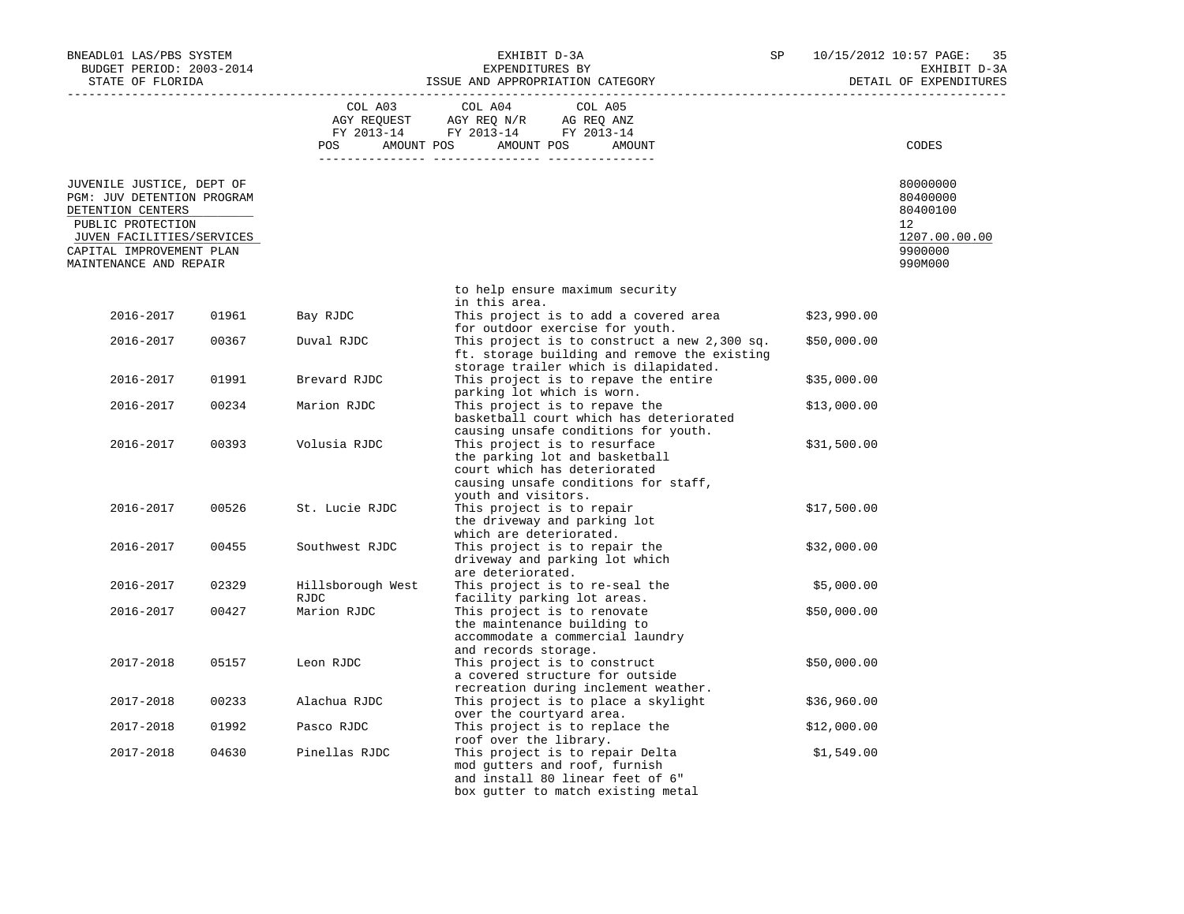BNEADL01 LAS/PBS SYSTEM | EXHIBIT D-3A | SP 10/15/2012 10:57
BUDGET PERIOD: 2003-2014 | EXPENDITURES BY | EXHIBIT D-3A
STATE OF FLORIDA | ISSUE AND APPROPRIATION CATEGORY | DETAIL OF EXPENDITURES

| | COL A03 AGY REQUEST FY 2013-14 POS AMOUNT | COL A04 AGY REQ N/R FY 2013-14 POS AMOUNT | COL A05 AG REQ ANZ FY 2013-14 POS AMOUNT | CODES |
|---|---|---|---|---|
| JUVENILE JUSTICE, DEPT OF | | | | 80000000 |
| PGM: JUV DETENTION PROGRAM | | | | 80400000 |
| DETENTION CENTERS | | | | 80400100 |
| PUBLIC PROTECTION | | | | 12 |
| JUVEN FACILITIES/SERVICES | | | | 1207.00.00.00 |
| CAPITAL IMPROVEMENT PLAN | | | | 9900000 |
| MAINTENANCE AND REPAIR | | | | 990M000 |

| | | | to help ensure maximum security in this area. | |
|---|---|---|---|---|
| 2016-2017 | 01961 | Bay RJDC | This project is to add a covered area for outdoor exercise for youth. | $23,990.00 |
| 2016-2017 | 00367 | Duval RJDC | This project is to construct a new 2,300 sq. ft. storage building and remove the existing storage trailer which is dilapidated. | $50,000.00 |
| 2016-2017 | 01991 | Brevard RJDC | This project is to repave the entire parking lot which is worn. | $35,000.00 |
| 2016-2017 | 00234 | Marion RJDC | This project is to repave the basketball court which has deteriorated causing unsafe conditions for youth. | $13,000.00 |
| 2016-2017 | 00393 | Volusia RJDC | This project is to resurface the parking lot and basketball court which has deteriorated causing unsafe conditions for staff, youth and visitors. | $31,500.00 |
| 2016-2017 | 00526 | St. Lucie RJDC | This project is to repair the driveway and parking lot which are deteriorated. | $17,500.00 |
| 2016-2017 | 00455 | Southwest RJDC | This project is to repair the driveway and parking lot which are deteriorated. | $32,000.00 |
| 2016-2017 | 02329 | Hillsborough West RJDC | This project is to re-seal the facility parking lot areas. | $5,000.00 |
| 2016-2017 | 00427 | Marion RJDC | This project is to renovate the maintenance building to accommodate a commercial laundry and records storage. | $50,000.00 |
| 2017-2018 | 05157 | Leon RJDC | This project is to construct a covered structure for outside recreation during inclement weather. | $50,000.00 |
| 2017-2018 | 00233 | Alachua RJDC | This project is to place a skylight over the courtyard area. | $36,960.00 |
| 2017-2018 | 01992 | Pasco RJDC | This project is to replace the roof over the library. | $12,000.00 |
| 2017-2018 | 04630 | Pinellas RJDC | This project is to repair Delta mod gutters and roof, furnish and install 80 linear feet of 6" box gutter to match existing metal | $1,549.00 |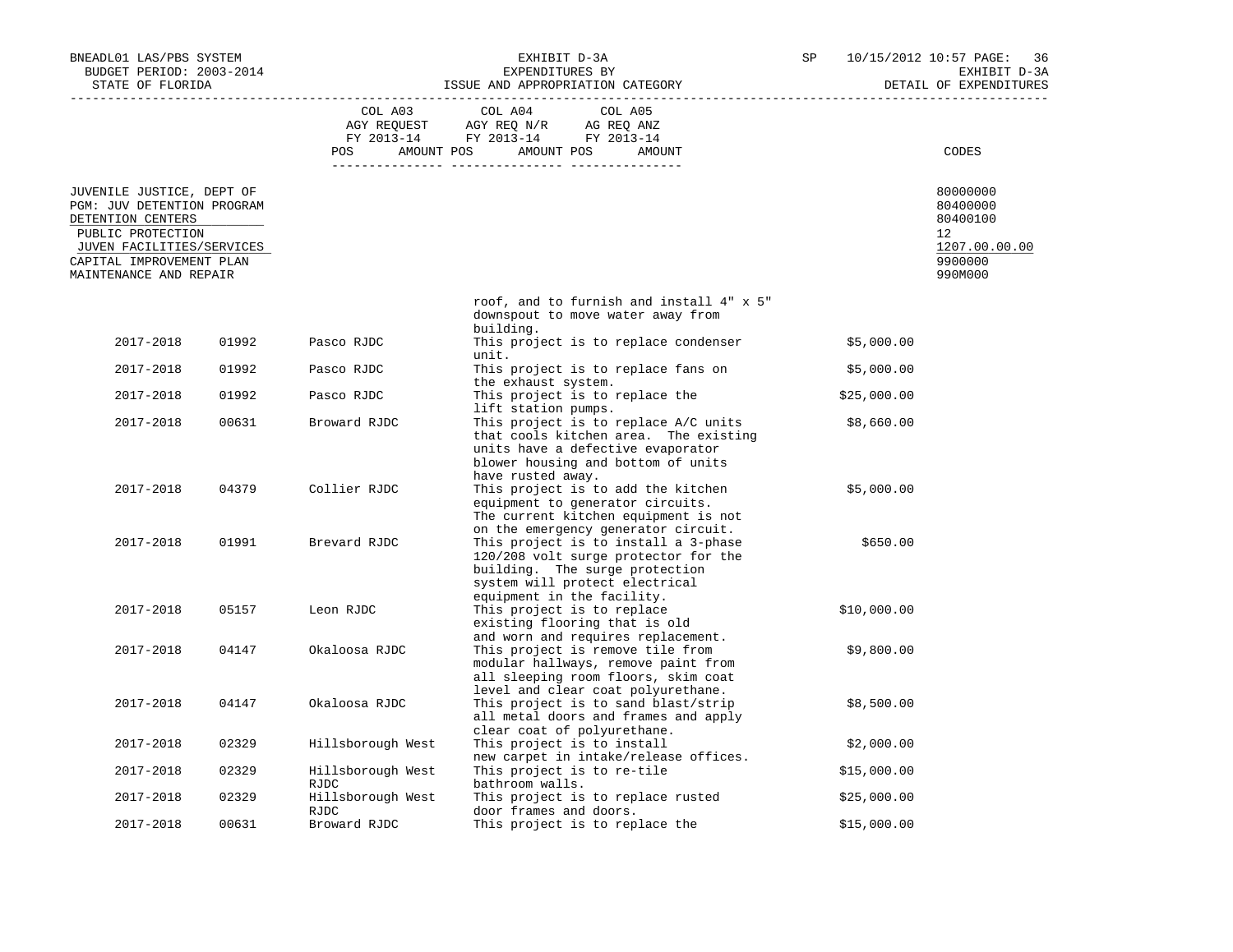BNEADL01 LAS/PBS SYSTEM
BUDGET PERIOD: 2003-2014
STATE OF FLORIDA

EXHIBIT D-3A
EXPENDITURES BY
ISSUE AND APPROPRIATION CATEGORY

SP 10/15/2012 10:57

EXHIBIT D-3A
DETAIL OF EXPENDITURES

| | COL A03 AGY REQUEST FY 2013-14 POS AMOUNT | COL A04 AGY REQ N/R FY 2013-14 POS AMOUNT | COL A05 AG REQ ANZ FY 2013-14 POS AMOUNT | CODES |
|---|---|---|---|---|
| JUVENILE JUSTICE, DEPT OF | | | | 80000000 |
| PGM: JUV DETENTION PROGRAM | | | | 80400000 |
| DETENTION CENTERS | | | | 80400100 |
| PUBLIC PROTECTION | | | | 12 |
| JUVEN FACILITIES/SERVICES | | | | 1207.00.00.00 |
| CAPITAL IMPROVEMENT PLAN | | | | 9900000 |
| MAINTENANCE AND REPAIR | | | | 990M000 |

| | | | roof, and to furnish and install 4" x 5" downspout to move water away from building. | |
|---|---|---|---|---|
| 2017-2018 | 01992 | Pasco RJDC | This project is to replace condenser unit. | $5,000.00 |
| 2017-2018 | 01992 | Pasco RJDC | This project is to replace fans on the exhaust system. | $5,000.00 |
| 2017-2018 | 01992 | Pasco RJDC | This project is to replace the lift station pumps. | $25,000.00 |
| 2017-2018 | 00631 | Broward RJDC | This project is to replace A/C units that cools kitchen area. The existing units have a defective evaporator blower housing and bottom of units have rusted away. | $8,660.00 |
| 2017-2018 | 04379 | Collier RJDC | This project is to add the kitchen equipment to generator circuits. The current kitchen equipment is not on the emergency generator circuit. | $5,000.00 |
| 2017-2018 | 01991 | Brevard RJDC | This project is to install a 3-phase 120/208 volt surge protector for the building. The surge protection system will protect electrical equipment in the facility. | $650.00 |
| 2017-2018 | 05157 | Leon RJDC | This project is to replace existing flooring that is old and worn and requires replacement. | $10,000.00 |
| 2017-2018 | 04147 | Okaloosa RJDC | This project is to remove tile from modular hallways, remove paint from all sleeping room floors, skim coat level and clear coat polyurethane. | $9,800.00 |
| 2017-2018 | 04147 | Okaloosa RJDC | This project is to sand blast/strip all metal doors and frames and apply clear coat of polyurethane. | $8,500.00 |
| 2017-2018 | 02329 | Hillsborough West | This project is to install new carpet in intake/release offices. | $2,000.00 |
| 2017-2018 | 02329 | Hillsborough West RJDC | This project is to re-tile bathroom walls. | $15,000.00 |
| 2017-2018 | 02329 | Hillsborough West RJDC | This project is to replace rusted door frames and doors. | $25,000.00 |
| 2017-2018 | 00631 | Broward RJDC | This project is to replace the | $15,000.00 |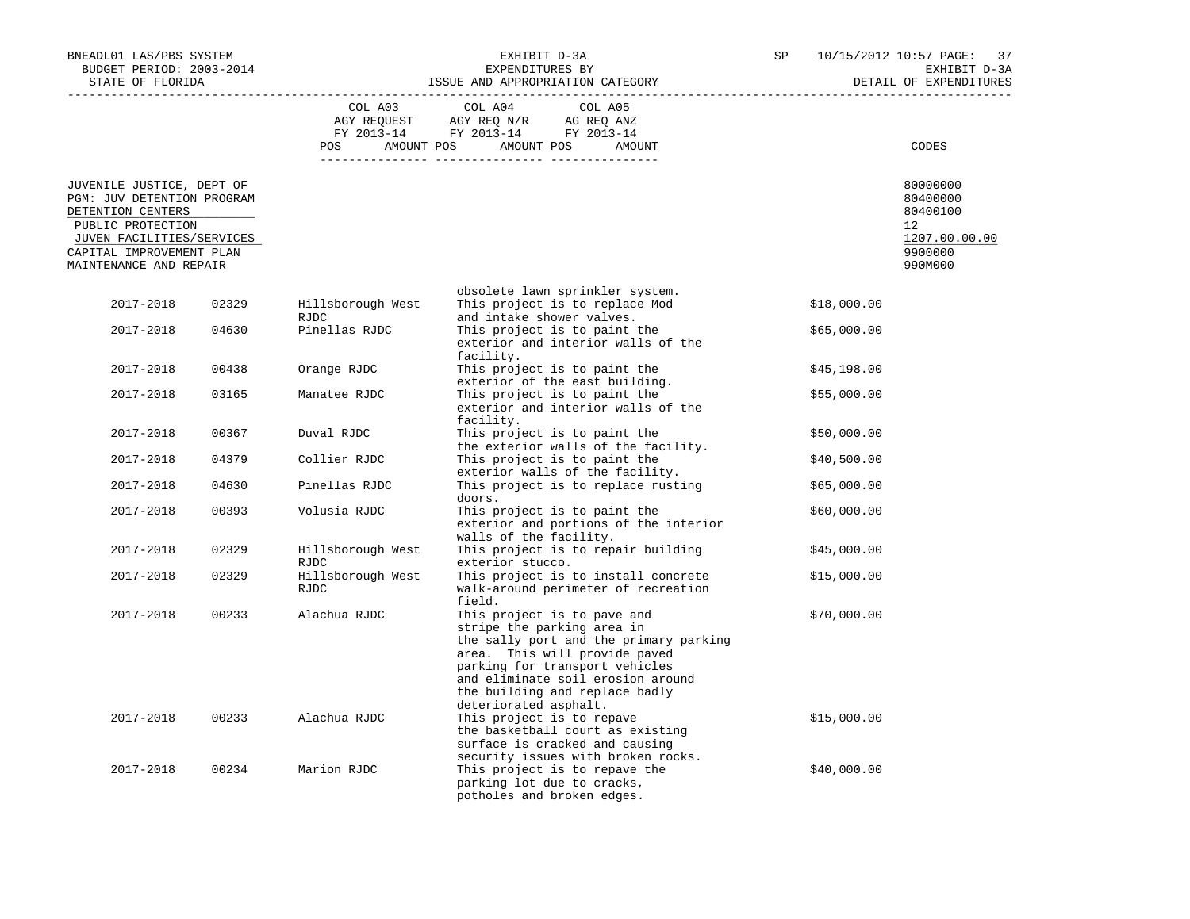| | | | COL A03 AGY REQUEST FY 2013-14 | COL A04 AGY REQ N/R FY 2013-14 | COL A05 AG REQ ANZ FY 2013-14 | |
|---|---|---|---|---|---|---|
| | | | POS AMOUNT | POS AMOUNT | POS AMOUNT | CODES |

JUVENILE JUSTICE, DEPT OF — 80000000
PGM: JUV DETENTION PROGRAM — 80400000
DETENTION CENTERS — 80400100
PUBLIC PROTECTION — 12
JUVEN FACILITIES/SERVICES — 1207.00.00.00
CAPITAL IMPROVEMENT PLAN — 9900000
MAINTENANCE AND REPAIR — 990M000

| Year | Code | Facility | Description | Amount |
|---|---|---|---|---|
| | | | obsolete lawn sprinkler system. | |
| 2017-2018 | 02329 | Hillsborough West RJDC | This project is to replace Mod and intake shower valves. | $18,000.00 |
| 2017-2018 | 04630 | Pinellas RJDC | This project is to paint the exterior and interior walls of the facility. | $65,000.00 |
| 2017-2018 | 00438 | Orange RJDC | This project is to paint the exterior of the east building. | $45,198.00 |
| 2017-2018 | 03165 | Manatee RJDC | This project is to paint the exterior and interior walls of the facility. | $55,000.00 |
| 2017-2018 | 00367 | Duval RJDC | This project is to paint the the exterior walls of the facility. | $50,000.00 |
| 2017-2018 | 04379 | Collier RJDC | This project is to paint the exterior walls of the facility. | $40,500.00 |
| 2017-2018 | 04630 | Pinellas RJDC | This project is to replace rusting doors. | $65,000.00 |
| 2017-2018 | 00393 | Volusia RJDC | This project is to paint the exterior and portions of the interior walls of the facility. | $60,000.00 |
| 2017-2018 | 02329 | Hillsborough West RJDC | This project is to repair building exterior stucco. | $45,000.00 |
| 2017-2018 | 02329 | Hillsborough West RJDC | This project is to install concrete walk-around perimeter of recreation field. | $15,000.00 |
| 2017-2018 | 00233 | Alachua RJDC | This project is to pave and stripe the parking area in the sally port and the primary parking area. This will provide paved parking for transport vehicles and eliminate soil erosion around the building and replace badly deteriorated asphalt. | $70,000.00 |
| 2017-2018 | 00233 | Alachua RJDC | This project is to repave the basketball court as existing surface is cracked and causing security issues with broken rocks. | $15,000.00 |
| 2017-2018 | 00234 | Marion RJDC | This project is to repave the parking lot due to cracks, potholes and broken edges. | $40,000.00 |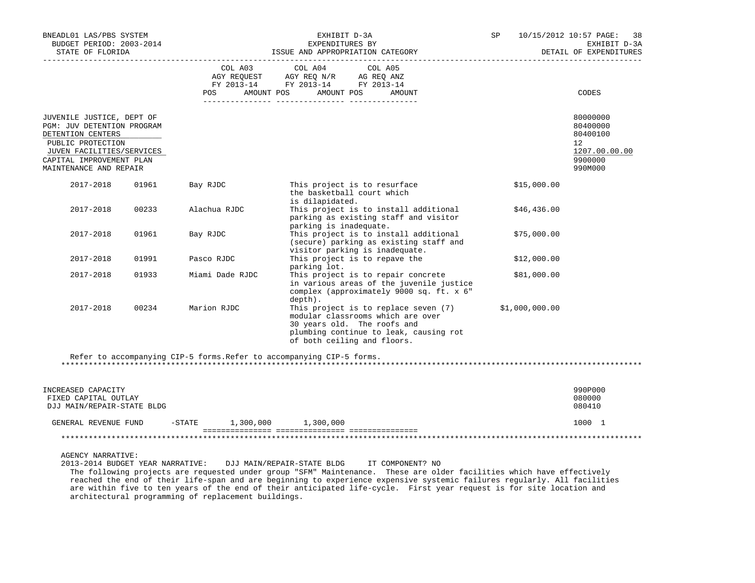| | COL A03 AGY REQUEST FY 2013-14 | | COL A04 AGY REQ N/R FY 2013-14 | | COL A05 AG REQ ANZ FY 2013-14 | | CODES |
|---|---|---|---|---|---|---|---|
| | POS | AMOUNT | POS | AMOUNT | POS | AMOUNT | |

JUVENILE JUSTICE, DEPT OF — 80000000
PGM: JUV DETENTION PROGRAM — 80400000
DETENTION CENTERS — 80400100
PUBLIC PROTECTION — 12
JUVEN FACILITIES/SERVICES — 1207.00.00.00
CAPITAL IMPROVEMENT PLAN — 9900000
MAINTENANCE AND REPAIR — 990M000

| Year | Code | Facility | Description | Amount |
|---|---|---|---|---|
| 2017-2018 | 01961 | Bay RJDC | This project is to resurface the basketball court which is dilapidated. | $15,000.00 |
| 2017-2018 | 00233 | Alachua RJDC | This project is to install additional parking as existing staff and visitor parking is inadequate. | $46,436.00 |
| 2017-2018 | 01961 | Bay RJDC | This project is to install additional (secure) parking as existing staff and visitor parking is inadequate. | $75,000.00 |
| 2017-2018 | 01991 | Pasco RJDC | This project is to repave the parking lot. | $12,000.00 |
| 2017-2018 | 01933 | Miami Dade RJDC | This project is to repair concrete in various areas of the juvenile justice complex (approximately 9000 sq. ft. x 6" depth). | $81,000.00 |
| 2017-2018 | 00234 | Marion RJDC | This project is to replace seven (7) modular classrooms which are over 30 years old. The roofs and plumbing continue to leak, causing rot of both ceiling and floors. | $1,000,000.00 |

Refer to accompanying CIP-5 forms.Refer to accompanying CIP-5 forms.

INCREASED CAPACITY — 990P000
FIXED CAPITAL OUTLAY — 080000
DJJ MAIN/REPAIR-STATE BLDG — 080410

| | COL A03 AMOUNT | COL A04 AMOUNT | COL A05 AMOUNT | CODES |
|---|---|---|---|---|
| GENERAL REVENUE FUND -STATE | 1,300,000 | 1,300,000 | | 1000 1 |

AGENCY NARRATIVE:

2013-2014 BUDGET YEAR NARRATIVE: DJJ MAIN/REPAIR-STATE BLDG IT COMPONENT? NO

The following projects are requested under group "SFM" Maintenance. These are older facilities which have effectively reached the end of their life-span and are beginning to experience expensive systemic failures regularly. All facilities are within five to ten years of the end of their anticipated life-cycle. First year request is for site location and architectural programming of replacement buildings.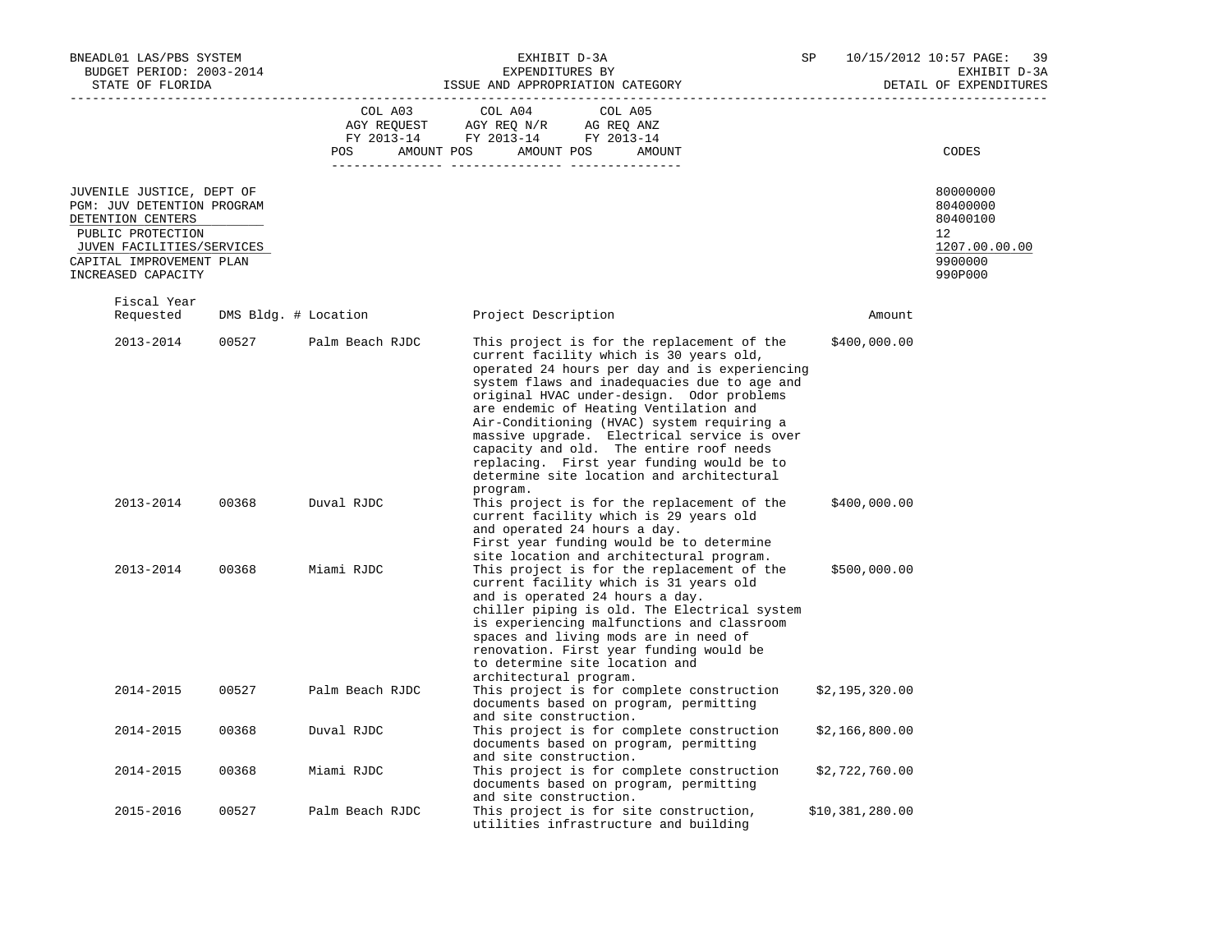BNEADL01 LAS/PBS SYSTEM — BUDGET PERIOD: 2003-2014 — STATE OF FLORIDA

EXHIBIT D-3A
EXPENDITURES BY
ISSUE AND APPROPRIATION CATEGORY

SP 10/15/2012 10:57 — EXHIBIT D-3A — DETAIL OF EXPENDITURES

| | COL A03 AGY REQUEST FY 2013-14 POS AMOUNT | COL A04 AGY REQ N/R FY 2013-14 POS AMOUNT | COL A05 AG REQ ANZ FY 2013-14 POS AMOUNT | CODES |
|---|---|---|---|---|
| JUVENILE JUSTICE, DEPT OF | | | | 80000000 |
| PGM: JUV DETENTION PROGRAM | | | | 80400000 |
| DETENTION CENTERS | | | | 80400100 |
| PUBLIC PROTECTION | | | | 12 |
| JUVEN FACILITIES/SERVICES | | | | 1207.00.00.00 |
| CAPITAL IMPROVEMENT PLAN | | | | 9900000 |
| INCREASED CAPACITY | | | | 990P000 |

| Fiscal Year Requested | DMS Bldg. # | Location | Project Description | Amount |
|---|---|---|---|---|
| 2013-2014 | 00527 | Palm Beach RJDC | This project is for the replacement of the current facility which is 30 years old, operated 24 hours per day and is experiencing system flaws and inadequacies due to age and original HVAC under-design. Odor problems are endemic of Heating Ventilation and Air-Conditioning (HVAC) system requiring a massive upgrade. Electrical service is over capacity and old. The entire roof needs replacing. First year funding would be to determine site location and architectural program. | $400,000.00 |
| 2013-2014 | 00368 | Duval RJDC | This project is for the replacement of the current facility which is 29 years old and operated 24 hours a day. First year funding would be to determine site location and architectural program. | $400,000.00 |
| 2013-2014 | 00368 | Miami RJDC | This project is for the replacement of the current facility which is 31 years old and is operated 24 hours a day. chiller piping is old. The Electrical system is experiencing malfunctions and classroom spaces and living mods are in need of renovation. First year funding would be to determine site location and architectural program. | $500,000.00 |
| 2014-2015 | 00527 | Palm Beach RJDC | This project is for complete construction documents based on program, permitting and site construction. | $2,195,320.00 |
| 2014-2015 | 00368 | Duval RJDC | This project is for complete construction documents based on program, permitting and site construction. | $2,166,800.00 |
| 2014-2015 | 00368 | Miami RJDC | This project is for complete construction documents based on program, permitting and site construction. | $2,722,760.00 |
| 2015-2016 | 00527 | Palm Beach RJDC | This project is for site construction, utilities infrastructure and building | $10,381,280.00 |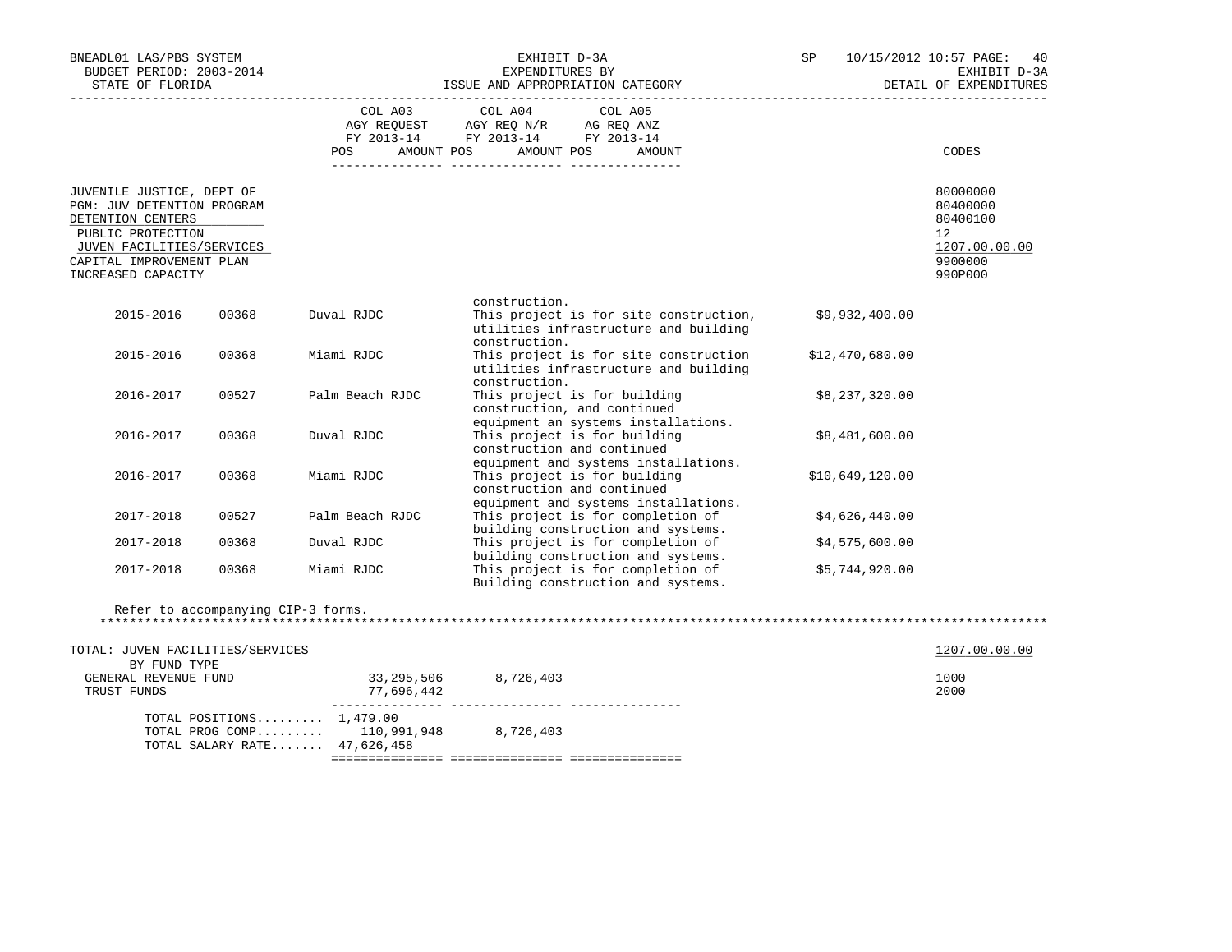BNEADL01 LAS/PBS SYSTEM
BUDGET PERIOD: 2003-2014
STATE OF FLORIDA

EXHIBIT D-3A
EXPENDITURES BY
ISSUE AND APPROPRIATION CATEGORY

SP 10/15/2012 10:57

EXHIBIT D-3A
DETAIL OF EXPENDITURES

| | COL A03 AGY REQUEST FY 2013-14 POS AMOUNT | COL A04 AGY REQ N/R FY 2013-14 POS AMOUNT | COL A05 AG REQ ANZ FY 2013-14 POS AMOUNT | CODES |
|---|---|---|---|---|
| JUVENILE JUSTICE, DEPT OF | | | | 80000000 |
| PGM: JUV DETENTION PROGRAM | | | | 80400000 |
| DETENTION CENTERS | | | | 80400100 |
| PUBLIC PROTECTION | | | | 12 |
| JUVEN FACILITIES/SERVICES | | | | 1207.00.00.00 |
| CAPITAL IMPROVEMENT PLAN | | | | 9900000 |
| INCREASED CAPACITY | | | | 990P000 |

construction.

| Year | Code | Facility | Description | Amount |
|---|---|---|---|---|
| 2015-2016 | 00368 | Duval RJDC | This project is for site construction, utilities infrastructure and building construction. | $9,932,400.00 |
| 2015-2016 | 00368 | Miami RJDC | This project is for site construction utilities infrastructure and building construction. | $12,470,680.00 |
| 2016-2017 | 00527 | Palm Beach RJDC | This project is for building construction, and continued equipment an systems installations. | $8,237,320.00 |
| 2016-2017 | 00368 | Duval RJDC | This project is for building construction and continued equipment and systems installations. | $8,481,600.00 |
| 2016-2017 | 00368 | Miami RJDC | This project is for building construction and continued equipment and systems installations. | $10,649,120.00 |
| 2017-2018 | 00527 | Palm Beach RJDC | This project is for completion of building construction and systems. | $4,626,440.00 |
| 2017-2018 | 00368 | Duval RJDC | This project is for completion of building construction and systems. | $4,575,600.00 |
| 2017-2018 | 00368 | Miami RJDC | This project is for completion of Building construction and systems. | $5,744,920.00 |

Refer to accompanying CIP-3 forms.

*******************************************************************************************************************

| TOTAL: JUVEN FACILITIES/SERVICES | COL A03 | COL A04 | COL A05 | 1207.00.00.00 |
|---|---|---|---|---|
| BY FUND TYPE | | | | |
| GENERAL REVENUE FUND | 33,295,506 | 8,726,403 | | 1000 |
| TRUST FUNDS | 77,696,442 | | | 2000 |
| TOTAL POSITIONS......... | 1,479.00 | | | |
| TOTAL PROG COMP......... | 110,991,948 | 8,726,403 | | |
| TOTAL SALARY RATE....... | 47,626,458 | | | |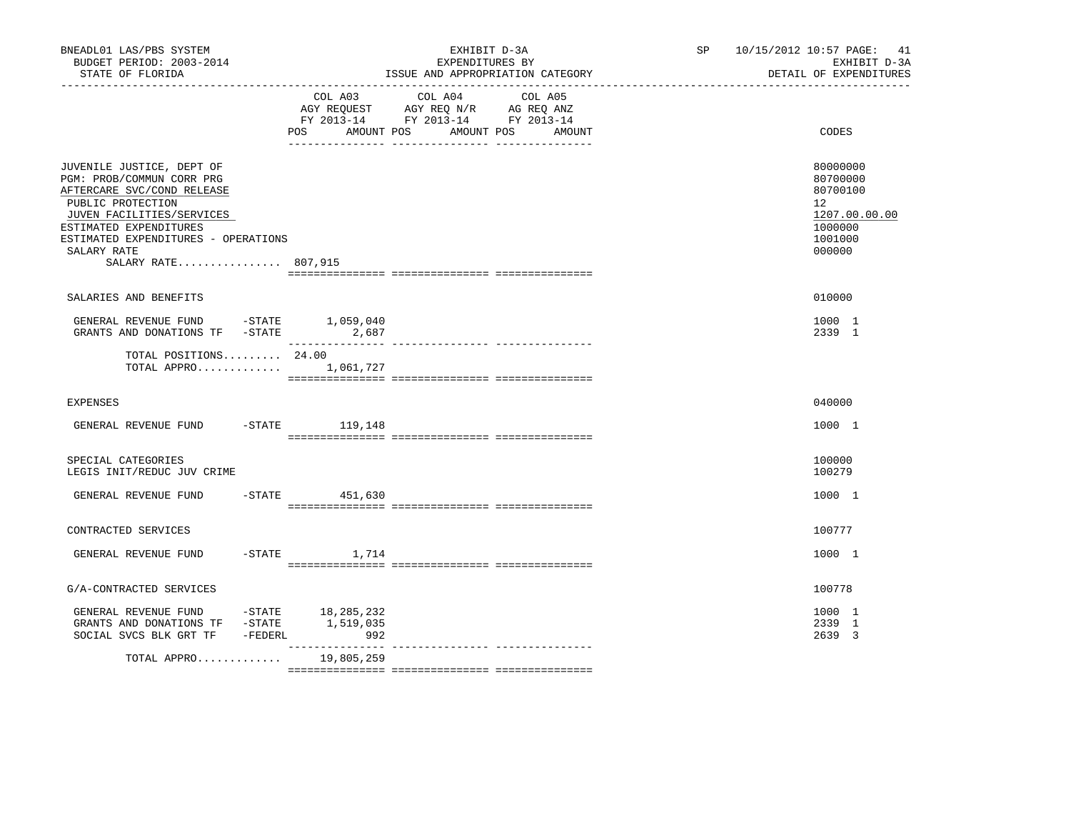BNEADL01 LAS/PBS SYSTEM
BUDGET PERIOD: 2003-2014
STATE OF FLORIDA

EXHIBIT D-3A
EXPENDITURES BY
ISSUE AND APPROPRIATION CATEGORY

SP 10/15/2012 10:57
EXHIBIT D-3A
DETAIL OF EXPENDITURES

| | COL A03 AGY REQUEST FY 2013-14 POS AMOUNT | COL A04 AGY REQ N/R FY 2013-14 POS AMOUNT | COL A05 AG REQ ANZ FY 2013-14 POS AMOUNT | CODES |
|---|---|---|---|---|
| JUVENILE JUSTICE, DEPT OF | | | | 80000000 |
| PGM: PROB/COMMUN CORR PRG | | | | 80700000 |
| AFTERCARE SVC/COND RELEASE | | | | 80700100 |
| PUBLIC PROTECTION | | | | 12 |
| JUVEN FACILITIES/SERVICES | | | | 1207.00.00.00 |
| ESTIMATED EXPENDITURES | | | | 1000000 |
| ESTIMATED EXPENDITURES - OPERATIONS | | | | 1001000 |
| SALARY RATE | | | | 000000 |
| SALARY RATE................ | 807,915 | | | |
| SALARIES AND BENEFITS | | | | 010000 |
| GENERAL REVENUE FUND -STATE | 1,059,040 | | | 1000 1 |
| GRANTS AND DONATIONS TF -STATE | 2,687 | | | 2339 1 |
| TOTAL POSITIONS......... | 24.00 | | | |
| TOTAL APPRO............. | 1,061,727 | | | |
| EXPENSES | | | | 040000 |
| GENERAL REVENUE FUND -STATE | 119,148 | | | 1000 1 |
| SPECIAL CATEGORIES | | | | 100000 |
| LEGIS INIT/REDUC JUV CRIME | | | | 100279 |
| GENERAL REVENUE FUND -STATE | 451,630 | | | 1000 1 |
| CONTRACTED SERVICES | | | | 100777 |
| GENERAL REVENUE FUND -STATE | 1,714 | | | 1000 1 |
| G/A-CONTRACTED SERVICES | | | | 100778 |
| GENERAL REVENUE FUND -STATE | 18,285,232 | | | 1000 1 |
| GRANTS AND DONATIONS TF -STATE | 1,519,035 | | | 2339 1 |
| SOCIAL SVCS BLK GRT TF -FEDERL | 992 | | | 2639 3 |
| TOTAL APPRO............. | 19,805,259 | | | |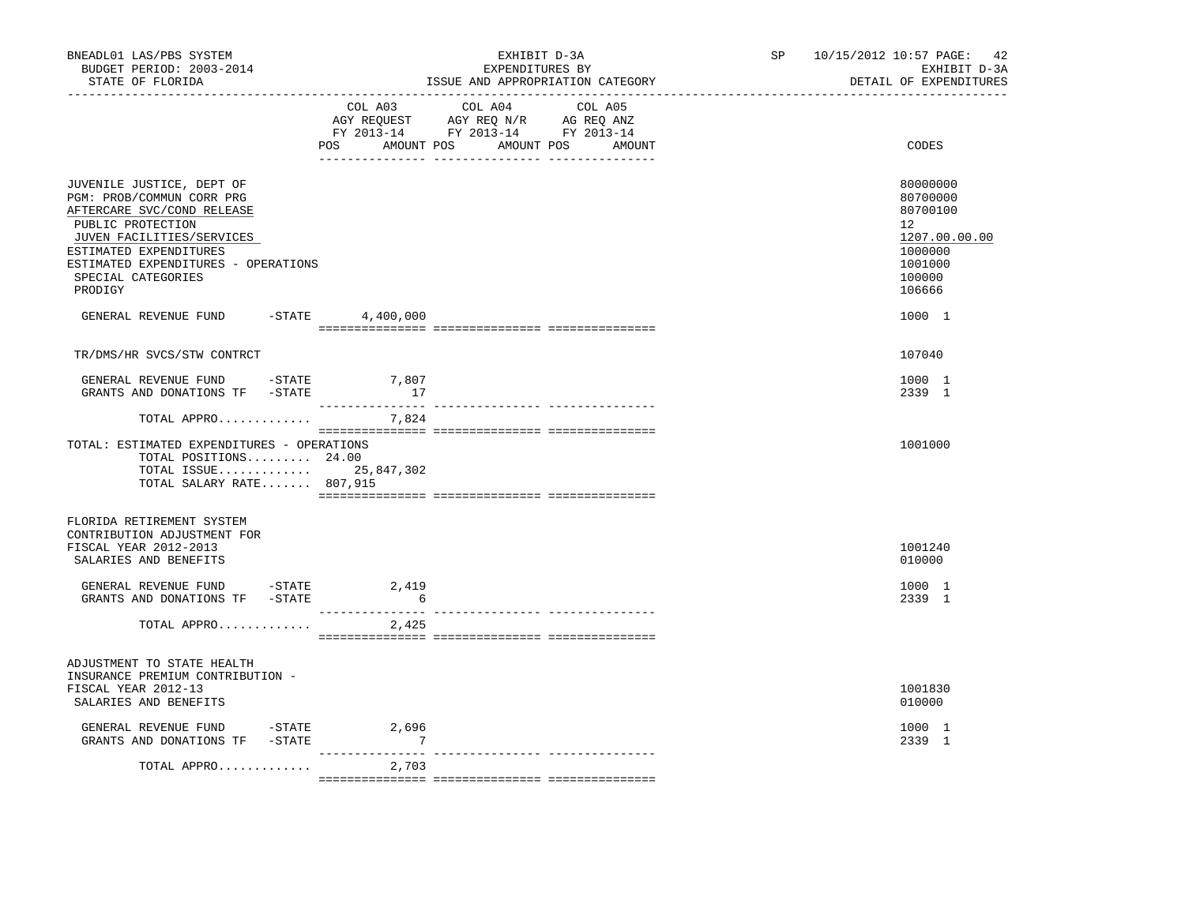BNEADL01 LAS/PBS SYSTEM — EXHIBIT D-3A — EXPENDITURES BY ISSUE AND APPROPRIATION CATEGORY
BUDGET PERIOD: 2003-2014 — STATE OF FLORIDA — SP 10/15/2012 10:57 — EXHIBIT D-3A DETAIL OF EXPENDITURES

| | COL A03 AGY REQUEST FY 2013-14 POS AMOUNT | COL A04 AGY REQ N/R FY 2013-14 POS AMOUNT | COL A05 AG REQ ANZ FY 2013-14 POS AMOUNT | CODES |
|---|---|---|---|---|
| JUVENILE JUSTICE, DEPT OF | | | | 80000000 |
| PGM: PROB/COMMUN CORR PRG | | | | 80700000 |
| AFTERCARE SVC/COND RELEASE | | | | 80700100 |
| PUBLIC PROTECTION | | | | 12 |
| JUVEN FACILITIES/SERVICES | | | | 1207.00.00.00 |
| ESTIMATED EXPENDITURES | | | | 1000000 |
| ESTIMATED EXPENDITURES - OPERATIONS | | | | 1001000 |
| SPECIAL CATEGORIES | | | | 100000 |
| PRODIGY | | | | 106666 |
| GENERAL REVENUE FUND -STATE | 4,400,000 | | | 1000 1 |
| TR/DMS/HR SVCS/STW CONTRCT | | | | 107040 |
| GENERAL REVENUE FUND -STATE | 7,807 | | | 1000 1 |
| GRANTS AND DONATIONS TF -STATE | 17 | | | 2339 1 |
| TOTAL APPRO............ | 7,824 | | | |
| TOTAL: ESTIMATED EXPENDITURES - OPERATIONS | | | | 1001000 |
| TOTAL POSITIONS......... | 24.00 | | | |
| TOTAL ISSUE............ | 25,847,302 | | | |
| TOTAL SALARY RATE....... | 807,915 | | | |
| FLORIDA RETIREMENT SYSTEM CONTRIBUTION ADJUSTMENT FOR FISCAL YEAR 2012-2013 | | | | 1001240 |
| SALARIES AND BENEFITS | | | | 010000 |
| GENERAL REVENUE FUND -STATE | 2,419 | | | 1000 1 |
| GRANTS AND DONATIONS TF -STATE | 6 | | | 2339 1 |
| TOTAL APPRO............ | 2,425 | | | |
| ADJUSTMENT TO STATE HEALTH INSURANCE PREMIUM CONTRIBUTION - FISCAL YEAR 2012-13 | | | | 1001830 |
| SALARIES AND BENEFITS | | | | 010000 |
| GENERAL REVENUE FUND -STATE | 2,696 | | | 1000 1 |
| GRANTS AND DONATIONS TF -STATE | 7 | | | 2339 1 |
| TOTAL APPRO............ | 2,703 | | | |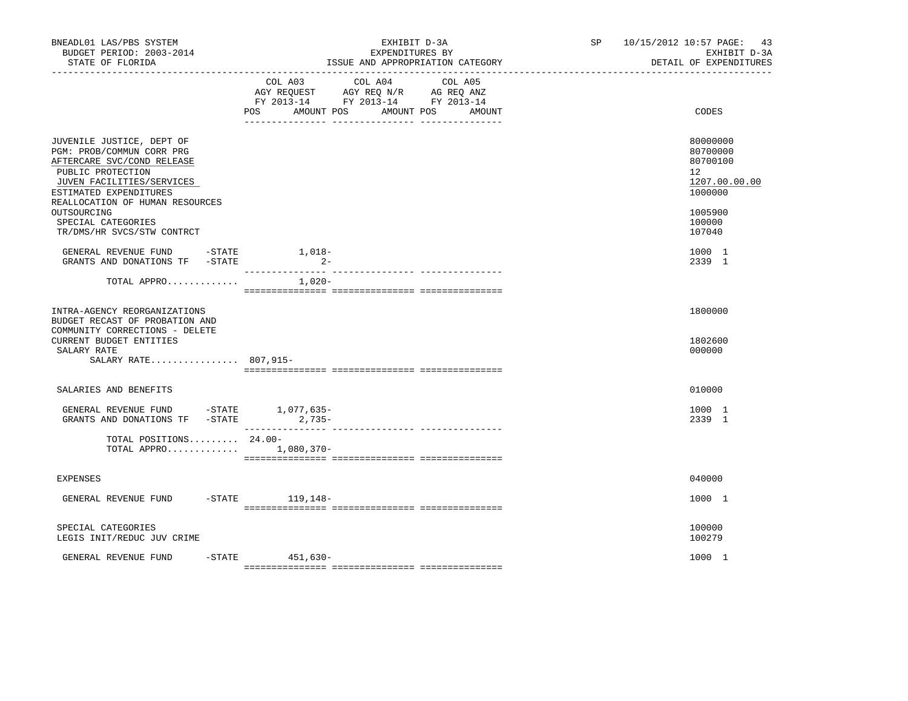BNEADL01 LAS/PBS SYSTEM
BUDGET PERIOD: 2003-2014
STATE OF FLORIDA

EXHIBIT D-3A
EXPENDITURES BY
ISSUE AND APPROPRIATION CATEGORY

SP 10/15/2012 10:57 PAGE: 43
EXHIBIT D-3A
DETAIL OF EXPENDITURES

| | COL A03 AGY REQUEST FY 2013-14 POS | AMOUNT | COL A04 AGY REQ N/R FY 2013-14 POS | AMOUNT | COL A05 AG REQ ANZ FY 2013-14 POS | AMOUNT | CODES |
|---|---|---|---|---|---|---|---|
| JUVENILE JUSTICE, DEPT OF | | | | | | | 80000000 |
| PGM: PROB/COMMUN CORR PRG | | | | | | | 80700000 |
| AFTERCARE SVC/COND RELEASE | | | | | | | 80700100 |
| PUBLIC PROTECTION | | | | | | | 12 |
| JUVEN FACILITIES/SERVICES | | | | | | | 1207.00.00.00 |
| ESTIMATED EXPENDITURES | | | | | | | 1000000 |
| REALLOCATION OF HUMAN RESOURCES OUTSOURCING | | | | | | | 1005900 |
| SPECIAL CATEGORIES | | | | | | | 100000 |
| TR/DMS/HR SVCS/STW CONTRCT | | | | | | | 107040 |
| GENERAL REVENUE FUND -STATE | | 1,018- | | | | | 1000 1 |
| GRANTS AND DONATIONS TF -STATE | | 2- | | | | | 2339 1 |
| TOTAL APPRO............ | | 1,020- | | | | | |
| INTRA-AGENCY REORGANIZATIONS | | | | | | | 1800000 |
| BUDGET RECAST OF PROBATION AND COMMUNITY CORRECTIONS - DELETE CURRENT BUDGET ENTITIES | | | | | | | 1802600 |
| SALARY RATE | | | | | | | 000000 |
| SALARY RATE................ | 807,915- | | | | | | |
| SALARIES AND BENEFITS | | | | | | | 010000 |
| GENERAL REVENUE FUND -STATE | | 1,077,635- | | | | | 1000 1 |
| GRANTS AND DONATIONS TF -STATE | | 2,735- | | | | | 2339 1 |
| TOTAL POSITIONS......... | 24.00- | | | | | | |
| TOTAL APPRO............ | | 1,080,370- | | | | | |
| EXPENSES | | | | | | | 040000 |
| GENERAL REVENUE FUND -STATE | | 119,148- | | | | | 1000 1 |
| SPECIAL CATEGORIES | | | | | | | 100000 |
| LEGIS INIT/REDUC JUV CRIME | | | | | | | 100279 |
| GENERAL REVENUE FUND -STATE | | 451,630- | | | | | 1000 1 |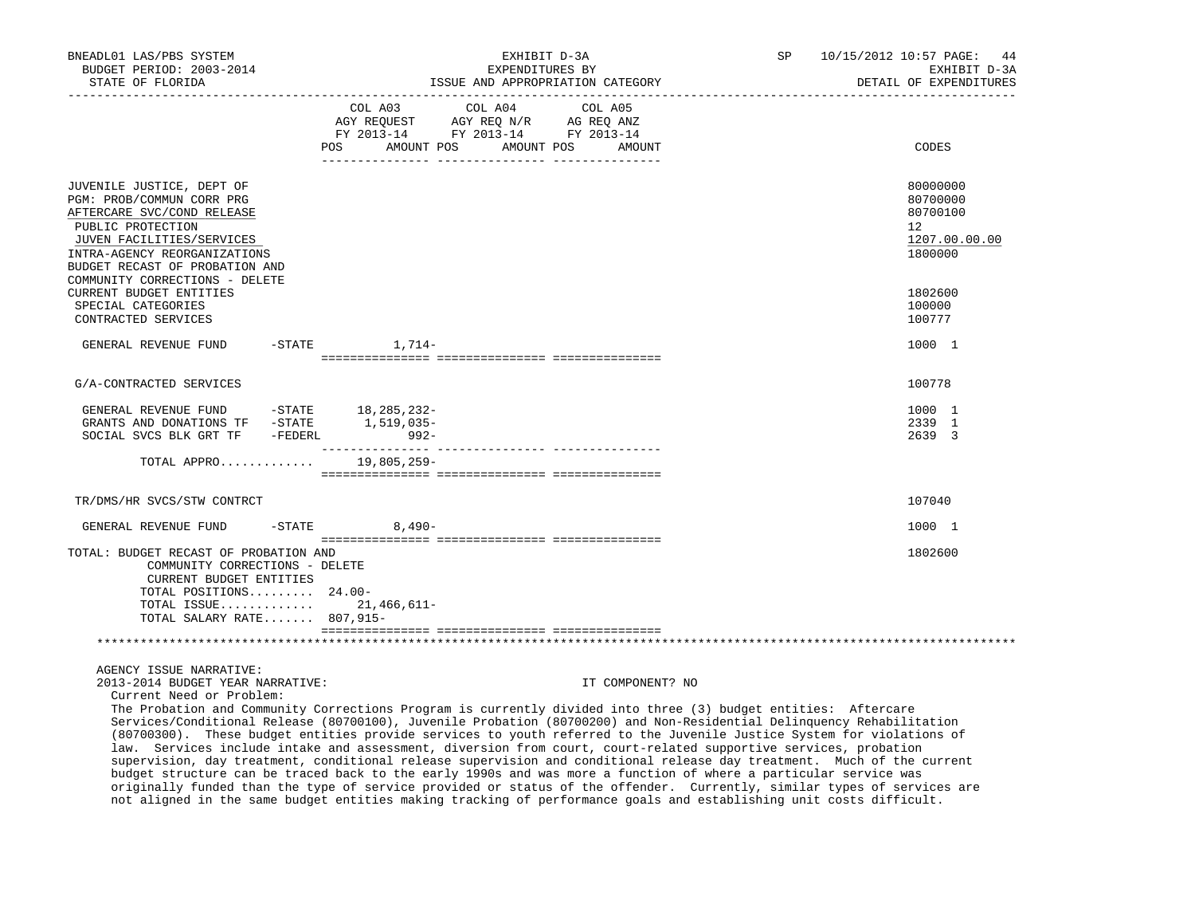BNEADL01 LAS/PBS SYSTEM — EXHIBIT D-3A — EXPENDITURES BY ISSUE AND APPROPRIATION CATEGORY — DETAIL OF EXPENDITURES

BUDGET PERIOD: 2003-2014 — STATE OF FLORIDA — SP 10/15/2012 10:57

| | COL A03 AGY REQUEST FY 2013-14 POS | AMOUNT | COL A04 AGY REQ N/R FY 2013-14 POS | AMOUNT | COL A05 AG REQ ANZ FY 2013-14 POS | AMOUNT | CODES |
|---|---|---|---|---|---|---|---|
| JUVENILE JUSTICE, DEPT OF | | | | | | | 80000000 |
| PGM: PROB/COMMUN CORR PRG | | | | | | | 80700000 |
| AFTERCARE SVC/COND RELEASE | | | | | | | 80700100 |
| PUBLIC PROTECTION | | | | | | | 12 |
| JUVEN FACILITIES/SERVICES | | | | | | | 1207.00.00.00 |
| INTRA-AGENCY REORGANIZATIONS | | | | | | | 1800000 |
| BUDGET RECAST OF PROBATION AND COMMUNITY CORRECTIONS - DELETE CURRENT BUDGET ENTITIES | | | | | | | 1802600 |
| SPECIAL CATEGORIES | | | | | | | 100000 |
| CONTRACTED SERVICES | | | | | | | 100777 |
| GENERAL REVENUE FUND -STATE | | 1,714- | | | | | 1000 1 |
| G/A-CONTRACTED SERVICES | | | | | | | 100778 |
| GENERAL REVENUE FUND -STATE | | 18,285,232- | | | | | 1000 1 |
| GRANTS AND DONATIONS TF -STATE | | 1,519,035- | | | | | 2339 1 |
| SOCIAL SVCS BLK GRT TF -FEDERL | | 992- | | | | | 2639 3 |
| TOTAL APPRO............ | | 19,805,259- | | | | | |
| TR/DMS/HR SVCS/STW CONTRCT | | | | | | | 107040 |
| GENERAL REVENUE FUND -STATE | | 8,490- | | | | | 1000 1 |
| TOTAL: BUDGET RECAST OF PROBATION AND COMMUNITY CORRECTIONS - DELETE CURRENT BUDGET ENTITIES | | | | | | | 1802600 |
| TOTAL POSITIONS......... | 24.00- | | | | | | |
| TOTAL ISSUE............ | | 21,466,611- | | | | | |
| TOTAL SALARY RATE....... | | 807,915- | | | | | |

AGENCY ISSUE NARRATIVE:

2013-2014 BUDGET YEAR NARRATIVE: IT COMPONENT? NO

Current Need or Problem:

The Probation and Community Corrections Program is currently divided into three (3) budget entities: Aftercare Services/Conditional Release (80700100), Juvenile Probation (80700200) and Non-Residential Delinquency Rehabilitation (80700300). These budget entities provide services to youth referred to the Juvenile Justice System for violations of law. Services include intake and assessment, diversion from court, court-related supportive services, probation supervision, day treatment, conditional release supervision and conditional release day treatment. Much of the current budget structure can be traced back to the early 1990s and was more a function of where a particular service was originally funded than the type of service provided or status of the offender. Currently, similar types of services are not aligned in the same budget entities making tracking of performance goals and establishing unit costs difficult.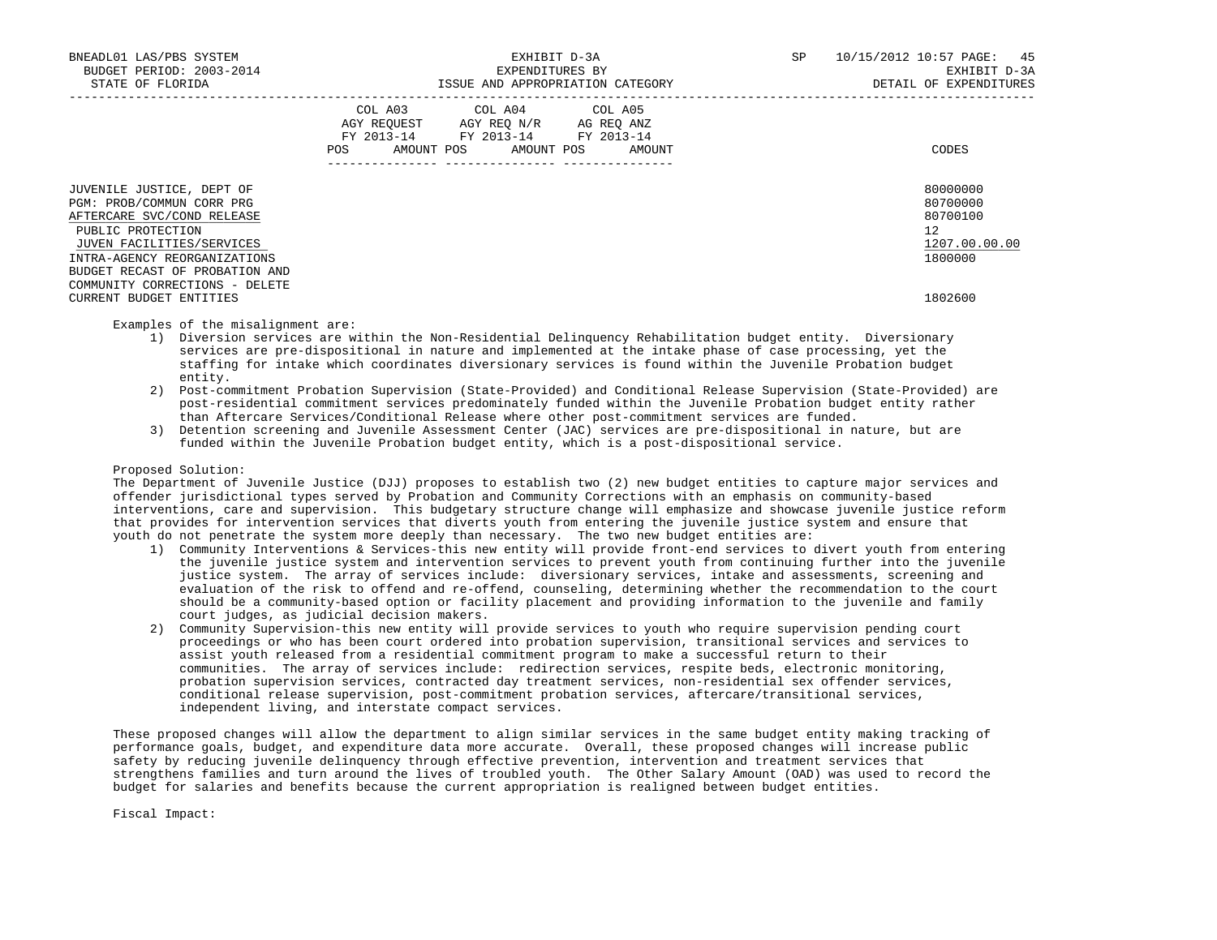| | COL A03 AGY REQUEST FY 2013-14 POS AMOUNT | COL A04 AGY REQ N/R FY 2013-14 POS AMOUNT | COL A05 AG REQ ANZ FY 2013-14 POS AMOUNT | CODES |
|---|---|---|---|---|
| JUVENILE JUSTICE, DEPT OF | | | | 80000000 |
| PGM: PROB/COMMUN CORR PRG | | | | 80700000 |
| AFTERCARE SVC/COND RELEASE | | | | 80700100 |
| PUBLIC PROTECTION | | | | 12 |
| JUVEN FACILITIES/SERVICES | | | | 1207.00.00.00 |
| INTRA-AGENCY REORGANIZATIONS | | | | 1800000 |
| BUDGET RECAST OF PROBATION AND COMMUNITY CORRECTIONS - DELETE CURRENT BUDGET ENTITIES | | | | 1802600 |

Examples of the misalignment are:

1) Diversion services are within the Non-Residential Delinquency Rehabilitation budget entity. Diversionary services are pre-dispositional in nature and implemented at the intake phase of case processing, yet the staffing for intake which coordinates diversionary services is found within the Juvenile Probation budget entity.
2) Post-commitment Probation Supervision (State-Provided) and Conditional Release Supervision (State-Provided) are post-residential commitment services predominately funded within the Juvenile Probation budget entity rather than Aftercare Services/Conditional Release where other post-commitment services are funded.
3) Detention screening and Juvenile Assessment Center (JAC) services are pre-dispositional in nature, but are funded within the Juvenile Probation budget entity, which is a post-dispositional service.

Proposed Solution:

The Department of Juvenile Justice (DJJ) proposes to establish two (2) new budget entities to capture major services and offender jurisdictional types served by Probation and Community Corrections with an emphasis on community-based interventions, care and supervision. This budgetary structure change will emphasize and showcase juvenile justice reform that provides for intervention services that diverts youth from entering the juvenile justice system and ensure that youth do not penetrate the system more deeply than necessary. The two new budget entities are:

1) Community Interventions & Services-this new entity will provide front-end services to divert youth from entering the juvenile justice system and intervention services to prevent youth from continuing further into the juvenile justice system. The array of services include: diversionary services, intake and assessments, screening and evaluation of the risk to offend and re-offend, counseling, determining whether the recommendation to the court should be a community-based option or facility placement and providing information to the juvenile and family court judges, as judicial decision makers.
2) Community Supervision-this new entity will provide services to youth who require supervision pending court proceedings or who has been court ordered into probation supervision, transitional services and services to assist youth released from a residential commitment program to make a successful return to their communities. The array of services include: redirection services, respite beds, electronic monitoring, probation supervision services, contracted day treatment services, non-residential sex offender services, conditional release supervision, post-commitment probation services, aftercare/transitional services, independent living, and interstate compact services.

These proposed changes will allow the department to align similar services in the same budget entity making tracking of performance goals, budget, and expenditure data more accurate. Overall, these proposed changes will increase public safety by reducing juvenile delinquency through effective prevention, intervention and treatment services that strengthens families and turn around the lives of troubled youth. The Other Salary Amount (OAD) was used to record the budget for salaries and benefits because the current appropriation is realigned between budget entities.

Fiscal Impact: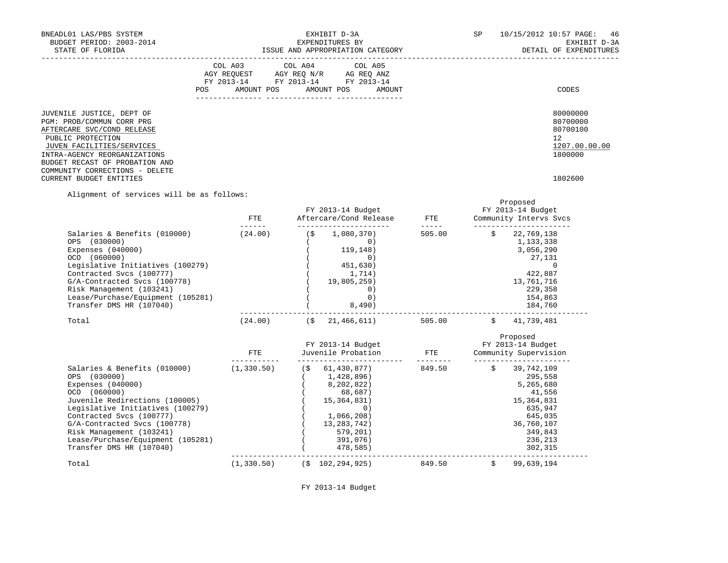| | COL A03 AGY REQUEST FY 2013-14 | | COL A04 AGY REQ N/R FY 2013-14 | | COL A05 AG REQ ANZ FY 2013-14 | | |
|---|---|---|---|---|---|---|---|
| | POS | AMOUNT | POS | AMOUNT | POS | AMOUNT | CODES |
| JUVENILE JUSTICE, DEPT OF | | | | | | | 80000000 |
| PGM: PROB/COMMUN CORR PRG | | | | | | | 80700000 |
| AFTERCARE SVC/COND RELEASE | | | | | | | 80700100 |
| PUBLIC PROTECTION | | | | | | | 12 |
| JUVEN FACILITIES/SERVICES | | | | | | | 1207.00.00.00 |
| INTRA-AGENCY REORGANIZATIONS | | | | | | | 1800000 |
| BUDGET RECAST OF PROBATION AND COMMUNITY CORRECTIONS - DELETE CURRENT BUDGET ENTITIES | | | | | | | 1802600 |

Alignment of services will be as follows:

| | FTE | FY 2013-14 Budget Aftercare/Cond Release | FTE | Proposed FY 2013-14 Budget Community Intervs Svcs |
|---|---|---|---|---|
| Salaries & Benefits (010000) | (24.00) | ($ 1,080,370) | 505.00 | $ 22,769,138 |
| OPS (030000) | | ( 0) | | 1,133,338 |
| Expenses (040000) | | ( 119,148) | | 3,056,290 |
| OCO (060000) | | ( 0) | | 27,131 |
| Legislative Initiatives (100279) | | ( 451,630) | | 0 |
| Contracted Svcs (100777) | | ( 1,714) | | 422,887 |
| G/A-Contracted Svcs (100778) | | ( 19,805,259) | | 13,761,716 |
| Risk Management (103241) | | ( 0) | | 229,358 |
| Lease/Purchase/Equipment (105281) | | ( 0) | | 154,863 |
| Transfer DMS HR (107040) | | ( 8,490) | | 184,760 |
| Total | (24.00) | ($ 21,466,611) | 505.00 | $ 41,739,481 |

| | FTE | FY 2013-14 Budget Juvenile Probation | FTE | Proposed FY 2013-14 Budget Community Supervision |
|---|---|---|---|---|
| Salaries & Benefits (010000) | (1,330.50) | ($ 61,430,877) | 849.50 | $ 39,742,109 |
| OPS (030000) | | ( 1,428,896) | | 295,558 |
| Expenses (040000) | | ( 8,202,822) | | 5,265,680 |
| OCO (060000) | | ( 68,687) | | 41,556 |
| Juvenile Redirections (100005) | | ( 15,364,831) | | 15,364,831 |
| Legislative Initiatives (100279) | | ( 0) | | 635,947 |
| Contracted Svcs (100777) | | ( 1,066,208) | | 645,035 |
| G/A-Contracted Svcs (100778) | | ( 13,283,742) | | 36,760,107 |
| Risk Management (103241) | | ( 579,201) | | 349,843 |
| Lease/Purchase/Equipment (105281) | | ( 391,076) | | 236,213 |
| Transfer DMS HR (107040) | | ( 478,585) | | 302,315 |
| Total | (1,330.50) | ($ 102,294,925) | 849.50 | $ 99,639,194 |

FY 2013-14 Budget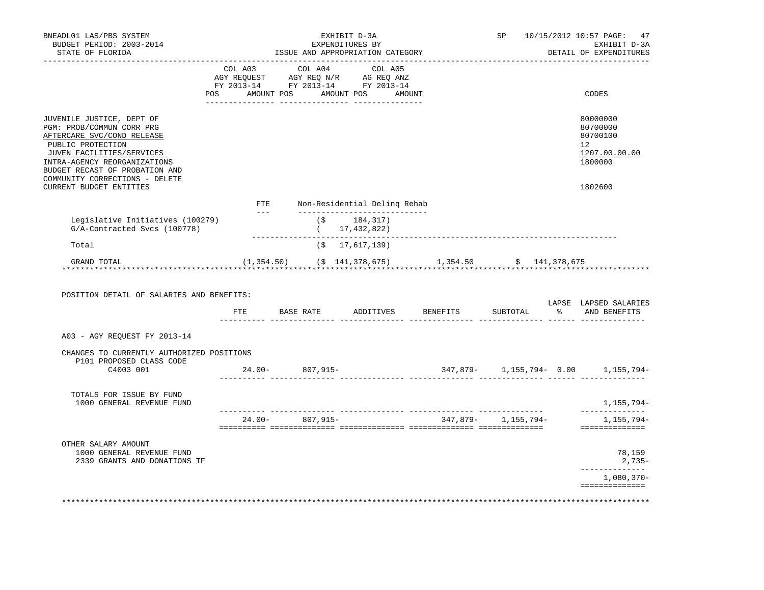BNEADL01 LAS/PBS SYSTEM
BUDGET PERIOD: 2003-2014
STATE OF FLORIDA

EXHIBIT D-3A
EXPENDITURES BY
ISSUE AND APPROPRIATION CATEGORY

SP 10/15/2012 10:57

EXHIBIT D-3A
DETAIL OF EXPENDITURES

| | COL A03 AGY REQUEST FY 2013-14 POS | AMOUNT | COL A04 AGY REQ N/R FY 2013-14 POS | AMOUNT | COL A05 AG REQ ANZ FY 2013-14 POS | AMOUNT | CODES |
|---|---|---|---|---|---|---|---|
| JUVENILE JUSTICE, DEPT OF | | | | | | | 80000000 |
| PGM: PROB/COMMUN CORR PRG | | | | | | | 80700000 |
| AFTERCARE SVC/COND RELEASE | | | | | | | 80700100 |
| PUBLIC PROTECTION | | | | | | | 12 |
| JUVEN FACILITIES/SERVICES | | | | | | | 1207.00.00.00 |
| INTRA-AGENCY REORGANIZATIONS | | | | | | | 1800000 |
| BUDGET RECAST OF PROBATION AND COMMUNITY CORRECTIONS - DELETE CURRENT BUDGET ENTITIES | | | | | | | 1802600 |

| | FTE | Non-Residential Delinq Rehab |
|---|---|---|
| Legislative Initiatives (100279) | | ($ 184,317) |
| G/A-Contracted Svcs (100778) | | ( 17,432,822) |
| Total | | ($ 17,617,139) |
| GRAND TOTAL | (1,354.50) | ($ 141,378,675) 1,354.50 $ 141,378,675 |

POSITION DETAIL OF SALARIES AND BENEFITS:

| | FTE | BASE RATE | ADDITIVES | BENEFITS | SUBTOTAL | LAPSE % | LAPSED SALARIES AND BENEFITS |
|---|---|---|---|---|---|---|---|
| A03 - AGY REQUEST FY 2013-14 | | | | | | | |
| CHANGES TO CURRENTLY AUTHORIZED POSITIONS | | | | | | | |
| P101 PROPOSED CLASS CODE | | | | | | | |
| C4003 001 | 24.00- | 807,915- | | 347,879- | 1,155,794- | 0.00 | 1,155,794- |
| TOTALS FOR ISSUE BY FUND | | | | | | | |
| 1000 GENERAL REVENUE FUND | | | | | | | 1,155,794- |
| | 24.00- | 807,915- | | 347,879- | 1,155,794- | | 1,155,794- |
| OTHER SALARY AMOUNT | | | | | | | |
| 1000 GENERAL REVENUE FUND | | | | | | | 78,159 |
| 2339 GRANTS AND DONATIONS TF | | | | | | | 2,735- |
| | | | | | | | 1,080,370- |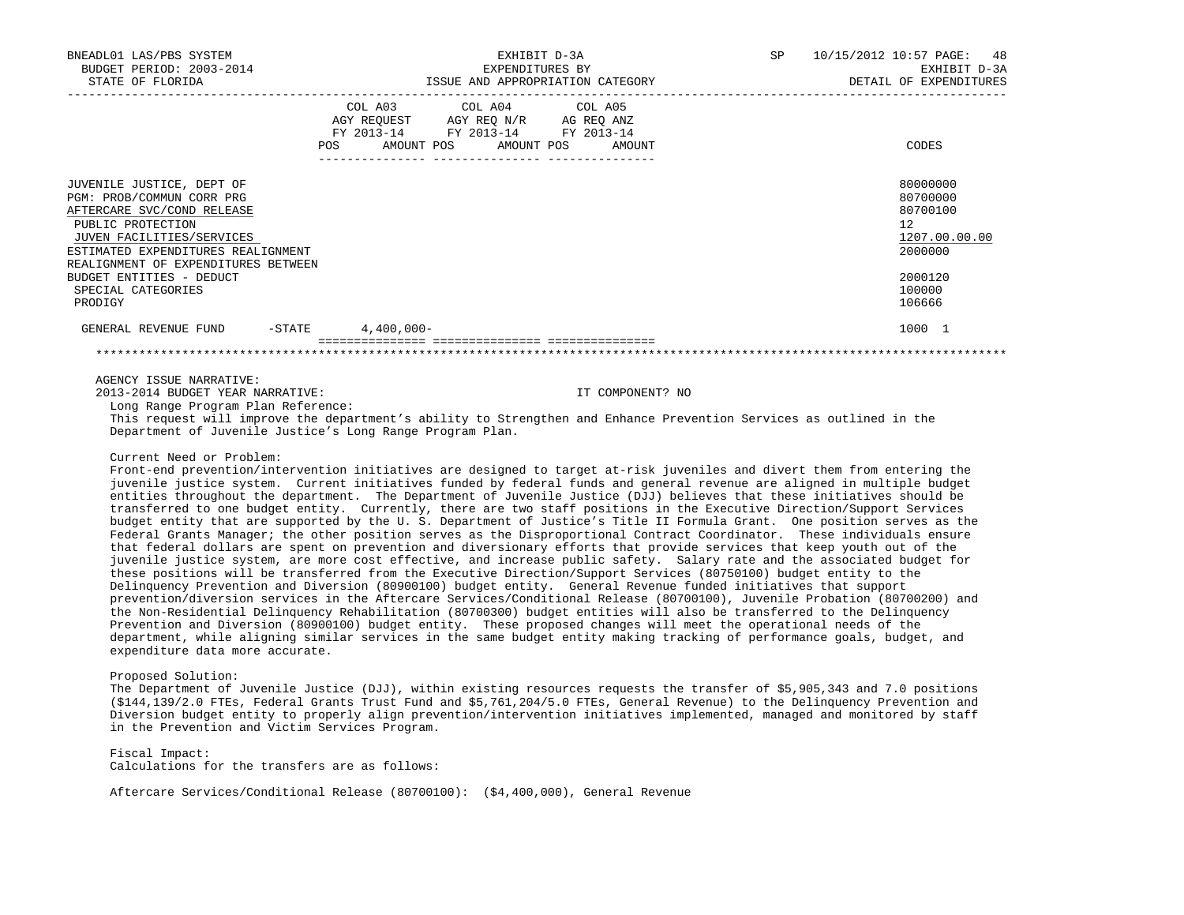BNEADL01 LAS/PBS SYSTEM — EXHIBIT D-3A — SP 10/15/2012 10:57
BUDGET PERIOD: 2003-2014 — EXPENDITURES BY — EXHIBIT D-3A
STATE OF FLORIDA — ISSUE AND APPROPRIATION CATEGORY — DETAIL OF EXPENDITURES

| | COL A03 AGY REQUEST FY 2013-14 POS AMOUNT | COL A04 AGY REQ N/R FY 2013-14 POS AMOUNT | COL A05 AG REQ ANZ FY 2013-14 POS AMOUNT | CODES |
|---|---|---|---|---|
| JUVENILE JUSTICE, DEPT OF | | | | 80000000 |
| PGM: PROB/COMMUN CORR PRG | | | | 80700000 |
| AFTERCARE SVC/COND RELEASE | | | | 80700100 |
| PUBLIC PROTECTION | | | | 12 |
| JUVEN FACILITIES/SERVICES | | | | 1207.00.00.00 |
| ESTIMATED EXPENDITURES REALIGNMENT | | | | 2000000 |
| REALIGNMENT OF EXPENDITURES BETWEEN BUDGET ENTITIES - DEDUCT | | | | 2000120 |
| SPECIAL CATEGORIES | | | | 100000 |
| PRODIGY | | | | 106666 |
| GENERAL REVENUE FUND -STATE | 4,400,000- | | | 1000 1 |

AGENCY ISSUE NARRATIVE:

2013-2014 BUDGET YEAR NARRATIVE: IT COMPONENT? NO

Long Range Program Plan Reference:

This request will improve the department's ability to Strengthen and Enhance Prevention Services as outlined in the Department of Juvenile Justice's Long Range Program Plan.

Current Need or Problem:

Front-end prevention/intervention initiatives are designed to target at-risk juveniles and divert them from entering the juvenile justice system. Current initiatives funded by federal funds and general revenue are aligned in multiple budget entities throughout the department. The Department of Juvenile Justice (DJJ) believes that these initiatives should be transferred to one budget entity. Currently, there are two staff positions in the Executive Direction/Support Services budget entity that are supported by the U. S. Department of Justice's Title II Formula Grant. One position serves as the Federal Grants Manager; the other position serves as the Disproportional Contract Coordinator. These individuals ensure that federal dollars are spent on prevention and diversionary efforts that provide services that keep youth out of the juvenile justice system, are more cost effective, and increase public safety. Salary rate and the associated budget for these positions will be transferred from the Executive Direction/Support Services (80750100) budget entity to the Delinquency Prevention and Diversion (80900100) budget entity. General Revenue funded initiatives that support prevention/diversion services in the Aftercare Services/Conditional Release (80700100), Juvenile Probation (80700200) and the Non-Residential Delinquency Rehabilitation (80700300) budget entities will also be transferred to the Delinquency Prevention and Diversion (80900100) budget entity. These proposed changes will meet the operational needs of the department, while aligning similar services in the same budget entity making tracking of performance goals, budget, and expenditure data more accurate.

Proposed Solution:

The Department of Juvenile Justice (DJJ), within existing resources requests the transfer of $5,905,343 and 7.0 positions ($144,139/2.0 FTEs, Federal Grants Trust Fund and $5,761,204/5.0 FTEs, General Revenue) to the Delinquency Prevention and Diversion budget entity to properly align prevention/intervention initiatives implemented, managed and monitored by staff in the Prevention and Victim Services Program.

Fiscal Impact:

Calculations for the transfers are as follows:

Aftercare Services/Conditional Release (80700100): ($4,400,000), General Revenue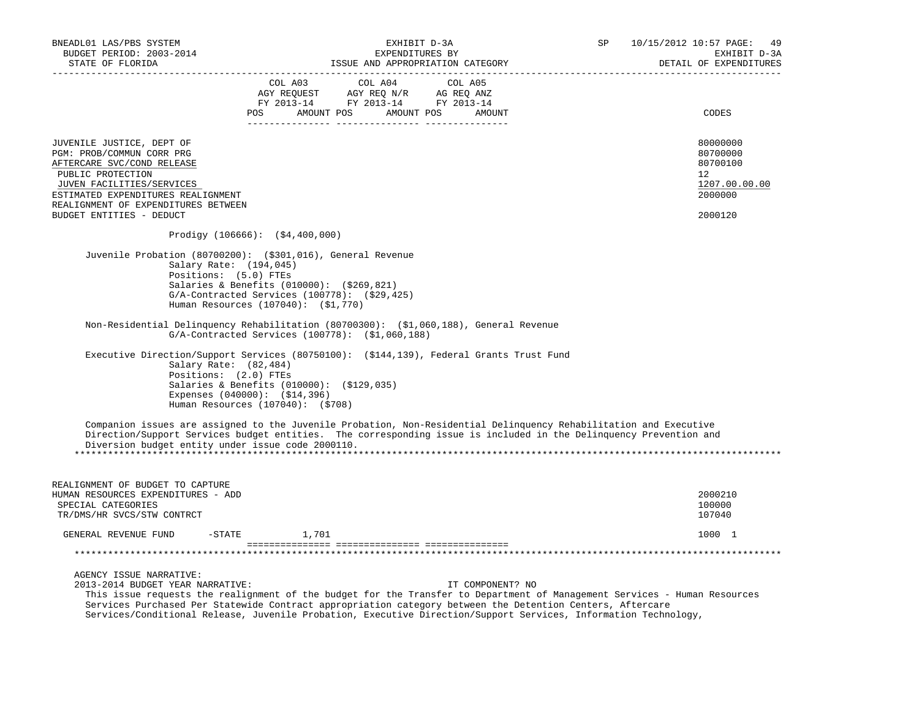| | COL A03 AGY REQUEST FY 2013-14 POS AMOUNT | COL A04 AGY REQ N/R FY 2013-14 POS AMOUNT | COL A05 AG REQ ANZ FY 2013-14 POS AMOUNT | CODES |
|---|---|---|---|---|
| JUVENILE JUSTICE, DEPT OF | | | | 80000000 |
| PGM: PROB/COMMUN CORR PRG | | | | 80700000 |
| AFTERCARE SVC/COND RELEASE | | | | 80700100 |
| PUBLIC PROTECTION | | | | 12 |
| JUVEN FACILITIES/SERVICES | | | | 1207.00.00.00 |
| ESTIMATED EXPENDITURES REALIGNMENT | | | | 2000000 |
| REALIGNMENT OF EXPENDITURES BETWEEN BUDGET ENTITIES - DEDUCT | | | | 2000120 |

Prodigy (106666): ($4,400,000)

Juvenile Probation (80700200): ($301,016), General Revenue
- Salary Rate: (194,045)
- Positions: (5.0) FTEs
- Salaries & Benefits (010000): ($269,821)
- G/A-Contracted Services (100778): ($29,425)
- Human Resources (107040): ($1,770)

Non-Residential Delinquency Rehabilitation (80700300): ($1,060,188), General Revenue
- G/A-Contracted Services (100778): ($1,060,188)

Executive Direction/Support Services (80750100): ($144,139), Federal Grants Trust Fund
- Salary Rate: (82,484)
- Positions: (2.0) FTEs
- Salaries & Benefits (010000): ($129,035)
- Expenses (040000): ($14,396)
- Human Resources (107040): ($708)

Companion issues are assigned to the Juvenile Probation, Non-Residential Delinquency Rehabilitation and Executive Direction/Support Services budget entities. The corresponding issue is included in the Delinquency Prevention and Diversion budget entity under issue code 2000110.

*******************************************************************************************************************

| | COL A03 | COL A04 | COL A05 | CODES |
|---|---|---|---|---|
| REALIGNMENT OF BUDGET TO CAPTURE HUMAN RESOURCES EXPENDITURES - ADD | | | | 2000210 |
| SPECIAL CATEGORIES | | | | 100000 |
| TR/DMS/HR SVCS/STW CONTRCT | | | | 107040 |
| GENERAL REVENUE FUND -STATE | 1,701 | | | 1000 1 |

*******************************************************************************************************************

AGENCY ISSUE NARRATIVE:

2013-2014 BUDGET YEAR NARRATIVE: IT COMPONENT? NO

This issue requests the realignment of the budget for the Transfer to Department of Management Services - Human Resources Services Purchased Per Statewide Contract appropriation category between the Detention Centers, Aftercare Services/Conditional Release, Juvenile Probation, Executive Direction/Support Services, Information Technology,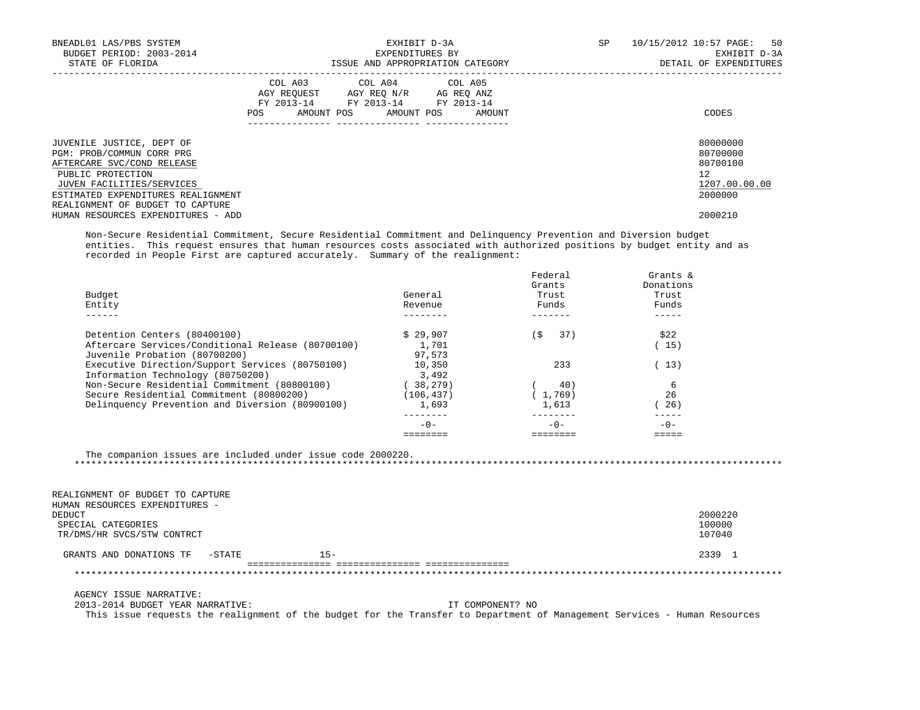| | COL A03 AGY REQUEST FY 2013-14 POS AMOUNT | COL A04 AGY REQ N/R FY 2013-14 POS AMOUNT | COL A05 AG REQ ANZ FY 2013-14 POS AMOUNT | CODES |
|---|---|---|---|---|
| JUVENILE JUSTICE, DEPT OF | | | | 80000000 |
| PGM: PROB/COMMUN CORR PRG | | | | 80700000 |
| AFTERCARE SVC/COND RELEASE | | | | 80700100 |
| PUBLIC PROTECTION | | | | 12 |
| JUVEN FACILITIES/SERVICES | | | | 1207.00.00.00 |
| ESTIMATED EXPENDITURES REALIGNMENT | | | | 2000000 |
| REALIGNMENT OF BUDGET TO CAPTURE HUMAN RESOURCES EXPENDITURES - ADD | | | | 2000210 |

Non-Secure Residential Commitment, Secure Residential Commitment and Delinquency Prevention and Diversion budget entities. This request ensures that human resources costs associated with authorized positions by budget entity and as recorded in People First are captured accurately. Summary of the realignment:

| Budget Entity | General Revenue | Federal Grants Trust Funds | Grants & Donations Trust Funds |
|---|---|---|---|
| Detention Centers (80400100) | $ 29,907 | ($ 37) | $22 |
| Aftercare Services/Conditional Release (80700100) | 1,701 | | ( 15) |
| Juvenile Probation (80700200) | 97,573 | | |
| Executive Direction/Support Services (80750100) | 10,350 | 233 | ( 13) |
| Information Technology (80750200) | 3,492 | | |
| Non-Secure Residential Commitment (80800100) | ( 38,279) | ( 40) | 6 |
| Secure Residential Commitment (80800200) | (106,437) | ( 1,769) | 26 |
| Delinquency Prevention and Diversion (80900100) | 1,693 | 1,613 | ( 26) |
| | -0- | -0- | -0- |

The companion issues are included under issue code 2000220.

***

| | COL A03 | COL A04 | COL A05 | CODES |
|---|---|---|---|---|
| REALIGNMENT OF BUDGET TO CAPTURE HUMAN RESOURCES EXPENDITURES - DEDUCT | | | | 2000220 |
| SPECIAL CATEGORIES | | | | 100000 |
| TR/DMS/HR SVCS/STW CONTRCT | | | | 107040 |
| GRANTS AND DONATIONS TF -STATE | 15- | | | 2339 1 |

***

AGENCY ISSUE NARRATIVE:

2013-2014 BUDGET YEAR NARRATIVE: IT COMPONENT? NO

This issue requests the realignment of the budget for the Transfer to Department of Management Services - Human Resources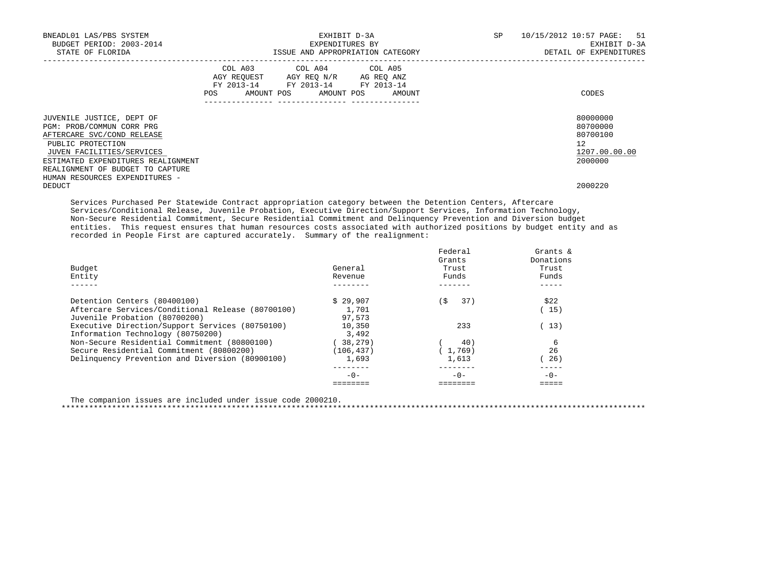| | COL A03 AGY REQUEST FY 2013-14 | | COL A04 AGY REQ N/R FY 2013-14 | | COL A05 AG REQ ANZ FY 2013-14 | | |
|---|---|---|---|---|---|---|---|
| | POS | AMOUNT | POS | AMOUNT | POS | AMOUNT | CODES |
| JUVENILE JUSTICE, DEPT OF | | | | | | | 80000000 |
| PGM: PROB/COMMUN CORR PRG | | | | | | | 80700000 |
| AFTERCARE SVC/COND RELEASE | | | | | | | 80700100 |
| PUBLIC PROTECTION | | | | | | | 12 |
| JUVEN FACILITIES/SERVICES | | | | | | | 1207.00.00.00 |
| ESTIMATED EXPENDITURES REALIGNMENT | | | | | | | 2000000 |
| REALIGNMENT OF BUDGET TO CAPTURE HUMAN RESOURCES EXPENDITURES - DEDUCT | | | | | | | 2000220 |

Services Purchased Per Statewide Contract appropriation category between the Detention Centers, Aftercare Services/Conditional Release, Juvenile Probation, Executive Direction/Support Services, Information Technology, Non-Secure Residential Commitment, Secure Residential Commitment and Delinquency Prevention and Diversion budget entities. This request ensures that human resources costs associated with authorized positions by budget entity and as recorded in People First are captured accurately. Summary of the realignment:

| Budget Entity | General Revenue | Federal Grants Trust Funds | Grants & Donations Trust Funds |
|---|---|---|---|
| Detention Centers (80400100) | $ 29,907 | ($ 37) | $22 |
| Aftercare Services/Conditional Release (80700100) | 1,701 | | ( 15) |
| Juvenile Probation (80700200) | 97,573 | | |
| Executive Direction/Support Services (80750100) | 10,350 | 233 | ( 13) |
| Information Technology (80750200) | 3,492 | | |
| Non-Secure Residential Commitment (80800100) | ( 38,279) | ( 40) | 6 |
| Secure Residential Commitment (80800200) | (106,437) | ( 1,769) | 26 |
| Delinquency Prevention and Diversion (80900100) | 1,693 | 1,613 | ( 26) |
| | -0- | -0- | -0- |

The companion issues are included under issue code 2000210.

*****************************************************************************************************************************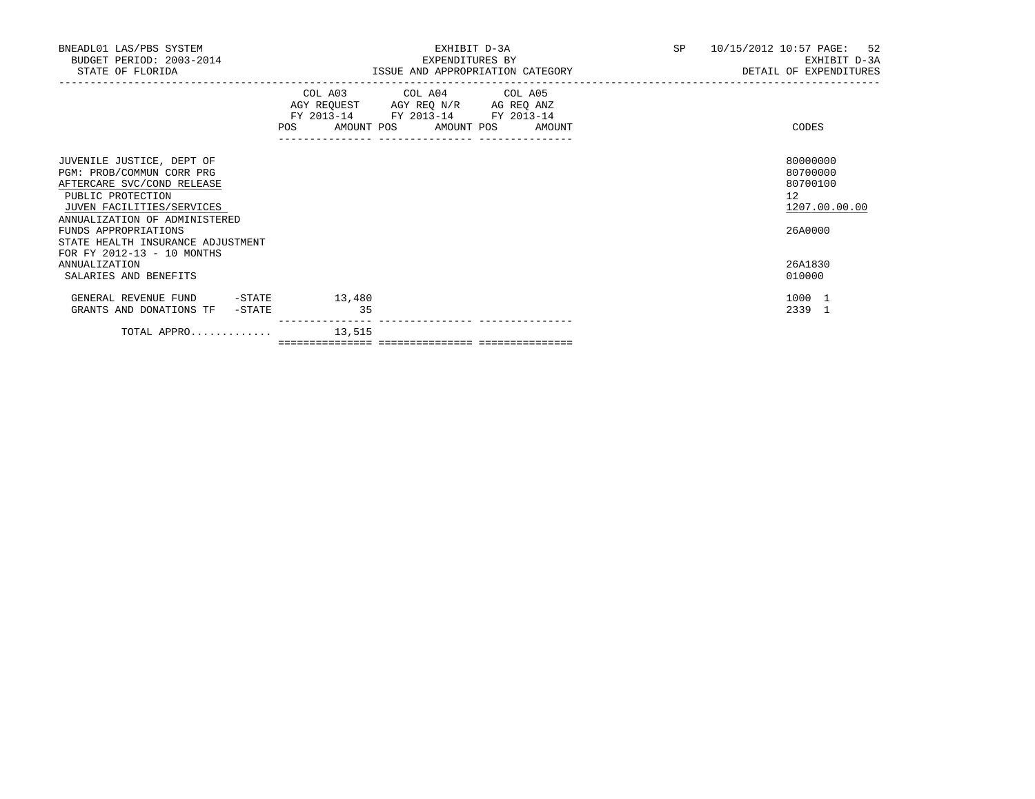BNEADL01 LAS/PBS SYSTEM — EXHIBIT D-3A — SP 10/15/2012 10:57

BUDGET PERIOD: 2003-2014 — EXPENDITURES BY — EXHIBIT D-3A

STATE OF FLORIDA — ISSUE AND APPROPRIATION CATEGORY — DETAIL OF EXPENDITURES

| | COL A03 AGY REQUEST FY 2013-14 POS | AMOUNT | COL A04 AGY REQ N/R FY 2013-14 POS | AMOUNT | COL A05 AG REQ ANZ FY 2013-14 POS | AMOUNT | CODES |
|---|---|---|---|---|---|---|---|
| JUVENILE JUSTICE, DEPT OF | | | | | | | 80000000 |
| PGM: PROB/COMMUN CORR PRG | | | | | | | 80700000 |
| AFTERCARE SVC/COND RELEASE | | | | | | | 80700100 |
| PUBLIC PROTECTION | | | | | | | 12 |
| JUVEN FACILITIES/SERVICES | | | | | | | 1207.00.00.00 |
| ANNUALIZATION OF ADMINISTERED FUNDS APPROPRIATIONS | | | | | | | 26A0000 |
| STATE HEALTH INSURANCE ADJUSTMENT FOR FY 2012-13 - 10 MONTHS ANNUALIZATION | | | | | | | 26A1830 |
| SALARIES AND BENEFITS | | | | | | | 010000 |
| GENERAL REVENUE FUND -STATE | | 13,480 | | | | | 1000 1 |
| GRANTS AND DONATIONS TF -STATE | | 35 | | | | | 2339 1 |
| TOTAL APPRO............ | | 13,515 | | | | | |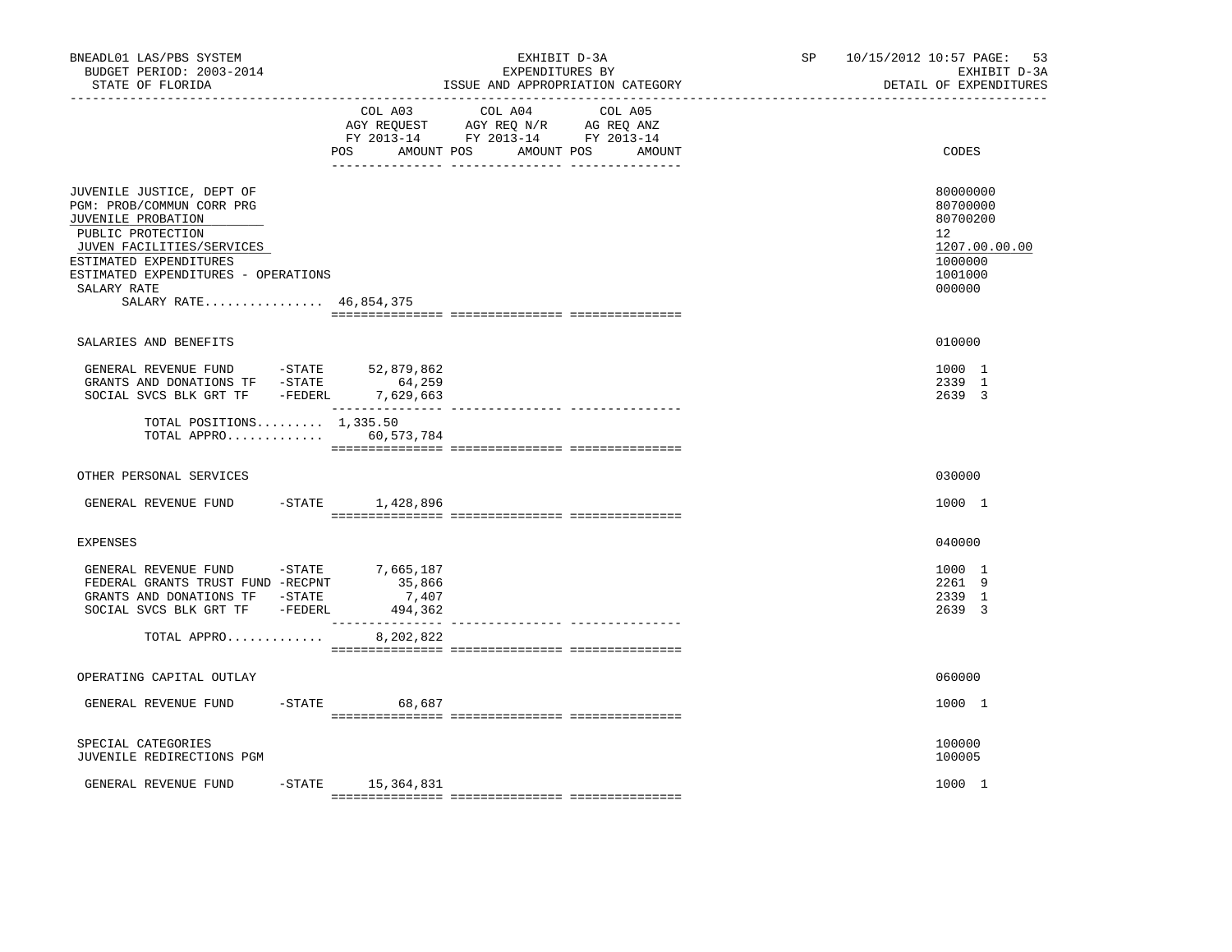BNEADL01 LAS/PBS SYSTEM — EXHIBIT D-3A — SP 10/15/2012 10:57
BUDGET PERIOD: 2003-2014 — EXPENDITURES BY — EXHIBIT D-3A
STATE OF FLORIDA — ISSUE AND APPROPRIATION CATEGORY — DETAIL OF EXPENDITURES

| | COL A03 AGY REQUEST FY 2013-14 POS AMOUNT | COL A04 AGY REQ N/R FY 2013-14 POS AMOUNT | COL A05 AG REQ ANZ FY 2013-14 POS AMOUNT | CODES |
|---|---|---|---|---|
| JUVENILE JUSTICE, DEPT OF | | | | 80000000 |
| PGM: PROB/COMMUN CORR PRG | | | | 80700000 |
| JUVENILE PROBATION | | | | 80700200 |
| PUBLIC PROTECTION | | | | 12 |
| JUVEN FACILITIES/SERVICES | | | | 1207.00.00.00 |
| ESTIMATED EXPENDITURES | | | | 1000000 |
| ESTIMATED EXPENDITURES - OPERATIONS | | | | 1001000 |
| SALARY RATE | | | | 000000 |
| SALARY RATE................ | 46,854,375 | | | |
| SALARIES AND BENEFITS | | | | 010000 |
| GENERAL REVENUE FUND -STATE | 52,879,862 | | | 1000 1 |
| GRANTS AND DONATIONS TF -STATE | 64,259 | | | 2339 1 |
| SOCIAL SVCS BLK GRT TF -FEDERL | 7,629,663 | | | 2639 3 |
| TOTAL POSITIONS......... | 1,335.50 | | | |
| TOTAL APPRO............. | 60,573,784 | | | |
| OTHER PERSONAL SERVICES | | | | 030000 |
| GENERAL REVENUE FUND -STATE | 1,428,896 | | | 1000 1 |
| EXPENSES | | | | 040000 |
| GENERAL REVENUE FUND -STATE | 7,665,187 | | | 1000 1 |
| FEDERAL GRANTS TRUST FUND -RECPNT | 35,866 | | | 2261 9 |
| GRANTS AND DONATIONS TF -STATE | 7,407 | | | 2339 1 |
| SOCIAL SVCS BLK GRT TF -FEDERL | 494,362 | | | 2639 3 |
| TOTAL APPRO............. | 8,202,822 | | | |
| OPERATING CAPITAL OUTLAY | | | | 060000 |
| GENERAL REVENUE FUND -STATE | 68,687 | | | 1000 1 |
| SPECIAL CATEGORIES | | | | 100000 |
| JUVENILE REDIRECTIONS PGM | | | | 100005 |
| GENERAL REVENUE FUND -STATE | 15,364,831 | | | 1000 1 |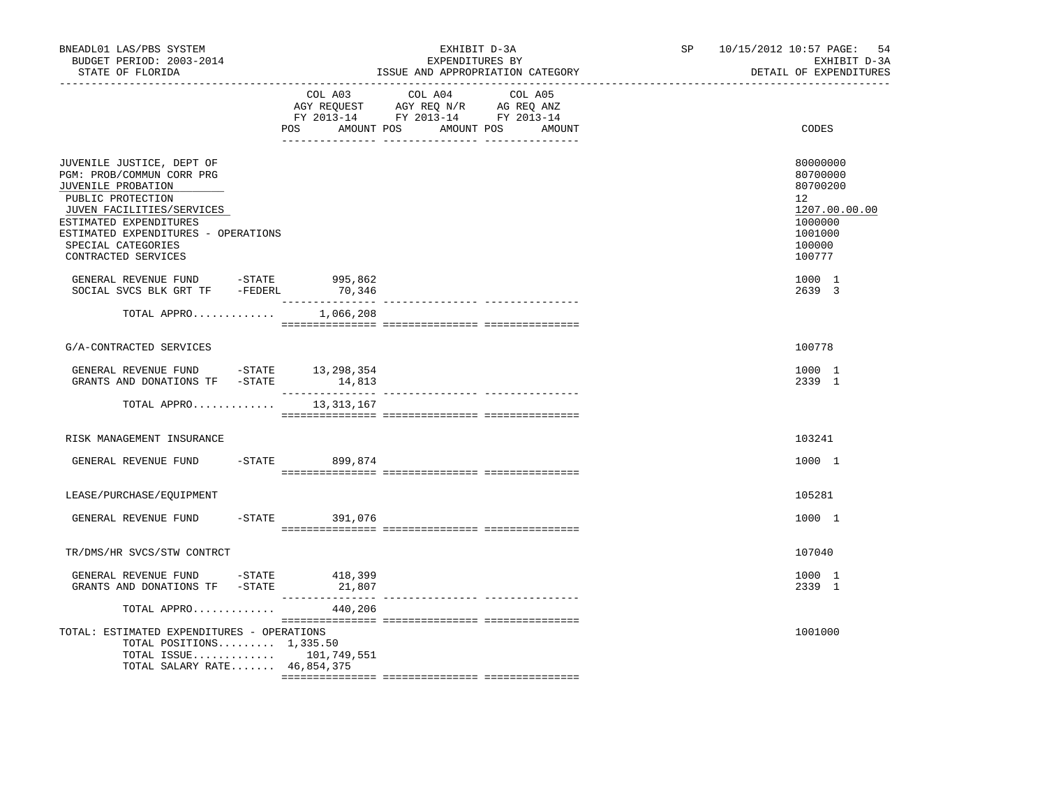BNEADL01 LAS/PBS SYSTEM — EXHIBIT D-3A — SP 10/15/2012 10:57 PAGE: 54

BUDGET PERIOD: 2003-2014 — EXPENDITURES BY — EXHIBIT D-3A

STATE OF FLORIDA — ISSUE AND APPROPRIATION CATEGORY — DETAIL OF EXPENDITURES

| | COL A03 AGY REQUEST FY 2013-14 POS | AMOUNT | COL A04 AGY REQ N/R FY 2013-14 POS | AMOUNT | COL A05 AG REQ ANZ FY 2013-14 POS | AMOUNT | CODES |
|---|---|---|---|---|---|---|---|
| JUVENILE JUSTICE, DEPT OF | | | | | | | 80000000 |
| PGM: PROB/COMMUN CORR PRG | | | | | | | 80700000 |
| JUVENILE PROBATION | | | | | | | 80700200 |
| PUBLIC PROTECTION | | | | | | | 12 |
| JUVEN FACILITIES/SERVICES | | | | | | | 1207.00.00.00 |
| ESTIMATED EXPENDITURES | | | | | | | 1000000 |
| ESTIMATED EXPENDITURES - OPERATIONS | | | | | | | 1001000 |
| SPECIAL CATEGORIES | | | | | | | 100000 |
| CONTRACTED SERVICES | | | | | | | 100777 |
| GENERAL REVENUE FUND -STATE | | 995,862 | | | | | 1000 1 |
| SOCIAL SVCS BLK GRT TF -FEDERL | | 70,346 | | | | | 2639 3 |
| TOTAL APPRO............ | | 1,066,208 | | | | | |
| G/A-CONTRACTED SERVICES | | | | | | | 100778 |
| GENERAL REVENUE FUND -STATE | | 13,298,354 | | | | | 1000 1 |
| GRANTS AND DONATIONS TF -STATE | | 14,813 | | | | | 2339 1 |
| TOTAL APPRO............ | | 13,313,167 | | | | | |
| RISK MANAGEMENT INSURANCE | | | | | | | 103241 |
| GENERAL REVENUE FUND -STATE | | 899,874 | | | | | 1000 1 |
| LEASE/PURCHASE/EQUIPMENT | | | | | | | 105281 |
| GENERAL REVENUE FUND -STATE | | 391,076 | | | | | 1000 1 |
| TR/DMS/HR SVCS/STW CONTRCT | | | | | | | 107040 |
| GENERAL REVENUE FUND -STATE | | 418,399 | | | | | 1000 1 |
| GRANTS AND DONATIONS TF -STATE | | 21,807 | | | | | 2339 1 |
| TOTAL APPRO............ | | 440,206 | | | | | |
| TOTAL: ESTIMATED EXPENDITURES - OPERATIONS | | | | | | | 1001000 |
| TOTAL POSITIONS......... | 1,335.50 | | | | | | |
| TOTAL ISSUE............ | | 101,749,551 | | | | | |
| TOTAL SALARY RATE....... | | 46,854,375 | | | | | |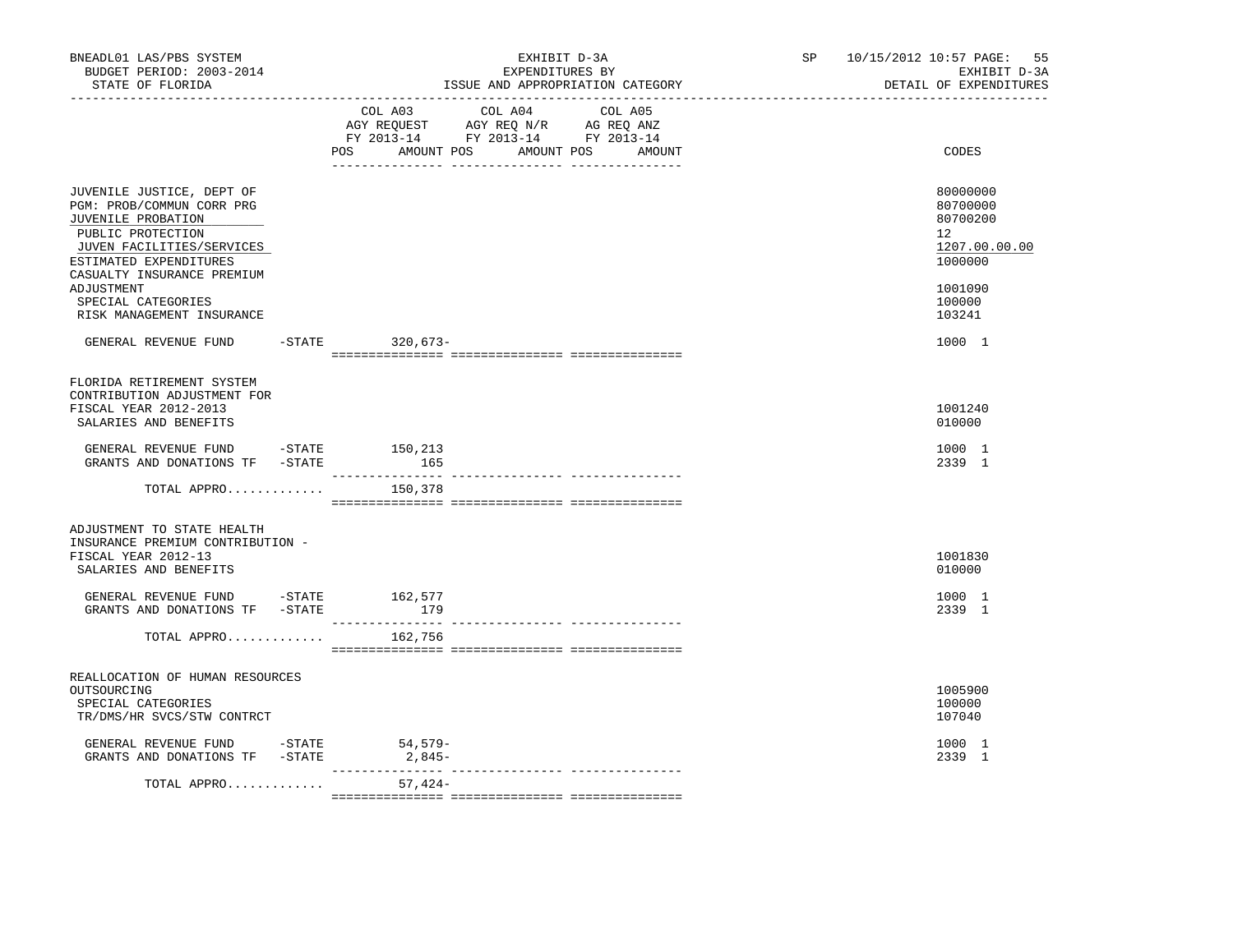BNEADL01 LAS/PBS SYSTEM | EXHIBIT D-3A | SP 10/15/2012 10:57

BUDGET PERIOD: 2003-2014 | EXPENDITURES BY | EXHIBIT D-3A

STATE OF FLORIDA | ISSUE AND APPROPRIATION CATEGORY | DETAIL OF EXPENDITURES

| | COL A03 AGY REQUEST FY 2013-14 POS AMOUNT | COL A04 AGY REQ N/R FY 2013-14 POS AMOUNT | COL A05 AG REQ ANZ FY 2013-14 POS AMOUNT | CODES |
|---|---|---|---|---|
| JUVENILE JUSTICE, DEPT OF | | | | 80000000 |
| PGM: PROB/COMMUN CORR PRG | | | | 80700000 |
| JUVENILE PROBATION | | | | 80700200 |
| PUBLIC PROTECTION | | | | 12 |
| JUVEN FACILITIES/SERVICES | | | | 1207.00.00.00 |
| ESTIMATED EXPENDITURES | | | | 1000000 |
| CASUALTY INSURANCE PREMIUM ADJUSTMENT | | | | 1001090 |
| SPECIAL CATEGORIES | | | | 100000 |
| RISK MANAGEMENT INSURANCE | | | | 103241 |
| GENERAL REVENUE FUND -STATE | 320,673- | | | 1000 1 |
| FLORIDA RETIREMENT SYSTEM CONTRIBUTION ADJUSTMENT FOR FISCAL YEAR 2012-2013 | | | | 1001240 |
| SALARIES AND BENEFITS | | | | 010000 |
| GENERAL REVENUE FUND -STATE | 150,213 | | | 1000 1 |
| GRANTS AND DONATIONS TF -STATE | 165 | | | 2339 1 |
| TOTAL APPRO............ | 150,378 | | | |
| ADJUSTMENT TO STATE HEALTH INSURANCE PREMIUM CONTRIBUTION - FISCAL YEAR 2012-13 | | | | 1001830 |
| SALARIES AND BENEFITS | | | | 010000 |
| GENERAL REVENUE FUND -STATE | 162,577 | | | 1000 1 |
| GRANTS AND DONATIONS TF -STATE | 179 | | | 2339 1 |
| TOTAL APPRO............ | 162,756 | | | |
| REALLOCATION OF HUMAN RESOURCES OUTSOURCING | | | | 1005900 |
| SPECIAL CATEGORIES | | | | 100000 |
| TR/DMS/HR SVCS/STW CONTRCT | | | | 107040 |
| GENERAL REVENUE FUND -STATE | 54,579- | | | 1000 1 |
| GRANTS AND DONATIONS TF -STATE | 2,845- | | | 2339 1 |
| TOTAL APPRO............ | 57,424- | | | |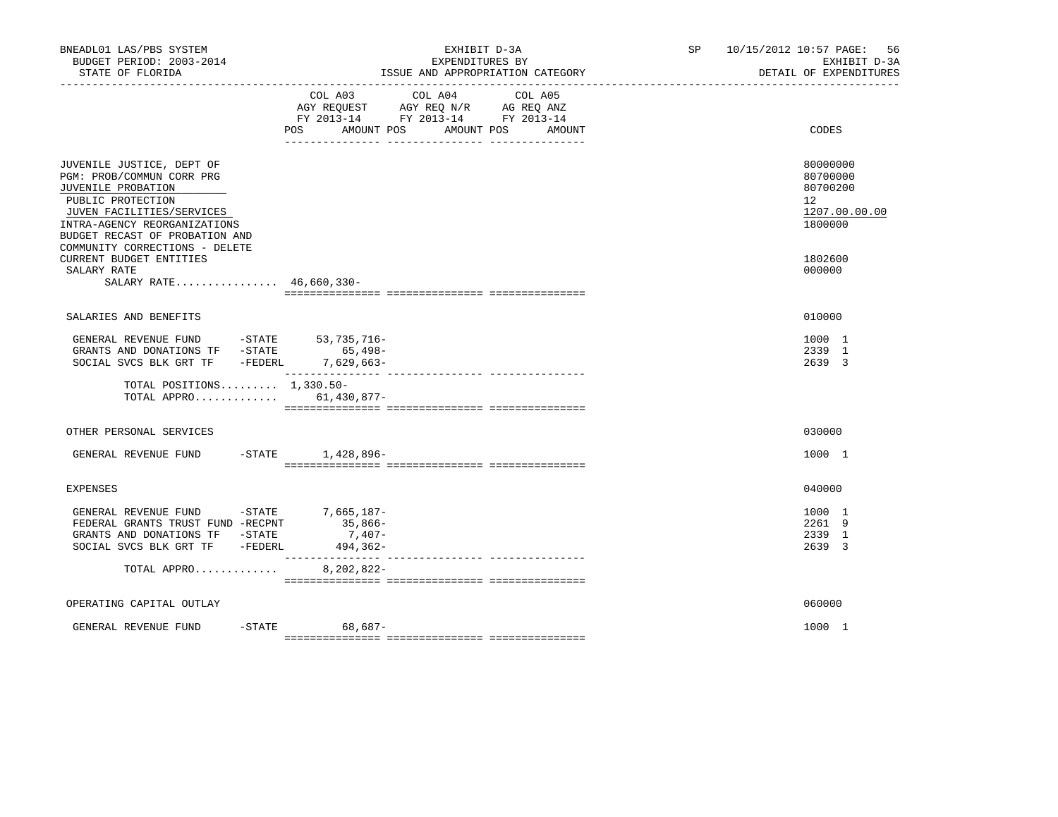BNEADL01 LAS/PBS SYSTEM
BUDGET PERIOD: 2003-2014
STATE OF FLORIDA

EXHIBIT D-3A
EXPENDITURES BY
ISSUE AND APPROPRIATION CATEGORY

SP 10/15/2012 10:57

EXHIBIT D-3A
DETAIL OF EXPENDITURES

| | COL A03 AGY REQUEST FY 2013-14 POS AMOUNT | COL A04 AGY REQ N/R FY 2013-14 POS AMOUNT | COL A05 AG REQ ANZ FY 2013-14 POS AMOUNT | CODES |
|---|---|---|---|---|
| JUVENILE JUSTICE, DEPT OF | | | | 80000000 |
| PGM: PROB/COMMUN CORR PRG | | | | 80700000 |
| JUVENILE PROBATION | | | | 80700200 |
| PUBLIC PROTECTION | | | | 12 |
| JUVEN FACILITIES/SERVICES | | | | 1207.00.00.00 |
| INTRA-AGENCY REORGANIZATIONS | | | | 1800000 |
| BUDGET RECAST OF PROBATION AND COMMUNITY CORRECTIONS - DELETE CURRENT BUDGET ENTITIES | | | | 1802600 |
| SALARY RATE | | | | 000000 |
| SALARY RATE................ | 46,660,330- | | | |
| SALARIES AND BENEFITS | | | | 010000 |
| GENERAL REVENUE FUND -STATE | 53,735,716- | | | 1000 1 |
| GRANTS AND DONATIONS TF -STATE | 65,498- | | | 2339 1 |
| SOCIAL SVCS BLK GRT TF -FEDERL | 7,629,663- | | | 2639 3 |
| TOTAL POSITIONS......... | 1,330.50- | | | |
| TOTAL APPRO............. | 61,430,877- | | | |
| OTHER PERSONAL SERVICES | | | | 030000 |
| GENERAL REVENUE FUND -STATE | 1,428,896- | | | 1000 1 |
| EXPENSES | | | | 040000 |
| GENERAL REVENUE FUND -STATE | 7,665,187- | | | 1000 1 |
| FEDERAL GRANTS TRUST FUND -RECPNT | 35,866- | | | 2261 9 |
| GRANTS AND DONATIONS TF -STATE | 7,407- | | | 2339 1 |
| SOCIAL SVCS BLK GRT TF -FEDERL | 494,362- | | | 2639 3 |
| TOTAL APPRO............. | 8,202,822- | | | |
| OPERATING CAPITAL OUTLAY | | | | 060000 |
| GENERAL REVENUE FUND -STATE | 68,687- | | | 1000 1 |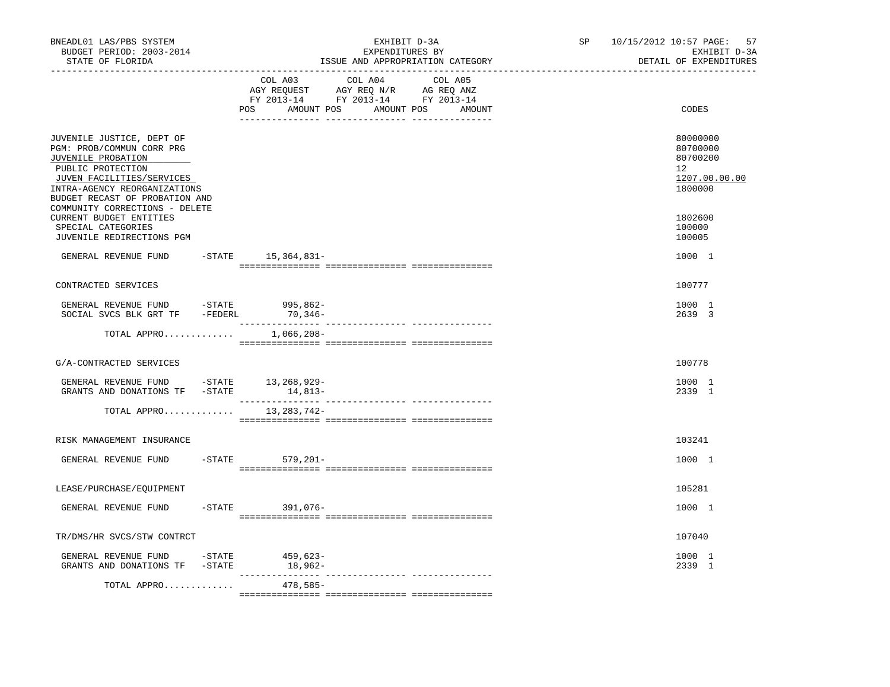BNEADL01 LAS/PBS SYSTEM | EXHIBIT D-3A | SP 10/15/2012 10:57

BUDGET PERIOD: 2003-2014 | EXPENDITURES BY | EXHIBIT D-3A

STATE OF FLORIDA | ISSUE AND APPROPRIATION CATEGORY | DETAIL OF EXPENDITURES

| | COL A03 AGY REQUEST FY 2013-14 POS AMOUNT | COL A04 AGY REQ N/R FY 2013-14 POS AMOUNT | COL A05 AG REQ ANZ FY 2013-14 POS AMOUNT | CODES |
|---|---|---|---|---|
| JUVENILE JUSTICE, DEPT OF | | | | 80000000 |
| PGM: PROB/COMMUN CORR PRG | | | | 80700000 |
| JUVENILE PROBATION | | | | 80700200 |
| PUBLIC PROTECTION | | | | 12 |
| JUVEN FACILITIES/SERVICES | | | | 1207.00.00.00 |
| INTRA-AGENCY REORGANIZATIONS | | | | 1800000 |
| BUDGET RECAST OF PROBATION AND COMMUNITY CORRECTIONS - DELETE CURRENT BUDGET ENTITIES | | | | 1802600 |
| SPECIAL CATEGORIES | | | | 100000 |
| JUVENILE REDIRECTIONS PGM | | | | 100005 |
| GENERAL REVENUE FUND -STATE | 15,364,831- | | | 1000 1 |
| CONTRACTED SERVICES | | | | 100777 |
| GENERAL REVENUE FUND -STATE | 995,862- | | | 1000 1 |
| SOCIAL SVCS BLK GRT TF -FEDERL | 70,346- | | | 2639 3 |
| TOTAL APPRO............ | 1,066,208- | | | |
| G/A-CONTRACTED SERVICES | | | | 100778 |
| GENERAL REVENUE FUND -STATE | 13,268,929- | | | 1000 1 |
| GRANTS AND DONATIONS TF -STATE | 14,813- | | | 2339 1 |
| TOTAL APPRO............ | 13,283,742- | | | |
| RISK MANAGEMENT INSURANCE | | | | 103241 |
| GENERAL REVENUE FUND -STATE | 579,201- | | | 1000 1 |
| LEASE/PURCHASE/EQUIPMENT | | | | 105281 |
| GENERAL REVENUE FUND -STATE | 391,076- | | | 1000 1 |
| TR/DMS/HR SVCS/STW CONTRCT | | | | 107040 |
| GENERAL REVENUE FUND -STATE | 459,623- | | | 1000 1 |
| GRANTS AND DONATIONS TF -STATE | 18,962- | | | 2339 1 |
| TOTAL APPRO............ | 478,585- | | | |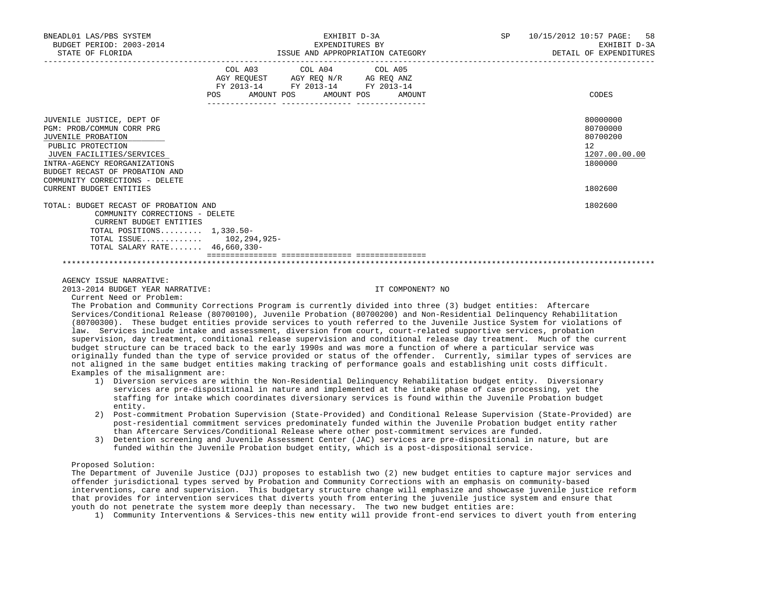| | COL A03 AGY REQUEST FY 2013-14 POS AMOUNT | COL A04 AGY REQ N/R FY 2013-14 POS AMOUNT | COL A05 AG REQ ANZ FY 2013-14 POS AMOUNT | CODES |
|---|---|---|---|---|
| JUVENILE JUSTICE, DEPT OF | | | | 80000000 |
| PGM: PROB/COMMUN CORR PRG | | | | 80700000 |
| JUVENILE PROBATION | | | | 80700200 |
| PUBLIC PROTECTION | | | | 12 |
| JUVEN FACILITIES/SERVICES | | | | 1207.00.00.00 |
| INTRA-AGENCY REORGANIZATIONS | | | | 1800000 |
| BUDGET RECAST OF PROBATION AND COMMUNITY CORRECTIONS - DELETE CURRENT BUDGET ENTITIES | | | | 1802600 |
| TOTAL: BUDGET RECAST OF PROBATION AND COMMUNITY CORRECTIONS - DELETE CURRENT BUDGET ENTITIES | | | | 1802600 |
| TOTAL POSITIONS......... | 1,330.50- | | | |
| TOTAL ISSUE............. | 102,294,925- | | | |
| TOTAL SALARY RATE....... | 46,660,330- | | | |

AGENCY ISSUE NARRATIVE:

2013-2014 BUDGET YEAR NARRATIVE: IT COMPONENT? NO

Current Need or Problem:

The Probation and Community Corrections Program is currently divided into three (3) budget entities: Aftercare Services/Conditional Release (80700100), Juvenile Probation (80700200) and Non-Residential Delinquency Rehabilitation (80700300). These budget entities provide services to youth referred to the Juvenile Justice System for violations of law. Services include intake and assessment, diversion from court, court-related supportive services, probation supervision, day treatment, conditional release supervision and conditional release day treatment. Much of the current budget structure can be traced back to the early 1990s and was more a function of where a particular service was originally funded than the type of service provided or status of the offender. Currently, similar types of services are not aligned in the same budget entities making tracking of performance goals and establishing unit costs difficult. Examples of the misalignment are:

1) Diversion services are within the Non-Residential Delinquency Rehabilitation budget entity. Diversionary services are pre-dispositional in nature and implemented at the intake phase of case processing, yet the staffing for intake which coordinates diversionary services is found within the Juvenile Probation budget entity.
2) Post-commitment Probation Supervision (State-Provided) and Conditional Release Supervision (State-Provided) are post-residential commitment services predominately funded within the Juvenile Probation budget entity rather than Aftercare Services/Conditional Release where other post-commitment services are funded.
3) Detention screening and Juvenile Assessment Center (JAC) services are pre-dispositional in nature, but are funded within the Juvenile Probation budget entity, which is a post-dispositional service.

Proposed Solution:

The Department of Juvenile Justice (DJJ) proposes to establish two (2) new budget entities to capture major services and offender jurisdictional types served by Probation and Community Corrections with an emphasis on community-based interventions, care and supervision. This budgetary structure change will emphasize and showcase juvenile justice reform that provides for intervention services that diverts youth from entering the juvenile justice system and ensure that youth do not penetrate the system more deeply than necessary. The two new budget entities are:

1) Community Interventions & Services-this new entity will provide front-end services to divert youth from entering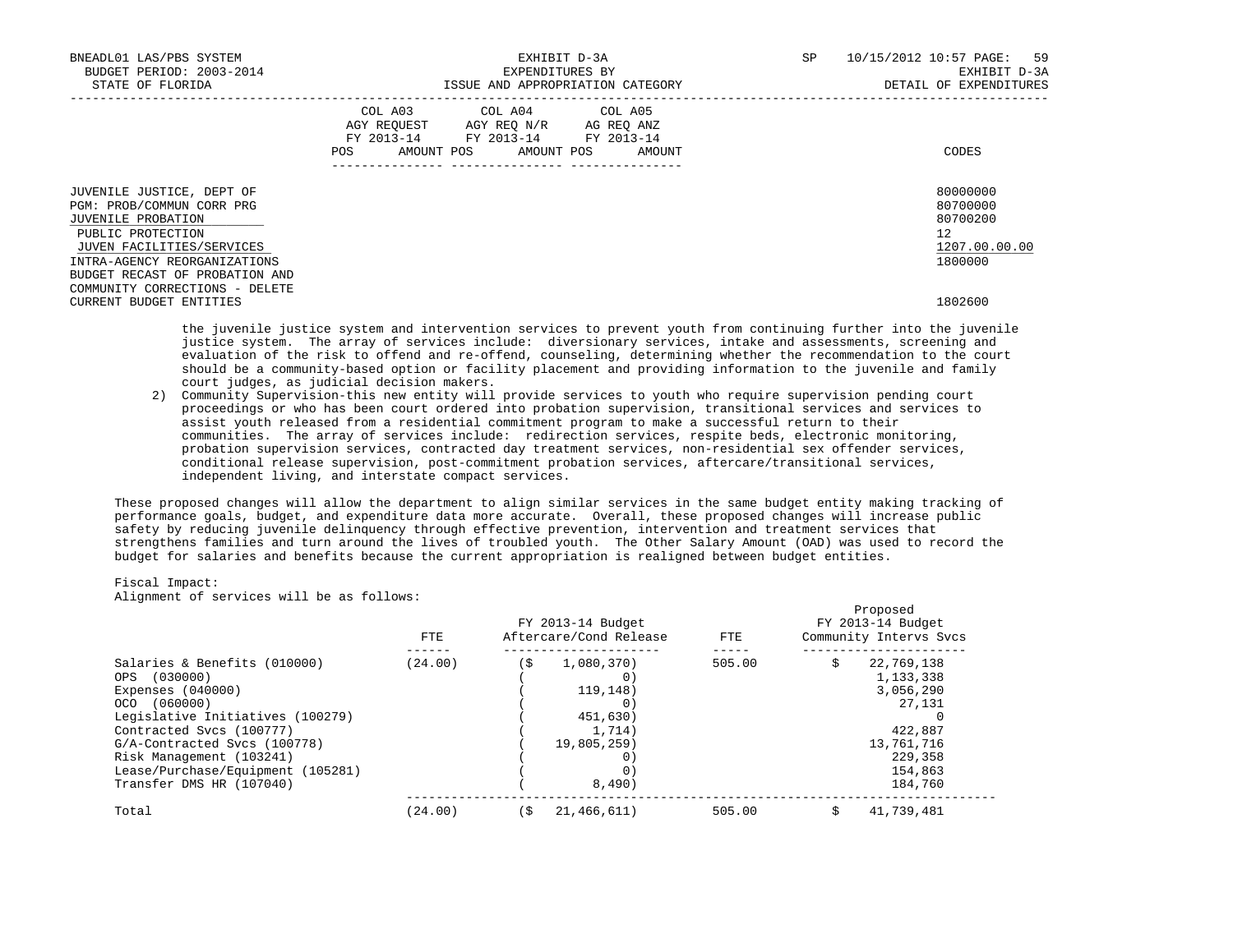| | COL A03 AGY REQUEST FY 2013-14 | | COL A04 AGY REQ N/R FY 2013-14 | | COL A05 AG REQ ANZ FY 2013-14 | | |
|---|---|---|---|---|---|---|---|
| | POS | AMOUNT | POS | AMOUNT | POS | AMOUNT | CODES |
| JUVENILE JUSTICE, DEPT OF | | | | | | | 80000000 |
| PGM: PROB/COMMUN CORR PRG | | | | | | | 80700000 |
| JUVENILE PROBATION | | | | | | | 80700200 |
| PUBLIC PROTECTION | | | | | | | 12 |
| JUVEN FACILITIES/SERVICES | | | | | | | 1207.00.00.00 |
| INTRA-AGENCY REORGANIZATIONS | | | | | | | 1800000 |
| BUDGET RECAST OF PROBATION AND COMMUNITY CORRECTIONS - DELETE CURRENT BUDGET ENTITIES | | | | | | | 1802600 |

the juvenile justice system and intervention services to prevent youth from continuing further into the juvenile justice system. The array of services include: diversionary services, intake and assessments, screening and evaluation of the risk to offend and re-offend, counseling, determining whether the recommendation to the court should be a community-based option or facility placement and providing information to the juvenile and family court judges, as judicial decision makers.

2) Community Supervision-this new entity will provide services to youth who require supervision pending court proceedings or who has been court ordered into probation supervision, transitional services and services to assist youth released from a residential commitment program to make a successful return to their communities. The array of services include: redirection services, respite beds, electronic monitoring, probation supervision services, contracted day treatment services, non-residential sex offender services, conditional release supervision, post-commitment probation services, aftercare/transitional services, independent living, and interstate compact services.

These proposed changes will allow the department to align similar services in the same budget entity making tracking of performance goals, budget, and expenditure data more accurate. Overall, these proposed changes will increase public safety by reducing juvenile delinquency through effective prevention, intervention and treatment services that strengthens families and turn around the lives of troubled youth. The Other Salary Amount (OAD) was used to record the budget for salaries and benefits because the current appropriation is realigned between budget entities.

Fiscal Impact:
Alignment of services will be as follows:

| | FTE | FY 2013-14 Budget Aftercare/Cond Release | FTE | Proposed FY 2013-14 Budget Community Intervs Svcs |
|---|---|---|---|---|
| Salaries & Benefits (010000) | (24.00) | ($ 1,080,370) | 505.00 | $ 22,769,138 |
| OPS (030000) | | ( 0) | | 1,133,338 |
| Expenses (040000) | | ( 119,148) | | 3,056,290 |
| OCO (060000) | | ( 0) | | 27,131 |
| Legislative Initiatives (100279) | | ( 451,630) | | 0 |
| Contracted Svcs (100777) | | ( 1,714) | | 422,887 |
| G/A-Contracted Svcs (100778) | | ( 19,805,259) | | 13,761,716 |
| Risk Management (103241) | | ( 0) | | 229,358 |
| Lease/Purchase/Equipment (105281) | | ( 0) | | 154,863 |
| Transfer DMS HR (107040) | | ( 8,490) | | 184,760 |
| Total | (24.00) | ($ 21,466,611) | 505.00 | $ 41,739,481 |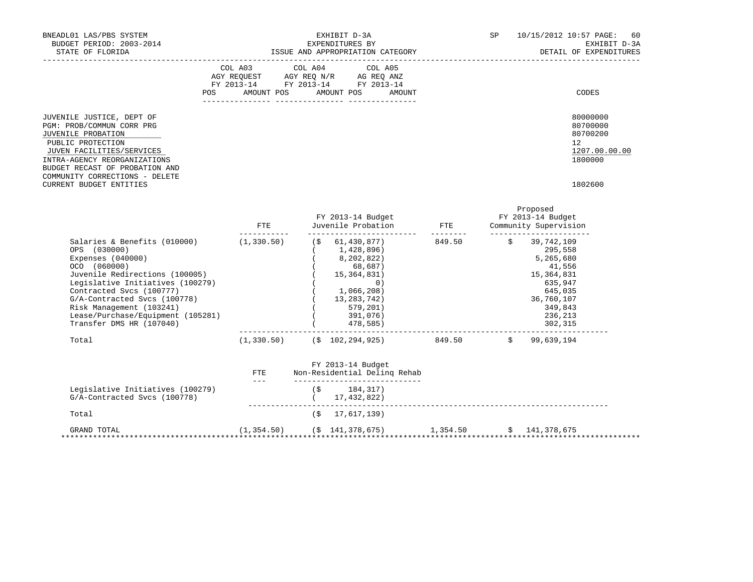BNEADL01 LAS/PBS SYSTEM — BUDGET PERIOD: 2003-2014 — STATE OF FLORIDA

EXHIBIT D-3A — EXPENDITURES BY ISSUE AND APPROPRIATION CATEGORY

SP 10/15/2012 10:57 — EXHIBIT D-3A — DETAIL OF EXPENDITURES

| | COL A03 AGY REQUEST FY 2013-14 POS AMOUNT | COL A04 AGY REQ N/R FY 2013-14 POS AMOUNT | COL A05 AG REQ ANZ FY 2013-14 POS AMOUNT | CODES |
|---|---|---|---|---|
| JUVENILE JUSTICE, DEPT OF | | | | 80000000 |
| PGM: PROB/COMMUN CORR PRG | | | | 80700000 |
| JUVENILE PROBATION | | | | 80700200 |
| PUBLIC PROTECTION | | | | 12 |
| JUVEN FACILITIES/SERVICES | | | | 1207.00.00.00 |
| INTRA-AGENCY REORGANIZATIONS | | | | 1800000 |
| BUDGET RECAST OF PROBATION AND COMMUNITY CORRECTIONS - DELETE CURRENT BUDGET ENTITIES | | | | 1802600 |

| | FTE | FY 2013-14 Budget Juvenile Probation | FTE | Proposed FY 2013-14 Budget Community Supervision |
|---|---|---|---|---|
| Salaries & Benefits (010000) | (1,330.50) | ($ 61,430,877) | 849.50 | $ 39,742,109 |
| OPS (030000) | | ( 1,428,896) | | 295,558 |
| Expenses (040000) | | ( 8,202,822) | | 5,265,680 |
| OCO (060000) | | ( 68,687) | | 41,556 |
| Juvenile Redirections (100005) | | ( 15,364,831) | | 15,364,831 |
| Legislative Initiatives (100279) | | ( 0) | | 635,947 |
| Contracted Svcs (100777) | | ( 1,066,208) | | 645,035 |
| G/A-Contracted Svcs (100778) | | ( 13,283,742) | | 36,760,107 |
| Risk Management (103241) | | ( 579,201) | | 349,843 |
| Lease/Purchase/Equipment (105281) | | ( 391,076) | | 236,213 |
| Transfer DMS HR (107040) | | ( 478,585) | | 302,315 |
| Total | (1,330.50) | ($ 102,294,925) | 849.50 | $ 99,639,194 |

| | FTE | FY 2013-14 Budget Non-Residential Delinq Rehab | | |
|---|---|---|---|---|
| Legislative Initiatives (100279) | | ($ 184,317) | | |
| G/A-Contracted Svcs (100778) | | ( 17,432,822) | | |
| Total | | ($ 17,617,139) | | |
| GRAND TOTAL | (1,354.50) | ($ 141,378,675) | 1,354.50 | $ 141,378,675 |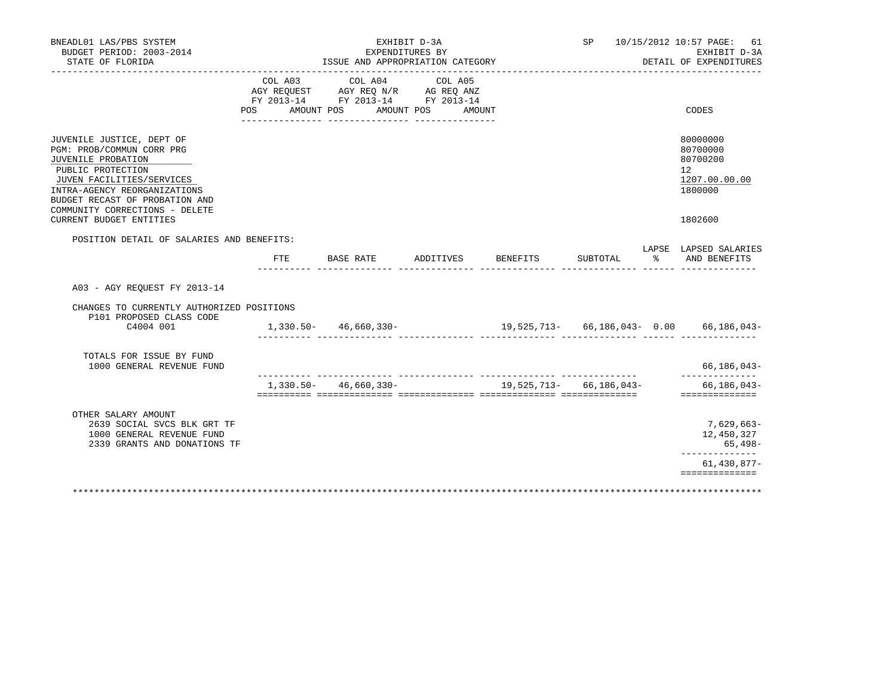BNEADL01 LAS/PBS SYSTEM — EXHIBIT D-3A — SP 10/15/2012 10:57
BUDGET PERIOD: 2003-2014 — EXPENDITURES BY — EXHIBIT D-3A
STATE OF FLORIDA — ISSUE AND APPROPRIATION CATEGORY — DETAIL OF EXPENDITURES

| | COL A03 AGY REQUEST FY 2013-14 POS | AMOUNT | COL A04 AGY REQ N/R FY 2013-14 POS | AMOUNT | COL A05 AG REQ ANZ FY 2013-14 POS | AMOUNT | CODES |
|---|---|---|---|---|---|---|---|
| JUVENILE JUSTICE, DEPT OF | | | | | | | 80000000 |
| PGM: PROB/COMMUN CORR PRG | | | | | | | 80700000 |
| JUVENILE PROBATION | | | | | | | 80700200 |
| PUBLIC PROTECTION | | | | | | | 12 |
| JUVEN FACILITIES/SERVICES | | | | | | | 1207.00.00.00 |
| INTRA-AGENCY REORGANIZATIONS | | | | | | | 1800000 |
| BUDGET RECAST OF PROBATION AND COMMUNITY CORRECTIONS - DELETE CURRENT BUDGET ENTITIES | | | | | | | 1802600 |

POSITION DETAIL OF SALARIES AND BENEFITS:

| | FTE | BASE RATE | ADDITIVES | BENEFITS | SUBTOTAL | LAPSE % | LAPSED SALARIES AND BENEFITS |
|---|---|---|---|---|---|---|---|
| A03 - AGY REQUEST FY 2013-14 | | | | | | | |
| CHANGES TO CURRENTLY AUTHORIZED POSITIONS | | | | | | | |
| P101 PROPOSED CLASS CODE | | | | | | | |
| C4004 001 | 1,330.50- | 46,660,330- | | 19,525,713- | 66,186,043- | 0.00 | 66,186,043- |
| TOTALS FOR ISSUE BY FUND | | | | | | | |
| 1000 GENERAL REVENUE FUND | | | | | | | 66,186,043- |
| | 1,330.50- | 46,660,330- | | 19,525,713- | 66,186,043- | | 66,186,043- |
| OTHER SALARY AMOUNT | | | | | | | |
| 2639 SOCIAL SVCS BLK GRT TF | | | | | | | 7,629,663- |
| 1000 GENERAL REVENUE FUND | | | | | | | 12,450,327 |
| 2339 GRANTS AND DONATIONS TF | | | | | | | 65,498- |
| | | | | | | | 61,430,877- |

***************************************************************************************************************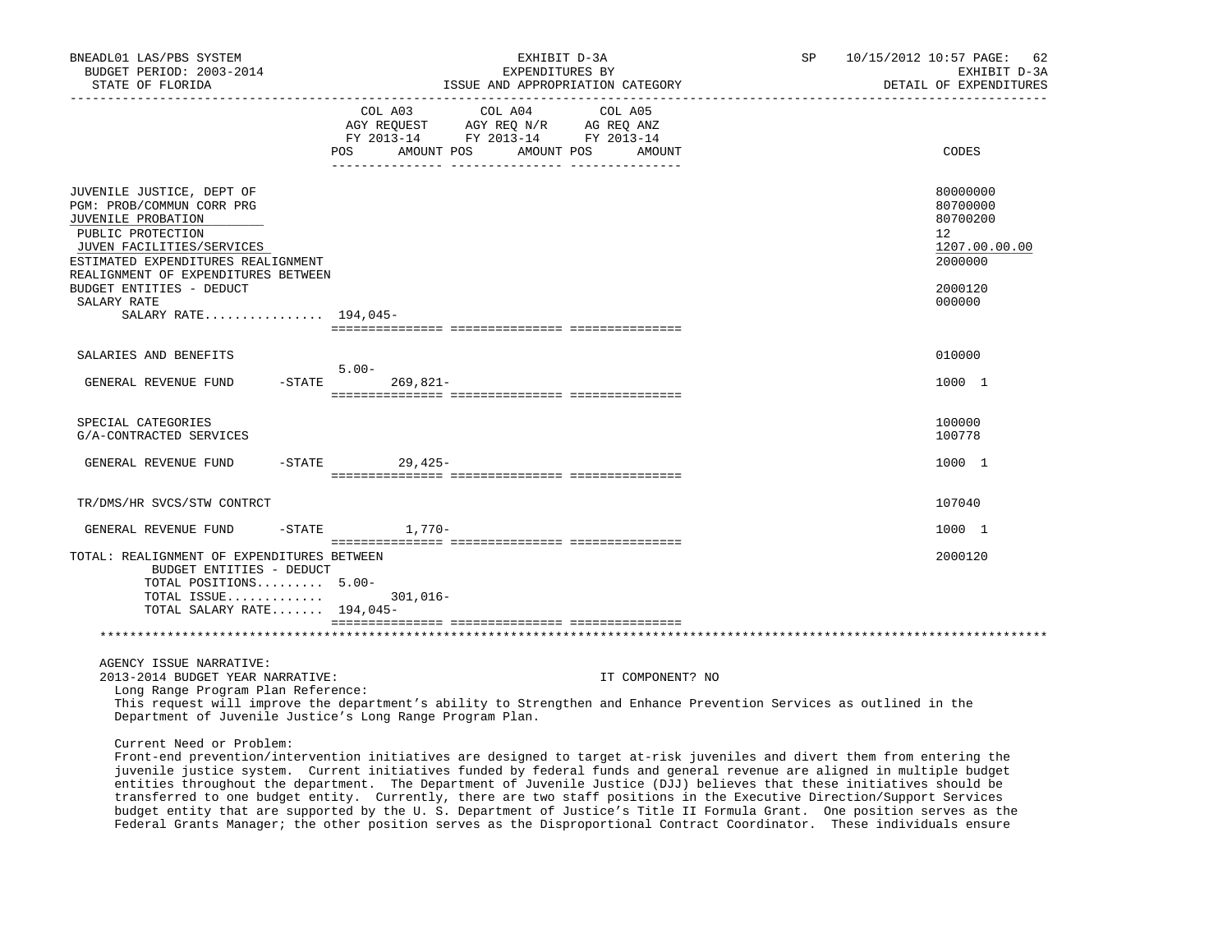BNEADL01 LAS/PBS SYSTEM | EXHIBIT D-3A | SP 10/15/2012 10:57 PAGE: 62
BUDGET PERIOD: 2003-2014 | EXPENDITURES BY | EXHIBIT D-3A
STATE OF FLORIDA | ISSUE AND APPROPRIATION CATEGORY | DETAIL OF EXPENDITURES

| | COL A03 AGY REQUEST FY 2013-14 POS | AMOUNT | COL A04 AGY REQ N/R FY 2013-14 POS | AMOUNT | COL A05 AG REQ ANZ FY 2013-14 POS | AMOUNT | CODES |
|---|---|---|---|---|---|---|---|
| JUVENILE JUSTICE, DEPT OF | | | | | | | 80000000 |
| PGM: PROB/COMMUN CORR PRG | | | | | | | 80700000 |
| JUVENILE PROBATION | | | | | | | 80700200 |
| PUBLIC PROTECTION | | | | | | | 12 |
| JUVEN FACILITIES/SERVICES | | | | | | | 1207.00.00.00 |
| ESTIMATED EXPENDITURES REALIGNMENT | | | | | | | 2000000 |
| REALIGNMENT OF EXPENDITURES BETWEEN BUDGET ENTITIES - DEDUCT | | | | | | | 2000120 |
| SALARY RATE | | | | | | | 000000 |
| SALARY RATE................ | 194,045- | | | | | | |
| SALARIES AND BENEFITS | | | | | | | 010000 |
| GENERAL REVENUE FUND -STATE | 5.00- | 269,821- | | | | | 1000 1 |
| SPECIAL CATEGORIES | | | | | | | 100000 |
| G/A-CONTRACTED SERVICES | | | | | | | 100778 |
| GENERAL REVENUE FUND -STATE | | 29,425- | | | | | 1000 1 |
| TR/DMS/HR SVCS/STW CONTRCT | | | | | | | 107040 |
| GENERAL REVENUE FUND -STATE | | 1,770- | | | | | 1000 1 |
| TOTAL: REALIGNMENT OF EXPENDITURES BETWEEN BUDGET ENTITIES - DEDUCT | | | | | | | 2000120 |
| TOTAL POSITIONS......... | 5.00- | | | | | | |
| TOTAL ISSUE............. | | 301,016- | | | | | |
| TOTAL SALARY RATE....... | 194,045- | | | | | | |

AGENCY ISSUE NARRATIVE:

2013-2014 BUDGET YEAR NARRATIVE: IT COMPONENT? NO

Long Range Program Plan Reference:

This request will improve the department's ability to Strengthen and Enhance Prevention Services as outlined in the Department of Juvenile Justice's Long Range Program Plan.

Current Need or Problem:

Front-end prevention/intervention initiatives are designed to target at-risk juveniles and divert them from entering the juvenile justice system. Current initiatives funded by federal funds and general revenue are aligned in multiple budget entities throughout the department. The Department of Juvenile Justice (DJJ) believes that these initiatives should be transferred to one budget entity. Currently, there are two staff positions in the Executive Direction/Support Services budget entity that are supported by the U. S. Department of Justice's Title II Formula Grant. One position serves as the Federal Grants Manager; the other position serves as the Disproportional Contract Coordinator. These individuals ensure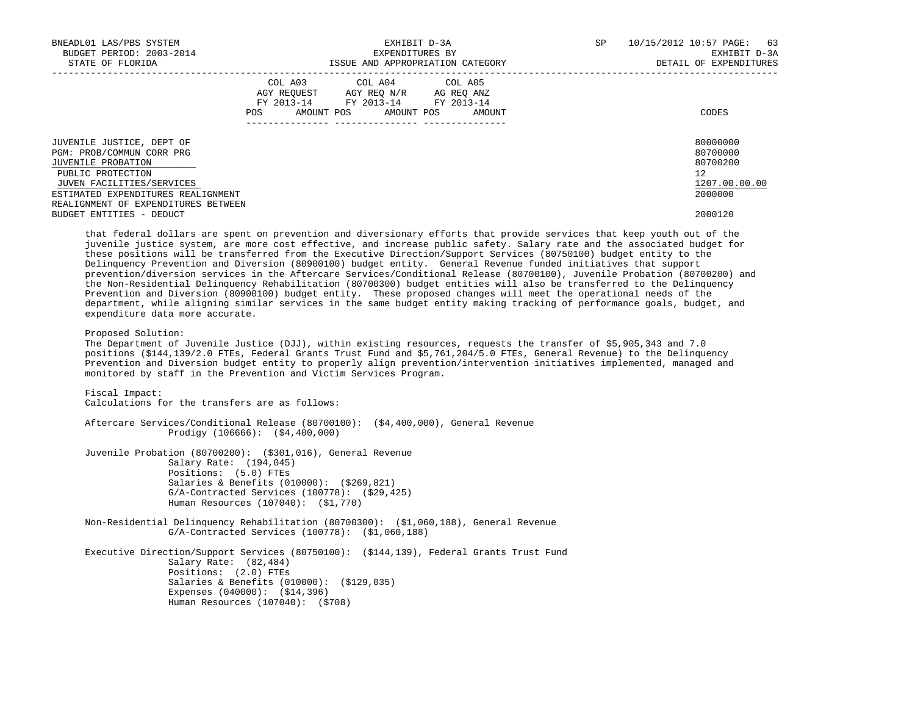| | COL A03 AGY REQUEST FY 2013-14 | | COL A04 AGY REQ N/R FY 2013-14 | | COL A05 AG REQ ANZ FY 2013-14 | | |
|---|---|---|---|---|---|---|---|
| | POS | AMOUNT | POS | AMOUNT | POS | AMOUNT | CODES |
| JUVENILE JUSTICE, DEPT OF | | | | | | | 80000000 |
| PGM: PROB/COMMUN CORR PRG | | | | | | | 80700000 |
| JUVENILE PROBATION | | | | | | | 80700200 |
| PUBLIC PROTECTION | | | | | | | 12 |
| JUVEN FACILITIES/SERVICES | | | | | | | 1207.00.00.00 |
| ESTIMATED EXPENDITURES REALIGNMENT | | | | | | | 2000000 |
| REALIGNMENT OF EXPENDITURES BETWEEN BUDGET ENTITIES - DEDUCT | | | | | | | 2000120 |

that federal dollars are spent on prevention and diversionary efforts that provide services that keep youth out of the juvenile justice system, are more cost effective, and increase public safety. Salary rate and the associated budget for these positions will be transferred from the Executive Direction/Support Services (80750100) budget entity to the Delinquency Prevention and Diversion (80900100) budget entity. General Revenue funded initiatives that support prevention/diversion services in the Aftercare Services/Conditional Release (80700100), Juvenile Probation (80700200) and the Non-Residential Delinquency Rehabilitation (80700300) budget entities will also be transferred to the Delinquency Prevention and Diversion (80900100) budget entity. These proposed changes will meet the operational needs of the department, while aligning similar services in the same budget entity making tracking of performance goals, budget, and expenditure data more accurate.

Proposed Solution:
The Department of Juvenile Justice (DJJ), within existing resources, requests the transfer of $5,905,343 and 7.0 positions ($144,139/2.0 FTEs, Federal Grants Trust Fund and $5,761,204/5.0 FTEs, General Revenue) to the Delinquency Prevention and Diversion budget entity to properly align prevention/intervention initiatives implemented, managed and monitored by staff in the Prevention and Victim Services Program.

Fiscal Impact:
Calculations for the transfers are as follows:

Aftercare Services/Conditional Release (80700100): ($4,400,000), General Revenue
- Prodigy (106666): ($4,400,000)

Juvenile Probation (80700200): ($301,016), General Revenue
- Salary Rate: (194,045)
- Positions: (5.0) FTEs
- Salaries & Benefits (010000): ($269,821)
- G/A-Contracted Services (100778): ($29,425)
- Human Resources (107040): ($1,770)

Non-Residential Delinquency Rehabilitation (80700300): ($1,060,188), General Revenue
- G/A-Contracted Services (100778): ($1,060,188)

Executive Direction/Support Services (80750100): ($144,139), Federal Grants Trust Fund
- Salary Rate: (82,484)
- Positions: (2.0) FTEs
- Salaries & Benefits (010000): ($129,035)
- Expenses (040000): ($14,396)
- Human Resources (107040): ($708)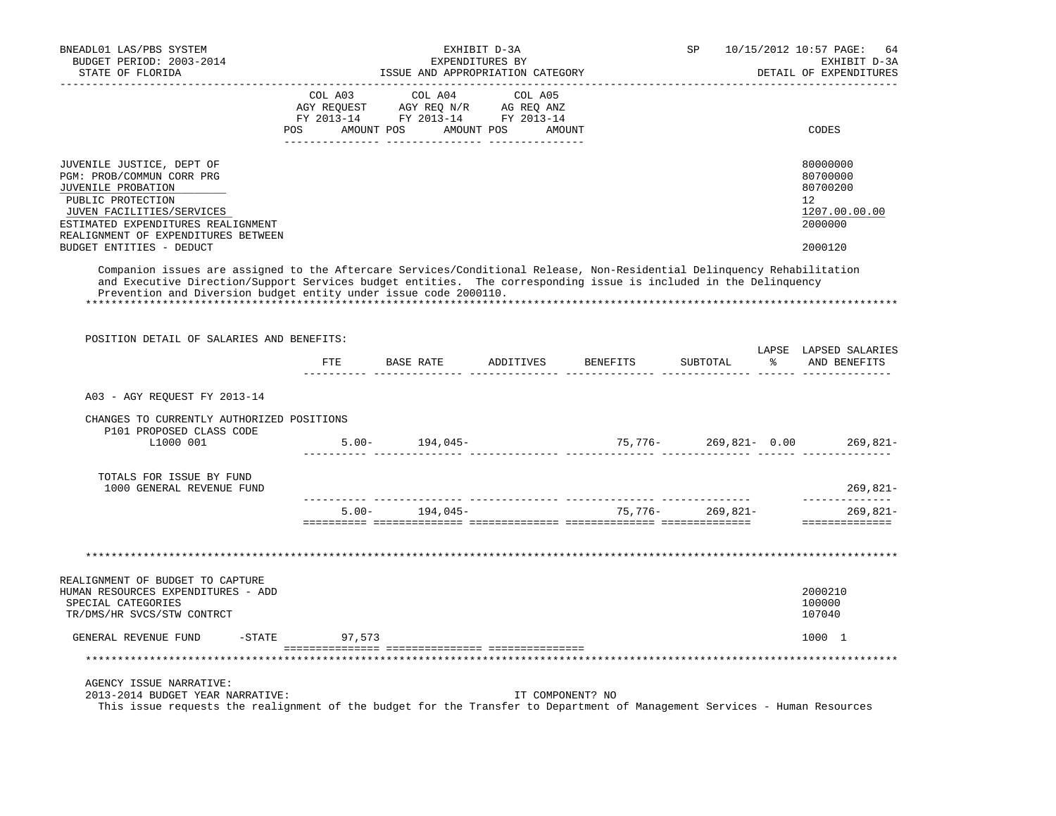| | COL A03 AGY REQUEST FY 2013-14 POS AMOUNT | COL A04 AGY REQ N/R FY 2013-14 POS AMOUNT | COL A05 AG REQ ANZ FY 2013-14 POS AMOUNT | CODES |
|---|---|---|---|---|
| JUVENILE JUSTICE, DEPT OF | | | | 80000000 |
| PGM: PROB/COMMUN CORR PRG | | | | 80700000 |
| JUVENILE PROBATION | | | | 80700200 |
| PUBLIC PROTECTION | | | | 12 |
| JUVEN FACILITIES/SERVICES | | | | 1207.00.00.00 |
| ESTIMATED EXPENDITURES REALIGNMENT | | | | 2000000 |
| REALIGNMENT OF EXPENDITURES BETWEEN BUDGET ENTITIES - DEDUCT | | | | 2000120 |

Companion issues are assigned to the Aftercare Services/Conditional Release, Non-Residential Delinquency Rehabilitation and Executive Direction/Support Services budget entities. The corresponding issue is included in the Delinquency Prevention and Diversion budget entity under issue code 2000110.

POSITION DETAIL OF SALARIES AND BENEFITS:

| | FTE | BASE RATE | ADDITIVES | BENEFITS | SUBTOTAL | LAPSE % | LAPSED SALARIES AND BENEFITS |
|---|---|---|---|---|---|---|---|
| A03 - AGY REQUEST FY 2013-14 | | | | | | | |
| CHANGES TO CURRENTLY AUTHORIZED POSITIONS | | | | | | | |
| P101 PROPOSED CLASS CODE L1000 001 | 5.00- | 194,045- | | 75,776- | 269,821- | 0.00 | 269,821- |
| TOTALS FOR ISSUE BY FUND | | | | | | | |
| 1000 GENERAL REVENUE FUND | | | | | | | 269,821- |
| | 5.00- | 194,045- | | 75,776- | 269,821- | | 269,821- |

| | COL A03 | COL A04 | COL A05 | CODES |
|---|---|---|---|---|
| REALIGNMENT OF BUDGET TO CAPTURE HUMAN RESOURCES EXPENDITURES - ADD | | | | 2000210 |
| SPECIAL CATEGORIES | | | | 100000 |
| TR/DMS/HR SVCS/STW CONTRCT | | | | 107040 |
| GENERAL REVENUE FUND -STATE | 97,573 | | | 1000 1 |

AGENCY ISSUE NARRATIVE:

2013-2014 BUDGET YEAR NARRATIVE: IT COMPONENT? NO

This issue requests the realignment of the budget for the Transfer to Department of Management Services - Human Resources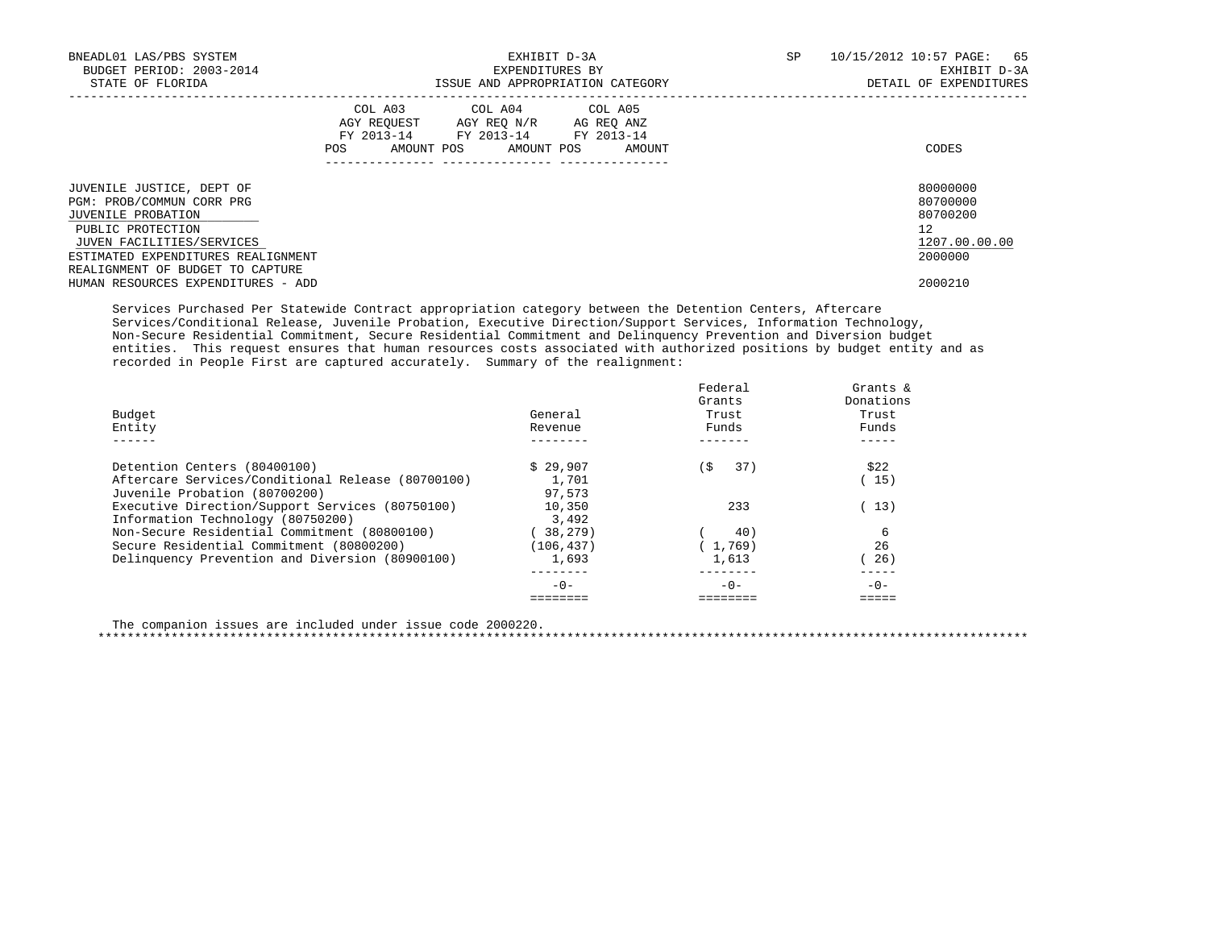| | COL A03 AGY REQUEST FY 2013-14 | | COL A04 AGY REQ N/R FY 2013-14 | | COL A05 AG REQ ANZ FY 2013-14 | | |
|---|---|---|---|---|---|---|---|
| | POS | AMOUNT | POS | AMOUNT | POS | AMOUNT | CODES |

JUVENILE JUSTICE, DEPT OF — 80000000
PGM: PROB/COMMUN CORR PRG — 80700000
JUVENILE PROBATION — 80700200
PUBLIC PROTECTION — 12
JUVEN FACILITIES/SERVICES — 1207.00.00.00
ESTIMATED EXPENDITURES REALIGNMENT — 2000000
REALIGNMENT OF BUDGET TO CAPTURE
HUMAN RESOURCES EXPENDITURES - ADD — 2000210

Services Purchased Per Statewide Contract appropriation category between the Detention Centers, Aftercare Services/Conditional Release, Juvenile Probation, Executive Direction/Support Services, Information Technology, Non-Secure Residential Commitment, Secure Residential Commitment and Delinquency Prevention and Diversion budget entities. This request ensures that human resources costs associated with authorized positions by budget entity and as recorded in People First are captured accurately. Summary of the realignment:

| Budget Entity | General Revenue | Federal Grants Trust Funds | Grants & Donations Trust Funds |
|---|---|---|---|
| Detention Centers (80400100) | $ 29,907 | ($ 37) | $22 |
| Aftercare Services/Conditional Release (80700100) | 1,701 | | ( 15) |
| Juvenile Probation (80700200) | 97,573 | | |
| Executive Direction/Support Services (80750100) | 10,350 | 233 | ( 13) |
| Information Technology (80750200) | 3,492 | | |
| Non-Secure Residential Commitment (80800100) | ( 38,279) | ( 40) | 6 |
| Secure Residential Commitment (80800200) | (106,437) | ( 1,769) | 26 |
| Delinquency Prevention and Diversion (80900100) | 1,693 | 1,613 | ( 26) |
| | -0- | -0- | -0- |

The companion issues are included under issue code 2000220.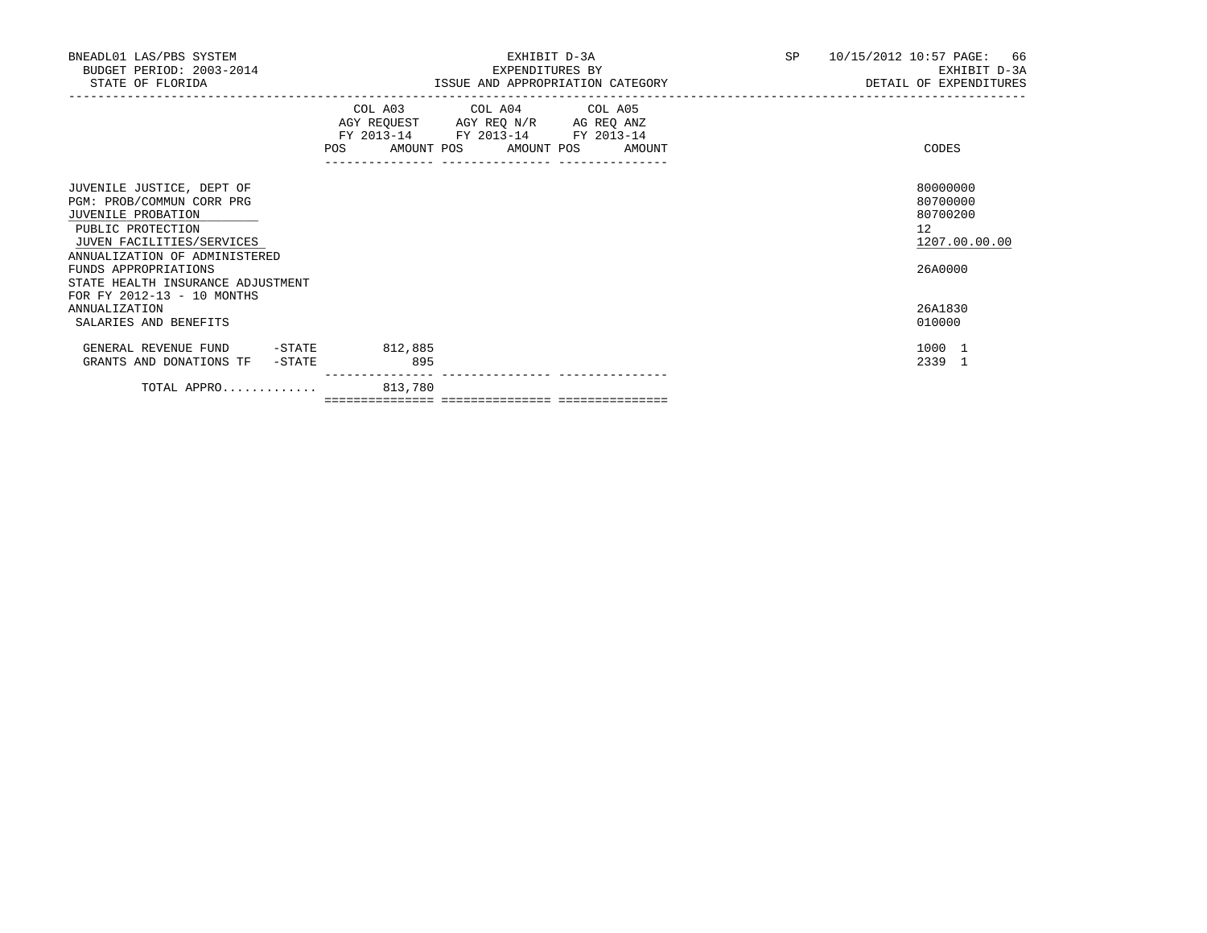BNEADL01 LAS/PBS SYSTEM
BUDGET PERIOD: 2003-2014
STATE OF FLORIDA

EXHIBIT D-3A
EXPENDITURES BY
ISSUE AND APPROPRIATION CATEGORY

SP 10/15/2012 10:57 PAGE: 66
EXHIBIT D-3A
DETAIL OF EXPENDITURES

| | COL A03 AGY REQUEST FY 2013-14 POS | AMOUNT | COL A04 AGY REQ N/R FY 2013-14 POS | AMOUNT | COL A05 AG REQ ANZ FY 2013-14 POS | AMOUNT | CODES |
|---|---|---|---|---|---|---|---|
| JUVENILE JUSTICE, DEPT OF | | | | | | | 80000000 |
| PGM: PROB/COMMUN CORR PRG | | | | | | | 80700000 |
| JUVENILE PROBATION | | | | | | | 80700200 |
| PUBLIC PROTECTION | | | | | | | 12 |
| JUVEN FACILITIES/SERVICES | | | | | | | 1207.00.00.00 |
| ANNUALIZATION OF ADMINISTERED FUNDS APPROPRIATIONS | | | | | | | 26A0000 |
| STATE HEALTH INSURANCE ADJUSTMENT FOR FY 2012-13 - 10 MONTHS ANNUALIZATION | | | | | | | 26A1830 |
| SALARIES AND BENEFITS | | | | | | | 010000 |
| GENERAL REVENUE FUND -STATE | | 812,885 | | | | | 1000 1 |
| GRANTS AND DONATIONS TF -STATE | | 895 | | | | | 2339 1 |
| TOTAL APPRO............. | | 813,780 | | | | | |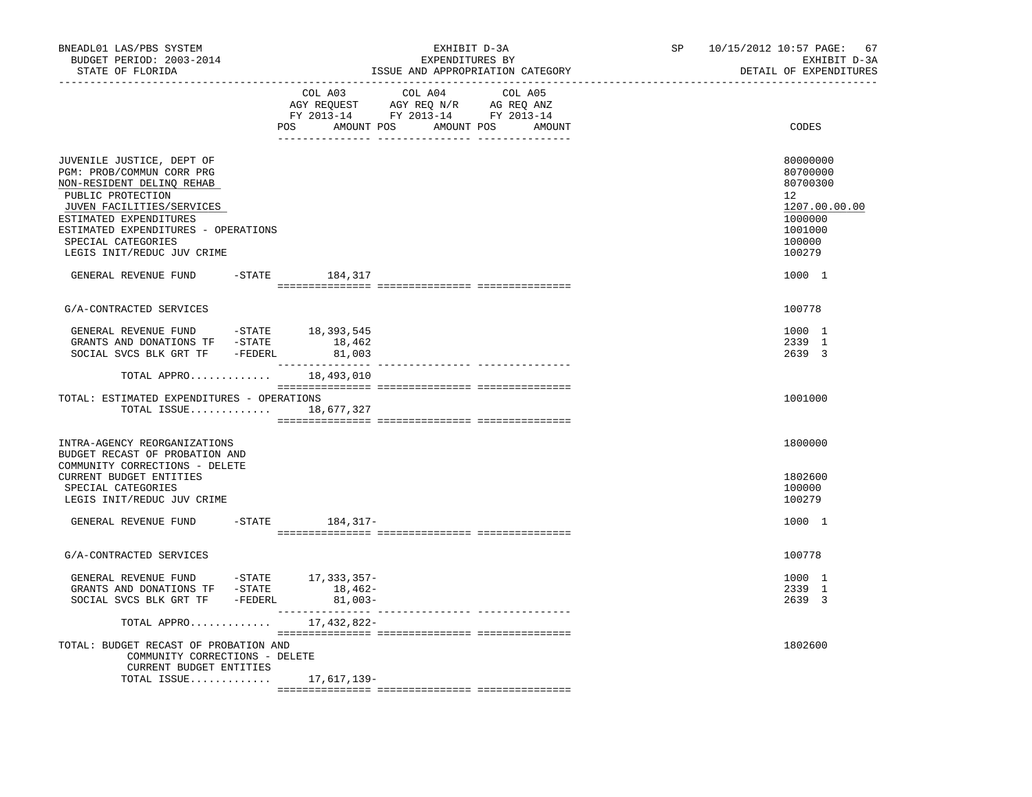BNEADL01 LAS/PBS SYSTEM | EXHIBIT D-3A | SP 10/15/2012 10:57 PAGE: 67
BUDGET PERIOD: 2003-2014 | EXPENDITURES BY | EXHIBIT D-3A
STATE OF FLORIDA | ISSUE AND APPROPRIATION CATEGORY | DETAIL OF EXPENDITURES

| | COL A03 AGY REQUEST FY 2013-14 POS AMOUNT | COL A04 AGY REQ N/R FY 2013-14 POS AMOUNT | COL A05 AG REQ ANZ FY 2013-14 POS AMOUNT | CODES |
|---|---|---|---|---|
| JUVENILE JUSTICE, DEPT OF | | | | 80000000 |
| PGM: PROB/COMMUN CORR PRG | | | | 80700000 |
| NON-RESIDENT DELINQ REHAB | | | | 80700300 |
| PUBLIC PROTECTION | | | | 12 |
| JUVEN FACILITIES/SERVICES | | | | 1207.00.00.00 |
| ESTIMATED EXPENDITURES | | | | 1000000 |
| ESTIMATED EXPENDITURES - OPERATIONS | | | | 1001000 |
| SPECIAL CATEGORIES | | | | 100000 |
| LEGIS INIT/REDUC JUV CRIME | | | | 100279 |
| GENERAL REVENUE FUND -STATE | 184,317 | | | 1000 1 |
| G/A-CONTRACTED SERVICES | | | | 100778 |
| GENERAL REVENUE FUND -STATE | 18,393,545 | | | 1000 1 |
| GRANTS AND DONATIONS TF -STATE | 18,462 | | | 2339 1 |
| SOCIAL SVCS BLK GRT TF -FEDERL | 81,003 | | | 2639 3 |
| TOTAL APPRO............ | 18,493,010 | | | |
| TOTAL: ESTIMATED EXPENDITURES - OPERATIONS | | | | 1001000 |
| TOTAL ISSUE............ | 18,677,327 | | | |
| INTRA-AGENCY REORGANIZATIONS | | | | 1800000 |
| BUDGET RECAST OF PROBATION AND COMMUNITY CORRECTIONS - DELETE CURRENT BUDGET ENTITIES | | | | 1802600 |
| SPECIAL CATEGORIES | | | | 100000 |
| LEGIS INIT/REDUC JUV CRIME | | | | 100279 |
| GENERAL REVENUE FUND -STATE | 184,317- | | | 1000 1 |
| G/A-CONTRACTED SERVICES | | | | 100778 |
| GENERAL REVENUE FUND -STATE | 17,333,357- | | | 1000 1 |
| GRANTS AND DONATIONS TF -STATE | 18,462- | | | 2339 1 |
| SOCIAL SVCS BLK GRT TF -FEDERL | 81,003- | | | 2639 3 |
| TOTAL APPRO............ | 17,432,822- | | | |
| TOTAL: BUDGET RECAST OF PROBATION AND COMMUNITY CORRECTIONS - DELETE CURRENT BUDGET ENTITIES | | | | 1802600 |
| TOTAL ISSUE............ | 17,617,139- | | | |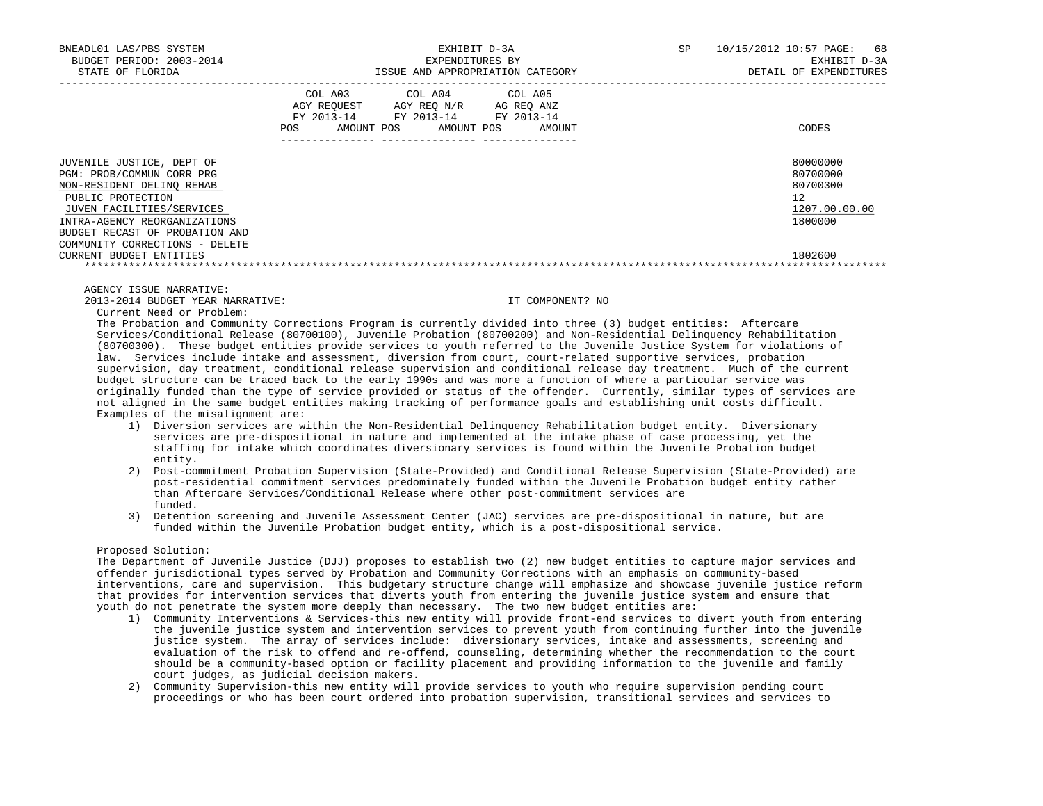| | COL A03 AGY REQUEST FY 2013-14 POS AMOUNT | COL A04 AGY REQ N/R FY 2013-14 POS AMOUNT | COL A05 AG REQ ANZ FY 2013-14 POS AMOUNT | CODES |
|---|---|---|---|---|
| JUVENILE JUSTICE, DEPT OF | | | | 80000000 |
| PGM: PROB/COMMUN CORR PRG | | | | 80700000 |
| NON-RESIDENT DELINQ REHAB | | | | 80700300 |
| PUBLIC PROTECTION | | | | 12 |
| JUVEN FACILITIES/SERVICES | | | | 1207.00.00.00 |
| INTRA-AGENCY REORGANIZATIONS | | | | 1800000 |
| BUDGET RECAST OF PROBATION AND COMMUNITY CORRECTIONS - DELETE CURRENT BUDGET ENTITIES | | | | 1802600 |

AGENCY ISSUE NARRATIVE:

2013-2014 BUDGET YEAR NARRATIVE: IT COMPONENT? NO

Current Need or Problem:

The Probation and Community Corrections Program is currently divided into three (3) budget entities: Aftercare Services/Conditional Release (80700100), Juvenile Probation (80700200) and Non-Residential Delinquency Rehabilitation (80700300). These budget entities provide services to youth referred to the Juvenile Justice System for violations of law. Services include intake and assessment, diversion from court, court-related supportive services, probation supervision, day treatment, conditional release supervision and conditional release day treatment. Much of the current budget structure can be traced back to the early 1990s and was more a function of where a particular service was originally funded than the type of service provided or status of the offender. Currently, similar types of services are not aligned in the same budget entities making tracking of performance goals and establishing unit costs difficult. Examples of the misalignment are:

1) Diversion services are within the Non-Residential Delinquency Rehabilitation budget entity. Diversionary services are pre-dispositional in nature and implemented at the intake phase of case processing, yet the staffing for intake which coordinates diversionary services is found within the Juvenile Probation budget entity.
2) Post-commitment Probation Supervision (State-Provided) and Conditional Release Supervision (State-Provided) are post-residential commitment services predominately funded within the Juvenile Probation budget entity rather than Aftercare Services/Conditional Release where other post-commitment services are funded.
3) Detention screening and Juvenile Assessment Center (JAC) services are pre-dispositional in nature, but are funded within the Juvenile Probation budget entity, which is a post-dispositional service.

Proposed Solution:

The Department of Juvenile Justice (DJJ) proposes to establish two (2) new budget entities to capture major services and offender jurisdictional types served by Probation and Community Corrections with an emphasis on community-based interventions, care and supervision. This budgetary structure change will emphasize and showcase juvenile justice reform that provides for intervention services that diverts youth from entering the juvenile justice system and ensure that youth do not penetrate the system more deeply than necessary. The two new budget entities are:

1) Community Interventions & Services-this new entity will provide front-end services to divert youth from entering the juvenile justice system and intervention services to prevent youth from continuing further into the juvenile justice system. The array of services include: diversionary services, intake and assessments, screening and evaluation of the risk to offend and re-offend, counseling, determining whether the recommendation to the court should be a community-based option or facility placement and providing information to the juvenile and family court judges, as judicial decision makers.
2) Community Supervision-this new entity will provide services to youth who require supervision pending court proceedings or who has been court ordered into probation supervision, transitional services and services to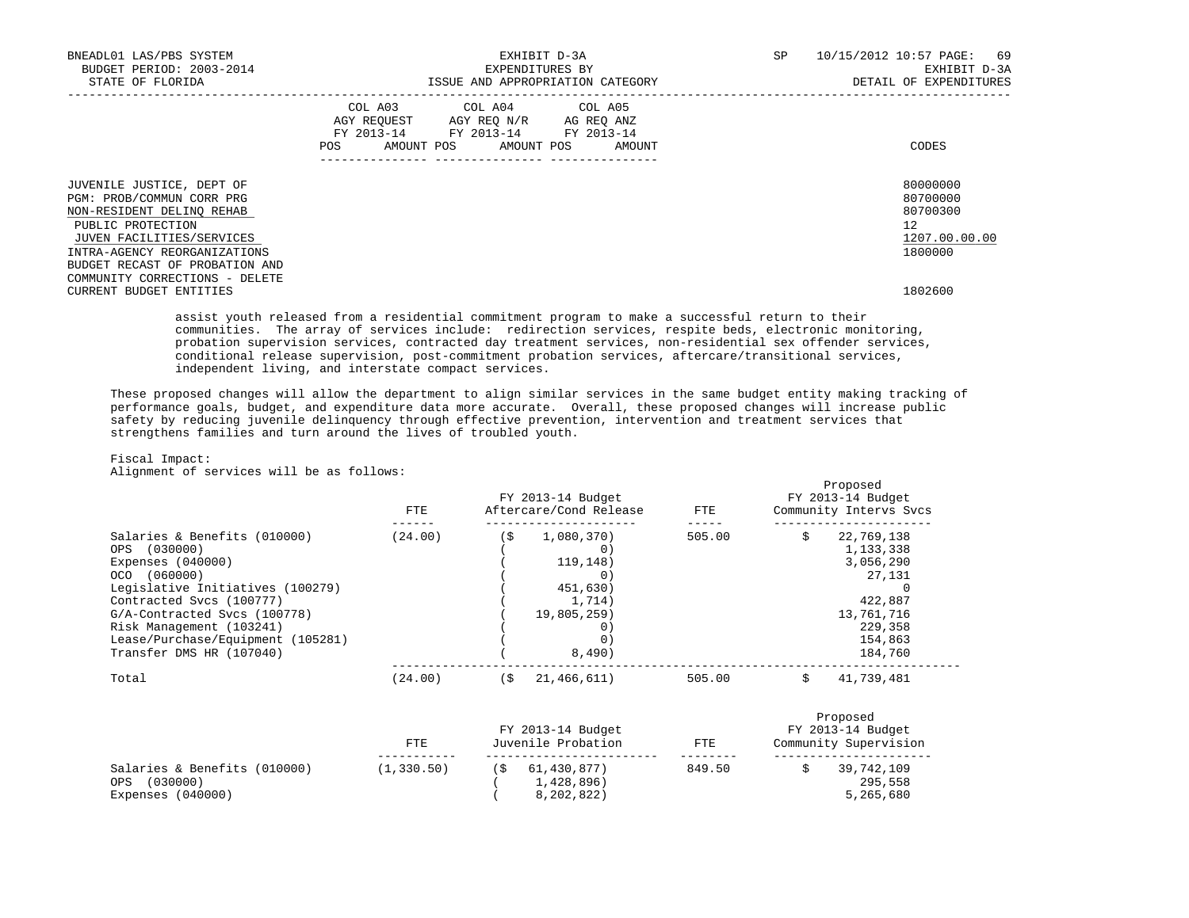| | COL A03 AGY REQUEST FY 2013-14 POS AMOUNT | COL A04 AGY REQ N/R FY 2013-14 POS AMOUNT | COL A05 AG REQ ANZ FY 2013-14 POS AMOUNT | CODES |
|---|---|---|---|---|
| JUVENILE JUSTICE, DEPT OF | | | | 80000000 |
| PGM: PROB/COMMUN CORR PRG | | | | 80700000 |
| NON-RESIDENT DELINQ REHAB | | | | 80700300 |
| PUBLIC PROTECTION | | | | 12 |
| JUVEN FACILITIES/SERVICES | | | | 1207.00.00.00 |
| INTRA-AGENCY REORGANIZATIONS | | | | 1800000 |
| BUDGET RECAST OF PROBATION AND COMMUNITY CORRECTIONS - DELETE CURRENT BUDGET ENTITIES | | | | 1802600 |

assist youth released from a residential commitment program to make a successful return to their communities. The array of services include: redirection services, respite beds, electronic monitoring, probation supervision services, contracted day treatment services, non-residential sex offender services, conditional release supervision, post-commitment probation services, aftercare/transitional services, independent living, and interstate compact services.

These proposed changes will allow the department to align similar services in the same budget entity making tracking of performance goals, budget, and expenditure data more accurate. Overall, these proposed changes will increase public safety by reducing juvenile delinquency through effective prevention, intervention and treatment services that strengthens families and turn around the lives of troubled youth.

Fiscal Impact:
Alignment of services will be as follows:

| | FTE | FY 2013-14 Budget Aftercare/Cond Release | FTE | Proposed FY 2013-14 Budget Community Intervs Svcs |
|---|---|---|---|---|
| Salaries & Benefits (010000) | (24.00) | ($ 1,080,370) | 505.00 | $ 22,769,138 |
| OPS (030000) | | ( 0) | | 1,133,338 |
| Expenses (040000) | | ( 119,148) | | 3,056,290 |
| OCO (060000) | | ( 0) | | 27,131 |
| Legislative Initiatives (100279) | | ( 451,630) | | 0 |
| Contracted Svcs (100777) | | ( 1,714) | | 422,887 |
| G/A-Contracted Svcs (100778) | | ( 19,805,259) | | 13,761,716 |
| Risk Management (103241) | | ( 0) | | 229,358 |
| Lease/Purchase/Equipment (105281) | | ( 0) | | 154,863 |
| Transfer DMS HR (107040) | | ( 8,490) | | 184,760 |
| Total | (24.00) | ($ 21,466,611) | 505.00 | $ 41,739,481 |

| | FTE | FY 2013-14 Budget Juvenile Probation | FTE | Proposed FY 2013-14 Budget Community Supervision |
|---|---|---|---|---|
| Salaries & Benefits (010000) | (1,330.50) | ($ 61,430,877) | 849.50 | $ 39,742,109 |
| OPS (030000) | | ( 1,428,896) | | 295,558 |
| Expenses (040000) | | ( 8,202,822) | | 5,265,680 |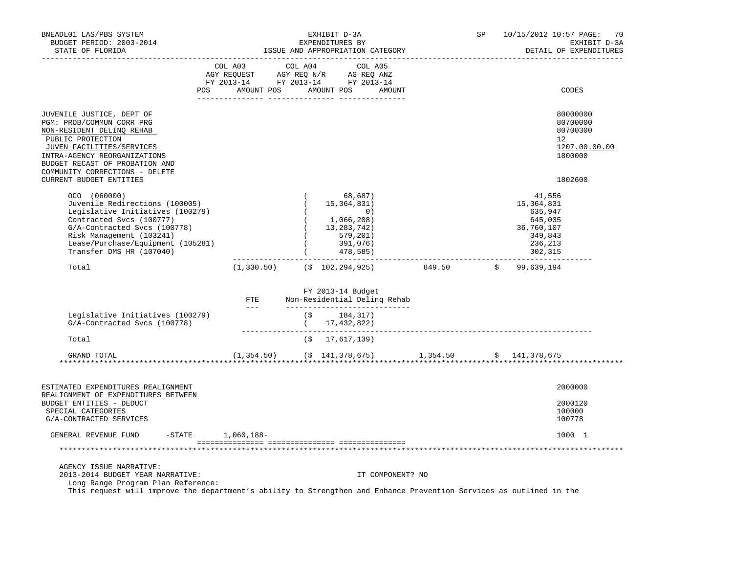BNEADL01 LAS/PBS SYSTEM — EXHIBIT D-3A — SP 10/15/2012 10:57

BUDGET PERIOD: 2003-2014 — EXPENDITURES BY — EXHIBIT D-3A

STATE OF FLORIDA — ISSUE AND APPROPRIATION CATEGORY — DETAIL OF EXPENDITURES

| | COL A03 AGY REQUEST FY 2013-14 POS | AMOUNT | COL A04 AGY REQ N/R FY 2013-14 POS | AMOUNT | COL A05 AG REQ ANZ FY 2013-14 POS | AMOUNT | CODES |
|---|---|---|---|---|---|---|---|
| JUVENILE JUSTICE, DEPT OF | | | | | | | 80000000 |
| PGM: PROB/COMMUN CORR PRG | | | | | | | 80700000 |
| NON-RESIDENT DELINQ REHAB | | | | | | | 80700300 |
| PUBLIC PROTECTION | | | | | | | 12 |
| JUVEN FACILITIES/SERVICES | | | | | | | 1207.00.00.00 |
| INTRA-AGENCY REORGANIZATIONS | | | | | | | 1800000 |
| BUDGET RECAST OF PROBATION AND COMMUNITY CORRECTIONS - DELETE CURRENT BUDGET ENTITIES | | | | | | | 1802600 |

| | | | | |
|---|---|---|---|---|
| OCO (060000) | | ( 68,687) | | 41,556 |
| Juvenile Redirections (100005) | | ( 15,364,831) | | 15,364,831 |
| Legislative Initiatives (100279) | | ( 0) | | 635,947 |
| Contracted Svcs (100777) | | ( 1,066,208) | | 645,035 |
| G/A-Contracted Svcs (100778) | | ( 13,283,742) | | 36,760,107 |
| Risk Management (103241) | | ( 579,201) | | 349,843 |
| Lease/Purchase/Equipment (105281) | | ( 391,076) | | 236,213 |
| Transfer DMS HR (107040) | | ( 478,585) | | 302,315 |
| Total | (1,330.50) | ($ 102,294,925) | 849.50 | $ 99,639,194 |

| | FTE | FY 2013-14 Budget Non-Residential Delinq Rehab | | |
|---|---|---|---|---|
| Legislative Initiatives (100279) | | ($ 184,317) | | |
| G/A-Contracted Svcs (100778) | | ( 17,432,822) | | |
| Total | | ($ 17,617,139) | | |
| GRAND TOTAL | (1,354.50) | ($ 141,378,675) | 1,354.50 | $ 141,378,675 |

***

| | COL A03 AMOUNT | COL A04 AMOUNT | COL A05 AMOUNT | CODES |
|---|---|---|---|---|
| ESTIMATED EXPENDITURES REALIGNMENT | | | | 2000000 |
| REALIGNMENT OF EXPENDITURES BETWEEN BUDGET ENTITIES - DEDUCT | | | | 2000120 |
| SPECIAL CATEGORIES | | | | 100000 |
| G/A-CONTRACTED SERVICES | | | | 100778 |
| GENERAL REVENUE FUND -STATE | 1,060,188- | | | 1000 1 |

***

AGENCY ISSUE NARRATIVE:

2013-2014 BUDGET YEAR NARRATIVE: IT COMPONENT? NO

Long Range Program Plan Reference:

This request will improve the department's ability to Strengthen and Enhance Prevention Services as outlined in the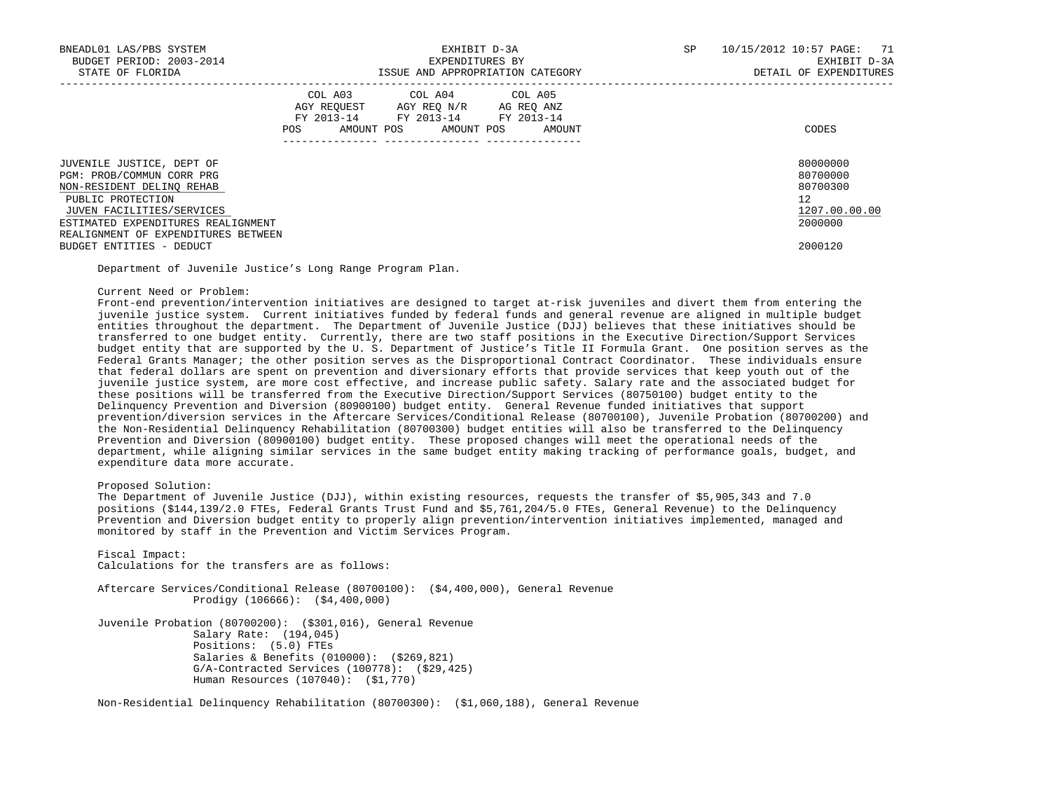| | COL A03 AGY REQUEST FY 2013-14 | | COL A04 AGY REQ N/R FY 2013-14 | | COL A05 AG REQ ANZ FY 2013-14 | | |
|---|---|---|---|---|---|---|---|
| | POS | AMOUNT | POS | AMOUNT | POS | AMOUNT | CODES |
| JUVENILE JUSTICE, DEPT OF | | | | | | | 80000000 |
| PGM: PROB/COMMUN CORR PRG | | | | | | | 80700000 |
| NON-RESIDENT DELINQ REHAB | | | | | | | 80700300 |
| PUBLIC PROTECTION | | | | | | | 12 |
| JUVEN FACILITIES/SERVICES | | | | | | | 1207.00.00.00 |
| ESTIMATED EXPENDITURES REALIGNMENT | | | | | | | 2000000 |
| REALIGNMENT OF EXPENDITURES BETWEEN BUDGET ENTITIES - DEDUCT | | | | | | | 2000120 |

Department of Juvenile Justice's Long Range Program Plan.

Current Need or Problem:
Front-end prevention/intervention initiatives are designed to target at-risk juveniles and divert them from entering the juvenile justice system. Current initiatives funded by federal funds and general revenue are aligned in multiple budget entities throughout the department. The Department of Juvenile Justice (DJJ) believes that these initiatives should be transferred to one budget entity. Currently, there are two staff positions in the Executive Direction/Support Services budget entity that are supported by the U. S. Department of Justice's Title II Formula Grant. One position serves as the Federal Grants Manager; the other position serves as the Disproportional Contract Coordinator. These individuals ensure that federal dollars are spent on prevention and diversionary efforts that provide services that keep youth out of the juvenile justice system, are more cost effective, and increase public safety. Salary rate and the associated budget for these positions will be transferred from the Executive Direction/Support Services (80750100) budget entity to the Delinquency Prevention and Diversion (80900100) budget entity. General Revenue funded initiatives that support prevention/diversion services in the Aftercare Services/Conditional Release (80700100), Juvenile Probation (80700200) and the Non-Residential Delinquency Rehabilitation (80700300) budget entities will also be transferred to the Delinquency Prevention and Diversion (80900100) budget entity. These proposed changes will meet the operational needs of the department, while aligning similar services in the same budget entity making tracking of performance goals, budget, and expenditure data more accurate.

Proposed Solution:
The Department of Juvenile Justice (DJJ), within existing resources, requests the transfer of $5,905,343 and 7.0 positions ($144,139/2.0 FTEs, Federal Grants Trust Fund and $5,761,204/5.0 FTEs, General Revenue) to the Delinquency Prevention and Diversion budget entity to properly align prevention/intervention initiatives implemented, managed and monitored by staff in the Prevention and Victim Services Program.

Fiscal Impact:
Calculations for the transfers are as follows:

Aftercare Services/Conditional Release (80700100): ($4,400,000), General Revenue
- Prodigy (106666): ($4,400,000)

Juvenile Probation (80700200): ($301,016), General Revenue
- Salary Rate: (194,045)
- Positions: (5.0) FTEs
- Salaries & Benefits (010000): ($269,821)
- G/A-Contracted Services (100778): ($29,425)
- Human Resources (107040): ($1,770)

Non-Residential Delinquency Rehabilitation (80700300): ($1,060,188), General Revenue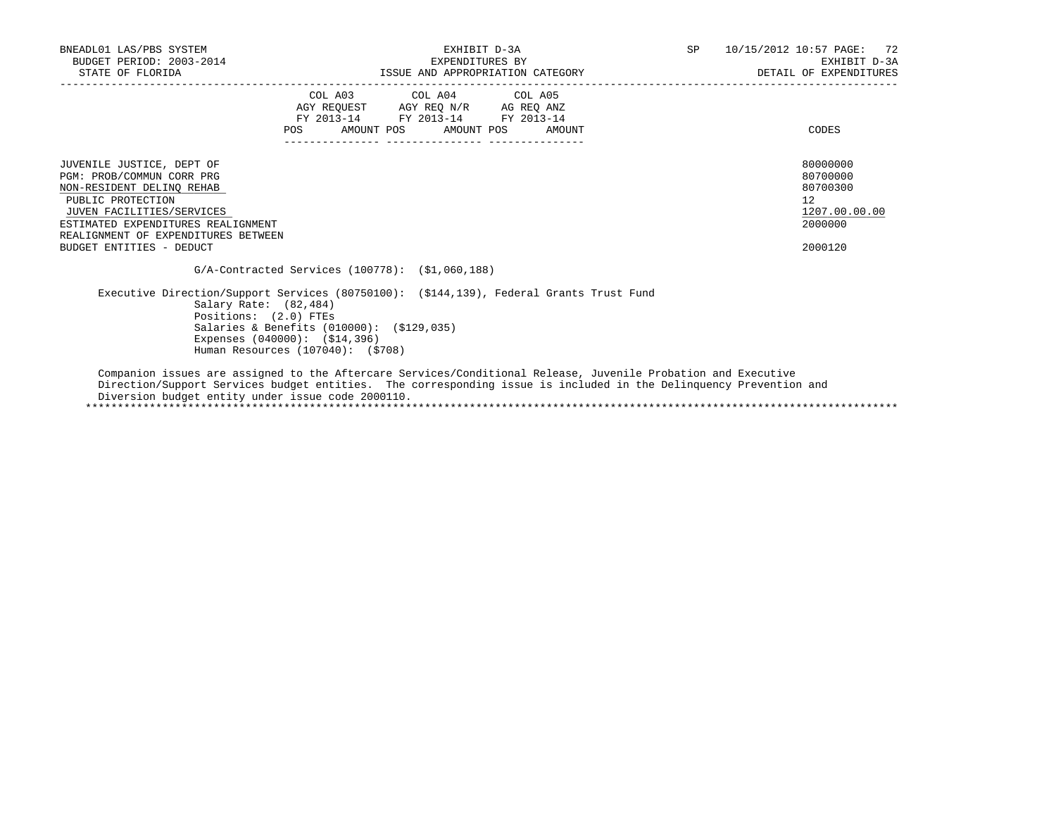| | COL A03 AGY REQUEST FY 2013-14 | | COL A04 AGY REQ N/R FY 2013-14 | | COL A05 AG REQ ANZ FY 2013-14 | | |
|---|---|---|---|---|---|---|---|
| | POS | AMOUNT | POS | AMOUNT | POS | AMOUNT | CODES |
| JUVENILE JUSTICE, DEPT OF | | | | | | | 80000000 |
| PGM: PROB/COMMUN CORR PRG | | | | | | | 80700000 |
| NON-RESIDENT DELINQ REHAB | | | | | | | 80700300 |
| PUBLIC PROTECTION | | | | | | | 12 |
| JUVEN FACILITIES/SERVICES | | | | | | | 1207.00.00.00 |
| ESTIMATED EXPENDITURES REALIGNMENT | | | | | | | 2000000 |
| REALIGNMENT OF EXPENDITURES BETWEEN BUDGET ENTITIES - DEDUCT | | | | | | | 2000120 |

G/A-Contracted Services (100778): ($1,060,188)

Executive Direction/Support Services (80750100): ($144,139), Federal Grants Trust Fund
Salary Rate: (82,484)
Positions: (2.0) FTEs
Salaries & Benefits (010000): ($129,035)
Expenses (040000): ($14,396)
Human Resources (107040): ($708)

Companion issues are assigned to the Aftercare Services/Conditional Release, Juvenile Probation and Executive Direction/Support Services budget entities. The corresponding issue is included in the Delinquency Prevention and Diversion budget entity under issue code 2000110.

*****************************************************************************************************************************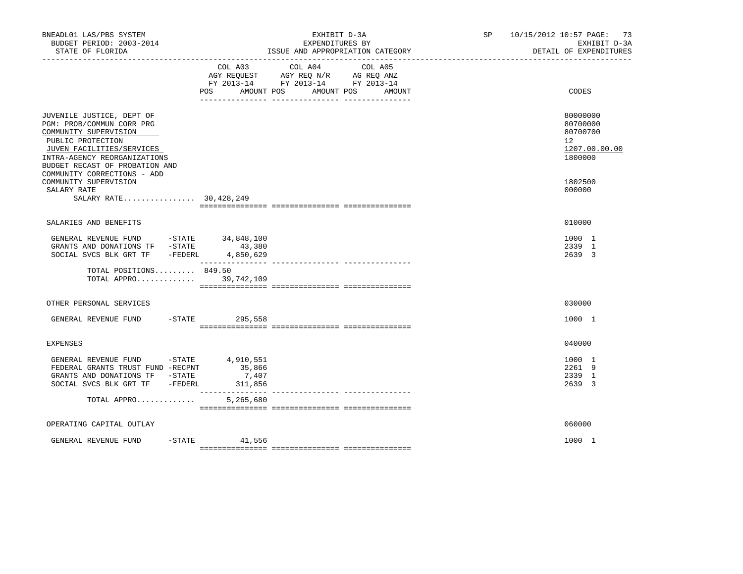BNEADL01 LAS/PBS SYSTEM
BUDGET PERIOD: 2003-2014
STATE OF FLORIDA

EXHIBIT D-3A
EXPENDITURES BY
ISSUE AND APPROPRIATION CATEGORY

SP 10/15/2012 10:57

EXHIBIT D-3A
DETAIL OF EXPENDITURES

| | COL A03 AGY REQUEST FY 2013-14 POS | AMOUNT | COL A04 AGY REQ N/R FY 2013-14 POS | AMOUNT | COL A05 AG REQ ANZ FY 2013-14 POS | AMOUNT | CODES |
|---|---|---|---|---|---|---|---|
| JUVENILE JUSTICE, DEPT OF | | | | | | | 80000000 |
| PGM: PROB/COMMUN CORR PRG | | | | | | | 80700000 |
| COMMUNITY SUPERVISION | | | | | | | 80700700 |
| PUBLIC PROTECTION | | | | | | | 12 |
| JUVEN FACILITIES/SERVICES | | | | | | | 1207.00.00.00 |
| INTRA-AGENCY REORGANIZATIONS | | | | | | | 1800000 |
| BUDGET RECAST OF PROBATION AND COMMUNITY CORRECTIONS - ADD COMMUNITY SUPERVISION | | | | | | | 1802500 |
| SALARY RATE | | | | | | | 000000 |
| SALARY RATE................ | | 30,428,249 | | | | | |
| SALARIES AND BENEFITS | | | | | | | 010000 |
| GENERAL REVENUE FUND -STATE | | 34,848,100 | | | | | 1000 1 |
| GRANTS AND DONATIONS TF -STATE | | 43,380 | | | | | 2339 1 |
| SOCIAL SVCS BLK GRT TF -FEDERL | | 4,850,629 | | | | | 2639 3 |
| TOTAL POSITIONS......... | 849.50 | | | | | | |
| TOTAL APPRO............. | | 39,742,109 | | | | | |
| OTHER PERSONAL SERVICES | | | | | | | 030000 |
| GENERAL REVENUE FUND -STATE | | 295,558 | | | | | 1000 1 |
| EXPENSES | | | | | | | 040000 |
| GENERAL REVENUE FUND -STATE | | 4,910,551 | | | | | 1000 1 |
| FEDERAL GRANTS TRUST FUND -RECPNT | | 35,866 | | | | | 2261 9 |
| GRANTS AND DONATIONS TF -STATE | | 7,407 | | | | | 2339 1 |
| SOCIAL SVCS BLK GRT TF -FEDERL | | 311,856 | | | | | 2639 3 |
| TOTAL APPRO............. | | 5,265,680 | | | | | |
| OPERATING CAPITAL OUTLAY | | | | | | | 060000 |
| GENERAL REVENUE FUND -STATE | | 41,556 | | | | | 1000 1 |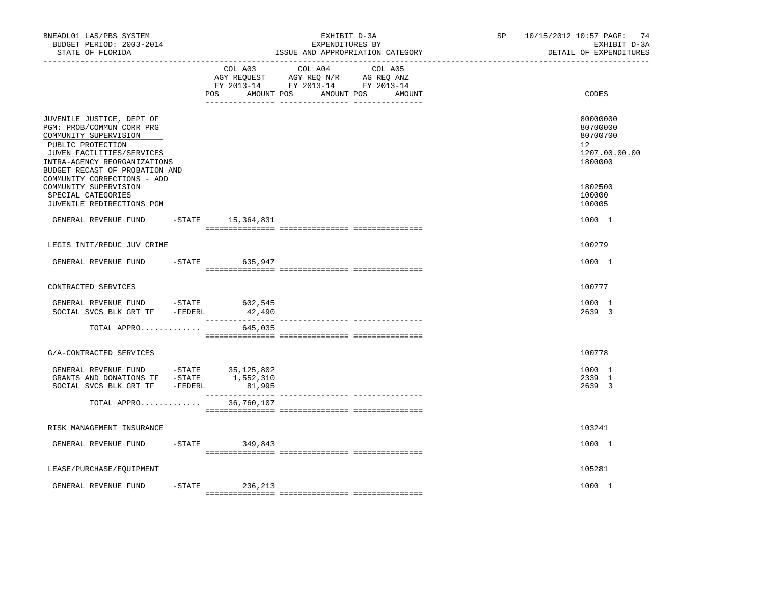BNEADL01 LAS/PBS SYSTEM — BUDGET PERIOD: 2003-2014 — STATE OF FLORIDA

EXHIBIT D-3A — EXPENDITURES BY ISSUE AND APPROPRIATION CATEGORY

SP 10/15/2012 10:57 — EXHIBIT D-3A — DETAIL OF EXPENDITURES

| | | COL A03 AGY REQUEST FY 2013-14 POS AMOUNT | COL A04 AGY REQ N/R FY 2013-14 POS AMOUNT | COL A05 AG REQ ANZ FY 2013-14 POS AMOUNT | CODES |
|---|---|---|---|---|---|
| JUVENILE JUSTICE, DEPT OF | | | | | 80000000 |
| PGM: PROB/COMMUN CORR PRG | | | | | 80700000 |
| COMMUNITY SUPERVISION | | | | | 80700700 |
| PUBLIC PROTECTION | | | | | 12 |
| JUVEN FACILITIES/SERVICES | | | | | 1207.00.00.00 |
| INTRA-AGENCY REORGANIZATIONS | | | | | 1800000 |
| BUDGET RECAST OF PROBATION AND COMMUNITY CORRECTIONS - ADD COMMUNITY SUPERVISION | | | | | 1802500 |
| SPECIAL CATEGORIES | | | | | 100000 |
| JUVENILE REDIRECTIONS PGM | | | | | 100005 |
| GENERAL REVENUE FUND | -STATE | 15,364,831 | | | 1000 1 |
| LEGIS INIT/REDUC JUV CRIME | | | | | 100279 |
| GENERAL REVENUE FUND | -STATE | 635,947 | | | 1000 1 |
| CONTRACTED SERVICES | | | | | 100777 |
| GENERAL REVENUE FUND | -STATE | 602,545 | | | 1000 1 |
| SOCIAL SVCS BLK GRT TF | -FEDERL | 42,490 | | | 2639 3 |
| TOTAL APPRO............ | | 645,035 | | | |
| G/A-CONTRACTED SERVICES | | | | | 100778 |
| GENERAL REVENUE FUND | -STATE | 35,125,802 | | | 1000 1 |
| GRANTS AND DONATIONS TF | -STATE | 1,552,310 | | | 2339 1 |
| SOCIAL SVCS BLK GRT TF | -FEDERL | 81,995 | | | 2639 3 |
| TOTAL APPRO............ | | 36,760,107 | | | |
| RISK MANAGEMENT INSURANCE | | | | | 103241 |
| GENERAL REVENUE FUND | -STATE | 349,843 | | | 1000 1 |
| LEASE/PURCHASE/EQUIPMENT | | | | | 105281 |
| GENERAL REVENUE FUND | -STATE | 236,213 | | | 1000 1 |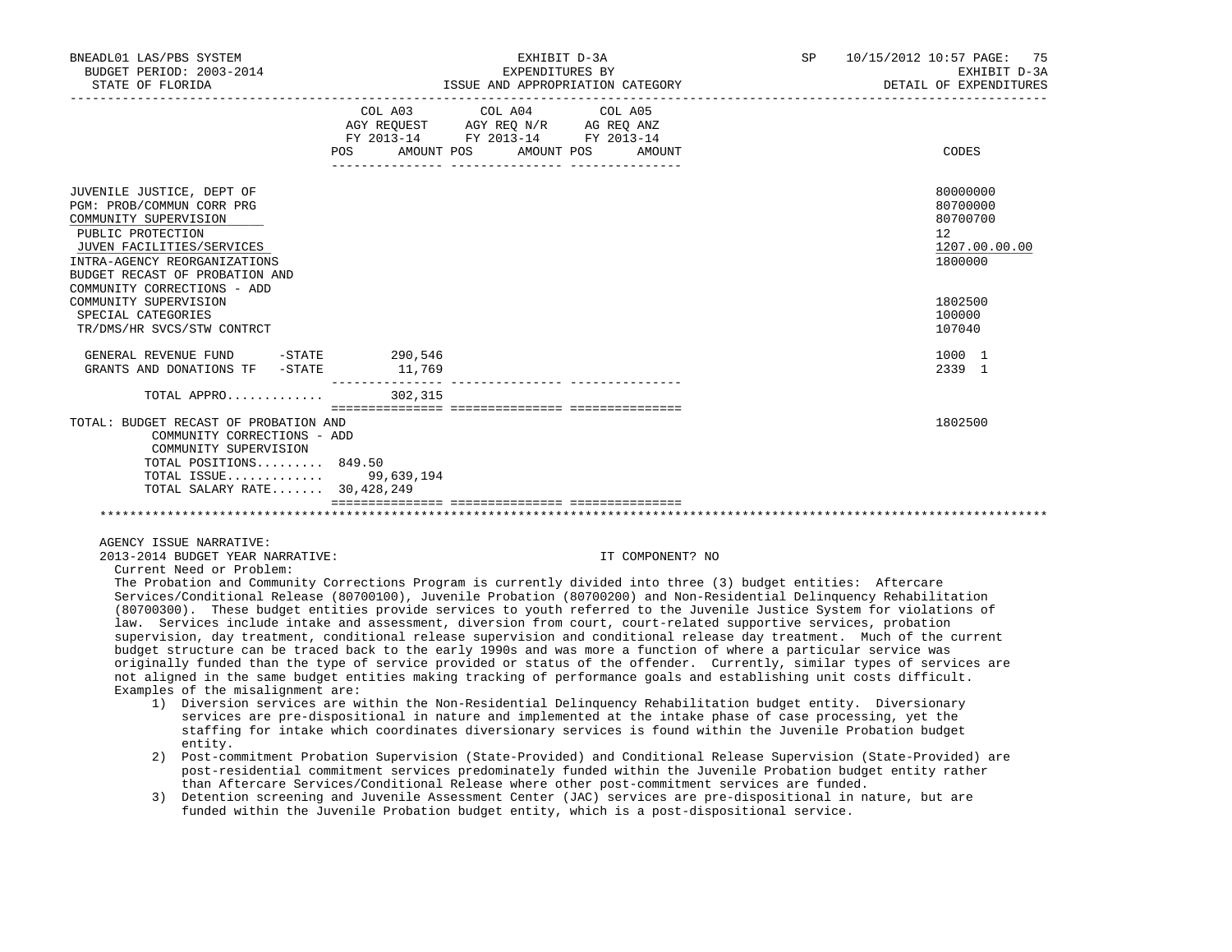| | COL A03 AGY REQUEST FY 2013-14 POS AMOUNT | COL A04 AGY REQ N/R FY 2013-14 POS AMOUNT | COL A05 AG REQ ANZ FY 2013-14 POS AMOUNT | CODES |
|---|---|---|---|---|
| JUVENILE JUSTICE, DEPT OF | | | | 80000000 |
| PGM: PROB/COMMUN CORR PRG | | | | 80700000 |
| COMMUNITY SUPERVISION | | | | 80700700 |
| PUBLIC PROTECTION | | | | 12 |
| JUVEN FACILITIES/SERVICES | | | | 1207.00.00.00 |
| INTRA-AGENCY REORGANIZATIONS | | | | 1800000 |
| BUDGET RECAST OF PROBATION AND COMMUNITY CORRECTIONS - ADD COMMUNITY SUPERVISION | | | | 1802500 |
| SPECIAL CATEGORIES | | | | 100000 |
| TR/DMS/HR SVCS/STW CONTRCT | | | | 107040 |
| GENERAL REVENUE FUND -STATE | 290,546 | | | 1000 1 |
| GRANTS AND DONATIONS TF -STATE | 11,769 | | | 2339 1 |
| TOTAL APPRO............ | 302,315 | | | |
| TOTAL: BUDGET RECAST OF PROBATION AND COMMUNITY CORRECTIONS - ADD COMMUNITY SUPERVISION | | | | 1802500 |
| TOTAL POSITIONS......... | 849.50 | | | |
| TOTAL ISSUE............ | 99,639,194 | | | |
| TOTAL SALARY RATE....... | 30,428,249 | | | |

AGENCY ISSUE NARRATIVE:

2013-2014 BUDGET YEAR NARRATIVE: IT COMPONENT? NO

Current Need or Problem:

The Probation and Community Corrections Program is currently divided into three (3) budget entities: Aftercare Services/Conditional Release (80700100), Juvenile Probation (80700200) and Non-Residential Delinquency Rehabilitation (80700300). These budget entities provide services to youth referred to the Juvenile Justice System for violations of law. Services include intake and assessment, diversion from court, court-related supportive services, probation supervision, day treatment, conditional release supervision and conditional release day treatment. Much of the current budget structure can be traced back to the early 1990s and was more a function of where a particular service was originally funded than the type of service provided or status of the offender. Currently, similar types of services are not aligned in the same budget entities making tracking of performance goals and establishing unit costs difficult.

Examples of the misalignment are:

1) Diversion services are within the Non-Residential Delinquency Rehabilitation budget entity. Diversionary services are pre-dispositional in nature and implemented at the intake phase of case processing, yet the staffing for intake which coordinates diversionary services is found within the Juvenile Probation budget entity.
2) Post-commitment Probation Supervision (State-Provided) and Conditional Release Supervision (State-Provided) are post-residential commitment services predominately funded within the Juvenile Probation budget entity rather than Aftercare Services/Conditional Release where other post-commitment services are funded.
3) Detention screening and Juvenile Assessment Center (JAC) services are pre-dispositional in nature, but are funded within the Juvenile Probation budget entity, which is a post-dispositional service.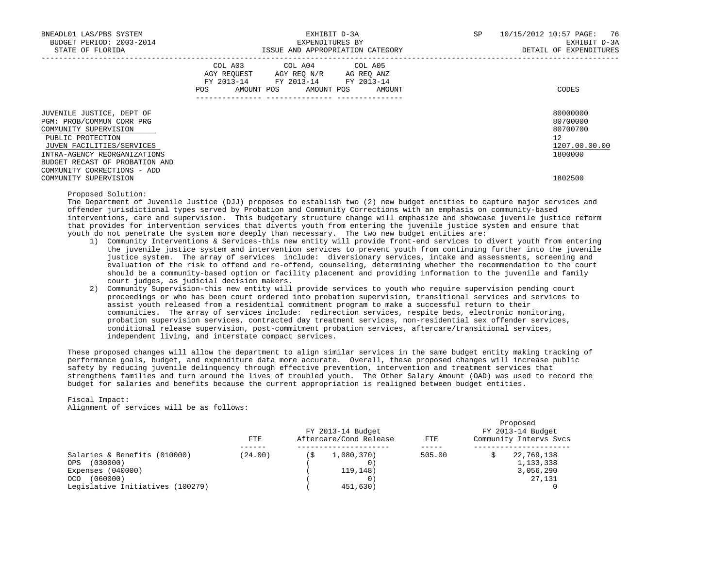| | COL A03 AGY REQUEST FY 2013-14 POS AMOUNT | COL A04 AGY REQ N/R FY 2013-14 POS AMOUNT | COL A05 AG REQ ANZ FY 2013-14 POS AMOUNT | CODES |
|---|---|---|---|---|
| JUVENILE JUSTICE, DEPT OF | | | | 80000000 |
| PGM: PROB/COMMUN CORR PRG | | | | 80700000 |
| COMMUNITY SUPERVISION | | | | 80700700 |
| PUBLIC PROTECTION | | | | 12 |
| JUVEN FACILITIES/SERVICES | | | | 1207.00.00.00 |
| INTRA-AGENCY REORGANIZATIONS | | | | 1800000 |
| BUDGET RECAST OF PROBATION AND COMMUNITY CORRECTIONS - ADD COMMUNITY SUPERVISION | | | | 1802500 |

Proposed Solution:

The Department of Juvenile Justice (DJJ) proposes to establish two (2) new budget entities to capture major services and offender jurisdictional types served by Probation and Community Corrections with an emphasis on community-based interventions, care and supervision. This budgetary structure change will emphasize and showcase juvenile justice reform that provides for intervention services that diverts youth from entering the juvenile justice system and ensure that youth do not penetrate the system more deeply than necessary. The two new budget entities are:

1) Community Interventions & Services-this new entity will provide front-end services to divert youth from entering the juvenile justice system and intervention services to prevent youth from continuing further into the juvenile justice system. The array of services include: diversionary services, intake and assessments, screening and evaluation of the risk to offend and re-offend, counseling, determining whether the recommendation to the court should be a community-based option or facility placement and providing information to the juvenile and family court judges, as judicial decision makers.
2) Community Supervision-this new entity will provide services to youth who require supervision pending court proceedings or who has been court ordered into probation supervision, transitional services and services to assist youth released from a residential commitment program to make a successful return to their communities. The array of services include: redirection services, respite beds, electronic monitoring, probation supervision services, contracted day treatment services, non-residential sex offender services, conditional release supervision, post-commitment probation services, aftercare/transitional services, independent living, and interstate compact services.

These proposed changes will allow the department to align similar services in the same budget entity making tracking of performance goals, budget, and expenditure data more accurate. Overall, these proposed changes will increase public safety by reducing juvenile delinquency through effective prevention, intervention and treatment services that strengthens families and turn around the lives of troubled youth. The Other Salary Amount (OAD) was used to record the budget for salaries and benefits because the current appropriation is realigned between budget entities.

Fiscal Impact:

Alignment of services will be as follows:

| | FTE | FY 2013-14 Budget Aftercare/Cond Release | FTE | Proposed FY 2013-14 Budget Community Intervs Svcs |
|---|---|---|---|---|
| Salaries & Benefits (010000) | (24.00) | ($ 1,080,370) | 505.00 | $ 22,769,138 |
| OPS (030000) | | ( 0) | | 1,133,338 |
| Expenses (040000) | | ( 119,148) | | 3,056,290 |
| OCO (060000) | | ( 0) | | 27,131 |
| Legislative Initiatives (100279) | | ( 451,630) | | 0 |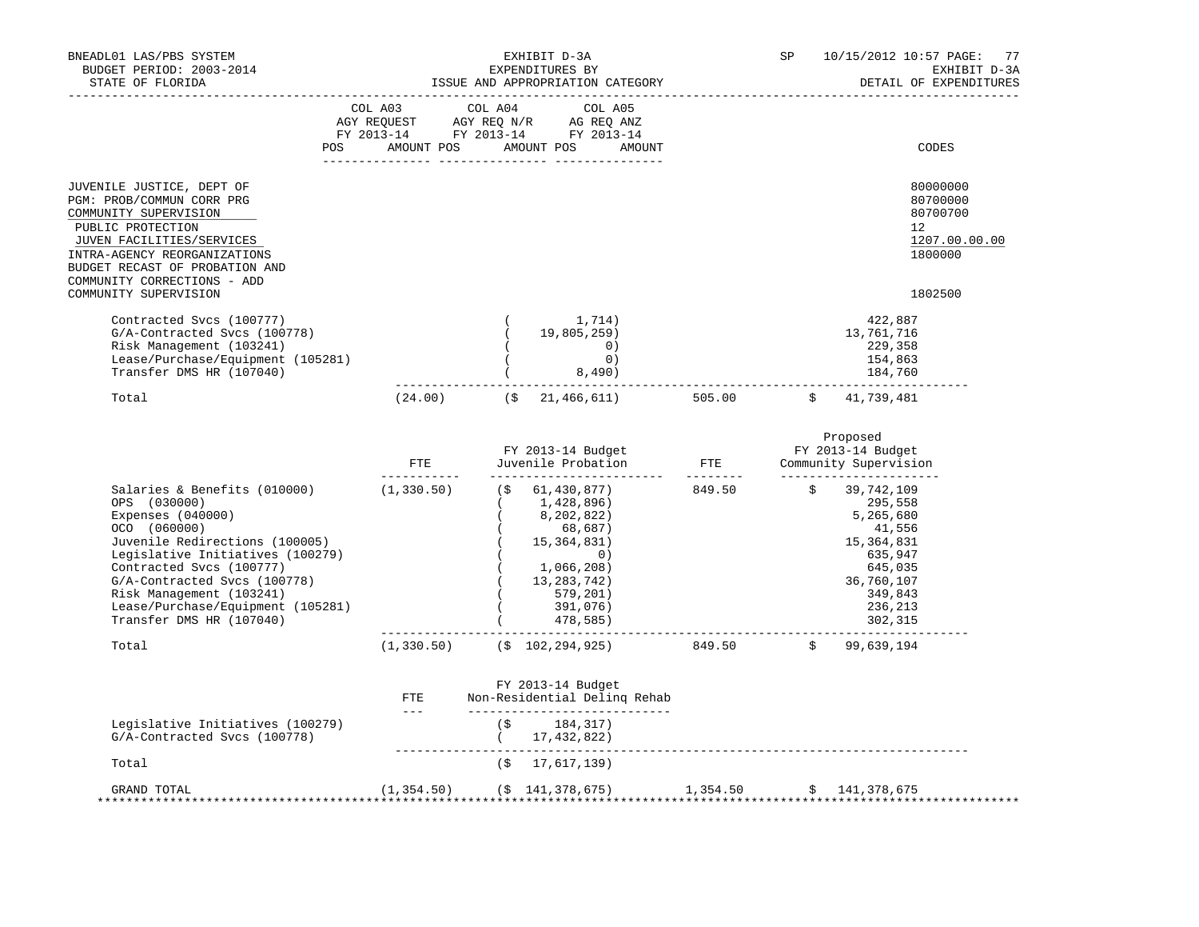BNEADL01 LAS/PBS SYSTEM
BUDGET PERIOD: 2003-2014
STATE OF FLORIDA

EXHIBIT D-3A
EXPENDITURES BY
ISSUE AND APPROPRIATION CATEGORY

SP 10/15/2012 10:57
EXHIBIT D-3A
DETAIL OF EXPENDITURES

| | COL A03 AGY REQUEST FY 2013-14 POS | AMOUNT | COL A04 AGY REQ N/R FY 2013-14 POS | AMOUNT | COL A05 AG REQ ANZ FY 2013-14 POS | AMOUNT | CODES |
|---|---|---|---|---|---|---|---|
| JUVENILE JUSTICE, DEPT OF | | | | | | | 80000000 |
| PGM: PROB/COMMUN CORR PRG | | | | | | | 80700000 |
| COMMUNITY SUPERVISION | | | | | | | 80700700 |
| PUBLIC PROTECTION | | | | | | | 12 |
| JUVEN FACILITIES/SERVICES | | | | | | | 1207.00.00.00 |
| INTRA-AGENCY REORGANIZATIONS | | | | | | | 1800000 |
| BUDGET RECAST OF PROBATION AND COMMUNITY CORRECTIONS - ADD COMMUNITY SUPERVISION | | | | | | | 1802500 |

| | | | | |
|---|---|---|---|---|
| Contracted Svcs (100777) | | ( 1,714) | | 422,887 |
| G/A-Contracted Svcs (100778) | | ( 19,805,259) | | 13,761,716 |
| Risk Management (103241) | | ( 0) | | 229,358 |
| Lease/Purchase/Equipment (105281) | | ( 0) | | 154,863 |
| Transfer DMS HR (107040) | | ( 8,490) | | 184,760 |
| Total | (24.00) | ($ 21,466,611) | 505.00 | $ 41,739,481 |

| | FTE | FY 2013-14 Budget Juvenile Probation | FTE | Proposed FY 2013-14 Budget Community Supervision |
|---|---|---|---|---|
| Salaries & Benefits (010000) | (1,330.50) | ($ 61,430,877) | 849.50 | $ 39,742,109 |
| OPS (030000) | | ( 1,428,896) | | 295,558 |
| Expenses (040000) | | ( 8,202,822) | | 5,265,680 |
| OCO (060000) | | ( 68,687) | | 41,556 |
| Juvenile Redirections (100005) | | ( 15,364,831) | | 15,364,831 |
| Legislative Initiatives (100279) | | ( 0) | | 635,947 |
| Contracted Svcs (100777) | | ( 1,066,208) | | 645,035 |
| G/A-Contracted Svcs (100778) | | ( 13,283,742) | | 36,760,107 |
| Risk Management (103241) | | ( 579,201) | | 349,843 |
| Lease/Purchase/Equipment (105281) | | ( 391,076) | | 236,213 |
| Transfer DMS HR (107040) | | ( 478,585) | | 302,315 |
| Total | (1,330.50) | ($ 102,294,925) | 849.50 | $ 99,639,194 |

| | FTE | FY 2013-14 Budget Non-Residential Delinq Rehab | | |
|---|---|---|---|---|
| Legislative Initiatives (100279) | | ($ 184,317) | | |
| G/A-Contracted Svcs (100778) | | ( 17,432,822) | | |
| Total | | ($ 17,617,139) | | |
| GRAND TOTAL | (1,354.50) | ($ 141,378,675) | 1,354.50 | $ 141,378,675 |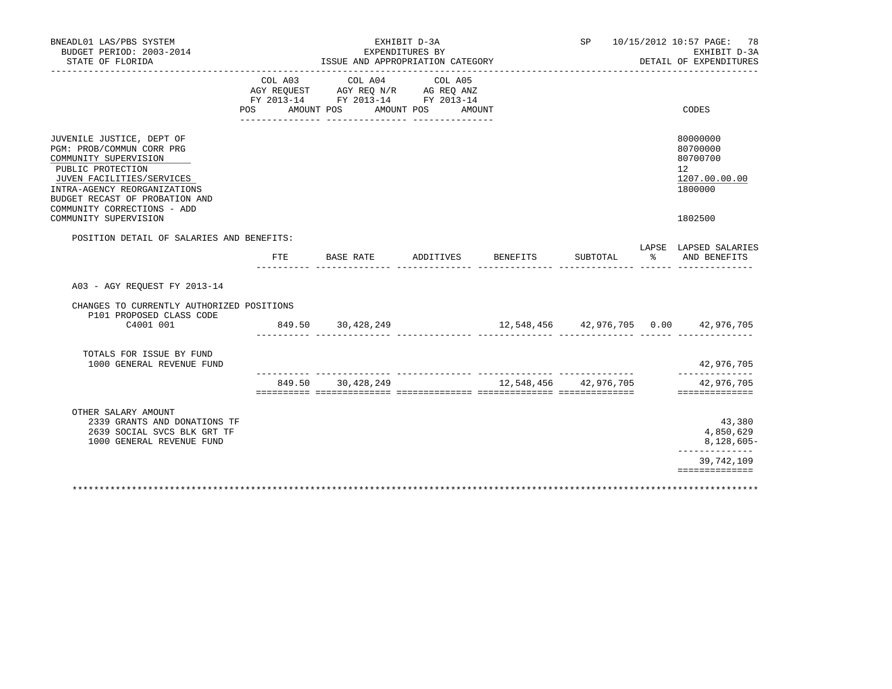BNEADL01 LAS/PBS SYSTEM
BUDGET PERIOD: 2003-2014
STATE OF FLORIDA

EXHIBIT D-3A
EXPENDITURES BY
ISSUE AND APPROPRIATION CATEGORY

SP 10/15/2012 10:57 PAGE: 78
EXHIBIT D-3A
DETAIL OF EXPENDITURES

| | COL A03 AGY REQUEST FY 2013-14 POS AMOUNT | COL A04 AGY REQ N/R FY 2013-14 POS AMOUNT | COL A05 AG REQ ANZ FY 2013-14 POS AMOUNT | CODES |
|---|---|---|---|---|
| JUVENILE JUSTICE, DEPT OF | | | | 80000000 |
| PGM: PROB/COMMUN CORR PRG | | | | 80700000 |
| COMMUNITY SUPERVISION | | | | 80700700 |
| PUBLIC PROTECTION | | | | 12 |
| JUVEN FACILITIES/SERVICES | | | | 1207.00.00.00 |
| INTRA-AGENCY REORGANIZATIONS | | | | 1800000 |
| BUDGET RECAST OF PROBATION AND COMMUNITY CORRECTIONS - ADD COMMUNITY SUPERVISION | | | | 1802500 |

POSITION DETAIL OF SALARIES AND BENEFITS:

| | FTE | BASE RATE | ADDITIVES | BENEFITS | SUBTOTAL | LAPSE % | LAPSED SALARIES AND BENEFITS |
|---|---|---|---|---|---|---|---|
| A03 - AGY REQUEST FY 2013-14 | | | | | | | |
| CHANGES TO CURRENTLY AUTHORIZED POSITIONS | | | | | | | |
| P101 PROPOSED CLASS CODE | | | | | | | |
| C4001 001 | 849.50 | 30,428,249 | | 12,548,456 | 42,976,705 | 0.00 | 42,976,705 |
| TOTALS FOR ISSUE BY FUND | | | | | | | |
| 1000 GENERAL REVENUE FUND | | | | | | | 42,976,705 |
| | 849.50 | 30,428,249 | | 12,548,456 | 42,976,705 | | 42,976,705 |
| OTHER SALARY AMOUNT | | | | | | | |
| 2339 GRANTS AND DONATIONS TF | | | | | | | 43,380 |
| 2639 SOCIAL SVCS BLK GRT TF | | | | | | | 4,850,629 |
| 1000 GENERAL REVENUE FUND | | | | | | | 8,128,605- |
| | | | | | | | 39,742,109 |

********************************************************************************************************************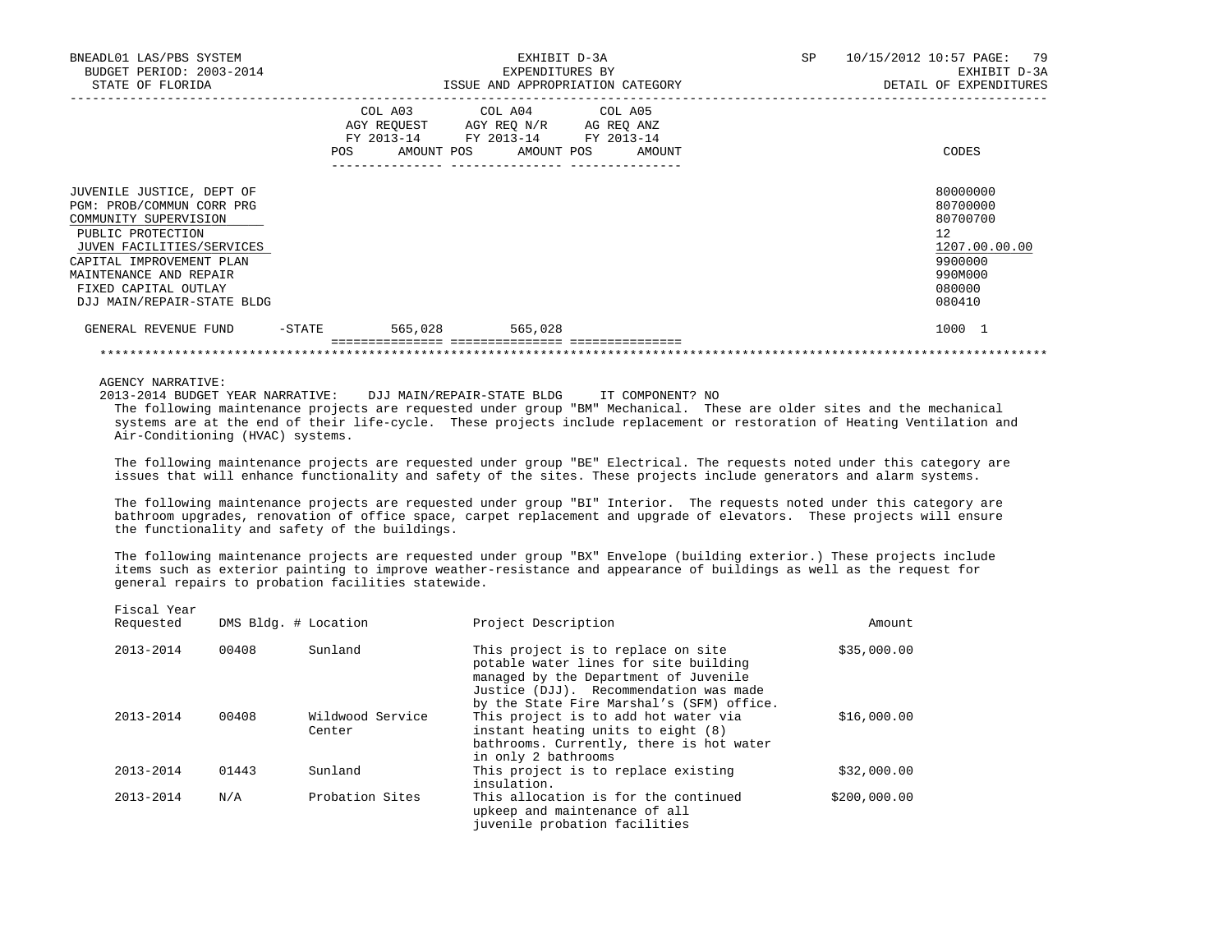| | COL A03 AGY REQUEST FY 2013-14 POS AMOUNT | COL A04 AGY REQ N/R FY 2013-14 POS AMOUNT | COL A05 AG REQ ANZ FY 2013-14 POS AMOUNT | CODES |
|---|---|---|---|---|
| JUVENILE JUSTICE, DEPT OF | | | | 80000000 |
| PGM: PROB/COMMUN CORR PRG | | | | 80700000 |
| COMMUNITY SUPERVISION | | | | 80700700 |
| PUBLIC PROTECTION | | | | 12 |
| JUVEN FACILITIES/SERVICES | | | | 1207.00.00.00 |
| CAPITAL IMPROVEMENT PLAN | | | | 9900000 |
| MAINTENANCE AND REPAIR | | | | 990M000 |
| FIXED CAPITAL OUTLAY | | | | 080000 |
| DJJ MAIN/REPAIR-STATE BLDG | | | | 080410 |
| GENERAL REVENUE FUND -STATE | 565,028 | 565,028 | | 1000 1 |

AGENCY NARRATIVE:

2013-2014 BUDGET YEAR NARRATIVE: DJJ MAIN/REPAIR-STATE BLDG IT COMPONENT? NO

The following maintenance projects are requested under group "BM" Mechanical. These are older sites and the mechanical systems are at the end of their life-cycle. These projects include replacement or restoration of Heating Ventilation and Air-Conditioning (HVAC) systems.

The following maintenance projects are requested under group "BE" Electrical. The requests noted under this category are issues that will enhance functionality and safety of the sites. These projects include generators and alarm systems.

The following maintenance projects are requested under group "BI" Interior. The requests noted under this category are bathroom upgrades, renovation of office space, carpet replacement and upgrade of elevators. These projects will ensure the functionality and safety of the buildings.

The following maintenance projects are requested under group "BX" Envelope (building exterior.) These projects include items such as exterior painting to improve weather-resistance and appearance of buildings as well as the request for general repairs to probation facilities statewide.

| Fiscal Year Requested | DMS Bldg. # | Location | Project Description | Amount |
|---|---|---|---|---|
| 2013-2014 | 00408 | Sunland | This project is to replace on site potable water lines for site building managed by the Department of Juvenile Justice (DJJ). Recommendation was made by the State Fire Marshal's (SFM) office. | $35,000.00 |
| 2013-2014 | 00408 | Wildwood Service Center | This project is to add hot water via instant heating units to eight (8) bathrooms. Currently, there is hot water in only 2 bathrooms | $16,000.00 |
| 2013-2014 | 01443 | Sunland | This project is to replace existing insulation. | $32,000.00 |
| 2013-2014 | N/A | Probation Sites | This allocation is for the continued upkeep and maintenance of all juvenile probation facilities | $200,000.00 |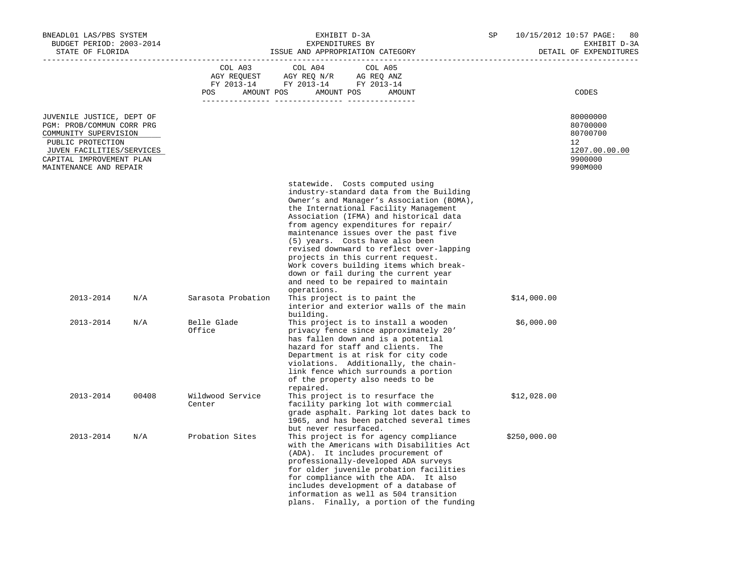| | | | | | CODES |
|---|---|---|---|---|---|
| JUVENILE JUSTICE, DEPT OF | | | | | 80000000 |
| PGM: PROB/COMMUN CORR PRG | | | | | 80700000 |
| COMMUNITY SUPERVISION | | | | | 80700700 |
| PUBLIC PROTECTION | | | | | 12 |
| JUVEN FACILITIES/SERVICES | | | | | 1207.00.00.00 |
| CAPITAL IMPROVEMENT PLAN | | | | | 9900000 |
| MAINTENANCE AND REPAIR | | | | | 990M000 |

| | | | | |
|---|---|---|---|---|
| | | | statewide. Costs computed using industry-standard data from the Building Owner's and Manager's Association (BOMA), the International Facility Management Association (IFMA) and historical data from agency expenditures for repair/ maintenance issues over the past five (5) years. Costs have also been revised downward to reflect over-lapping projects in this current request. Work covers building items which break-down or fail during the current year and need to be repaired to maintain operations. | |
| 2013-2014 | N/A | Sarasota Probation | This project is to paint the interior and exterior walls of the main building. | $14,000.00 |
| 2013-2014 | N/A | Belle Glade Office | This project is to install a wooden privacy fence since approximately 20' has fallen down and is a potential hazard for staff and clients. The Department is at risk for city code violations. Additionally, the chain-link fence which surrounds a portion of the property also needs to be repaired. | $6,000.00 |
| 2013-2014 | 00408 | Wildwood Service Center | This project is to resurface the facility parking lot with commercial grade asphalt. Parking lot dates back to 1965, and has been patched several times but never resurfaced. | $12,028.00 |
| 2013-2014 | N/A | Probation Sites | This project is for agency compliance with the Americans with Disabilities Act (ADA). It includes procurement of professionally-developed ADA surveys for older juvenile probation facilities for compliance with the ADA. It also includes development of a database of information as well as 504 transition plans. Finally, a portion of the funding | $250,000.00 |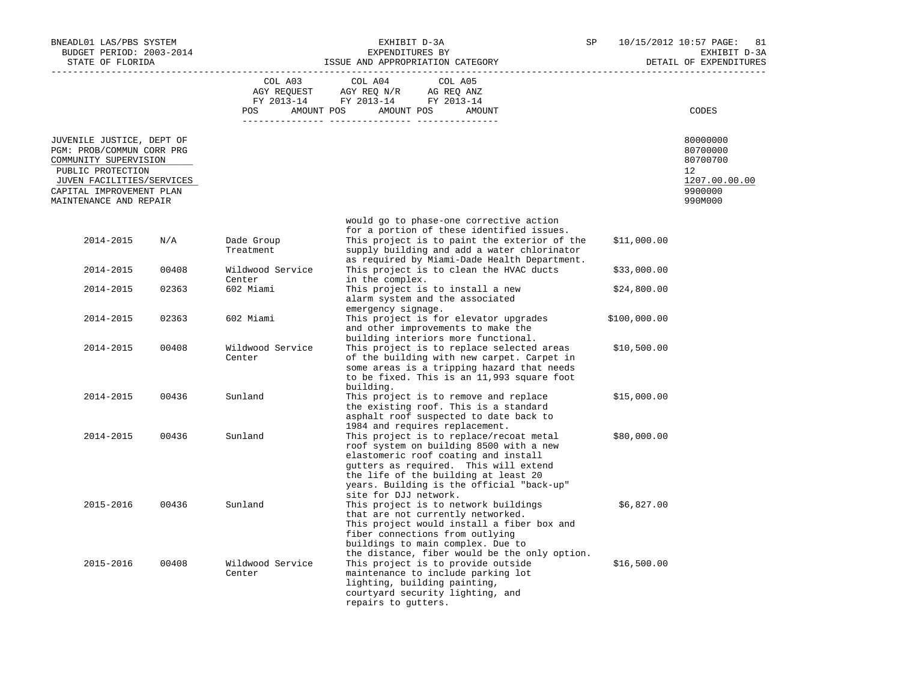| | | | | | |
|---|---|---|---|---|---|
| | COL A03 AGY REQUEST FY 2013-14 POS AMOUNT | COL A04 AGY REQ N/R FY 2013-14 POS AMOUNT | COL A05 AG REQ ANZ FY 2013-14 POS AMOUNT | | CODES |

JUVENILE JUSTICE, DEPT OF — 80000000
PGM: PROB/COMMUN CORR PRG — 80700000
COMMUNITY SUPERVISION — 80700700
PUBLIC PROTECTION — 12
JUVEN FACILITIES/SERVICES — 1207.00.00.00
CAPITAL IMPROVEMENT PLAN — 9900000
MAINTENANCE AND REPAIR — 990M000

| Year | Facility No. | Facility | Description | Amount |
|---|---|---|---|---|
| | | | would go to phase-one corrective action for a portion of these identified issues. | |
| 2014-2015 | N/A | Dade Group Treatment | This project is to paint the exterior of the supply building and add a water chlorinator as required by Miami-Dade Health Department. | $11,000.00 |
| 2014-2015 | 00408 | Wildwood Service Center | This project is to clean the HVAC ducts in the complex. | $33,000.00 |
| 2014-2015 | 02363 | 602 Miami | This project is to install a new alarm system and the associated emergency signage. | $24,800.00 |
| 2014-2015 | 02363 | 602 Miami | This project is for elevator upgrades and other improvements to make the building interiors more functional. | $100,000.00 |
| 2014-2015 | 00408 | Wildwood Service Center | This project is to replace selected areas of the building with new carpet. Carpet in some areas is a tripping hazard that needs to be fixed. This is an 11,993 square foot building. | $10,500.00 |
| 2014-2015 | 00436 | Sunland | This project is to remove and replace the existing roof. This is a standard asphalt roof suspected to date back to 1984 and requires replacement. | $15,000.00 |
| 2014-2015 | 00436 | Sunland | This project is to replace/recoat metal roof system on building 8500 with a new elastomeric roof coating and install gutters as required. This will extend the life of the building at least 20 years. Building is the official "back-up" site for DJJ network. | $80,000.00 |
| 2015-2016 | 00436 | Sunland | This project is to network buildings that are not currently networked. This project would install a fiber box and fiber connections from outlying buildings to main complex. Due to the distance, fiber would be the only option. | $6,827.00 |
| 2015-2016 | 00408 | Wildwood Service Center | This project is to provide outside maintenance to include parking lot lighting, building painting, courtyard security lighting, and repairs to gutters. | $16,500.00 |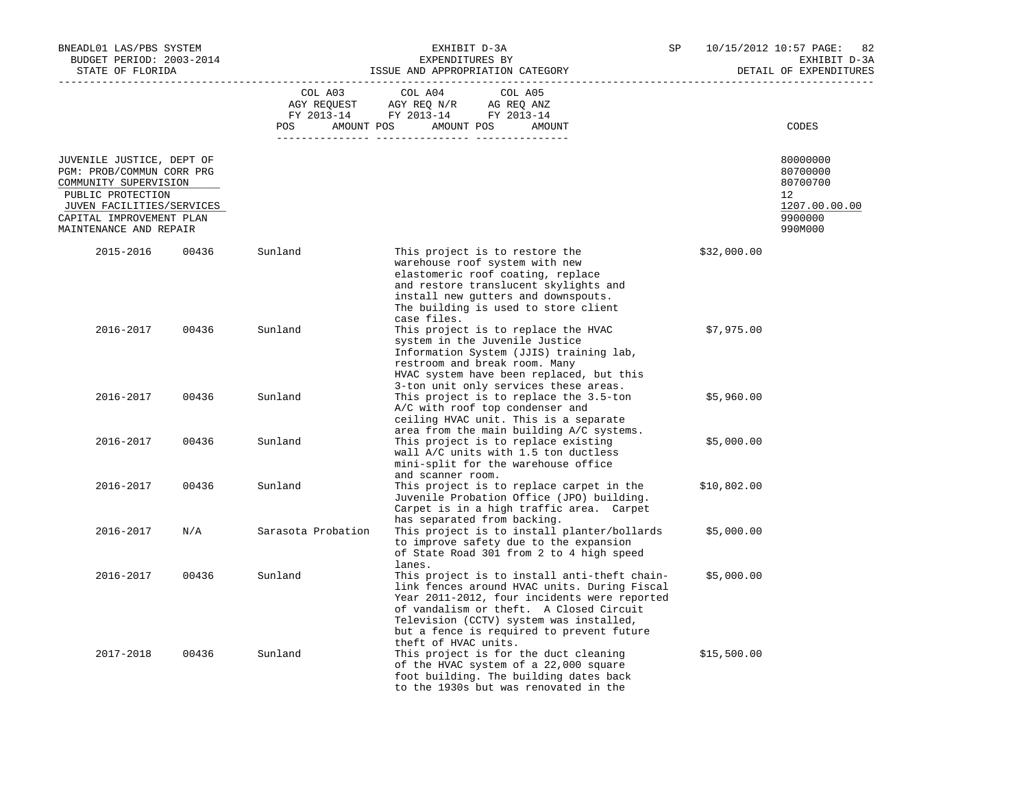BNEADL01 LAS/PBS SYSTEM — EXHIBIT D-3A — SP 10/15/2012 10:57
BUDGET PERIOD: 2003-2014 — EXPENDITURES BY — EXHIBIT D-3A
STATE OF FLORIDA — ISSUE AND APPROPRIATION CATEGORY — DETAIL OF EXPENDITURES

| | COL A03 AGY REQUEST FY 2013-14 | | COL A04 AGY REQ N/R FY 2013-14 | | COL A05 AG REQ ANZ FY 2013-14 | | |
|---|---|---|---|---|---|---|---|
| | POS | AMOUNT | POS | AMOUNT | POS | AMOUNT | CODES |

| | CODES |
|---|---|
| JUVENILE JUSTICE, DEPT OF | 80000000 |
| PGM: PROB/COMMUN CORR PRG | 80700000 |
| COMMUNITY SUPERVISION | 80700700 |
| PUBLIC PROTECTION | 12 |
| JUVEN FACILITIES/SERVICES | 1207.00.00.00 |
| CAPITAL IMPROVEMENT PLAN | 9900000 |
| MAINTENANCE AND REPAIR | 990M000 |

| Year | Code | Facility | Description | Amount |
|---|---|---|---|---|
| 2015-2016 | 00436 | Sunland | This project is to restore the warehouse roof system with new elastomeric roof coating, replace and restore translucent skylights and install new gutters and downspouts. The building is used to store client case files. | $32,000.00 |
| 2016-2017 | 00436 | Sunland | This project is to replace the HVAC system in the Juvenile Justice Information System (JJIS) training lab, restroom and break room. Many HVAC system have been replaced, but this 3-ton unit only services these areas. | $7,975.00 |
| 2016-2017 | 00436 | Sunland | This project is to replace the 3.5-ton A/C with roof top condenser and ceiling HVAC unit. This is a separate area from the main building A/C systems. | $5,960.00 |
| 2016-2017 | 00436 | Sunland | This project is to replace existing wall A/C units with 1.5 ton ductless mini-split for the warehouse office and scanner room. | $5,000.00 |
| 2016-2017 | 00436 | Sunland | This project is to replace carpet in the Juvenile Probation Office (JPO) building. Carpet is in a high traffic area. Carpet has separated from backing. | $10,802.00 |
| 2016-2017 | N/A | Sarasota Probation | This project is to install planter/bollards to improve safety due to the expansion of State Road 301 from 2 to 4 high speed lanes. | $5,000.00 |
| 2016-2017 | 00436 | Sunland | This project is to install anti-theft chain-link fences around HVAC units. During Fiscal Year 2011-2012, four incidents were reported of vandalism or theft. A Closed Circuit Television (CCTV) system was installed, but a fence is required to prevent future theft of HVAC units. | $5,000.00 |
| 2017-2018 | 00436 | Sunland | This project is for the duct cleaning of the HVAC system of a 22,000 square foot building. The building dates back to the 1930s but was renovated in the | $15,500.00 |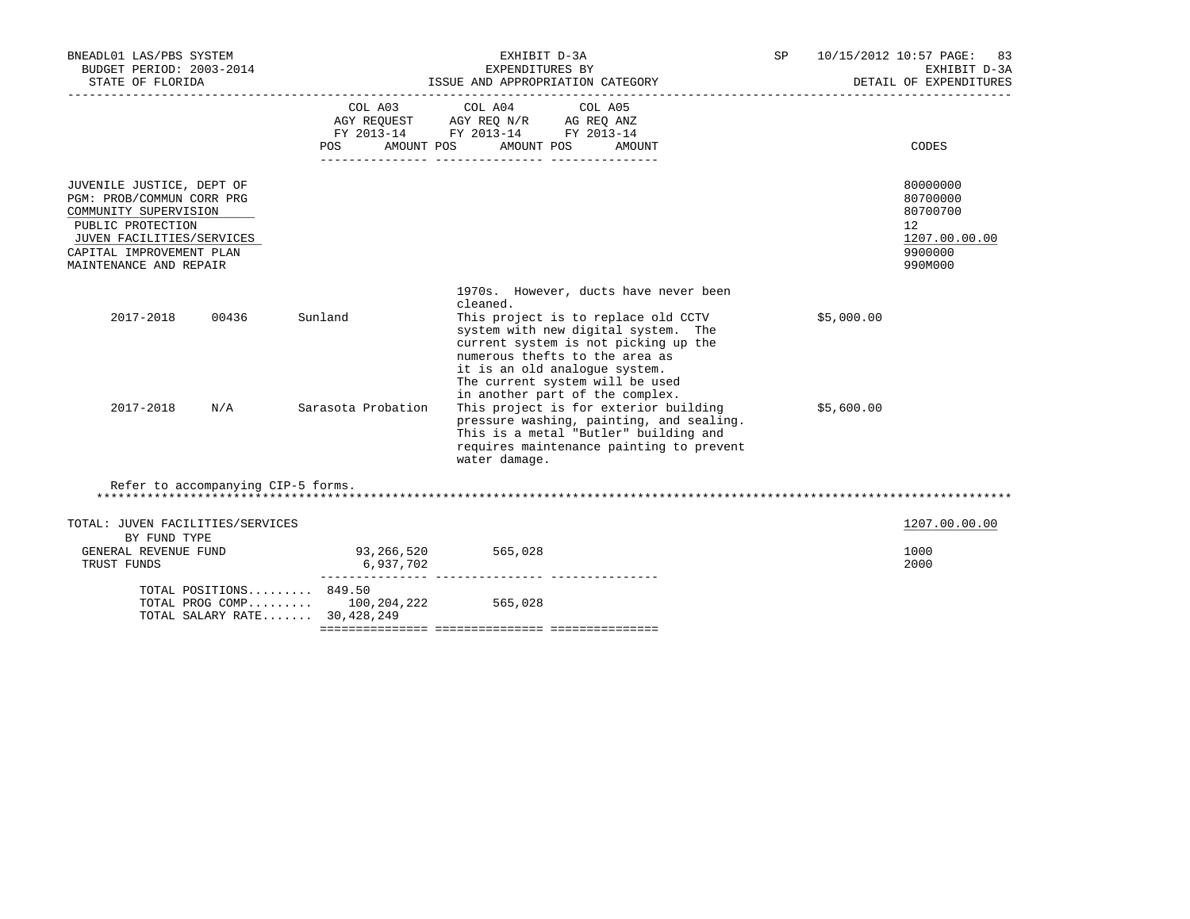| | COL A03 AGY REQUEST FY 2013-14 | | COL A04 AGY REQ N/R FY 2013-14 | | COL A05 AG REQ ANZ FY 2013-14 | | CODES |
|---|---|---|---|---|---|---|---|
| | POS | AMOUNT | POS | AMOUNT | POS | AMOUNT | |
| JUVENILE JUSTICE, DEPT OF | | | | | | | 80000000 |
| PGM: PROB/COMMUN CORR PRG | | | | | | | 80700000 |
| COMMUNITY SUPERVISION | | | | | | | 80700700 |
| PUBLIC PROTECTION | | | | | | | 12 |
| JUVEN FACILITIES/SERVICES | | | | | | | 1207.00.00.00 |
| CAPITAL IMPROVEMENT PLAN | | | | | | | 9900000 |
| MAINTENANCE AND REPAIR | | | | | | | 990M000 |

| | | | | |
|---|---|---|---|---|
| | | | 1970s. However, ducts have never been cleaned. | |
| 2017-2018 | 00436 | Sunland | This project is to replace old CCTV system with new digital system. The current system is not picking up the numerous thefts to the area as it is an old analogue system. The current system will be used in another part of the complex. | $5,000.00 |
| 2017-2018 | N/A | Sarasota Probation | This project is for exterior building pressure washing, painting, and sealing. This is a metal "Butler" building and requires maintenance painting to prevent water damage. | $5,600.00 |

Refer to accompanying CIP-5 forms.

************************************************************************************************************************************

| | COL A03 | COL A04 | COL A05 | CODES |
|---|---|---|---|---|
| TOTAL: JUVEN FACILITIES/SERVICES | | | | 1207.00.00.00 |
| BY FUND TYPE | | | | |
| GENERAL REVENUE FUND | 93,266,520 | 565,028 | | 1000 |
| TRUST FUNDS | 6,937,702 | | | 2000 |
| TOTAL POSITIONS......... | 849.50 | | | |
| TOTAL PROG COMP......... | 100,204,222 | 565,028 | | |
| TOTAL SALARY RATE....... | 30,428,249 | | | |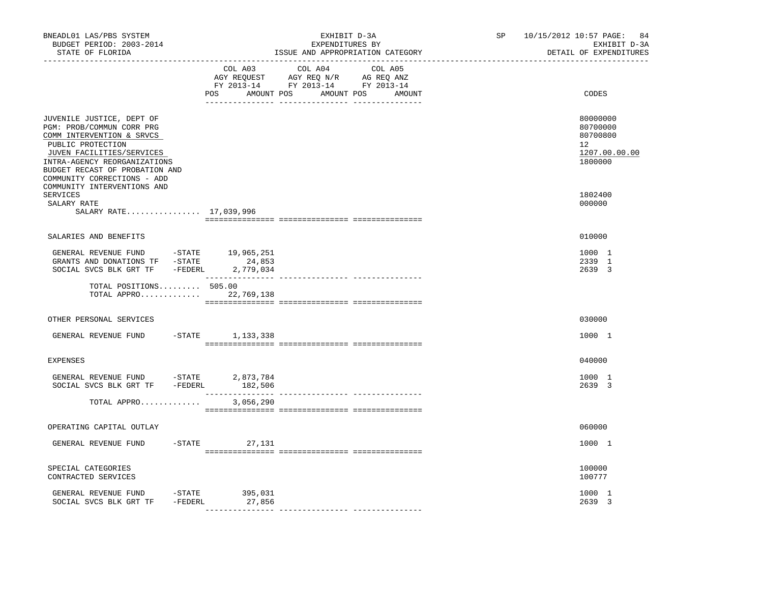BNEADL01 LAS/PBS SYSTEM
BUDGET PERIOD: 2003-2014
STATE OF FLORIDA

EXHIBIT D-3A
EXPENDITURES BY
ISSUE AND APPROPRIATION CATEGORY

SP 10/15/2012 10:57 PAGE: 84
EXHIBIT D-3A
DETAIL OF EXPENDITURES

| | COL A03 AGY REQUEST FY 2013-14 POS AMOUNT | COL A04 AGY REQ N/R FY 2013-14 POS AMOUNT | COL A05 AG REQ ANZ FY 2013-14 POS AMOUNT | CODES |
|---|---|---|---|---|
| JUVENILE JUSTICE, DEPT OF | | | | 80000000 |
| PGM: PROB/COMMUN CORR PRG | | | | 80700000 |
| COMM INTERVENTION & SRVCS | | | | 80700800 |
| PUBLIC PROTECTION | | | | 12 |
| JUVEN FACILITIES/SERVICES | | | | 1207.00.00.00 |
| INTRA-AGENCY REORGANIZATIONS | | | | 1800000 |
| BUDGET RECAST OF PROBATION AND COMMUNITY CORRECTIONS - ADD COMMUNITY INTERVENTIONS AND SERVICES | | | | 1802400 |
| SALARY RATE | | | | 000000 |
| SALARY RATE................ | 17,039,996 | | | |
| SALARIES AND BENEFITS | | | | 010000 |
| GENERAL REVENUE FUND -STATE | 19,965,251 | | | 1000 1 |
| GRANTS AND DONATIONS TF -STATE | 24,853 | | | 2339 1 |
| SOCIAL SVCS BLK GRT TF -FEDERL | 2,779,034 | | | 2639 3 |
| TOTAL POSITIONS......... | 505.00 | | | |
| TOTAL APPRO............. | 22,769,138 | | | |
| OTHER PERSONAL SERVICES | | | | 030000 |
| GENERAL REVENUE FUND -STATE | 1,133,338 | | | 1000 1 |
| EXPENSES | | | | 040000 |
| GENERAL REVENUE FUND -STATE | 2,873,784 | | | 1000 1 |
| SOCIAL SVCS BLK GRT TF -FEDERL | 182,506 | | | 2639 3 |
| TOTAL APPRO............. | 3,056,290 | | | |
| OPERATING CAPITAL OUTLAY | | | | 060000 |
| GENERAL REVENUE FUND -STATE | 27,131 | | | 1000 1 |
| SPECIAL CATEGORIES | | | | 100000 |
| CONTRACTED SERVICES | | | | 100777 |
| GENERAL REVENUE FUND -STATE | 395,031 | | | 1000 1 |
| SOCIAL SVCS BLK GRT TF -FEDERL | 27,856 | | | 2639 3 |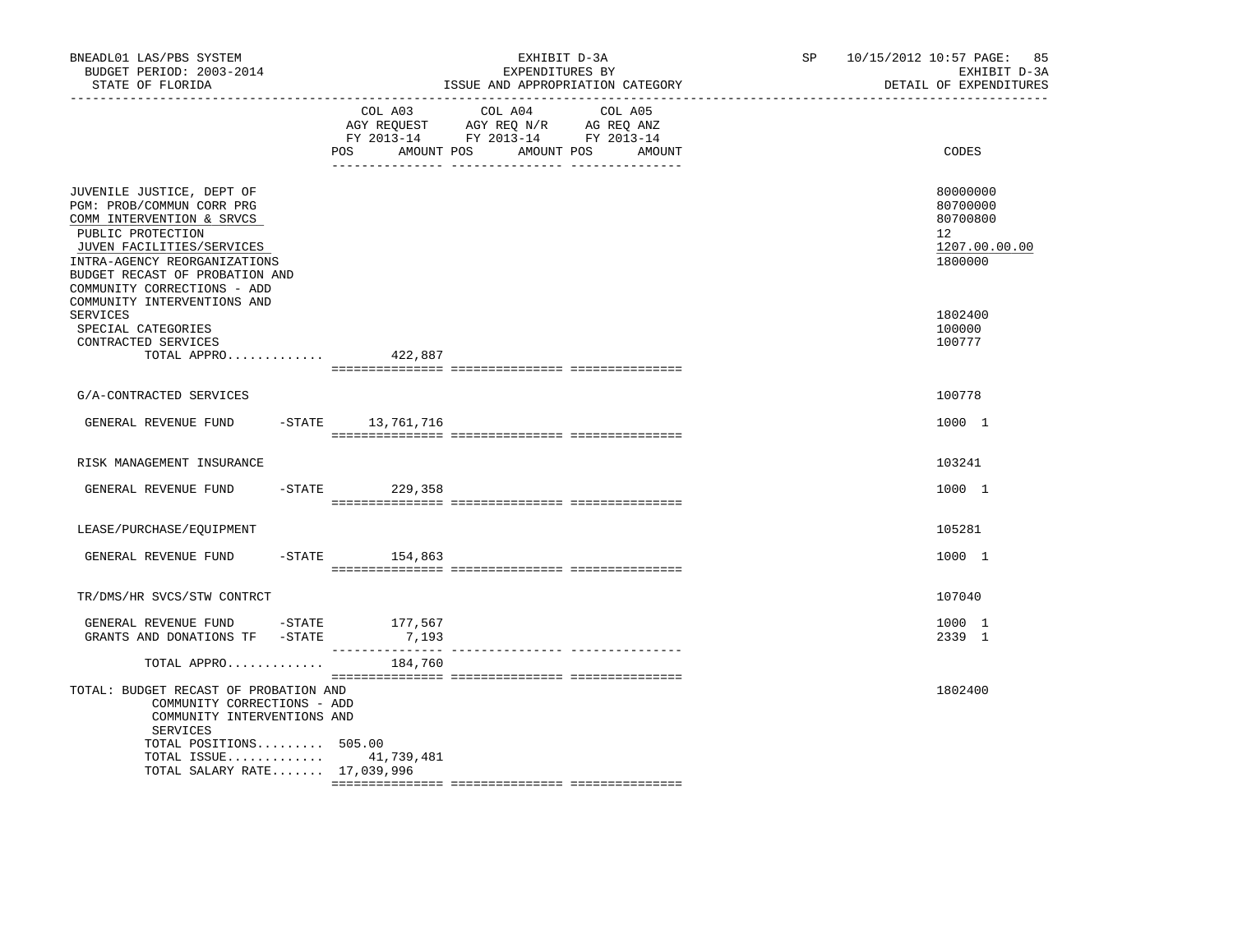| | COL A03 AGY REQUEST FY 2013-14 POS AMOUNT | COL A04 AGY REQ N/R FY 2013-14 POS AMOUNT | COL A05 AG REQ ANZ FY 2013-14 POS AMOUNT | CODES |
|---|---|---|---|---|
| JUVENILE JUSTICE, DEPT OF | | | | 80000000 |
| PGM: PROB/COMMUN CORR PRG | | | | 80700000 |
| COMM INTERVENTION & SRVCS | | | | 80700800 |
| PUBLIC PROTECTION | | | | 12 |
| JUVEN FACILITIES/SERVICES | | | | 1207.00.00.00 |
| INTRA-AGENCY REORGANIZATIONS | | | | 1800000 |
| BUDGET RECAST OF PROBATION AND COMMUNITY CORRECTIONS - ADD COMMUNITY INTERVENTIONS AND SERVICES | | | | 1802400 |
| SPECIAL CATEGORIES | | | | 100000 |
| CONTRACTED SERVICES | | | | 100777 |
| TOTAL APPRO............. | 422,887 | | | |
| G/A-CONTRACTED SERVICES | | | | 100778 |
| GENERAL REVENUE FUND -STATE | 13,761,716 | | | 1000 1 |
| RISK MANAGEMENT INSURANCE | | | | 103241 |
| GENERAL REVENUE FUND -STATE | 229,358 | | | 1000 1 |
| LEASE/PURCHASE/EQUIPMENT | | | | 105281 |
| GENERAL REVENUE FUND -STATE | 154,863 | | | 1000 1 |
| TR/DMS/HR SVCS/STW CONTRCT | | | | 107040 |
| GENERAL REVENUE FUND -STATE | 177,567 | | | 1000 1 |
| GRANTS AND DONATIONS TF -STATE | 7,193 | | | 2339 1 |
| TOTAL APPRO............. | 184,760 | | | |
| TOTAL: BUDGET RECAST OF PROBATION AND COMMUNITY CORRECTIONS - ADD COMMUNITY INTERVENTIONS AND SERVICES | | | | 1802400 |
| TOTAL POSITIONS......... | 505.00 | | | |
| TOTAL ISSUE............. | 41,739,481 | | | |
| TOTAL SALARY RATE....... | 17,039,996 | | | |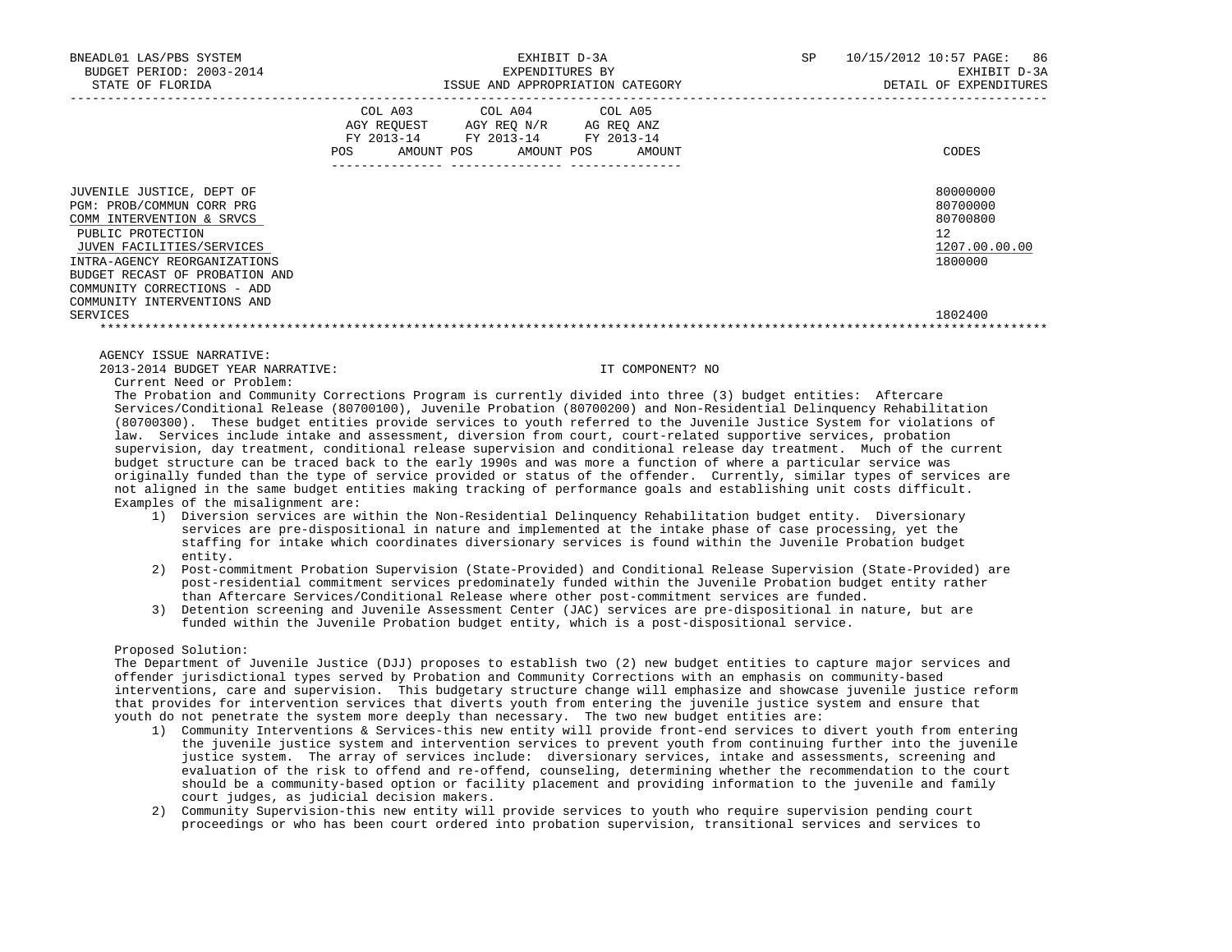BNEADL01 LAS/PBS SYSTEM | EXHIBIT D-3A | SP 10/15/2012 10:57
BUDGET PERIOD: 2003-2014 | EXPENDITURES BY | EXHIBIT D-3A
STATE OF FLORIDA | ISSUE AND APPROPRIATION CATEGORY | DETAIL OF EXPENDITURES

| | COL A03 AGY REQUEST FY 2013-14 POS AMOUNT | COL A04 AGY REQ N/R FY 2013-14 POS AMOUNT | COL A05 AG REQ ANZ FY 2013-14 POS AMOUNT | CODES |
|---|---|---|---|---|
| JUVENILE JUSTICE, DEPT OF | | | | 80000000 |
| PGM: PROB/COMMUN CORR PRG | | | | 80700000 |
| COMM INTERVENTION & SRVCS | | | | 80700800 |
| PUBLIC PROTECTION | | | | 12 |
| JUVEN FACILITIES/SERVICES | | | | 1207.00.00.00 |
| INTRA-AGENCY REORGANIZATIONS | | | | 1800000 |
| BUDGET RECAST OF PROBATION AND COMMUNITY CORRECTIONS - ADD COMMUNITY INTERVENTIONS AND SERVICES | | | | 1802400 |

AGENCY ISSUE NARRATIVE:

2013-2014 BUDGET YEAR NARRATIVE: IT COMPONENT? NO

Current Need or Problem:

The Probation and Community Corrections Program is currently divided into three (3) budget entities: Aftercare Services/Conditional Release (80700100), Juvenile Probation (80700200) and Non-Residential Delinquency Rehabilitation (80700300). These budget entities provide services to youth referred to the Juvenile Justice System for violations of law. Services include intake and assessment, diversion from court, court-related supportive services, probation supervision, day treatment, conditional release supervision and conditional release day treatment. Much of the current budget structure can be traced back to the early 1990s and was more a function of where a particular service was originally funded than the type of service provided or status of the offender. Currently, similar types of services are not aligned in the same budget entities making tracking of performance goals and establishing unit costs difficult. Examples of the misalignment are:

1) Diversion services are within the Non-Residential Delinquency Rehabilitation budget entity. Diversionary services are pre-dispositional in nature and implemented at the intake phase of case processing, yet the staffing for intake which coordinates diversionary services is found within the Juvenile Probation budget entity.
2) Post-commitment Probation Supervision (State-Provided) and Conditional Release Supervision (State-Provided) are post-residential commitment services predominately funded within the Juvenile Probation budget entity rather than Aftercare Services/Conditional Release where other post-commitment services are funded.
3) Detention screening and Juvenile Assessment Center (JAC) services are pre-dispositional in nature, but are funded within the Juvenile Probation budget entity, which is a post-dispositional service.

Proposed Solution:

The Department of Juvenile Justice (DJJ) proposes to establish two (2) new budget entities to capture major services and offender jurisdictional types served by Probation and Community Corrections with an emphasis on community-based interventions, care and supervision. This budgetary structure change will emphasize and showcase juvenile justice reform that provides for intervention services that diverts youth from entering the juvenile justice system and ensure that youth do not penetrate the system more deeply than necessary. The two new budget entities are:

1) Community Interventions & Services-this new entity will provide front-end services to divert youth from entering the juvenile justice system and intervention services to prevent youth from continuing further into the juvenile justice system. The array of services include: diversionary services, intake and assessments, screening and evaluation of the risk to offend and re-offend, counseling, determining whether the recommendation to the court should be a community-based option or facility placement and providing information to the juvenile and family court judges, as judicial decision makers.
2) Community Supervision-this new entity will provide services to youth who require supervision pending court proceedings or who has been court ordered into probation supervision, transitional services and services to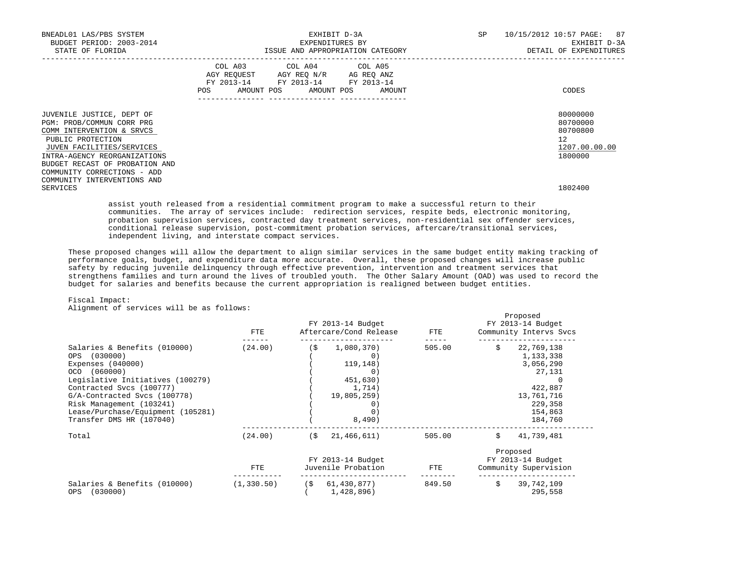BNEADL01 LAS/PBS SYSTEM | EXHIBIT D-3A | SP 10/15/2012 10:57
BUDGET PERIOD: 2003-2014 | EXPENDITURES BY | EXHIBIT D-3A
STATE OF FLORIDA | ISSUE AND APPROPRIATION CATEGORY | DETAIL OF EXPENDITURES

| | COL A03 AGY REQUEST FY 2013-14 POS AMOUNT | COL A04 AGY REQ N/R FY 2013-14 POS AMOUNT | COL A05 AG REQ ANZ FY 2013-14 POS AMOUNT | CODES |
|---|---|---|---|---|
| JUVENILE JUSTICE, DEPT OF | | | | 80000000 |
| PGM: PROB/COMMUN CORR PRG | | | | 80700000 |
| COMM INTERVENTION & SRVCS | | | | 80700800 |
| PUBLIC PROTECTION | | | | 12 |
| JUVEN FACILITIES/SERVICES | | | | 1207.00.00.00 |
| INTRA-AGENCY REORGANIZATIONS | | | | 1800000 |
| BUDGET RECAST OF PROBATION AND COMMUNITY CORRECTIONS - ADD COMMUNITY INTERVENTIONS AND SERVICES | | | | 1802400 |

assist youth released from a residential commitment program to make a successful return to their communities. The array of services include: redirection services, respite beds, electronic monitoring, probation supervision services, contracted day treatment services, non-residential sex offender services, conditional release supervision, post-commitment probation services, aftercare/transitional services, independent living, and interstate compact services.

These proposed changes will allow the department to align similar services in the same budget entity making tracking of performance goals, budget, and expenditure data more accurate. Overall, these proposed changes will increase public safety by reducing juvenile delinquency through effective prevention, intervention and treatment services that strengthens families and turn around the lives of troubled youth. The Other Salary Amount (OAD) was used to record the budget for salaries and benefits because the current appropriation is realigned between budget entities.

Fiscal Impact:
Alignment of services will be as follows:

| | FTE | FY 2013-14 Budget Aftercare/Cond Release | FTE | Proposed FY 2013-14 Budget Community Intervs Svcs |
|---|---|---|---|---|
| Salaries & Benefits (010000) | (24.00) | ($ 1,080,370) | 505.00 | $ 22,769,138 |
| OPS (030000) | | ( 0) | | 1,133,338 |
| Expenses (040000) | | ( 119,148) | | 3,056,290 |
| OCO (060000) | | ( 0) | | 27,131 |
| Legislative Initiatives (100279) | | ( 451,630) | | 0 |
| Contracted Svcs (100777) | | ( 1,714) | | 422,887 |
| G/A-Contracted Svcs (100778) | | ( 19,805,259) | | 13,761,716 |
| Risk Management (103241) | | ( 0) | | 229,358 |
| Lease/Purchase/Equipment (105281) | | ( 0) | | 154,863 |
| Transfer DMS HR (107040) | | ( 8,490) | | 184,760 |
| Total | (24.00) | ($ 21,466,611) | 505.00 | $ 41,739,481 |

| | FTE | FY 2013-14 Budget Juvenile Probation | FTE | Proposed FY 2013-14 Budget Community Supervision |
|---|---|---|---|---|
| Salaries & Benefits (010000) | (1,330.50) | ($ 61,430,877) | 849.50 | $ 39,742,109 |
| OPS (030000) | | ( 1,428,896) | | 295,558 |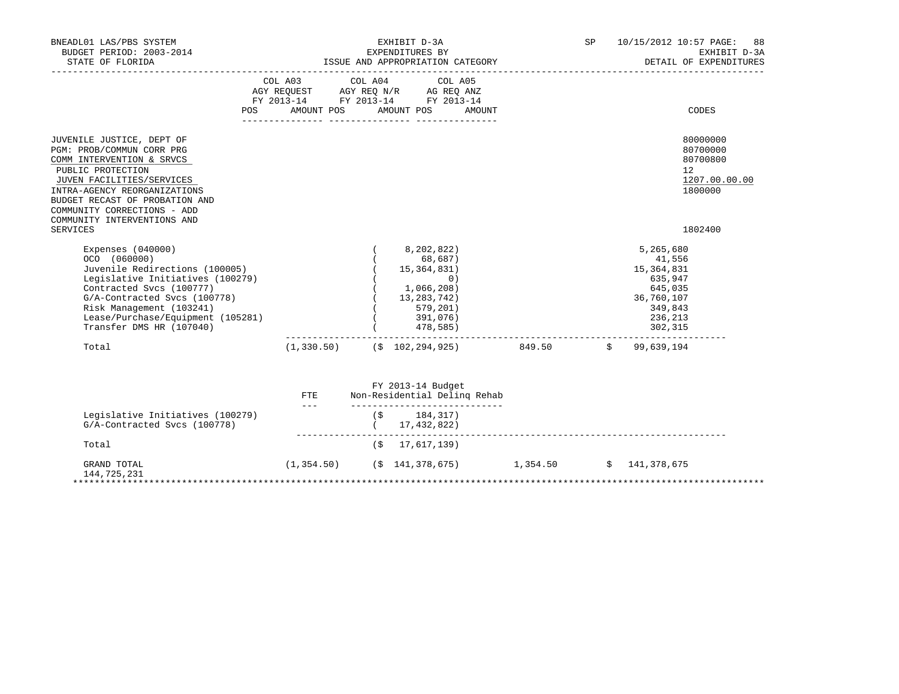BNEADL01 LAS/PBS SYSTEM — EXHIBIT D-3A — EXPENDITURES BY ISSUE AND APPROPRIATION CATEGORY — SP 10/15/2012 10:57

BUDGET PERIOD: 2003-2014 — EXHIBIT D-3A

STATE OF FLORIDA — DETAIL OF EXPENDITURES

| | COL A03 AGY REQUEST FY 2013-14 POS | AMOUNT | COL A04 AGY REQ N/R FY 2013-14 POS | AMOUNT | COL A05 AG REQ ANZ FY 2013-14 POS | AMOUNT | CODES |
|---|---|---|---|---|---|---|---|
| JUVENILE JUSTICE, DEPT OF | | | | | | | 80000000 |
| PGM: PROB/COMMUN CORR PRG | | | | | | | 80700000 |
| COMM INTERVENTION & SRVCS | | | | | | | 80700800 |
| PUBLIC PROTECTION | | | | | | | 12 |
| JUVEN FACILITIES/SERVICES | | | | | | | 1207.00.00.00 |
| INTRA-AGENCY REORGANIZATIONS | | | | | | | 1800000 |
| BUDGET RECAST OF PROBATION AND COMMUNITY CORRECTIONS - ADD COMMUNITY INTERVENTIONS AND SERVICES | | | | | | | 1802400 |
| Expenses (040000) | | ( 8,202,822) | | | | 5,265,680 | |
| OCO (060000) | | ( 68,687) | | | | 41,556 | |
| Juvenile Redirections (100005) | | ( 15,364,831) | | | | 15,364,831 | |
| Legislative Initiatives (100279) | | ( 0) | | | | 635,947 | |
| Contracted Svcs (100777) | | ( 1,066,208) | | | | 645,035 | |
| G/A-Contracted Svcs (100778) | | ( 13,283,742) | | | | 36,760,107 | |
| Risk Management (103241) | | ( 579,201) | | | | 349,843 | |
| Lease/Purchase/Equipment (105281) | | ( 391,076) | | | | 236,213 | |
| Transfer DMS HR (107040) | | ( 478,585) | | | | 302,315 | |
| Total | (1,330.50) | ($ 102,294,925) | | | 849.50 | $ 99,639,194 | |

| | FTE | FY 2013-14 Budget Non-Residential Delinq Rehab |
|---|---|---|
| Legislative Initiatives (100279) | | ($ 184,317) |
| G/A-Contracted Svcs (100778) | | ( 17,432,822) |
| Total | | ($ 17,617,139) |

| | POS | AMOUNT | POS | AMOUNT |
|---|---|---|---|---|
| GRAND TOTAL | (1,354.50) | ($ 141,378,675) | 1,354.50 | $ 141,378,675 |

144,725,231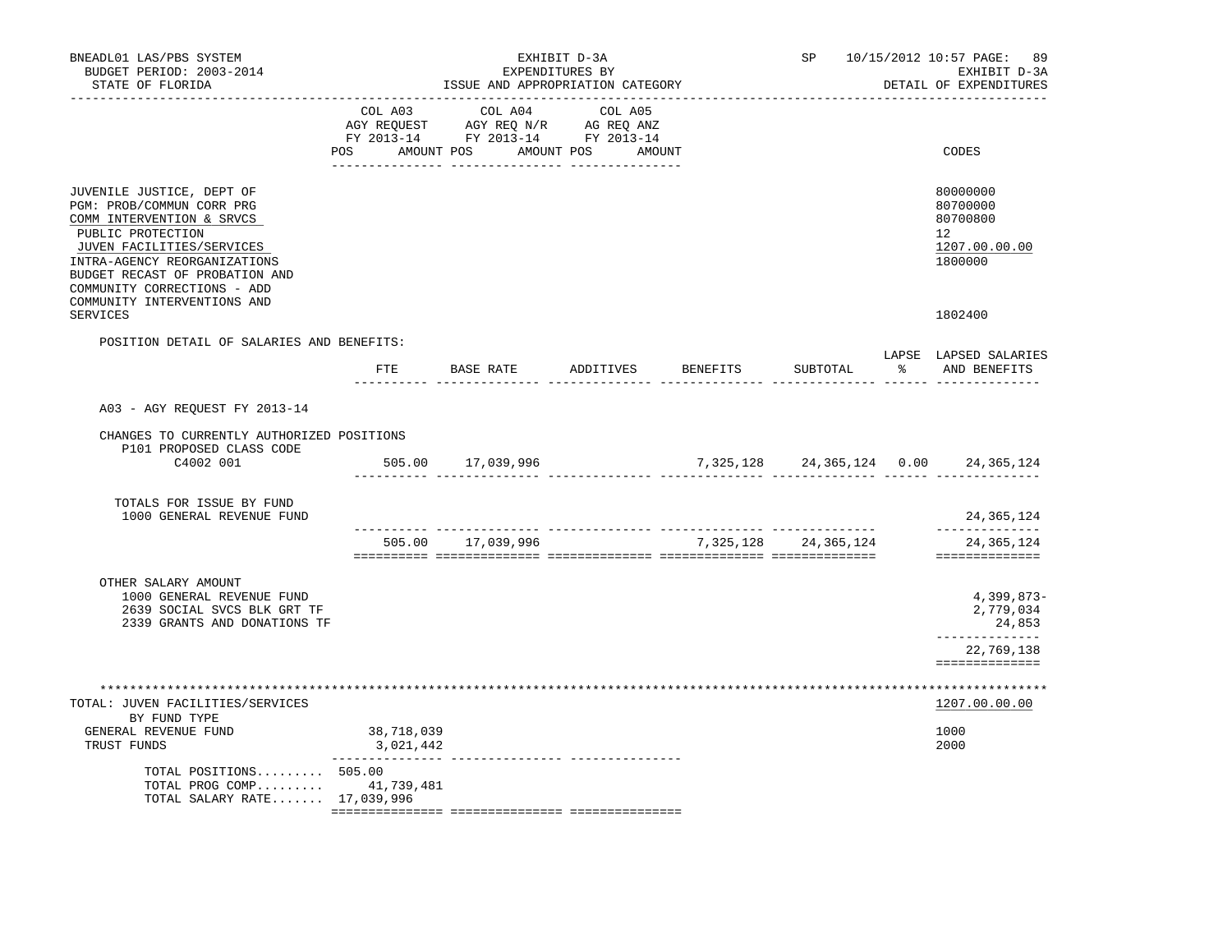BNEADL01 LAS/PBS SYSTEM
BUDGET PERIOD: 2003-2014
STATE OF FLORIDA

EXHIBIT D-3A
EXPENDITURES BY
ISSUE AND APPROPRIATION CATEGORY

SP 10/15/2012 10:57 PAGE: 89
EXHIBIT D-3A
DETAIL OF EXPENDITURES

| | COL A03 AGY REQUEST FY 2013-14 POS AMOUNT | COL A04 AGY REQ N/R FY 2013-14 POS AMOUNT | COL A05 AG REQ ANZ FY 2013-14 POS AMOUNT | CODES |
|---|---|---|---|---|
| JUVENILE JUSTICE, DEPT OF | | | | 80000000 |
| PGM: PROB/COMMUN CORR PRG | | | | 80700000 |
| COMM INTERVENTION & SRVCS | | | | 80700800 |
| PUBLIC PROTECTION | | | | 12 |
| JUVEN FACILITIES/SERVICES | | | | 1207.00.00.00 |
| INTRA-AGENCY REORGANIZATIONS | | | | 1800000 |
| BUDGET RECAST OF PROBATION AND COMMUNITY CORRECTIONS - ADD COMMUNITY INTERVENTIONS AND SERVICES | | | | 1802400 |

POSITION DETAIL OF SALARIES AND BENEFITS:

| | FTE | BASE RATE | ADDITIVES | BENEFITS | SUBTOTAL | LAPSE % | LAPSED SALARIES AND BENEFITS |
|---|---|---|---|---|---|---|---|
| A03 - AGY REQUEST FY 2013-14 | | | | | | | |
| CHANGES TO CURRENTLY AUTHORIZED POSITIONS | | | | | | | |
| P101 PROPOSED CLASS CODE | | | | | | | |
| C4002 001 | 505.00 | 17,039,996 | | 7,325,128 | 24,365,124 | 0.00 | 24,365,124 |
| TOTALS FOR ISSUE BY FUND | | | | | | | |
| 1000 GENERAL REVENUE FUND | | | | | | | 24,365,124 |
| | 505.00 | 17,039,996 | | 7,325,128 | 24,365,124 | | 24,365,124 |
| OTHER SALARY AMOUNT | | | | | | | |
| 1000 GENERAL REVENUE FUND | | | | | | | 4,399,873- |
| 2639 SOCIAL SVCS BLK GRT TF | | | | | | | 2,779,034 |
| 2339 GRANTS AND DONATIONS TF | | | | | | | 24,853 |
| | | | | | | | 22,769,138 |

| TOTAL: JUVEN FACILITIES/SERVICES | COL A03 | COL A04 | COL A05 | 1207.00.00.00 |
|---|---|---|---|---|
| BY FUND TYPE | | | | |
| GENERAL REVENUE FUND | 38,718,039 | | | 1000 |
| TRUST FUNDS | 3,021,442 | | | 2000 |
| TOTAL POSITIONS......... | 505.00 | | | |
| TOTAL PROG COMP......... | 41,739,481 | | | |
| TOTAL SALARY RATE....... | 17,039,996 | | | |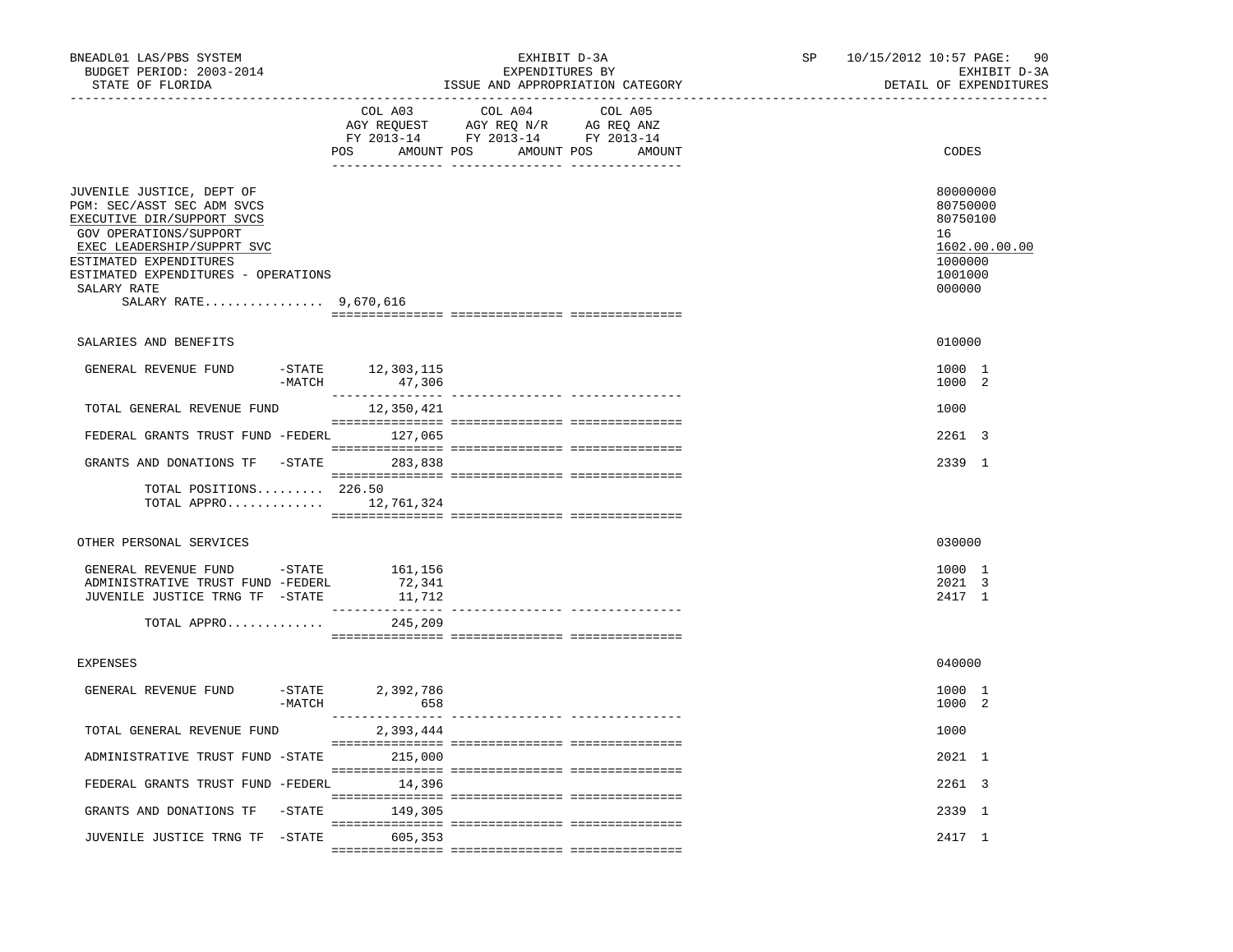BNEADL01 LAS/PBS SYSTEM — EXHIBIT D-3A — SP 10/15/2012 10:57

BUDGET PERIOD: 2003-2014 — EXPENDITURES BY — EXHIBIT D-3A

STATE OF FLORIDA — ISSUE AND APPROPRIATION CATEGORY — DETAIL OF EXPENDITURES

| | COL A03 AGY REQUEST FY 2013-14 POS AMOUNT | COL A04 AGY REQ N/R FY 2013-14 POS AMOUNT | COL A05 AG REQ ANZ FY 2013-14 POS AMOUNT | CODES |
|---|---|---|---|---|
| JUVENILE JUSTICE, DEPT OF | | | | 80000000 |
| PGM: SEC/ASST SEC ADM SVCS | | | | 80750000 |
| EXECUTIVE DIR/SUPPORT SVCS | | | | 80750100 |
| GOV OPERATIONS/SUPPORT | | | | 16 |
| EXEC LEADERSHIP/SUPPRT SVC | | | | 1602.00.00.00 |
| ESTIMATED EXPENDITURES | | | | 1000000 |
| ESTIMATED EXPENDITURES - OPERATIONS | | | | 1001000 |
| SALARY RATE | | | | 000000 |
| SALARY RATE................ 9,670,616 | | | | |
| SALARIES AND BENEFITS | | | | 010000 |
| GENERAL REVENUE FUND -STATE | 12,303,115 | | | 1000 1 |
| -MATCH | 47,306 | | | 1000 2 |
| TOTAL GENERAL REVENUE FUND | 12,350,421 | | | 1000 |
| FEDERAL GRANTS TRUST FUND -FEDERL | 127,065 | | | 2261 3 |
| GRANTS AND DONATIONS TF -STATE | 283,838 | | | 2339 1 |
| TOTAL POSITIONS......... | 226.50 | | | |
| TOTAL APPRO............. | 12,761,324 | | | |
| OTHER PERSONAL SERVICES | | | | 030000 |
| GENERAL REVENUE FUND -STATE | 161,156 | | | 1000 1 |
| ADMINISTRATIVE TRUST FUND -FEDERL | 72,341 | | | 2021 3 |
| JUVENILE JUSTICE TRNG TF -STATE | 11,712 | | | 2417 1 |
| TOTAL APPRO............. | 245,209 | | | |
| EXPENSES | | | | 040000 |
| GENERAL REVENUE FUND -STATE | 2,392,786 | | | 1000 1 |
| -MATCH | 658 | | | 1000 2 |
| TOTAL GENERAL REVENUE FUND | 2,393,444 | | | 1000 |
| ADMINISTRATIVE TRUST FUND -STATE | 215,000 | | | 2021 1 |
| FEDERAL GRANTS TRUST FUND -FEDERL | 14,396 | | | 2261 3 |
| GRANTS AND DONATIONS TF -STATE | 149,305 | | | 2339 1 |
| JUVENILE JUSTICE TRNG TF -STATE | 605,353 | | | 2417 1 |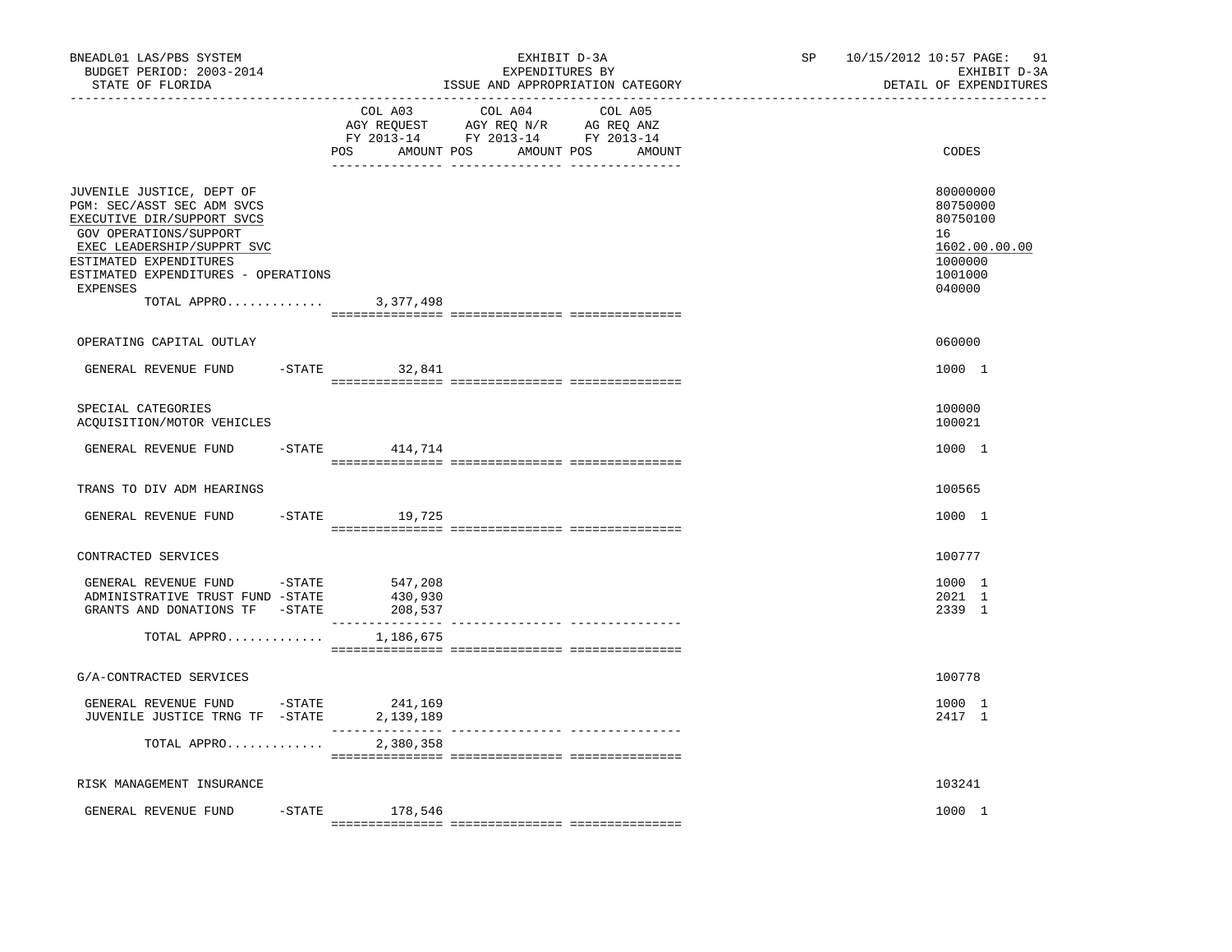BNEADL01 LAS/PBS SYSTEM | EXHIBIT D-3A | SP 10/15/2012 10:57 PAGE: 91
BUDGET PERIOD: 2003-2014 | EXPENDITURES BY | EXHIBIT D-3A
STATE OF FLORIDA | ISSUE AND APPROPRIATION CATEGORY | DETAIL OF EXPENDITURES

| | COL A03 AGY REQUEST FY 2013-14 POS AMOUNT | COL A04 AGY REQ N/R FY 2013-14 POS AMOUNT | COL A05 AG REQ ANZ FY 2013-14 POS AMOUNT | CODES |
|---|---|---|---|---|
| JUVENILE JUSTICE, DEPT OF | | | | 80000000 |
| PGM: SEC/ASST SEC ADM SVCS | | | | 80750000 |
| EXECUTIVE DIR/SUPPORT SVCS | | | | 80750100 |
| GOV OPERATIONS/SUPPORT | | | | 16 |
| EXEC LEADERSHIP/SUPPRT SVC | | | | 1602.00.00.00 |
| ESTIMATED EXPENDITURES | | | | 1000000 |
| ESTIMATED EXPENDITURES - OPERATIONS | | | | 1001000 |
| EXPENSES | | | | 040000 |
| TOTAL APPRO............ | 3,377,498 | | | |
| OPERATING CAPITAL OUTLAY | | | | 060000 |
| GENERAL REVENUE FUND -STATE | 32,841 | | | 1000 1 |
| SPECIAL CATEGORIES | | | | 100000 |
| ACQUISITION/MOTOR VEHICLES | | | | 100021 |
| GENERAL REVENUE FUND -STATE | 414,714 | | | 1000 1 |
| TRANS TO DIV ADM HEARINGS | | | | 100565 |
| GENERAL REVENUE FUND -STATE | 19,725 | | | 1000 1 |
| CONTRACTED SERVICES | | | | 100777 |
| GENERAL REVENUE FUND -STATE | 547,208 | | | 1000 1 |
| ADMINISTRATIVE TRUST FUND -STATE | 430,930 | | | 2021 1 |
| GRANTS AND DONATIONS TF -STATE | 208,537 | | | 2339 1 |
| TOTAL APPRO............ | 1,186,675 | | | |
| G/A-CONTRACTED SERVICES | | | | 100778 |
| GENERAL REVENUE FUND -STATE | 241,169 | | | 1000 1 |
| JUVENILE JUSTICE TRNG TF -STATE | 2,139,189 | | | 2417 1 |
| TOTAL APPRO............ | 2,380,358 | | | |
| RISK MANAGEMENT INSURANCE | | | | 103241 |
| GENERAL REVENUE FUND -STATE | 178,546 | | | 1000 1 |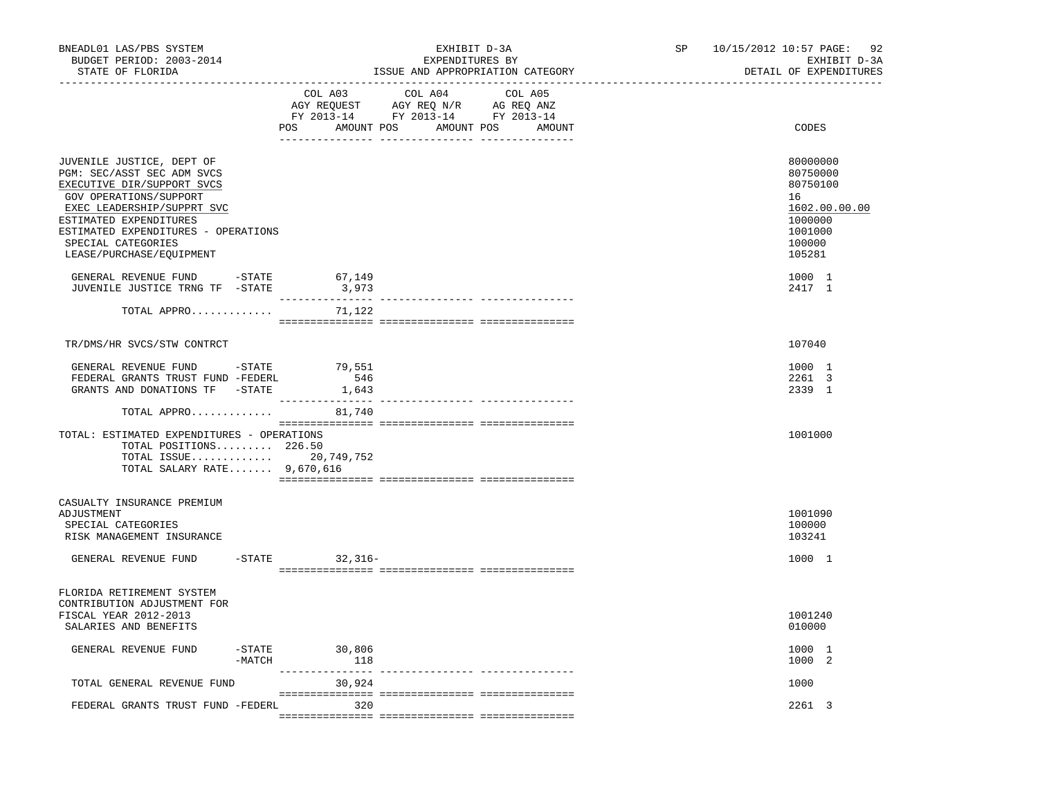BNEADL01 LAS/PBS SYSTEM — EXHIBIT D-3A — SP 10/15/2012 10:57

BUDGET PERIOD: 2003-2014 — EXPENDITURES BY — EXHIBIT D-3A

STATE OF FLORIDA — ISSUE AND APPROPRIATION CATEGORY — DETAIL OF EXPENDITURES

| | COL A03 AGY REQUEST FY 2013-14 POS AMOUNT | COL A04 AGY REQ N/R FY 2013-14 POS AMOUNT | COL A05 AG REQ ANZ FY 2013-14 POS AMOUNT | CODES |
|---|---|---|---|---|
| JUVENILE JUSTICE, DEPT OF | | | | 80000000 |
| PGM: SEC/ASST SEC ADM SVCS | | | | 80750000 |
| EXECUTIVE DIR/SUPPORT SVCS | | | | 80750100 |
| GOV OPERATIONS/SUPPORT | | | | 16 |
| EXEC LEADERSHIP/SUPPRT SVC | | | | 1602.00.00.00 |
| ESTIMATED EXPENDITURES | | | | 1000000 |
| ESTIMATED EXPENDITURES - OPERATIONS | | | | 1001000 |
| SPECIAL CATEGORIES | | | | 100000 |
| LEASE/PURCHASE/EQUIPMENT | | | | 105281 |
| GENERAL REVENUE FUND -STATE | 67,149 | | | 1000 1 |
| JUVENILE JUSTICE TRNG TF -STATE | 3,973 | | | 2417 1 |
| TOTAL APPRO............ | 71,122 | | | |
| TR/DMS/HR SVCS/STW CONTRCT | | | | 107040 |
| GENERAL REVENUE FUND -STATE | 79,551 | | | 1000 1 |
| FEDERAL GRANTS TRUST FUND -FEDERL | 546 | | | 2261 3 |
| GRANTS AND DONATIONS TF -STATE | 1,643 | | | 2339 1 |
| TOTAL APPRO............ | 81,740 | | | |
| TOTAL: ESTIMATED EXPENDITURES - OPERATIONS | | | | 1001000 |
| TOTAL POSITIONS......... | 226.50 | | | |
| TOTAL ISSUE............ | 20,749,752 | | | |
| TOTAL SALARY RATE....... | 9,670,616 | | | |
| CASUALTY INSURANCE PREMIUM ADJUSTMENT | | | | 1001090 |
| SPECIAL CATEGORIES | | | | 100000 |
| RISK MANAGEMENT INSURANCE | | | | 103241 |
| GENERAL REVENUE FUND -STATE | 32,316- | | | 1000 1 |
| FLORIDA RETIREMENT SYSTEM CONTRIBUTION ADJUSTMENT FOR FISCAL YEAR 2012-2013 | | | | 1001240 |
| SALARIES AND BENEFITS | | | | 010000 |
| GENERAL REVENUE FUND -STATE | 30,806 | | | 1000 1 |
| -MATCH | 118 | | | 1000 2 |
| TOTAL GENERAL REVENUE FUND | 30,924 | | | 1000 |
| FEDERAL GRANTS TRUST FUND -FEDERL | 320 | | | 2261 3 |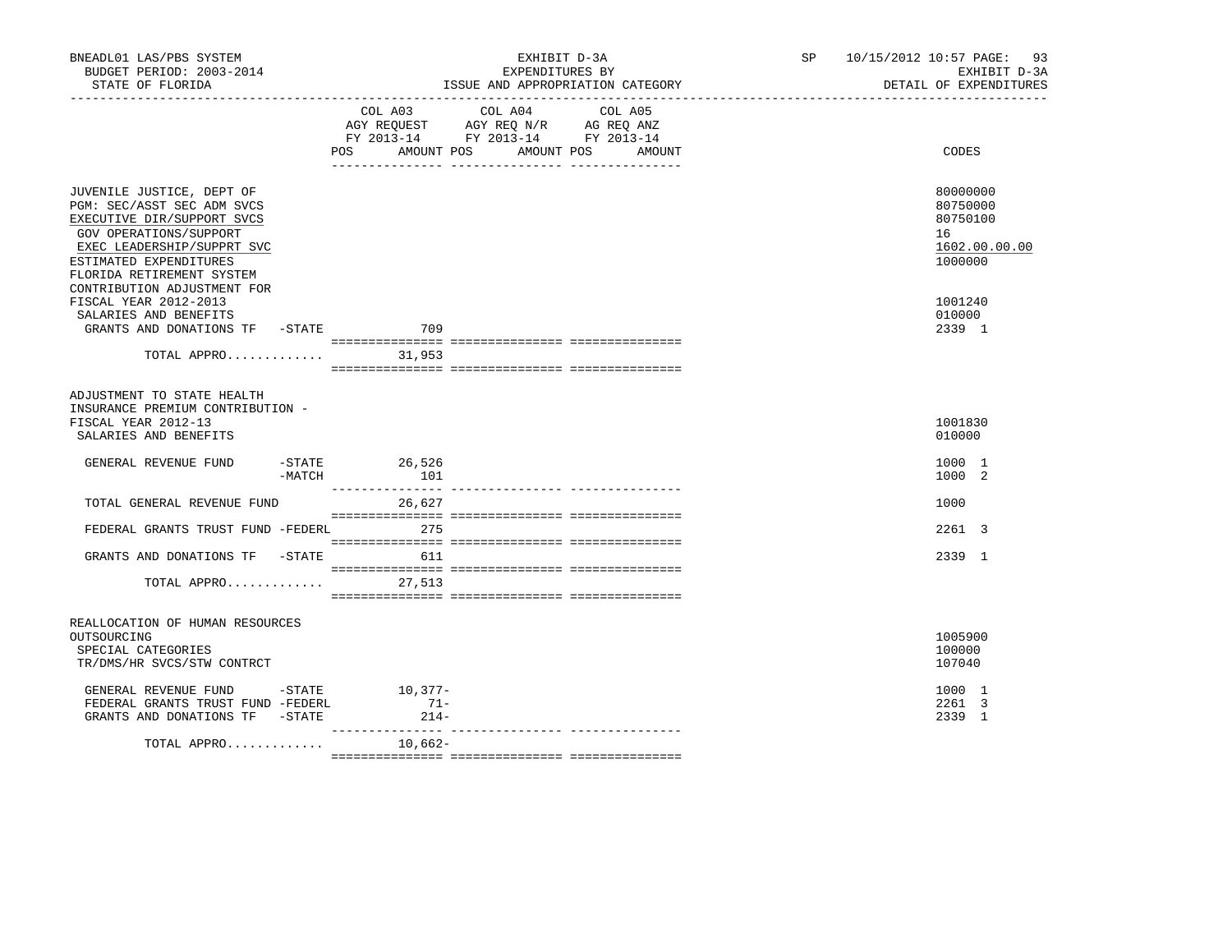BNEADL01 LAS/PBS SYSTEM  
BUDGET PERIOD: 2003-2014  
STATE OF FLORIDA

EXHIBIT D-3A  
EXPENDITURES BY  
ISSUE AND APPROPRIATION CATEGORY

SP 10/15/2012 10:57 PAGE: 93  
EXHIBIT D-3A  
DETAIL OF EXPENDITURES

| | COL A03 AGY REQUEST FY 2013-14 POS AMOUNT | COL A04 AGY REQ N/R FY 2013-14 POS AMOUNT | COL A05 AG REQ ANZ FY 2013-14 POS AMOUNT | CODES |
|---|---|---|---|---|
| JUVENILE JUSTICE, DEPT OF | | | | 80000000 |
| PGM: SEC/ASST SEC ADM SVCS | | | | 80750000 |
| EXECUTIVE DIR/SUPPORT SVCS | | | | 80750100 |
| GOV OPERATIONS/SUPPORT | | | | 16 |
| EXEC LEADERSHIP/SUPPRT SVC | | | | 1602.00.00.00 |
| ESTIMATED EXPENDITURES | | | | 1000000 |
| FLORIDA RETIREMENT SYSTEM CONTRIBUTION ADJUSTMENT FOR FISCAL YEAR 2012-2013 | | | | 1001240 |
| SALARIES AND BENEFITS | | | | 010000 |
| GRANTS AND DONATIONS TF -STATE | 709 | | | 2339 1 |
| TOTAL APPRO............. | 31,953 | | | |
| ADJUSTMENT TO STATE HEALTH INSURANCE PREMIUM CONTRIBUTION - FISCAL YEAR 2012-13 | | | | 1001830 |
| SALARIES AND BENEFITS | | | | 010000 |
| GENERAL REVENUE FUND -STATE | 26,526 | | | 1000 1 |
| -MATCH | 101 | | | 1000 2 |
| TOTAL GENERAL REVENUE FUND | 26,627 | | | 1000 |
| FEDERAL GRANTS TRUST FUND -FEDERL | 275 | | | 2261 3 |
| GRANTS AND DONATIONS TF -STATE | 611 | | | 2339 1 |
| TOTAL APPRO............. | 27,513 | | | |
| REALLOCATION OF HUMAN RESOURCES OUTSOURCING | | | | 1005900 |
| SPECIAL CATEGORIES | | | | 100000 |
| TR/DMS/HR SVCS/STW CONTRCT | | | | 107040 |
| GENERAL REVENUE FUND -STATE | 10,377- | | | 1000 1 |
| FEDERAL GRANTS TRUST FUND -FEDERL | 71- | | | 2261 3 |
| GRANTS AND DONATIONS TF -STATE | 214- | | | 2339 1 |
| TOTAL APPRO............. | 10,662- | | | |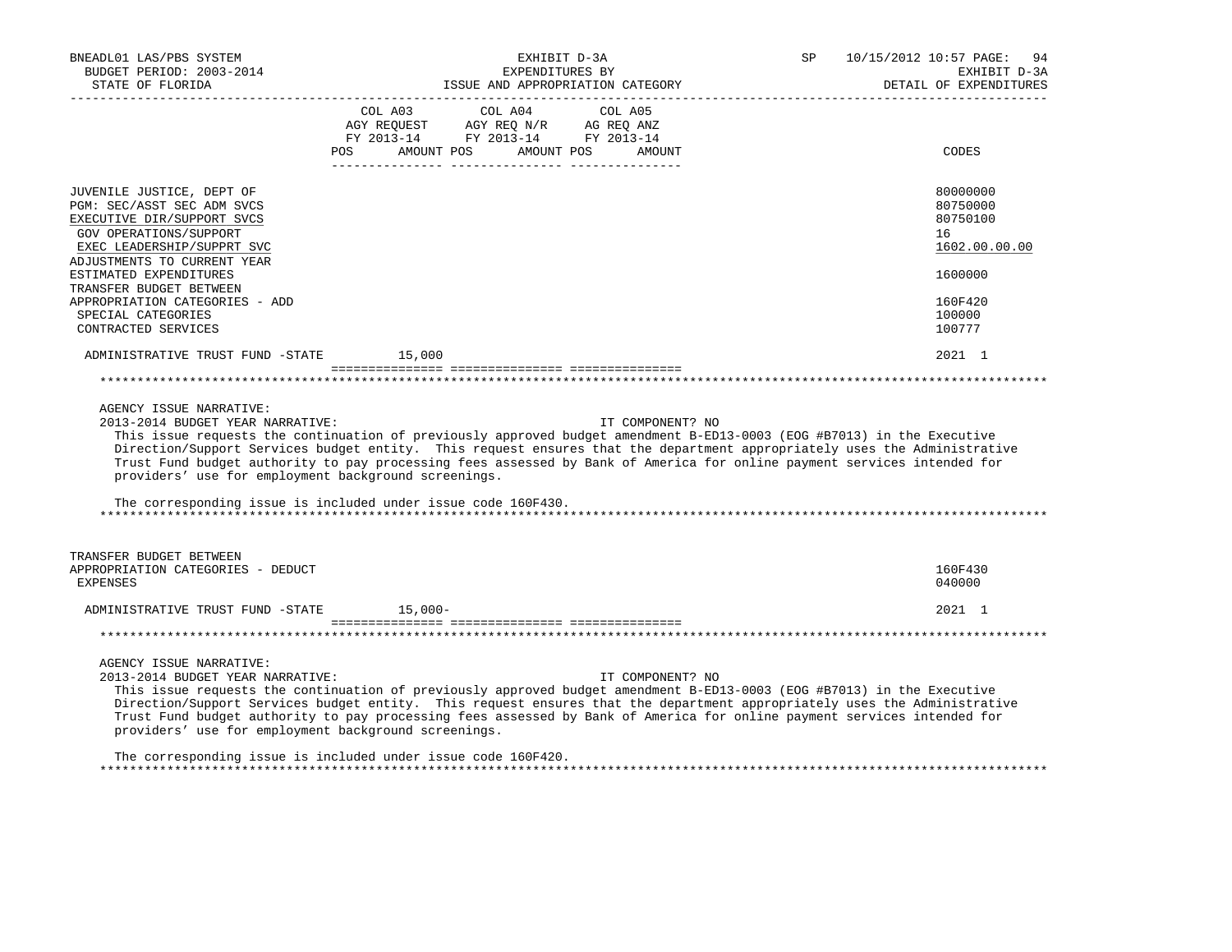BNEADL01 LAS/PBS SYSTEM | EXHIBIT D-3A | SP 10/15/2012 10:57
BUDGET PERIOD: 2003-2014 | EXPENDITURES BY | EXHIBIT D-3A
STATE OF FLORIDA | ISSUE AND APPROPRIATION CATEGORY | DETAIL OF EXPENDITURES

| | COL A03 AGY REQUEST FY 2013-14 POS AMOUNT | COL A04 AGY REQ N/R FY 2013-14 POS AMOUNT | COL A05 AG REQ ANZ FY 2013-14 POS AMOUNT | CODES |
|---|---|---|---|---|
| JUVENILE JUSTICE, DEPT OF | | | | 80000000 |
| PGM: SEC/ASST SEC ADM SVCS | | | | 80750000 |
| EXECUTIVE DIR/SUPPORT SVCS | | | | 80750100 |
| GOV OPERATIONS/SUPPORT | | | | 16 |
| EXEC LEADERSHIP/SUPPRT SVC | | | | 1602.00.00.00 |
| ADJUSTMENTS TO CURRENT YEAR ESTIMATED EXPENDITURES | | | | 1600000 |
| TRANSFER BUDGET BETWEEN APPROPRIATION CATEGORIES - ADD | | | | 160F420 |
| SPECIAL CATEGORIES | | | | 100000 |
| CONTRACTED SERVICES | | | | 100777 |
| ADMINISTRATIVE TRUST FUND -STATE | 15,000 | | | 2021 1 |

AGENCY ISSUE NARRATIVE:

2013-2014 BUDGET YEAR NARRATIVE: IT COMPONENT? NO

This issue requests the continuation of previously approved budget amendment B-ED13-0003 (EOG #B7013) in the Executive Direction/Support Services budget entity. This request ensures that the department appropriately uses the Administrative Trust Fund budget authority to pay processing fees assessed by Bank of America for online payment services intended for providers' use for employment background screenings.

The corresponding issue is included under issue code 160F430.

| | COL A03 | COL A04 | COL A05 | CODES |
|---|---|---|---|---|
| TRANSFER BUDGET BETWEEN APPROPRIATION CATEGORIES - DEDUCT | | | | 160F430 |
| EXPENSES | | | | 040000 |
| ADMINISTRATIVE TRUST FUND -STATE | 15,000- | | | 2021 1 |

AGENCY ISSUE NARRATIVE:

2013-2014 BUDGET YEAR NARRATIVE: IT COMPONENT? NO

This issue requests the continuation of previously approved budget amendment B-ED13-0003 (EOG #B7013) in the Executive Direction/Support Services budget entity. This request ensures that the department appropriately uses the Administrative Trust Fund budget authority to pay processing fees assessed by Bank of America for online payment services intended for providers' use for employment background screenings.

The corresponding issue is included under issue code 160F420.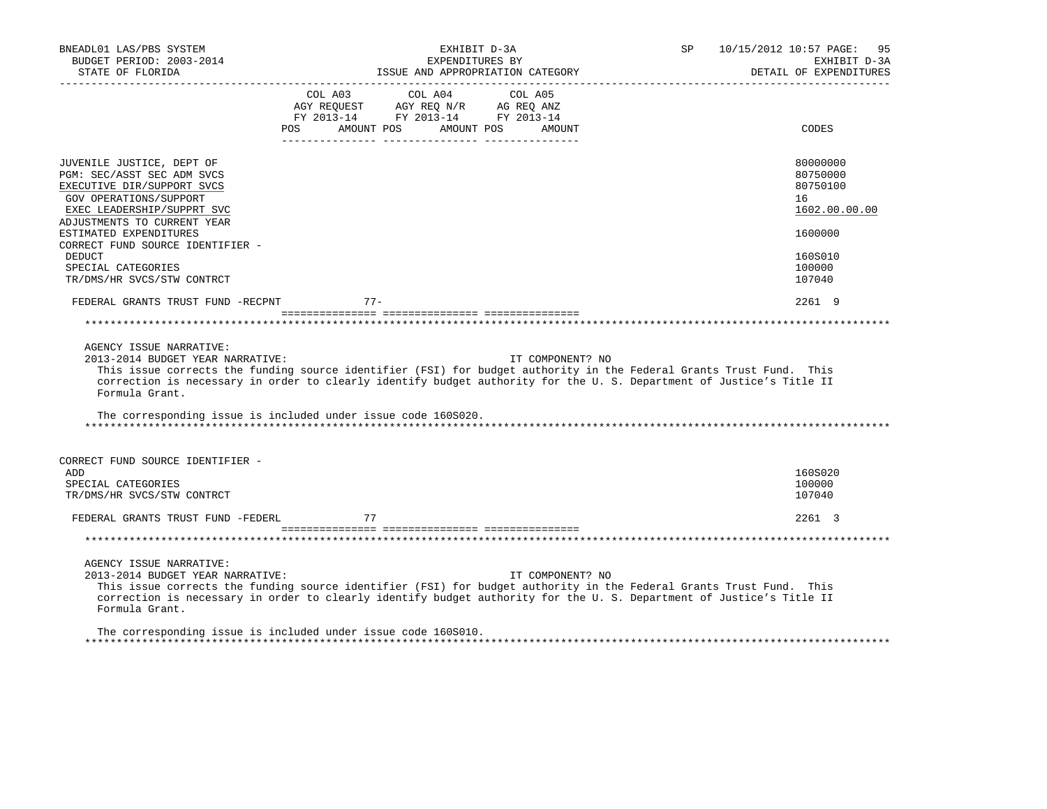BNEADL01 LAS/PBS SYSTEM
BUDGET PERIOD: 2003-2014
STATE OF FLORIDA

EXHIBIT D-3A
EXPENDITURES BY
ISSUE AND APPROPRIATION CATEGORY

SP 10/15/2012 10:57 PAGE: 95
EXHIBIT D-3A
DETAIL OF EXPENDITURES

| | COL A03 AGY REQUEST FY 2013-14 POS AMOUNT | COL A04 AGY REQ N/R FY 2013-14 POS AMOUNT | COL A05 AG REQ ANZ FY 2013-14 POS AMOUNT | CODES |
|---|---|---|---|---|
| JUVENILE JUSTICE, DEPT OF | | | | 80000000 |
| PGM: SEC/ASST SEC ADM SVCS | | | | 80750000 |
| EXECUTIVE DIR/SUPPORT SVCS | | | | 80750100 |
| GOV OPERATIONS/SUPPORT | | | | 16 |
| EXEC LEADERSHIP/SUPPRT SVC | | | | 1602.00.00.00 |
| ADJUSTMENTS TO CURRENT YEAR ESTIMATED EXPENDITURES | | | | 1600000 |
| CORRECT FUND SOURCE IDENTIFIER - DEDUCT | | | | 160S010 |
| SPECIAL CATEGORIES | | | | 100000 |
| TR/DMS/HR SVCS/STW CONTRCT | | | | 107040 |
| FEDERAL GRANTS TRUST FUND -RECPNT | 77- | | | 2261 9 |

AGENCY ISSUE NARRATIVE:
2013-2014 BUDGET YEAR NARRATIVE: IT COMPONENT? NO

This issue corrects the funding source identifier (FSI) for budget authority in the Federal Grants Trust Fund. This correction is necessary in order to clearly identify budget authority for the U. S. Department of Justice's Title II Formula Grant.

The corresponding issue is included under issue code 160S020.

| | COL A03 | COL A04 | COL A05 | CODES |
|---|---|---|---|---|
| CORRECT FUND SOURCE IDENTIFIER - ADD | | | | 160S020 |
| SPECIAL CATEGORIES | | | | 100000 |
| TR/DMS/HR SVCS/STW CONTRCT | | | | 107040 |
| FEDERAL GRANTS TRUST FUND -FEDERL | 77 | | | 2261 3 |

AGENCY ISSUE NARRATIVE:
2013-2014 BUDGET YEAR NARRATIVE: IT COMPONENT? NO

This issue corrects the funding source identifier (FSI) for budget authority in the Federal Grants Trust Fund. This correction is necessary in order to clearly identify budget authority for the U. S. Department of Justice's Title II Formula Grant.

The corresponding issue is included under issue code 160S010.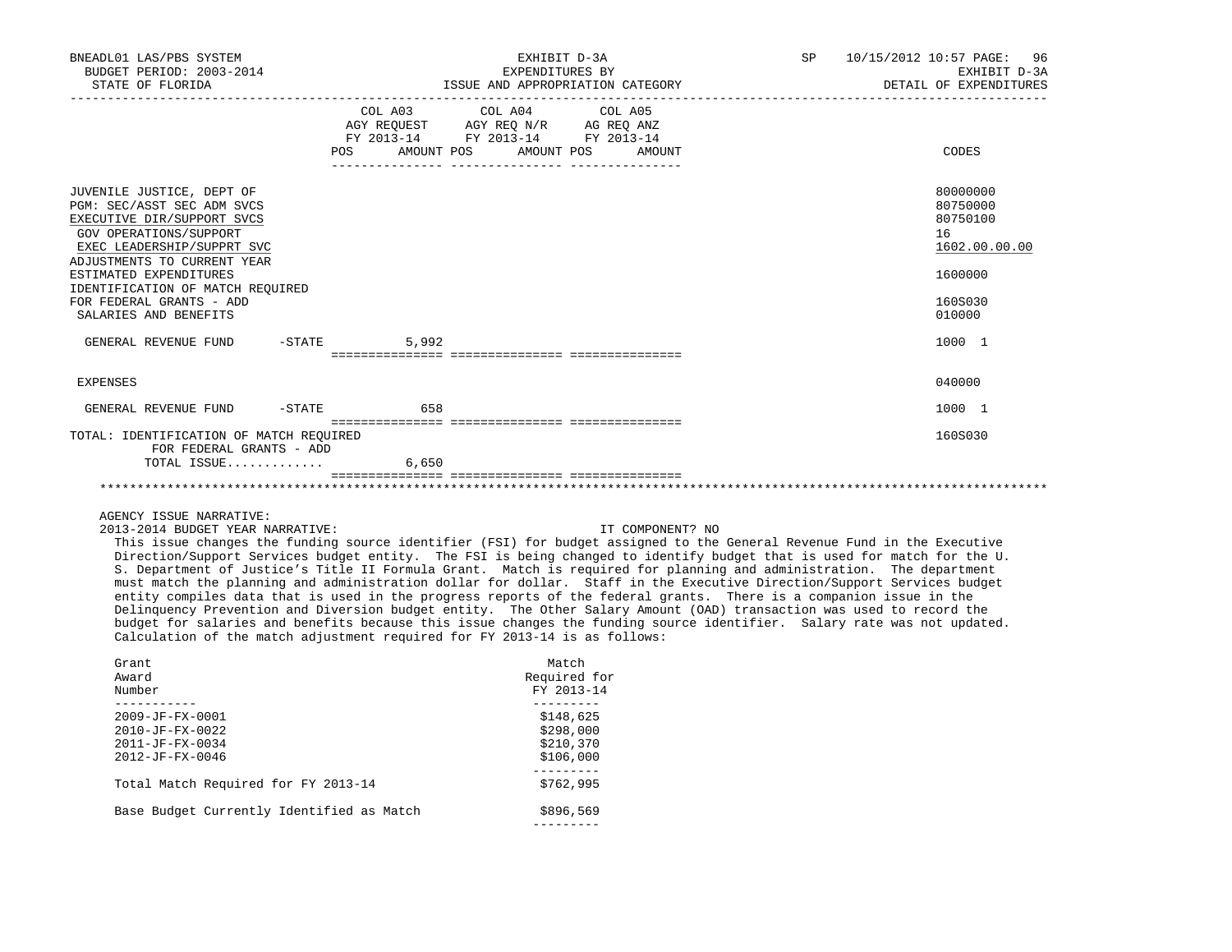BNEADL01 LAS/PBS SYSTEM | EXHIBIT D-3A | SP 10/15/2012 10:57
BUDGET PERIOD: 2003-2014 | EXPENDITURES BY | EXHIBIT D-3A
STATE OF FLORIDA | ISSUE AND APPROPRIATION CATEGORY | DETAIL OF EXPENDITURES

| | COL A03 AGY REQUEST FY 2013-14 POS AMOUNT | COL A04 AGY REQ N/R FY 2013-14 POS AMOUNT | COL A05 AG REQ ANZ FY 2013-14 POS AMOUNT | CODES |
|---|---|---|---|---|
| JUVENILE JUSTICE, DEPT OF | | | | 80000000 |
| PGM: SEC/ASST SEC ADM SVCS | | | | 80750000 |
| EXECUTIVE DIR/SUPPORT SVCS | | | | 80750100 |
| GOV OPERATIONS/SUPPORT | | | | 16 |
| EXEC LEADERSHIP/SUPPRT SVC | | | | 1602.00.00.00 |
| ADJUSTMENTS TO CURRENT YEAR ESTIMATED EXPENDITURES | | | | 1600000 |
| IDENTIFICATION OF MATCH REQUIRED FOR FEDERAL GRANTS - ADD | | | | 160S030 |
| SALARIES AND BENEFITS | | | | 010000 |
| GENERAL REVENUE FUND -STATE | 5,992 | | | 1000 1 |
| EXPENSES | | | | 040000 |
| GENERAL REVENUE FUND -STATE | 658 | | | 1000 1 |
| TOTAL: IDENTIFICATION OF MATCH REQUIRED FOR FEDERAL GRANTS - ADD | | | | 160S030 |
| TOTAL ISSUE............ | 6,650 | | | |

AGENCY ISSUE NARRATIVE:

2013-2014 BUDGET YEAR NARRATIVE: IT COMPONENT? NO

This issue changes the funding source identifier (FSI) for budget assigned to the General Revenue Fund in the Executive Direction/Support Services budget entity. The FSI is being changed to identify budget that is used for match for the U. S. Department of Justice's Title II Formula Grant. Match is required for planning and administration. The department must match the planning and administration dollar for dollar. Staff in the Executive Direction/Support Services budget entity compiles data that is used in the progress reports of the federal grants. There is a companion issue in the Delinquency Prevention and Diversion budget entity. The Other Salary Amount (OAD) transaction was used to record the budget for salaries and benefits because this issue changes the funding source identifier. Salary rate was not updated. Calculation of the match adjustment required for FY 2013-14 is as follows:

| Grant Award Number | Match Required for FY 2013-14 |
|---|---|
| 2009-JF-FX-0001 | $148,625 |
| 2010-JF-FX-0022 | $298,000 |
| 2011-JF-FX-0034 | $210,370 |
| 2012-JF-FX-0046 | $106,000 |
| Total Match Required for FY 2013-14 | $762,995 |
| Base Budget Currently Identified as Match | $896,569 |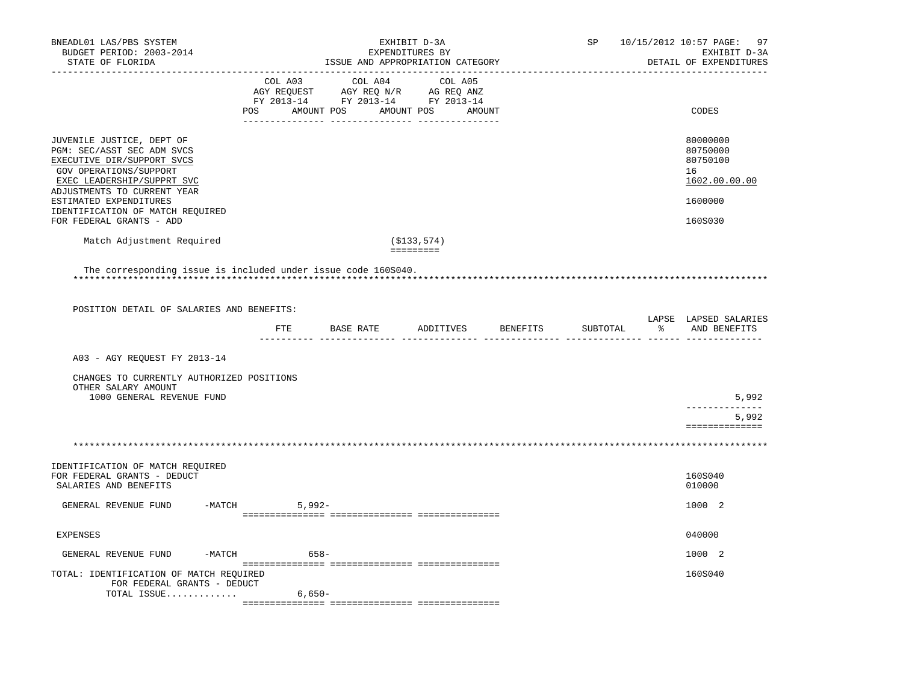BNEADL01 LAS/PBS SYSTEM — BUDGET PERIOD: 2003-2014 — STATE OF FLORIDA

EXHIBIT D-3A — EXPENDITURES BY ISSUE AND APPROPRIATION CATEGORY

SP 10/15/2012 10:57 — EXHIBIT D-3A — DETAIL OF EXPENDITURES

| | COL A03 AGY REQUEST FY 2013-14 POS | AMOUNT | COL A04 AGY REQ N/R FY 2013-14 POS | AMOUNT | COL A05 AG REQ ANZ FY 2013-14 POS | AMOUNT | CODES |
|---|---|---|---|---|---|---|---|
| JUVENILE JUSTICE, DEPT OF | | | | | | | 80000000 |
| PGM: SEC/ASST SEC ADM SVCS | | | | | | | 80750000 |
| EXECUTIVE DIR/SUPPORT SVCS | | | | | | | 80750100 |
| GOV OPERATIONS/SUPPORT | | | | | | | 16 |
| EXEC LEADERSHIP/SUPPRT SVC | | | | | | | 1602.00.00.00 |
| ADJUSTMENTS TO CURRENT YEAR ESTIMATED EXPENDITURES | | | | | | | 1600000 |
| IDENTIFICATION OF MATCH REQUIRED FOR FEDERAL GRANTS - ADD | | | | | | | 160S030 |
| Match Adjustment Required | | | | ($133,574) | | | |

The corresponding issue is included under issue code 160S040.

POSITION DETAIL OF SALARIES AND BENEFITS:

| | FTE | BASE RATE | ADDITIVES | BENEFITS | SUBTOTAL | LAPSE % | LAPSED SALARIES AND BENEFITS |
|---|---|---|---|---|---|---|---|
| A03 - AGY REQUEST FY 2013-14 | | | | | | | |
| CHANGES TO CURRENTLY AUTHORIZED POSITIONS | | | | | | | |
| OTHER SALARY AMOUNT | | | | | | | |
| 1000 GENERAL REVENUE FUND | | | | | | | 5,992 |
| | | | | | | | 5,992 |

| | COL A03 AMOUNT | COL A04 AMOUNT | COL A05 AMOUNT | CODES |
|---|---|---|---|---|
| IDENTIFICATION OF MATCH REQUIRED FOR FEDERAL GRANTS - DEDUCT | | | | 160S040 |
| SALARIES AND BENEFITS | | | | 010000 |
| GENERAL REVENUE FUND -MATCH | 5,992- | | | 1000 2 |
| EXPENSES | | | | 040000 |
| GENERAL REVENUE FUND -MATCH | 658- | | | 1000 2 |
| TOTAL: IDENTIFICATION OF MATCH REQUIRED FOR FEDERAL GRANTS - DEDUCT | | | | 160S040 |
| TOTAL ISSUE............. | 6,650- | | | |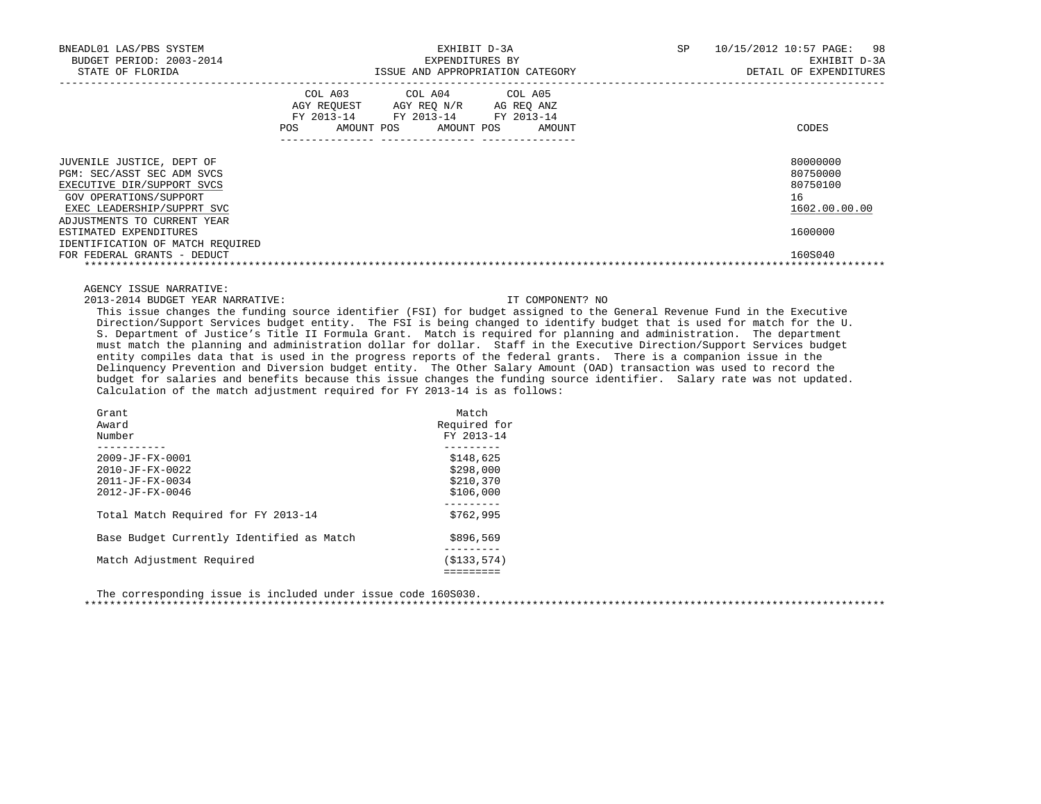BNEADL01 LAS/PBS SYSTEM — EXHIBIT D-3A — SP 10/15/2012 10:57
BUDGET PERIOD: 2003-2014 — EXPENDITURES BY — EXHIBIT D-3A
STATE OF FLORIDA — ISSUE AND APPROPRIATION CATEGORY — DETAIL OF EXPENDITURES

| | COL A03 AGY REQUEST FY 2013-14 POS AMOUNT | COL A04 AGY REQ N/R FY 2013-14 POS AMOUNT | COL A05 AG REQ ANZ FY 2013-14 POS AMOUNT | CODES |
|---|---|---|---|---|
| JUVENILE JUSTICE, DEPT OF | | | | 80000000 |
| PGM: SEC/ASST SEC ADM SVCS | | | | 80750000 |
| EXECUTIVE DIR/SUPPORT SVCS | | | | 80750100 |
| GOV OPERATIONS/SUPPORT | | | | 16 |
| EXEC LEADERSHIP/SUPPRT SVC | | | | 1602.00.00.00 |
| ADJUSTMENTS TO CURRENT YEAR ESTIMATED EXPENDITURES | | | | 1600000 |
| IDENTIFICATION OF MATCH REQUIRED FOR FEDERAL GRANTS - DEDUCT | | | | 160S040 |

AGENCY ISSUE NARRATIVE:

2013-2014 BUDGET YEAR NARRATIVE: IT COMPONENT? NO

This issue changes the funding source identifier (FSI) for budget assigned to the General Revenue Fund in the Executive Direction/Support Services budget entity. The FSI is being changed to identify budget that is used for match for the U. S. Department of Justice's Title II Formula Grant. Match is required for planning and administration. The department must match the planning and administration dollar for dollar. Staff in the Executive Direction/Support Services budget entity compiles data that is used in the progress reports of the federal grants. There is a companion issue in the Delinquency Prevention and Diversion budget entity. The Other Salary Amount (OAD) transaction was used to record the budget for salaries and benefits because this issue changes the funding source identifier. Salary rate was not updated. Calculation of the match adjustment required for FY 2013-14 is as follows:

| Grant Award Number | Match Required for FY 2013-14 |
|---|---|
| 2009-JF-FX-0001 | $148,625 |
| 2010-JF-FX-0022 | $298,000 |
| 2011-JF-FX-0034 | $210,370 |
| 2012-JF-FX-0046 | $106,000 |
| Total Match Required for FY 2013-14 | $762,995 |
| Base Budget Currently Identified as Match | $896,569 |
| Match Adjustment Required | ($133,574) |

The corresponding issue is included under issue code 160S030.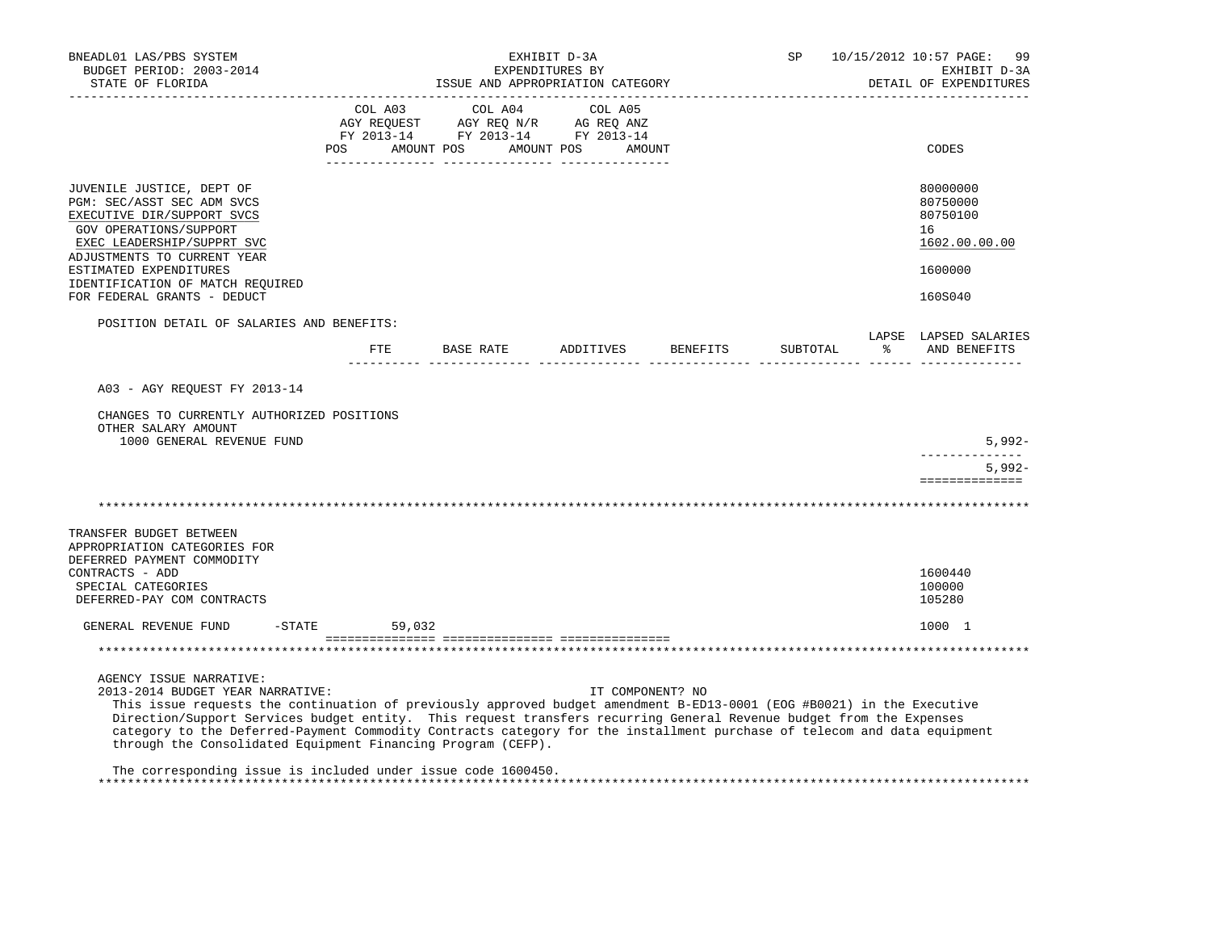BNEADL01 LAS/PBS SYSTEM — EXHIBIT D-3A — EXPENDITURES BY ISSUE AND APPROPRIATION CATEGORY
BUDGET PERIOD: 2003-2014 — STATE OF FLORIDA — SP 10/15/2012 10:57 — EXHIBIT D-3A — DETAIL OF EXPENDITURES

| | COL A03 AGY REQUEST FY 2013-14 POS AMOUNT | COL A04 AGY REQ N/R FY 2013-14 POS AMOUNT | COL A05 AG REQ ANZ FY 2013-14 POS AMOUNT | CODES |
|---|---|---|---|---|
| JUVENILE JUSTICE, DEPT OF | | | | 80000000 |
| PGM: SEC/ASST SEC ADM SVCS | | | | 80750000 |
| EXECUTIVE DIR/SUPPORT SVCS | | | | 80750100 |
| GOV OPERATIONS/SUPPORT | | | | 16 |
| EXEC LEADERSHIP/SUPPRT SVC | | | | 1602.00.00.00 |
| ADJUSTMENTS TO CURRENT YEAR ESTIMATED EXPENDITURES | | | | 1600000 |
| IDENTIFICATION OF MATCH REQUIRED FOR FEDERAL GRANTS - DEDUCT | | | | 160S040 |

POSITION DETAIL OF SALARIES AND BENEFITS:

| | FTE | BASE RATE | ADDITIVES | BENEFITS | SUBTOTAL | LAPSE % | LAPSED SALARIES AND BENEFITS |
|---|---|---|---|---|---|---|---|
| A03 - AGY REQUEST FY 2013-14 | | | | | | | |
| CHANGES TO CURRENTLY AUTHORIZED POSITIONS | | | | | | | |
| OTHER SALARY AMOUNT | | | | | | | |
| 1000 GENERAL REVENUE FUND | | | | | | | 5,992- |
| | | | | | | | 5,992- |

************************************************************

| | COL A03 | COL A04 | COL A05 | CODES |
|---|---|---|---|---|
| TRANSFER BUDGET BETWEEN APPROPRIATION CATEGORIES FOR DEFERRED PAYMENT COMMODITY CONTRACTS - ADD | | | | 1600440 |
| SPECIAL CATEGORIES | | | | 100000 |
| DEFERRED-PAY COM CONTRACTS | | | | 105280 |
| GENERAL REVENUE FUND -STATE | 59,032 | | | 1000 1 |

************************************************************

AGENCY ISSUE NARRATIVE:

2013-2014 BUDGET YEAR NARRATIVE: IT COMPONENT? NO

This issue requests the continuation of previously approved budget amendment B-ED13-0001 (EOG #B0021) in the Executive Direction/Support Services budget entity. This request transfers recurring General Revenue budget from the Expenses category to the Deferred-Payment Commodity Contracts category for the installment purchase of telecom and data equipment through the Consolidated Equipment Financing Program (CEFP).

The corresponding issue is included under issue code 1600450.

************************************************************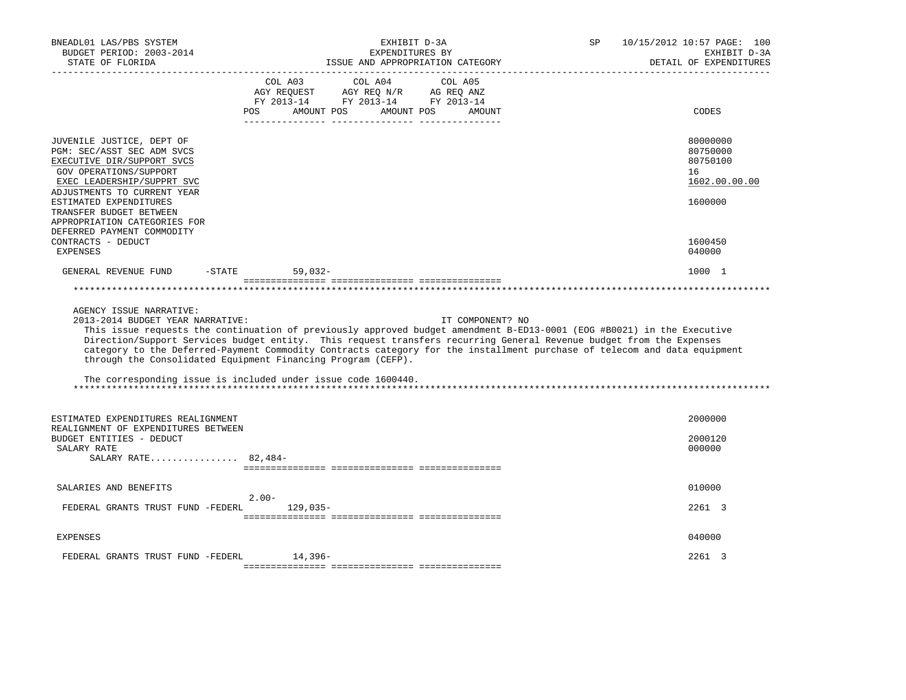BNEADL01 LAS/PBS SYSTEM — BUDGET PERIOD: 2003-2014 — STATE OF FLORIDA

EXHIBIT D-3A — EXPENDITURES BY ISSUE AND APPROPRIATION CATEGORY

SP 10/15/2012 10:57 — EXHIBIT D-3A — DETAIL OF EXPENDITURES

| | COL A03 AGY REQUEST FY 2013-14 POS | AMOUNT | COL A04 AGY REQ N/R FY 2013-14 POS | AMOUNT | COL A05 AG REQ ANZ FY 2013-14 POS | AMOUNT | CODES |
|---|---|---|---|---|---|---|---|
| JUVENILE JUSTICE, DEPT OF | | | | | | | 80000000 |
| PGM: SEC/ASST SEC ADM SVCS | | | | | | | 80750000 |
| EXECUTIVE DIR/SUPPORT SVCS | | | | | | | 80750100 |
| GOV OPERATIONS/SUPPORT | | | | | | | 16 |
| EXEC LEADERSHIP/SUPPRT SVC | | | | | | | 1602.00.00.00 |
| ADJUSTMENTS TO CURRENT YEAR ESTIMATED EXPENDITURES | | | | | | | 1600000 |
| TRANSFER BUDGET BETWEEN APPROPRIATION CATEGORIES FOR DEFERRED PAYMENT COMMODITY CONTRACTS - DEDUCT | | | | | | | 1600450 |
| EXPENSES | | | | | | | 040000 |
| GENERAL REVENUE FUND -STATE | | 59,032- | | | | | 1000 1 |

AGENCY ISSUE NARRATIVE:

2013-2014 BUDGET YEAR NARRATIVE: IT COMPONENT? NO

This issue requests the continuation of previously approved budget amendment B-ED13-0001 (EOG #B0021) in the Executive Direction/Support Services budget entity. This request transfers recurring General Revenue budget from the Expenses category to the Deferred-Payment Commodity Contracts category for the installment purchase of telecom and data equipment through the Consolidated Equipment Financing Program (CEFP).

The corresponding issue is included under issue code 1600440.

| | COL A03 POS | AMOUNT | COL A04 POS | AMOUNT | COL A05 POS | AMOUNT | CODES |
|---|---|---|---|---|---|---|---|
| ESTIMATED EXPENDITURES REALIGNMENT | | | | | | | 2000000 |
| REALIGNMENT OF EXPENDITURES BETWEEN BUDGET ENTITIES - DEDUCT | | | | | | | 2000120 |
| SALARY RATE | | | | | | | 000000 |
| SALARY RATE................ 82,484- | | | | | | | |
| SALARIES AND BENEFITS | | | | | | | 010000 |
| FEDERAL GRANTS TRUST FUND -FEDERL | 2.00- | 129,035- | | | | | 2261 3 |
| EXPENSES | | | | | | | 040000 |
| FEDERAL GRANTS TRUST FUND -FEDERL | | 14,396- | | | | | 2261 3 |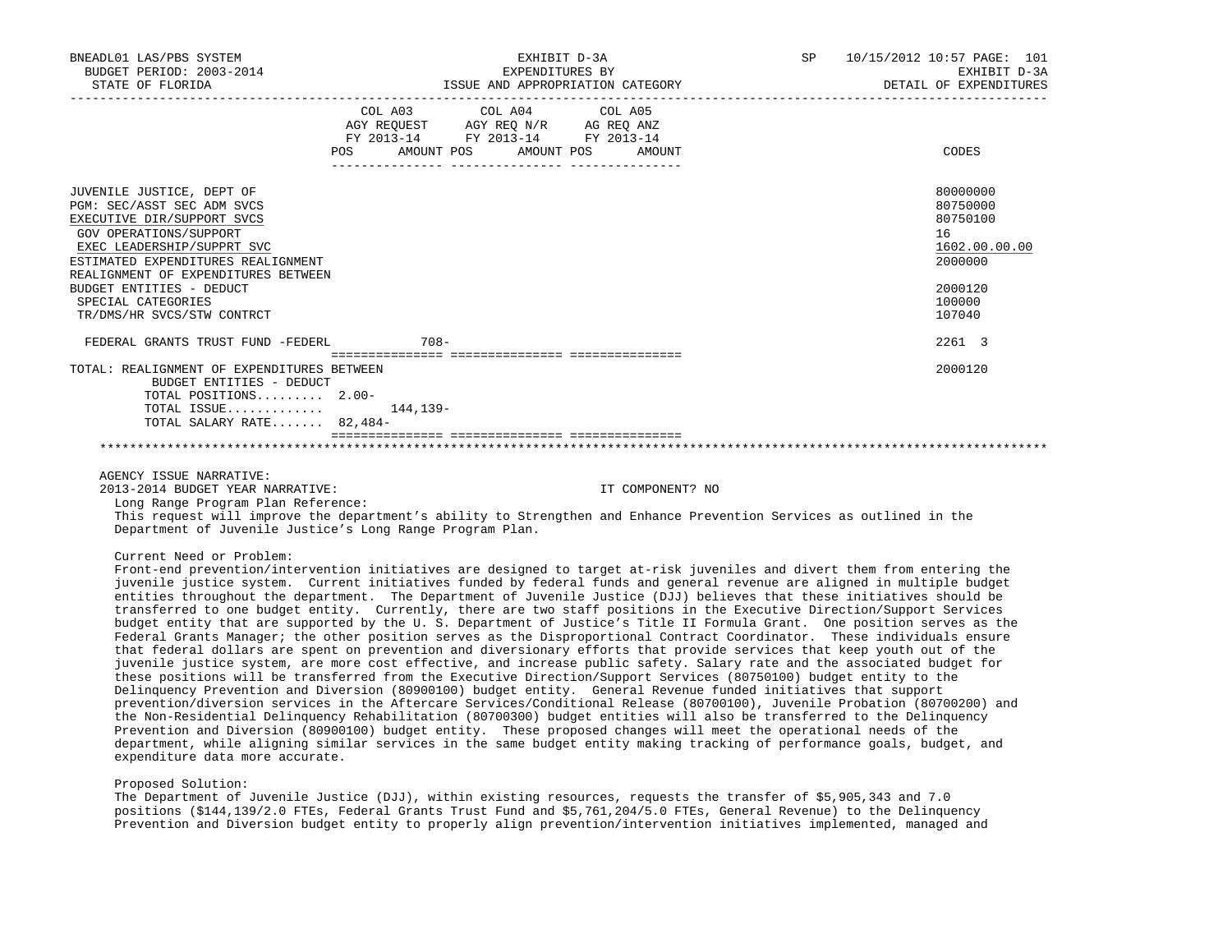BNEADL01 LAS/PBS SYSTEM | EXHIBIT D-3A | SP 10/15/2012 10:57 PAGE: 101
BUDGET PERIOD: 2003-2014 | EXPENDITURES BY | EXHIBIT D-3A
STATE OF FLORIDA | ISSUE AND APPROPRIATION CATEGORY | DETAIL OF EXPENDITURES

| | COL A03 AGY REQUEST FY 2013-14 | | COL A04 AGY REQ N/R FY 2013-14 | | COL A05 AG REQ ANZ FY 2013-14 | | CODES |
|---|---|---|---|---|---|---|---|
| | POS | AMOUNT | POS | AMOUNT | POS | AMOUNT | |
| JUVENILE JUSTICE, DEPT OF | | | | | | | 80000000 |
| PGM: SEC/ASST SEC ADM SVCS | | | | | | | 80750000 |
| EXECUTIVE DIR/SUPPORT SVCS | | | | | | | 80750100 |
| GOV OPERATIONS/SUPPORT | | | | | | | 16 |
| EXEC LEADERSHIP/SUPPRT SVC | | | | | | | 1602.00.00.00 |
| ESTIMATED EXPENDITURES REALIGNMENT | | | | | | | 2000000 |
| REALIGNMENT OF EXPENDITURES BETWEEN BUDGET ENTITIES - DEDUCT | | | | | | | 2000120 |
| SPECIAL CATEGORIES | | | | | | | 100000 |
| TR/DMS/HR SVCS/STW CONTRCT | | | | | | | 107040 |
| FEDERAL GRANTS TRUST FUND -FEDERL | | 708- | | | | | 2261 3 |
| TOTAL: REALIGNMENT OF EXPENDITURES BETWEEN BUDGET ENTITIES - DEDUCT | | | | | | | 2000120 |
| TOTAL POSITIONS......... | 2.00- | | | | | | |
| TOTAL ISSUE............ | | 144,139- | | | | | |
| TOTAL SALARY RATE....... | 82,484- | | | | | | |

AGENCY ISSUE NARRATIVE:

2013-2014 BUDGET YEAR NARRATIVE: IT COMPONENT? NO

Long Range Program Plan Reference:

This request will improve the department's ability to Strengthen and Enhance Prevention Services as outlined in the Department of Juvenile Justice's Long Range Program Plan.

Current Need or Problem:

Front-end prevention/intervention initiatives are designed to target at-risk juveniles and divert them from entering the juvenile justice system. Current initiatives funded by federal funds and general revenue are aligned in multiple budget entities throughout the department. The Department of Juvenile Justice (DJJ) believes that these initiatives should be transferred to one budget entity. Currently, there are two staff positions in the Executive Direction/Support Services budget entity that are supported by the U. S. Department of Justice's Title II Formula Grant. One position serves as the Federal Grants Manager; the other position serves as the Disproportional Contract Coordinator. These individuals ensure that federal dollars are spent on prevention and diversionary efforts that provide services that keep youth out of the juvenile justice system, are more cost effective, and increase public safety. Salary rate and the associated budget for these positions will be transferred from the Executive Direction/Support Services (80750100) budget entity to the Delinquency Prevention and Diversion (80900100) budget entity. General Revenue funded initiatives that support prevention/diversion services in the Aftercare Services/Conditional Release (80700100), Juvenile Probation (80700200) and the Non-Residential Delinquency Rehabilitation (80700300) budget entities will also be transferred to the Delinquency Prevention and Diversion (80900100) budget entity. These proposed changes will meet the operational needs of the department, while aligning similar services in the same budget entity making tracking of performance goals, budget, and expenditure data more accurate.

Proposed Solution:

The Department of Juvenile Justice (DJJ), within existing resources, requests the transfer of $5,905,343 and 7.0 positions ($144,139/2.0 FTEs, Federal Grants Trust Fund and $5,761,204/5.0 FTEs, General Revenue) to the Delinquency Prevention and Diversion budget entity to properly align prevention/intervention initiatives implemented, managed and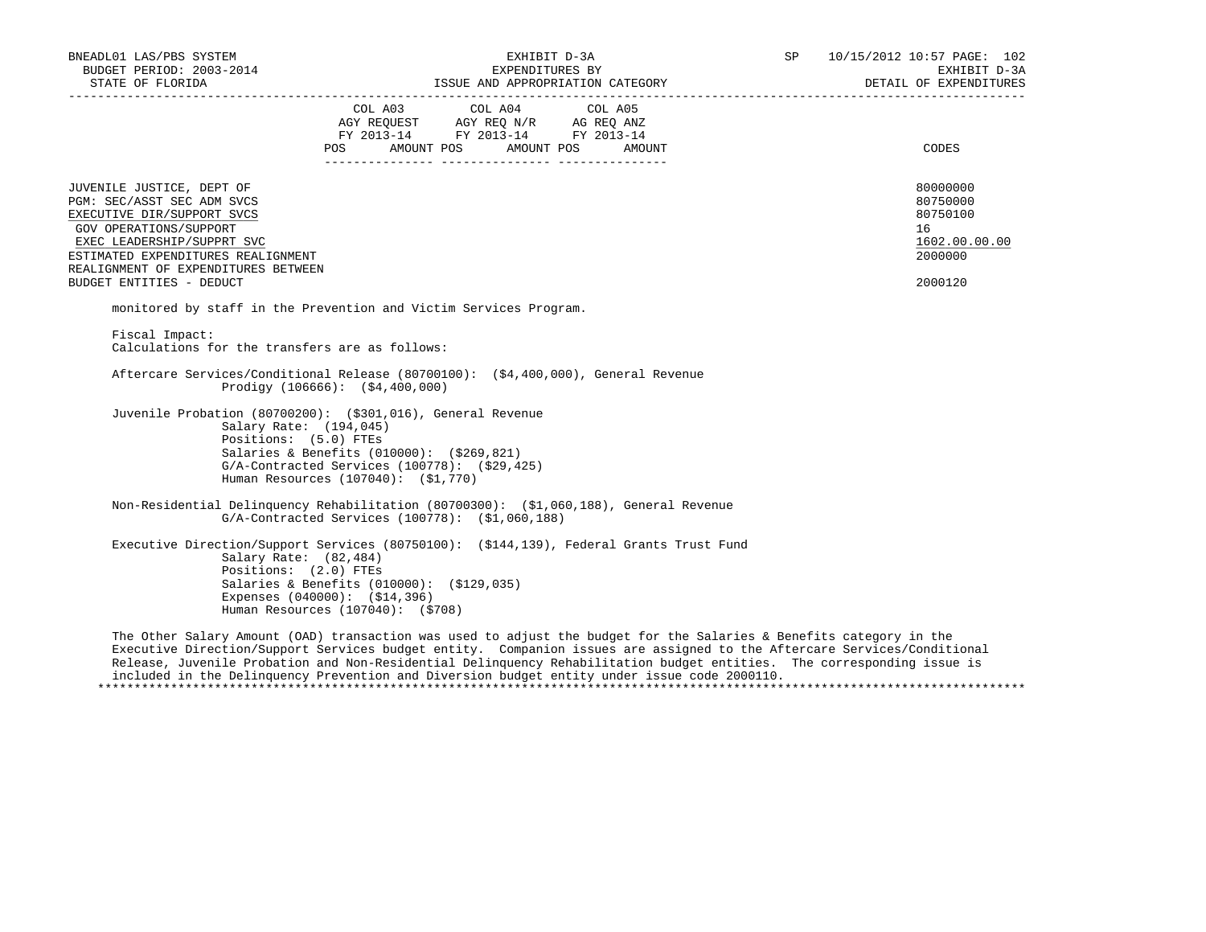| | COL A03 AGY REQUEST FY 2013-14 | | COL A04 AGY REQ N/R FY 2013-14 | | COL A05 AG REQ ANZ FY 2013-14 | | |
|---|---|---|---|---|---|---|---|
| | POS | AMOUNT | POS | AMOUNT | POS | AMOUNT | CODES |
| JUVENILE JUSTICE, DEPT OF | | | | | | | 80000000 |
| PGM: SEC/ASST SEC ADM SVCS | | | | | | | 80750000 |
| EXECUTIVE DIR/SUPPORT SVCS | | | | | | | 80750100 |
| GOV OPERATIONS/SUPPORT | | | | | | | 16 |
| EXEC LEADERSHIP/SUPPRT SVC | | | | | | | 1602.00.00.00 |
| ESTIMATED EXPENDITURES REALIGNMENT | | | | | | | 2000000 |
| REALIGNMENT OF EXPENDITURES BETWEEN BUDGET ENTITIES - DEDUCT | | | | | | | 2000120 |

monitored by staff in the Prevention and Victim Services Program.

Fiscal Impact:
Calculations for the transfers are as follows:

Aftercare Services/Conditional Release (80700100): ($4,400,000), General Revenue
 Prodigy (106666): ($4,400,000)

Juvenile Probation (80700200): ($301,016), General Revenue
 Salary Rate: (194,045)
 Positions: (5.0) FTEs
 Salaries & Benefits (010000): ($269,821)
 G/A-Contracted Services (100778): ($29,425)
 Human Resources (107040): ($1,770)

Non-Residential Delinquency Rehabilitation (80700300): ($1,060,188), General Revenue
 G/A-Contracted Services (100778): ($1,060,188)

Executive Direction/Support Services (80750100): ($144,139), Federal Grants Trust Fund
 Salary Rate: (82,484)
 Positions: (2.0) FTEs
 Salaries & Benefits (010000): ($129,035)
 Expenses (040000): ($14,396)
 Human Resources (107040): ($708)

The Other Salary Amount (OAD) transaction was used to adjust the budget for the Salaries & Benefits category in the Executive Direction/Support Services budget entity. Companion issues are assigned to the Aftercare Services/Conditional Release, Juvenile Probation and Non-Residential Delinquency Rehabilitation budget entities. The corresponding issue is included in the Delinquency Prevention and Diversion budget entity under issue code 2000110.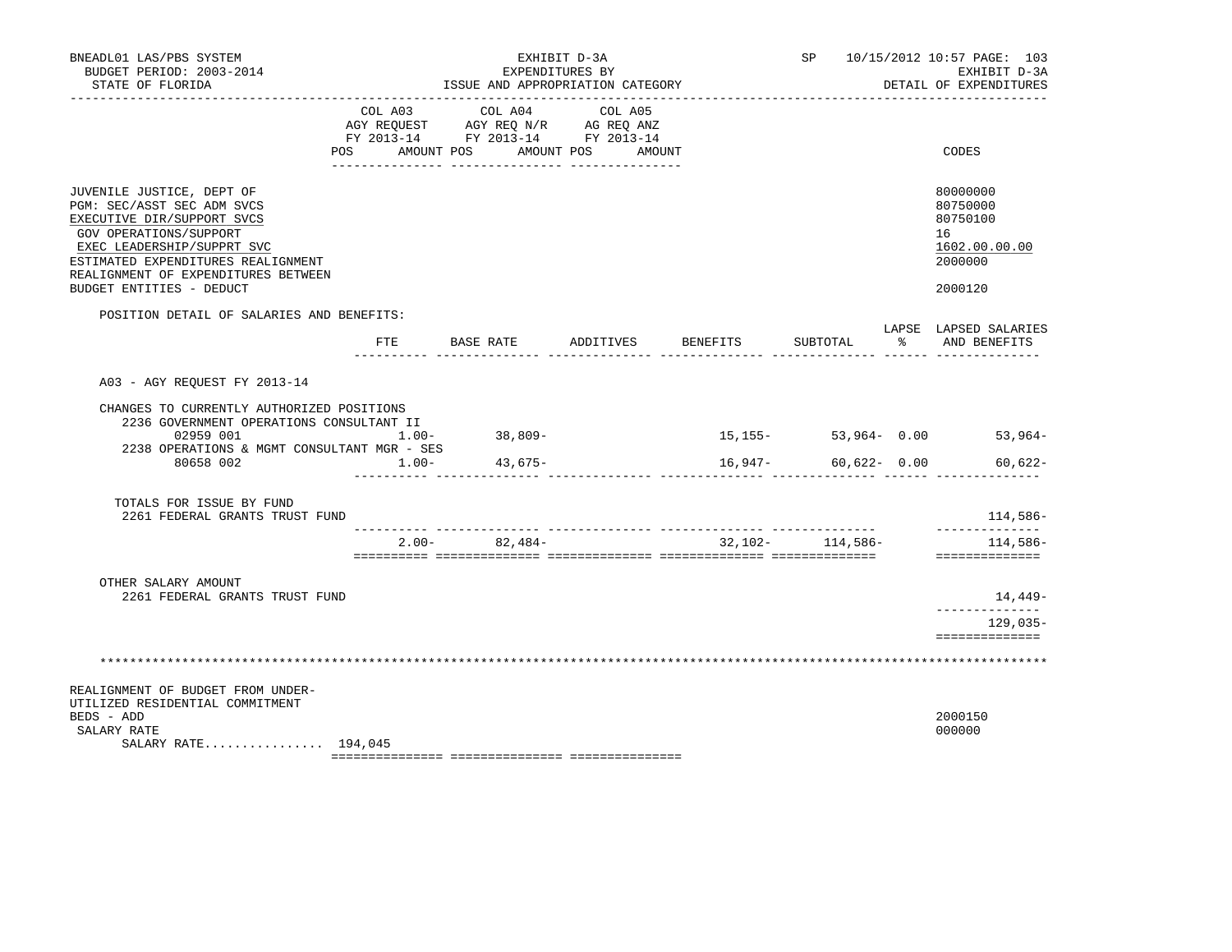BNEADL01 LAS/PBS SYSTEM
BUDGET PERIOD: 2003-2014
STATE OF FLORIDA

EXHIBIT D-3A
EXPENDITURES BY
ISSUE AND APPROPRIATION CATEGORY

SP 10/15/2012 10:57 PAGE: 103
EXHIBIT D-3A
DETAIL OF EXPENDITURES

| | COL A03 AGY REQUEST FY 2013-14 POS AMOUNT | COL A04 AGY REQ N/R FY 2013-14 POS AMOUNT | COL A05 AG REQ ANZ FY 2013-14 POS AMOUNT | CODES |
|---|---|---|---|---|
| JUVENILE JUSTICE, DEPT OF | | | | 80000000 |
| PGM: SEC/ASST SEC ADM SVCS | | | | 80750000 |
| EXECUTIVE DIR/SUPPORT SVCS | | | | 80750100 |
| GOV OPERATIONS/SUPPORT | | | | 16 |
| EXEC LEADERSHIP/SUPPRT SVC | | | | 1602.00.00.00 |
| ESTIMATED EXPENDITURES REALIGNMENT | | | | 2000000 |
| REALIGNMENT OF EXPENDITURES BETWEEN BUDGET ENTITIES - DEDUCT | | | | 2000120 |

POSITION DETAIL OF SALARIES AND BENEFITS:

| | FTE | BASE RATE | ADDITIVES | BENEFITS | SUBTOTAL | LAPSE % | LAPSED SALARIES AND BENEFITS |
|---|---|---|---|---|---|---|---|
| A03 - AGY REQUEST FY 2013-14 | | | | | | | |
| CHANGES TO CURRENTLY AUTHORIZED POSITIONS | | | | | | | |
| 2236 GOVERNMENT OPERATIONS CONSULTANT II | | | | | | | |
| 02959 001 | 1.00- | 38,809- | | 15,155- | 53,964- | 0.00 | 53,964- |
| 2238 OPERATIONS & MGMT CONSULTANT MGR - SES | | | | | | | |
| 80658 002 | 1.00- | 43,675- | | 16,947- | 60,622- | 0.00 | 60,622- |
| TOTALS FOR ISSUE BY FUND | | | | | | | |
| 2261 FEDERAL GRANTS TRUST FUND | | | | | | | 114,586- |
| | 2.00- | 82,484- | | 32,102- | 114,586- | | 114,586- |
| OTHER SALARY AMOUNT | | | | | | | |
| 2261 FEDERAL GRANTS TRUST FUND | | | | | | | 14,449- |
| | | | | | | | 129,035- |

*******************************************************************************************************************

REALIGNMENT OF BUDGET FROM UNDER-UTILIZED RESIDENTIAL COMMITMENT BEDS - ADD — 2000150

SALARY RATE — 000000

SALARY RATE................ 194,045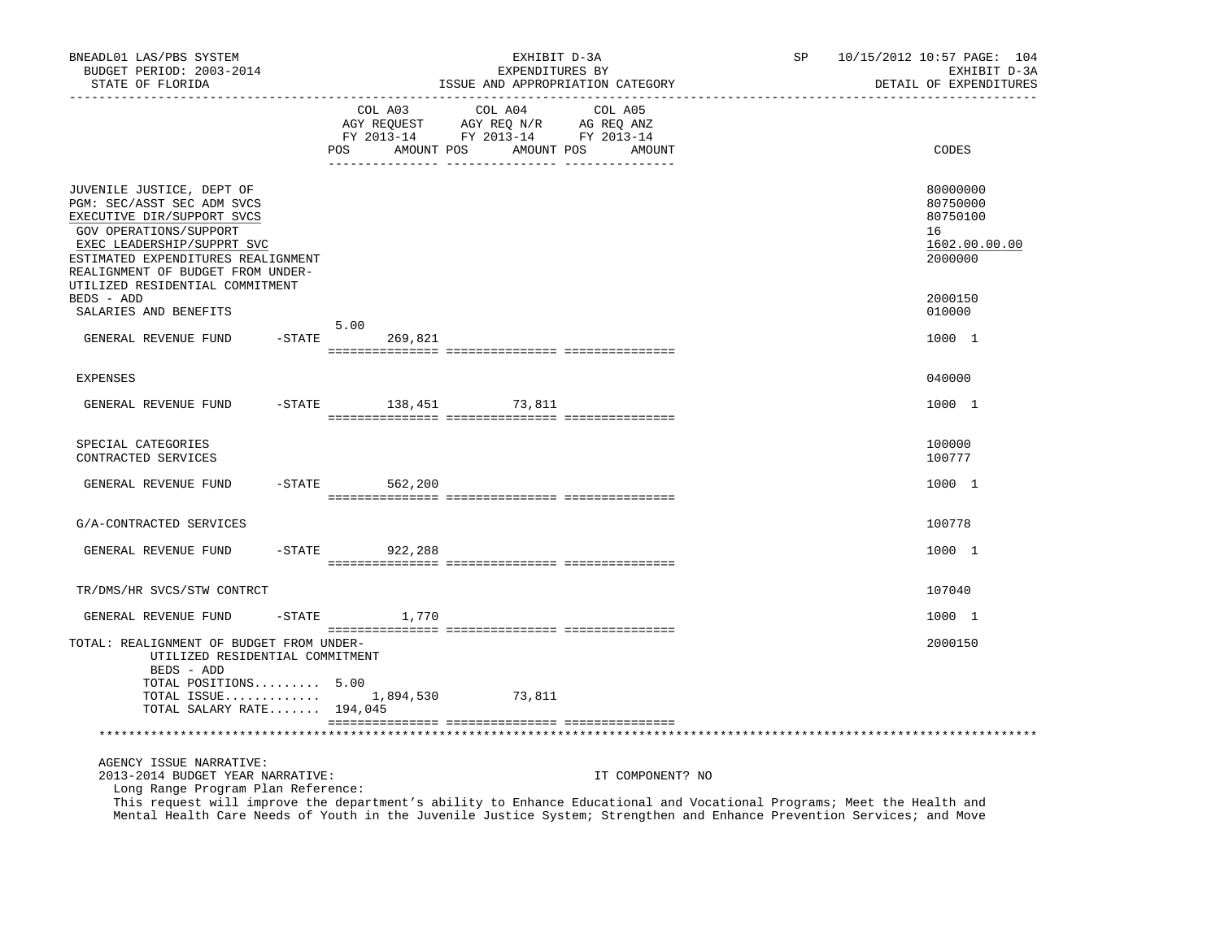BNEADL01 LAS/PBS SYSTEM | EXHIBIT D-3A | SP 10/15/2012 10:57
BUDGET PERIOD: 2003-2014 | EXPENDITURES BY | EXHIBIT D-3A
STATE OF FLORIDA | ISSUE AND APPROPRIATION CATEGORY | DETAIL OF EXPENDITURES

| | COL A03 AGY REQUEST FY 2013-14 POS AMOUNT | COL A04 AGY REQ N/R FY 2013-14 POS AMOUNT | COL A05 AG REQ ANZ FY 2013-14 POS AMOUNT | CODES |
|---|---|---|---|---|
| JUVENILE JUSTICE, DEPT OF | | | | 80000000 |
| PGM: SEC/ASST SEC ADM SVCS | | | | 80750000 |
| EXECUTIVE DIR/SUPPORT SVCS | | | | 80750100 |
| GOV OPERATIONS/SUPPORT | | | | 16 |
| EXEC LEADERSHIP/SUPPRT SVC | | | | 1602.00.00.00 |
| ESTIMATED EXPENDITURES REALIGNMENT | | | | 2000000 |
| REALIGNMENT OF BUDGET FROM UNDER-UTILIZED RESIDENTIAL COMMITMENT BEDS - ADD | | | | 2000150 |
| SALARIES AND BENEFITS | | | | 010000 |
| GENERAL REVENUE FUND -STATE | 5.00 269,821 | | | 1000 1 |
| EXPENSES | | | | 040000 |
| GENERAL REVENUE FUND -STATE | 138,451 | 73,811 | | 1000 1 |
| SPECIAL CATEGORIES | | | | 100000 |
| CONTRACTED SERVICES | | | | 100777 |
| GENERAL REVENUE FUND -STATE | 562,200 | | | 1000 1 |
| G/A-CONTRACTED SERVICES | | | | 100778 |
| GENERAL REVENUE FUND -STATE | 922,288 | | | 1000 1 |
| TR/DMS/HR SVCS/STW CONTRCT | | | | 107040 |
| GENERAL REVENUE FUND -STATE | 1,770 | | | 1000 1 |
| TOTAL: REALIGNMENT OF BUDGET FROM UNDER-UTILIZED RESIDENTIAL COMMITMENT BEDS - ADD | | | | 2000150 |
| TOTAL POSITIONS......... | 5.00 | | | |
| TOTAL ISSUE............. | 1,894,530 | 73,811 | | |
| TOTAL SALARY RATE....... | 194,045 | | | |

AGENCY ISSUE NARRATIVE:
2013-2014 BUDGET YEAR NARRATIVE: IT COMPONENT? NO
Long Range Program Plan Reference:
This request will improve the department's ability to Enhance Educational and Vocational Programs; Meet the Health and Mental Health Care Needs of Youth in the Juvenile Justice System; Strengthen and Enhance Prevention Services; and Move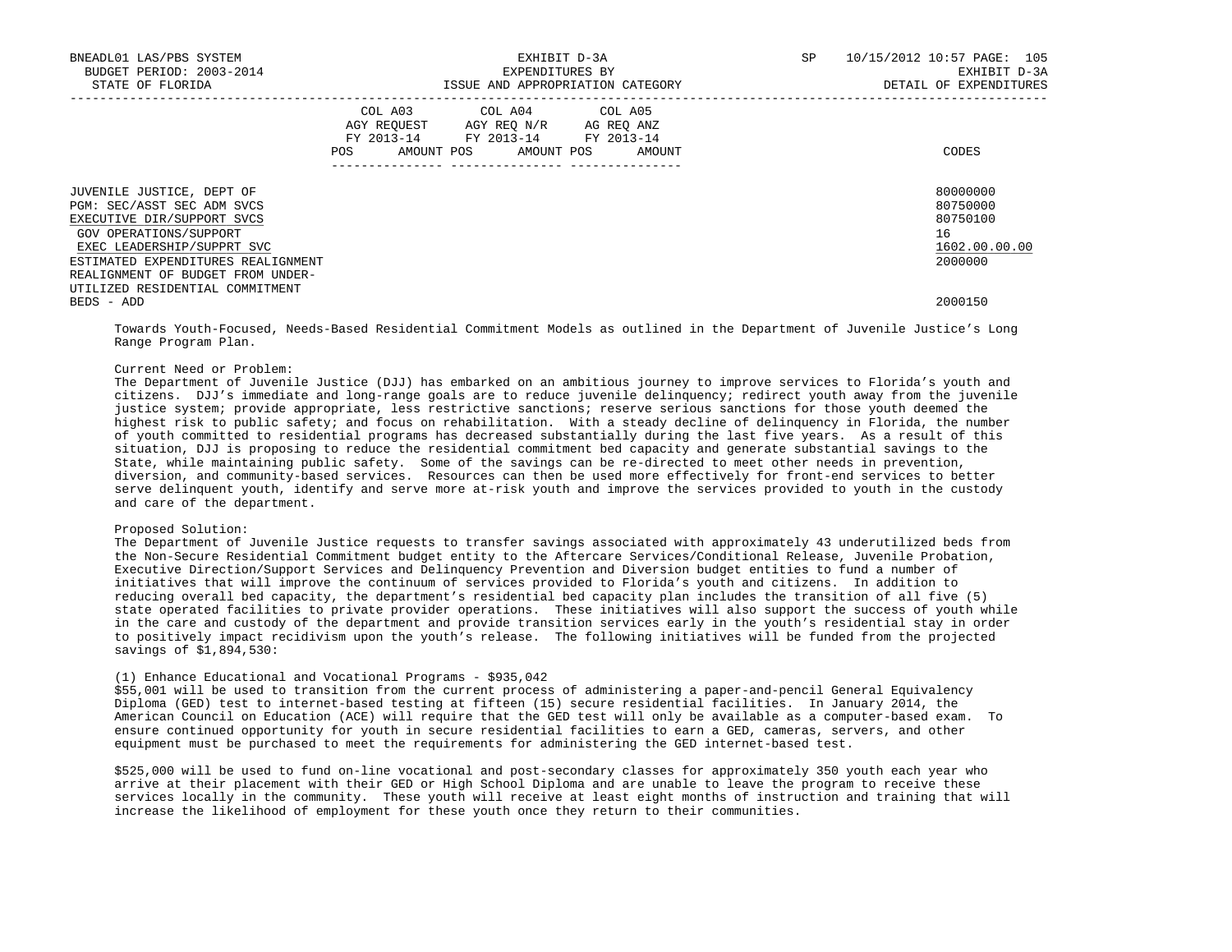| | COL A03 AGY REQUEST FY 2013-14 POS AMOUNT | COL A04 AGY REQ N/R FY 2013-14 POS AMOUNT | COL A05 AG REQ ANZ FY 2013-14 POS AMOUNT | CODES |
|---|---|---|---|---|
| JUVENILE JUSTICE, DEPT OF | | | | 80000000 |
| PGM: SEC/ASST SEC ADM SVCS | | | | 80750000 |
| EXECUTIVE DIR/SUPPORT SVCS | | | | 80750100 |
| GOV OPERATIONS/SUPPORT | | | | 16 |
| EXEC LEADERSHIP/SUPPRT SVC | | | | 1602.00.00.00 |
| ESTIMATED EXPENDITURES REALIGNMENT | | | | 2000000 |
| REALIGNMENT OF BUDGET FROM UNDER-UTILIZED RESIDENTIAL COMMITMENT BEDS - ADD | | | | 2000150 |

Towards Youth-Focused, Needs-Based Residential Commitment Models as outlined in the Department of Juvenile Justice's Long Range Program Plan.

Current Need or Problem:
The Department of Juvenile Justice (DJJ) has embarked on an ambitious journey to improve services to Florida's youth and citizens. DJJ's immediate and long-range goals are to reduce juvenile delinquency; redirect youth away from the juvenile justice system; provide appropriate, less restrictive sanctions; reserve serious sanctions for those youth deemed the highest risk to public safety; and focus on rehabilitation. With a steady decline of delinquency in Florida, the number of youth committed to residential programs has decreased substantially during the last five years. As a result of this situation, DJJ is proposing to reduce the residential commitment bed capacity and generate substantial savings to the State, while maintaining public safety. Some of the savings can be re-directed to meet other needs in prevention, diversion, and community-based services. Resources can then be used more effectively for front-end services to better serve delinquent youth, identify and serve more at-risk youth and improve the services provided to youth in the custody and care of the department.

Proposed Solution:
The Department of Juvenile Justice requests to transfer savings associated with approximately 43 underutilized beds from the Non-Secure Residential Commitment budget entity to the Aftercare Services/Conditional Release, Juvenile Probation, Executive Direction/Support Services and Delinquency Prevention and Diversion budget entities to fund a number of initiatives that will improve the continuum of services provided to Florida's youth and citizens. In addition to reducing overall bed capacity, the department's residential bed capacity plan includes the transition of all five (5) state operated facilities to private provider operations. These initiatives will also support the success of youth while in the care and custody of the department and provide transition services early in the youth's residential stay in order to positively impact recidivism upon the youth's release. The following initiatives will be funded from the projected savings of $1,894,530:

(1) Enhance Educational and Vocational Programs - $935,042
$55,001 will be used to transition from the current process of administering a paper-and-pencil General Equivalency Diploma (GED) test to internet-based testing at fifteen (15) secure residential facilities. In January 2014, the American Council on Education (ACE) will require that the GED test will only be available as a computer-based exam. To ensure continued opportunity for youth in secure residential facilities to earn a GED, cameras, servers, and other equipment must be purchased to meet the requirements for administering the GED internet-based test.

$525,000 will be used to fund on-line vocational and post-secondary classes for approximately 350 youth each year who arrive at their placement with their GED or High School Diploma and are unable to leave the program to receive these services locally in the community. These youth will receive at least eight months of instruction and training that will increase the likelihood of employment for these youth once they return to their communities.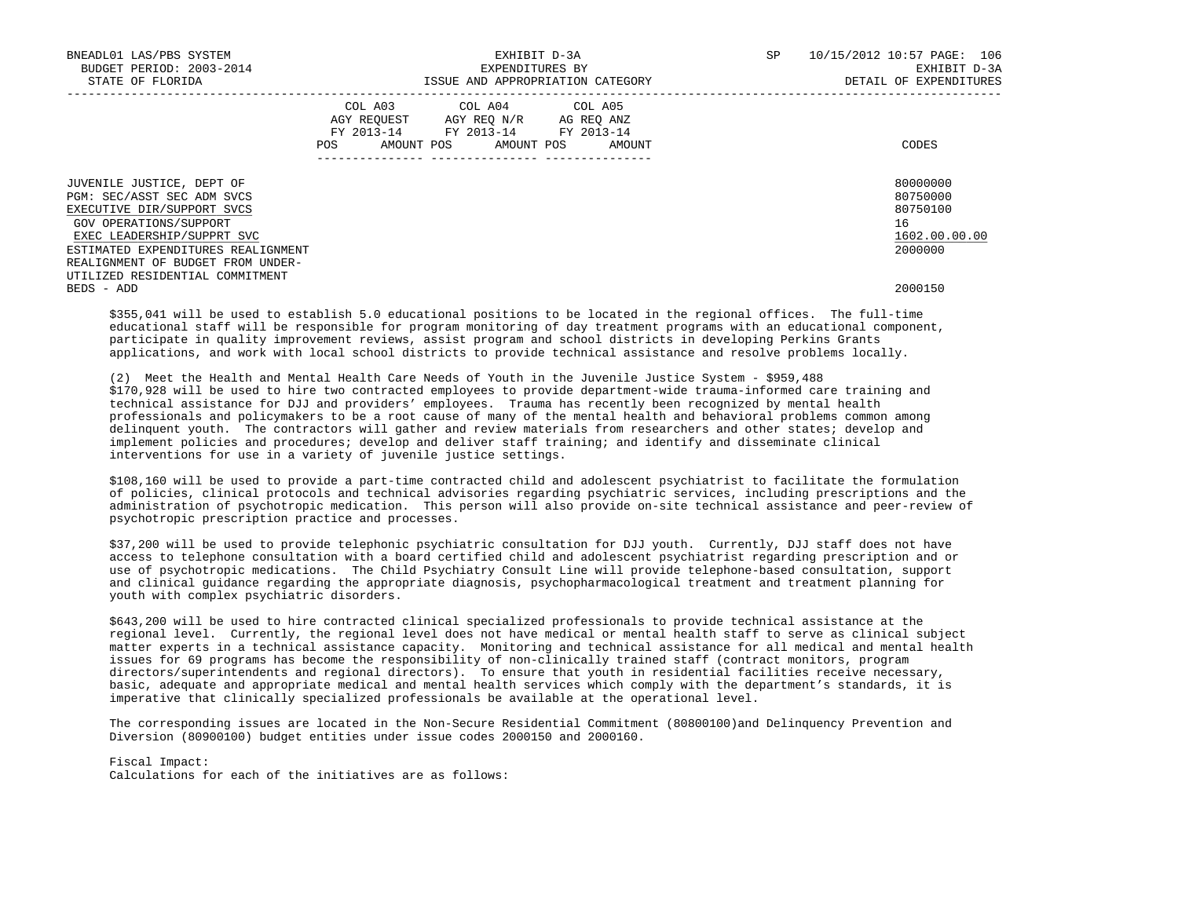| | COL A03 AGY REQUEST FY 2013-14 | | COL A04 AGY REQ N/R FY 2013-14 | | COL A05 AG REQ ANZ FY 2013-14 | | |
|---|---|---|---|---|---|---|---|
| | POS | AMOUNT | POS | AMOUNT | POS | AMOUNT | CODES |
| JUVENILE JUSTICE, DEPT OF | | | | | | | 80000000 |
| PGM: SEC/ASST SEC ADM SVCS | | | | | | | 80750000 |
| EXECUTIVE DIR/SUPPORT SVCS | | | | | | | 80750100 |
| GOV OPERATIONS/SUPPORT | | | | | | | 16 |
| EXEC LEADERSHIP/SUPPRT SVC | | | | | | | 1602.00.00.00 |
| ESTIMATED EXPENDITURES REALIGNMENT | | | | | | | 2000000 |
| REALIGNMENT OF BUDGET FROM UNDER-UTILIZED RESIDENTIAL COMMITMENT BEDS - ADD | | | | | | | 2000150 |

$355,041 will be used to establish 5.0 educational positions to be located in the regional offices. The full-time educational staff will be responsible for program monitoring of day treatment programs with an educational component, participate in quality improvement reviews, assist program and school districts in developing Perkins Grants applications, and work with local school districts to provide technical assistance and resolve problems locally.

(2) Meet the Health and Mental Health Care Needs of Youth in the Juvenile Justice System - $959,488
$170,928 will be used to hire two contracted employees to provide department-wide trauma-informed care training and technical assistance for DJJ and providers' employees. Trauma has recently been recognized by mental health professionals and policymakers to be a root cause of many of the mental health and behavioral problems common among delinquent youth. The contractors will gather and review materials from researchers and other states; develop and implement policies and procedures; develop and deliver staff training; and identify and disseminate clinical interventions for use in a variety of juvenile justice settings.

$108,160 will be used to provide a part-time contracted child and adolescent psychiatrist to facilitate the formulation of policies, clinical protocols and technical advisories regarding psychiatric services, including prescriptions and the administration of psychotropic medication. This person will also provide on-site technical assistance and peer-review of psychotropic prescription practice and processes.

$37,200 will be used to provide telephonic psychiatric consultation for DJJ youth. Currently, DJJ staff does not have access to telephone consultation with a board certified child and adolescent psychiatrist regarding prescription and or use of psychotropic medications. The Child Psychiatry Consult Line will provide telephone-based consultation, support and clinical guidance regarding the appropriate diagnosis, psychopharmacological treatment and treatment planning for youth with complex psychiatric disorders.

$643,200 will be used to hire contracted clinical specialized professionals to provide technical assistance at the regional level. Currently, the regional level does not have medical or mental health staff to serve as clinical subject matter experts in a technical assistance capacity. Monitoring and technical assistance for all medical and mental health issues for 69 programs has become the responsibility of non-clinically trained staff (contract monitors, program directors/superintendents and regional directors). To ensure that youth in residential facilities receive necessary, basic, adequate and appropriate medical and mental health services which comply with the department's standards, it is imperative that clinically specialized professionals be available at the operational level.

The corresponding issues are located in the Non-Secure Residential Commitment (80800100)and Delinquency Prevention and Diversion (80900100) budget entities under issue codes 2000150 and 2000160.

Fiscal Impact:
Calculations for each of the initiatives are as follows: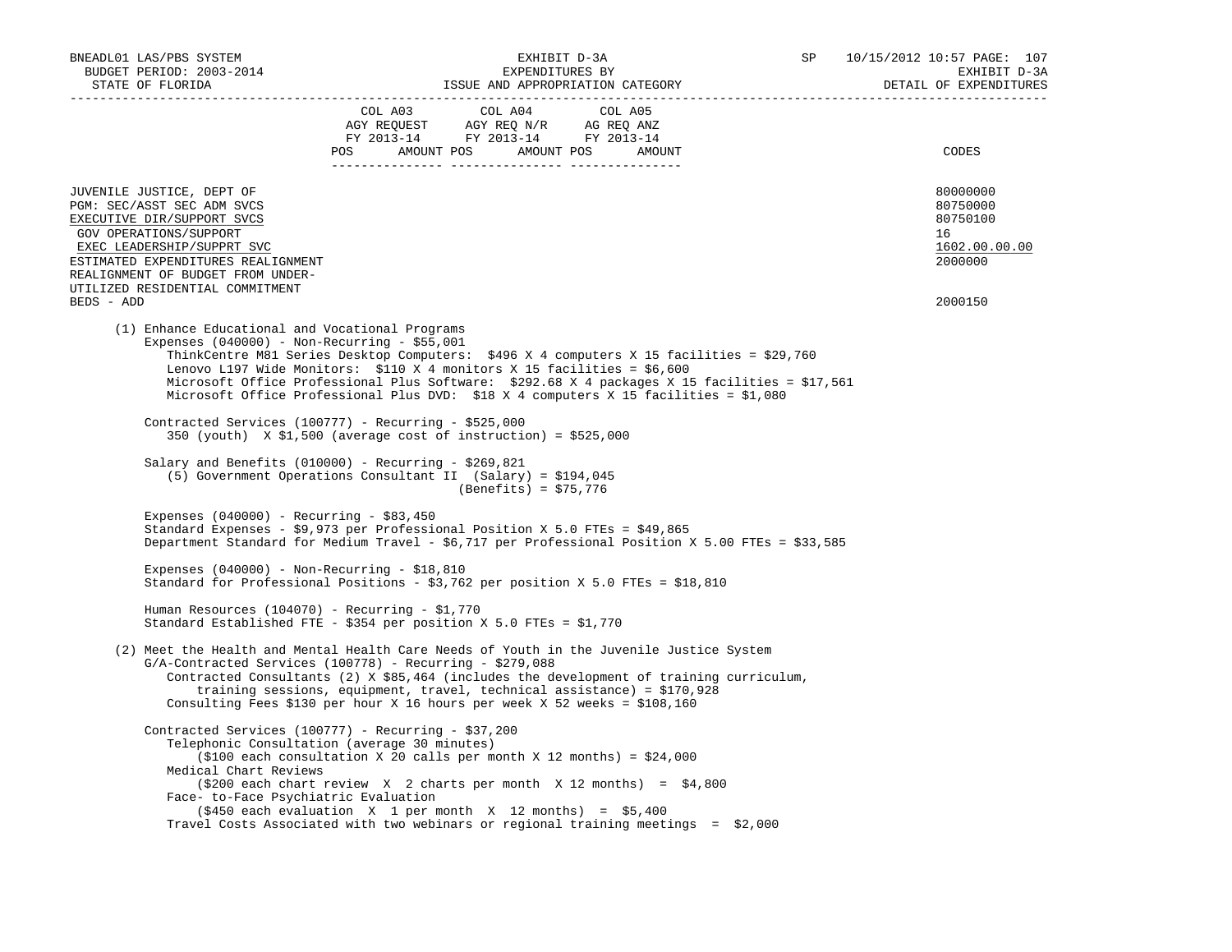| | COL A03 AGY REQUEST FY 2013-14 | | COL A04 AGY REQ N/R FY 2013-14 | | COL A05 AG REQ ANZ FY 2013-14 | | CODES |
|---|---|---|---|---|---|---|---|
| | POS | AMOUNT | POS | AMOUNT | POS | AMOUNT | |
| JUVENILE JUSTICE, DEPT OF | | | | | | | 80000000 |
| PGM: SEC/ASST SEC ADM SVCS | | | | | | | 80750000 |
| EXECUTIVE DIR/SUPPORT SVCS | | | | | | | 80750100 |
| GOV OPERATIONS/SUPPORT | | | | | | | 16 |
| EXEC LEADERSHIP/SUPPRT SVC | | | | | | | 1602.00.00.00 |
| ESTIMATED EXPENDITURES REALIGNMENT | | | | | | | 2000000 |
| REALIGNMENT OF BUDGET FROM UNDER-UTILIZED RESIDENTIAL COMMITMENT BEDS - ADD | | | | | | | 2000150 |

(1) Enhance Educational and Vocational Programs

Expenses (040000) - Non-Recurring - $55,001
- ThinkCentre M81 Series Desktop Computers: $496 X 4 computers X 15 facilities = $29,760
- Lenovo L197 Wide Monitors: $110 X 4 monitors X 15 facilities = $6,600
- Microsoft Office Professional Plus Software: $292.68 X 4 packages X 15 facilities = $17,561
- Microsoft Office Professional Plus DVD: $18 X 4 computers X 15 facilities = $1,080

Contracted Services (100777) - Recurring - $525,000
- 350 (youth) X $1,500 (average cost of instruction) = $525,000

Salary and Benefits (010000) - Recurring - $269,821
- (5) Government Operations Consultant II (Salary) = $194,045
- (Benefits) = $75,776

Expenses (040000) - Recurring - $83,450
- Standard Expenses - $9,973 per Professional Position X 5.0 FTEs = $49,865
- Department Standard for Medium Travel - $6,717 per Professional Position X 5.00 FTEs = $33,585

Expenses (040000) - Non-Recurring - $18,810
- Standard for Professional Positions - $3,762 per position X 5.0 FTEs = $18,810

Human Resources (104070) - Recurring - $1,770
- Standard Established FTE - $354 per position X 5.0 FTEs = $1,770

(2) Meet the Health and Mental Health Care Needs of Youth in the Juvenile Justice System

G/A-Contracted Services (100778) - Recurring - $279,088
- Contracted Consultants (2) X $85,464 (includes the development of training curriculum, training sessions, equipment, travel, technical assistance) = $170,928
- Consulting Fees $130 per hour X 16 hours per week X 52 weeks = $108,160

Contracted Services (100777) - Recurring - $37,200
- Telephonic Consultation (average 30 minutes)
  ($100 each consultation X 20 calls per month X 12 months) = $24,000
- Medical Chart Reviews
  ($200 each chart review X 2 charts per month X 12 months) = $4,800
- Face- to-Face Psychiatric Evaluation
  ($450 each evaluation X 1 per month X 12 months) = $5,400
- Travel Costs Associated with two webinars or regional training meetings = $2,000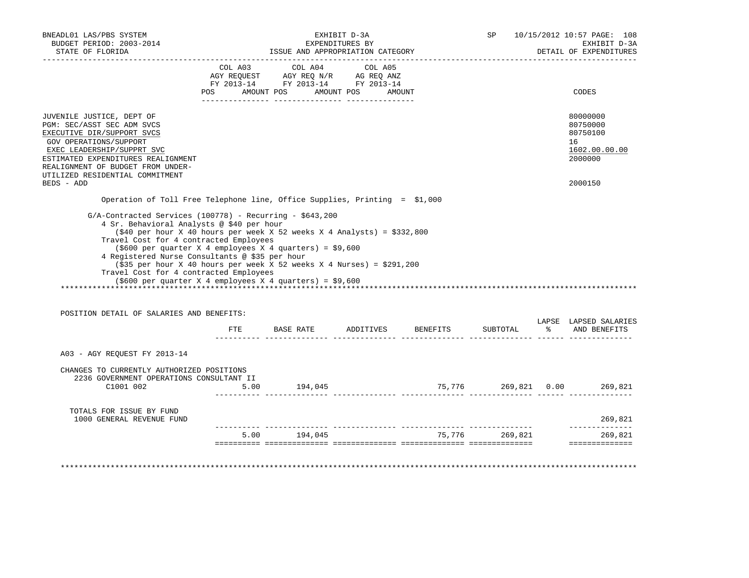BNEADL01 LAS/PBS SYSTEM — EXHIBIT D-3A — EXPENDITURES BY ISSUE AND APPROPRIATION CATEGORY
BUDGET PERIOD: 2003-2014 — SP 10/15/2012 10:57 — EXHIBIT D-3A
STATE OF FLORIDA — DETAIL OF EXPENDITURES

| | COL A03 AGY REQUEST FY 2013-14 POS AMOUNT | COL A04 AGY REQ N/R FY 2013-14 POS AMOUNT | COL A05 AG REQ ANZ FY 2013-14 POS AMOUNT | CODES |
|---|---|---|---|---|
| JUVENILE JUSTICE, DEPT OF | | | | 80000000 |
| PGM: SEC/ASST SEC ADM SVCS | | | | 80750000 |
| EXECUTIVE DIR/SUPPORT SVCS | | | | 80750100 |
| GOV OPERATIONS/SUPPORT | | | | 16 |
| EXEC LEADERSHIP/SUPPRT SVC | | | | 1602.00.00.00 |
| ESTIMATED EXPENDITURES REALIGNMENT | | | | 2000000 |
| REALIGNMENT OF BUDGET FROM UNDER-UTILIZED RESIDENTIAL COMMITMENT BEDS - ADD | | | | 2000150 |

Operation of Toll Free Telephone line, Office Supplies, Printing = $1,000

G/A-Contracted Services (100778) - Recurring - $643,200
- 4 Sr. Behavioral Analysts @ $40 per hour
  - ($40 per hour X 40 hours per week X 52 weeks X 4 Analysts) = $332,800
- Travel Cost for 4 contracted Employees
  - ($600 per quarter X 4 employees X 4 quarters) = $9,600
- 4 Registered Nurse Consultants @ $35 per hour
  - ($35 per hour X 40 hours per week X 52 weeks X 4 Nurses) = $291,200
- Travel Cost for 4 contracted Employees
  - ($600 per quarter X 4 employees X 4 quarters) = $9,600

******************************************************************************************

POSITION DETAIL OF SALARIES AND BENEFITS:

| | FTE | BASE RATE | ADDITIVES | BENEFITS | SUBTOTAL | LAPSE % | LAPSED SALARIES AND BENEFITS |
|---|---|---|---|---|---|---|---|
| A03 - AGY REQUEST FY 2013-14 | | | | | | | |
| CHANGES TO CURRENTLY AUTHORIZED POSITIONS | | | | | | | |
| 2236 GOVERNMENT OPERATIONS CONSULTANT II | | | | | | | |
| C1001 002 | 5.00 | 194,045 | | 75,776 | 269,821 | 0.00 | 269,821 |
| TOTALS FOR ISSUE BY FUND | | | | | | | |
| 1000 GENERAL REVENUE FUND | | | | | | | 269,821 |
| | 5.00 | 194,045 | | 75,776 | 269,821 | | 269,821 |

******************************************************************************************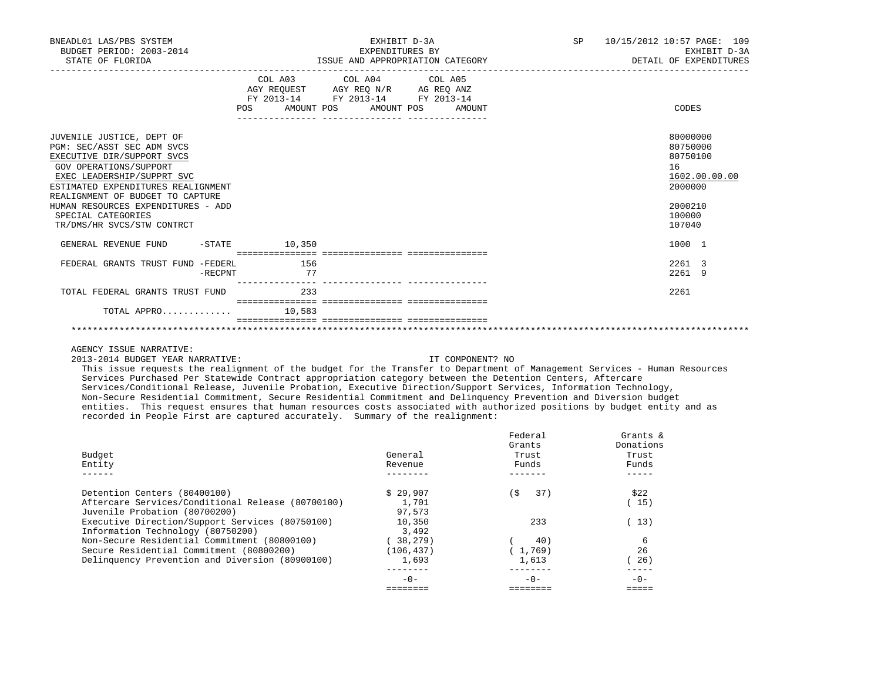BNEADL01 LAS/PBS SYSTEM | EXHIBIT D-3A | SP 10/15/2012 10:57

BUDGET PERIOD: 2003-2014 | EXPENDITURES BY | EXHIBIT D-3A

STATE OF FLORIDA | ISSUE AND APPROPRIATION CATEGORY | DETAIL OF EXPENDITURES

| | COL A03 AGY REQUEST FY 2013-14 POS AMOUNT | COL A04 AGY REQ N/R FY 2013-14 POS AMOUNT | COL A05 AG REQ ANZ FY 2013-14 POS AMOUNT | CODES |
|---|---|---|---|---|
| JUVENILE JUSTICE, DEPT OF | | | | 80000000 |
| PGM: SEC/ASST SEC ADM SVCS | | | | 80750000 |
| EXECUTIVE DIR/SUPPORT SVCS | | | | 80750100 |
| GOV OPERATIONS/SUPPORT | | | | 16 |
| EXEC LEADERSHIP/SUPPRT SVC | | | | 1602.00.00.00 |
| ESTIMATED EXPENDITURES REALIGNMENT | | | | 2000000 |
| REALIGNMENT OF BUDGET TO CAPTURE HUMAN RESOURCES EXPENDITURES - ADD | | | | 2000210 |
| SPECIAL CATEGORIES | | | | 100000 |
| TR/DMS/HR SVCS/STW CONTRCT | | | | 107040 |
| GENERAL REVENUE FUND -STATE | 10,350 | | | 1000 1 |
| FEDERAL GRANTS TRUST FUND -FEDERL | 156 | | | 2261 3 |
| -RECPNT | 77 | | | 2261 9 |
| TOTAL FEDERAL GRANTS TRUST FUND | 233 | | | 2261 |
| TOTAL APPRO............ | 10,583 | | | |

AGENCY ISSUE NARRATIVE:

2013-2014 BUDGET YEAR NARRATIVE: IT COMPONENT? NO

This issue requests the realignment of the budget for the Transfer to Department of Management Services - Human Resources Services Purchased Per Statewide Contract appropriation category between the Detention Centers, Aftercare Services/Conditional Release, Juvenile Probation, Executive Direction/Support Services, Information Technology, Non-Secure Residential Commitment, Secure Residential Commitment and Delinquency Prevention and Diversion budget entities. This request ensures that human resources costs associated with authorized positions by budget entity and as recorded in People First are captured accurately. Summary of the realignment:

| Budget Entity | General Revenue | Federal Grants Trust Funds | Grants & Donations Trust Funds |
|---|---|---|---|
| Detention Centers (80400100) | $ 29,907 | ($ 37) | $22 |
| Aftercare Services/Conditional Release (80700100) | 1,701 | | ( 15) |
| Juvenile Probation (80700200) | 97,573 | | |
| Executive Direction/Support Services (80750100) | 10,350 | 233 | ( 13) |
| Information Technology (80750200) | 3,492 | | |
| Non-Secure Residential Commitment (80800100) | ( 38,279) | ( 40) | 6 |
| Secure Residential Commitment (80800200) | (106,437) | ( 1,769) | 26 |
| Delinquency Prevention and Diversion (80900100) | 1,693 | 1,613 | ( 26) |
| | -0- | -0- | -0- |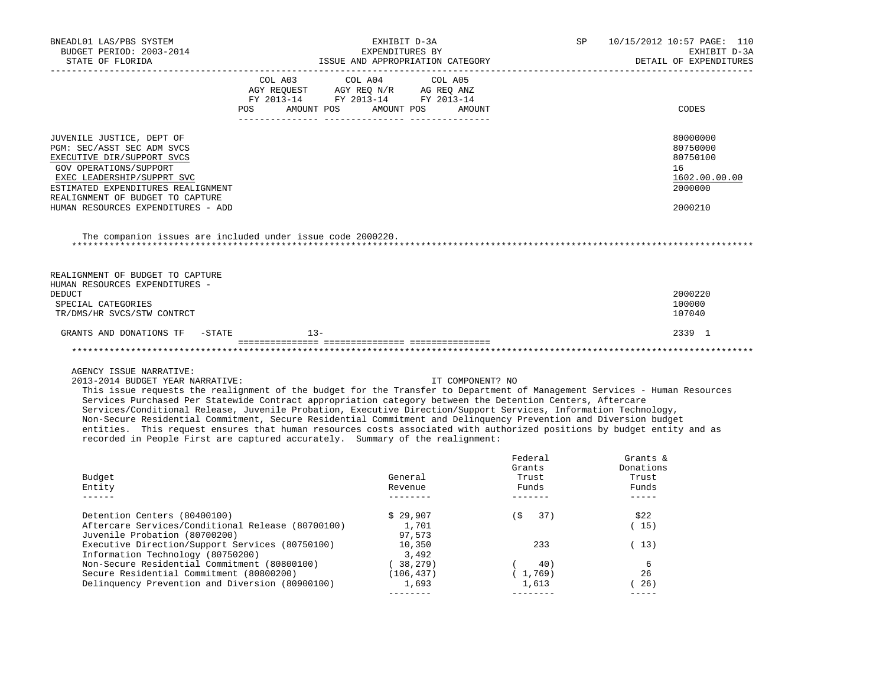| | COL A03 AGY REQUEST FY 2013-14 POS AMOUNT | COL A04 AGY REQ N/R FY 2013-14 POS AMOUNT | COL A05 AG REQ ANZ FY 2013-14 POS AMOUNT | CODES |
|---|---|---|---|---|
| JUVENILE JUSTICE, DEPT OF | | | | 80000000 |
| PGM: SEC/ASST SEC ADM SVCS | | | | 80750000 |
| EXECUTIVE DIR/SUPPORT SVCS | | | | 80750100 |
| GOV OPERATIONS/SUPPORT | | | | 16 |
| EXEC LEADERSHIP/SUPPRT SVC | | | | 1602.00.00.00 |
| ESTIMATED EXPENDITURES REALIGNMENT | | | | 2000000 |
| REALIGNMENT OF BUDGET TO CAPTURE HUMAN RESOURCES EXPENDITURES - ADD | | | | 2000210 |

The companion issues are included under issue code 2000220.

*****************************************************************************************************************************

| | COL A03 | COL A04 | COL A05 | CODES |
|---|---|---|---|---|
| REALIGNMENT OF BUDGET TO CAPTURE HUMAN RESOURCES EXPENDITURES - DEDUCT | | | | 2000220 |
| SPECIAL CATEGORIES | | | | 100000 |
| TR/DMS/HR SVCS/STW CONTRCT | | | | 107040 |
| GRANTS AND DONATIONS TF -STATE | 13- | | | 2339 1 |

*****************************************************************************************************************************

AGENCY ISSUE NARRATIVE:

2013-2014 BUDGET YEAR NARRATIVE: IT COMPONENT? NO

This issue requests the realignment of the budget for the Transfer to Department of Management Services - Human Resources Services Purchased Per Statewide Contract appropriation category between the Detention Centers, Aftercare Services/Conditional Release, Juvenile Probation, Executive Direction/Support Services, Information Technology, Non-Secure Residential Commitment, Secure Residential Commitment and Delinquency Prevention and Diversion budget entities. This request ensures that human resources costs associated with authorized positions by budget entity and as recorded in People First are captured accurately. Summary of the realignment:

| Budget Entity | General Revenue | Federal Grants Trust Funds | Grants & Donations Trust Funds |
|---|---|---|---|
| Detention Centers (80400100) | $ 29,907 | ($ 37) | $22 |
| Aftercare Services/Conditional Release (80700100) | 1,701 | | ( 15) |
| Juvenile Probation (80700200) | 97,573 | | |
| Executive Direction/Support Services (80750100) | 10,350 | 233 | ( 13) |
| Information Technology (80750200) | 3,492 | | |
| Non-Secure Residential Commitment (80800100) | ( 38,279) | ( 40) | 6 |
| Secure Residential Commitment (80800200) | (106,437) | ( 1,769) | 26 |
| Delinquency Prevention and Diversion (80900100) | 1,693 | 1,613 | ( 26) |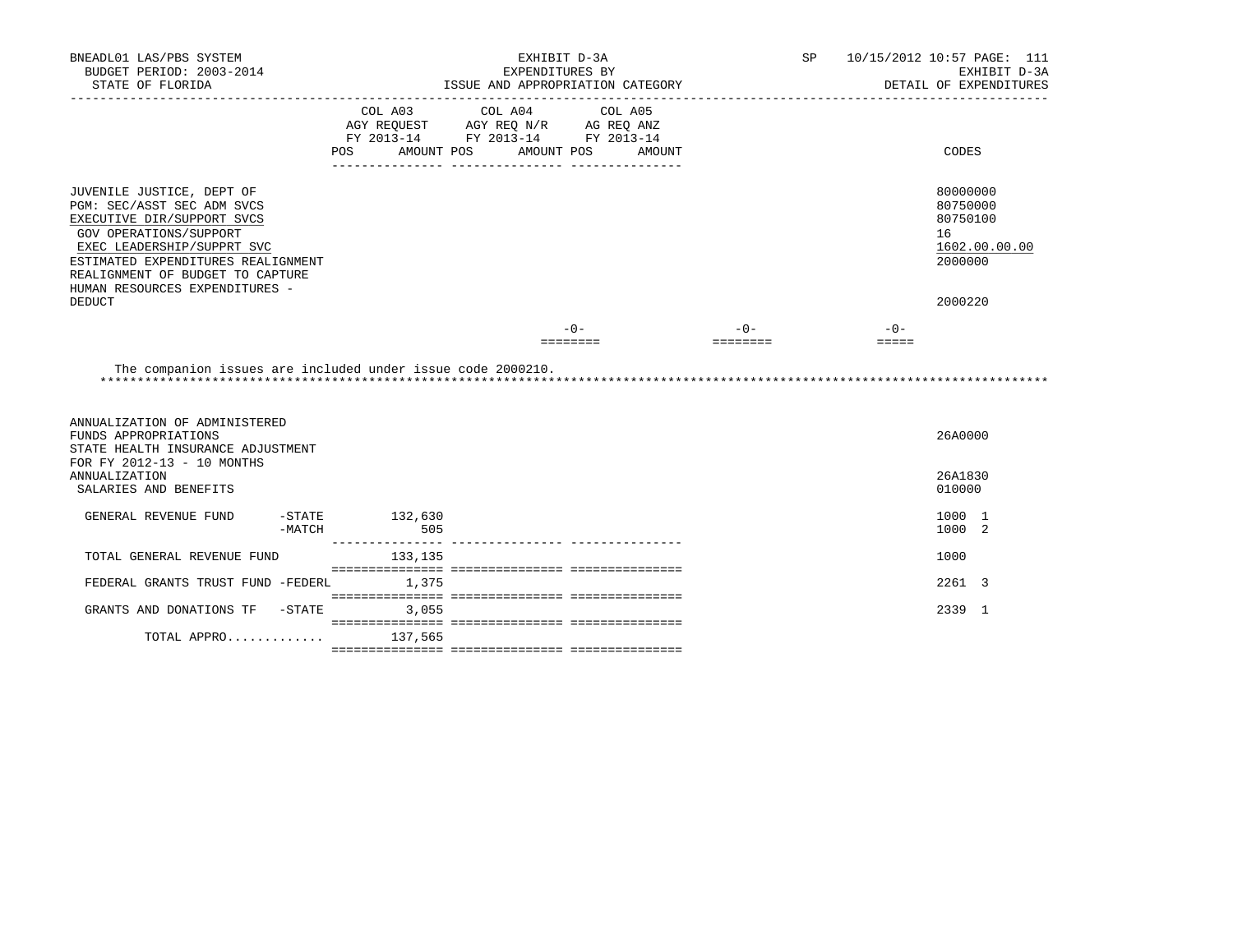BNEADL01 LAS/PBS SYSTEM
BUDGET PERIOD: 2003-2014
STATE OF FLORIDA

EXHIBIT D-3A
EXPENDITURES BY
ISSUE AND APPROPRIATION CATEGORY

SP 10/15/2012 10:57 PAGE: 111
EXHIBIT D-3A
DETAIL OF EXPENDITURES

| | COL A03 AGY REQUEST FY 2013-14 POS AMOUNT | COL A04 AGY REQ N/R FY 2013-14 POS AMOUNT | COL A05 AG REQ ANZ FY 2013-14 POS AMOUNT | CODES |
|---|---|---|---|---|
| JUVENILE JUSTICE, DEPT OF | | | | 80000000 |
| PGM: SEC/ASST SEC ADM SVCS | | | | 80750000 |
| EXECUTIVE DIR/SUPPORT SVCS | | | | 80750100 |
| GOV OPERATIONS/SUPPORT | | | | 16 |
| EXEC LEADERSHIP/SUPPRT SVC | | | | 1602.00.00.00 |
| ESTIMATED EXPENDITURES REALIGNMENT | | | | 2000000 |
| REALIGNMENT OF BUDGET TO CAPTURE HUMAN RESOURCES EXPENDITURES - DEDUCT | | | | 2000220 |
| | -0- | -0- | -0- | |

The companion issues are included under issue code 2000210.

************************************************************************************************************************

| | COL A03 AGY REQUEST FY 2013-14 POS AMOUNT | COL A04 AGY REQ N/R FY 2013-14 POS AMOUNT | COL A05 AG REQ ANZ FY 2013-14 POS AMOUNT | CODES |
|---|---|---|---|---|
| ANNUALIZATION OF ADMINISTERED FUNDS APPROPRIATIONS | | | | 26A0000 |
| STATE HEALTH INSURANCE ADJUSTMENT FOR FY 2012-13 - 10 MONTHS ANNUALIZATION | | | | 26A1830 |
| SALARIES AND BENEFITS | | | | 010000 |
| GENERAL REVENUE FUND -STATE | 132,630 | | | 1000 1 |
| -MATCH | 505 | | | 1000 2 |
| TOTAL GENERAL REVENUE FUND | 133,135 | | | 1000 |
| FEDERAL GRANTS TRUST FUND -FEDERL | 1,375 | | | 2261 3 |
| GRANTS AND DONATIONS TF -STATE | 3,055 | | | 2339 1 |
| TOTAL APPRO............. | 137,565 | | | |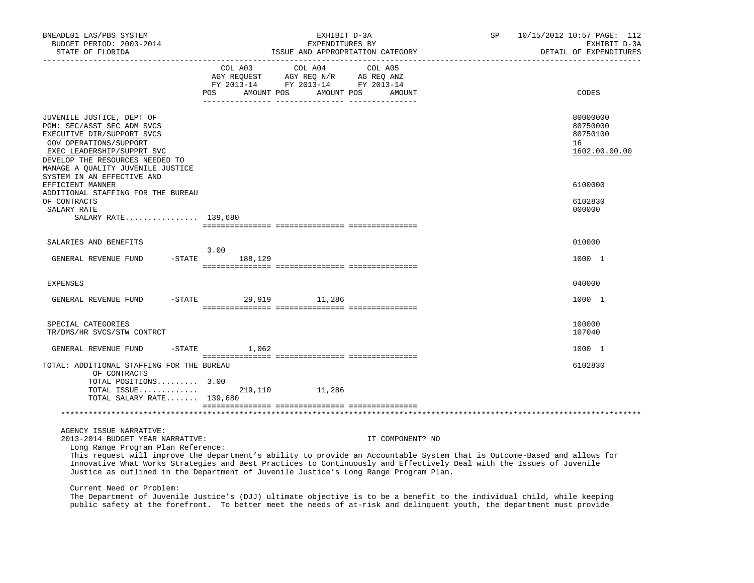BNEADL01 LAS/PBS SYSTEM | EXHIBIT D-3A | SP 10/15/2012 10:57
BUDGET PERIOD: 2003-2014 | EXPENDITURES BY | EXHIBIT D-3A
STATE OF FLORIDA | ISSUE AND APPROPRIATION CATEGORY | DETAIL OF EXPENDITURES

| | COL A03 AGY REQUEST FY 2013-14 POS | AMOUNT | COL A04 AGY REQ N/R FY 2013-14 POS | AMOUNT | COL A05 AG REQ ANZ FY 2013-14 POS | AMOUNT | CODES |
|---|---|---|---|---|---|---|---|
| JUVENILE JUSTICE, DEPT OF | | | | | | | 80000000 |
| PGM: SEC/ASST SEC ADM SVCS | | | | | | | 80750000 |
| EXECUTIVE DIR/SUPPORT SVCS | | | | | | | 80750100 |
| GOV OPERATIONS/SUPPORT | | | | | | | 16 |
| EXEC LEADERSHIP/SUPPRT SVC | | | | | | | 1602.00.00.00 |
| DEVELOP THE RESOURCES NEEDED TO MANAGE A QUALITY JUVENILE JUSTICE SYSTEM IN AN EFFECTIVE AND EFFICIENT MANNER | | | | | | | 6100000 |
| ADDITIONAL STAFFING FOR THE BUREAU OF CONTRACTS | | | | | | | 6102830 |
| SALARY RATE | | | | | | | 000000 |
| SALARY RATE................ | 139,680 | | | | | | |
| SALARIES AND BENEFITS | | | | | | | 010000 |
| GENERAL REVENUE FUND -STATE | 3.00 | 188,129 | | | | | 1000 1 |
| EXPENSES | | | | | | | 040000 |
| GENERAL REVENUE FUND -STATE | | 29,919 | | 11,286 | | | 1000 1 |
| SPECIAL CATEGORIES | | | | | | | 100000 |
| TR/DMS/HR SVCS/STW CONTRCT | | | | | | | 107040 |
| GENERAL REVENUE FUND -STATE | | 1,062 | | | | | 1000 1 |
| TOTAL: ADDITIONAL STAFFING FOR THE BUREAU OF CONTRACTS | | | | | | | 6102830 |
| TOTAL POSITIONS......... | 3.00 | | | | | | |
| TOTAL ISSUE............. | | 219,110 | | 11,286 | | | |
| TOTAL SALARY RATE....... | 139,680 | | | | | | |

AGENCY ISSUE NARRATIVE:

2013-2014 BUDGET YEAR NARRATIVE: IT COMPONENT? NO

Long Range Program Plan Reference:

This request will improve the department's ability to provide an Accountable System that is Outcome-Based and allows for Innovative What Works Strategies and Best Practices to Continuously and Effectively Deal with the Issues of Juvenile Justice as outlined in the Department of Juvenile Justice's Long Range Program Plan.

Current Need or Problem:

The Department of Juvenile Justice's (DJJ) ultimate objective is to be a benefit to the individual child, while keeping public safety at the forefront. To better meet the needs of at-risk and delinquent youth, the department must provide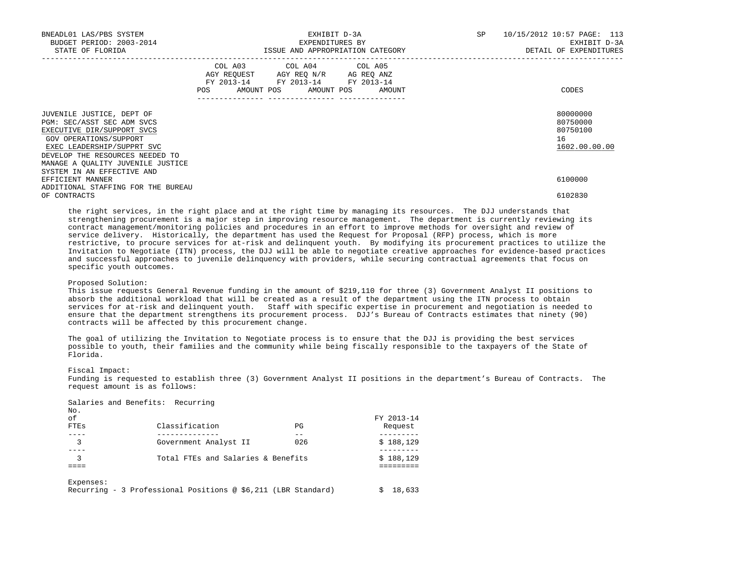BNEADL01 LAS/PBS SYSTEM
BUDGET PERIOD: 2003-2014
STATE OF FLORIDA

EXHIBIT D-3A
EXPENDITURES BY
ISSUE AND APPROPRIATION CATEGORY

EXHIBIT D-3A
DETAIL OF EXPENDITURES

| | COL A03 AGY REQUEST FY 2013-14 POS AMOUNT | COL A04 AGY REQ N/R FY 2013-14 POS AMOUNT | COL A05 AG REQ ANZ FY 2013-14 POS AMOUNT | CODES |
|---|---|---|---|---|
| JUVENILE JUSTICE, DEPT OF | | | | 80000000 |
| PGM: SEC/ASST SEC ADM SVCS | | | | 80750000 |
| EXECUTIVE DIR/SUPPORT SVCS | | | | 80750100 |
| GOV OPERATIONS/SUPPORT | | | | 16 |
| EXEC LEADERSHIP/SUPPRT SVC | | | | 1602.00.00.00 |
| DEVELOP THE RESOURCES NEEDED TO MANAGE A QUALITY JUVENILE JUSTICE SYSTEM IN AN EFFECTIVE AND EFFICIENT MANNER | | | | 6100000 |
| ADDITIONAL STAFFING FOR THE BUREAU OF CONTRACTS | | | | 6102830 |

the right services, in the right place and at the right time by managing its resources. The DJJ understands that strengthening procurement is a major step in improving resource management. The department is currently reviewing its contract management/monitoring policies and procedures in an effort to improve methods for oversight and review of service delivery. Historically, the department has used the Request for Proposal (RFP) process, which is more restrictive, to procure services for at-risk and delinquent youth. By modifying its procurement practices to utilize the Invitation to Negotiate (ITN) process, the DJJ will be able to negotiate creative approaches for evidence-based practices and successful approaches to juvenile delinquency with providers, while securing contractual agreements that focus on specific youth outcomes.

Proposed Solution:
This issue requests General Revenue funding in the amount of $219,110 for three (3) Government Analyst II positions to absorb the additional workload that will be created as a result of the department using the ITN process to obtain services for at-risk and delinquent youth. Staff with specific expertise in procurement and negotiation is needed to ensure that the department strengthens its procurement process. DJJ's Bureau of Contracts estimates that ninety (90) contracts will be affected by this procurement change.

The goal of utilizing the Invitation to Negotiate process is to ensure that the DJJ is providing the best services possible to youth, their families and the community while being fiscally responsible to the taxpayers of the State of Florida.

Fiscal Impact:
Funding is requested to establish three (3) Government Analyst II positions in the department's Bureau of Contracts. The request amount is as follows:

Salaries and Benefits: Recurring

| No. of FTEs | Classification | PG | FY 2013-14 Request |
|---|---|---|---|
| 3 | Government Analyst II | 026 | $ 188,129 |
| 3 | Total FTEs and Salaries & Benefits | | $ 188,129 |

Expenses:
Recurring - 3 Professional Positions @ $6,211 (LBR Standard) $ 18,633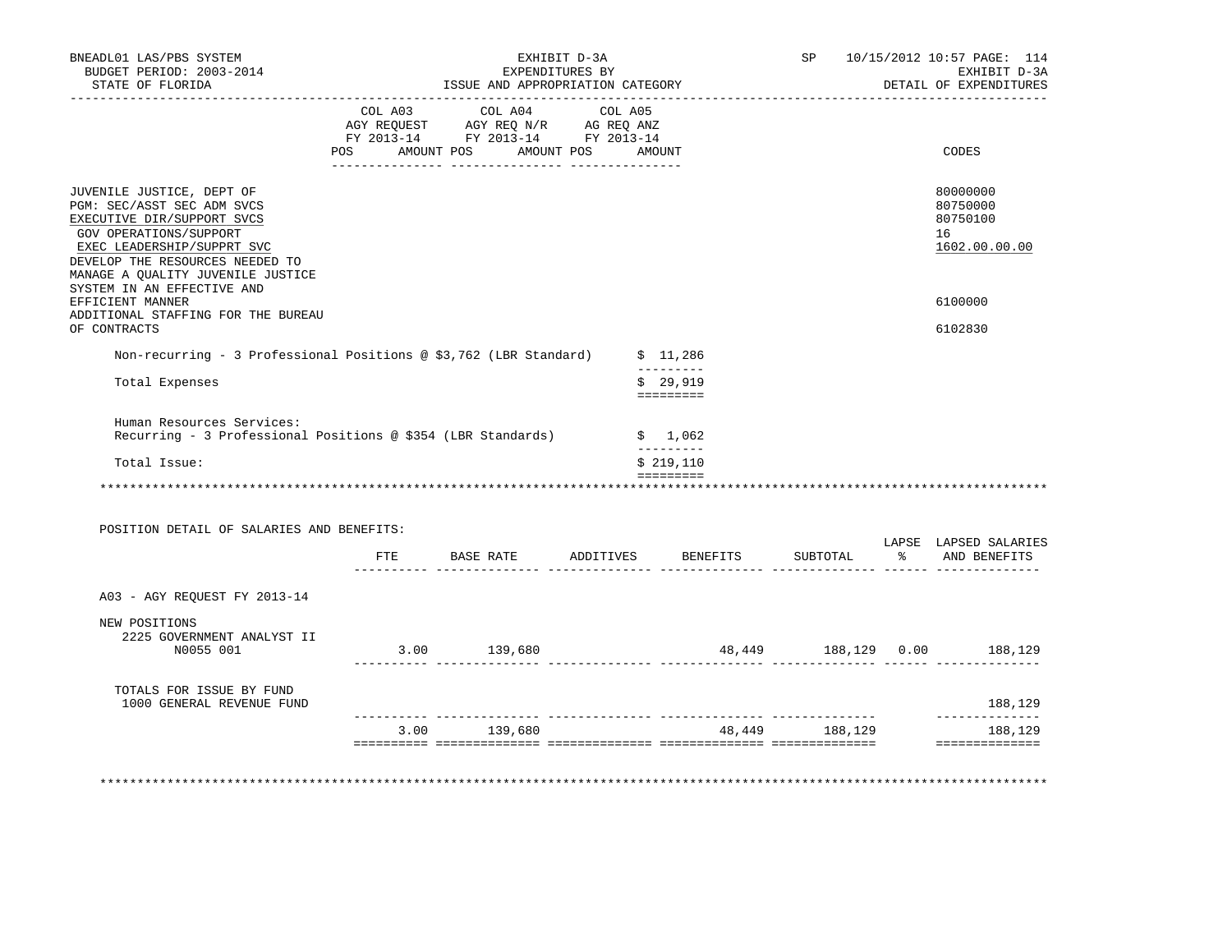BNEADL01 LAS/PBS SYSTEM | EXHIBIT D-3A | SP 10/15/2012 10:57 PAGE: 114
BUDGET PERIOD: 2003-2014 | EXPENDITURES BY | EXHIBIT D-3A
STATE OF FLORIDA | ISSUE AND APPROPRIATION CATEGORY | DETAIL OF EXPENDITURES

| | COL A03 AGY REQUEST FY 2013-14 POS AMOUNT | COL A04 AGY REQ N/R FY 2013-14 POS AMOUNT | COL A05 AG REQ ANZ FY 2013-14 POS AMOUNT | CODES |
|---|---|---|---|---|
| JUVENILE JUSTICE, DEPT OF | | | | 80000000 |
| PGM: SEC/ASST SEC ADM SVCS | | | | 80750000 |
| EXECUTIVE DIR/SUPPORT SVCS | | | | 80750100 |
| GOV OPERATIONS/SUPPORT | | | | 16 |
| EXEC LEADERSHIP/SUPPRT SVC | | | | 1602.00.00.00 |
| DEVELOP THE RESOURCES NEEDED TO MANAGE A QUALITY JUVENILE JUSTICE SYSTEM IN AN EFFECTIVE AND EFFICIENT MANNER | | | | 6100000 |
| ADDITIONAL STAFFING FOR THE BUREAU OF CONTRACTS | | | | 6102830 |

Non-recurring - 3 Professional Positions @ $3,762 (LBR Standard) $ 11,286

Total Expenses $ 29,919

Human Resources Services:
Recurring - 3 Professional Positions @ $354 (LBR Standards) $ 1,062

Total Issue: $ 219,110

POSITION DETAIL OF SALARIES AND BENEFITS:

| | FTE | BASE RATE | ADDITIVES | BENEFITS | SUBTOTAL | LAPSE % | LAPSED SALARIES AND BENEFITS |
|---|---|---|---|---|---|---|---|
| A03 - AGY REQUEST FY 2013-14 | | | | | | | |
| NEW POSITIONS | | | | | | | |
| 2225 GOVERNMENT ANALYST II N0055 001 | 3.00 | 139,680 | | 48,449 | 188,129 | 0.00 | 188,129 |
| TOTALS FOR ISSUE BY FUND | | | | | | | |
| 1000 GENERAL REVENUE FUND | | | | | | | 188,129 |
| | 3.00 | 139,680 | | 48,449 | 188,129 | | 188,129 |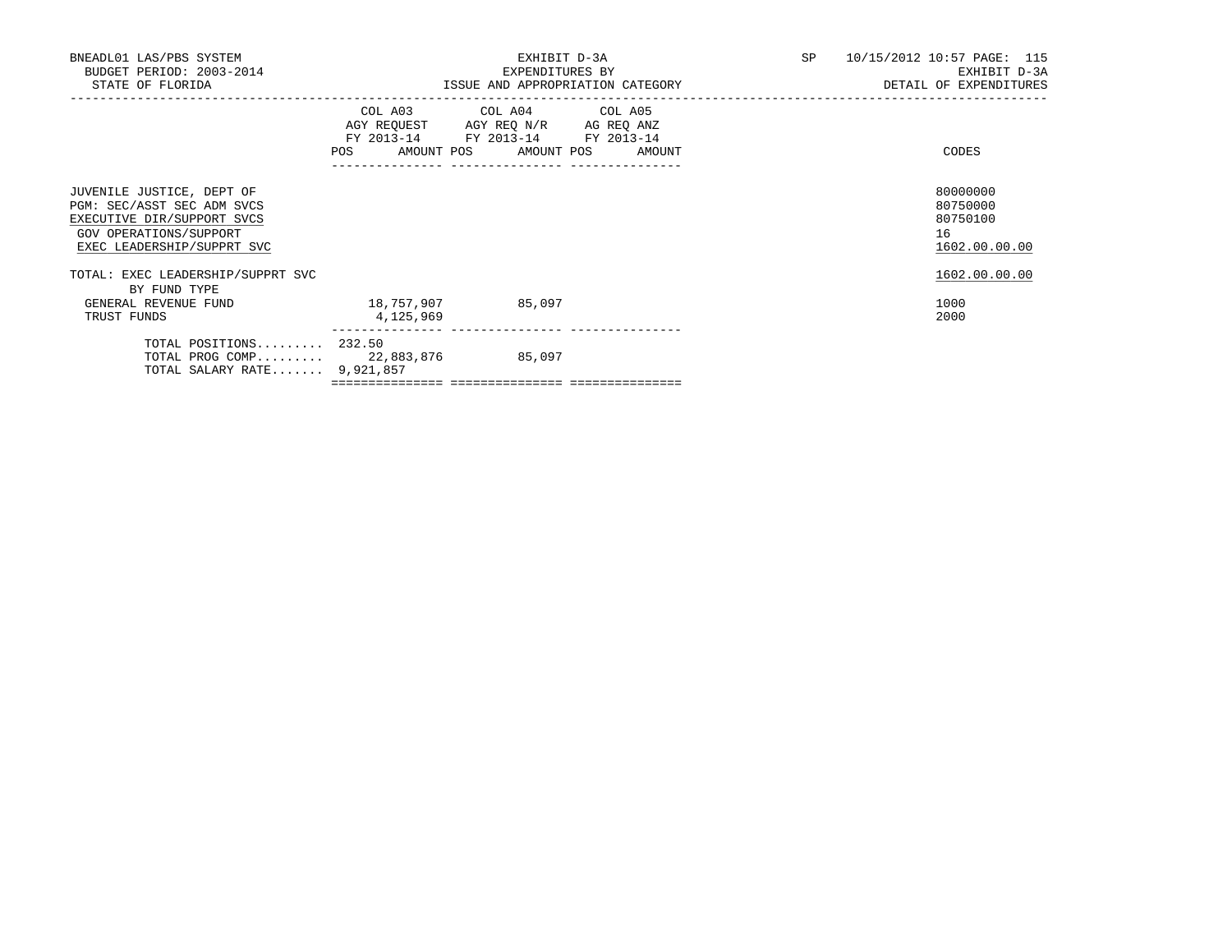BNEADL01 LAS/PBS SYSTEM — EXHIBIT D-3A — SP 10/15/2012 10:57

BUDGET PERIOD: 2003-2014 — EXPENDITURES BY — EXHIBIT D-3A

STATE OF FLORIDA — ISSUE AND APPROPRIATION CATEGORY — DETAIL OF EXPENDITURES

| | COL A03 AGY REQUEST FY 2013-14 POS AMOUNT | COL A04 AGY REQ N/R FY 2013-14 POS AMOUNT | COL A05 AG REQ ANZ FY 2013-14 POS AMOUNT | CODES |
|---|---|---|---|---|
| JUVENILE JUSTICE, DEPT OF | | | | 80000000 |
| PGM: SEC/ASST SEC ADM SVCS | | | | 80750000 |
| EXECUTIVE DIR/SUPPORT SVCS | | | | 80750100 |
| GOV OPERATIONS/SUPPORT | | | | 16 |
| EXEC LEADERSHIP/SUPPRT SVC | | | | 1602.00.00.00 |
| TOTAL: EXEC LEADERSHIP/SUPPRT SVC | | | | 1602.00.00.00 |
| BY FUND TYPE | | | | |
| GENERAL REVENUE FUND | 18,757,907 | 85,097 | | 1000 |
| TRUST FUNDS | 4,125,969 | | | 2000 |
| TOTAL POSITIONS......... | 232.50 | | | |
| TOTAL PROG COMP......... | 22,883,876 | 85,097 | | |
| TOTAL SALARY RATE....... | 9,921,857 | | | |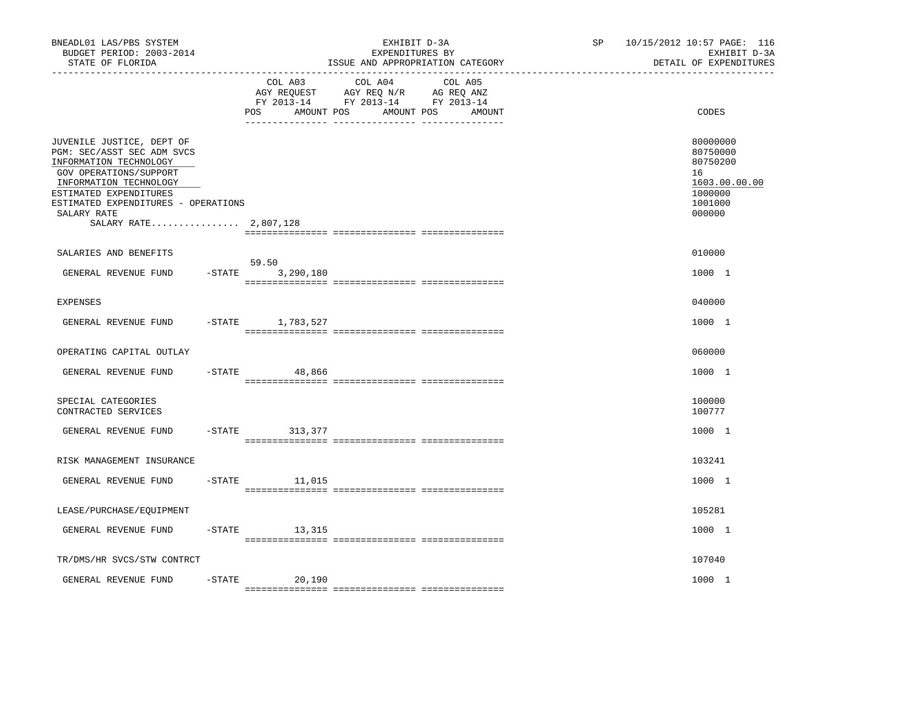BNEADL01 LAS/PBS SYSTEM
BUDGET PERIOD: 2003-2014
STATE OF FLORIDA

EXHIBIT D-3A
EXPENDITURES BY
ISSUE AND APPROPRIATION CATEGORY

SP 10/15/2012 10:57 PAGE: 116
EXHIBIT D-3A
DETAIL OF EXPENDITURES

| | COL A03 AGY REQUEST FY 2013-14 POS AMOUNT | COL A04 AGY REQ N/R FY 2013-14 POS AMOUNT | COL A05 AG REQ ANZ FY 2013-14 POS AMOUNT | CODES |
|---|---|---|---|---|
| JUVENILE JUSTICE, DEPT OF | | | | 80000000 |
| PGM: SEC/ASST SEC ADM SVCS | | | | 80750000 |
| INFORMATION TECHNOLOGY | | | | 80750200 |
| GOV OPERATIONS/SUPPORT | | | | 16 |
| INFORMATION TECHNOLOGY | | | | 1603.00.00.00 |
| ESTIMATED EXPENDITURES | | | | 1000000 |
| ESTIMATED EXPENDITURES - OPERATIONS | | | | 1001000 |
| SALARY RATE | | | | 000000 |
| SALARY RATE................ 2,807,128 | | | | |
| SALARIES AND BENEFITS | | | | 010000 |
| GENERAL REVENUE FUND -STATE | 59.50 3,290,180 | | | 1000 1 |
| EXPENSES | | | | 040000 |
| GENERAL REVENUE FUND -STATE | 1,783,527 | | | 1000 1 |
| OPERATING CAPITAL OUTLAY | | | | 060000 |
| GENERAL REVENUE FUND -STATE | 48,866 | | | 1000 1 |
| SPECIAL CATEGORIES | | | | 100000 |
| CONTRACTED SERVICES | | | | 100777 |
| GENERAL REVENUE FUND -STATE | 313,377 | | | 1000 1 |
| RISK MANAGEMENT INSURANCE | | | | 103241 |
| GENERAL REVENUE FUND -STATE | 11,015 | | | 1000 1 |
| LEASE/PURCHASE/EQUIPMENT | | | | 105281 |
| GENERAL REVENUE FUND -STATE | 13,315 | | | 1000 1 |
| TR/DMS/HR SVCS/STW CONTRCT | | | | 107040 |
| GENERAL REVENUE FUND -STATE | 20,190 | | | 1000 1 |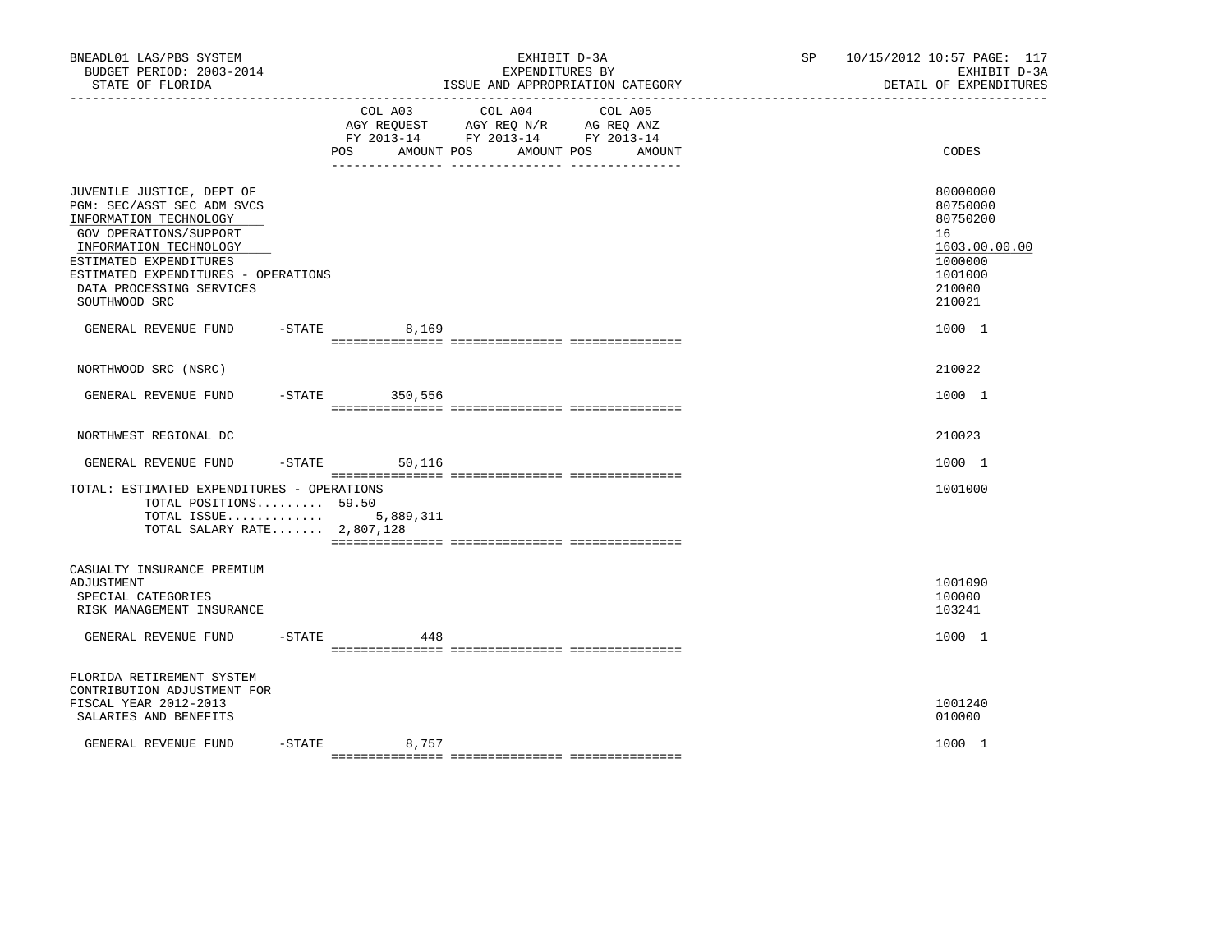BNEADL01 LAS/PBS SYSTEM
BUDGET PERIOD: 2003-2014
STATE OF FLORIDA

EXHIBIT D-3A
EXPENDITURES BY
ISSUE AND APPROPRIATION CATEGORY

SP 10/15/2012 10:57 PAGE: 117
EXHIBIT D-3A
DETAIL OF EXPENDITURES

| | COL A03 AGY REQUEST FY 2013-14 POS AMOUNT | COL A04 AGY REQ N/R FY 2013-14 POS AMOUNT | COL A05 AG REQ ANZ FY 2013-14 POS AMOUNT | CODES |
|---|---|---|---|---|
| JUVENILE JUSTICE, DEPT OF | | | | 80000000 |
| PGM: SEC/ASST SEC ADM SVCS | | | | 80750000 |
| INFORMATION TECHNOLOGY | | | | 80750200 |
| GOV OPERATIONS/SUPPORT | | | | 16 |
| INFORMATION TECHNOLOGY | | | | 1603.00.00.00 |
| ESTIMATED EXPENDITURES | | | | 1000000 |
| ESTIMATED EXPENDITURES - OPERATIONS | | | | 1001000 |
| DATA PROCESSING SERVICES | | | | 210000 |
| SOUTHWOOD SRC | | | | 210021 |
| GENERAL REVENUE FUND -STATE | 8,169 | | | 1000 1 |
| NORTHWOOD SRC (NSRC) | | | | 210022 |
| GENERAL REVENUE FUND -STATE | 350,556 | | | 1000 1 |
| NORTHWEST REGIONAL DC | | | | 210023 |
| GENERAL REVENUE FUND -STATE | 50,116 | | | 1000 1 |
| TOTAL: ESTIMATED EXPENDITURES - OPERATIONS | | | | 1001000 |
| TOTAL POSITIONS......... 59.50 | | | | |
| TOTAL ISSUE............. | 5,889,311 | | | |
| TOTAL SALARY RATE....... 2,807,128 | | | | |
| CASUALTY INSURANCE PREMIUM ADJUSTMENT | | | | 1001090 |
| SPECIAL CATEGORIES | | | | 100000 |
| RISK MANAGEMENT INSURANCE | | | | 103241 |
| GENERAL REVENUE FUND -STATE | 448 | | | 1000 1 |
| FLORIDA RETIREMENT SYSTEM CONTRIBUTION ADJUSTMENT FOR FISCAL YEAR 2012-2013 | | | | 1001240 |
| SALARIES AND BENEFITS | | | | 010000 |
| GENERAL REVENUE FUND -STATE | 8,757 | | | 1000 1 |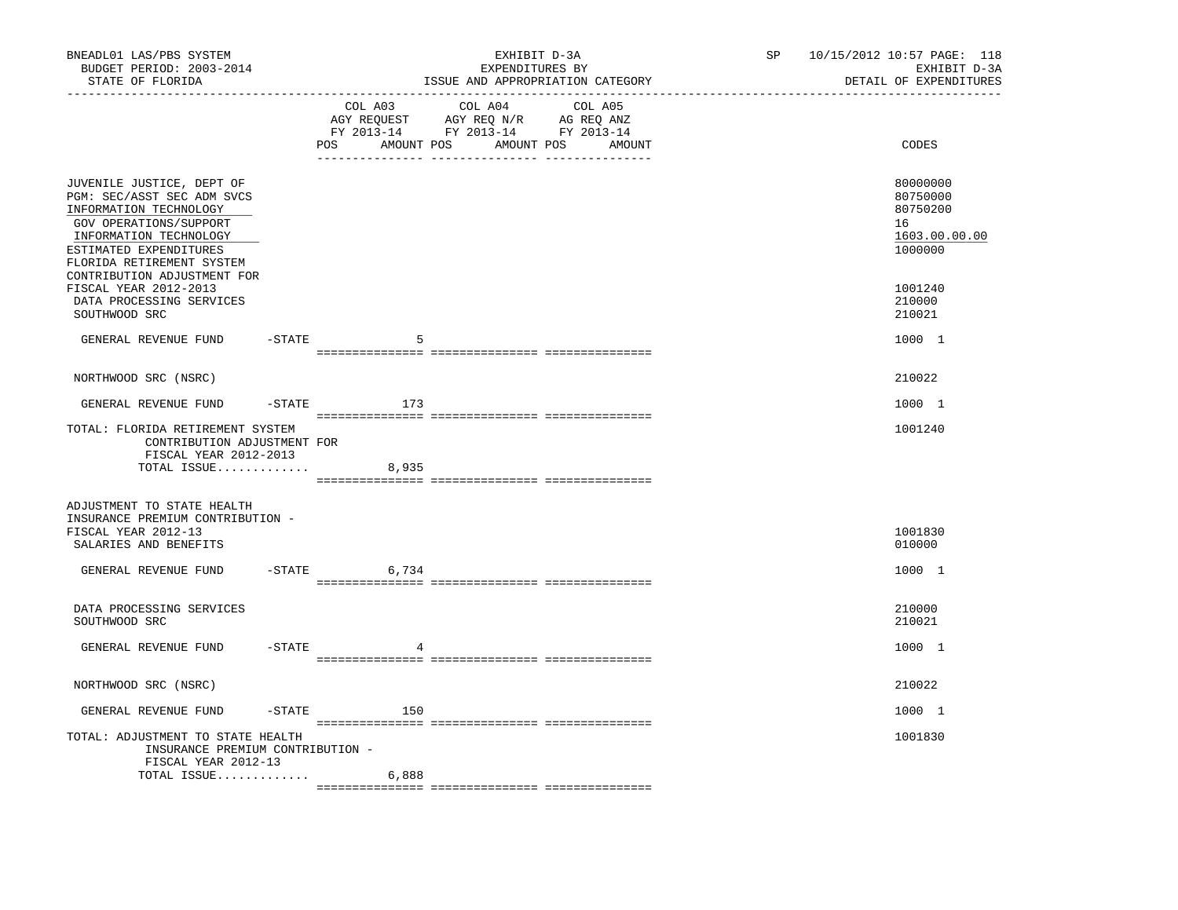BNEADL01 LAS/PBS SYSTEM | EXHIBIT D-3A | SP 10/15/2012 10:57
BUDGET PERIOD: 2003-2014 | EXPENDITURES BY | EXHIBIT D-3A
STATE OF FLORIDA | ISSUE AND APPROPRIATION CATEGORY | DETAIL OF EXPENDITURES

| | COL A03 AGY REQUEST FY 2013-14 POS AMOUNT | COL A04 AGY REQ N/R FY 2013-14 POS AMOUNT | COL A05 AG REQ ANZ FY 2013-14 POS AMOUNT | CODES |
|---|---|---|---|---|
| JUVENILE JUSTICE, DEPT OF | | | | 80000000 |
| PGM: SEC/ASST SEC ADM SVCS | | | | 80750000 |
| INFORMATION TECHNOLOGY | | | | 80750200 |
| GOV OPERATIONS/SUPPORT | | | | 16 |
| INFORMATION TECHNOLOGY | | | | 1603.00.00.00 |
| ESTIMATED EXPENDITURES | | | | 1000000 |
| FLORIDA RETIREMENT SYSTEM CONTRIBUTION ADJUSTMENT FOR FISCAL YEAR 2012-2013 | | | | 1001240 |
| DATA PROCESSING SERVICES | | | | 210000 |
| SOUTHWOOD SRC | | | | 210021 |
| GENERAL REVENUE FUND -STATE | 5 | | | 1000 1 |
| NORTHWOOD SRC (NSRC) | | | | 210022 |
| GENERAL REVENUE FUND -STATE | 173 | | | 1000 1 |
| TOTAL: FLORIDA RETIREMENT SYSTEM CONTRIBUTION ADJUSTMENT FOR FISCAL YEAR 2012-2013 | | | | 1001240 |
| TOTAL ISSUE............. | 8,935 | | | |
| ADJUSTMENT TO STATE HEALTH INSURANCE PREMIUM CONTRIBUTION - FISCAL YEAR 2012-13 | | | | 1001830 |
| SALARIES AND BENEFITS | | | | 010000 |
| GENERAL REVENUE FUND -STATE | 6,734 | | | 1000 1 |
| DATA PROCESSING SERVICES | | | | 210000 |
| SOUTHWOOD SRC | | | | 210021 |
| GENERAL REVENUE FUND -STATE | 4 | | | 1000 1 |
| NORTHWOOD SRC (NSRC) | | | | 210022 |
| GENERAL REVENUE FUND -STATE | 150 | | | 1000 1 |
| TOTAL: ADJUSTMENT TO STATE HEALTH INSURANCE PREMIUM CONTRIBUTION - FISCAL YEAR 2012-13 | | | | 1001830 |
| TOTAL ISSUE............. | 6,888 | | | |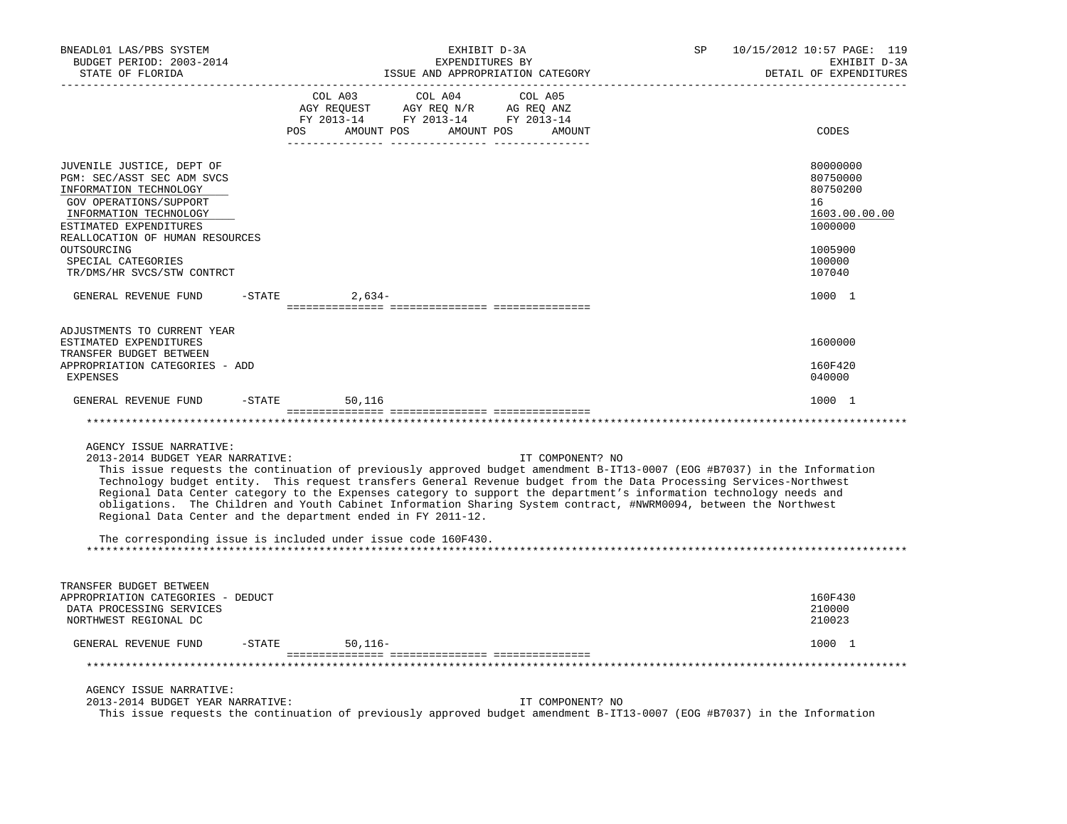BNEADL01 LAS/PBS SYSTEM | EXHIBIT D-3A | SP 10/15/2012 10:57

BUDGET PERIOD: 2003-2014 | EXPENDITURES BY | EXHIBIT D-3A

STATE OF FLORIDA | ISSUE AND APPROPRIATION CATEGORY | DETAIL OF EXPENDITURES

| | COL A03 AGY REQUEST FY 2013-14 POS AMOUNT | COL A04 AGY REQ N/R FY 2013-14 POS AMOUNT | COL A05 AG REQ ANZ FY 2013-14 POS AMOUNT | CODES |
|---|---|---|---|---|
| JUVENILE JUSTICE, DEPT OF | | | | 80000000 |
| PGM: SEC/ASST SEC ADM SVCS | | | | 80750000 |
| INFORMATION TECHNOLOGY | | | | 80750200 |
| GOV OPERATIONS/SUPPORT | | | | 16 |
| INFORMATION TECHNOLOGY | | | | 1603.00.00.00 |
| ESTIMATED EXPENDITURES | | | | 1000000 |
| REALLOCATION OF HUMAN RESOURCES OUTSOURCING | | | | 1005900 |
| SPECIAL CATEGORIES | | | | 100000 |
| TR/DMS/HR SVCS/STW CONTRCT | | | | 107040 |
| GENERAL REVENUE FUND -STATE | 2,634- | | | 1000 1 |
| ADJUSTMENTS TO CURRENT YEAR ESTIMATED EXPENDITURES | | | | 1600000 |
| TRANSFER BUDGET BETWEEN APPROPRIATION CATEGORIES - ADD | | | | 160F420 |
| EXPENSES | | | | 040000 |
| GENERAL REVENUE FUND -STATE | 50,116 | | | 1000 1 |

AGENCY ISSUE NARRATIVE:

2013-2014 BUDGET YEAR NARRATIVE: IT COMPONENT? NO

This issue requests the continuation of previously approved budget amendment B-IT13-0007 (EOG #B7037) in the Information Technology budget entity. This request transfers General Revenue budget from the Data Processing Services-Northwest Regional Data Center category to the Expenses category to support the department's information technology needs and obligations. The Children and Youth Cabinet Information Sharing System contract, #NWRM0094, between the Northwest Regional Data Center and the department ended in FY 2011-12.

The corresponding issue is included under issue code 160F430.

| | COL A03 | COL A04 | COL A05 | CODES |
|---|---|---|---|---|
| TRANSFER BUDGET BETWEEN APPROPRIATION CATEGORIES - DEDUCT | | | | 160F430 |
| DATA PROCESSING SERVICES | | | | 210000 |
| NORTHWEST REGIONAL DC | | | | 210023 |
| GENERAL REVENUE FUND -STATE | 50,116- | | | 1000 1 |

AGENCY ISSUE NARRATIVE:

2013-2014 BUDGET YEAR NARRATIVE: IT COMPONENT? NO

This issue requests the continuation of previously approved budget amendment B-IT13-0007 (EOG #B7037) in the Information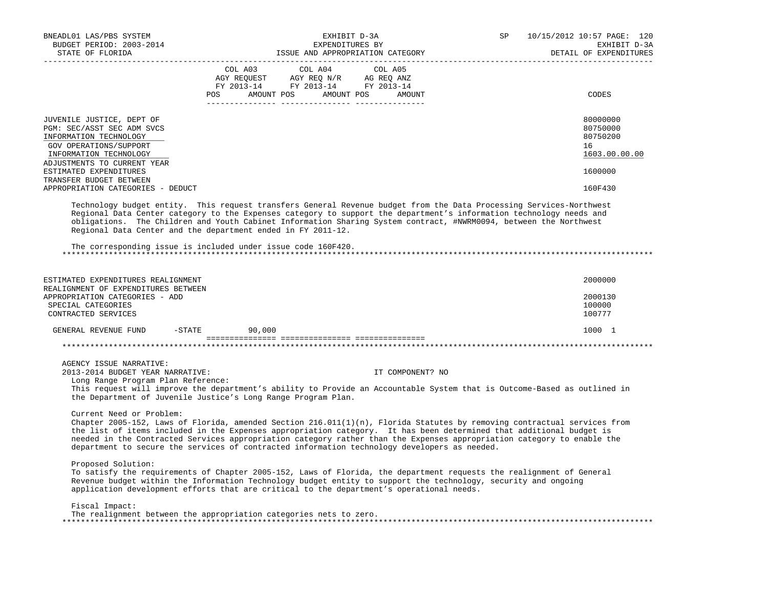| | COL A03 AGY REQUEST FY 2013-14 POS AMOUNT | COL A04 AGY REQ N/R FY 2013-14 POS AMOUNT | COL A05 AG REQ ANZ FY 2013-14 POS AMOUNT | CODES |
|---|---|---|---|---|
| JUVENILE JUSTICE, DEPT OF | | | | 80000000 |
| PGM: SEC/ASST SEC ADM SVCS | | | | 80750000 |
| INFORMATION TECHNOLOGY | | | | 80750200 |
| GOV OPERATIONS/SUPPORT | | | | 16 |
| INFORMATION TECHNOLOGY | | | | 1603.00.00.00 |
| ADJUSTMENTS TO CURRENT YEAR ESTIMATED EXPENDITURES | | | | 1600000 |
| TRANSFER BUDGET BETWEEN APPROPRIATION CATEGORIES - DEDUCT | | | | 160F430 |

Technology budget entity. This request transfers General Revenue budget from the Data Processing Services-Northwest Regional Data Center category to the Expenses category to support the department's information technology needs and obligations. The Children and Youth Cabinet Information Sharing System contract, #NWRM0094, between the Northwest Regional Data Center and the department ended in FY 2011-12.

The corresponding issue is included under issue code 160F420.

*******************************************************************************************************************

| | COL A03 | COL A04 | COL A05 | CODES |
|---|---|---|---|---|
| ESTIMATED EXPENDITURES REALIGNMENT | | | | 2000000 |
| REALIGNMENT OF EXPENDITURES BETWEEN APPROPRIATION CATEGORIES - ADD | | | | 2000130 |
| SPECIAL CATEGORIES | | | | 100000 |
| CONTRACTED SERVICES | | | | 100777 |
| GENERAL REVENUE FUND -STATE | 90,000 | | | 1000 1 |

*******************************************************************************************************************

AGENCY ISSUE NARRATIVE:

2013-2014 BUDGET YEAR NARRATIVE: IT COMPONENT? NO

Long Range Program Plan Reference:

This request will improve the department's ability to Provide an Accountable System that is Outcome-Based as outlined in the Department of Juvenile Justice's Long Range Program Plan.

Current Need or Problem:

Chapter 2005-152, Laws of Florida, amended Section 216.011(1)(n), Florida Statutes by removing contractual services from the list of items included in the Expenses appropriation category. It has been determined that additional budget is needed in the Contracted Services appropriation category rather than the Expenses appropriation category to enable the department to secure the services of contracted information technology developers as needed.

Proposed Solution:

To satisfy the requirements of Chapter 2005-152, Laws of Florida, the department requests the realignment of General Revenue budget within the Information Technology budget entity to support the technology, security and ongoing application development efforts that are critical to the department's operational needs.

Fiscal Impact:

The realignment between the appropriation categories nets to zero.

*******************************************************************************************************************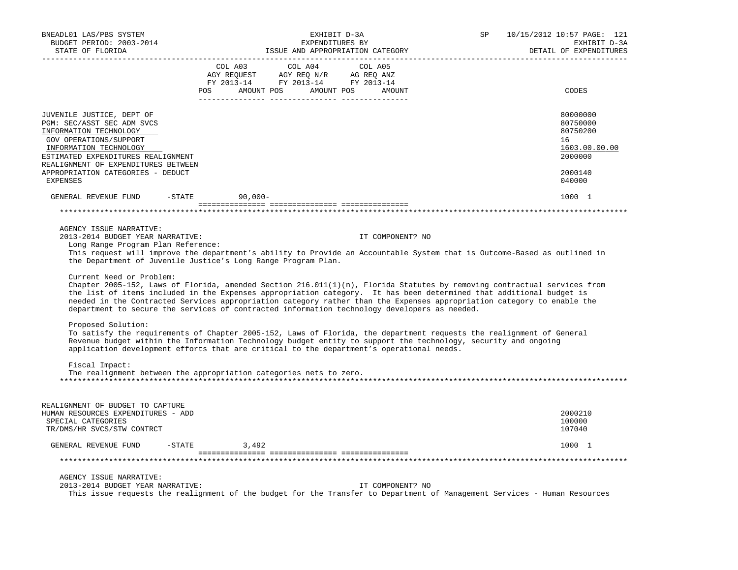| | COL A03 AGY REQUEST FY 2013-14 POS AMOUNT | COL A04 AGY REQ N/R FY 2013-14 POS AMOUNT | COL A05 AG REQ ANZ FY 2013-14 POS AMOUNT | CODES |
|---|---|---|---|---|
| JUVENILE JUSTICE, DEPT OF | | | | 80000000 |
| PGM: SEC/ASST SEC ADM SVCS | | | | 80750000 |
| INFORMATION TECHNOLOGY | | | | 80750200 |
| GOV OPERATIONS/SUPPORT | | | | 16 |
| INFORMATION TECHNOLOGY | | | | 1603.00.00.00 |
| ESTIMATED EXPENDITURES REALIGNMENT | | | | 2000000 |
| REALIGNMENT OF EXPENDITURES BETWEEN APPROPRIATION CATEGORIES - DEDUCT | | | | 2000140 |
| EXPENSES | | | | 040000 |
| GENERAL REVENUE FUND -STATE | 90,000- | | | 1000 1 |

AGENCY ISSUE NARRATIVE:

2013-2014 BUDGET YEAR NARRATIVE: IT COMPONENT? NO

Long Range Program Plan Reference:

This request will improve the department's ability to Provide an Accountable System that is Outcome-Based as outlined in the Department of Juvenile Justice's Long Range Program Plan.

Current Need or Problem:

Chapter 2005-152, Laws of Florida, amended Section 216.011(1)(n), Florida Statutes by removing contractual services from the list of items included in the Expenses appropriation category. It has been determined that additional budget is needed in the Contracted Services appropriation category rather than the Expenses appropriation category to enable the department to secure the services of contracted information technology developers as needed.

Proposed Solution:

To satisfy the requirements of Chapter 2005-152, Laws of Florida, the department requests the realignment of General Revenue budget within the Information Technology budget entity to support the technology, security and ongoing application development efforts that are critical to the department's operational needs.

Fiscal Impact:

The realignment between the appropriation categories nets to zero.

| | COL A03 | COL A04 | COL A05 | CODES |
|---|---|---|---|---|
| REALIGNMENT OF BUDGET TO CAPTURE HUMAN RESOURCES EXPENDITURES - ADD | | | | 2000210 |
| SPECIAL CATEGORIES | | | | 100000 |
| TR/DMS/HR SVCS/STW CONTRCT | | | | 107040 |
| GENERAL REVENUE FUND -STATE | 3,492 | | | 1000 1 |

AGENCY ISSUE NARRATIVE:

2013-2014 BUDGET YEAR NARRATIVE: IT COMPONENT? NO

This issue requests the realignment of the budget for the Transfer to Department of Management Services - Human Resources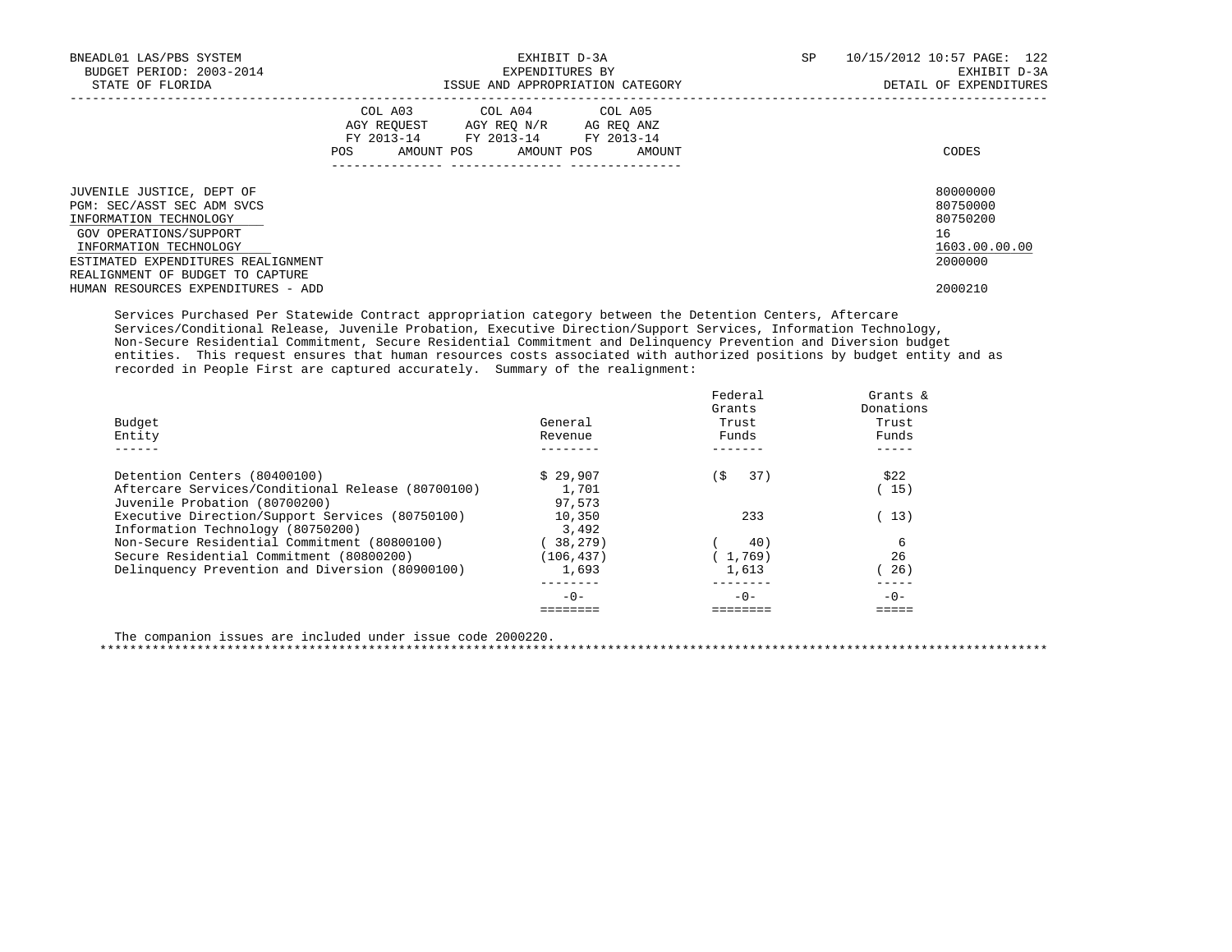BNEADL01 LAS/PBS SYSTEM
BUDGET PERIOD: 2003-2014
STATE OF FLORIDA

EXHIBIT D-3A
EXPENDITURES BY
ISSUE AND APPROPRIATION CATEGORY

SP 10/15/2012 10:57 PAGE: 122
EXHIBIT D-3A
DETAIL OF EXPENDITURES

| | COL A03 AGY REQUEST FY 2013-14 POS AMOUNT | COL A04 AGY REQ N/R FY 2013-14 POS AMOUNT | COL A05 AG REQ ANZ FY 2013-14 POS AMOUNT | CODES |
|---|---|---|---|---|
| JUVENILE JUSTICE, DEPT OF | | | | 80000000 |
| PGM: SEC/ASST SEC ADM SVCS | | | | 80750000 |
| INFORMATION TECHNOLOGY | | | | 80750200 |
| GOV OPERATIONS/SUPPORT | | | | 16 |
| INFORMATION TECHNOLOGY | | | | 1603.00.00.00 |
| ESTIMATED EXPENDITURES REALIGNMENT | | | | 2000000 |
| REALIGNMENT OF BUDGET TO CAPTURE HUMAN RESOURCES EXPENDITURES - ADD | | | | 2000210 |

Services Purchased Per Statewide Contract appropriation category between the Detention Centers, Aftercare Services/Conditional Release, Juvenile Probation, Executive Direction/Support Services, Information Technology, Non-Secure Residential Commitment, Secure Residential Commitment and Delinquency Prevention and Diversion budget entities. This request ensures that human resources costs associated with authorized positions by budget entity and as recorded in People First are captured accurately. Summary of the realignment:

| Budget Entity | General Revenue | Federal Grants Trust Funds | Grants & Donations Trust Funds |
|---|---|---|---|
| Detention Centers (80400100) | $ 29,907 | ($ 37) | $22 |
| Aftercare Services/Conditional Release (80700100) | 1,701 | | ( 15) |
| Juvenile Probation (80700200) | 97,573 | | |
| Executive Direction/Support Services (80750100) | 10,350 | 233 | ( 13) |
| Information Technology (80750200) | 3,492 | | |
| Non-Secure Residential Commitment (80800100) | ( 38,279) | ( 40) | 6 |
| Secure Residential Commitment (80800200) | (106,437) | ( 1,769) | 26 |
| Delinquency Prevention and Diversion (80900100) | 1,693 | 1,613 | ( 26) |
| | -0- | -0- | -0- |

The companion issues are included under issue code 2000220.

*******************************************************************************************************************************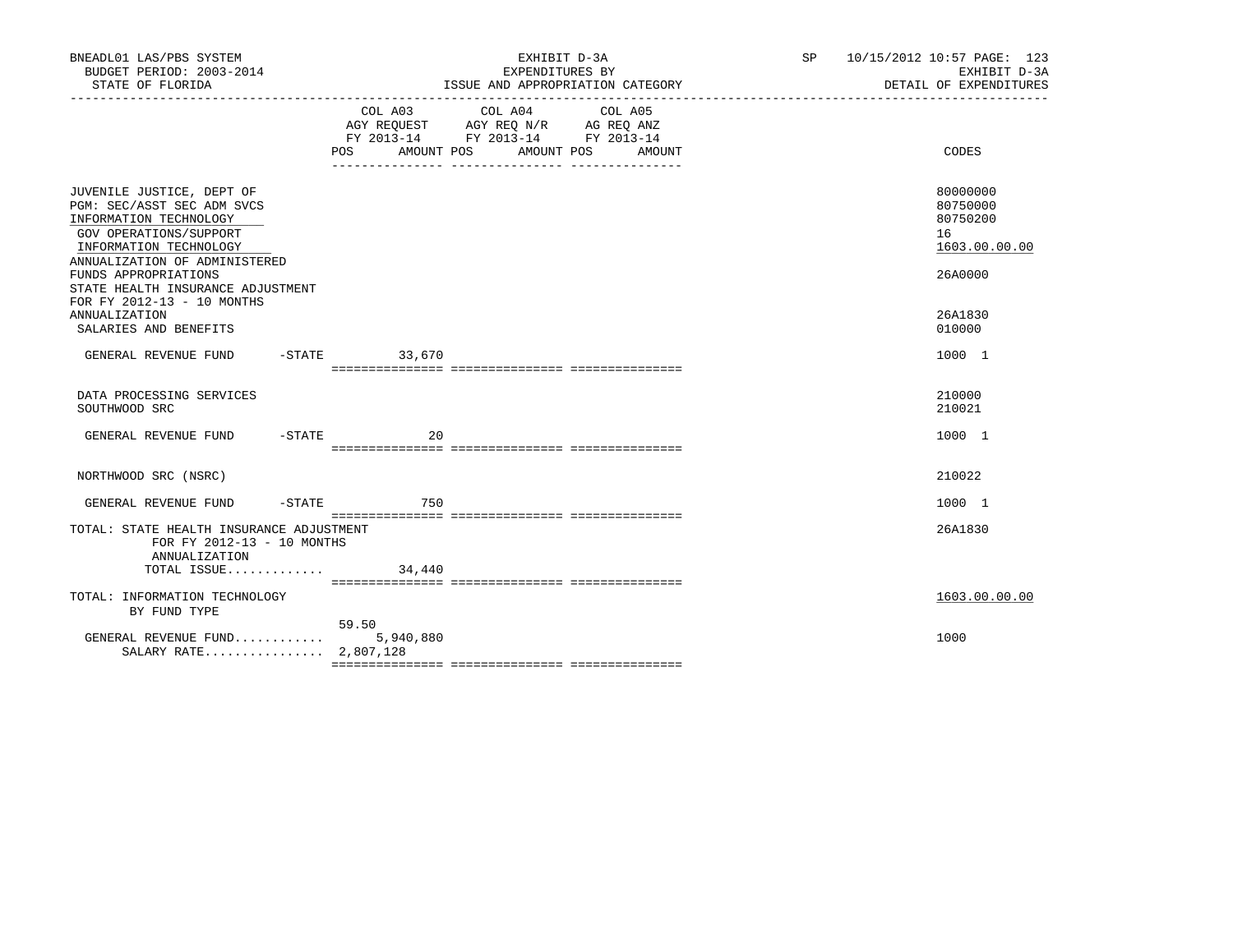BNEADL01 LAS/PBS SYSTEM — EXHIBIT D-3A — SP 10/15/2012 10:57

BUDGET PERIOD: 2003-2014 — EXPENDITURES BY — EXHIBIT D-3A

STATE OF FLORIDA — ISSUE AND APPROPRIATION CATEGORY — DETAIL OF EXPENDITURES

| | COL A03 AGY REQUEST FY 2013-14 POS | AMOUNT | COL A04 AGY REQ N/R FY 2013-14 POS | AMOUNT | COL A05 AG REQ ANZ FY 2013-14 POS | AMOUNT | CODES |
|---|---|---|---|---|---|---|---|
| JUVENILE JUSTICE, DEPT OF | | | | | | | 80000000 |
| PGM: SEC/ASST SEC ADM SVCS | | | | | | | 80750000 |
| INFORMATION TECHNOLOGY | | | | | | | 80750200 |
| GOV OPERATIONS/SUPPORT | | | | | | | 16 |
| INFORMATION TECHNOLOGY | | | | | | | 1603.00.00.00 |
| ANNUALIZATION OF ADMINISTERED FUNDS APPROPRIATIONS | | | | | | | 26A0000 |
| STATE HEALTH INSURANCE ADJUSTMENT FOR FY 2012-13 - 10 MONTHS ANNUALIZATION | | | | | | | 26A1830 |
| SALARIES AND BENEFITS | | | | | | | 010000 |
| GENERAL REVENUE FUND -STATE | | 33,670 | | | | | 1000 1 |
| DATA PROCESSING SERVICES | | | | | | | 210000 |
| SOUTHWOOD SRC | | | | | | | 210021 |
| GENERAL REVENUE FUND -STATE | | 20 | | | | | 1000 1 |
| NORTHWOOD SRC (NSRC) | | | | | | | 210022 |
| GENERAL REVENUE FUND -STATE | | 750 | | | | | 1000 1 |
| TOTAL: STATE HEALTH INSURANCE ADJUSTMENT FOR FY 2012-13 - 10 MONTHS ANNUALIZATION | | | | | | | 26A1830 |
| TOTAL ISSUE............. | | 34,440 | | | | | |
| TOTAL: INFORMATION TECHNOLOGY BY FUND TYPE | | | | | | | 1603.00.00.00 |
| GENERAL REVENUE FUND............ | 59.50 | 5,940,880 | | | | | 1000 |
| SALARY RATE................ | | 2,807,128 | | | | | |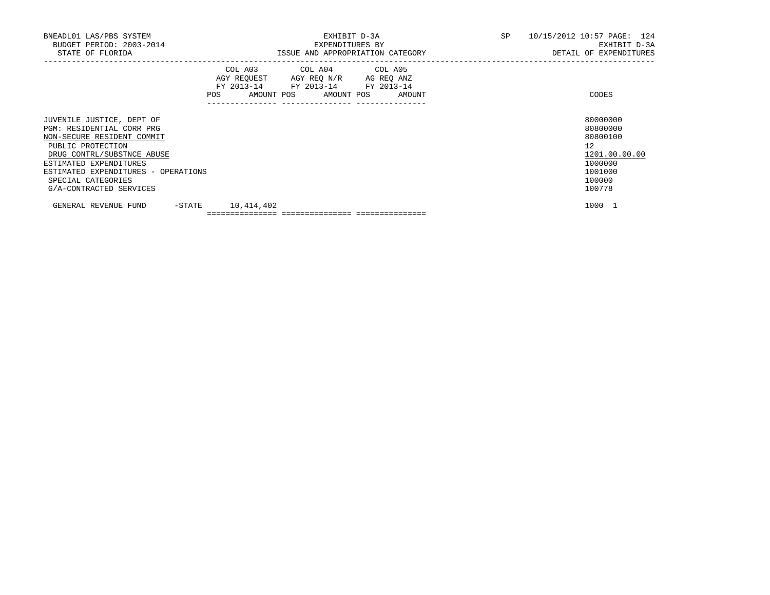BNEADL01 LAS/PBS SYSTEM — EXHIBIT D-3A — SP 10/15/2012 10:57
BUDGET PERIOD: 2003-2014 — EXPENDITURES BY — EXHIBIT D-3A
STATE OF FLORIDA — ISSUE AND APPROPRIATION CATEGORY — DETAIL OF EXPENDITURES

| | COL A03 AGY REQUEST FY 2013-14 POS | AMOUNT | COL A04 AGY REQ N/R FY 2013-14 POS | AMOUNT | COL A05 AG REQ ANZ FY 2013-14 POS | AMOUNT | CODES |
|---|---|---|---|---|---|---|---|
| JUVENILE JUSTICE, DEPT OF | | | | | | | 80000000 |
| PGM: RESIDENTIAL CORR PRG | | | | | | | 80800000 |
| NON-SECURE RESIDENT COMMIT | | | | | | | 80800100 |
| PUBLIC PROTECTION | | | | | | | 12 |
| DRUG CONTRL/SUBSTNCE ABUSE | | | | | | | 1201.00.00.00 |
| ESTIMATED EXPENDITURES | | | | | | | 1000000 |
| ESTIMATED EXPENDITURES - OPERATIONS | | | | | | | 1001000 |
| SPECIAL CATEGORIES | | | | | | | 100000 |
| G/A-CONTRACTED SERVICES | | | | | | | 100778 |
| GENERAL REVENUE FUND -STATE | | 10,414,402 | | | | | 1000 1 |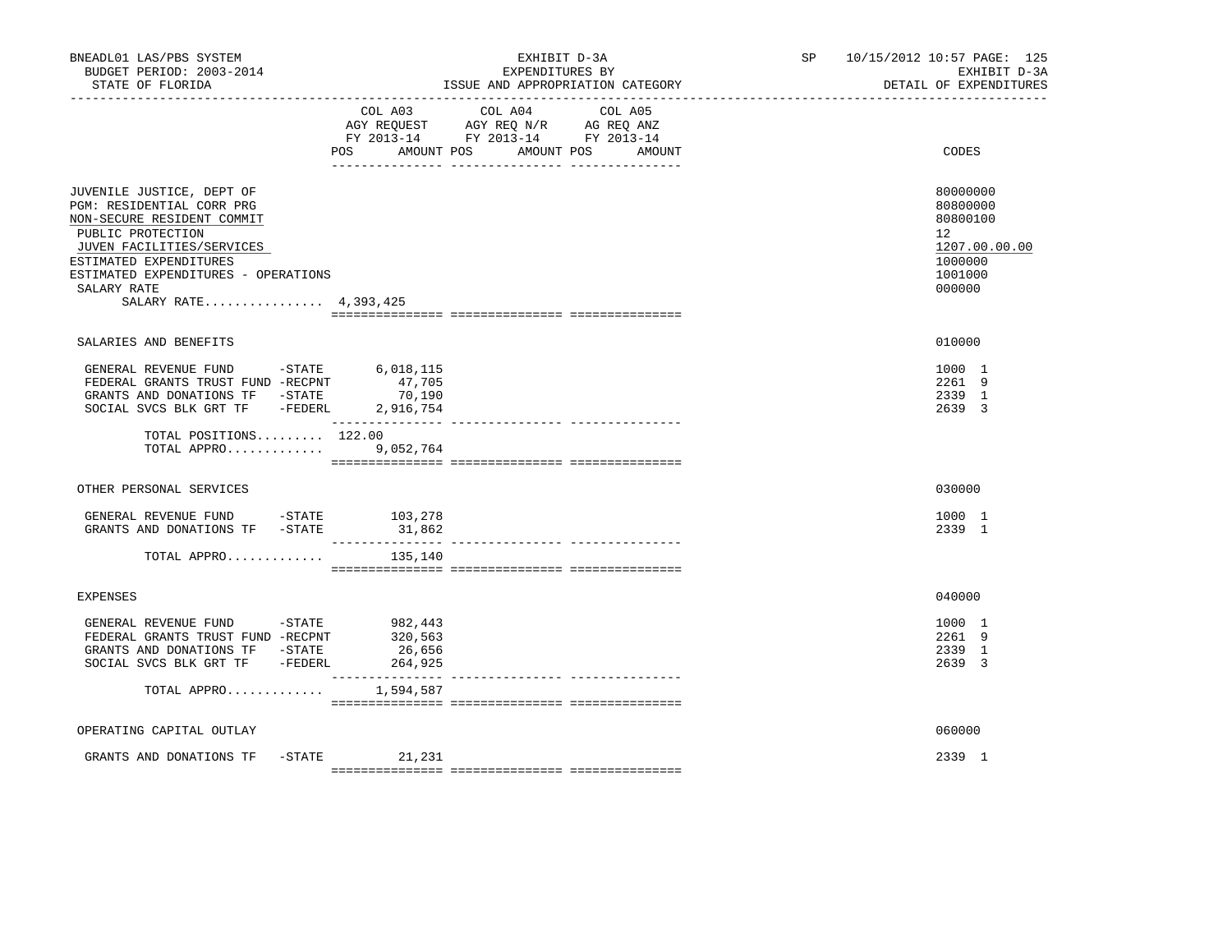BNEADL01 LAS/PBS SYSTEM
BUDGET PERIOD: 2003-2014
STATE OF FLORIDA

EXHIBIT D-3A
EXPENDITURES BY
ISSUE AND APPROPRIATION CATEGORY

SP 10/15/2012 10:57
EXHIBIT D-3A
DETAIL OF EXPENDITURES

| | COL A03 AGY REQUEST FY 2013-14 POS AMOUNT | COL A04 AGY REQ N/R FY 2013-14 POS AMOUNT | COL A05 AG REQ ANZ FY 2013-14 POS AMOUNT | CODES |
|---|---|---|---|---|
| JUVENILE JUSTICE, DEPT OF | | | | 80000000 |
| PGM: RESIDENTIAL CORR PRG | | | | 80800000 |
| NON-SECURE RESIDENT COMMIT | | | | 80800100 |
| PUBLIC PROTECTION | | | | 12 |
| JUVEN FACILITIES/SERVICES | | | | 1207.00.00.00 |
| ESTIMATED EXPENDITURES | | | | 1000000 |
| ESTIMATED EXPENDITURES - OPERATIONS | | | | 1001000 |
| SALARY RATE | | | | 000000 |
| SALARY RATE................ 4,393,425 | | | | |
| SALARIES AND BENEFITS | | | | 010000 |
| GENERAL REVENUE FUND -STATE | 6,018,115 | | | 1000 1 |
| FEDERAL GRANTS TRUST FUND -RECPNT | 47,705 | | | 2261 9 |
| GRANTS AND DONATIONS TF -STATE | 70,190 | | | 2339 1 |
| SOCIAL SVCS BLK GRT TF -FEDERL | 2,916,754 | | | 2639 3 |
| TOTAL POSITIONS......... | 122.00 | | | |
| TOTAL APPRO............. | 9,052,764 | | | |
| OTHER PERSONAL SERVICES | | | | 030000 |
| GENERAL REVENUE FUND -STATE | 103,278 | | | 1000 1 |
| GRANTS AND DONATIONS TF -STATE | 31,862 | | | 2339 1 |
| TOTAL APPRO............. | 135,140 | | | |
| EXPENSES | | | | 040000 |
| GENERAL REVENUE FUND -STATE | 982,443 | | | 1000 1 |
| FEDERAL GRANTS TRUST FUND -RECPNT | 320,563 | | | 2261 9 |
| GRANTS AND DONATIONS TF -STATE | 26,656 | | | 2339 1 |
| SOCIAL SVCS BLK GRT TF -FEDERL | 264,925 | | | 2639 3 |
| TOTAL APPRO............. | 1,594,587 | | | |
| OPERATING CAPITAL OUTLAY | | | | 060000 |
| GRANTS AND DONATIONS TF -STATE | 21,231 | | | 2339 1 |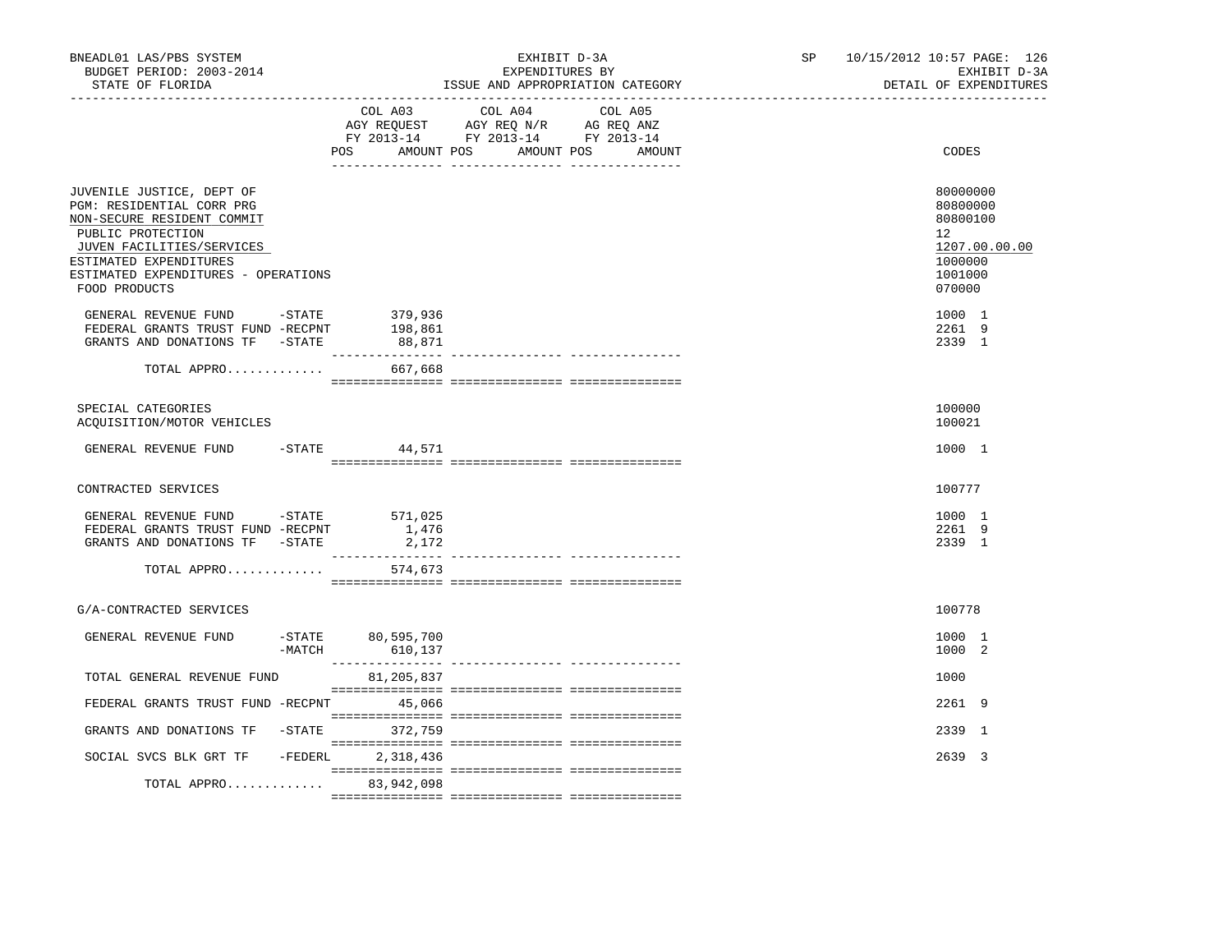BNEADL01 LAS/PBS SYSTEM | EXHIBIT D-3A | SP 10/15/2012 10:57

BUDGET PERIOD: 2003-2014 | EXPENDITURES BY | EXHIBIT D-3A

STATE OF FLORIDA | ISSUE AND APPROPRIATION CATEGORY | DETAIL OF EXPENDITURES

| | | COL A03 AGY REQUEST FY 2013-14 POS AMOUNT | COL A04 AGY REQ N/R FY 2013-14 POS AMOUNT | COL A05 AG REQ ANZ FY 2013-14 POS AMOUNT | CODES |
|---|---|---|---|---|---|
| JUVENILE JUSTICE, DEPT OF | | | | | 80000000 |
| PGM: RESIDENTIAL CORR PRG | | | | | 80800000 |
| NON-SECURE RESIDENT COMMIT | | | | | 80800100 |
| PUBLIC PROTECTION | | | | | 12 |
| JUVEN FACILITIES/SERVICES | | | | | 1207.00.00.00 |
| ESTIMATED EXPENDITURES | | | | | 1000000 |
| ESTIMATED EXPENDITURES - OPERATIONS | | | | | 1001000 |
| FOOD PRODUCTS | | | | | 070000 |
| GENERAL REVENUE FUND | -STATE | 379,936 | | | 1000 1 |
| FEDERAL GRANTS TRUST FUND | -RECPNT | 198,861 | | | 2261 9 |
| GRANTS AND DONATIONS TF | -STATE | 88,871 | | | 2339 1 |
| TOTAL APPRO............ | | 667,668 | | | |
| SPECIAL CATEGORIES | | | | | 100000 |
| ACQUISITION/MOTOR VEHICLES | | | | | 100021 |
| GENERAL REVENUE FUND | -STATE | 44,571 | | | 1000 1 |
| CONTRACTED SERVICES | | | | | 100777 |
| GENERAL REVENUE FUND | -STATE | 571,025 | | | 1000 1 |
| FEDERAL GRANTS TRUST FUND | -RECPNT | 1,476 | | | 2261 9 |
| GRANTS AND DONATIONS TF | -STATE | 2,172 | | | 2339 1 |
| TOTAL APPRO............ | | 574,673 | | | |
| G/A-CONTRACTED SERVICES | | | | | 100778 |
| GENERAL REVENUE FUND | -STATE | 80,595,700 | | | 1000 1 |
| | -MATCH | 610,137 | | | 1000 2 |
| TOTAL GENERAL REVENUE FUND | | 81,205,837 | | | 1000 |
| FEDERAL GRANTS TRUST FUND | -RECPNT | 45,066 | | | 2261 9 |
| GRANTS AND DONATIONS TF | -STATE | 372,759 | | | 2339 1 |
| SOCIAL SVCS BLK GRT TF | -FEDERL | 2,318,436 | | | 2639 3 |
| TOTAL APPRO............ | | 83,942,098 | | | |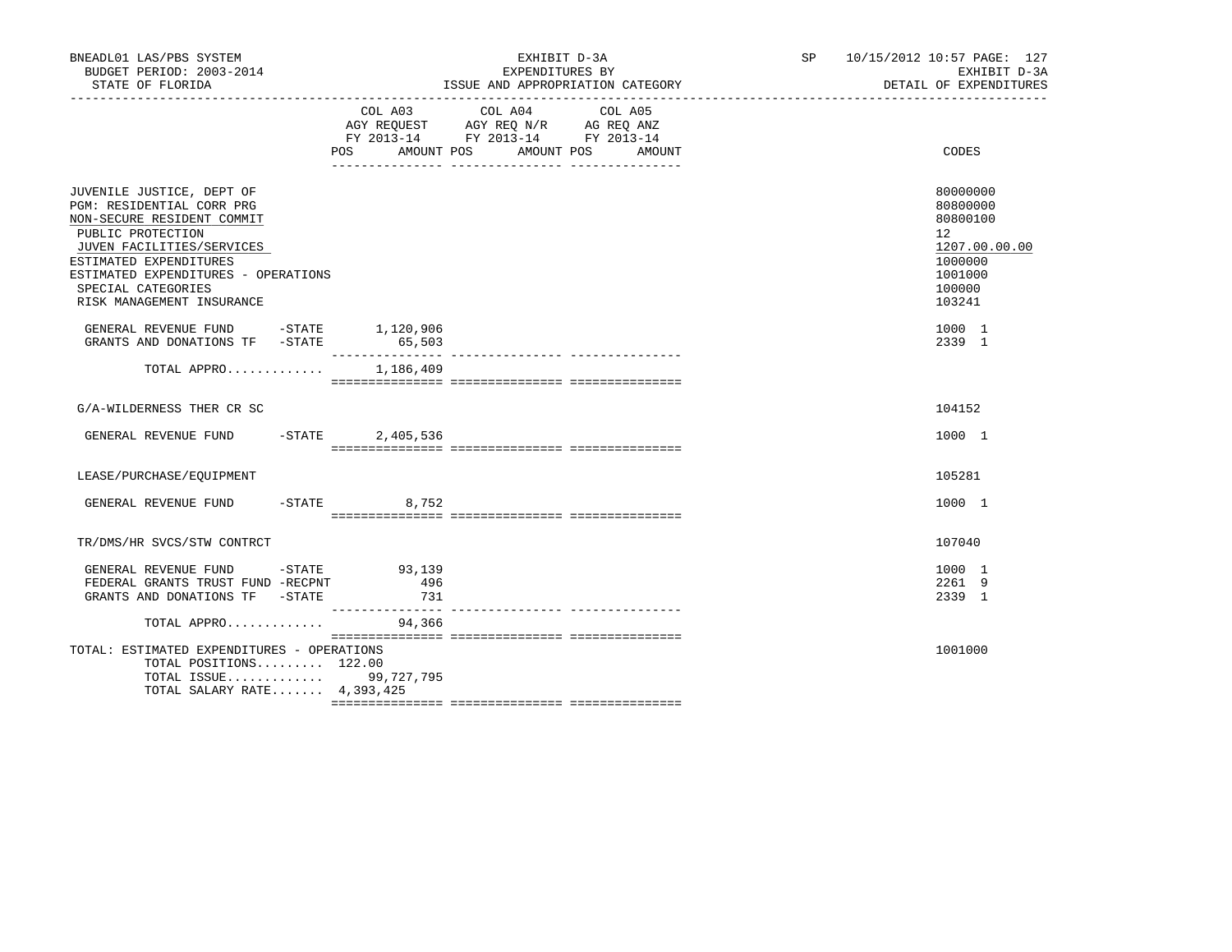BNEADL01 LAS/PBS SYSTEM
BUDGET PERIOD: 2003-2014
STATE OF FLORIDA

EXHIBIT D-3A
EXPENDITURES BY
ISSUE AND APPROPRIATION CATEGORY

SP 10/15/2012 10:57
EXHIBIT D-3A
DETAIL OF EXPENDITURES

| | COL A03 AGY REQUEST FY 2013-14 POS AMOUNT | COL A04 AGY REQ N/R FY 2013-14 POS AMOUNT | COL A05 AG REQ ANZ FY 2013-14 POS AMOUNT | CODES |
|---|---|---|---|---|
| JUVENILE JUSTICE, DEPT OF | | | | 80000000 |
| PGM: RESIDENTIAL CORR PRG | | | | 80800000 |
| NON-SECURE RESIDENT COMMIT | | | | 80800100 |
| PUBLIC PROTECTION | | | | 12 |
| JUVEN FACILITIES/SERVICES | | | | 1207.00.00.00 |
| ESTIMATED EXPENDITURES | | | | 1000000 |
| ESTIMATED EXPENDITURES - OPERATIONS | | | | 1001000 |
| SPECIAL CATEGORIES | | | | 100000 |
| RISK MANAGEMENT INSURANCE | | | | 103241 |
| GENERAL REVENUE FUND -STATE | 1,120,906 | | | 1000 1 |
| GRANTS AND DONATIONS TF -STATE | 65,503 | | | 2339 1 |
| TOTAL APPRO............ | 1,186,409 | | | |
| G/A-WILDERNESS THER CR SC | | | | 104152 |
| GENERAL REVENUE FUND -STATE | 2,405,536 | | | 1000 1 |
| LEASE/PURCHASE/EQUIPMENT | | | | 105281 |
| GENERAL REVENUE FUND -STATE | 8,752 | | | 1000 1 |
| TR/DMS/HR SVCS/STW CONTRCT | | | | 107040 |
| GENERAL REVENUE FUND -STATE | 93,139 | | | 1000 1 |
| FEDERAL GRANTS TRUST FUND -RECPNT | 496 | | | 2261 9 |
| GRANTS AND DONATIONS TF -STATE | 731 | | | 2339 1 |
| TOTAL APPRO............ | 94,366 | | | |
| TOTAL: ESTIMATED EXPENDITURES - OPERATIONS | | | | 1001000 |
| TOTAL POSITIONS......... | 122.00 | | | |
| TOTAL ISSUE............ | 99,727,795 | | | |
| TOTAL SALARY RATE....... | 4,393,425 | | | |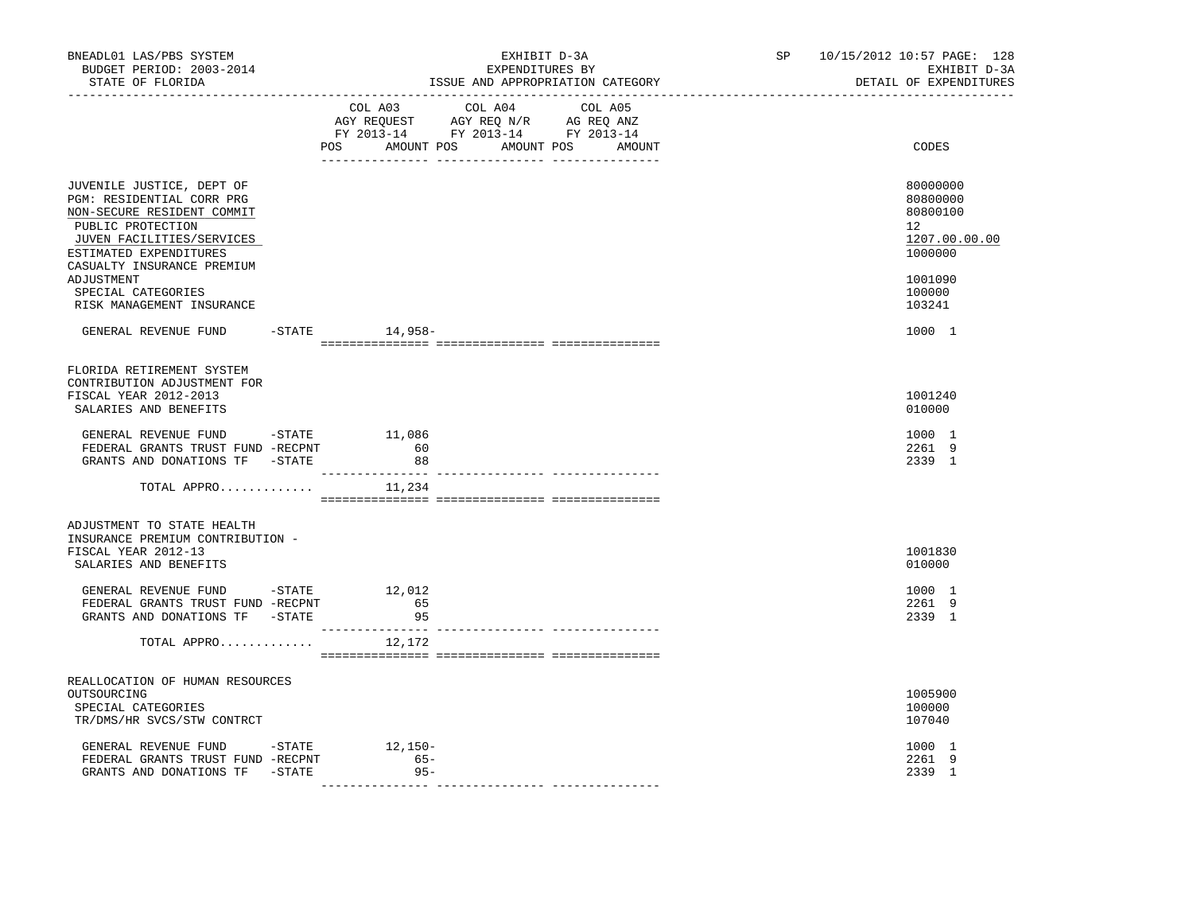BNEADL01 LAS/PBS SYSTEM | EXHIBIT D-3A | SP 10/15/2012 10:57 PAGE: 128
BUDGET PERIOD: 2003-2014 | EXPENDITURES BY | EXHIBIT D-3A
STATE OF FLORIDA | ISSUE AND APPROPRIATION CATEGORY | DETAIL OF EXPENDITURES

| | COL A03 AGY REQUEST FY 2013-14 POS AMOUNT | COL A04 AGY REQ N/R FY 2013-14 POS AMOUNT | COL A05 AG REQ ANZ FY 2013-14 POS AMOUNT | CODES |
|---|---|---|---|---|
| JUVENILE JUSTICE, DEPT OF | | | | 80000000 |
| PGM: RESIDENTIAL CORR PRG | | | | 80800000 |
| NON-SECURE RESIDENT COMMIT | | | | 80800100 |
| PUBLIC PROTECTION | | | | 12 |
| JUVEN FACILITIES/SERVICES | | | | 1207.00.00.00 |
| ESTIMATED EXPENDITURES | | | | 1000000 |
| CASUALTY INSURANCE PREMIUM ADJUSTMENT | | | | 1001090 |
| SPECIAL CATEGORIES | | | | 100000 |
| RISK MANAGEMENT INSURANCE | | | | 103241 |
| GENERAL REVENUE FUND -STATE | 14,958- | | | 1000 1 |
| FLORIDA RETIREMENT SYSTEM CONTRIBUTION ADJUSTMENT FOR FISCAL YEAR 2012-2013 | | | | 1001240 |
| SALARIES AND BENEFITS | | | | 010000 |
| GENERAL REVENUE FUND -STATE | 11,086 | | | 1000 1 |
| FEDERAL GRANTS TRUST FUND -RECPNT | 60 | | | 2261 9 |
| GRANTS AND DONATIONS TF -STATE | 88 | | | 2339 1 |
| TOTAL APPRO............ | 11,234 | | | |
| ADJUSTMENT TO STATE HEALTH INSURANCE PREMIUM CONTRIBUTION - FISCAL YEAR 2012-13 | | | | 1001830 |
| SALARIES AND BENEFITS | | | | 010000 |
| GENERAL REVENUE FUND -STATE | 12,012 | | | 1000 1 |
| FEDERAL GRANTS TRUST FUND -RECPNT | 65 | | | 2261 9 |
| GRANTS AND DONATIONS TF -STATE | 95 | | | 2339 1 |
| TOTAL APPRO............ | 12,172 | | | |
| REALLOCATION OF HUMAN RESOURCES OUTSOURCING | | | | 1005900 |
| SPECIAL CATEGORIES | | | | 100000 |
| TR/DMS/HR SVCS/STW CONTRCT | | | | 107040 |
| GENERAL REVENUE FUND -STATE | 12,150- | | | 1000 1 |
| FEDERAL GRANTS TRUST FUND -RECPNT | 65- | | | 2261 9 |
| GRANTS AND DONATIONS TF -STATE | 95- | | | 2339 1 |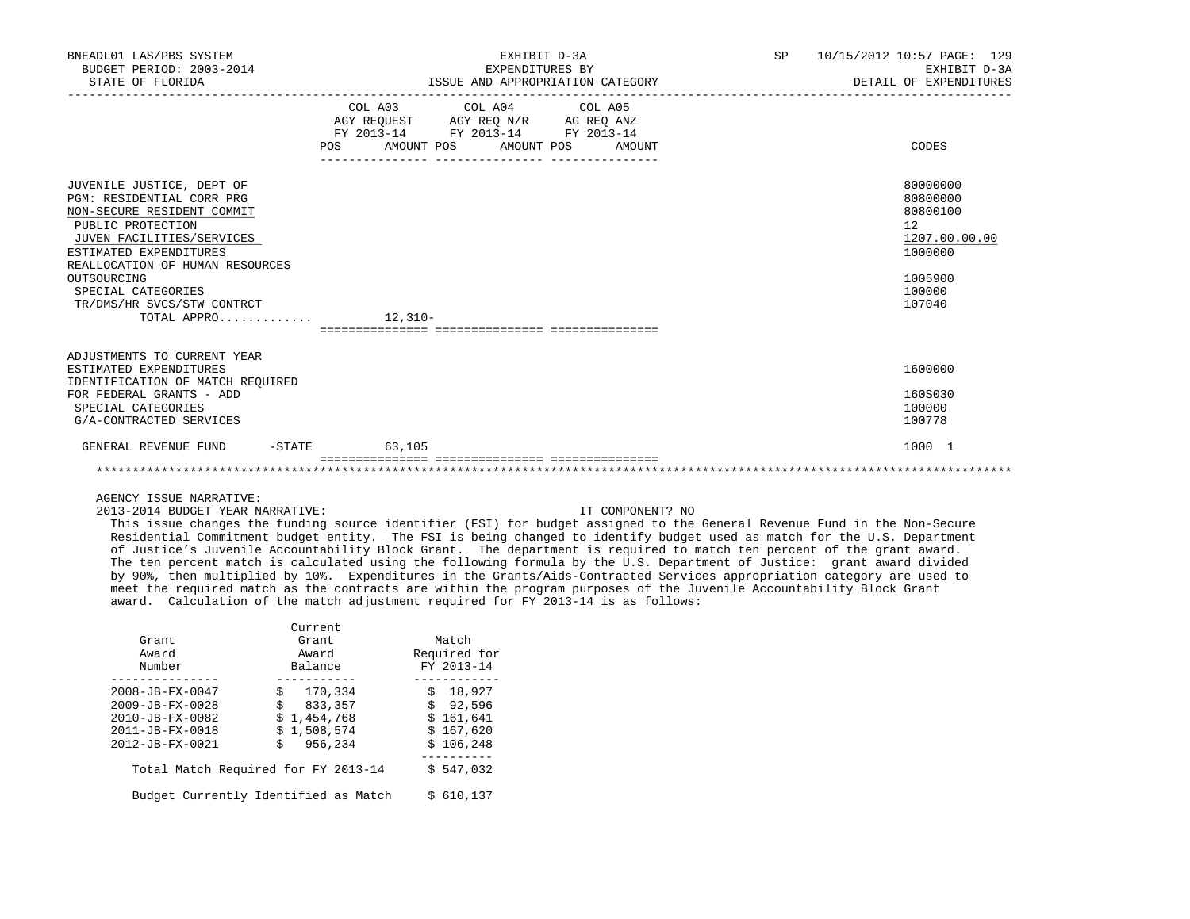| | COL A03 AGY REQUEST FY 2013-14 POS AMOUNT | COL A04 AGY REQ N/R FY 2013-14 POS AMOUNT | COL A05 AG REQ ANZ FY 2013-14 POS AMOUNT | CODES |
|---|---|---|---|---|
| JUVENILE JUSTICE, DEPT OF | | | | 80000000 |
| PGM: RESIDENTIAL CORR PRG | | | | 80800000 |
| NON-SECURE RESIDENT COMMIT | | | | 80800100 |
| PUBLIC PROTECTION | | | | 12 |
| JUVEN FACILITIES/SERVICES | | | | 1207.00.00.00 |
| ESTIMATED EXPENDITURES | | | | 1000000 |
| REALLOCATION OF HUMAN RESOURCES OUTSOURCING | | | | 1005900 |
| SPECIAL CATEGORIES | | | | 100000 |
| TR/DMS/HR SVCS/STW CONTRCT | | | | 107040 |
| TOTAL APPRO............. | 12,310- | | | |
| ADJUSTMENTS TO CURRENT YEAR ESTIMATED EXPENDITURES | | | | 1600000 |
| IDENTIFICATION OF MATCH REQUIRED FOR FEDERAL GRANTS - ADD | | | | 160S030 |
| SPECIAL CATEGORIES | | | | 100000 |
| G/A-CONTRACTED SERVICES | | | | 100778 |
| GENERAL REVENUE FUND -STATE | 63,105 | | | 1000 1 |

AGENCY ISSUE NARRATIVE:

2013-2014 BUDGET YEAR NARRATIVE: IT COMPONENT? NO

This issue changes the funding source identifier (FSI) for budget assigned to the General Revenue Fund in the Non-Secure Residential Commitment budget entity. The FSI is being changed to identify budget used as match for the U.S. Department of Justice's Juvenile Accountability Block Grant. The department is required to match ten percent of the grant award. The ten percent match is calculated using the following formula by the U.S. Department of Justice: grant award divided by 90%, then multiplied by 10%. Expenditures in the Grants/Aids-Contracted Services appropriation category are used to meet the required match as the contracts are within the program purposes of the Juvenile Accountability Block Grant award. Calculation of the match adjustment required for FY 2013-14 is as follows:

| Grant Award Number | Current Grant Award Balance | Match Required for FY 2013-14 |
|---|---|---|
| 2008-JB-FX-0047 | $ 170,334 | $ 18,927 |
| 2009-JB-FX-0028 | $ 833,357 | $ 92,596 |
| 2010-JB-FX-0082 | $ 1,454,768 | $ 161,641 |
| 2011-JB-FX-0018 | $ 1,508,574 | $ 167,620 |
| 2012-JB-FX-0021 | $ 956,234 | $ 106,248 |
| Total Match Required for FY 2013-14 | | $ 547,032 |
| Budget Currently Identified as Match | | $ 610,137 |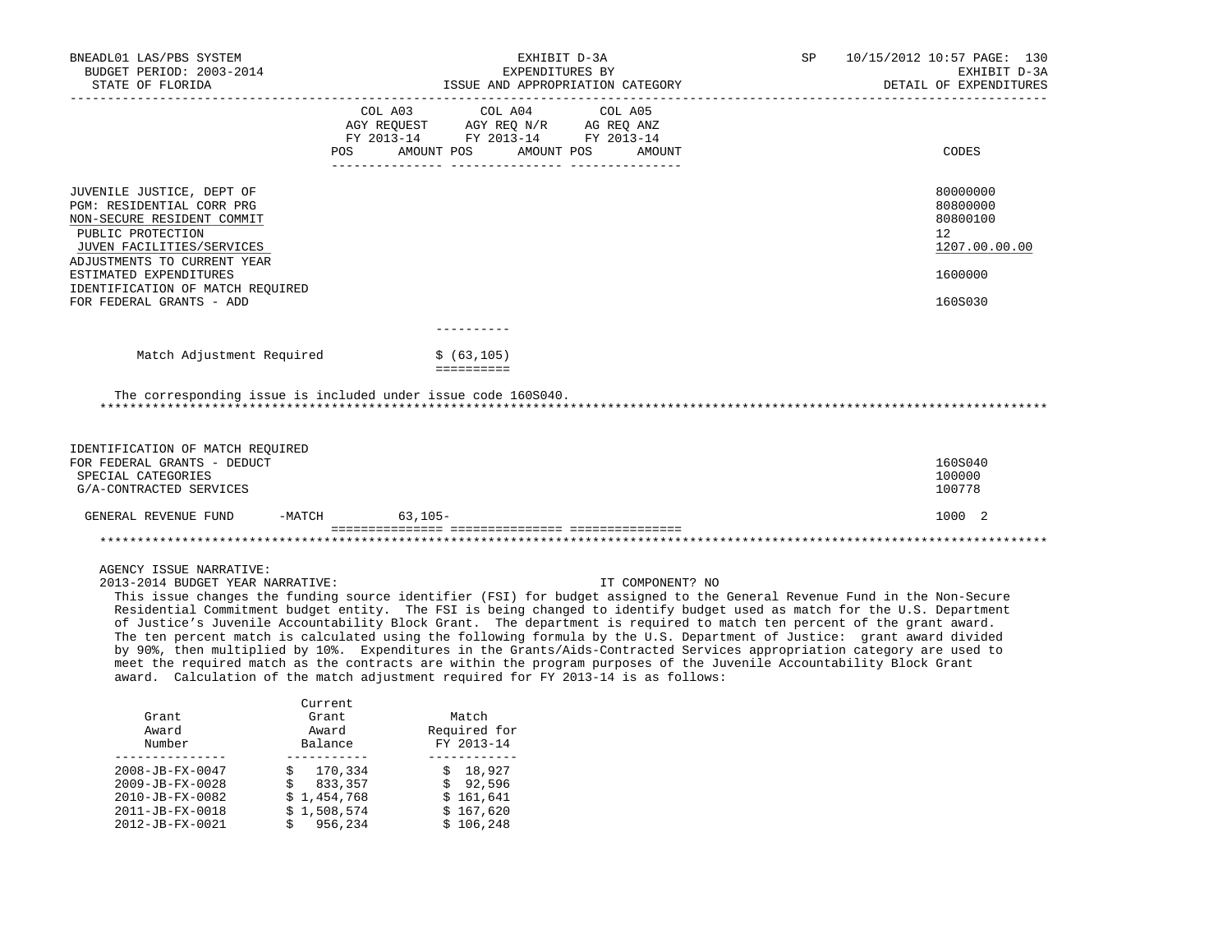BNEADL01 LAS/PBS SYSTEM — BUDGET PERIOD: 2003-2014 — STATE OF FLORIDA

EXHIBIT D-3A — EXPENDITURES BY ISSUE AND APPROPRIATION CATEGORY

SP 10/15/2012 10:57 — EXHIBIT D-3A — DETAIL OF EXPENDITURES

| | COL A03 AGY REQUEST FY 2013-14 POS AMOUNT | COL A04 AGY REQ N/R FY 2013-14 POS AMOUNT | COL A05 AG REQ ANZ FY 2013-14 POS AMOUNT | CODES |
|---|---|---|---|---|
| JUVENILE JUSTICE, DEPT OF | | | | 80000000 |
| PGM: RESIDENTIAL CORR PRG | | | | 80800000 |
| NON-SECURE RESIDENT COMMIT | | | | 80800100 |
| PUBLIC PROTECTION | | | | 12 |
| JUVEN FACILITIES/SERVICES | | | | 1207.00.00.00 |
| ADJUSTMENTS TO CURRENT YEAR ESTIMATED EXPENDITURES | | | | 1600000 |
| IDENTIFICATION OF MATCH REQUIRED FOR FEDERAL GRANTS - ADD | | | | 160S030 |

Match Adjustment Required $ (63,105)

The corresponding issue is included under issue code 160S040.

*****

| | COL A03 AGY REQUEST FY 2013-14 POS AMOUNT | COL A04 AGY REQ N/R FY 2013-14 POS AMOUNT | COL A05 AG REQ ANZ FY 2013-14 POS AMOUNT | CODES |
|---|---|---|---|---|
| IDENTIFICATION OF MATCH REQUIRED FOR FEDERAL GRANTS - DEDUCT | | | | 160S040 |
| SPECIAL CATEGORIES | | | | 100000 |
| G/A-CONTRACTED SERVICES | | | | 100778 |
| GENERAL REVENUE FUND -MATCH | 63,105- | | | 1000 2 |

*****

AGENCY ISSUE NARRATIVE:

2013-2014 BUDGET YEAR NARRATIVE: IT COMPONENT? NO

This issue changes the funding source identifier (FSI) for budget assigned to the General Revenue Fund in the Non-Secure Residential Commitment budget entity. The FSI is being changed to identify budget used as match for the U.S. Department of Justice's Juvenile Accountability Block Grant. The department is required to match ten percent of the grant award. The ten percent match is calculated using the following formula by the U.S. Department of Justice: grant award divided by 90%, then multiplied by 10%. Expenditures in the Grants/Aids-Contracted Services appropriation category are used to meet the required match as the contracts are within the program purposes of the Juvenile Accountability Block Grant award. Calculation of the match adjustment required for FY 2013-14 is as follows:

| Grant Award Number | Current Grant Award Balance | Match Required for FY 2013-14 |
|---|---|---|
| 2008-JB-FX-0047 | $ 170,334 | $ 18,927 |
| 2009-JB-FX-0028 | $ 833,357 | $ 92,596 |
| 2010-JB-FX-0082 | $ 1,454,768 | $ 161,641 |
| 2011-JB-FX-0018 | $ 1,508,574 | $ 167,620 |
| 2012-JB-FX-0021 | $ 956,234 | $ 106,248 |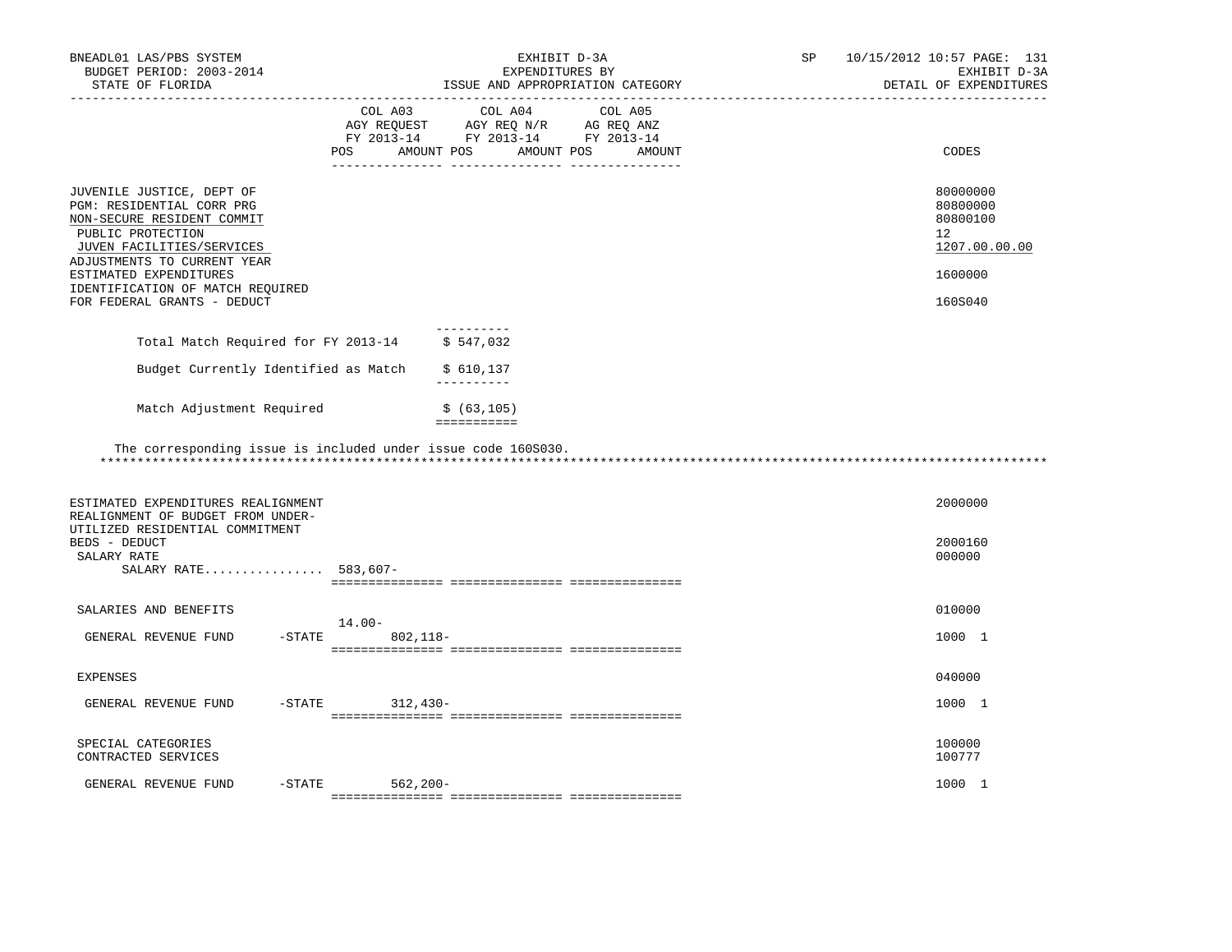BNEADL01 LAS/PBS SYSTEM — BUDGET PERIOD: 2003-2014 — STATE OF FLORIDA

EXHIBIT D-3A — EXPENDITURES BY ISSUE AND APPROPRIATION CATEGORY

SP 10/15/2012 10:57 — EXHIBIT D-3A — DETAIL OF EXPENDITURES

| | COL A03 AGY REQUEST FY 2013-14 POS | AMOUNT | COL A04 AGY REQ N/R FY 2013-14 POS | AMOUNT | COL A05 AG REQ ANZ FY 2013-14 POS | AMOUNT | CODES |
|---|---|---|---|---|---|---|---|
| JUVENILE JUSTICE, DEPT OF | | | | | | | 80000000 |
| PGM: RESIDENTIAL CORR PRG | | | | | | | 80800000 |
| NON-SECURE RESIDENT COMMIT | | | | | | | 80800100 |
| PUBLIC PROTECTION | | | | | | | 12 |
| JUVEN FACILITIES/SERVICES | | | | | | | 1207.00.00.00 |
| ADJUSTMENTS TO CURRENT YEAR ESTIMATED EXPENDITURES | | | | | | | 1600000 |
| IDENTIFICATION OF MATCH REQUIRED FOR FEDERAL GRANTS - DEDUCT | | | | | | | 160S040 |

| | |
|---|---|
| Total Match Required for FY 2013-14 | $ 547,032 |
| Budget Currently Identified as Match | $ 610,137 |
| Match Adjustment Required | $ (63,105) |

The corresponding issue is included under issue code 160S030.

******************************************************************************************************************************

| | COL A03 POS | AMOUNT | COL A04 POS | AMOUNT | COL A05 POS | AMOUNT | CODES |
|---|---|---|---|---|---|---|---|
| ESTIMATED EXPENDITURES REALIGNMENT | | | | | | | 2000000 |
| REALIGNMENT OF BUDGET FROM UNDER-UTILIZED RESIDENTIAL COMMITMENT BEDS - DEDUCT | | | | | | | 2000160 |
| SALARY RATE | | | | | | | 000000 |
| SALARY RATE................ | 583,607- | | | | | | |
| SALARIES AND BENEFITS | | | | | | | 010000 |
| GENERAL REVENUE FUND -STATE | 14.00- | 802,118- | | | | | 1000 1 |
| EXPENSES | | | | | | | 040000 |
| GENERAL REVENUE FUND -STATE | | 312,430- | | | | | 1000 1 |
| SPECIAL CATEGORIES | | | | | | | 100000 |
| CONTRACTED SERVICES | | | | | | | 100777 |
| GENERAL REVENUE FUND -STATE | | 562,200- | | | | | 1000 1 |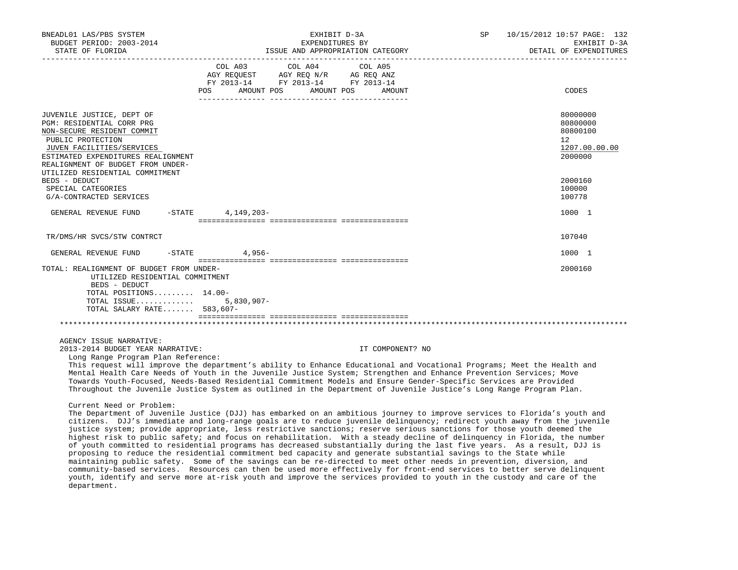BNEADL01 LAS/PBS SYSTEM — EXHIBIT D-3A — EXPENDITURES BY ISSUE AND APPROPRIATION CATEGORY — SP 10/15/2012 10:57 PAGE: 132
BUDGET PERIOD: 2003-2014 — EXHIBIT D-3A
STATE OF FLORIDA — DETAIL OF EXPENDITURES

| | COL A03 AGY REQUEST FY 2013-14 POS AMOUNT | COL A04 AGY REQ N/R FY 2013-14 POS AMOUNT | COL A05 AG REQ ANZ FY 2013-14 POS AMOUNT | CODES |
|---|---|---|---|---|
| JUVENILE JUSTICE, DEPT OF | | | | 80000000 |
| PGM: RESIDENTIAL CORR PRG | | | | 80800000 |
| NON-SECURE RESIDENT COMMIT | | | | 80800100 |
| PUBLIC PROTECTION | | | | 12 |
| JUVEN FACILITIES/SERVICES | | | | 1207.00.00.00 |
| ESTIMATED EXPENDITURES REALIGNMENT | | | | 2000000 |
| REALIGNMENT OF BUDGET FROM UNDER-UTILIZED RESIDENTIAL COMMITMENT BEDS - DEDUCT | | | | 2000160 |
| SPECIAL CATEGORIES | | | | 100000 |
| G/A-CONTRACTED SERVICES | | | | 100778 |
| GENERAL REVENUE FUND -STATE | 4,149,203- | | | 1000 1 |
| TR/DMS/HR SVCS/STW CONTRCT | | | | 107040 |
| GENERAL REVENUE FUND -STATE | 4,956- | | | 1000 1 |
| TOTAL: REALIGNMENT OF BUDGET FROM UNDER-UTILIZED RESIDENTIAL COMMITMENT BEDS - DEDUCT | | | | 2000160 |
| TOTAL POSITIONS......... | 14.00- | | | |
| TOTAL ISSUE............. | 5,830,907- | | | |
| TOTAL SALARY RATE....... | 583,607- | | | |

AGENCY ISSUE NARRATIVE:

2013-2014 BUDGET YEAR NARRATIVE: IT COMPONENT? NO

Long Range Program Plan Reference:

This request will improve the department's ability to Enhance Educational and Vocational Programs; Meet the Health and Mental Health Care Needs of Youth in the Juvenile Justice System; Strengthen and Enhance Prevention Services; Move Towards Youth-Focused, Needs-Based Residential Commitment Models and Ensure Gender-Specific Services are Provided Throughout the Juvenile Justice System as outlined in the Department of Juvenile Justice's Long Range Program Plan.

Current Need or Problem:

The Department of Juvenile Justice (DJJ) has embarked on an ambitious journey to improve services to Florida's youth and citizens. DJJ's immediate and long-range goals are to reduce juvenile delinquency; redirect youth away from the juvenile justice system; provide appropriate, less restrictive sanctions; reserve serious sanctions for those youth deemed the highest risk to public safety; and focus on rehabilitation. With a steady decline of delinquency in Florida, the number of youth committed to residential programs has decreased substantially during the last five years. As a result, DJJ is proposing to reduce the residential commitment bed capacity and generate substantial savings to the State while maintaining public safety. Some of the savings can be re-directed to meet other needs in prevention, diversion, and community-based services. Resources can then be used more effectively for front-end services to better serve delinquent youth, identify and serve more at-risk youth and improve the services provided to youth in the custody and care of the department.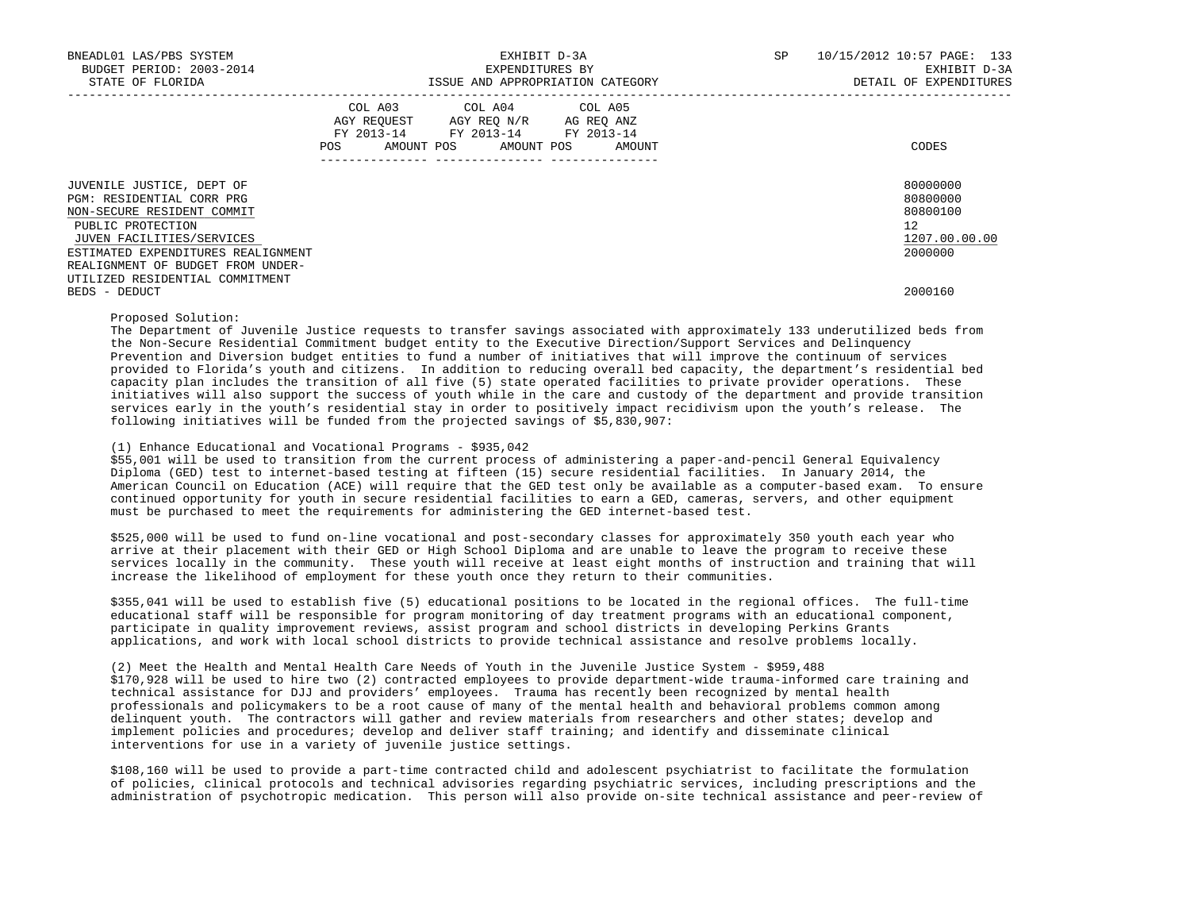| | COL A03 AGY REQUEST FY 2013-14 POS AMOUNT | COL A04 AGY REQ N/R FY 2013-14 POS AMOUNT | COL A05 AG REQ ANZ FY 2013-14 POS AMOUNT | CODES |
|---|---|---|---|---|
| JUVENILE JUSTICE, DEPT OF | | | | 80000000 |
| PGM: RESIDENTIAL CORR PRG | | | | 80800000 |
| NON-SECURE RESIDENT COMMIT | | | | 80800100 |
| PUBLIC PROTECTION | | | | 12 |
| JUVEN FACILITIES/SERVICES | | | | 1207.00.00.00 |
| ESTIMATED EXPENDITURES REALIGNMENT | | | | 2000000 |
| REALIGNMENT OF BUDGET FROM UNDER-UTILIZED RESIDENTIAL COMMITMENT BEDS - DEDUCT | | | | 2000160 |

Proposed Solution:
The Department of Juvenile Justice requests to transfer savings associated with approximately 133 underutilized beds from the Non-Secure Residential Commitment budget entity to the Executive Direction/Support Services and Delinquency Prevention and Diversion budget entities to fund a number of initiatives that will improve the continuum of services provided to Florida's youth and citizens. In addition to reducing overall bed capacity, the department's residential bed capacity plan includes the transition of all five (5) state operated facilities to private provider operations. These initiatives will also support the success of youth while in the care and custody of the department and provide transition services early in the youth's residential stay in order to positively impact recidivism upon the youth's release. The following initiatives will be funded from the projected savings of $5,830,907:

(1) Enhance Educational and Vocational Programs - $935,042
$55,001 will be used to transition from the current process of administering a paper-and-pencil General Equivalency Diploma (GED) test to internet-based testing at fifteen (15) secure residential facilities. In January 2014, the American Council on Education (ACE) will require that the GED test only be available as a computer-based exam. To ensure continued opportunity for youth in secure residential facilities to earn a GED, cameras, servers, and other equipment must be purchased to meet the requirements for administering the GED internet-based test.

$525,000 will be used to fund on-line vocational and post-secondary classes for approximately 350 youth each year who arrive at their placement with their GED or High School Diploma and are unable to leave the program to receive these services locally in the community. These youth will receive at least eight months of instruction and training that will increase the likelihood of employment for these youth once they return to their communities.

$355,041 will be used to establish five (5) educational positions to be located in the regional offices. The full-time educational staff will be responsible for program monitoring of day treatment programs with an educational component, participate in quality improvement reviews, assist program and school districts in developing Perkins Grants applications, and work with local school districts to provide technical assistance and resolve problems locally.

(2) Meet the Health and Mental Health Care Needs of Youth in the Juvenile Justice System - $959,488
$170,928 will be used to hire two (2) contracted employees to provide department-wide trauma-informed care training and technical assistance for DJJ and providers' employees. Trauma has recently been recognized by mental health professionals and policymakers to be a root cause of many of the mental health and behavioral problems common among delinquent youth. The contractors will gather and review materials from researchers and other states; develop and implement policies and procedures; develop and deliver staff training; and identify and disseminate clinical interventions for use in a variety of juvenile justice settings.

$108,160 will be used to provide a part-time contracted child and adolescent psychiatrist to facilitate the formulation of policies, clinical protocols and technical advisories regarding psychiatric services, including prescriptions and the administration of psychotropic medication. This person will also provide on-site technical assistance and peer-review of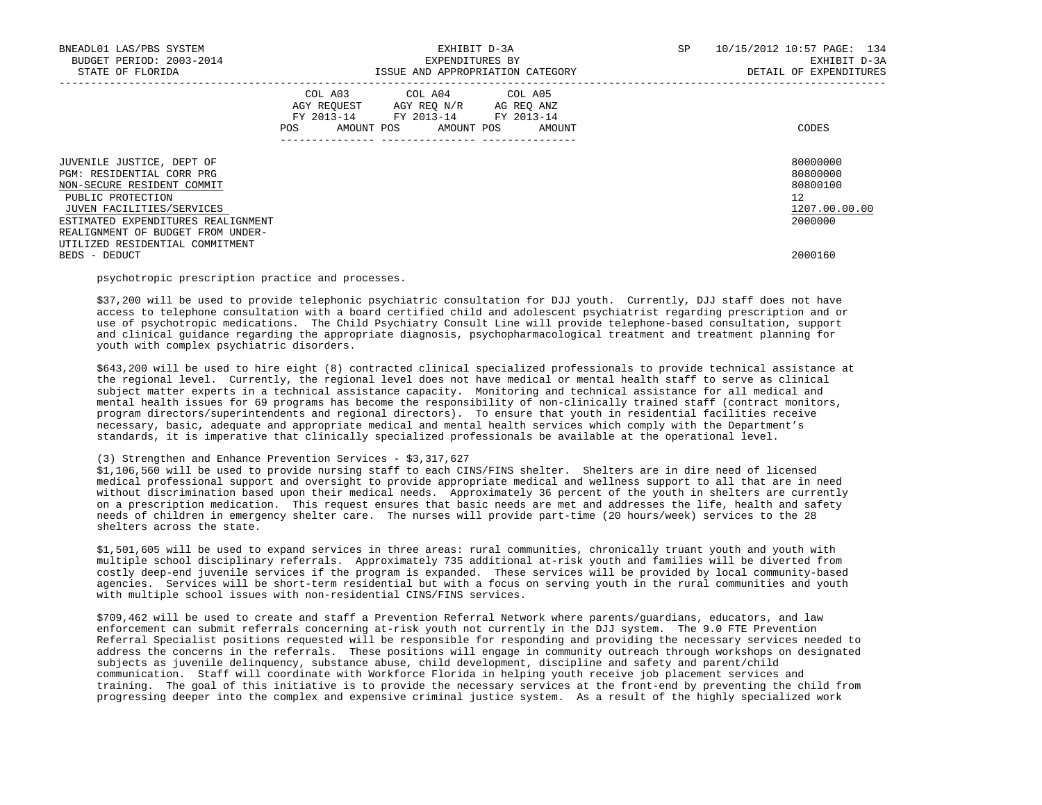| | COL A03 AGY REQUEST FY 2013-14 POS AMOUNT | COL A04 AGY REQ N/R FY 2013-14 POS AMOUNT | COL A05 AG REQ ANZ FY 2013-14 POS AMOUNT | CODES |
|---|---|---|---|---|
| JUVENILE JUSTICE, DEPT OF | | | | 80000000 |
| PGM: RESIDENTIAL CORR PRG | | | | 80800000 |
| NON-SECURE RESIDENT COMMIT | | | | 80800100 |
| PUBLIC PROTECTION | | | | 12 |
| JUVEN FACILITIES/SERVICES | | | | 1207.00.00.00 |
| ESTIMATED EXPENDITURES REALIGNMENT | | | | 2000000 |
| REALIGNMENT OF BUDGET FROM UNDER-UTILIZED RESIDENTIAL COMMITMENT BEDS - DEDUCT | | | | 2000160 |

psychotropic prescription practice and processes.

$37,200 will be used to provide telephonic psychiatric consultation for DJJ youth. Currently, DJJ staff does not have access to telephone consultation with a board certified child and adolescent psychiatrist regarding prescription and or use of psychotropic medications. The Child Psychiatry Consult Line will provide telephone-based consultation, support and clinical guidance regarding the appropriate diagnosis, psychopharmacological treatment and treatment planning for youth with complex psychiatric disorders.

$643,200 will be used to hire eight (8) contracted clinical specialized professionals to provide technical assistance at the regional level. Currently, the regional level does not have medical or mental health staff to serve as clinical subject matter experts in a technical assistance capacity. Monitoring and technical assistance for all medical and mental health issues for 69 programs has become the responsibility of non-clinically trained staff (contract monitors, program directors/superintendents and regional directors). To ensure that youth in residential facilities receive necessary, basic, adequate and appropriate medical and mental health services which comply with the Department's standards, it is imperative that clinically specialized professionals be available at the operational level.

(3) Strengthen and Enhance Prevention Services - $3,317,627
$1,106,560 will be used to provide nursing staff to each CINS/FINS shelter. Shelters are in dire need of licensed medical professional support and oversight to provide appropriate medical and wellness support to all that are in need without discrimination based upon their medical needs. Approximately 36 percent of the youth in shelters are currently on a prescription medication. This request ensures that basic needs are met and addresses the life, health and safety needs of children in emergency shelter care. The nurses will provide part-time (20 hours/week) services to the 28 shelters across the state.

$1,501,605 will be used to expand services in three areas: rural communities, chronically truant youth and youth with multiple school disciplinary referrals. Approximately 735 additional at-risk youth and families will be diverted from costly deep-end juvenile services if the program is expanded. These services will be provided by local community-based agencies. Services will be short-term residential but with a focus on serving youth in the rural communities and youth with multiple school issues with non-residential CINS/FINS services.

$709,462 will be used to create and staff a Prevention Referral Network where parents/guardians, educators, and law enforcement can submit referrals concerning at-risk youth not currently in the DJJ system. The 9.0 FTE Prevention Referral Specialist positions requested will be responsible for responding and providing the necessary services needed to address the concerns in the referrals. These positions will engage in community outreach through workshops on designated subjects as juvenile delinquency, substance abuse, child development, discipline and safety and parent/child communication. Staff will coordinate with Workforce Florida in helping youth receive job placement services and training. The goal of this initiative is to provide the necessary services at the front-end by preventing the child from progressing deeper into the complex and expensive criminal justice system. As a result of the highly specialized work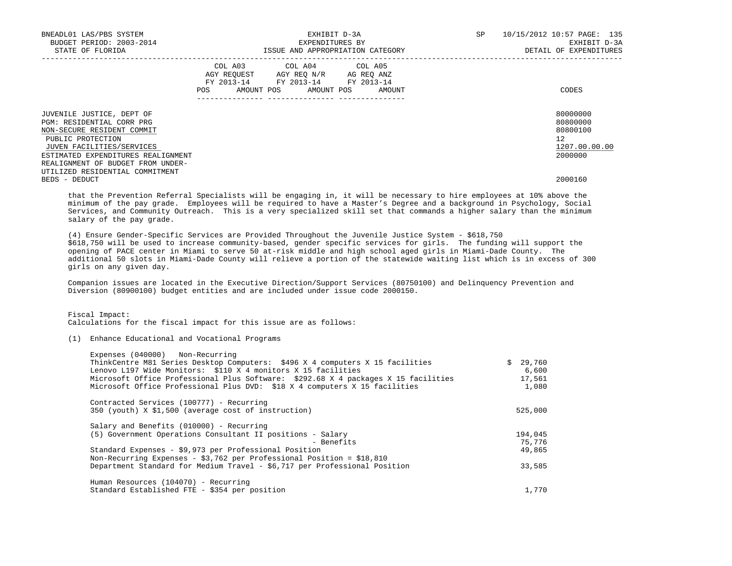JUVENILE JUSTICE, DEPT OF — 80000000
PGM: RESIDENTIAL CORR PRG — 80800000
NON-SECURE RESIDENT COMMIT — 80800100
PUBLIC PROTECTION — 12
JUVEN FACILITIES/SERVICES — 1207.00.00.00
ESTIMATED EXPENDITURES REALIGNMENT — 2000000
REALIGNMENT OF BUDGET FROM UNDER-UTILIZED RESIDENTIAL COMMITMENT BEDS - DEDUCT — 2000160

| | COL A03 AGY REQUEST FY 2013-14 | | COL A04 AGY REQ N/R FY 2013-14 | | COL A05 AG REQ ANZ FY 2013-14 | | CODES |
|---|---|---|---|---|---|---|---|
| | POS | AMOUNT | POS | AMOUNT | POS | AMOUNT | |

that the Prevention Referral Specialists will be engaging in, it will be necessary to hire employees at 10% above the minimum of the pay grade. Employees will be required to have a Master's Degree and a background in Psychology, Social Services, and Community Outreach. This is a very specialized skill set that commands a higher salary than the minimum salary of the pay grade.

(4) Ensure Gender-Specific Services are Provided Throughout the Juvenile Justice System - $618,750
$618,750 will be used to increase community-based, gender specific services for girls. The funding will support the opening of PACE center in Miami to serve 50 at-risk middle and high school aged girls in Miami-Dade County. The additional 50 slots in Miami-Dade County will relieve a portion of the statewide waiting list which is in excess of 300 girls on any given day.

Companion issues are located in the Executive Direction/Support Services (80750100) and Delinquency Prevention and Diversion (80900100) budget entities and are included under issue code 2000150.

Fiscal Impact:
Calculations for the fiscal impact for this issue are as follows:

(1) Enhance Educational and Vocational Programs

| | |
|---|---|
| **Expenses (040000) Non-Recurring** | |
| ThinkCentre M81 Series Desktop Computers: $496 X 4 computers X 15 facilities | $ 29,760 |
| Lenovo L197 Wide Monitors: $110 X 4 monitors X 15 facilities | 6,600 |
| Microsoft Office Professional Plus Software: $292.68 X 4 packages X 15 facilities | 17,561 |
| Microsoft Office Professional Plus DVD: $18 X 4 computers X 15 facilities | 1,080 |
| **Contracted Services (100777) - Recurring** | |
| 350 (youth) X $1,500 (average cost of instruction) | 525,000 |
| **Salary and Benefits (010000) - Recurring** | |
| (5) Government Operations Consultant II positions - Salary | 194,045 |
| - Benefits | 75,776 |
| Standard Expenses - $9,973 per Professional Position | 49,865 |
| Non-Recurring Expenses - $3,762 per Professional Position = $18,810 | |
| Department Standard for Medium Travel - $6,717 per Professional Position | 33,585 |
| **Human Resources (104070) - Recurring** | |
| Standard Established FTE - $354 per position | 1,770 |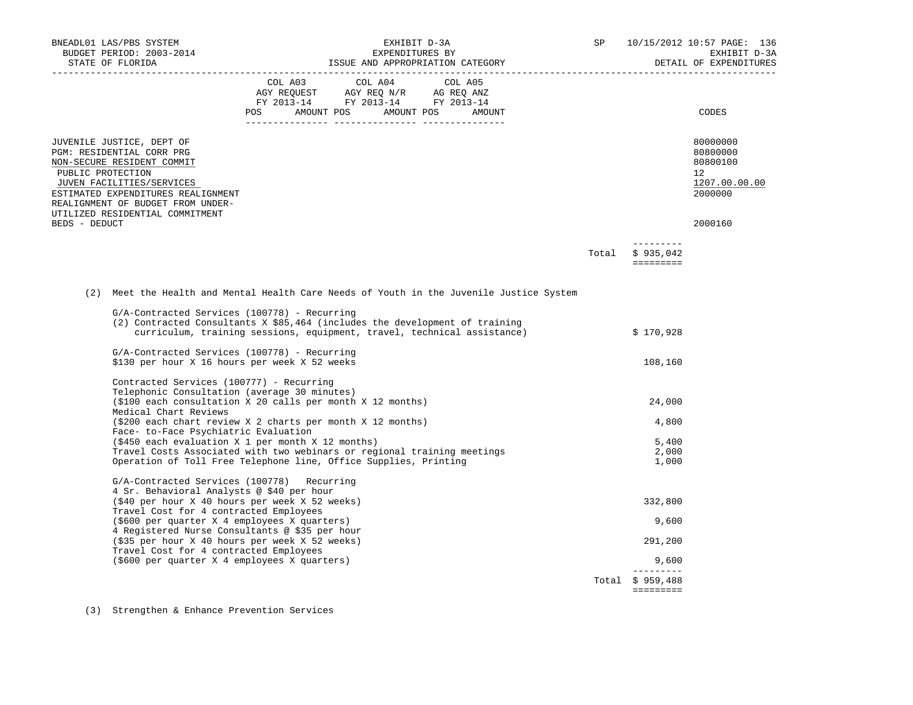BNEADL01 LAS/PBS SYSTEM — EXHIBIT D-3A — SP 10/15/2012 10:57

BUDGET PERIOD: 2003-2014 — EXPENDITURES BY — EXHIBIT D-3A

STATE OF FLORIDA — ISSUE AND APPROPRIATION CATEGORY — DETAIL OF EXPENDITURES

| | COL A03 AGY REQUEST FY 2013-14 POS AMOUNT | COL A04 AGY REQ N/R FY 2013-14 POS AMOUNT | COL A05 AG REQ ANZ FY 2013-14 POS AMOUNT | CODES |
|---|---|---|---|---|
| JUVENILE JUSTICE, DEPT OF | | | | 80000000 |
| PGM: RESIDENTIAL CORR PRG | | | | 80800000 |
| NON-SECURE RESIDENT COMMIT | | | | 80800100 |
| PUBLIC PROTECTION | | | | 12 |
| JUVEN FACILITIES/SERVICES | | | | 1207.00.00.00 |
| ESTIMATED EXPENDITURES REALIGNMENT | | | | 2000000 |
| REALIGNMENT OF BUDGET FROM UNDER-UTILIZED RESIDENTIAL COMMITMENT BEDS - DEDUCT | | | | 2000160 |

Total $ 935,042

(2) Meet the Health and Mental Health Care Needs of Youth in the Juvenile Justice System

| Description | Amount |
|---|---|
| G/A-Contracted Services (100778) - Recurring | |
| (2) Contracted Consultants X $85,464 (includes the development of training curriculum, training sessions, equipment, travel, technical assistance) | $ 170,928 |
| G/A-Contracted Services (100778) - Recurring | |
| $130 per hour X 16 hours per week X 52 weeks | 108,160 |
| Contracted Services (100777) - Recurring | |
| Telephonic Consultation (average 30 minutes) | |
| ($100 each consultation X 20 calls per month X 12 months) | 24,000 |
| Medical Chart Reviews | |
| ($200 each chart review X 2 charts per month X 12 months) | 4,800 |
| Face- to-Face Psychiatric Evaluation | |
| ($450 each evaluation X 1 per month X 12 months) | 5,400 |
| Travel Costs Associated with two webinars or regional training meetings | 2,000 |
| Operation of Toll Free Telephone line, Office Supplies, Printing | 1,000 |
| G/A-Contracted Services (100778) Recurring | |
| 4 Sr. Behavioral Analysts @ $40 per hour | |
| ($40 per hour X 40 hours per week X 52 weeks) | 332,800 |
| Travel Cost for 4 contracted Employees | |
| ($600 per quarter X 4 employees X quarters) | 9,600 |
| 4 Registered Nurse Consultants @ $35 per hour | |
| ($35 per hour X 40 hours per week X 52 weeks) | 291,200 |
| Travel Cost for 4 contracted Employees | |
| ($600 per quarter X 4 employees X quarters) | 9,600 |
| **Total** | **$ 959,488** |

(3) Strengthen & Enhance Prevention Services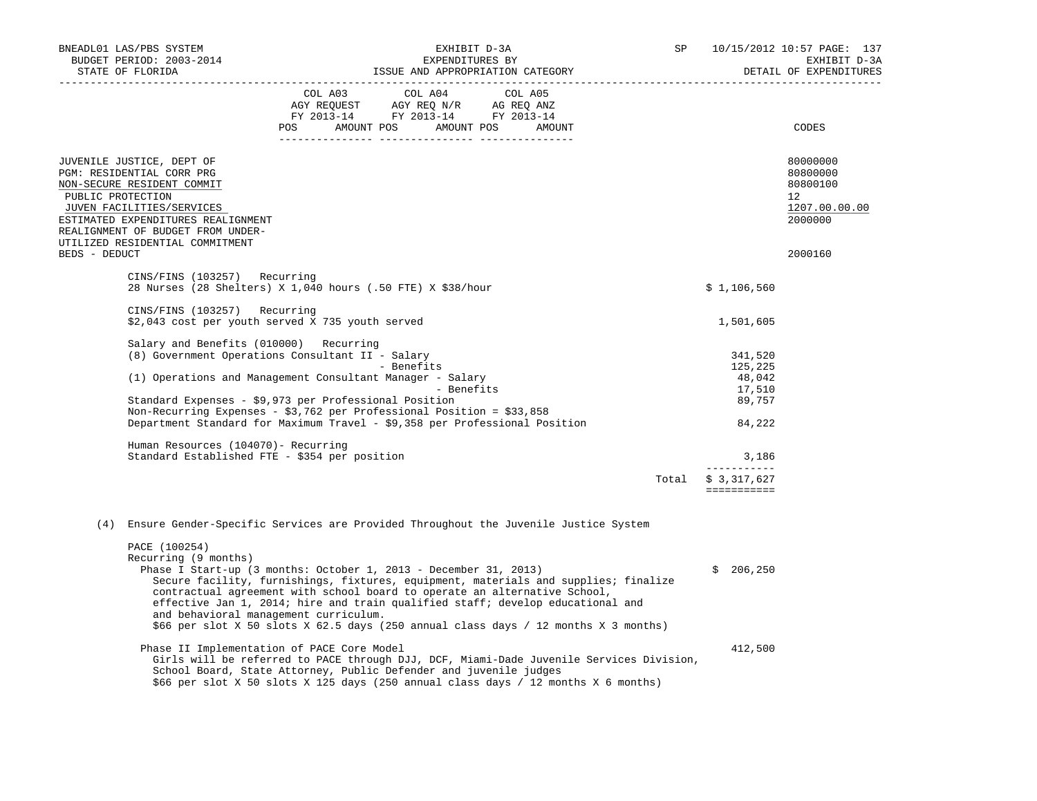| | COL A03 AGY REQUEST FY 2013-14 POS AMOUNT | COL A04 AGY REQ N/R FY 2013-14 POS AMOUNT | COL A05 AG REQ ANZ FY 2013-14 POS AMOUNT | | CODES |
|---|---|---|---|---|---|

JUVENILE JUSTICE, DEPT OF — 80000000
PGM: RESIDENTIAL CORR PRG — 80800000
NON-SECURE RESIDENT COMMIT — 80800100
PUBLIC PROTECTION — 12
JUVEN FACILITIES/SERVICES — 1207.00.00.00
ESTIMATED EXPENDITURES REALIGNMENT — 2000000
REALIGNMENT OF BUDGET FROM UNDER-UTILIZED RESIDENTIAL COMMITMENT BEDS - DEDUCT — 2000160

CINS/FINS (103257) Recurring
28 Nurses (28 Shelters) X 1,040 hours (.50 FTE) X $38/hour — $ 1,106,560

CINS/FINS (103257) Recurring
$2,043 cost per youth served X 735 youth served — 1,501,605

Salary and Benefits (010000) Recurring

| Item | Amount |
|---|---|
| (8) Government Operations Consultant II - Salary | 341,520 |
| - Benefits | 125,225 |
| (1) Operations and Management Consultant Manager - Salary | 48,042 |
| - Benefits | 17,510 |
| Standard Expenses - $9,973 per Professional Position | 89,757 |
| Non-Recurring Expenses - $3,762 per Professional Position = $33,858 | |
| Department Standard for Maximum Travel - $9,358 per Professional Position | 84,222 |

Human Resources (104070)- Recurring
Standard Established FTE - $354 per position — 3,186

Total $ 3,317,627

(4) Ensure Gender-Specific Services are Provided Throughout the Juvenile Justice System

PACE (100254)
Recurring (9 months)

Phase I Start-up (3 months: October 1, 2013 - December 31, 2013) — $ 206,250
Secure facility, furnishings, fixtures, equipment, materials and supplies; finalize contractual agreement with school board to operate an alternative School, effective Jan 1, 2014; hire and train qualified staff; develop educational and and behavioral management curriculum.
$66 per slot X 50 slots X 62.5 days (250 annual class days / 12 months X 3 months)

Phase II Implementation of PACE Core Model — 412,500
Girls will be referred to PACE through DJJ, DCF, Miami-Dade Juvenile Services Division, School Board, State Attorney, Public Defender and juvenile judges
$66 per slot X 50 slots X 125 days (250 annual class days / 12 months X 6 months)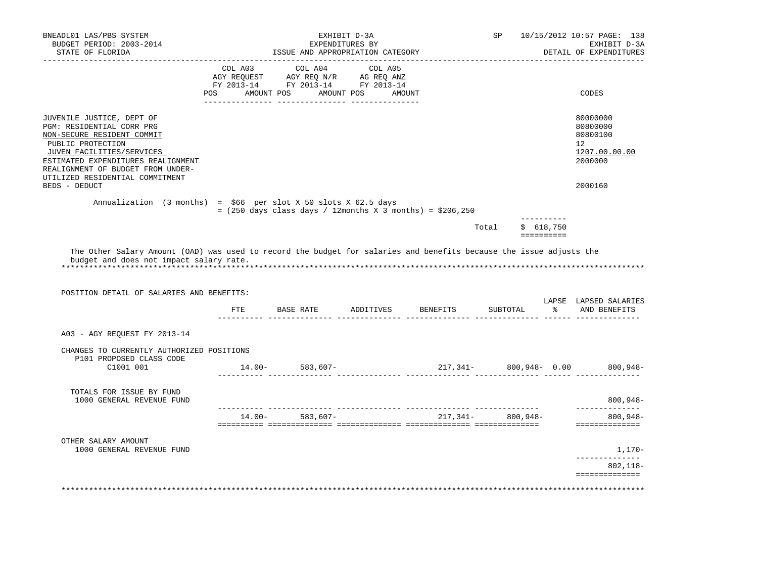BNEADL01 LAS/PBS SYSTEM — EXHIBIT D-3A — EXPENDITURES BY ISSUE AND APPROPRIATION CATEGORY — SP 10/15/2012 10:57

BUDGET PERIOD: 2003-2014 — STATE OF FLORIDA — EXHIBIT D-3A DETAIL OF EXPENDITURES

| | COL A03 AGY REQUEST FY 2013-14 POS AMOUNT | COL A04 AGY REQ N/R FY 2013-14 POS AMOUNT | COL A05 AG REQ ANZ FY 2013-14 POS AMOUNT | CODES |
|---|---|---|---|---|
| JUVENILE JUSTICE, DEPT OF | | | | 80000000 |
| PGM: RESIDENTIAL CORR PRG | | | | 80800000 |
| NON-SECURE RESIDENT COMMIT | | | | 80800100 |
| PUBLIC PROTECTION | | | | 12 |
| JUVEN FACILITIES/SERVICES | | | | 1207.00.00.00 |
| ESTIMATED EXPENDITURES REALIGNMENT | | | | 2000000 |
| REALIGNMENT OF BUDGET FROM UNDER-UTILIZED RESIDENTIAL COMMITMENT BEDS - DEDUCT | | | | 2000160 |

Annualization (3 months) = $66 per slot X 50 slots X 62.5 days
= (250 days class days / 12months X 3 months) = $206,250

Total $ 618,750

The Other Salary Amount (OAD) was used to record the budget for salaries and benefits because the issue adjusts the budget and does not impact salary rate.

POSITION DETAIL OF SALARIES AND BENEFITS:

| | FTE | BASE RATE | ADDITIVES | BENEFITS | SUBTOTAL | LAPSE % | LAPSED SALARIES AND BENEFITS |
|---|---|---|---|---|---|---|---|
| A03 - AGY REQUEST FY 2013-14 | | | | | | | |
| CHANGES TO CURRENTLY AUTHORIZED POSITIONS | | | | | | | |
| P101 PROPOSED CLASS CODE | | | | | | | |
| C1001 001 | 14.00- | 583,607- | | 217,341- | 800,948- | 0.00 | 800,948- |
| TOTALS FOR ISSUE BY FUND | | | | | | | |
| 1000 GENERAL REVENUE FUND | | | | | | | 800,948- |
| | 14.00- | 583,607- | | 217,341- | 800,948- | | 800,948- |
| OTHER SALARY AMOUNT | | | | | | | |
| 1000 GENERAL REVENUE FUND | | | | | | | 1,170- |
| | | | | | | | 802,118- |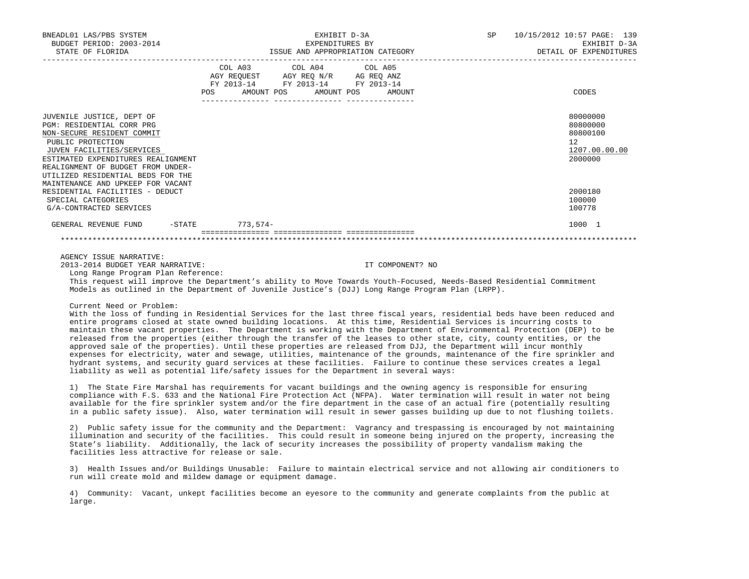BNEADL01 LAS/PBS SYSTEM | EXHIBIT D-3A | SP 10/15/2012 10:57
BUDGET PERIOD: 2003-2014 | EXPENDITURES BY | EXHIBIT D-3A
STATE OF FLORIDA | ISSUE AND APPROPRIATION CATEGORY | DETAIL OF EXPENDITURES

| | COL A03 AGY REQUEST FY 2013-14 POS AMOUNT | COL A04 AGY REQ N/R FY 2013-14 POS AMOUNT | COL A05 AG REQ ANZ FY 2013-14 POS AMOUNT | CODES |
|---|---|---|---|---|
| JUVENILE JUSTICE, DEPT OF | | | | 80000000 |
| PGM: RESIDENTIAL CORR PRG | | | | 80800000 |
| NON-SECURE RESIDENT COMMIT | | | | 80800100 |
| PUBLIC PROTECTION | | | | 12 |
| JUVEN FACILITIES/SERVICES | | | | 1207.00.00.00 |
| ESTIMATED EXPENDITURES REALIGNMENT | | | | 2000000 |
| REALIGNMENT OF BUDGET FROM UNDER-UTILIZED RESIDENTIAL BEDS FOR THE MAINTENANCE AND UPKEEP FOR VACANT RESIDENTIAL FACILITIES - DEDUCT | | | | 2000180 |
| SPECIAL CATEGORIES | | | | 100000 |
| G/A-CONTRACTED SERVICES | | | | 100778 |
| GENERAL REVENUE FUND -STATE | 773,574- | | | 1000 1 |

AGENCY ISSUE NARRATIVE:

2013-2014 BUDGET YEAR NARRATIVE: IT COMPONENT? NO

Long Range Program Plan Reference:

This request will improve the Department's ability to Move Towards Youth-Focused, Needs-Based Residential Commitment Models as outlined in the Department of Juvenile Justice's (DJJ) Long Range Program Plan (LRPP).

Current Need or Problem:

With the loss of funding in Residential Services for the last three fiscal years, residential beds have been reduced and entire programs closed at state owned building locations. At this time, Residential Services is incurring costs to maintain these vacant properties. The Department is working with the Department of Environmental Protection (DEP) to be released from the properties (either through the transfer of the leases to other state, city, county entities, or the approved sale of the properties). Until these properties are released from DJJ, the Department will incur monthly expenses for electricity, water and sewage, utilities, maintenance of the grounds, maintenance of the fire sprinkler and hydrant systems, and security guard services at these facilities. Failure to continue these services creates a legal liability as well as potential life/safety issues for the Department in several ways:

1) The State Fire Marshal has requirements for vacant buildings and the owning agency is responsible for ensuring compliance with F.S. 633 and the National Fire Protection Act (NFPA). Water termination will result in water not being available for the fire sprinkler system and/or the fire department in the case of an actual fire (potentially resulting in a public safety issue). Also, water termination will result in sewer gasses building up due to not flushing toilets.

2) Public safety issue for the community and the Department: Vagrancy and trespassing is encouraged by not maintaining illumination and security of the facilities. This could result in someone being injured on the property, increasing the State's liability. Additionally, the lack of security increases the possibility of property vandalism making the facilities less attractive for release or sale.

3) Health Issues and/or Buildings Unusable: Failure to maintain electrical service and not allowing air conditioners to run will create mold and mildew damage or equipment damage.

4) Community: Vacant, unkept facilities become an eyesore to the community and generate complaints from the public at large.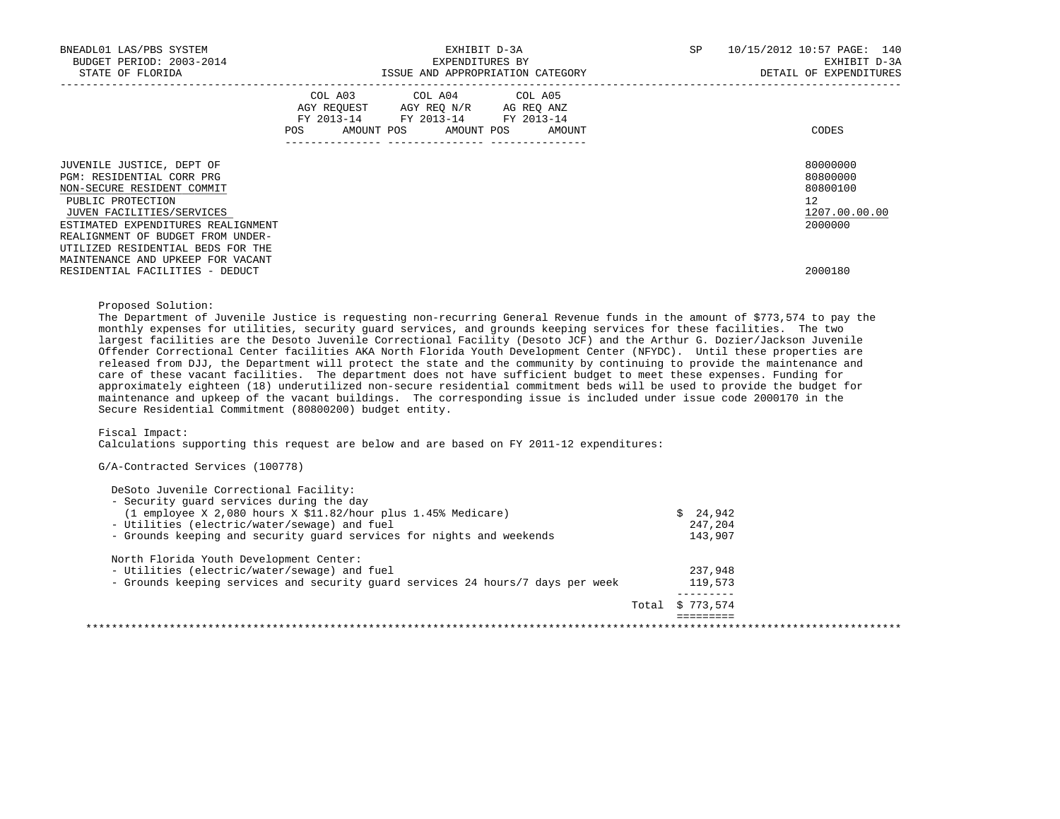| | COL A03 AGY REQUEST FY 2013-14 | | COL A04 AGY REQ N/R FY 2013-14 | | COL A05 AG REQ ANZ FY 2013-14 | | |
|---|---|---|---|---|---|---|---|
| | POS | AMOUNT | POS | AMOUNT | POS | AMOUNT | CODES |
| JUVENILE JUSTICE, DEPT OF | | | | | | | 80000000 |
| PGM: RESIDENTIAL CORR PRG | | | | | | | 80800000 |
| NON-SECURE RESIDENT COMMIT | | | | | | | 80800100 |
| PUBLIC PROTECTION | | | | | | | 12 |
| JUVEN FACILITIES/SERVICES | | | | | | | 1207.00.00.00 |
| ESTIMATED EXPENDITURES REALIGNMENT | | | | | | | 2000000 |
| REALIGNMENT OF BUDGET FROM UNDER-UTILIZED RESIDENTIAL BEDS FOR THE MAINTENANCE AND UPKEEP FOR VACANT RESIDENTIAL FACILITIES - DEDUCT | | | | | | | 2000180 |

Proposed Solution:
The Department of Juvenile Justice is requesting non-recurring General Revenue funds in the amount of $773,574 to pay the monthly expenses for utilities, security guard services, and grounds keeping services for these facilities. The two largest facilities are the Desoto Juvenile Correctional Facility (Desoto JCF) and the Arthur G. Dozier/Jackson Juvenile Offender Correctional Center facilities AKA North Florida Youth Development Center (NFYDC). Until these properties are released from DJJ, the Department will protect the state and the community by continuing to provide the maintenance and care of these vacant facilities. The department does not have sufficient budget to meet these expenses. Funding for approximately eighteen (18) underutilized non-secure residential commitment beds will be used to provide the budget for maintenance and upkeep of the vacant buildings. The corresponding issue is included under issue code 2000170 in the Secure Residential Commitment (80800200) budget entity.

Fiscal Impact:
Calculations supporting this request are below and are based on FY 2011-12 expenditures:

G/A-Contracted Services (100778)

| | |
|---|---|
| DeSoto Juvenile Correctional Facility: | |
| - Security guard services during the day (1 employee X 2,080 hours X $11.82/hour plus 1.45% Medicare) | $ 24,942 |
| - Utilities (electric/water/sewage) and fuel | 247,204 |
| - Grounds keeping and security guard services for nights and weekends | 143,907 |
| North Florida Youth Development Center: | |
| - Utilities (electric/water/sewage) and fuel | 237,948 |
| - Grounds keeping services and security guard services 24 hours/7 days per week | 119,573 |
| Total | $ 773,574 |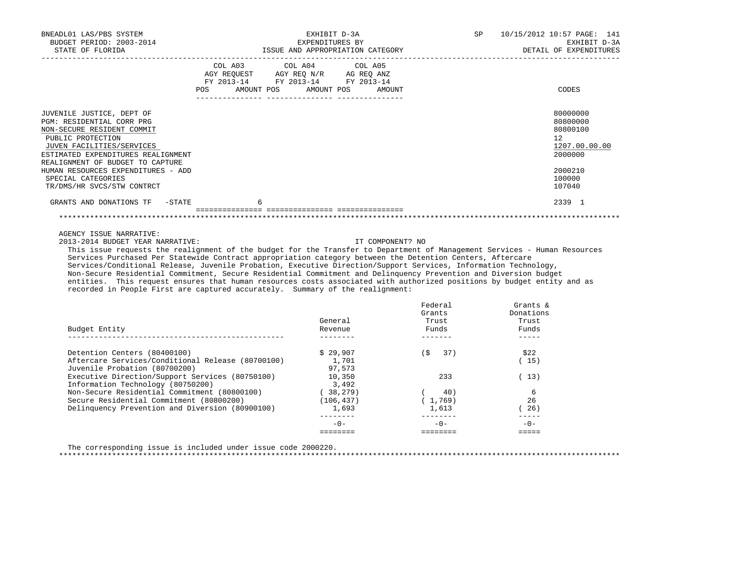BNEADL01 LAS/PBS SYSTEM | EXHIBIT D-3A | SP 10/15/2012 10:57
BUDGET PERIOD: 2003-2014 | EXPENDITURES BY | EXHIBIT D-3A
STATE OF FLORIDA | ISSUE AND APPROPRIATION CATEGORY | DETAIL OF EXPENDITURES

| | COL A03 AGY REQUEST FY 2013-14 POS | AMOUNT | COL A04 AGY REQ N/R FY 2013-14 POS | AMOUNT | COL A05 AG REQ ANZ FY 2013-14 POS | AMOUNT | CODES |
|---|---|---|---|---|---|---|---|
| JUVENILE JUSTICE, DEPT OF | | | | | | | 80000000 |
| PGM: RESIDENTIAL CORR PRG | | | | | | | 80800000 |
| NON-SECURE RESIDENT COMMIT | | | | | | | 80800100 |
| PUBLIC PROTECTION | | | | | | | 12 |
| JUVEN FACILITIES/SERVICES | | | | | | | 1207.00.00.00 |
| ESTIMATED EXPENDITURES REALIGNMENT | | | | | | | 2000000 |
| REALIGNMENT OF BUDGET TO CAPTURE HUMAN RESOURCES EXPENDITURES - ADD | | | | | | | 2000210 |
| SPECIAL CATEGORIES | | | | | | | 100000 |
| TR/DMS/HR SVCS/STW CONTRCT | | | | | | | 107040 |
| GRANTS AND DONATIONS TF -STATE | | 6 | | | | | 2339 1 |

AGENCY ISSUE NARRATIVE:

2013-2014 BUDGET YEAR NARRATIVE: IT COMPONENT? NO

This issue requests the realignment of the budget for the Transfer to Department of Management Services - Human Resources Services Purchased Per Statewide Contract appropriation category between the Detention Centers, Aftercare Services/Conditional Release, Juvenile Probation, Executive Direction/Support Services, Information Technology, Non-Secure Residential Commitment, Secure Residential Commitment and Delinquency Prevention and Diversion budget entities. This request ensures that human resources costs associated with authorized positions by budget entity and as recorded in People First are captured accurately. Summary of the realignment:

| Budget Entity | General Revenue | Federal Grants Trust Funds | Grants & Donations Trust Funds |
|---|---|---|---|
| Detention Centers (80400100) | $ 29,907 | ($ 37) | $22 |
| Aftercare Services/Conditional Release (80700100) | 1,701 | | ( 15) |
| Juvenile Probation (80700200) | 97,573 | | |
| Executive Direction/Support Services (80750100) | 10,350 | 233 | ( 13) |
| Information Technology (80750200) | 3,492 | | |
| Non-Secure Residential Commitment (80800100) | ( 38,279) | ( 40) | 6 |
| Secure Residential Commitment (80800200) | (106,437) | ( 1,769) | 26 |
| Delinquency Prevention and Diversion (80900100) | 1,693 | 1,613 | ( 26) |
| | -0- | -0- | -0- |

The corresponding issue is included under issue code 2000220.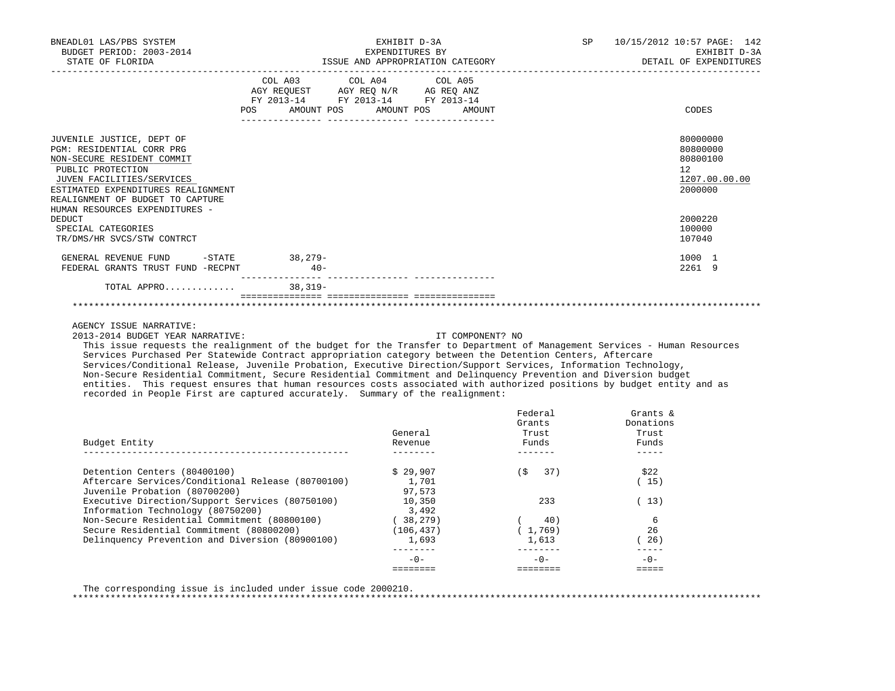BNEADL01 LAS/PBS SYSTEM | EXHIBIT D-3A | SP 10/15/2012 10:57
BUDGET PERIOD: 2003-2014 | EXPENDITURES BY | EXHIBIT D-3A
STATE OF FLORIDA | ISSUE AND APPROPRIATION CATEGORY | DETAIL OF EXPENDITURES

| | COL A03 AGY REQUEST FY 2013-14 POS | AMOUNT | COL A04 AGY REQ N/R FY 2013-14 POS | AMOUNT | COL A05 AG REQ ANZ FY 2013-14 POS | AMOUNT | CODES |
|---|---|---|---|---|---|---|---|
| JUVENILE JUSTICE, DEPT OF | | | | | | | 80000000 |
| PGM: RESIDENTIAL CORR PRG | | | | | | | 80800000 |
| NON-SECURE RESIDENT COMMIT | | | | | | | 80800100 |
| PUBLIC PROTECTION | | | | | | | 12 |
| JUVEN FACILITIES/SERVICES | | | | | | | 1207.00.00.00 |
| ESTIMATED EXPENDITURES REALIGNMENT | | | | | | | 2000000 |
| REALIGNMENT OF BUDGET TO CAPTURE HUMAN RESOURCES EXPENDITURES - DEDUCT | | | | | | | 2000220 |
| SPECIAL CATEGORIES | | | | | | | 100000 |
| TR/DMS/HR SVCS/STW CONTRCT | | | | | | | 107040 |
| GENERAL REVENUE FUND -STATE | | 38,279- | | | | | 1000 1 |
| FEDERAL GRANTS TRUST FUND -RECPNT | | 40- | | | | | 2261 9 |
| TOTAL APPRO............ | | 38,319- | | | | | |

AGENCY ISSUE NARRATIVE:

2013-2014 BUDGET YEAR NARRATIVE: IT COMPONENT? NO

This issue requests the realignment of the budget for the Transfer to Department of Management Services - Human Resources Services Purchased Per Statewide Contract appropriation category between the Detention Centers, Aftercare Services/Conditional Release, Juvenile Probation, Executive Direction/Support Services, Information Technology, Non-Secure Residential Commitment, Secure Residential Commitment and Delinquency Prevention and Diversion budget entities. This request ensures that human resources costs associated with authorized positions by budget entity and as recorded in People First are captured accurately. Summary of the realignment:

| Budget Entity | General Revenue | Federal Grants Trust Funds | Grants & Donations Trust Funds |
|---|---|---|---|
| Detention Centers (80400100) | $ 29,907 | ($ 37) | $22 |
| Aftercare Services/Conditional Release (80700100) | 1,701 | | ( 15) |
| Juvenile Probation (80700200) | 97,573 | | |
| Executive Direction/Support Services (80750100) | 10,350 | 233 | ( 13) |
| Information Technology (80750200) | 3,492 | | |
| Non-Secure Residential Commitment (80800100) | ( 38,279) | ( 40) | 6 |
| Secure Residential Commitment (80800200) | (106,437) | ( 1,769) | 26 |
| Delinquency Prevention and Diversion (80900100) | 1,693 | 1,613 | ( 26) |
| | -0- | -0- | -0- |

The corresponding issue is included under issue code 2000210.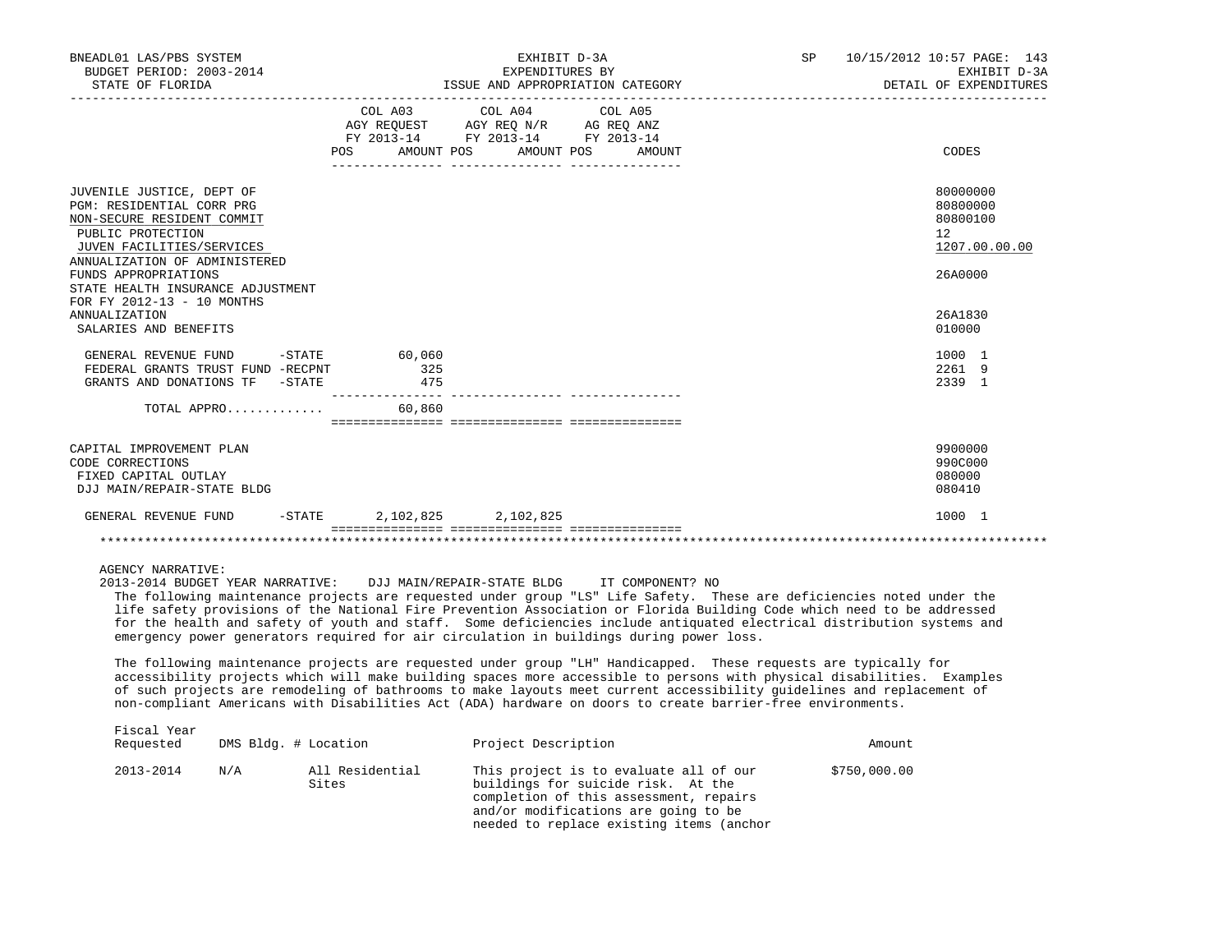| | COL A03 AGY REQUEST FY 2013-14 | | COL A04 AGY REQ N/R FY 2013-14 | | COL A05 AG REQ ANZ FY 2013-14 | | CODES |
|---|---|---|---|---|---|---|---|
| | POS | AMOUNT | POS | AMOUNT | POS | AMOUNT | |
| JUVENILE JUSTICE, DEPT OF | | | | | | | 80000000 |
| PGM: RESIDENTIAL CORR PRG | | | | | | | 80800000 |
| NON-SECURE RESIDENT COMMIT | | | | | | | 80800100 |
| PUBLIC PROTECTION | | | | | | | 12 |
| JUVEN FACILITIES/SERVICES | | | | | | | 1207.00.00.00 |
| ANNUALIZATION OF ADMINISTERED FUNDS APPROPRIATIONS | | | | | | | 26A0000 |
| STATE HEALTH INSURANCE ADJUSTMENT FOR FY 2012-13 - 10 MONTHS ANNUALIZATION | | | | | | | 26A1830 |
| SALARIES AND BENEFITS | | | | | | | 010000 |
| GENERAL REVENUE FUND -STATE | | 60,060 | | | | | 1000 1 |
| FEDERAL GRANTS TRUST FUND -RECPNT | | 325 | | | | | 2261 9 |
| GRANTS AND DONATIONS TF -STATE | | 475 | | | | | 2339 1 |
| TOTAL APPRO............ | | 60,860 | | | | | |
| CAPITAL IMPROVEMENT PLAN | | | | | | | 9900000 |
| CODE CORRECTIONS | | | | | | | 990C000 |
| FIXED CAPITAL OUTLAY | | | | | | | 080000 |
| DJJ MAIN/REPAIR-STATE BLDG | | | | | | | 080410 |
| GENERAL REVENUE FUND -STATE | | 2,102,825 | | 2,102,825 | | | 1000 1 |

AGENCY NARRATIVE:

2013-2014 BUDGET YEAR NARRATIVE: DJJ MAIN/REPAIR-STATE BLDG IT COMPONENT? NO

The following maintenance projects are requested under group "LS" Life Safety. These are deficiencies noted under the life safety provisions of the National Fire Prevention Association or Florida Building Code which need to be addressed for the health and safety of youth and staff. Some deficiencies include antiquated electrical distribution systems and emergency power generators required for air circulation in buildings during power loss.

The following maintenance projects are requested under group "LH" Handicapped. These requests are typically for accessibility projects which will make building spaces more accessible to persons with physical disabilities. Examples of such projects are remodeling of bathrooms to make layouts meet current accessibility guidelines and replacement of non-compliant Americans with Disabilities Act (ADA) hardware on doors to create barrier-free environments.

| Fiscal Year Requested | DMS Bldg. # | Location | Project Description | Amount |
|---|---|---|---|---|
| 2013-2014 | N/A | All Residential Sites | This project is to evaluate all of our buildings for suicide risk. At the completion of this assessment, repairs and/or modifications are going to be needed to replace existing items (anchor | $750,000.00 |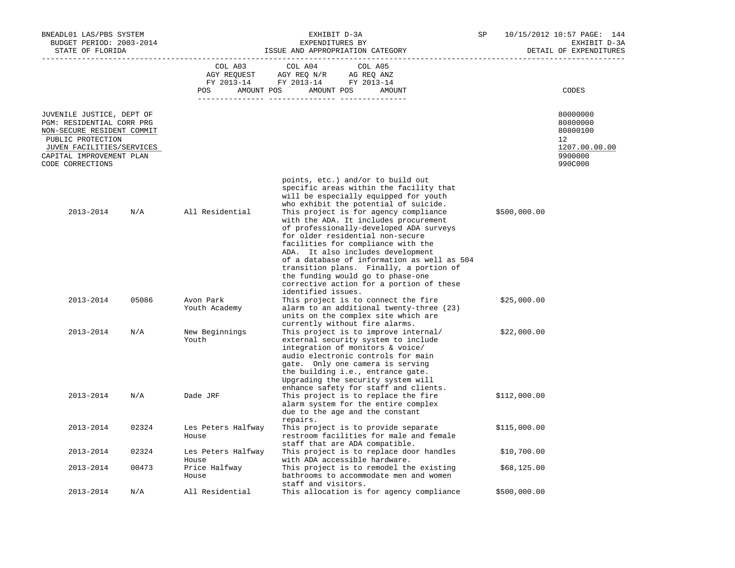BNEADL01 LAS/PBS SYSTEM
BUDGET PERIOD: 2003-2014
STATE OF FLORIDA

EXHIBIT D-3A
EXPENDITURES BY
ISSUE AND APPROPRIATION CATEGORY

SP 10/15/2012 10:57 PAGE: 144
EXHIBIT D-3A
DETAIL OF EXPENDITURES

| | COL A03 AGY REQUEST FY 2013-14 POS AMOUNT | COL A04 AGY REQ N/R FY 2013-14 POS AMOUNT | COL A05 AG REQ ANZ FY 2013-14 POS AMOUNT | CODES |
|---|---|---|---|---|

| | CODES |
|---|---|
| JUVENILE JUSTICE, DEPT OF | 80000000 |
| PGM: RESIDENTIAL CORR PRG | 80800000 |
| NON-SECURE RESIDENT COMMIT | 80800100 |
| PUBLIC PROTECTION | 12 |
| JUVEN FACILITIES/SERVICES | 1207.00.00.00 |
| CAPITAL IMPROVEMENT PLAN | 9900000 |
| CODE CORRECTIONS | 990C000 |

| | | | | |
|---|---|---|---|---|
| | | | points, etc.) and/or to build out specific areas within the facility that will be especially equipped for youth who exhibit the potential of suicide. | |
| 2013-2014 | N/A | All Residential | This project is for agency compliance with the ADA. It includes procurement of professionally-developed ADA surveys for older residential non-secure facilities for compliance with the ADA. It also includes development of a database of information as well as 504 transition plans. Finally, a portion of the funding would go to phase-one corrective action for a portion of these identified issues. | $500,000.00 |
| 2013-2014 | 05086 | Avon Park Youth Academy | This project is to connect the fire alarm to an additional twenty-three (23) units on the complex site which are currently without fire alarms. | $25,000.00 |
| 2013-2014 | N/A | New Beginnings Youth | This project is to improve internal/ external security system to include integration of monitors & voice/ audio electronic controls for main gate. Only one camera is serving the building i.e., entrance gate. Upgrading the security system will enhance safety for staff and clients. | $22,000.00 |
| 2013-2014 | N/A | Dade JRF | This project is to replace the fire alarm system for the entire complex due to the age and the constant repairs. | $112,000.00 |
| 2013-2014 | 02324 | Les Peters Halfway House | This project is to provide separate restroom facilities for male and female staff that are ADA compatible. | $115,000.00 |
| 2013-2014 | 02324 | Les Peters Halfway House | This project is to replace door handles with ADA accessible hardware. | $10,700.00 |
| 2013-2014 | 00473 | Price Halfway House | This project is to remodel the existing bathrooms to accommodate men and women staff and visitors. | $68,125.00 |
| 2013-2014 | N/A | All Residential | This allocation is for agency compliance | $500,000.00 |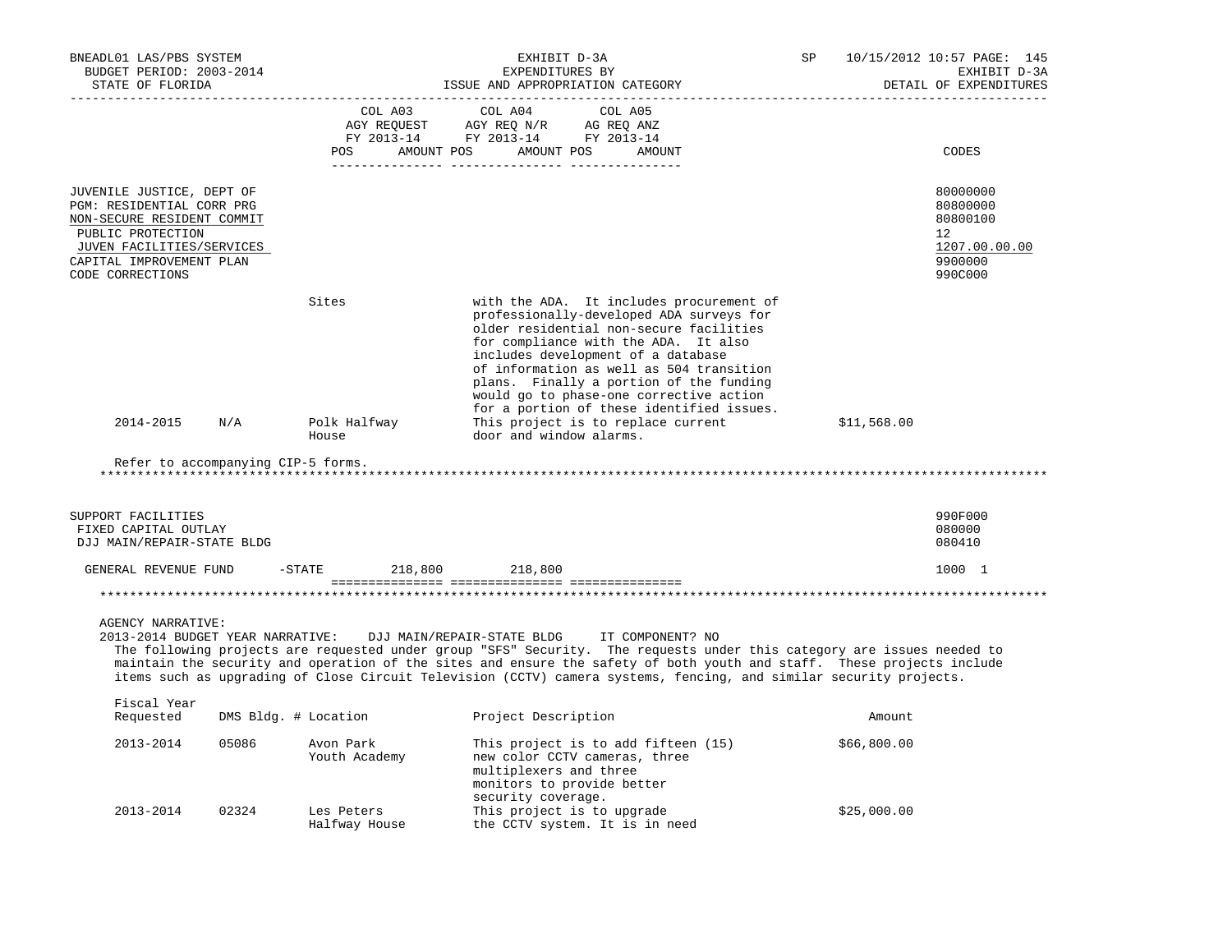| | COL A03 AGY REQUEST FY 2013-14 POS AMOUNT | COL A04 AGY REQ N/R FY 2013-14 POS AMOUNT | COL A05 AG REQ ANZ FY 2013-14 POS AMOUNT | CODES |
|---|---|---|---|---|
| JUVENILE JUSTICE, DEPT OF | | | | 80000000 |
| PGM: RESIDENTIAL CORR PRG | | | | 80800000 |
| NON-SECURE RESIDENT COMMIT | | | | 80800100 |
| PUBLIC PROTECTION | | | | 12 |
| JUVEN FACILITIES/SERVICES | | | | 1207.00.00.00 |
| CAPITAL IMPROVEMENT PLAN | | | | 9900000 |
| CODE CORRECTIONS | | | | 990C000 |

| Fiscal Year Requested | DMS Bldg. # | Location | Project Description | Amount |
|---|---|---|---|---|
| | | Sites | with the ADA. It includes procurement of professionally-developed ADA surveys for older residential non-secure facilities for compliance with the ADA. It also includes development of a database of information as well as 504 transition plans. Finally a portion of the funding would go to phase-one corrective action for a portion of these identified issues. | |
| 2014-2015 | N/A | Polk Halfway House | This project is to replace current door and window alarms. | $11,568.00 |

Refer to accompanying CIP-5 forms.

*******************************************************************************************************************

| | COL A03 | COL A04 | COL A05 | CODES |
|---|---|---|---|---|
| SUPPORT FACILITIES | | | | 990F000 |
| FIXED CAPITAL OUTLAY | | | | 080000 |
| DJJ MAIN/REPAIR-STATE BLDG | | | | 080410 |
| GENERAL REVENUE FUND -STATE | 218,800 | 218,800 | | 1000 1 |

*******************************************************************************************************************

AGENCY NARRATIVE:

2013-2014 BUDGET YEAR NARRATIVE: DJJ MAIN/REPAIR-STATE BLDG IT COMPONENT? NO

The following projects are requested under group "SFS" Security. The requests under this category are issues needed to maintain the security and operation of the sites and ensure the safety of both youth and staff. These projects include items such as upgrading of Close Circuit Television (CCTV) camera systems, fencing, and similar security projects.

| Fiscal Year Requested | DMS Bldg. # | Location | Project Description | Amount |
|---|---|---|---|---|
| 2013-2014 | 05086 | Avon Park Youth Academy | This project is to add fifteen (15) new color CCTV cameras, three multiplexers and three monitors to provide better security coverage. | $66,800.00 |
| 2013-2014 | 02324 | Les Peters Halfway House | This project is to upgrade the CCTV system. It is in need | $25,000.00 |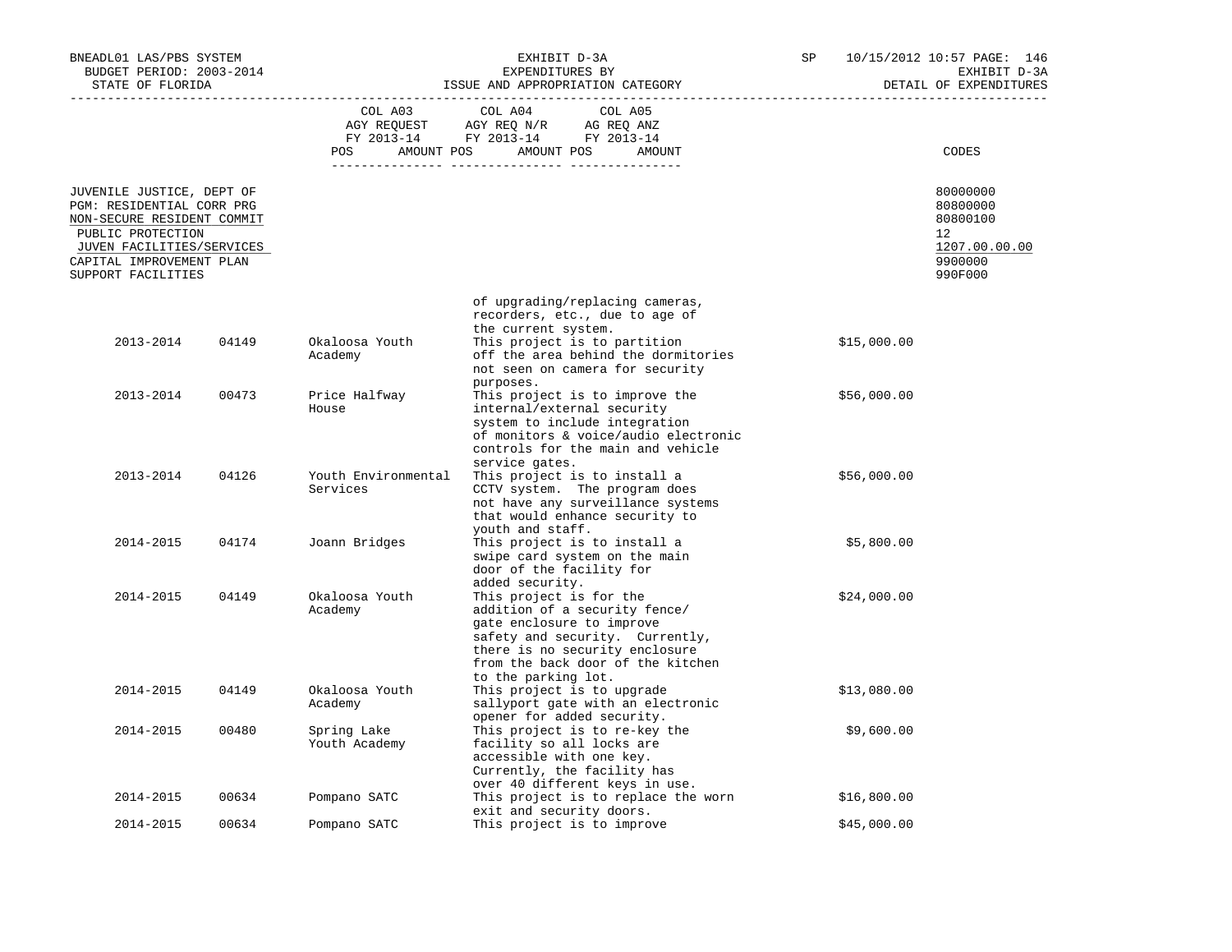BNEADL01 LAS/PBS SYSTEM | EXHIBIT D-3A | SP 10/15/2012 10:57
BUDGET PERIOD: 2003-2014 | EXPENDITURES BY | EXHIBIT D-3A
STATE OF FLORIDA | ISSUE AND APPROPRIATION CATEGORY | DETAIL OF EXPENDITURES

| | COL A03 AGY REQUEST FY 2013-14 | COL A04 AGY REQ N/R FY 2013-14 | COL A05 AG REQ ANZ FY 2013-14 | CODES |
|---|---|---|---|---|
| | POS AMOUNT | POS AMOUNT | POS AMOUNT | |
| JUVENILE JUSTICE, DEPT OF | | | | 80000000 |
| PGM: RESIDENTIAL CORR PRG | | | | 80800000 |
| NON-SECURE RESIDENT COMMIT | | | | 80800100 |
| PUBLIC PROTECTION | | | | 12 |
| JUVEN FACILITIES/SERVICES | | | | 1207.00.00.00 |
| CAPITAL IMPROVEMENT PLAN | | | | 9900000 |
| SUPPORT FACILITIES | | | | 990F000 |

| Year | Facility ID | Facility | Description | Amount |
|---|---|---|---|---|
| | | | of upgrading/replacing cameras, recorders, etc., due to age of the current system. | |
| 2013-2014 | 04149 | Okaloosa Youth Academy | This project is to partition off the area behind the dormitories not seen on camera for security purposes. | $15,000.00 |
| 2013-2014 | 00473 | Price Halfway House | This project is to improve the internal/external security system to include integration of monitors & voice/audio electronic controls for the main and vehicle service gates. | $56,000.00 |
| 2013-2014 | 04126 | Youth Environmental Services | This project is to install a CCTV system. The program does not have any surveillance systems that would enhance security to youth and staff. | $56,000.00 |
| 2014-2015 | 04174 | Joann Bridges | This project is to install a swipe card system on the main door of the facility for added security. | $5,800.00 |
| 2014-2015 | 04149 | Okaloosa Youth Academy | This project is for the addition of a security fence/ gate enclosure to improve safety and security. Currently, there is no security enclosure from the back door of the kitchen to the parking lot. | $24,000.00 |
| 2014-2015 | 04149 | Okaloosa Youth Academy | This project is to upgrade sallyport gate with an electronic opener for added security. | $13,080.00 |
| 2014-2015 | 00480 | Spring Lake Youth Academy | This project is to re-key the facility so all locks are accessible with one key. Currently, the facility has over 40 different keys in use. | $9,600.00 |
| 2014-2015 | 00634 | Pompano SATC | This project is to replace the worn exit and security doors. | $16,800.00 |
| 2014-2015 | 00634 | Pompano SATC | This project is to improve | $45,000.00 |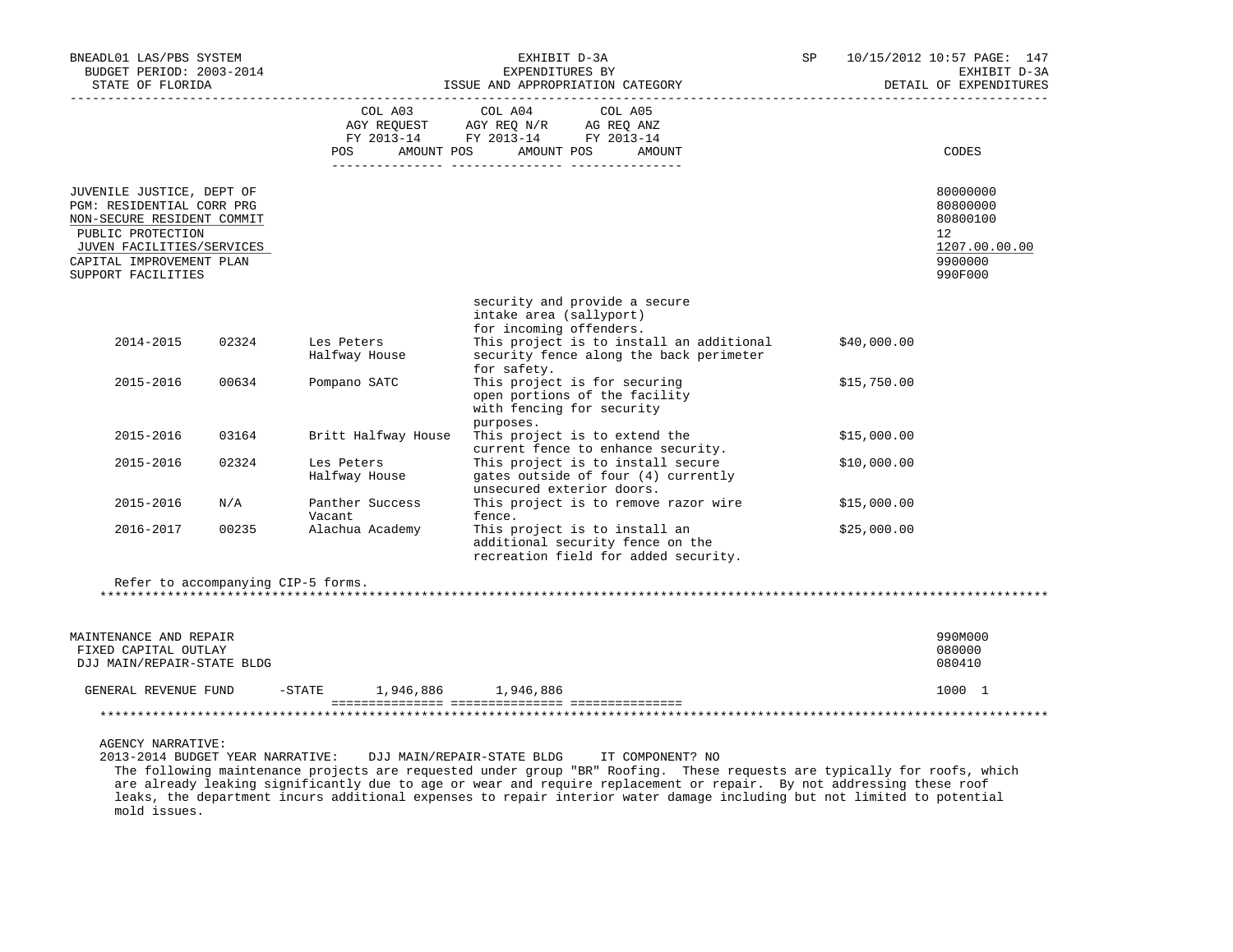| | | COL A03 AGY REQUEST FY 2013-14 POS AMOUNT | COL A04 AGY REQ N/R FY 2013-14 POS AMOUNT | COL A05 AG REQ ANZ FY 2013-14 POS AMOUNT | CODES |
|---|---|---|---|---|---|
| JUVENILE JUSTICE, DEPT OF | | | | | 80000000 |
| PGM: RESIDENTIAL CORR PRG | | | | | 80800000 |
| NON-SECURE RESIDENT COMMIT | | | | | 80800100 |
| PUBLIC PROTECTION | | | | | 12 |
| JUVEN FACILITIES/SERVICES | | | | | 1207.00.00.00 |
| CAPITAL IMPROVEMENT PLAN | | | | | 9900000 |
| SUPPORT FACILITIES | | | | | 990F000 |

security and provide a secure intake area (sallyport) for incoming offenders.

| Year | Facility No. | Facility | Description | Amount |
|---|---|---|---|---|
| 2014-2015 | 02324 | Les Peters Halfway House | This project is to install an additional security fence along the back perimeter for safety. | $40,000.00 |
| 2015-2016 | 00634 | Pompano SATC | This project is for securing open portions of the facility with fencing for security purposes. | $15,750.00 |
| 2015-2016 | 03164 | Britt Halfway House | This project is to extend the current fence to enhance security. | $15,000.00 |
| 2015-2016 | 02324 | Les Peters Halfway House | This project is to install secure gates outside of four (4) currently unsecured exterior doors. | $10,000.00 |
| 2015-2016 | N/A | Panther Success Vacant | This project is to remove razor wire fence. | $15,000.00 |
| 2016-2017 | 00235 | Alachua Academy | This project is to install an additional security fence on the recreation field for added security. | $25,000.00 |

Refer to accompanying CIP-5 forms.

*******************************************************************************************************************

| | | COL A03 | COL A04 | COL A05 | CODES |
|---|---|---|---|---|---|
| MAINTENANCE AND REPAIR | | | | | 990M000 |
| FIXED CAPITAL OUTLAY | | | | | 080000 |
| DJJ MAIN/REPAIR-STATE BLDG | | | | | 080410 |
| GENERAL REVENUE FUND | -STATE | 1,946,886 | 1,946,886 | | 1000 1 |

*******************************************************************************************************************

AGENCY NARRATIVE:
2013-2014 BUDGET YEAR NARRATIVE: DJJ MAIN/REPAIR-STATE BLDG IT COMPONENT? NO

The following maintenance projects are requested under group "BR" Roofing. These requests are typically for roofs, which are already leaking significantly due to age or wear and require replacement or repair. By not addressing these roof leaks, the department incurs additional expenses to repair interior water damage including but not limited to potential mold issues.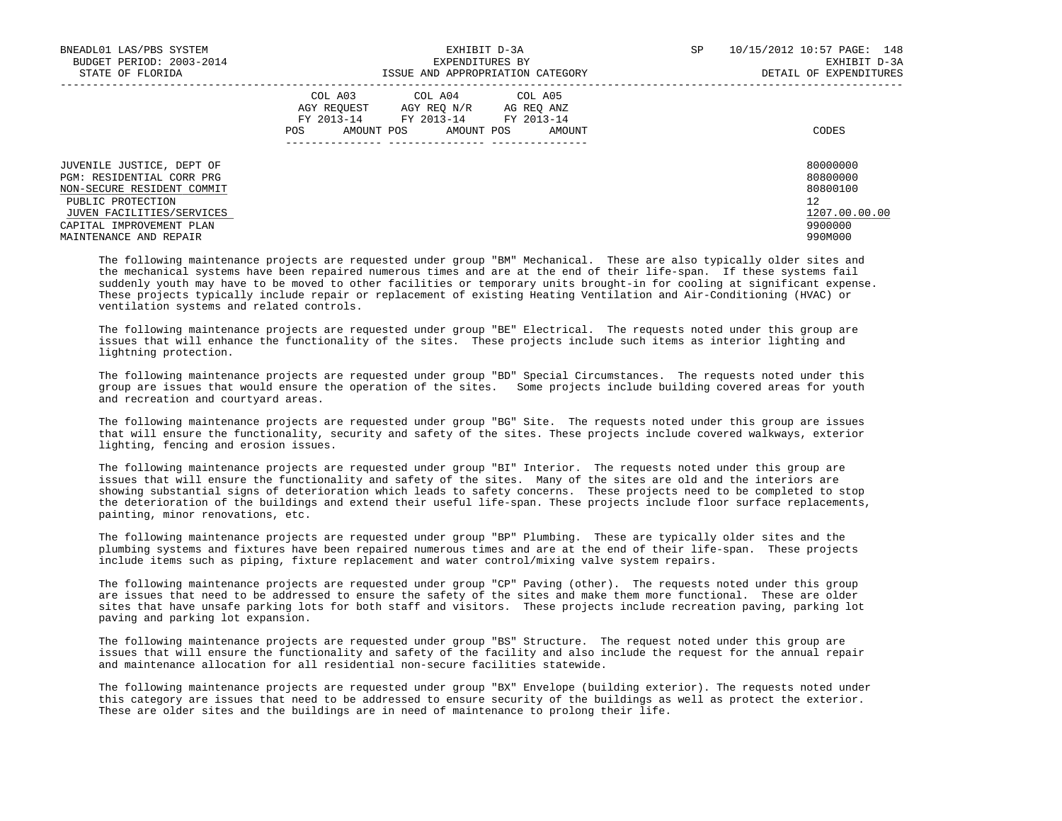| | COL A03 AGY REQUEST FY 2013-14 POS AMOUNT | COL A04 AGY REQ N/R FY 2013-14 POS AMOUNT | COL A05 AG REQ ANZ FY 2013-14 POS AMOUNT | CODES |
|---|---|---|---|---|
| JUVENILE JUSTICE, DEPT OF | | | | 80000000 |
| PGM: RESIDENTIAL CORR PRG | | | | 80800000 |
| NON-SECURE RESIDENT COMMIT | | | | 80800100 |
| PUBLIC PROTECTION | | | | 12 |
| JUVEN FACILITIES/SERVICES | | | | 1207.00.00.00 |
| CAPITAL IMPROVEMENT PLAN | | | | 9900000 |
| MAINTENANCE AND REPAIR | | | | 990M000 |

The following maintenance projects are requested under group "BM" Mechanical. These are also typically older sites and the mechanical systems have been repaired numerous times and are at the end of their life-span. If these systems fail suddenly youth may have to be moved to other facilities or temporary units brought-in for cooling at significant expense. These projects typically include repair or replacement of existing Heating Ventilation and Air-Conditioning (HVAC) or ventilation systems and related controls.

The following maintenance projects are requested under group "BE" Electrical. The requests noted under this group are issues that will enhance the functionality of the sites. These projects include such items as interior lighting and lightning protection.

The following maintenance projects are requested under group "BD" Special Circumstances. The requests noted under this group are issues that would ensure the operation of the sites. Some projects include building covered areas for youth and recreation and courtyard areas.

The following maintenance projects are requested under group "BG" Site. The requests noted under this group are issues that will ensure the functionality, security and safety of the sites. These projects include covered walkways, exterior lighting, fencing and erosion issues.

The following maintenance projects are requested under group "BI" Interior. The requests noted under this group are issues that will ensure the functionality and safety of the sites. Many of the sites are old and the interiors are showing substantial signs of deterioration which leads to safety concerns. These projects need to be completed to stop the deterioration of the buildings and extend their useful life-span. These projects include floor surface replacements, painting, minor renovations, etc.

The following maintenance projects are requested under group "BP" Plumbing. These are typically older sites and the plumbing systems and fixtures have been repaired numerous times and are at the end of their life-span. These projects include items such as piping, fixture replacement and water control/mixing valve system repairs.

The following maintenance projects are requested under group "CP" Paving (other). The requests noted under this group are issues that need to be addressed to ensure the safety of the sites and make them more functional. These are older sites that have unsafe parking lots for both staff and visitors. These projects include recreation paving, parking lot paving and parking lot expansion.

The following maintenance projects are requested under group "BS" Structure. The request noted under this group are issues that will ensure the functionality and safety of the facility and also include the request for the annual repair and maintenance allocation for all residential non-secure facilities statewide.

The following maintenance projects are requested under group "BX" Envelope (building exterior). The requests noted under this category are issues that need to be addressed to ensure security of the buildings as well as protect the exterior. These are older sites and the buildings are in need of maintenance to prolong their life.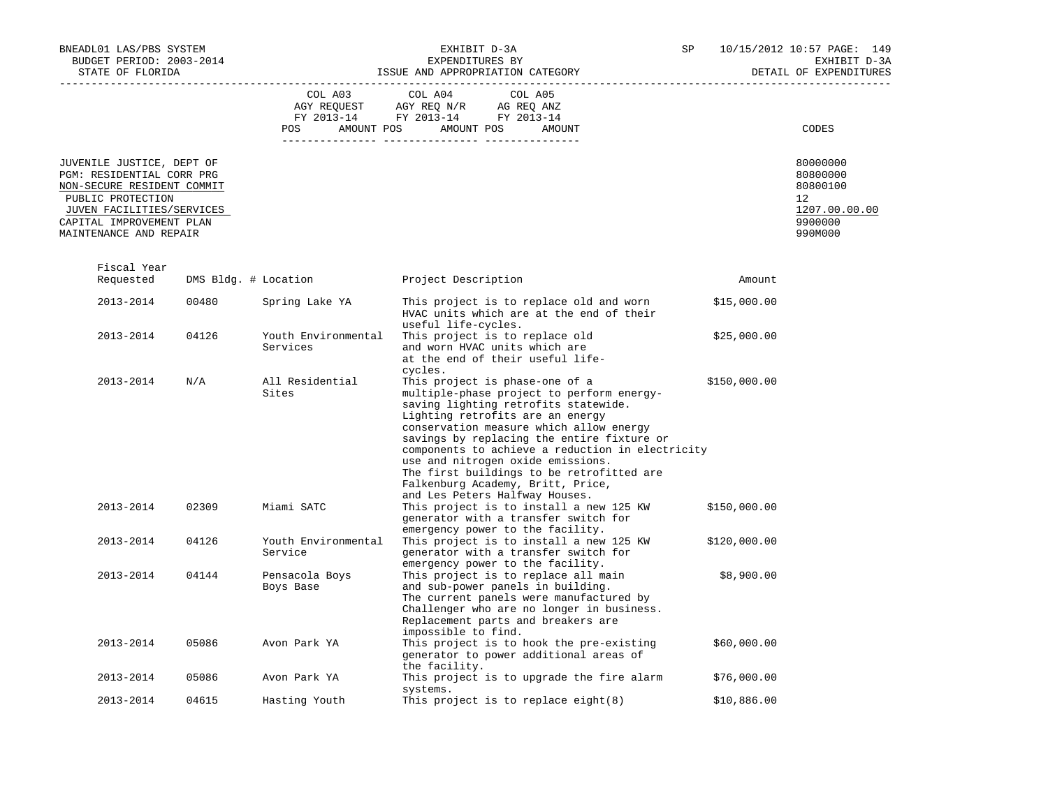BNEADL01 LAS/PBS SYSTEM — EXHIBIT D-3A — SP 10/15/2012 10:57

BUDGET PERIOD: 2003-2014 — EXPENDITURES BY — EXHIBIT D-3A

STATE OF FLORIDA — ISSUE AND APPROPRIATION CATEGORY — DETAIL OF EXPENDITURES

| | COL A03 AGY REQUEST FY 2013-14 POS AMOUNT | COL A04 AGY REQ N/R FY 2013-14 POS AMOUNT | COL A05 AG REQ ANZ FY 2013-14 POS AMOUNT | CODES |
|---|---|---|---|---|
| JUVENILE JUSTICE, DEPT OF | | | | 80000000 |
| PGM: RESIDENTIAL CORR PRG | | | | 80800000 |
| NON-SECURE RESIDENT COMMIT | | | | 80800100 |
| PUBLIC PROTECTION | | | | 12 |
| JUVEN FACILITIES/SERVICES | | | | 1207.00.00.00 |
| CAPITAL IMPROVEMENT PLAN | | | | 9900000 |
| MAINTENANCE AND REPAIR | | | | 990M000 |

| Fiscal Year Requested | DMS Bldg. # | Location | Project Description | Amount |
|---|---|---|---|---|
| 2013-2014 | 00480 | Spring Lake YA | This project is to replace old and worn HVAC units which are at the end of their useful life-cycles. | $15,000.00 |
| 2013-2014 | 04126 | Youth Environmental Services | This project is to replace old and worn HVAC units which are at the end of their useful life-cycles. | $25,000.00 |
| 2013-2014 | N/A | All Residential Sites | This project is phase-one of a multiple-phase project to perform energy-saving lighting retrofits statewide. Lighting retrofits are an energy conservation measure which allow energy savings by replacing the entire fixture or components to achieve a reduction in electricity use and nitrogen oxide emissions. The first buildings to be retrofitted are Falkenburg Academy, Britt, Price, and Les Peters Halfway Houses. | $150,000.00 |
| 2013-2014 | 02309 | Miami SATC | This project is to install a new 125 KW generator with a transfer switch for emergency power to the facility. | $150,000.00 |
| 2013-2014 | 04126 | Youth Environmental Service | This project is to install a new 125 KW generator with a transfer switch for emergency power to the facility. | $120,000.00 |
| 2013-2014 | 04144 | Pensacola Boys Boys Base | This project is to replace all main and sub-power panels in building. The current panels were manufactured by Challenger who are no longer in business. Replacement parts and breakers are impossible to find. | $8,900.00 |
| 2013-2014 | 05086 | Avon Park YA | This project is to hook the pre-existing generator to power additional areas of the facility. | $60,000.00 |
| 2013-2014 | 05086 | Avon Park YA | This project is to upgrade the fire alarm systems. | $76,000.00 |
| 2013-2014 | 04615 | Hasting Youth | This project is to replace eight(8) | $10,886.00 |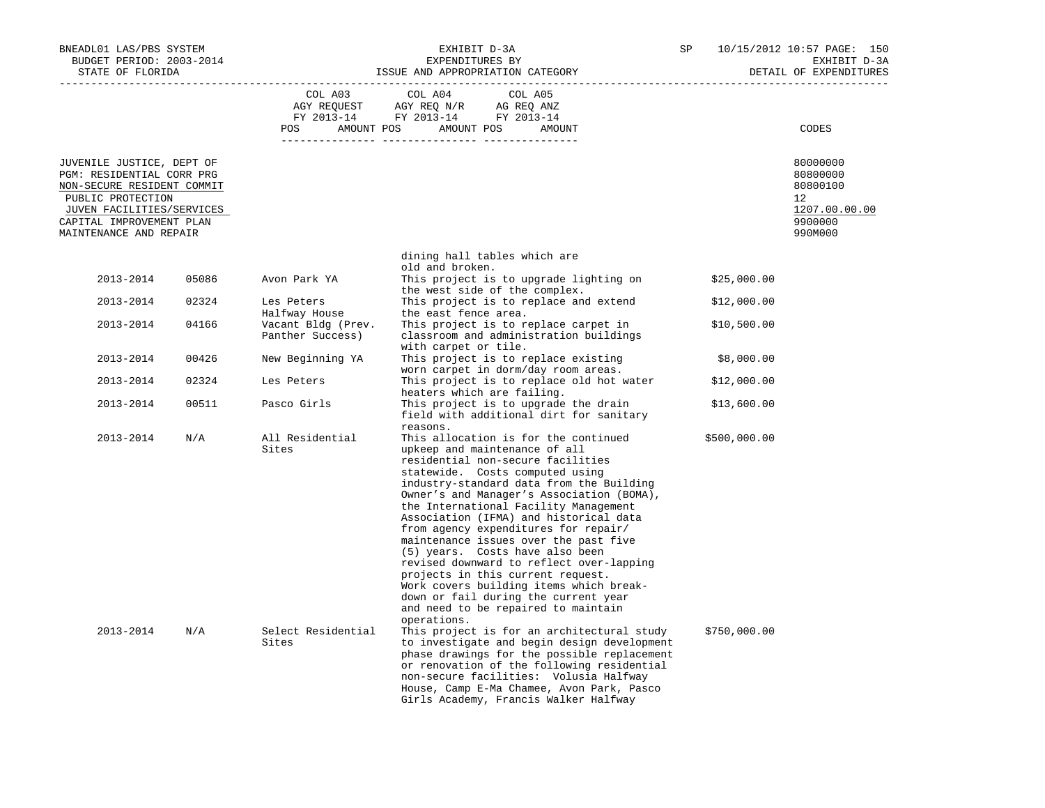BNEADL01 LAS/PBS SYSTEM
BUDGET PERIOD: 2003-2014
STATE OF FLORIDA

EXHIBIT D-3A
EXPENDITURES BY
ISSUE AND APPROPRIATION CATEGORY

SP 10/15/2012 10:57 PAGE: 150
EXHIBIT D-3A
DETAIL OF EXPENDITURES

| | COL A03 AGY REQUEST FY 2013-14 POS AMOUNT | COL A04 AGY REQ N/R FY 2013-14 POS AMOUNT | COL A05 AG REQ ANZ FY 2013-14 POS AMOUNT | CODES |
|---|---|---|---|---|
| JUVENILE JUSTICE, DEPT OF | | | | 80000000 |
| PGM: RESIDENTIAL CORR PRG | | | | 80800000 |
| NON-SECURE RESIDENT COMMIT | | | | 80800100 |
| PUBLIC PROTECTION | | | | 12 |
| JUVEN FACILITIES/SERVICES | | | | 1207.00.00.00 |
| CAPITAL IMPROVEMENT PLAN | | | | 9900000 |
| MAINTENANCE AND REPAIR | | | | 990M000 |

| Year | Facility No. | Facility | Description | Amount |
|---|---|---|---|---|
| | | | dining hall tables which are old and broken. | |
| 2013-2014 | 05086 | Avon Park YA | This project is to upgrade lighting on the west side of the complex. | $25,000.00 |
| 2013-2014 | 02324 | Les Peters Halfway House | This project is to replace and extend the east fence area. | $12,000.00 |
| 2013-2014 | 04166 | Vacant Bldg (Prev. Panther Success) | This project is to replace carpet in classroom and administration buildings with carpet or tile. | $10,500.00 |
| 2013-2014 | 00426 | New Beginning YA | This project is to replace existing worn carpet in dorm/day room areas. | $8,000.00 |
| 2013-2014 | 02324 | Les Peters | This project is to replace old hot water heaters which are failing. | $12,000.00 |
| 2013-2014 | 00511 | Pasco Girls | This project is to upgrade the drain field with additional dirt for sanitary reasons. | $13,600.00 |
| 2013-2014 | N/A | All Residential Sites | This allocation is for the continued upkeep and maintenance of all residential non-secure facilities statewide. Costs computed using industry-standard data from the Building Owner's and Manager's Association (BOMA), the International Facility Management Association (IFMA) and historical data from agency expenditures for repair/ maintenance issues over the past five (5) years. Costs have also been revised downward to reflect over-lapping projects in this current request. Work covers building items which break-down or fail during the current year and need to be repaired to maintain operations. | $500,000.00 |
| 2013-2014 | N/A | Select Residential Sites | This project is for an architectural study to investigate and begin design development phase drawings for the possible replacement or renovation of the following residential non-secure facilities: Volusia Halfway House, Camp E-Ma Chamee, Avon Park, Pasco Girls Academy, Francis Walker Halfway | $750,000.00 |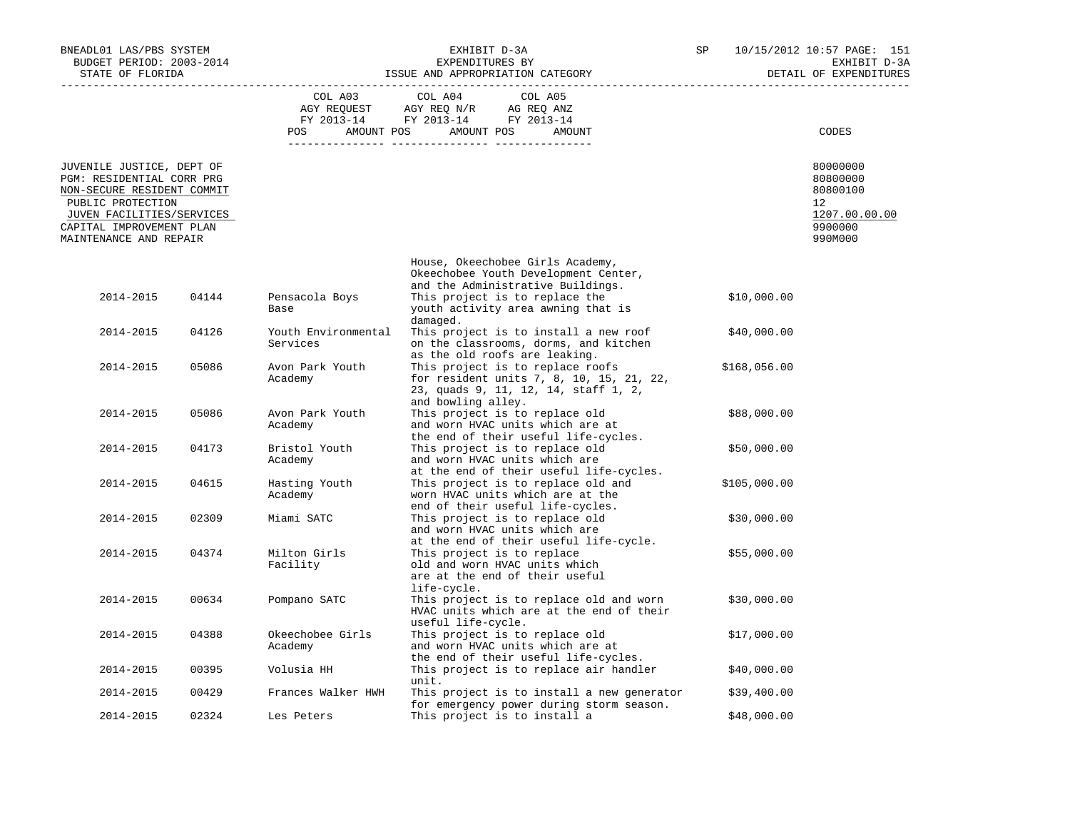BNEADL01 LAS/PBS SYSTEM
BUDGET PERIOD: 2003-2014
STATE OF FLORIDA

EXHIBIT D-3A
EXPENDITURES BY
ISSUE AND APPROPRIATION CATEGORY

SP 10/15/2012 10:57

EXHIBIT D-3A
DETAIL OF EXPENDITURES

| | COL A03 AGY REQUEST FY 2013-14 POS AMOUNT | COL A04 AGY REQ N/R FY 2013-14 POS AMOUNT | COL A05 AG REQ ANZ FY 2013-14 POS AMOUNT | CODES |
|---|---|---|---|---|
| JUVENILE JUSTICE, DEPT OF | | | | 80000000 |
| PGM: RESIDENTIAL CORR PRG | | | | 80800000 |
| NON-SECURE RESIDENT COMMIT | | | | 80800100 |
| PUBLIC PROTECTION | | | | 12 |
| JUVEN FACILITIES/SERVICES | | | | 1207.00.00.00 |
| CAPITAL IMPROVEMENT PLAN | | | | 9900000 |
| MAINTENANCE AND REPAIR | | | | 990M000 |

| | | | House, Okeechobee Girls Academy, Okeechobee Youth Development Center, and the Administrative Buildings. | |
|---|---|---|---|---|
| 2014-2015 | 04144 | Pensacola Boys Base | This project is to replace the youth activity area awning that is damaged. | $10,000.00 |
| 2014-2015 | 04126 | Youth Environmental Services | This project is to install a new roof on the classrooms, dorms, and kitchen as the old roofs are leaking. | $40,000.00 |
| 2014-2015 | 05086 | Avon Park Youth Academy | This project is to replace roofs for resident units 7, 8, 10, 15, 21, 22, 23, quads 9, 11, 12, 14, staff 1, 2, and bowling alley. | $168,056.00 |
| 2014-2015 | 05086 | Avon Park Youth Academy | This project is to replace old and worn HVAC units which are at the end of their useful life-cycles. | $88,000.00 |
| 2014-2015 | 04173 | Bristol Youth Academy | This project is to replace old and worn HVAC units which are at the end of their useful life-cycles. | $50,000.00 |
| 2014-2015 | 04615 | Hasting Youth Academy | This project is to replace old and worn HVAC units which are at the end of their useful life-cycles. | $105,000.00 |
| 2014-2015 | 02309 | Miami SATC | This project is to replace old and worn HVAC units which are at the end of their useful life-cycle. | $30,000.00 |
| 2014-2015 | 04374 | Milton Girls Facility | This project is to replace old and worn HVAC units which are at the end of their useful life-cycle. | $55,000.00 |
| 2014-2015 | 00634 | Pompano SATC | This project is to replace old and worn HVAC units which are at the end of their useful life-cycle. | $30,000.00 |
| 2014-2015 | 04388 | Okeechobee Girls Academy | This project is to replace old and worn HVAC units which are at the end of their useful life-cycles. | $17,000.00 |
| 2014-2015 | 00395 | Volusia HH | This project is to replace air handler unit. | $40,000.00 |
| 2014-2015 | 00429 | Frances Walker HWH | This project is to install a new generator for emergency power during storm season. | $39,400.00 |
| 2014-2015 | 02324 | Les Peters | This project is to install a | $48,000.00 |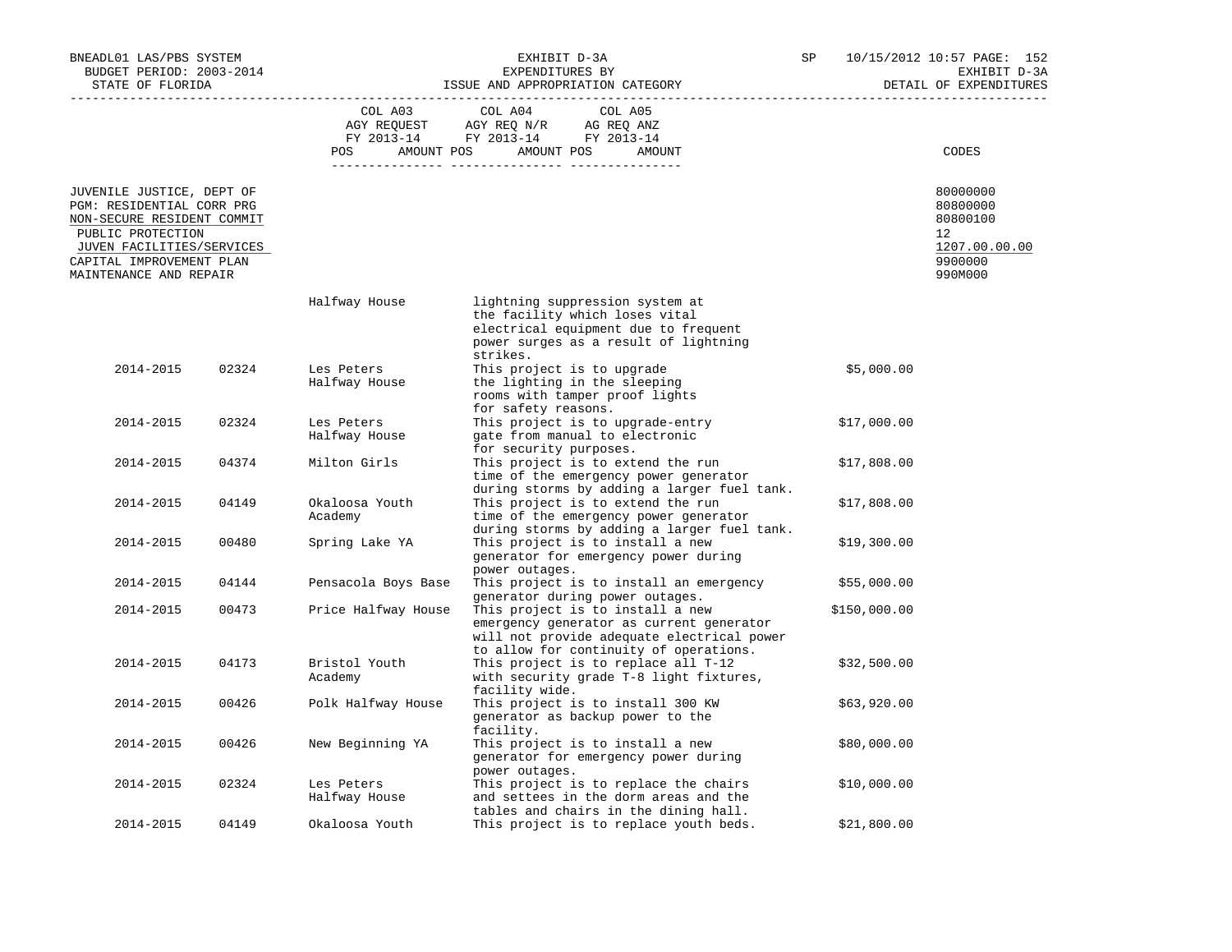BNEADL01 LAS/PBS SYSTEM | EXHIBIT D-3A | SP 10/15/2012 10:57

BUDGET PERIOD: 2003-2014 | EXPENDITURES BY | EXHIBIT D-3A

STATE OF FLORIDA | ISSUE AND APPROPRIATION CATEGORY | DETAIL OF EXPENDITURES

| | COL A03 AGY REQUEST FY 2013-14 POS AMOUNT | COL A04 AGY REQ N/R FY 2013-14 POS AMOUNT | COL A05 AG REQ ANZ FY 2013-14 POS AMOUNT | CODES |
|---|---|---|---|---|
| JUVENILE JUSTICE, DEPT OF | | | | 80000000 |
| PGM: RESIDENTIAL CORR PRG | | | | 80800000 |
| NON-SECURE RESIDENT COMMIT | | | | 80800100 |
| PUBLIC PROTECTION | | | | 12 |
| JUVEN FACILITIES/SERVICES | | | | 1207.00.00.00 |
| CAPITAL IMPROVEMENT PLAN | | | | 9900000 |
| MAINTENANCE AND REPAIR | | | | 990M000 |

| Year | Code | Facility | Description | Amount |
|---|---|---|---|---|
| | | Halfway House | lightning suppression system at the facility which loses vital electrical equipment due to frequent power surges as a result of lightning strikes. | |
| 2014-2015 | 02324 | Les Peters Halfway House | This project is to upgrade the lighting in the sleeping rooms with tamper proof lights for safety reasons. | $5,000.00 |
| 2014-2015 | 02324 | Les Peters Halfway House | This project is to upgrade-entry gate from manual to electronic for security purposes. | $17,000.00 |
| 2014-2015 | 04374 | Milton Girls | This project is to extend the run time of the emergency power generator during storms by adding a larger fuel tank. | $17,808.00 |
| 2014-2015 | 04149 | Okaloosa Youth Academy | This project is to extend the run time of the emergency power generator during storms by adding a larger fuel tank. | $17,808.00 |
| 2014-2015 | 00480 | Spring Lake YA | This project is to install a new generator for emergency power during power outages. | $19,300.00 |
| 2014-2015 | 04144 | Pensacola Boys Base | This project is to install an emergency generator during power outages. | $55,000.00 |
| 2014-2015 | 00473 | Price Halfway House | This project is to install a new emergency generator as current generator will not provide adequate electrical power to allow for continuity of operations. | $150,000.00 |
| 2014-2015 | 04173 | Bristol Youth Academy | This project is to replace all T-12 with security grade T-8 light fixtures, facility wide. | $32,500.00 |
| 2014-2015 | 00426 | Polk Halfway House | This project is to install 300 KW generator as backup power to the facility. | $63,920.00 |
| 2014-2015 | 00426 | New Beginning YA | This project is to install a new generator for emergency power during power outages. | $80,000.00 |
| 2014-2015 | 02324 | Les Peters Halfway House | This project is to replace the chairs and settees in the dorm areas and the tables and chairs in the dining hall. | $10,000.00 |
| 2014-2015 | 04149 | Okaloosa Youth | This project is to replace youth beds. | $21,800.00 |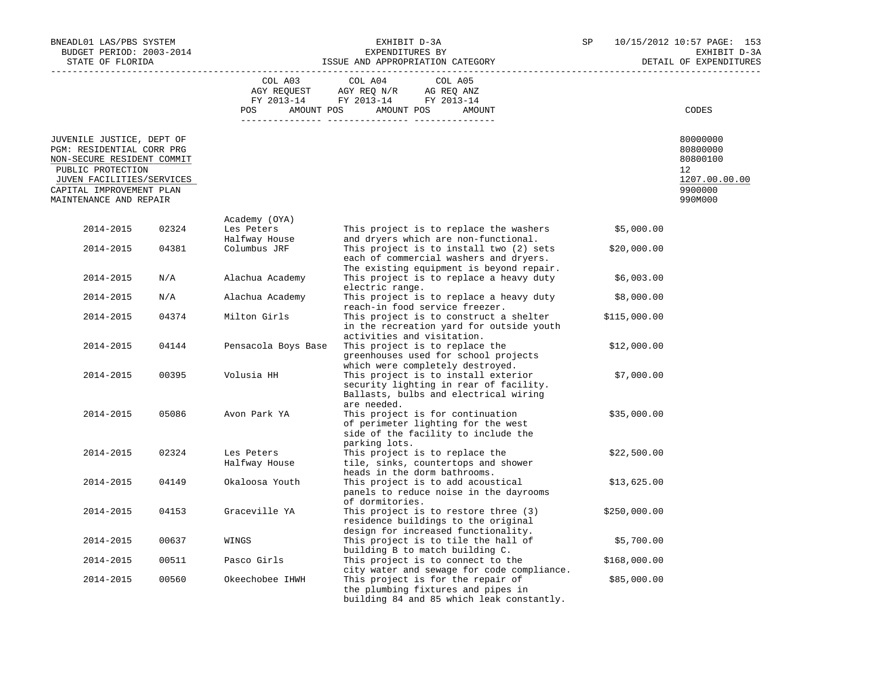BNEADL01 LAS/PBS SYSTEM — EXHIBIT D-3A — SP 10/15/2012 10:57
BUDGET PERIOD: 2003-2014 — EXPENDITURES BY — EXHIBIT D-3A
STATE OF FLORIDA — ISSUE AND APPROPRIATION CATEGORY — DETAIL OF EXPENDITURES

| | COL A03 AGY REQUEST FY 2013-14 | | COL A04 AGY REQ N/R FY 2013-14 | | COL A05 AG REQ ANZ FY 2013-14 | | |
|---|---|---|---|---|---|---|---|
| | POS | AMOUNT | POS | AMOUNT | POS | AMOUNT | CODES |
| JUVENILE JUSTICE, DEPT OF | | | | | | | 80000000 |
| PGM: RESIDENTIAL CORR PRG | | | | | | | 80800000 |
| NON-SECURE RESIDENT COMMIT | | | | | | | 80800100 |
| PUBLIC PROTECTION | | | | | | | 12 |
| JUVEN FACILITIES/SERVICES | | | | | | | 1207.00.00.00 |
| CAPITAL IMPROVEMENT PLAN | | | | | | | 9900000 |
| MAINTENANCE AND REPAIR | | | | | | | 990M000 |

| Year | Code | Facility | Description | Amount |
|---|---|---|---|---|
| | | Academy (OYA) | | |
| 2014-2015 | 02324 | Les Peters Halfway House | This project is to replace the washers and dryers which are non-functional. | $5,000.00 |
| 2014-2015 | 04381 | Columbus JRF | This project is to install two (2) sets each of commercial washers and dryers. The existing equipment is beyond repair. | $20,000.00 |
| 2014-2015 | N/A | Alachua Academy | This project is to replace a heavy duty electric range. | $6,003.00 |
| 2014-2015 | N/A | Alachua Academy | This project is to replace a heavy duty reach-in food service freezer. | $8,000.00 |
| 2014-2015 | 04374 | Milton Girls | This project is to construct a shelter in the recreation yard for outside youth activities and visitation. | $115,000.00 |
| 2014-2015 | 04144 | Pensacola Boys Base | This project is to replace the greenhouses used for school projects which were completely destroyed. | $12,000.00 |
| 2014-2015 | 00395 | Volusia HH | This project is to install exterior security lighting in rear of facility. Ballasts, bulbs and electrical wiring are needed. | $7,000.00 |
| 2014-2015 | 05086 | Avon Park YA | This project is for continuation of perimeter lighting for the west side of the facility to include the parking lots. | $35,000.00 |
| 2014-2015 | 02324 | Les Peters Halfway House | This project is to replace the tile, sinks, countertops and shower heads in the dorm bathrooms. | $22,500.00 |
| 2014-2015 | 04149 | Okaloosa Youth | This project is to add acoustical panels to reduce noise in the dayrooms of dormitories. | $13,625.00 |
| 2014-2015 | 04153 | Graceville YA | This project is to restore three (3) residence buildings to the original design for increased functionality. | $250,000.00 |
| 2014-2015 | 00637 | WINGS | This project is to tile the hall of building B to match building C. | $5,700.00 |
| 2014-2015 | 00511 | Pasco Girls | This project is to connect to the city water and sewage for code compliance. | $168,000.00 |
| 2014-2015 | 00560 | Okeechobee IHWH | This project is for the repair of the plumbing fixtures and pipes in building 84 and 85 which leak constantly. | $85,000.00 |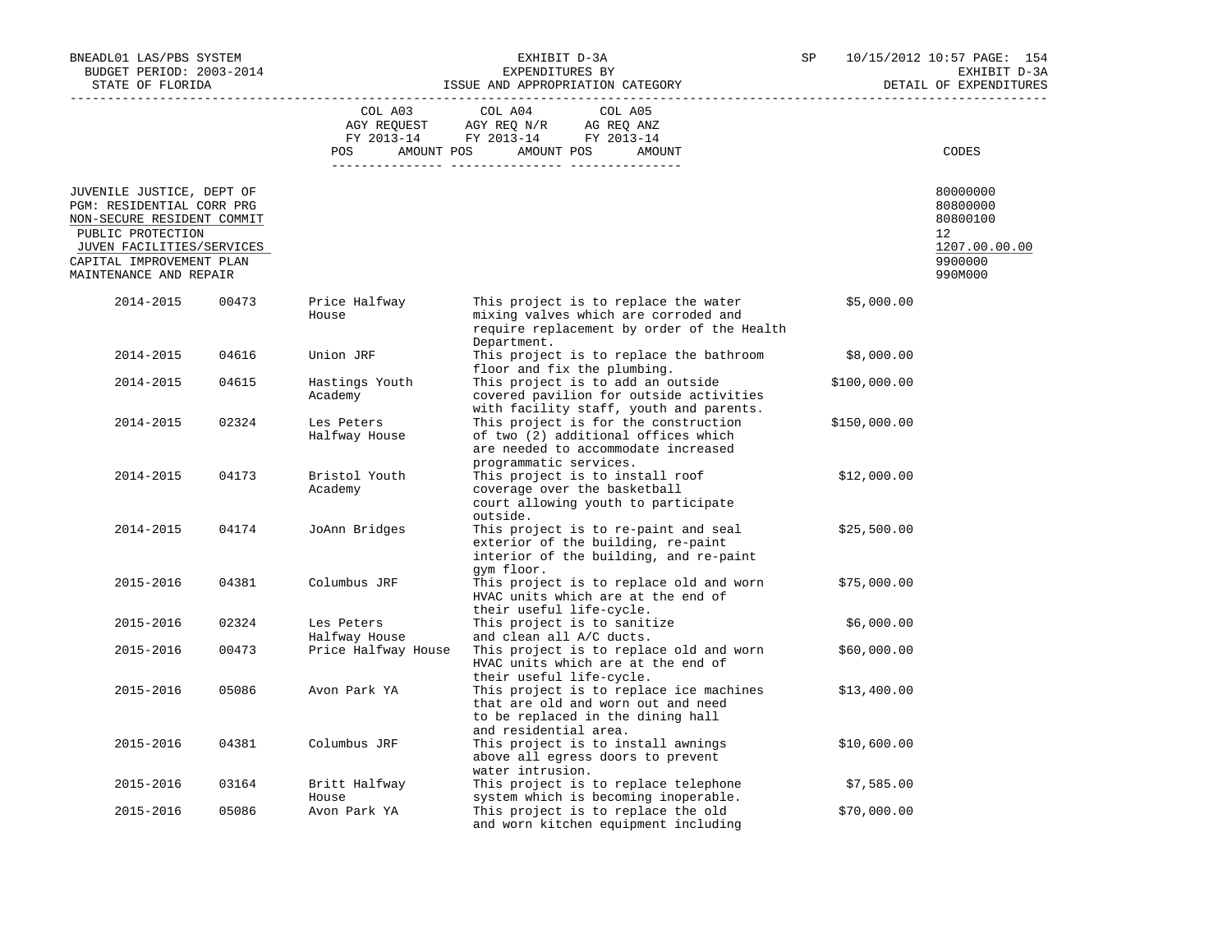BNEADL01 LAS/PBS SYSTEM
BUDGET PERIOD: 2003-2014
STATE OF FLORIDA

EXHIBIT D-3A
EXPENDITURES BY
ISSUE AND APPROPRIATION CATEGORY

SP 10/15/2012 10:57 PAGE: 154
EXHIBIT D-3A
DETAIL OF EXPENDITURES

| | COL A03 AGY REQUEST FY 2013-14 POS AMOUNT | COL A04 AGY REQ N/R FY 2013-14 POS AMOUNT | COL A05 AG REQ ANZ FY 2013-14 POS AMOUNT | CODES |
|---|---|---|---|---|
| JUVENILE JUSTICE, DEPT OF | | | | 80000000 |
| PGM: RESIDENTIAL CORR PRG | | | | 80800000 |
| NON-SECURE RESIDENT COMMIT | | | | 80800100 |
| PUBLIC PROTECTION | | | | 12 |
| JUVEN FACILITIES/SERVICES | | | | 1207.00.00.00 |
| CAPITAL IMPROVEMENT PLAN | | | | 9900000 |
| MAINTENANCE AND REPAIR | | | | 990M000 |

| Year | Facility No. | Facility | Description | Amount |
|---|---|---|---|---|
| 2014-2015 | 00473 | Price Halfway House | This project is to replace the water mixing valves which are corroded and require replacement by order of the Health Department. | $5,000.00 |
| 2014-2015 | 04616 | Union JRF | This project is to replace the bathroom floor and fix the plumbing. | $8,000.00 |
| 2014-2015 | 04615 | Hastings Youth Academy | This project is to add an outside covered pavilion for outside activities with facility staff, youth and parents. | $100,000.00 |
| 2014-2015 | 02324 | Les Peters Halfway House | This project is for the construction of two (2) additional offices which are needed to accommodate increased programmatic services. | $150,000.00 |
| 2014-2015 | 04173 | Bristol Youth Academy | This project is to install roof coverage over the basketball court allowing youth to participate outside. | $12,000.00 |
| 2014-2015 | 04174 | JoAnn Bridges | This project is to re-paint and seal exterior of the building, re-paint interior of the building, and re-paint gym floor. | $25,500.00 |
| 2015-2016 | 04381 | Columbus JRF | This project is to replace old and worn HVAC units which are at the end of their useful life-cycle. | $75,000.00 |
| 2015-2016 | 02324 | Les Peters Halfway House | This project is to sanitize and clean all A/C ducts. | $6,000.00 |
| 2015-2016 | 00473 | Price Halfway House | This project is to replace old and worn HVAC units which are at the end of their useful life-cycle. | $60,000.00 |
| 2015-2016 | 05086 | Avon Park YA | This project is to replace ice machines that are old and worn out and need to be replaced in the dining hall and residential area. | $13,400.00 |
| 2015-2016 | 04381 | Columbus JRF | This project is to install awnings above all egress doors to prevent water intrusion. | $10,600.00 |
| 2015-2016 | 03164 | Britt Halfway House | This project is to replace telephone system which is becoming inoperable. | $7,585.00 |
| 2015-2016 | 05086 | Avon Park YA | This project is to replace the old and worn kitchen equipment including | $70,000.00 |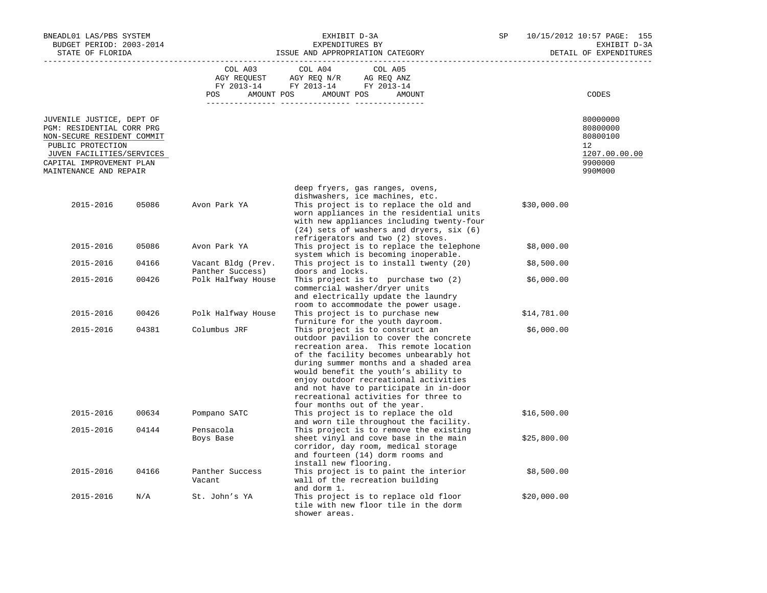| | | COL A03 AGY REQUEST FY 2013-14 POS AMOUNT | COL A04 AGY REQ N/R FY 2013-14 POS AMOUNT | COL A05 AG REQ ANZ FY 2013-14 POS AMOUNT | CODES |
|---|---|---|---|---|---|

JUVENILE JUSTICE, DEPT OF — 80000000
PGM: RESIDENTIAL CORR PRG — 80800000
NON-SECURE RESIDENT COMMIT — 80800100
PUBLIC PROTECTION — 12
JUVEN FACILITIES/SERVICES — 1207.00.00.00
CAPITAL IMPROVEMENT PLAN — 9900000
MAINTENANCE AND REPAIR — 990M000

| Year | Code | Facility | Description | Amount |
|---|---|---|---|---|
| | | | deep fryers, gas ranges, ovens, dishwashers, ice machines, etc. | |
| 2015-2016 | 05086 | Avon Park YA | This project is to replace the old and worn appliances in the residential units with new appliances including twenty-four (24) sets of washers and dryers, six (6) refrigerators and two (2) stoves. | $30,000.00 |
| 2015-2016 | 05086 | Avon Park YA | This project is to replace the telephone system which is becoming inoperable. | $8,000.00 |
| 2015-2016 | 04166 | Vacant Bldg (Prev. Panther Success) | This project is to install twenty (20) doors and locks. | $8,500.00 |
| 2015-2016 | 00426 | Polk Halfway House | This project is to purchase two (2) commercial washer/dryer units and electrically update the laundry room to accommodate the power usage. | $6,000.00 |
| 2015-2016 | 00426 | Polk Halfway House | This project is to purchase new furniture for the youth dayroom. | $14,781.00 |
| 2015-2016 | 04381 | Columbus JRF | This project is to construct an outdoor pavilion to cover the concrete recreation area. This remote location of the facility becomes unbearably hot during summer months and a shaded area would benefit the youth's ability to enjoy outdoor recreational activities and not have to participate in in-door recreational activities for three to four months out of the year. | $6,000.00 |
| 2015-2016 | 00634 | Pompano SATC | This project is to replace the old and worn tile throughout the facility. | $16,500.00 |
| 2015-2016 | 04144 | Pensacola Boys Base | This project is to remove the existing sheet vinyl and cove base in the main corridor, day room, medical storage and fourteen (14) dorm rooms and install new flooring. | $25,800.00 |
| 2015-2016 | 04166 | Panther Success Vacant | This project is to paint the interior wall of the recreation building and dorm 1. | $8,500.00 |
| 2015-2016 | N/A | St. John's YA | This project is to replace old floor tile with new floor tile in the dorm shower areas. | $20,000.00 |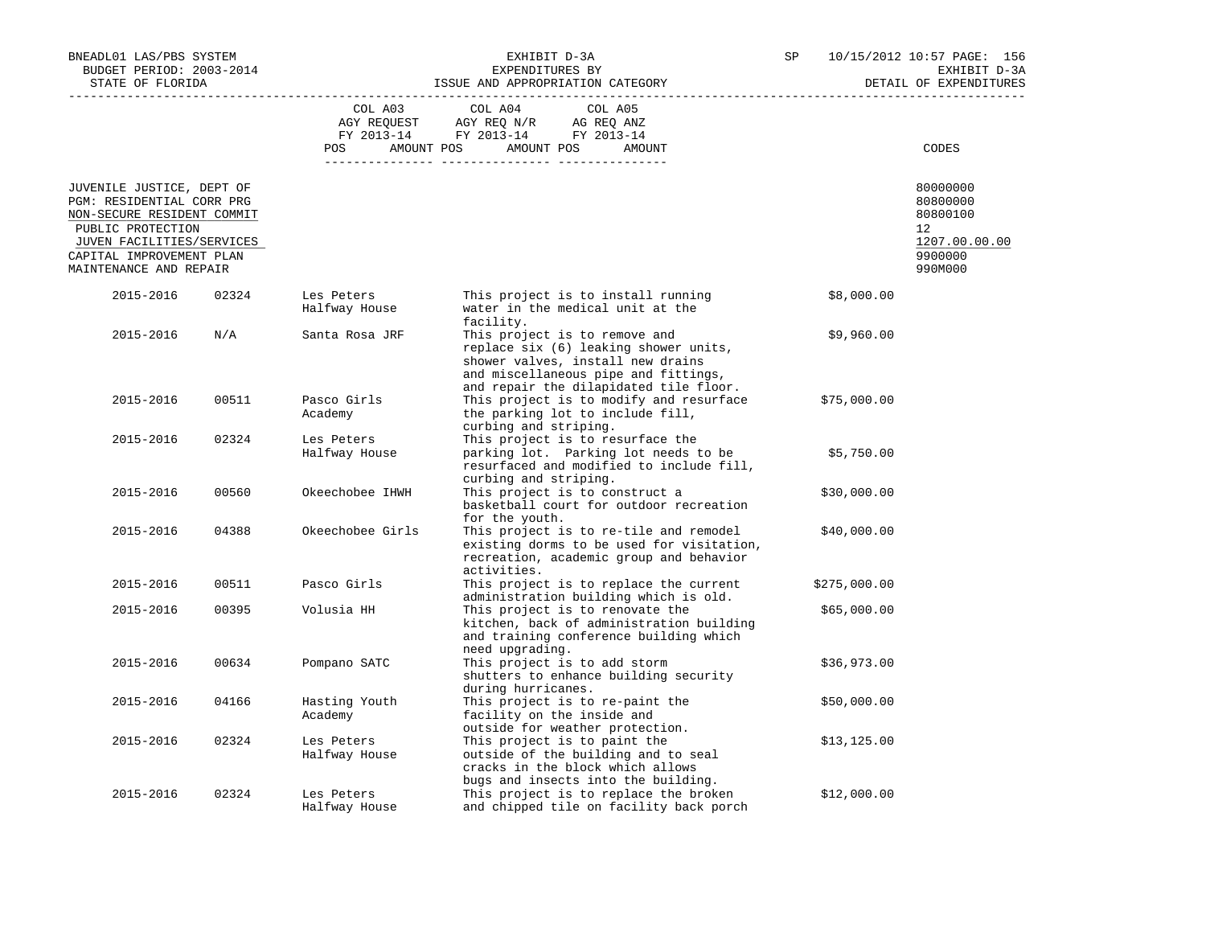BNEADL01 LAS/PBS SYSTEM
BUDGET PERIOD: 2003-2014
STATE OF FLORIDA

EXHIBIT D-3A
EXPENDITURES BY
ISSUE AND APPROPRIATION CATEGORY

SP 10/15/2012 10:57

EXHIBIT D-3A
DETAIL OF EXPENDITURES

| | COL A03 AGY REQUEST FY 2013-14 POS AMOUNT | COL A04 AGY REQ N/R FY 2013-14 POS AMOUNT | COL A05 AG REQ ANZ FY 2013-14 POS AMOUNT | CODES |
|---|---|---|---|---|
| JUVENILE JUSTICE, DEPT OF | | | | 80000000 |
| PGM: RESIDENTIAL CORR PRG | | | | 80800000 |
| NON-SECURE RESIDENT COMMIT | | | | 80800100 |
| PUBLIC PROTECTION | | | | 12 |
| JUVEN FACILITIES/SERVICES | | | | 1207.00.00.00 |
| CAPITAL IMPROVEMENT PLAN | | | | 9900000 |
| MAINTENANCE AND REPAIR | | | | 990M000 |

| Year | Code | Facility | Description | Amount |
|---|---|---|---|---|
| 2015-2016 | 02324 | Les Peters Halfway House | This project is to install running water in the medical unit at the facility. | $8,000.00 |
| 2015-2016 | N/A | Santa Rosa JRF | This project is to remove and replace six (6) leaking shower units, shower valves, install new drains and miscellaneous pipe and fittings, and repair the dilapidated tile floor. | $9,960.00 |
| 2015-2016 | 00511 | Pasco Girls Academy | This project is to modify and resurface the parking lot to include fill, curbing and striping. | $75,000.00 |
| 2015-2016 | 02324 | Les Peters Halfway House | This project is to resurface the parking lot. Parking lot needs to be resurfaced and modified to include fill, curbing and striping. | $5,750.00 |
| 2015-2016 | 00560 | Okeechobee IHWH | This project is to construct a basketball court for outdoor recreation for the youth. | $30,000.00 |
| 2015-2016 | 04388 | Okeechobee Girls | This project is to re-tile and remodel existing dorms to be used for visitation, recreation, academic group and behavior activities. | $40,000.00 |
| 2015-2016 | 00511 | Pasco Girls | This project is to replace the current administration building which is old. | $275,000.00 |
| 2015-2016 | 00395 | Volusia HH | This project is to renovate the kitchen, back of administration building and training conference building which need upgrading. | $65,000.00 |
| 2015-2016 | 00634 | Pompano SATC | This project is to add storm shutters to enhance building security during hurricanes. | $36,973.00 |
| 2015-2016 | 04166 | Hasting Youth Academy | This project is to re-paint the facility on the inside and outside for weather protection. | $50,000.00 |
| 2015-2016 | 02324 | Les Peters Halfway House | This project is to paint the outside of the building and to seal cracks in the block which allows bugs and insects into the building. | $13,125.00 |
| 2015-2016 | 02324 | Les Peters Halfway House | This project is to replace the broken and chipped tile on facility back porch | $12,000.00 |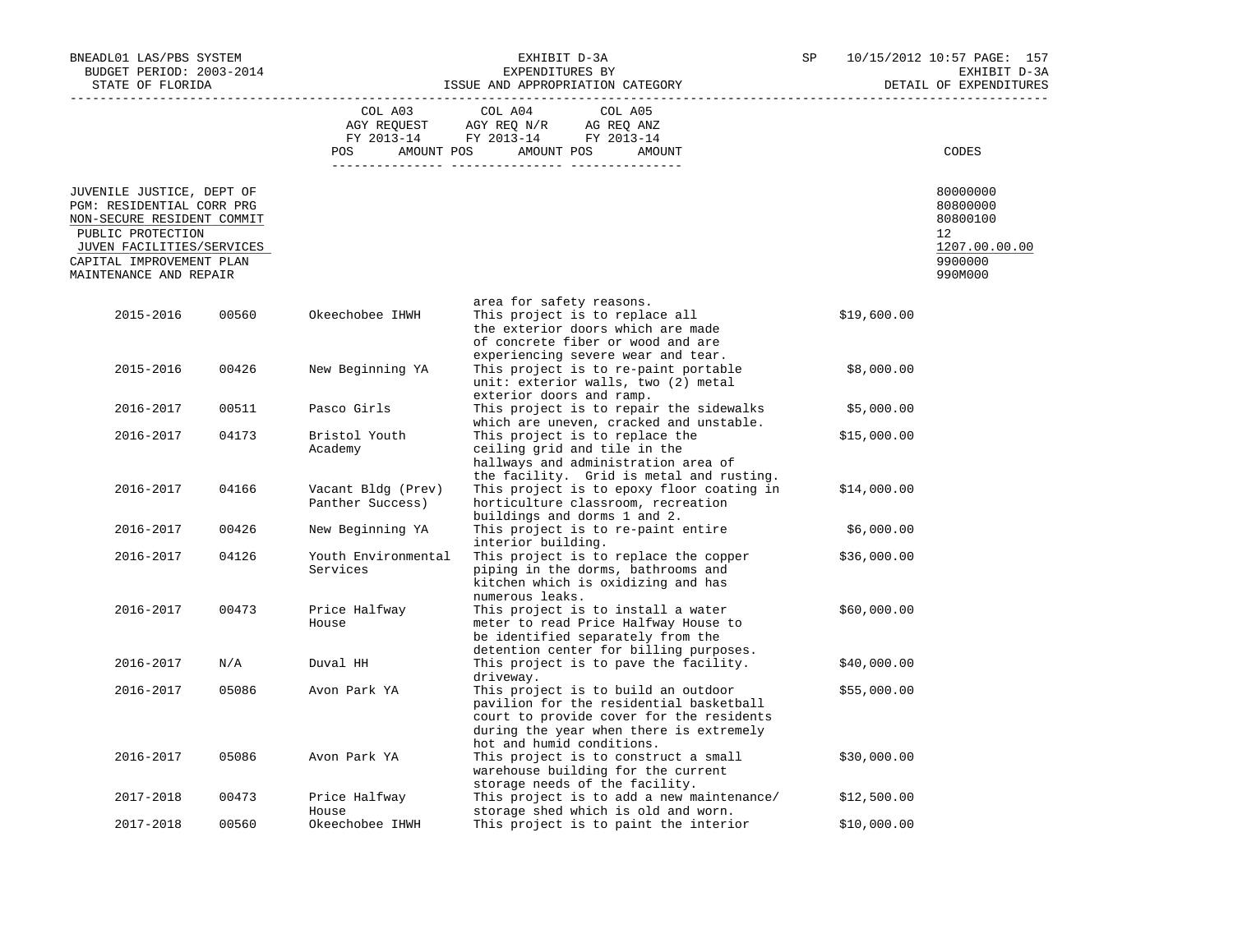EXHIBIT D-3A
EXPENDITURES BY
ISSUE AND APPROPRIATION CATEGORY

BNEADL01 LAS/PBS SYSTEM — BUDGET PERIOD: 2003-2014 — STATE OF FLORIDA — SP 10/15/2012 10:57 — EXHIBIT D-3A DETAIL OF EXPENDITURES

| | COL A03 AGY REQUEST FY 2013-14 POS AMOUNT | COL A04 AGY REQ N/R FY 2013-14 POS AMOUNT | COL A05 AG REQ ANZ FY 2013-14 POS AMOUNT | CODES |
|---|---|---|---|---|
| JUVENILE JUSTICE, DEPT OF | | | | 80000000 |
| PGM: RESIDENTIAL CORR PRG | | | | 80800000 |
| NON-SECURE RESIDENT COMMIT | | | | 80800100 |
| PUBLIC PROTECTION | | | | 12 |
| JUVEN FACILITIES/SERVICES | | | | 1207.00.00.00 |
| CAPITAL IMPROVEMENT PLAN | | | | 9900000 |
| MAINTENANCE AND REPAIR | | | | 990M000 |

| Year | Code | Facility | Description | Amount |
|---|---|---|---|---|
| | | | area for safety reasons. | |
| 2015-2016 | 00560 | Okeechobee IHWH | This project is to replace all the exterior doors which are made of concrete fiber or wood and are experiencing severe wear and tear. | $19,600.00 |
| 2015-2016 | 00426 | New Beginning YA | This project is to re-paint portable unit: exterior walls, two (2) metal exterior doors and ramp. | $8,000.00 |
| 2016-2017 | 00511 | Pasco Girls | This project is to repair the sidewalks which are uneven, cracked and unstable. | $5,000.00 |
| 2016-2017 | 04173 | Bristol Youth Academy | This project is to replace the ceiling grid and tile in the hallways and administration area of the facility. Grid is metal and rusting. | $15,000.00 |
| 2016-2017 | 04166 | Vacant Bldg (Prev) Panther Success) | This project is to epoxy floor coating in horticulture classroom, recreation buildings and dorms 1 and 2. | $14,000.00 |
| 2016-2017 | 00426 | New Beginning YA | This project is to re-paint entire interior building. | $6,000.00 |
| 2016-2017 | 04126 | Youth Environmental Services | This project is to replace the copper piping in the dorms, bathrooms and kitchen which is oxidizing and has numerous leaks. | $36,000.00 |
| 2016-2017 | 00473 | Price Halfway House | This project is to install a water meter to read Price Halfway House to be identified separately from the detention center for billing purposes. | $60,000.00 |
| 2016-2017 | N/A | Duval HH | This project is to pave the facility. driveway. | $40,000.00 |
| 2016-2017 | 05086 | Avon Park YA | This project is to build an outdoor pavilion for the residential basketball court to provide cover for the residents during the year when there is extremely hot and humid conditions. | $55,000.00 |
| 2016-2017 | 05086 | Avon Park YA | This project is to construct a small warehouse building for the current storage needs of the facility. | $30,000.00 |
| 2017-2018 | 00473 | Price Halfway House | This project is to add a new maintenance/ storage shed which is old and worn. | $12,500.00 |
| 2017-2018 | 00560 | Okeechobee IHWH | This project is to paint the interior | $10,000.00 |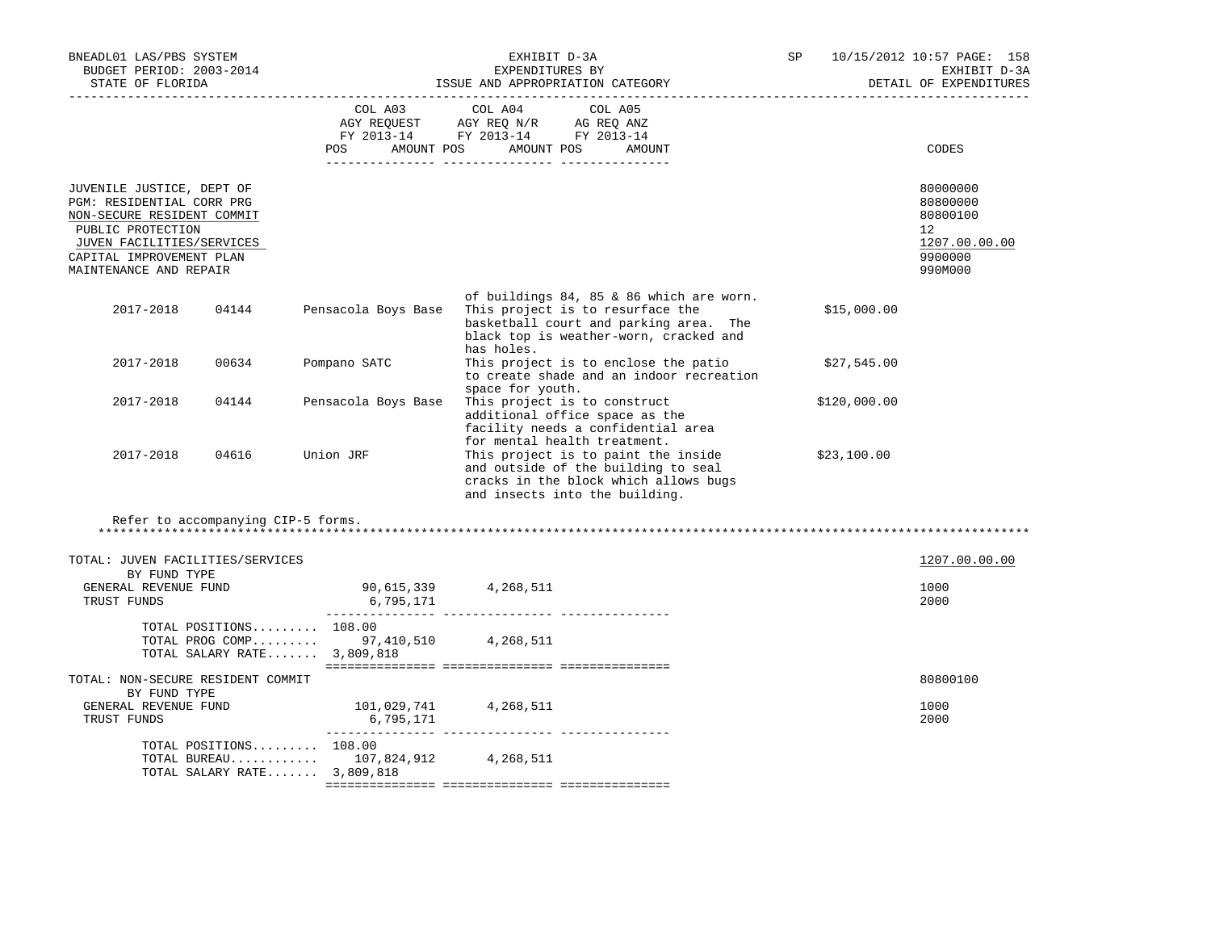EXHIBIT D-3A
EXPENDITURES BY
ISSUE AND APPROPRIATION CATEGORY

BNEADL01 LAS/PBS SYSTEM — BUDGET PERIOD: 2003-2014 — STATE OF FLORIDA

SP 10/15/2012 10:57 — EXHIBIT D-3A — DETAIL OF EXPENDITURES

| | COL A03 AGY REQUEST FY 2013-14 POS AMOUNT | COL A04 AGY REQ N/R FY 2013-14 POS AMOUNT | COL A05 AG REQ ANZ FY 2013-14 POS AMOUNT | CODES |
|---|---|---|---|---|
| JUVENILE JUSTICE, DEPT OF | | | | 80000000 |
| PGM: RESIDENTIAL CORR PRG | | | | 80800000 |
| NON-SECURE RESIDENT COMMIT | | | | 80800100 |
| PUBLIC PROTECTION | | | | 12 |
| JUVEN FACILITIES/SERVICES | | | | 1207.00.00.00 |
| CAPITAL IMPROVEMENT PLAN | | | | 9900000 |
| MAINTENANCE AND REPAIR | | | | 990M000 |

of buildings 84, 85 & 86 which are worn.

| Year | Code | Facility | Description | Amount |
|---|---|---|---|---|
| 2017-2018 | 04144 | Pensacola Boys Base | This project is to resurface the basketball court and parking area. The black top is weather-worn, cracked and has holes. | $15,000.00 |
| 2017-2018 | 00634 | Pompano SATC | This project is to enclose the patio to create shade and an indoor recreation space for youth. | $27,545.00 |
| 2017-2018 | 04144 | Pensacola Boys Base | This project is to construct additional office space as the facility needs a confidential area for mental health treatment. | $120,000.00 |
| 2017-2018 | 04616 | Union JRF | This project is to paint the inside and outside of the building to seal cracks in the block which allows bugs and insects into the building. | $23,100.00 |

Refer to accompanying CIP-5 forms.

*******************************************************************************************************************************

| | COL A03 | COL A04 | COL A05 | CODES |
|---|---|---|---|---|
| TOTAL: JUVEN FACILITIES/SERVICES | | | | 1207.00.00.00 |
| BY FUND TYPE | | | | |
| GENERAL REVENUE FUND | 90,615,339 | 4,268,511 | | 1000 |
| TRUST FUNDS | 6,795,171 | | | 2000 |
| TOTAL POSITIONS......... | 108.00 | | | |
| TOTAL PROG COMP......... | 97,410,510 | 4,268,511 | | |
| TOTAL SALARY RATE....... | 3,809,818 | | | |
| TOTAL: NON-SECURE RESIDENT COMMIT | | | | 80800100 |
| BY FUND TYPE | | | | |
| GENERAL REVENUE FUND | 101,029,741 | 4,268,511 | | 1000 |
| TRUST FUNDS | 6,795,171 | | | 2000 |
| TOTAL POSITIONS......... | 108.00 | | | |
| TOTAL BUREAU............ | 107,824,912 | 4,268,511 | | |
| TOTAL SALARY RATE....... | 3,809,818 | | | |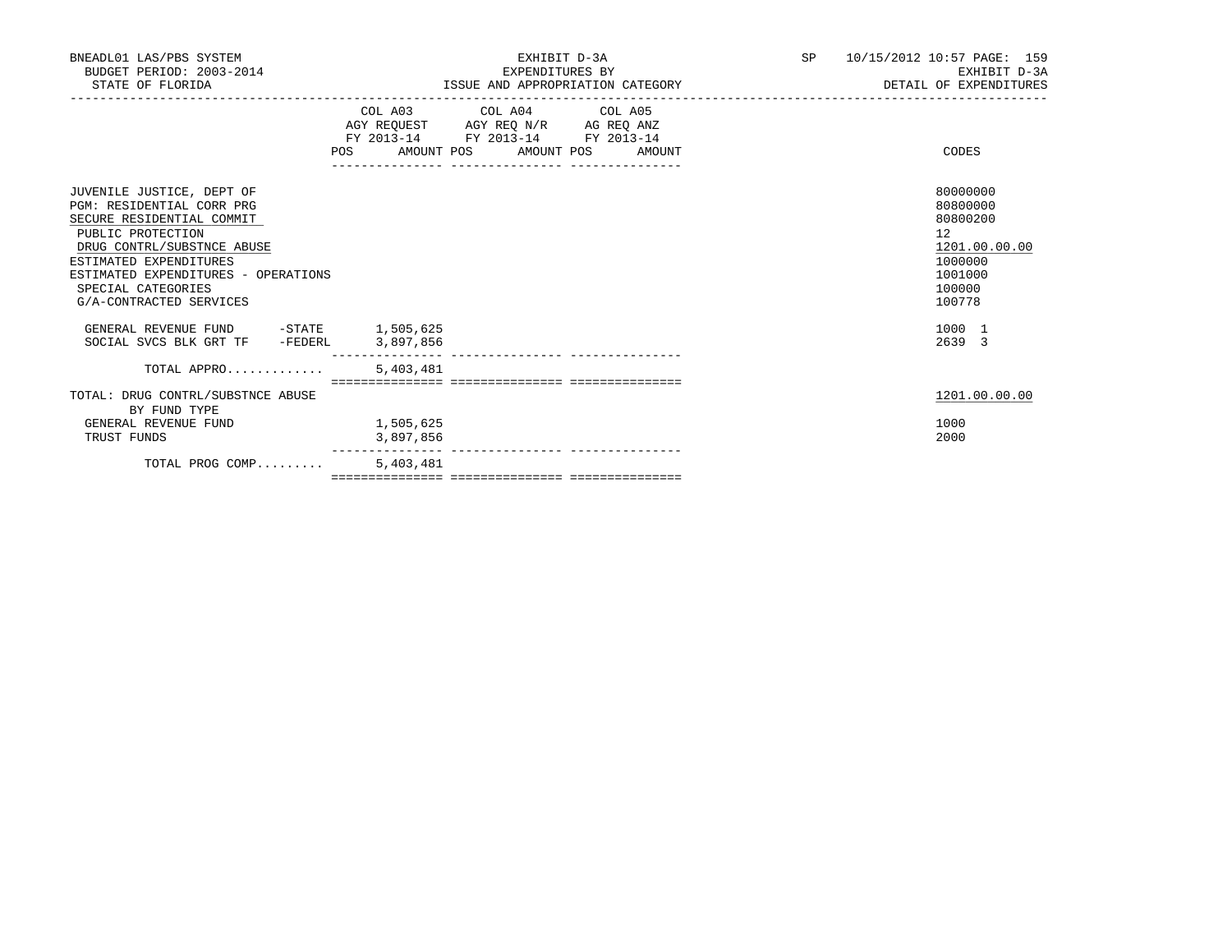BNEADL01 LAS/PBS SYSTEM — EXHIBIT D-3A — SP 10/15/2012 10:57
BUDGET PERIOD: 2003-2014 — EXPENDITURES BY — EXHIBIT D-3A
STATE OF FLORIDA — ISSUE AND APPROPRIATION CATEGORY — DETAIL OF EXPENDITURES

| | COL A03 AGY REQUEST FY 2013-14 POS | AMOUNT | COL A04 AGY REQ N/R FY 2013-14 POS | AMOUNT | COL A05 AG REQ ANZ FY 2013-14 POS | AMOUNT | CODES |
|---|---|---|---|---|---|---|---|
| JUVENILE JUSTICE, DEPT OF | | | | | | | 80000000 |
| PGM: RESIDENTIAL CORR PRG | | | | | | | 80800000 |
| SECURE RESIDENTIAL COMMIT | | | | | | | 80800200 |
| PUBLIC PROTECTION | | | | | | | 12 |
| DRUG CONTRL/SUBSTNCE ABUSE | | | | | | | 1201.00.00.00 |
| ESTIMATED EXPENDITURES | | | | | | | 1000000 |
| ESTIMATED EXPENDITURES - OPERATIONS | | | | | | | 1001000 |
| SPECIAL CATEGORIES | | | | | | | 100000 |
| G/A-CONTRACTED SERVICES | | | | | | | 100778 |
| GENERAL REVENUE FUND -STATE | | 1,505,625 | | | | | 1000 1 |
| SOCIAL SVCS BLK GRT TF -FEDERL | | 3,897,856 | | | | | 2639 3 |
| TOTAL APPRO............. | | 5,403,481 | | | | | |
| TOTAL: DRUG CONTRL/SUBSTNCE ABUSE | | | | | | | 1201.00.00.00 |
| BY FUND TYPE | | | | | | | |
| GENERAL REVENUE FUND | | 1,505,625 | | | | | 1000 |
| TRUST FUNDS | | 3,897,856 | | | | | 2000 |
| TOTAL PROG COMP......... | | 5,403,481 | | | | | |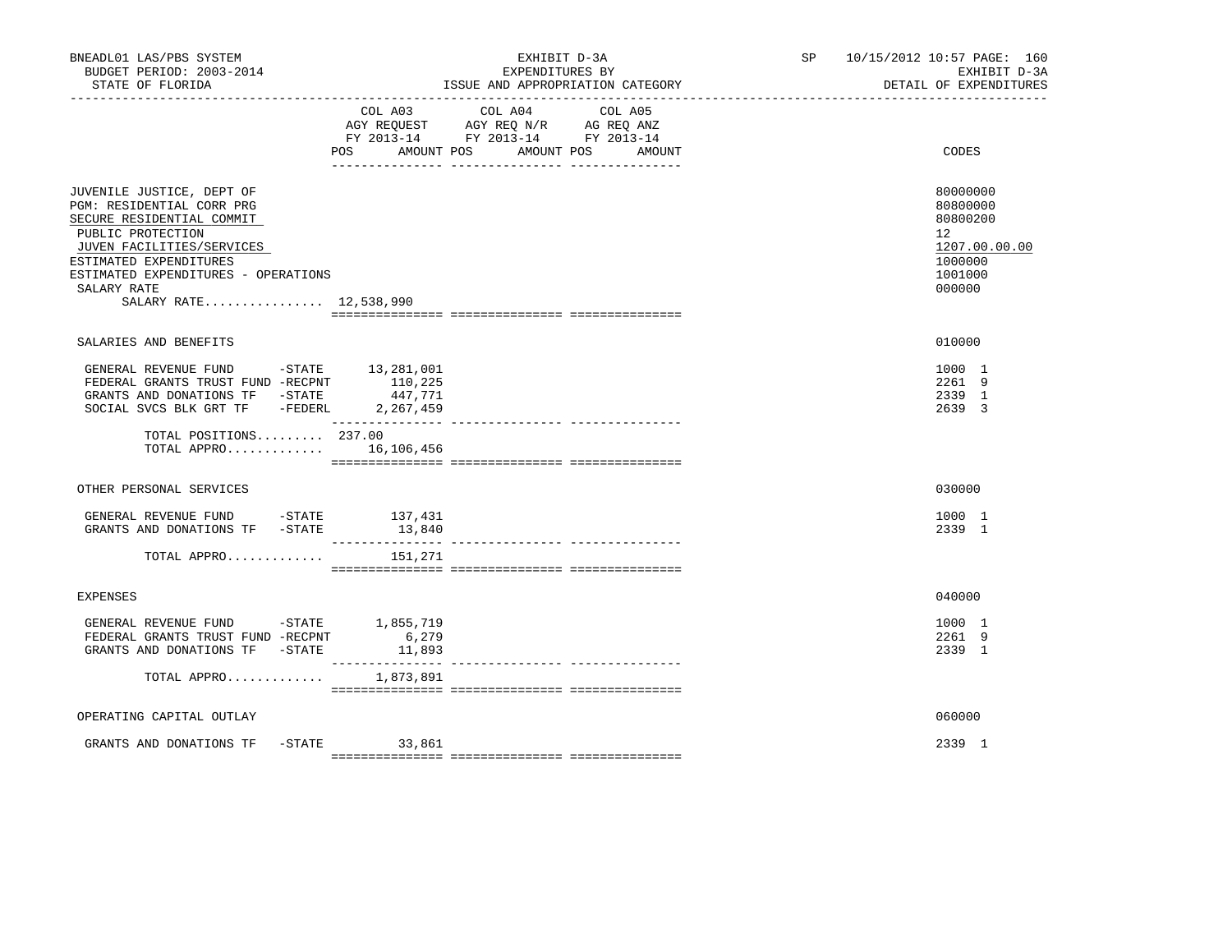BNEADL01 LAS/PBS SYSTEM | EXHIBIT D-3A | SP 10/15/2012 10:57 PAGE: 160
BUDGET PERIOD: 2003-2014 | EXPENDITURES BY | EXHIBIT D-3A
STATE OF FLORIDA | ISSUE AND APPROPRIATION CATEGORY | DETAIL OF EXPENDITURES

| | COL A03 AGY REQUEST FY 2013-14 POS AMOUNT | COL A04 AGY REQ N/R FY 2013-14 POS AMOUNT | COL A05 AG REQ ANZ FY 2013-14 POS AMOUNT | CODES |
|---|---|---|---|---|
| JUVENILE JUSTICE, DEPT OF | | | | 80000000 |
| PGM: RESIDENTIAL CORR PRG | | | | 80800000 |
| SECURE RESIDENTIAL COMMIT | | | | 80800200 |
| PUBLIC PROTECTION | | | | 12 |
| JUVEN FACILITIES/SERVICES | | | | 1207.00.00.00 |
| ESTIMATED EXPENDITURES | | | | 1000000 |
| ESTIMATED EXPENDITURES - OPERATIONS | | | | 1001000 |
| SALARY RATE | | | | 000000 |
| SALARY RATE................ 12,538,990 | | | | |
| SALARIES AND BENEFITS | | | | 010000 |
| GENERAL REVENUE FUND -STATE | 13,281,001 | | | 1000 1 |
| FEDERAL GRANTS TRUST FUND -RECPNT | 110,225 | | | 2261 9 |
| GRANTS AND DONATIONS TF -STATE | 447,771 | | | 2339 1 |
| SOCIAL SVCS BLK GRT TF -FEDERL | 2,267,459 | | | 2639 3 |
| TOTAL POSITIONS......... | 237.00 | | | |
| TOTAL APPRO............ | 16,106,456 | | | |
| OTHER PERSONAL SERVICES | | | | 030000 |
| GENERAL REVENUE FUND -STATE | 137,431 | | | 1000 1 |
| GRANTS AND DONATIONS TF -STATE | 13,840 | | | 2339 1 |
| TOTAL APPRO............ | 151,271 | | | |
| EXPENSES | | | | 040000 |
| GENERAL REVENUE FUND -STATE | 1,855,719 | | | 1000 1 |
| FEDERAL GRANTS TRUST FUND -RECPNT | 6,279 | | | 2261 9 |
| GRANTS AND DONATIONS TF -STATE | 11,893 | | | 2339 1 |
| TOTAL APPRO............ | 1,873,891 | | | |
| OPERATING CAPITAL OUTLAY | | | | 060000 |
| GRANTS AND DONATIONS TF -STATE | 33,861 | | | 2339 1 |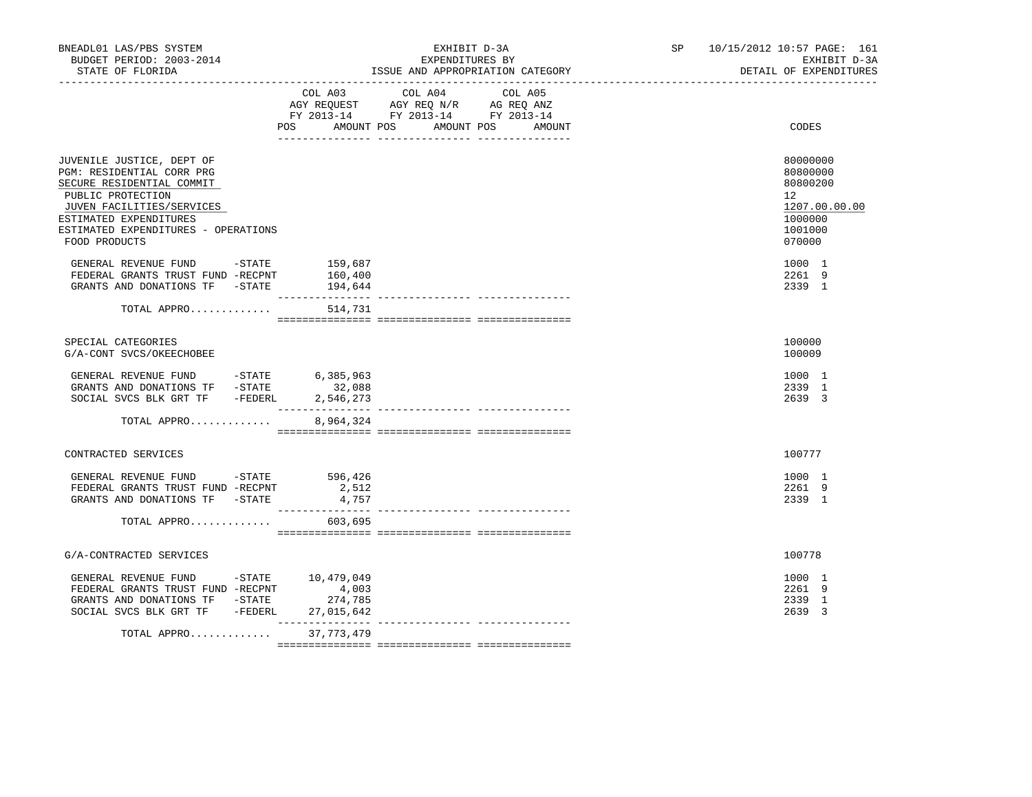BNEADL01 LAS/PBS SYSTEM
BUDGET PERIOD: 2003-2014
STATE OF FLORIDA

EXHIBIT D-3A
EXPENDITURES BY
ISSUE AND APPROPRIATION CATEGORY

SP 10/15/2012 10:57 PAGE: 161
EXHIBIT D-3A
DETAIL OF EXPENDITURES

| | COL A03 AGY REQUEST FY 2013-14 POS AMOUNT | COL A04 AGY REQ N/R FY 2013-14 POS AMOUNT | COL A05 AG REQ ANZ FY 2013-14 POS AMOUNT | CODES |
|---|---|---|---|---|
| JUVENILE JUSTICE, DEPT OF | | | | 80000000 |
| PGM: RESIDENTIAL CORR PRG | | | | 80800000 |
| SECURE RESIDENTIAL COMMIT | | | | 80800200 |
| PUBLIC PROTECTION | | | | 12 |
| JUVEN FACILITIES/SERVICES | | | | 1207.00.00.00 |
| ESTIMATED EXPENDITURES | | | | 1000000 |
| ESTIMATED EXPENDITURES - OPERATIONS | | | | 1001000 |
| FOOD PRODUCTS | | | | 070000 |
| GENERAL REVENUE FUND -STATE | 159,687 | | | 1000 1 |
| FEDERAL GRANTS TRUST FUND -RECPNT | 160,400 | | | 2261 9 |
| GRANTS AND DONATIONS TF -STATE | 194,644 | | | 2339 1 |
| TOTAL APPRO............. | 514,731 | | | |
| SPECIAL CATEGORIES | | | | 100000 |
| G/A-CONT SVCS/OKEECHOBEE | | | | 100009 |
| GENERAL REVENUE FUND -STATE | 6,385,963 | | | 1000 1 |
| GRANTS AND DONATIONS TF -STATE | 32,088 | | | 2339 1 |
| SOCIAL SVCS BLK GRT TF -FEDERL | 2,546,273 | | | 2639 3 |
| TOTAL APPRO............. | 8,964,324 | | | |
| CONTRACTED SERVICES | | | | 100777 |
| GENERAL REVENUE FUND -STATE | 596,426 | | | 1000 1 |
| FEDERAL GRANTS TRUST FUND -RECPNT | 2,512 | | | 2261 9 |
| GRANTS AND DONATIONS TF -STATE | 4,757 | | | 2339 1 |
| TOTAL APPRO............. | 603,695 | | | |
| G/A-CONTRACTED SERVICES | | | | 100778 |
| GENERAL REVENUE FUND -STATE | 10,479,049 | | | 1000 1 |
| FEDERAL GRANTS TRUST FUND -RECPNT | 4,003 | | | 2261 9 |
| GRANTS AND DONATIONS TF -STATE | 274,785 | | | 2339 1 |
| SOCIAL SVCS BLK GRT TF -FEDERL | 27,015,642 | | | 2639 3 |
| TOTAL APPRO............. | 37,773,479 | | | |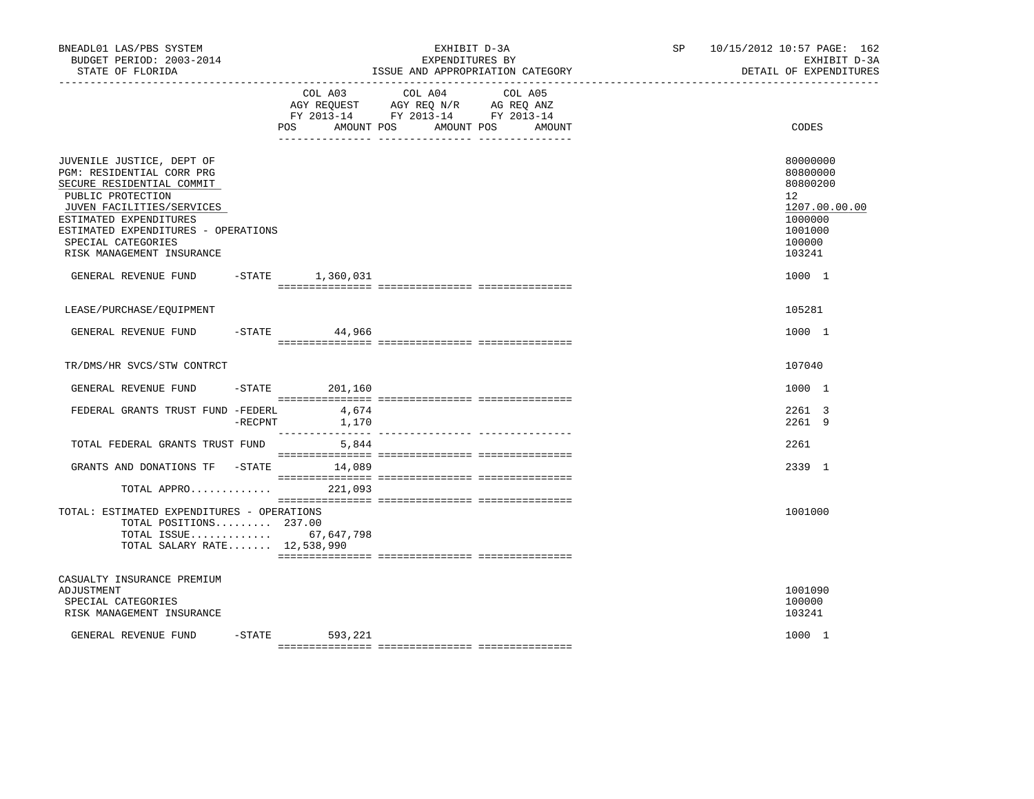BNEADL01 LAS/PBS SYSTEM — EXHIBIT D-3A — SP 10/15/2012 10:57

BUDGET PERIOD: 2003-2014 — EXPENDITURES BY — EXHIBIT D-3A

STATE OF FLORIDA — ISSUE AND APPROPRIATION CATEGORY — DETAIL OF EXPENDITURES

| | COL A03 AGY REQUEST FY 2013-14 POS AMOUNT | COL A04 AGY REQ N/R FY 2013-14 POS AMOUNT | COL A05 AG REQ ANZ FY 2013-14 POS AMOUNT | CODES |
|---|---|---|---|---|
| JUVENILE JUSTICE, DEPT OF | | | | 80000000 |
| PGM: RESIDENTIAL CORR PRG | | | | 80800000 |
| SECURE RESIDENTIAL COMMIT | | | | 80800200 |
| PUBLIC PROTECTION | | | | 12 |
| JUVEN FACILITIES/SERVICES | | | | 1207.00.00.00 |
| ESTIMATED EXPENDITURES | | | | 1000000 |
| ESTIMATED EXPENDITURES - OPERATIONS | | | | 1001000 |
| SPECIAL CATEGORIES | | | | 100000 |
| RISK MANAGEMENT INSURANCE | | | | 103241 |
| GENERAL REVENUE FUND -STATE | 1,360,031 | | | 1000 1 |
| LEASE/PURCHASE/EQUIPMENT | | | | 105281 |
| GENERAL REVENUE FUND -STATE | 44,966 | | | 1000 1 |
| TR/DMS/HR SVCS/STW CONTRCT | | | | 107040 |
| GENERAL REVENUE FUND -STATE | 201,160 | | | 1000 1 |
| FEDERAL GRANTS TRUST FUND -FEDERL | 4,674 | | | 2261 3 |
| -RECPNT | 1,170 | | | 2261 9 |
| TOTAL FEDERAL GRANTS TRUST FUND | 5,844 | | | 2261 |
| GRANTS AND DONATIONS TF -STATE | 14,089 | | | 2339 1 |
| TOTAL APPRO............. | 221,093 | | | |
| TOTAL: ESTIMATED EXPENDITURES - OPERATIONS | | | | 1001000 |
| TOTAL POSITIONS......... | 237.00 | | | |
| TOTAL ISSUE............. | 67,647,798 | | | |
| TOTAL SALARY RATE....... | 12,538,990 | | | |
| CASUALTY INSURANCE PREMIUM ADJUSTMENT | | | | 1001090 |
| SPECIAL CATEGORIES | | | | 100000 |
| RISK MANAGEMENT INSURANCE | | | | 103241 |
| GENERAL REVENUE FUND -STATE | 593,221 | | | 1000 1 |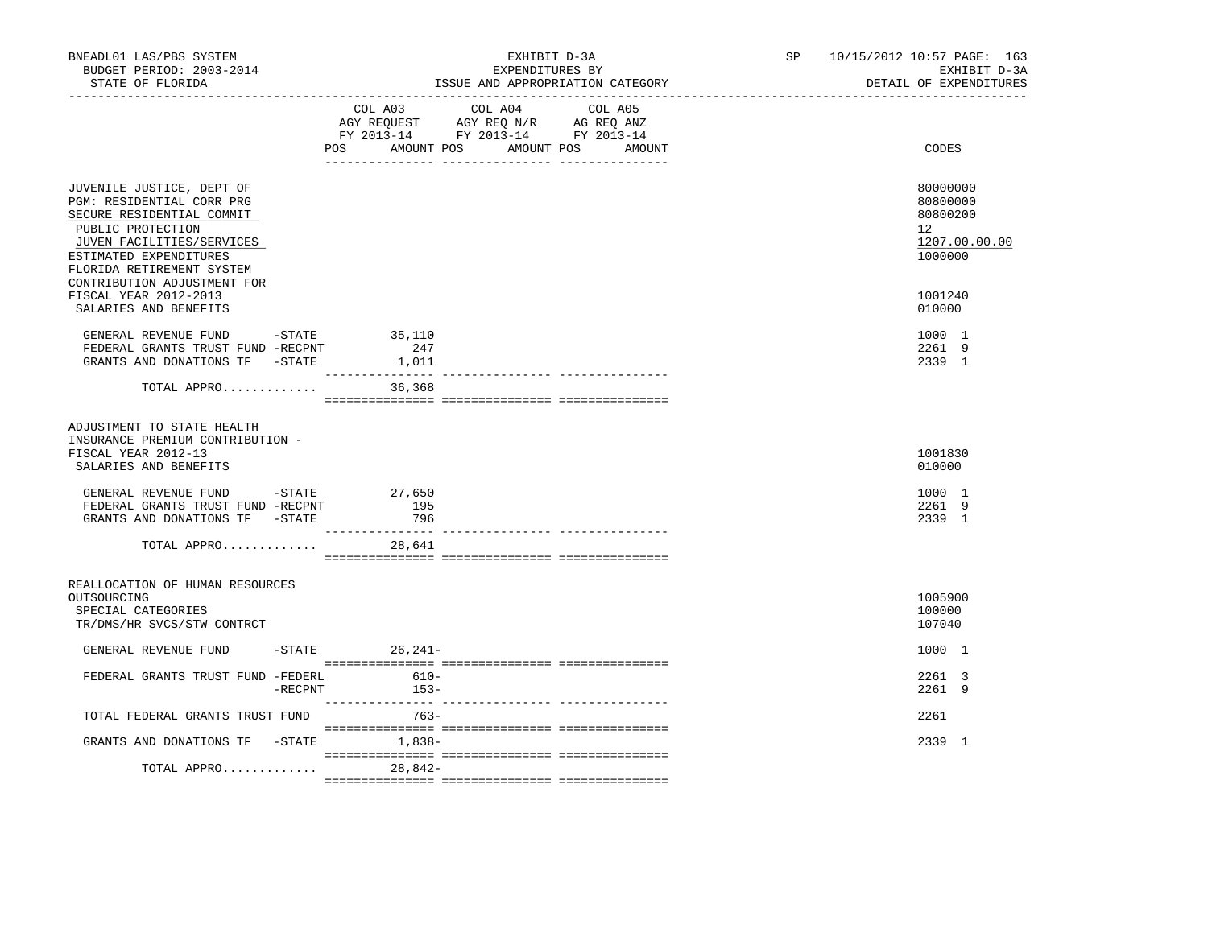BNEADL01 LAS/PBS SYSTEM — EXHIBIT D-3A — EXPENDITURES BY ISSUE AND APPROPRIATION CATEGORY
BUDGET PERIOD: 2003-2014 — STATE OF FLORIDA — DETAIL OF EXPENDITURES

| | COL A03 AGY REQUEST FY 2013-14 POS | AMOUNT | COL A04 AGY REQ N/R FY 2013-14 POS | AMOUNT | COL A05 AG REQ ANZ FY 2013-14 POS | AMOUNT | CODES |
|---|---|---|---|---|---|---|---|
| JUVENILE JUSTICE, DEPT OF | | | | | | | 80000000 |
| PGM: RESIDENTIAL CORR PRG | | | | | | | 80800000 |
| SECURE RESIDENTIAL COMMIT | | | | | | | 80800200 |
| PUBLIC PROTECTION | | | | | | | 12 |
| JUVEN FACILITIES/SERVICES | | | | | | | 1207.00.00.00 |
| ESTIMATED EXPENDITURES | | | | | | | 1000000 |
| FLORIDA RETIREMENT SYSTEM CONTRIBUTION ADJUSTMENT FOR FISCAL YEAR 2012-2013 | | | | | | | 1001240 |
| SALARIES AND BENEFITS | | | | | | | 010000 |
| GENERAL REVENUE FUND -STATE | | 35,110 | | | | | 1000 1 |
| FEDERAL GRANTS TRUST FUND -RECPNT | | 247 | | | | | 2261 9 |
| GRANTS AND DONATIONS TF -STATE | | 1,011 | | | | | 2339 1 |
| TOTAL APPRO............. | | 36,368 | | | | | |
| ADJUSTMENT TO STATE HEALTH INSURANCE PREMIUM CONTRIBUTION - FISCAL YEAR 2012-13 | | | | | | | 1001830 |
| SALARIES AND BENEFITS | | | | | | | 010000 |
| GENERAL REVENUE FUND -STATE | | 27,650 | | | | | 1000 1 |
| FEDERAL GRANTS TRUST FUND -RECPNT | | 195 | | | | | 2261 9 |
| GRANTS AND DONATIONS TF -STATE | | 796 | | | | | 2339 1 |
| TOTAL APPRO............. | | 28,641 | | | | | |
| REALLOCATION OF HUMAN RESOURCES OUTSOURCING | | | | | | | 1005900 |
| SPECIAL CATEGORIES | | | | | | | 100000 |
| TR/DMS/HR SVCS/STW CONTRCT | | | | | | | 107040 |
| GENERAL REVENUE FUND -STATE | | 26,241- | | | | | 1000 1 |
| FEDERAL GRANTS TRUST FUND -FEDERL | | 610- | | | | | 2261 3 |
| -RECPNT | | 153- | | | | | 2261 9 |
| TOTAL FEDERAL GRANTS TRUST FUND | | 763- | | | | | 2261 |
| GRANTS AND DONATIONS TF -STATE | | 1,838- | | | | | 2339 1 |
| TOTAL APPRO............. | | 28,842- | | | | | |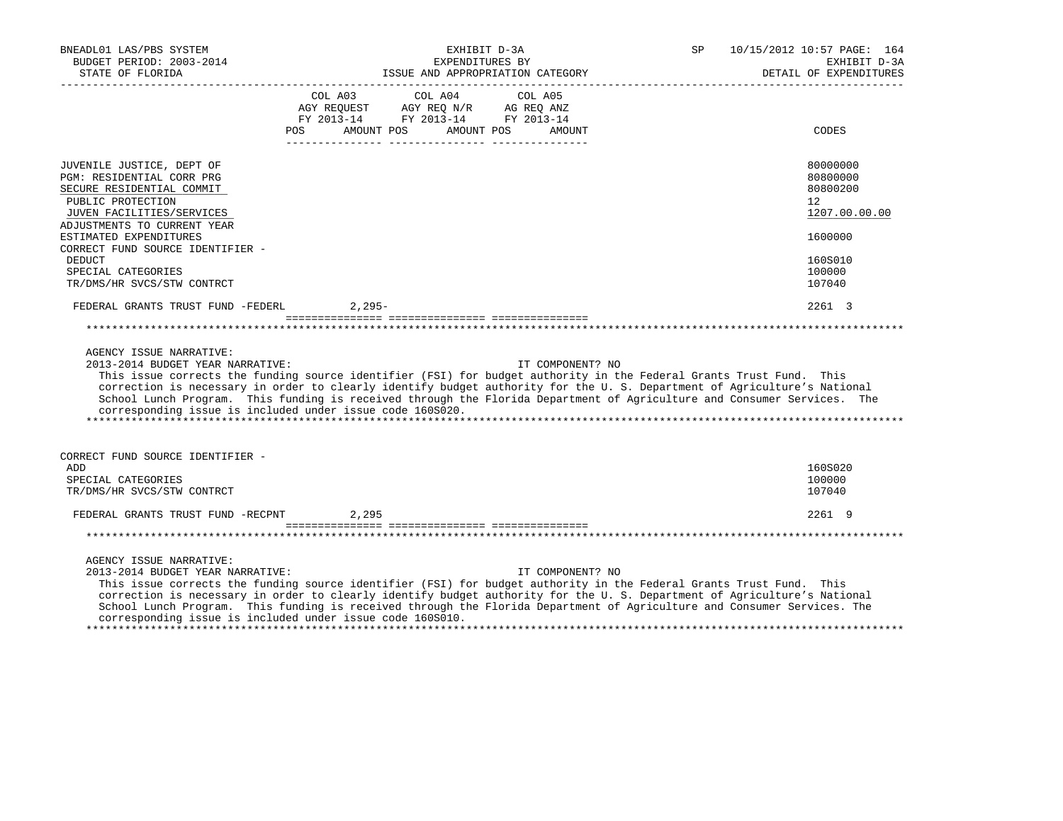| | COL A03 AGY REQUEST FY 2013-14 POS AMOUNT | COL A04 AGY REQ N/R FY 2013-14 POS AMOUNT | COL A05 AG REQ ANZ FY 2013-14 POS AMOUNT | CODES |
|---|---|---|---|---|
| JUVENILE JUSTICE, DEPT OF | | | | 80000000 |
| PGM: RESIDENTIAL CORR PRG | | | | 80800000 |
| SECURE RESIDENTIAL COMMIT | | | | 80800200 |
| PUBLIC PROTECTION | | | | 12 |
| JUVEN FACILITIES/SERVICES | | | | 1207.00.00.00 |
| ADJUSTMENTS TO CURRENT YEAR ESTIMATED EXPENDITURES | | | | 1600000 |
| CORRECT FUND SOURCE IDENTIFIER - DEDUCT | | | | 160S010 |
| SPECIAL CATEGORIES | | | | 100000 |
| TR/DMS/HR SVCS/STW CONTRCT | | | | 107040 |
| FEDERAL GRANTS TRUST FUND -FEDERL | 2,295- | | | 2261 3 |

AGENCY ISSUE NARRATIVE:

2013-2014 BUDGET YEAR NARRATIVE: IT COMPONENT? NO

This issue corrects the funding source identifier (FSI) for budget authority in the Federal Grants Trust Fund. This correction is necessary in order to clearly identify budget authority for the U. S. Department of Agriculture's National School Lunch Program. This funding is received through the Florida Department of Agriculture and Consumer Services. The corresponding issue is included under issue code 160S020.

| | COL A03 | COL A04 | COL A05 | CODES |
|---|---|---|---|---|
| CORRECT FUND SOURCE IDENTIFIER - ADD | | | | 160S020 |
| SPECIAL CATEGORIES | | | | 100000 |
| TR/DMS/HR SVCS/STW CONTRCT | | | | 107040 |
| FEDERAL GRANTS TRUST FUND -RECPNT | 2,295 | | | 2261 9 |

AGENCY ISSUE NARRATIVE:

2013-2014 BUDGET YEAR NARRATIVE: IT COMPONENT? NO

This issue corrects the funding source identifier (FSI) for budget authority in the Federal Grants Trust Fund. This correction is necessary in order to clearly identify budget authority for the U. S. Department of Agriculture's National School Lunch Program. This funding is received through the Florida Department of Agriculture and Consumer Services. The corresponding issue is included under issue code 160S010.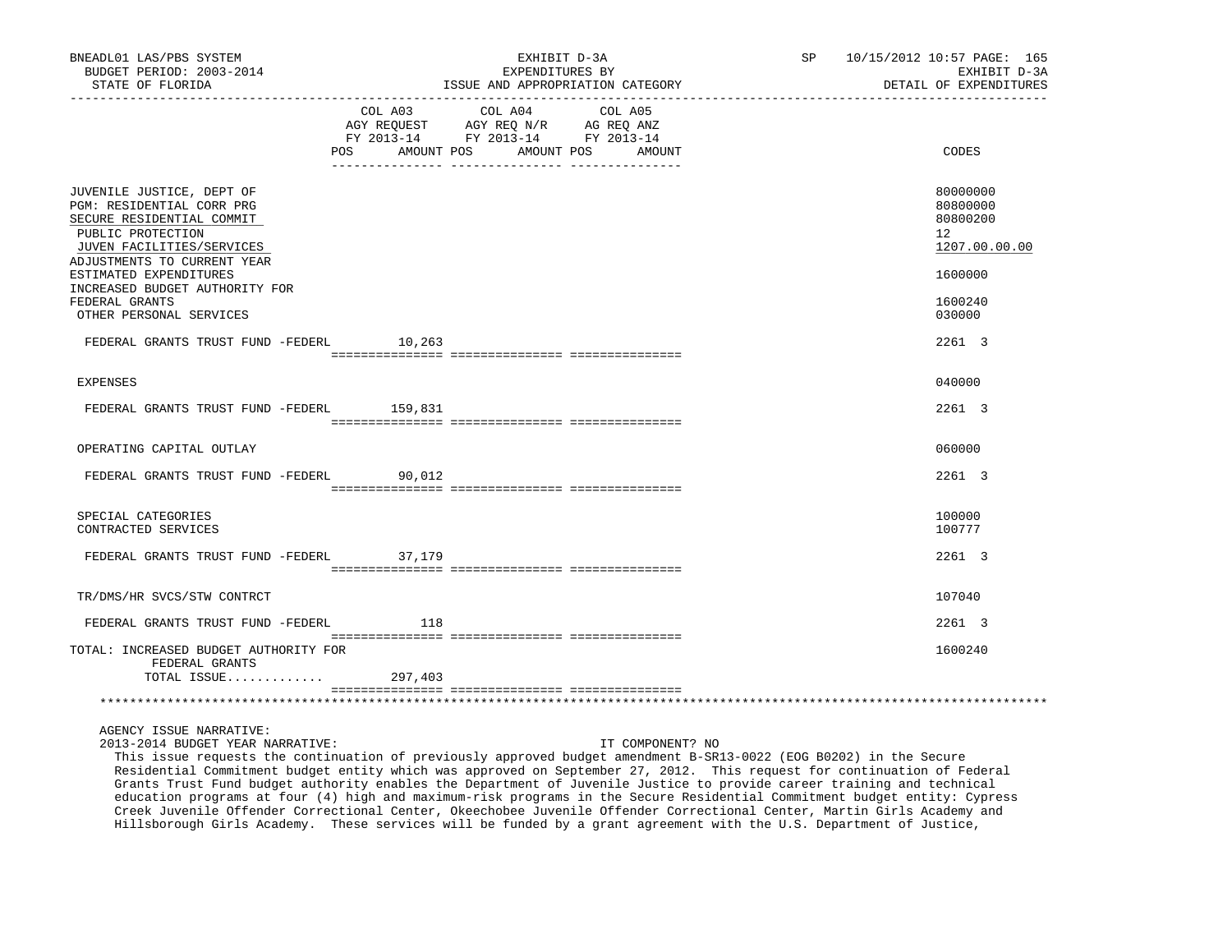BNEADL01 LAS/PBS SYSTEM — EXHIBIT D-3A — SP 10/15/2012 10:57

BUDGET PERIOD: 2003-2014 — EXPENDITURES BY — EXHIBIT D-3A

STATE OF FLORIDA — ISSUE AND APPROPRIATION CATEGORY — DETAIL OF EXPENDITURES

| | COL A03 AGY REQUEST FY 2013-14 POS AMOUNT | COL A04 AGY REQ N/R FY 2013-14 POS AMOUNT | COL A05 AG REQ ANZ FY 2013-14 POS AMOUNT | CODES |
|---|---|---|---|---|
| JUVENILE JUSTICE, DEPT OF | | | | 80000000 |
| PGM: RESIDENTIAL CORR PRG | | | | 80800000 |
| SECURE RESIDENTIAL COMMIT | | | | 80800200 |
| PUBLIC PROTECTION | | | | 12 |
| JUVEN FACILITIES/SERVICES | | | | 1207.00.00.00 |
| ADJUSTMENTS TO CURRENT YEAR ESTIMATED EXPENDITURES | | | | 1600000 |
| INCREASED BUDGET AUTHORITY FOR FEDERAL GRANTS | | | | 1600240 |
| OTHER PERSONAL SERVICES | | | | 030000 |
| FEDERAL GRANTS TRUST FUND -FEDERL | 10,263 | | | 2261 3 |
| EXPENSES | | | | 040000 |
| FEDERAL GRANTS TRUST FUND -FEDERL | 159,831 | | | 2261 3 |
| OPERATING CAPITAL OUTLAY | | | | 060000 |
| FEDERAL GRANTS TRUST FUND -FEDERL | 90,012 | | | 2261 3 |
| SPECIAL CATEGORIES | | | | 100000 |
| CONTRACTED SERVICES | | | | 100777 |
| FEDERAL GRANTS TRUST FUND -FEDERL | 37,179 | | | 2261 3 |
| TR/DMS/HR SVCS/STW CONTRCT | | | | 107040 |
| FEDERAL GRANTS TRUST FUND -FEDERL | 118 | | | 2261 3 |
| TOTAL: INCREASED BUDGET AUTHORITY FOR FEDERAL GRANTS | | | | 1600240 |
| TOTAL ISSUE............ | 297,403 | | | |

AGENCY ISSUE NARRATIVE:

2013-2014 BUDGET YEAR NARRATIVE: IT COMPONENT? NO

This issue requests the continuation of previously approved budget amendment B-SR13-0022 (EOG B0202) in the Secure Residential Commitment budget entity which was approved on September 27, 2012. This request for continuation of Federal Grants Trust Fund budget authority enables the Department of Juvenile Justice to provide career training and technical education programs at four (4) high and maximum-risk programs in the Secure Residential Commitment budget entity: Cypress Creek Juvenile Offender Correctional Center, Okeechobee Juvenile Offender Correctional Center, Martin Girls Academy and Hillsborough Girls Academy. These services will be funded by a grant agreement with the U.S. Department of Justice,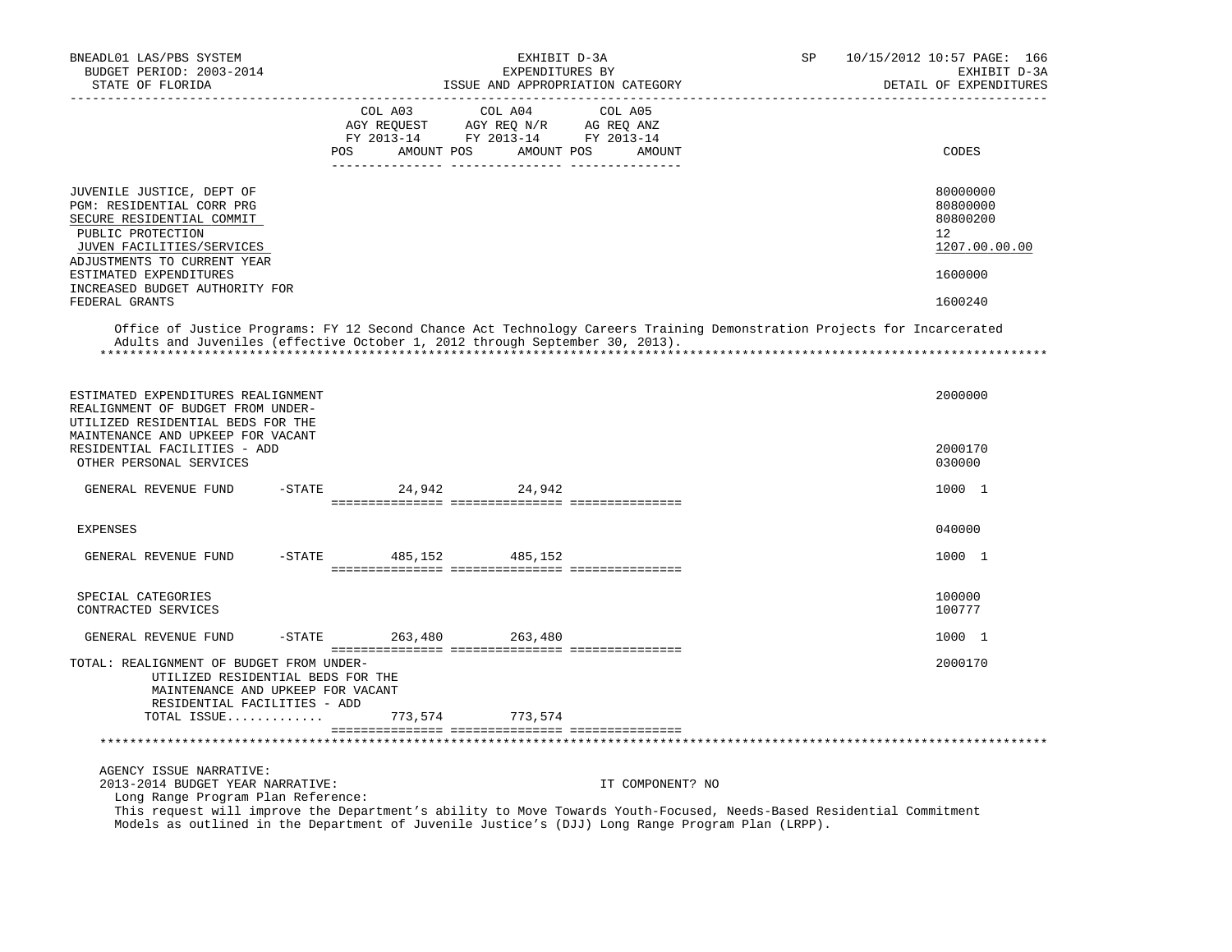BNEADL01 LAS/PBS SYSTEM — EXHIBIT D-3A — EXPENDITURES BY ISSUE AND APPROPRIATION CATEGORY — SP 10/15/2012 10:57 PAGE: 166
BUDGET PERIOD: 2003-2014 — EXHIBIT D-3A
STATE OF FLORIDA — DETAIL OF EXPENDITURES

| | COL A03 AGY REQUEST FY 2013-14 POS AMOUNT | COL A04 AGY REQ N/R FY 2013-14 POS AMOUNT | COL A05 AG REQ ANZ FY 2013-14 POS AMOUNT | CODES |
|---|---|---|---|---|
| JUVENILE JUSTICE, DEPT OF | | | | 80000000 |
| PGM: RESIDENTIAL CORR PRG | | | | 80800000 |
| SECURE RESIDENTIAL COMMIT | | | | 80800200 |
| PUBLIC PROTECTION | | | | 12 |
| JUVEN FACILITIES/SERVICES | | | | 1207.00.00.00 |
| ADJUSTMENTS TO CURRENT YEAR ESTIMATED EXPENDITURES | | | | 1600000 |
| INCREASED BUDGET AUTHORITY FOR FEDERAL GRANTS | | | | 1600240 |

Office of Justice Programs: FY 12 Second Chance Act Technology Careers Training Demonstration Projects for Incarcerated Adults and Juveniles (effective October 1, 2012 through September 30, 2013).

*******************************************************************************************************************

| | COL A03 | COL A04 | COL A05 | CODES |
|---|---|---|---|---|
| ESTIMATED EXPENDITURES REALIGNMENT | | | | 2000000 |
| REALIGNMENT OF BUDGET FROM UNDER-UTILIZED RESIDENTIAL BEDS FOR THE MAINTENANCE AND UPKEEP FOR VACANT RESIDENTIAL FACILITIES - ADD | | | | 2000170 |
| OTHER PERSONAL SERVICES | | | | 030000 |
| GENERAL REVENUE FUND -STATE | 24,942 | 24,942 | | 1000 1 |
| EXPENSES | | | | 040000 |
| GENERAL REVENUE FUND -STATE | 485,152 | 485,152 | | 1000 1 |
| SPECIAL CATEGORIES | | | | 100000 |
| CONTRACTED SERVICES | | | | 100777 |
| GENERAL REVENUE FUND -STATE | 263,480 | 263,480 | | 1000 1 |
| TOTAL: REALIGNMENT OF BUDGET FROM UNDER-UTILIZED RESIDENTIAL BEDS FOR THE MAINTENANCE AND UPKEEP FOR VACANT RESIDENTIAL FACILITIES - ADD | | | | 2000170 |
| TOTAL ISSUE............. | 773,574 | 773,574 | | |

*******************************************************************************************************************

AGENCY ISSUE NARRATIVE:
2013-2014 BUDGET YEAR NARRATIVE: IT COMPONENT? NO
Long Range Program Plan Reference:
This request will improve the Department's ability to Move Towards Youth-Focused, Needs-Based Residential Commitment Models as outlined in the Department of Juvenile Justice's (DJJ) Long Range Program Plan (LRPP).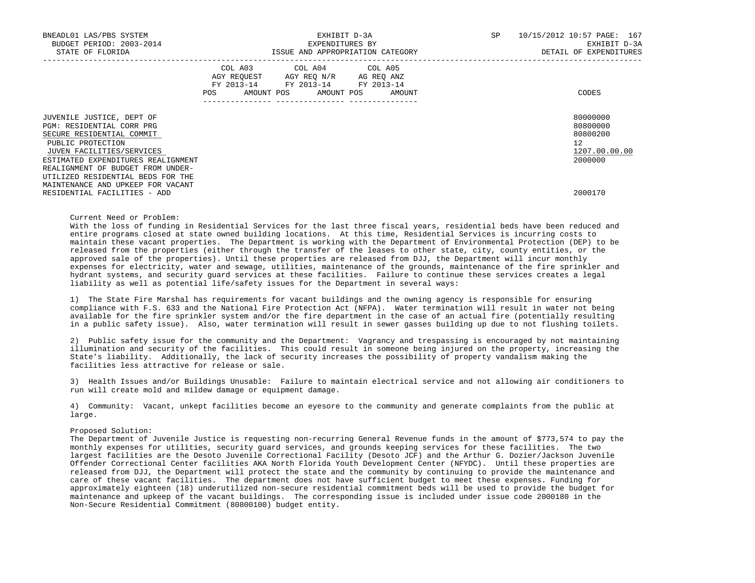| | COL A03 AGY REQUEST FY 2013-14 POS AMOUNT | COL A04 AGY REQ N/R FY 2013-14 POS AMOUNT | COL A05 AG REQ ANZ FY 2013-14 POS AMOUNT | CODES |
|---|---|---|---|---|
| JUVENILE JUSTICE, DEPT OF | | | | 80000000 |
| PGM: RESIDENTIAL CORR PRG | | | | 80800000 |
| SECURE RESIDENTIAL COMMIT | | | | 80800200 |
| PUBLIC PROTECTION | | | | 12 |
| JUVEN FACILITIES/SERVICES | | | | 1207.00.00.00 |
| ESTIMATED EXPENDITURES REALIGNMENT | | | | 2000000 |
| REALIGNMENT OF BUDGET FROM UNDER-UTILIZED RESIDENTIAL BEDS FOR THE MAINTENANCE AND UPKEEP FOR VACANT RESIDENTIAL FACILITIES - ADD | | | | 2000170 |

Current Need or Problem:
With the loss of funding in Residential Services for the last three fiscal years, residential beds have been reduced and entire programs closed at state owned building locations. At this time, Residential Services is incurring costs to maintain these vacant properties. The Department is working with the Department of Environmental Protection (DEP) to be released from the properties (either through the transfer of the leases to other state, city, county entities, or the approved sale of the properties). Until these properties are released from DJJ, the Department will incur monthly expenses for electricity, water and sewage, utilities, maintenance of the grounds, maintenance of the fire sprinkler and hydrant systems, and security guard services at these facilities. Failure to continue these services creates a legal liability as well as potential life/safety issues for the Department in several ways:

1) The State Fire Marshal has requirements for vacant buildings and the owning agency is responsible for ensuring compliance with F.S. 633 and the National Fire Protection Act (NFPA). Water termination will result in water not being available for the fire sprinkler system and/or the fire department in the case of an actual fire (potentially resulting in a public safety issue). Also, water termination will result in sewer gasses building up due to not flushing toilets.

2) Public safety issue for the community and the Department: Vagrancy and trespassing is encouraged by not maintaining illumination and security of the facilities. This could result in someone being injured on the property, increasing the State's liability. Additionally, the lack of security increases the possibility of property vandalism making the facilities less attractive for release or sale.

3) Health Issues and/or Buildings Unusable: Failure to maintain electrical service and not allowing air conditioners to run will create mold and mildew damage or equipment damage.

4) Community: Vacant, unkept facilities become an eyesore to the community and generate complaints from the public at large.

Proposed Solution:
The Department of Juvenile Justice is requesting non-recurring General Revenue funds in the amount of $773,574 to pay the monthly expenses for utilities, security guard services, and grounds keeping services for these facilities. The two largest facilities are the Desoto Juvenile Correctional Facility (Desoto JCF) and the Arthur G. Dozier/Jackson Juvenile Offender Correctional Center facilities AKA North Florida Youth Development Center (NFYDC). Until these properties are released from DJJ, the Department will protect the state and the community by continuing to provide the maintenance and care of these vacant facilities. The department does not have sufficient budget to meet these expenses. Funding for approximately eighteen (18) underutilized non-secure residential commitment beds will be used to provide the budget for maintenance and upkeep of the vacant buildings. The corresponding issue is included under issue code 2000180 in the Non-Secure Residential Commitment (80800100) budget entity.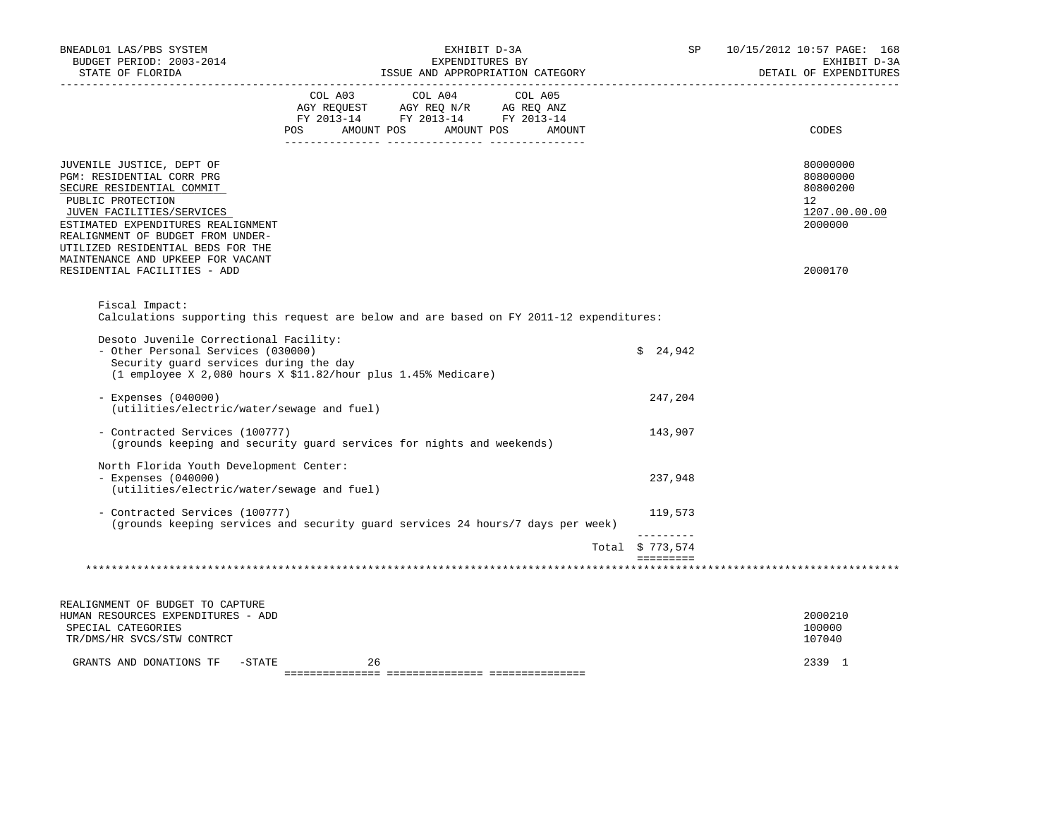| | COL A03 AGY REQUEST FY 2013-14 POS AMOUNT | COL A04 AGY REQ N/R FY 2013-14 POS AMOUNT | COL A05 AG REQ ANZ FY 2013-14 POS AMOUNT | CODES |
|---|---|---|---|---|
| JUVENILE JUSTICE, DEPT OF | | | | 80000000 |
| PGM: RESIDENTIAL CORR PRG | | | | 80800000 |
| SECURE RESIDENTIAL COMMIT | | | | 80800200 |
| PUBLIC PROTECTION | | | | 12 |
| JUVEN FACILITIES/SERVICES | | | | 1207.00.00.00 |
| ESTIMATED EXPENDITURES REALIGNMENT | | | | 2000000 |
| REALIGNMENT OF BUDGET FROM UNDER-UTILIZED RESIDENTIAL BEDS FOR THE MAINTENANCE AND UPKEEP FOR VACANT RESIDENTIAL FACILITIES - ADD | | | | 2000170 |

Fiscal Impact:
Calculations supporting this request are below and are based on FY 2011-12 expenditures:

Desoto Juvenile Correctional Facility:

| | |
|---|---|
| - Other Personal Services (030000) Security guard services during the day (1 employee X 2,080 hours X $11.82/hour plus 1.45% Medicare) | $ 24,942 |
| - Expenses (040000) (utilities/electric/water/sewage and fuel) | 247,204 |
| - Contracted Services (100777) (grounds keeping and security guard services for nights and weekends) | 143,907 |

North Florida Youth Development Center:

| | |
|---|---|
| - Expenses (040000) (utilities/electric/water/sewage and fuel) | 237,948 |
| - Contracted Services (100777) (grounds keeping services and security guard services 24 hours/7 days per week) | 119,573 |
| Total | $ 773,574 |

*******************************************************************************************************************************

| | COL A03 | COL A04 | COL A05 | CODES |
|---|---|---|---|---|
| REALIGNMENT OF BUDGET TO CAPTURE HUMAN RESOURCES EXPENDITURES - ADD | | | | 2000210 |
| SPECIAL CATEGORIES | | | | 100000 |
| TR/DMS/HR SVCS/STW CONTRCT | | | | 107040 |
| GRANTS AND DONATIONS TF -STATE | 26 | | | 2339 1 |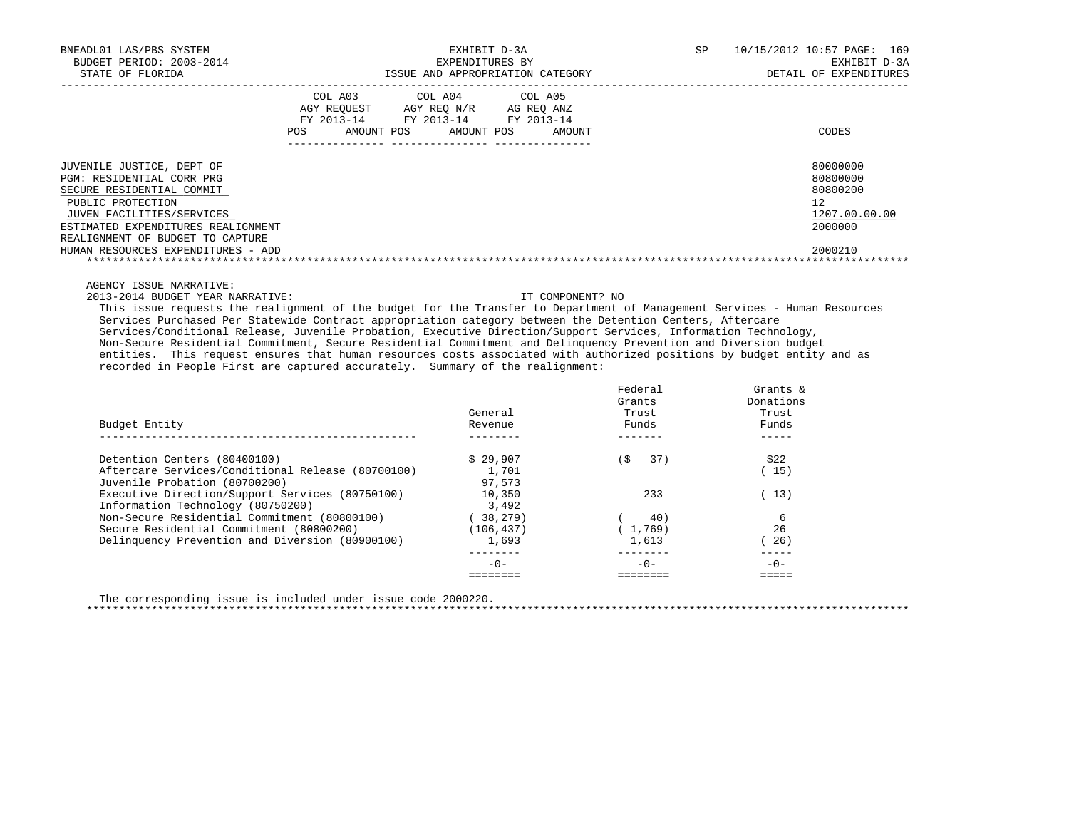BNEADL01 LAS/PBS SYSTEM
BUDGET PERIOD: 2003-2014
STATE OF FLORIDA

EXHIBIT D-3A
EXPENDITURES BY
ISSUE AND APPROPRIATION CATEGORY

SP 10/15/2012 10:57 PAGE: 169
EXHIBIT D-3A
DETAIL OF EXPENDITURES

| | COL A03 AGY REQUEST FY 2013-14 POS AMOUNT | COL A04 AGY REQ N/R FY 2013-14 POS AMOUNT | COL A05 AG REQ ANZ FY 2013-14 POS AMOUNT | CODES |
|---|---|---|---|---|
| JUVENILE JUSTICE, DEPT OF | | | | 80000000 |
| PGM: RESIDENTIAL CORR PRG | | | | 80800000 |
| SECURE RESIDENTIAL COMMIT | | | | 80800200 |
| PUBLIC PROTECTION | | | | 12 |
| JUVEN FACILITIES/SERVICES | | | | 1207.00.00.00 |
| ESTIMATED EXPENDITURES REALIGNMENT | | | | 2000000 |
| REALIGNMENT OF BUDGET TO CAPTURE HUMAN RESOURCES EXPENDITURES - ADD | | | | 2000210 |

AGENCY ISSUE NARRATIVE:
2013-2014 BUDGET YEAR NARRATIVE: IT COMPONENT? NO

This issue requests the realignment of the budget for the Transfer to Department of Management Services - Human Resources Services Purchased Per Statewide Contract appropriation category between the Detention Centers, Aftercare Services/Conditional Release, Juvenile Probation, Executive Direction/Support Services, Information Technology, Non-Secure Residential Commitment, Secure Residential Commitment and Delinquency Prevention and Diversion budget entities. This request ensures that human resources costs associated with authorized positions by budget entity and as recorded in People First are captured accurately. Summary of the realignment:

| Budget Entity | General Revenue | Federal Grants Trust Funds | Grants & Donations Trust Funds |
|---|---|---|---|
| Detention Centers (80400100) | $ 29,907 | ($ 37) | $22 |
| Aftercare Services/Conditional Release (80700100) | 1,701 | | ( 15) |
| Juvenile Probation (80700200) | 97,573 | | |
| Executive Direction/Support Services (80750100) | 10,350 | 233 | ( 13) |
| Information Technology (80750200) | 3,492 | | |
| Non-Secure Residential Commitment (80800100) | ( 38,279) | ( 40) | 6 |
| Secure Residential Commitment (80800200) | (106,437) | ( 1,769) | 26 |
| Delinquency Prevention and Diversion (80900100) | 1,693 | 1,613 | ( 26) |
| | -0- | -0- | -0- |

The corresponding issue is included under issue code 2000220.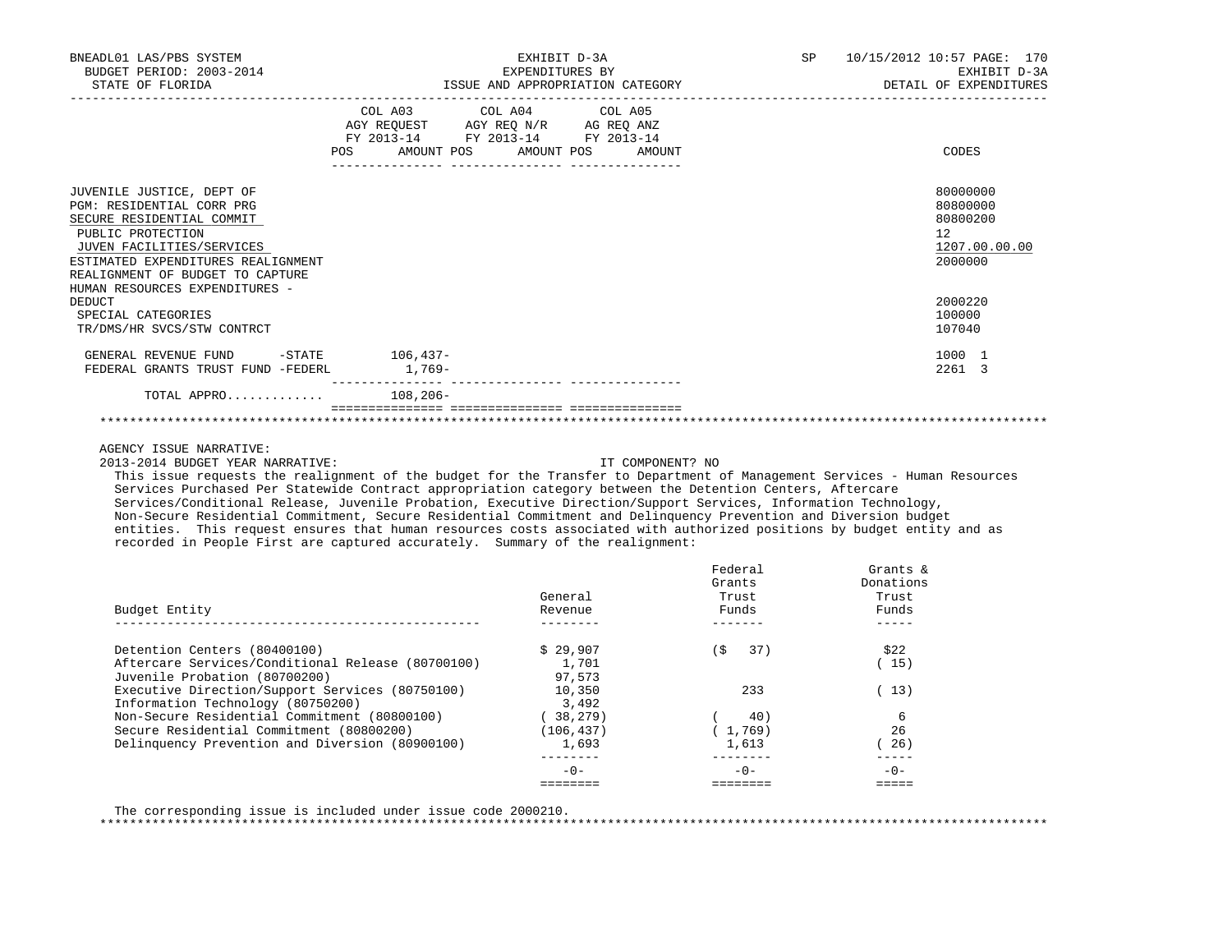BNEADL01 LAS/PBS SYSTEM
BUDGET PERIOD: 2003-2014
STATE OF FLORIDA

EXHIBIT D-3A
EXPENDITURES BY
ISSUE AND APPROPRIATION CATEGORY

SP 10/15/2012 10:57
EXHIBIT D-3A
DETAIL OF EXPENDITURES

| | COL A03 AGY REQUEST FY 2013-14 POS AMOUNT | COL A04 AGY REQ N/R FY 2013-14 POS AMOUNT | COL A05 AG REQ ANZ FY 2013-14 POS AMOUNT | CODES |
|---|---|---|---|---|
| JUVENILE JUSTICE, DEPT OF | | | | 80000000 |
| PGM: RESIDENTIAL CORR PRG | | | | 80800000 |
| SECURE RESIDENTIAL COMMIT | | | | 80800200 |
| PUBLIC PROTECTION | | | | 12 |
| JUVEN FACILITIES/SERVICES | | | | 1207.00.00.00 |
| ESTIMATED EXPENDITURES REALIGNMENT | | | | 2000000 |
| REALIGNMENT OF BUDGET TO CAPTURE HUMAN RESOURCES EXPENDITURES - DEDUCT | | | | 2000220 |
| SPECIAL CATEGORIES | | | | 100000 |
| TR/DMS/HR SVCS/STW CONTRCT | | | | 107040 |
| GENERAL REVENUE FUND -STATE | 106,437- | | | 1000 1 |
| FEDERAL GRANTS TRUST FUND -FEDERL | 1,769- | | | 2261 3 |
| TOTAL APPRO............ | 108,206- | | | |

AGENCY ISSUE NARRATIVE:

2013-2014 BUDGET YEAR NARRATIVE: IT COMPONENT? NO

This issue requests the realignment of the budget for the Transfer to Department of Management Services - Human Resources Services Purchased Per Statewide Contract appropriation category between the Detention Centers, Aftercare Services/Conditional Release, Juvenile Probation, Executive Direction/Support Services, Information Technology, Non-Secure Residential Commitment, Secure Residential Commitment and Delinquency Prevention and Diversion budget entities. This request ensures that human resources costs associated with authorized positions by budget entity and as recorded in People First are captured accurately. Summary of the realignment:

| Budget Entity | General Revenue | Federal Grants Trust Funds | Grants & Donations Trust Funds |
|---|---|---|---|
| Detention Centers (80400100) | $ 29,907 | ($ 37) | $22 |
| Aftercare Services/Conditional Release (80700100) | 1,701 | | ( 15) |
| Juvenile Probation (80700200) | 97,573 | | |
| Executive Direction/Support Services (80750100) | 10,350 | 233 | ( 13) |
| Information Technology (80750200) | 3,492 | | |
| Non-Secure Residential Commitment (80800100) | ( 38,279) | ( 40) | 6 |
| Secure Residential Commitment (80800200) | (106,437) | ( 1,769) | 26 |
| Delinquency Prevention and Diversion (80900100) | 1,693 | 1,613 | ( 26) |
| | -0- | -0- | -0- |

The corresponding issue is included under issue code 2000210.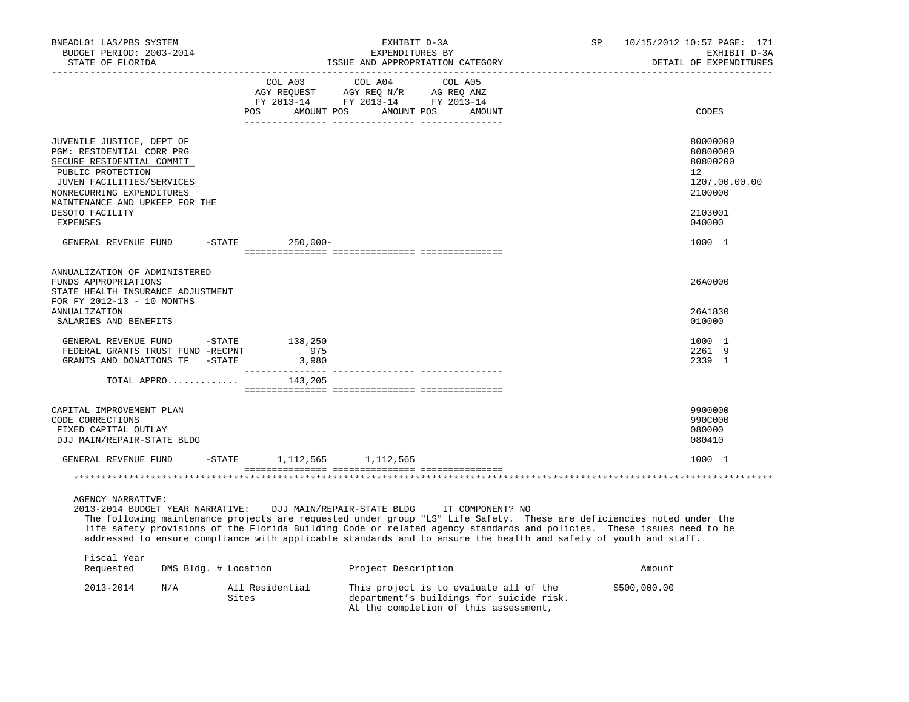BNEADL01 LAS/PBS SYSTEM — EXHIBIT D-3A — EXPENDITURES BY ISSUE AND APPROPRIATION CATEGORY — BUDGET PERIOD: 2003-2014 — STATE OF FLORIDA — SP 10/15/2012 10:57 — EXHIBIT D-3A DETAIL OF EXPENDITURES

| | COL A03 AGY REQUEST FY 2013-14 POS AMOUNT | COL A04 AGY REQ N/R FY 2013-14 POS AMOUNT | COL A05 AG REQ ANZ FY 2013-14 POS AMOUNT | CODES |
|---|---|---|---|---|
| JUVENILE JUSTICE, DEPT OF | | | | 80000000 |
| PGM: RESIDENTIAL CORR PRG | | | | 80800000 |
| SECURE RESIDENTIAL COMMIT | | | | 80800200 |
| PUBLIC PROTECTION | | | | 12 |
| JUVEN FACILITIES/SERVICES | | | | 1207.00.00.00 |
| NONRECURRING EXPENDITURES | | | | 2100000 |
| MAINTENANCE AND UPKEEP FOR THE DESOTO FACILITY | | | | 2103001 |
| EXPENSES | | | | 040000 |
| GENERAL REVENUE FUND -STATE | 250,000- | | | 1000 1 |
| ANNUALIZATION OF ADMINISTERED FUNDS APPROPRIATIONS | | | | 26A0000 |
| STATE HEALTH INSURANCE ADJUSTMENT FOR FY 2012-13 - 10 MONTHS ANNUALIZATION | | | | 26A1830 |
| SALARIES AND BENEFITS | | | | 010000 |
| GENERAL REVENUE FUND -STATE | 138,250 | | | 1000 1 |
| FEDERAL GRANTS TRUST FUND -RECPNT | 975 | | | 2261 9 |
| GRANTS AND DONATIONS TF -STATE | 3,980 | | | 2339 1 |
| TOTAL APPRO............ | 143,205 | | | |
| CAPITAL IMPROVEMENT PLAN | | | | 9900000 |
| CODE CORRECTIONS | | | | 990C000 |
| FIXED CAPITAL OUTLAY | | | | 080000 |
| DJJ MAIN/REPAIR-STATE BLDG | | | | 080410 |
| GENERAL REVENUE FUND -STATE | 1,112,565 | 1,112,565 | | 1000 1 |

AGENCY NARRATIVE:

2013-2014 BUDGET YEAR NARRATIVE: DJJ MAIN/REPAIR-STATE BLDG IT COMPONENT? NO

The following maintenance projects are requested under group "LS" Life Safety. These are deficiencies noted under the life safety provisions of the Florida Building Code or related agency standards and policies. These issues need to be addressed to ensure compliance with applicable standards and to ensure the health and safety of youth and staff.

| Fiscal Year Requested | DMS Bldg. # | Location | Project Description | Amount |
|---|---|---|---|---|
| 2013-2014 | N/A | All Residential Sites | This project is to evaluate all of the department's buildings for suicide risk. At the completion of this assessment, | $500,000.00 |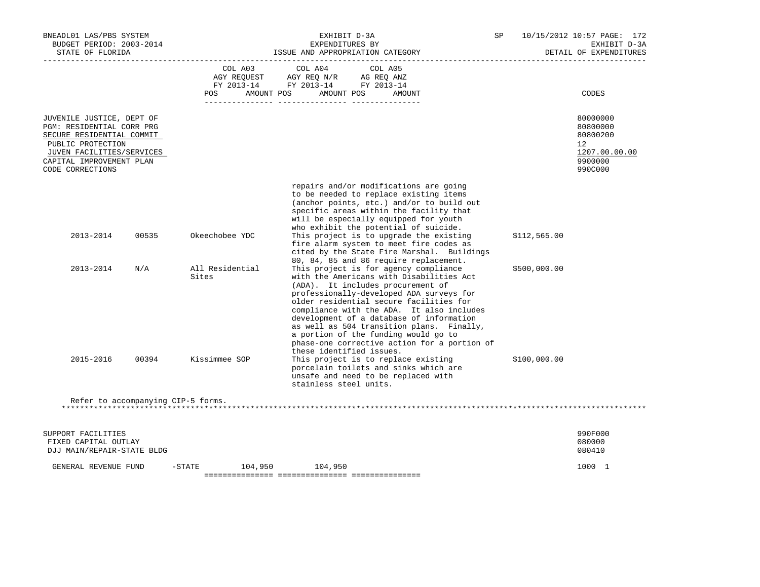| | COL A03 AGY REQUEST FY 2013-14 | | COL A04 AGY REQ N/R FY 2013-14 | | COL A05 AG REQ ANZ FY 2013-14 | | CODES |
|---|---|---|---|---|---|---|---|
| | POS | AMOUNT | POS | AMOUNT | POS | AMOUNT | |

JUVENILE JUSTICE, DEPT OF — 80000000
PGM: RESIDENTIAL CORR PRG — 80800000
SECURE RESIDENTIAL COMMIT — 80800200
PUBLIC PROTECTION — 12
JUVEN FACILITIES/SERVICES — 1207.00.00.00
CAPITAL IMPROVEMENT PLAN — 9900000
CODE CORRECTIONS — 990C000

| Fiscal Year | Facility No. | Facility | Description | Amount |
|---|---|---|---|---|
| | | | repairs and/or modifications are going to be needed to replace existing items (anchor points, etc.) and/or to build out specific areas within the facility that will be especially equipped for youth who exhibit the potential of suicide. | |
| 2013-2014 | 00535 | Okeechobee YDC | This project is to upgrade the existing fire alarm system to meet fire codes as cited by the State Fire Marshal. Buildings 80, 84, 85 and 86 require replacement. | $112,565.00 |
| 2013-2014 | N/A | All Residential Sites | This project is for agency compliance with the Americans with Disabilities Act (ADA). It includes procurement of professionally-developed ADA surveys for older residential secure facilities for compliance with the ADA. It also includes development of a database of information as well as 504 transition plans. Finally, a portion of the funding would go to phase-one corrective action for a portion of these identified issues. | $500,000.00 |
| 2015-2016 | 00394 | Kissimmee SOP | This project is to replace existing porcelain toilets and sinks which are unsafe and need to be replaced with stainless steel units. | $100,000.00 |

Refer to accompanying CIP-5 forms.

SUPPORT FACILITIES — 990F000
FIXED CAPITAL OUTLAY — 080000
DJJ MAIN/REPAIR-STATE BLDG — 080410

| | COL A03 AMOUNT | COL A04 AMOUNT | COL A05 AMOUNT | CODES |
|---|---|---|---|---|
| GENERAL REVENUE FUND -STATE | 104,950 | 104,950 | | 1000 1 |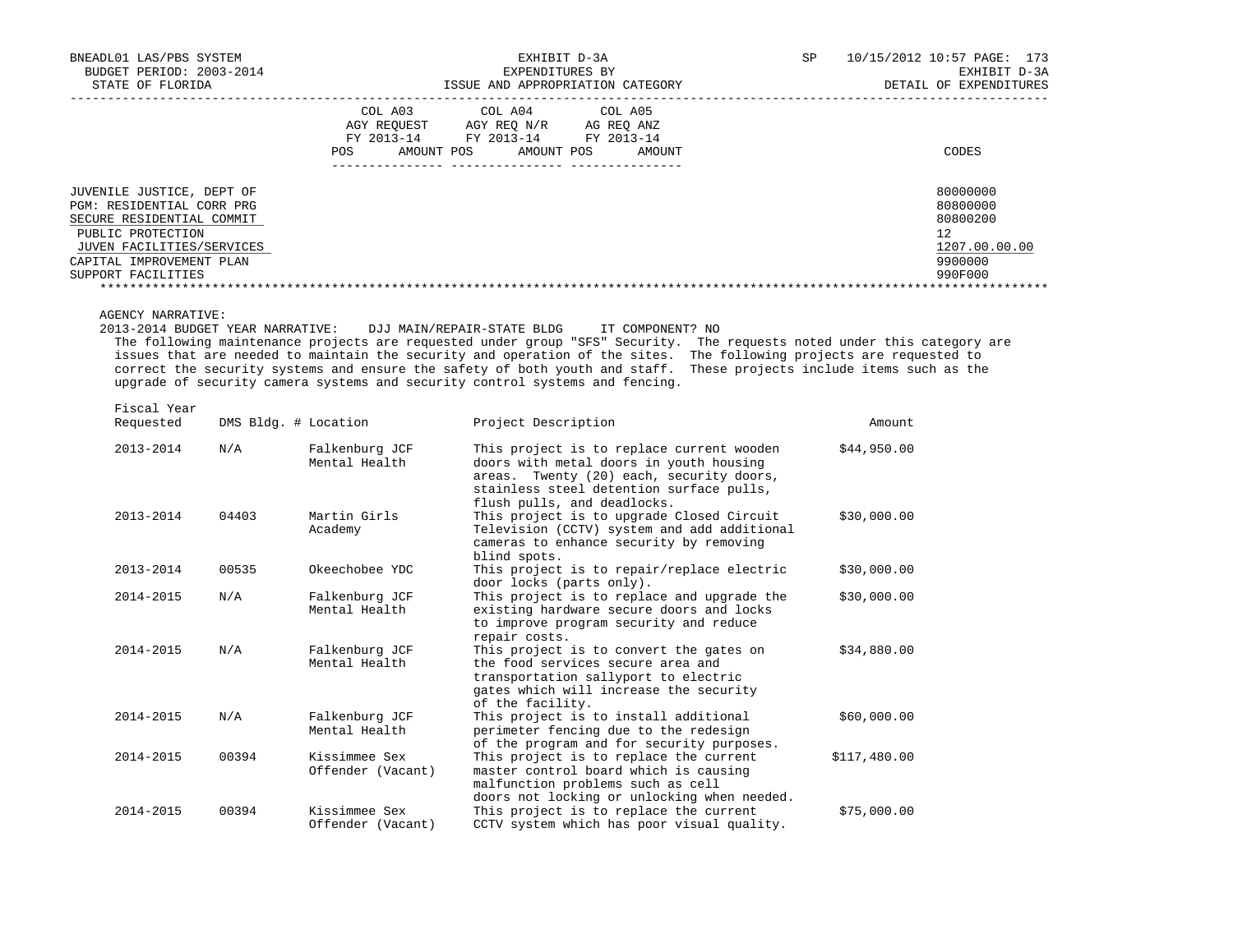BNEADL01 LAS/PBS SYSTEM | EXHIBIT D-3A | SP 10/15/2012 10:57

BUDGET PERIOD: 2003-2014 | EXPENDITURES BY | EXHIBIT D-3A

STATE OF FLORIDA | ISSUE AND APPROPRIATION CATEGORY | DETAIL OF EXPENDITURES

| | COL A03 AGY REQUEST FY 2013-14 | | COL A04 AGY REQ N/R FY 2013-14 | | COL A05 AG REQ ANZ FY 2013-14 | | |
|---|---|---|---|---|---|---|---|
| | POS | AMOUNT | POS | AMOUNT | POS | AMOUNT | CODES |

| | CODES |
|---|---|
| JUVENILE JUSTICE, DEPT OF | 80000000 |
| PGM: RESIDENTIAL CORR PRG | 80800000 |
| SECURE RESIDENTIAL COMMIT | 80800200 |
| PUBLIC PROTECTION | 12 |
| JUVEN FACILITIES/SERVICES | 1207.00.00.00 |
| CAPITAL IMPROVEMENT PLAN | 9900000 |
| SUPPORT FACILITIES | 990F000 |

AGENCY NARRATIVE:

2013-2014 BUDGET YEAR NARRATIVE: DJJ MAIN/REPAIR-STATE BLDG IT COMPONENT? NO

The following maintenance projects are requested under group "SFS" Security. The requests noted under this category are issues that are needed to maintain the security and operation of the sites. The following projects are requested to correct the security systems and ensure the safety of both youth and staff. These projects include items such as the upgrade of security camera systems and security control systems and fencing.

| Fiscal Year Requested | DMS Bldg. # | Location | Project Description | Amount |
|---|---|---|---|---|
| 2013-2014 | N/A | Falkenburg JCF Mental Health | This project is to replace current wooden doors with metal doors in youth housing areas. Twenty (20) each, security doors, stainless steel detention surface pulls, flush pulls, and deadlocks. | $44,950.00 |
| 2013-2014 | 04403 | Martin Girls Academy | This project is to upgrade Closed Circuit Television (CCTV) system and add additional cameras to enhance security by removing blind spots. | $30,000.00 |
| 2013-2014 | 00535 | Okeechobee YDC | This project is to repair/replace electric door locks (parts only). | $30,000.00 |
| 2014-2015 | N/A | Falkenburg JCF Mental Health | This project is to replace and upgrade the existing hardware secure doors and locks to improve program security and reduce repair costs. | $30,000.00 |
| 2014-2015 | N/A | Falkenburg JCF Mental Health | This project is to convert the gates on the food services secure area and transportation sallyport to electric gates which will increase the security of the facility. | $34,880.00 |
| 2014-2015 | N/A | Falkenburg JCF Mental Health | This project is to install additional perimeter fencing due to the redesign of the program and for security purposes. | $60,000.00 |
| 2014-2015 | 00394 | Kissimmee Sex Offender (Vacant) | This project is to replace the current master control board which is causing malfunction problems such as cell doors not locking or unlocking when needed. | $117,480.00 |
| 2014-2015 | 00394 | Kissimmee Sex Offender (Vacant) | This project is to replace the current CCTV system which has poor visual quality. | $75,000.00 |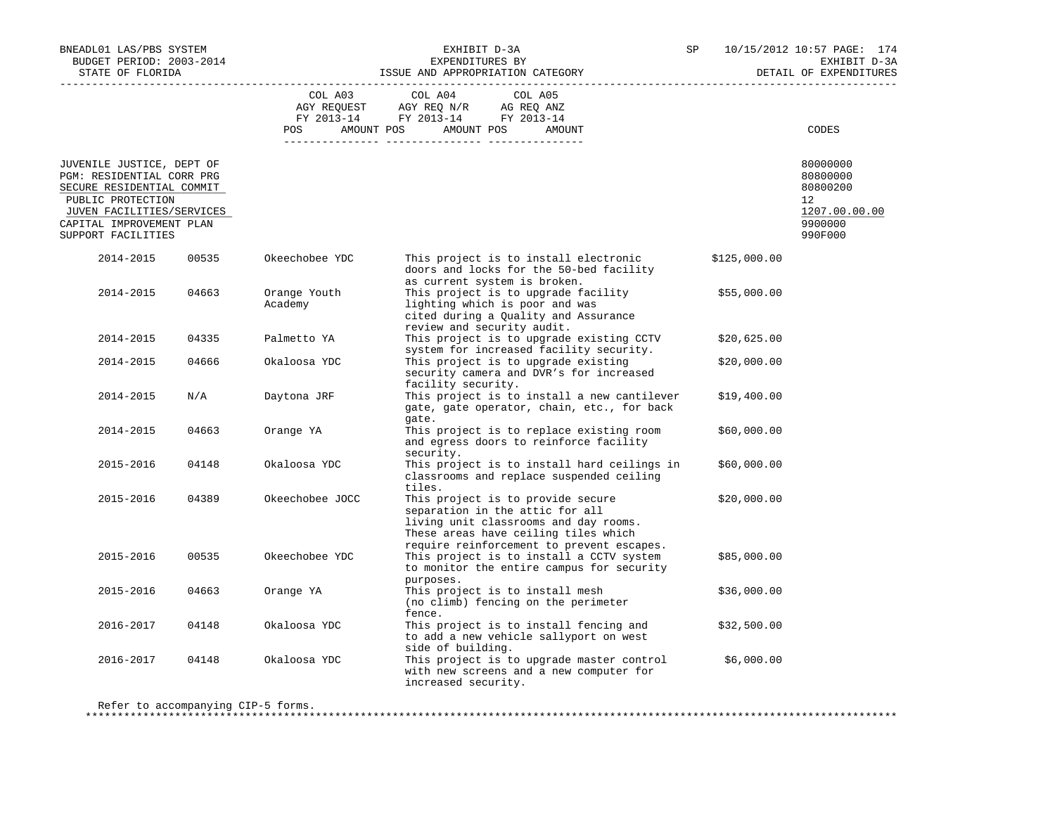BNEADL01 LAS/PBS SYSTEM  
BUDGET PERIOD: 2003-2014  
STATE OF FLORIDA

EXHIBIT D-3A  
EXPENDITURES BY  
ISSUE AND APPROPRIATION CATEGORY

SP 10/15/2012 10:57 PAGE: 174  
EXHIBIT D-3A  
DETAIL OF EXPENDITURES

| | COL A03 AGY REQUEST FY 2013-14 POS AMOUNT | COL A04 AGY REQ N/R FY 2013-14 POS AMOUNT | COL A05 AG REQ ANZ FY 2013-14 POS AMOUNT | CODES |
|---|---|---|---|---|
| JUVENILE JUSTICE, DEPT OF | | | | 80000000 |
| PGM: RESIDENTIAL CORR PRG | | | | 80800000 |
| SECURE RESIDENTIAL COMMIT | | | | 80800200 |
| PUBLIC PROTECTION | | | | 12 |
| JUVEN FACILITIES/SERVICES | | | | 1207.00.00.00 |
| CAPITAL IMPROVEMENT PLAN | | | | 9900000 |
| SUPPORT FACILITIES | | | | 990F000 |

| Fiscal Year | Facility No. | Facility | Description | Amount |
|---|---|---|---|---|
| 2014-2015 | 00535 | Okeechobee YDC | This project is to install electronic doors and locks for the 50-bed facility as current system is broken. | $125,000.00 |
| 2014-2015 | 04663 | Orange Youth Academy | This project is to upgrade facility lighting which is poor and was cited during a Quality and Assurance review and security audit. | $55,000.00 |
| 2014-2015 | 04335 | Palmetto YA | This project is to upgrade existing CCTV system for increased facility security. | $20,625.00 |
| 2014-2015 | 04666 | Okaloosa YDC | This project is to upgrade existing security camera and DVR's for increased facility security. | $20,000.00 |
| 2014-2015 | N/A | Daytona JRF | This project is to install a new cantilever gate, gate operator, chain, etc., for back gate. | $19,400.00 |
| 2014-2015 | 04663 | Orange YA | This project is to replace existing room and egress doors to reinforce facility security. | $60,000.00 |
| 2015-2016 | 04148 | Okaloosa YDC | This project is to install hard ceilings in classrooms and replace suspended ceiling tiles. | $60,000.00 |
| 2015-2016 | 04389 | Okeechobee JOCC | This project is to provide secure separation in the attic for all living unit classrooms and day rooms. These areas have ceiling tiles which require reinforcement to prevent escapes. | $20,000.00 |
| 2015-2016 | 00535 | Okeechobee YDC | This project is to install a CCTV system to monitor the entire campus for security purposes. | $85,000.00 |
| 2015-2016 | 04663 | Orange YA | This project is to install mesh (no climb) fencing on the perimeter fence. | $36,000.00 |
| 2016-2017 | 04148 | Okaloosa YDC | This project is to install fencing and to add a new vehicle sallyport on west side of building. | $32,500.00 |
| 2016-2017 | 04148 | Okaloosa YDC | This project is to upgrade master control with new screens and a new computer for increased security. | $6,000.00 |

Refer to accompanying CIP-5 forms.

*******************************************************************************************************************************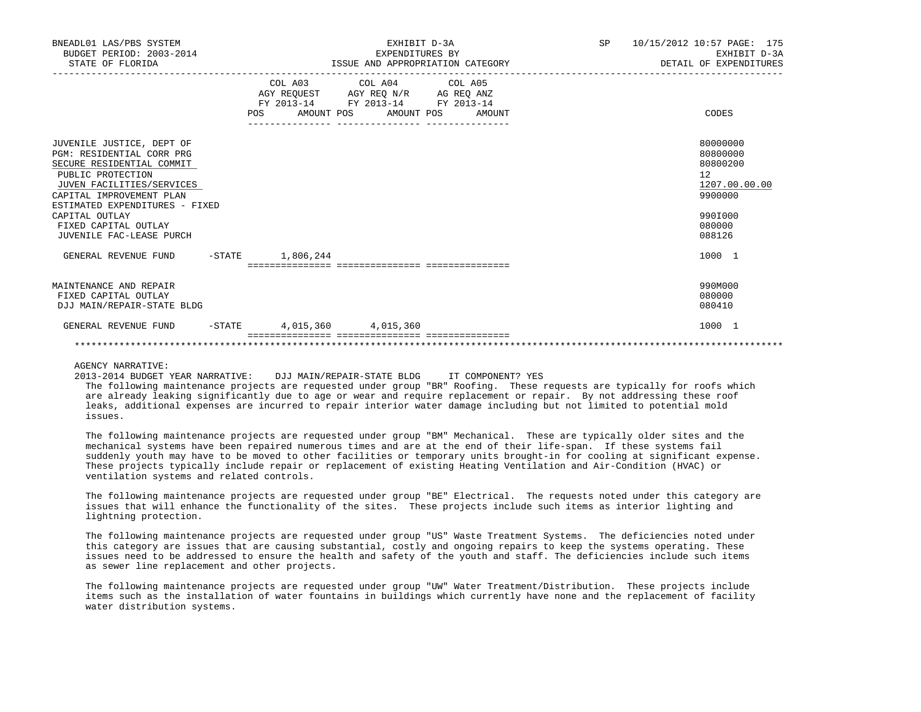BNEADL01 LAS/PBS SYSTEM — BUDGET PERIOD: 2003-2014 — STATE OF FLORIDA

EXHIBIT D-3A — EXPENDITURES BY ISSUE AND APPROPRIATION CATEGORY

SP 10/15/2012 10:57 — EXHIBIT D-3A — DETAIL OF EXPENDITURES

| | COL A03 AGY REQUEST FY 2013-14 POS AMOUNT | COL A04 AGY REQ N/R FY 2013-14 POS AMOUNT | COL A05 AG REQ ANZ FY 2013-14 POS AMOUNT | CODES |
|---|---|---|---|---|
| JUVENILE JUSTICE, DEPT OF | | | | 80000000 |
| PGM: RESIDENTIAL CORR PRG | | | | 80800000 |
| SECURE RESIDENTIAL COMMIT | | | | 80800200 |
| PUBLIC PROTECTION | | | | 12 |
| JUVEN FACILITIES/SERVICES | | | | 1207.00.00.00 |
| CAPITAL IMPROVEMENT PLAN | | | | 9900000 |
| ESTIMATED EXPENDITURES - FIXED | | | | |
| CAPITAL OUTLAY | | | | 990I000 |
| FIXED CAPITAL OUTLAY | | | | 080000 |
| JUVENILE FAC-LEASE PURCH | | | | 088126 |
| GENERAL REVENUE FUND -STATE | 1,806,244 | | | 1000 1 |
| MAINTENANCE AND REPAIR | | | | 990M000 |
| FIXED CAPITAL OUTLAY | | | | 080000 |
| DJJ MAIN/REPAIR-STATE BLDG | | | | 080410 |
| GENERAL REVENUE FUND -STATE | 4,015,360 | 4,015,360 | | 1000 1 |

AGENCY NARRATIVE:

2013-2014 BUDGET YEAR NARRATIVE: DJJ MAIN/REPAIR-STATE BLDG IT COMPONENT? YES

The following maintenance projects are requested under group "BR" Roofing. These requests are typically for roofs which are already leaking significantly due to age or wear and require replacement or repair. By not addressing these roof leaks, additional expenses are incurred to repair interior water damage including but not limited to potential mold issues.

The following maintenance projects are requested under group "BM" Mechanical. These are typically older sites and the mechanical systems have been repaired numerous times and are at the end of their life-span. If these systems fail suddenly youth may have to be moved to other facilities or temporary units brought-in for cooling at significant expense. These projects typically include repair or replacement of existing Heating Ventilation and Air-Condition (HVAC) or ventilation systems and related controls.

The following maintenance projects are requested under group "BE" Electrical. The requests noted under this category are issues that will enhance the functionality of the sites. These projects include such items as interior lighting and lightning protection.

The following maintenance projects are requested under group "US" Waste Treatment Systems. The deficiencies noted under this category are issues that are causing substantial, costly and ongoing repairs to keep the systems operating. These issues need to be addressed to ensure the health and safety of the youth and staff. The deficiencies include such items as sewer line replacement and other projects.

The following maintenance projects are requested under group "UW" Water Treatment/Distribution. These projects include items such as the installation of water fountains in buildings which currently have none and the replacement of facility water distribution systems.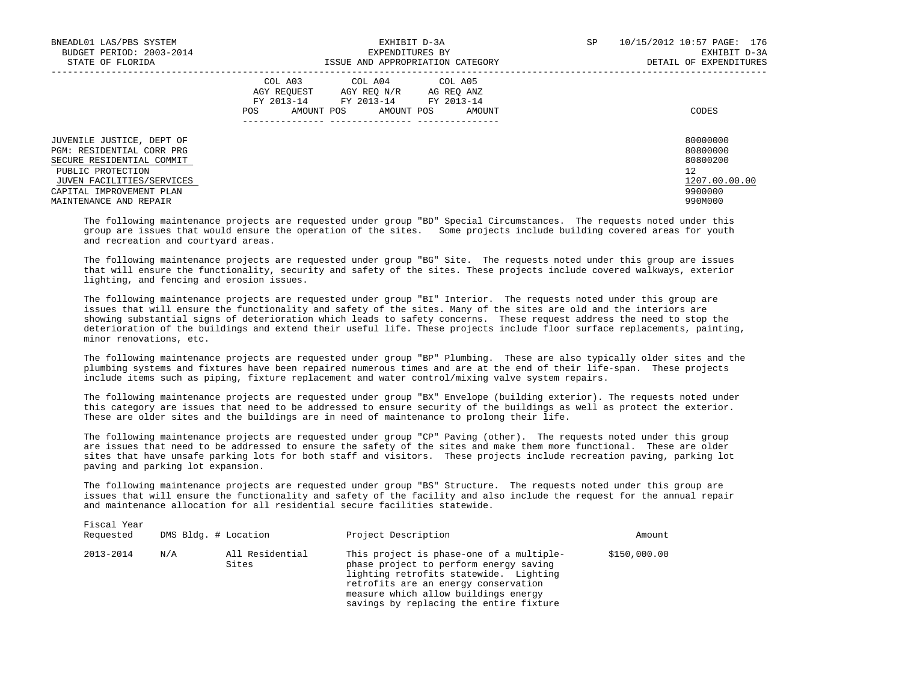| | COL A03 AGY REQUEST FY 2013-14 | | COL A04 AGY REQ N/R FY 2013-14 | | COL A05 AG REQ ANZ FY 2013-14 | | |
|---|---|---|---|---|---|---|---|
| | POS | AMOUNT | POS | AMOUNT | POS | AMOUNT | CODES |
| JUVENILE JUSTICE, DEPT OF | | | | | | | 80000000 |
| PGM: RESIDENTIAL CORR PRG | | | | | | | 80800000 |
| SECURE RESIDENTIAL COMMIT | | | | | | | 80800200 |
| PUBLIC PROTECTION | | | | | | | 12 |
| JUVEN FACILITIES/SERVICES | | | | | | | 1207.00.00.00 |
| CAPITAL IMPROVEMENT PLAN | | | | | | | 9900000 |
| MAINTENANCE AND REPAIR | | | | | | | 990M000 |

The following maintenance projects are requested under group "BD" Special Circumstances. The requests noted under this group are issues that would ensure the operation of the sites. Some projects include building covered areas for youth and recreation and courtyard areas.

The following maintenance projects are requested under group "BG" Site. The requests noted under this group are issues that will ensure the functionality, security and safety of the sites. These projects include covered walkways, exterior lighting, and fencing and erosion issues.

The following maintenance projects are requested under group "BI" Interior. The requests noted under this group are issues that will ensure the functionality and safety of the sites. Many of the sites are old and the interiors are showing substantial signs of deterioration which leads to safety concerns. These request address the need to stop the deterioration of the buildings and extend their useful life. These projects include floor surface replacements, painting, minor renovations, etc.

The following maintenance projects are requested under group "BP" Plumbing. These are also typically older sites and the plumbing systems and fixtures have been repaired numerous times and are at the end of their life-span. These projects include items such as piping, fixture replacement and water control/mixing valve system repairs.

The following maintenance projects are requested under group "BX" Envelope (building exterior). The requests noted under this category are issues that need to be addressed to ensure security of the buildings as well as protect the exterior. These are older sites and the buildings are in need of maintenance to prolong their life.

The following maintenance projects are requested under group "CP" Paving (other). The requests noted under this group are issues that need to be addressed to ensure the safety of the sites and make them more functional. These are older sites that have unsafe parking lots for both staff and visitors. These projects include recreation paving, parking lot paving and parking lot expansion.

The following maintenance projects are requested under group "BS" Structure. The requests noted under this group are issues that will ensure the functionality and safety of the facility and also include the request for the annual repair and maintenance allocation for all residential secure facilities statewide.

| Fiscal Year Requested | DMS Bldg. # | Location | Project Description | Amount |
|---|---|---|---|---|
| 2013-2014 | N/A | All Residential Sites | This project is phase-one of a multiple-phase project to perform energy saving lighting retrofits statewide. Lighting retrofits are an energy conservation measure which allow buildings energy savings by replacing the entire fixture | $150,000.00 |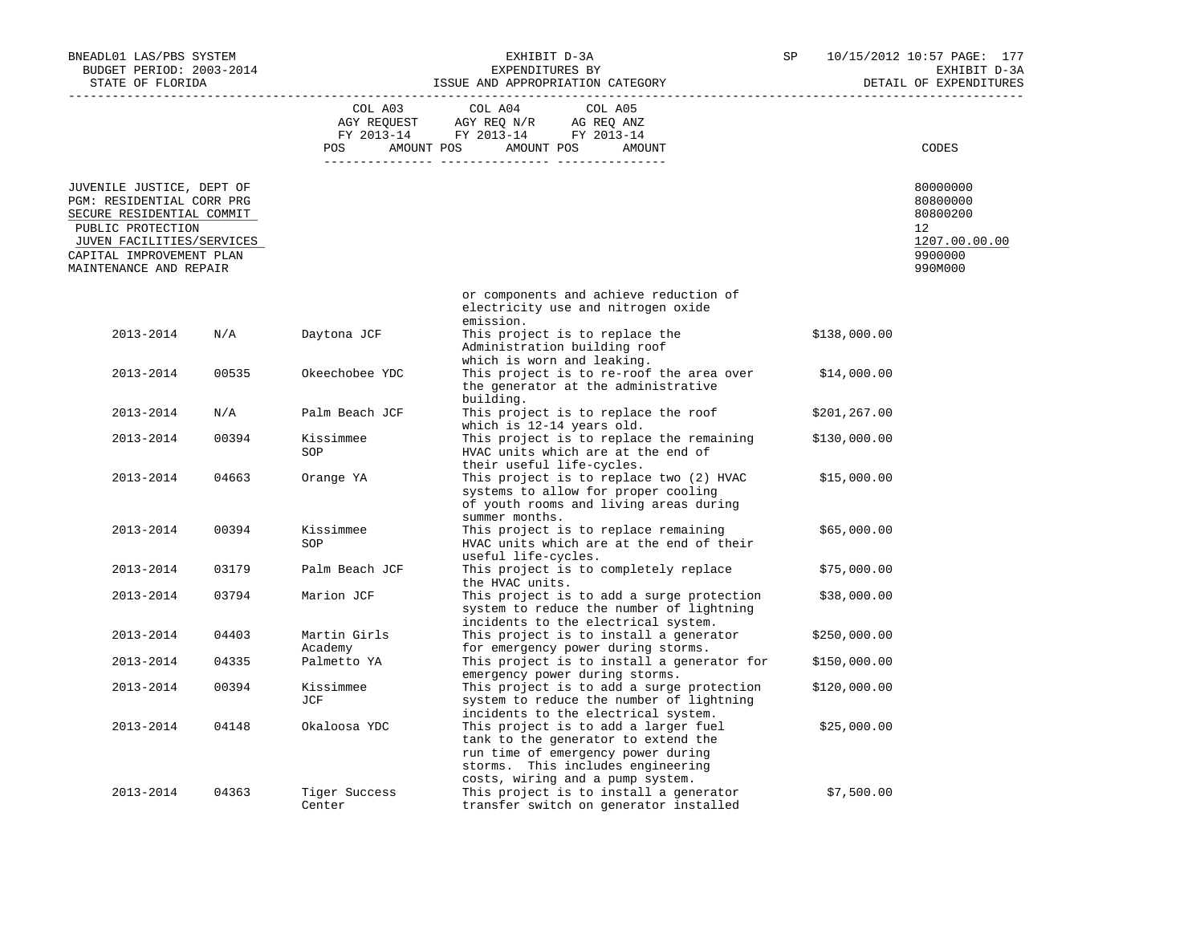BNEADL01 LAS/PBS SYSTEM | BUDGET PERIOD: 2003-2014 | STATE OF FLORIDA

EXHIBIT D-3A
EXPENDITURES BY
ISSUE AND APPROPRIATION CATEGORY

SP 10/15/2012 10:57 | EXHIBIT D-3A | DETAIL OF EXPENDITURES

| | COL A03 AGY REQUEST FY 2013-14 POS AMOUNT | COL A04 AGY REQ N/R FY 2013-14 POS AMOUNT | COL A05 AG REQ ANZ FY 2013-14 POS AMOUNT | CODES |
|---|---|---|---|---|
| JUVENILE JUSTICE, DEPT OF | | | | 80000000 |
| PGM: RESIDENTIAL CORR PRG | | | | 80800000 |
| SECURE RESIDENTIAL COMMIT | | | | 80800200 |
| PUBLIC PROTECTION | | | | 12 |
| JUVEN FACILITIES/SERVICES | | | | 1207.00.00.00 |
| CAPITAL IMPROVEMENT PLAN | | | | 9900000 |
| MAINTENANCE AND REPAIR | | | | 990M000 |

| Year | Code | Facility | Description | Amount |
|---|---|---|---|---|
| | | | or components and achieve reduction of electricity use and nitrogen oxide emission. | |
| 2013-2014 | N/A | Daytona JCF | This project is to replace the Administration building roof which is worn and leaking. | $138,000.00 |
| 2013-2014 | 00535 | Okeechobee YDC | This project is to re-roof the area over the generator at the administrative building. | $14,000.00 |
| 2013-2014 | N/A | Palm Beach JCF | This project is to replace the roof which is 12-14 years old. | $201,267.00 |
| 2013-2014 | 00394 | Kissimmee SOP | This project is to replace the remaining HVAC units which are at the end of their useful life-cycles. | $130,000.00 |
| 2013-2014 | 04663 | Orange YA | This project is to replace two (2) HVAC systems to allow for proper cooling of youth rooms and living areas during summer months. | $15,000.00 |
| 2013-2014 | 00394 | Kissimmee SOP | This project is to replace remaining HVAC units which are at the end of their useful life-cycles. | $65,000.00 |
| 2013-2014 | 03179 | Palm Beach JCF | This project is to completely replace the HVAC units. | $75,000.00 |
| 2013-2014 | 03794 | Marion JCF | This project is to add a surge protection system to reduce the number of lightning incidents to the electrical system. | $38,000.00 |
| 2013-2014 | 04403 | Martin Girls Academy | This project is to install a generator for emergency power during storms. | $250,000.00 |
| 2013-2014 | 04335 | Palmetto YA | This project is to install a generator for emergency power during storms. | $150,000.00 |
| 2013-2014 | 00394 | Kissimmee JCF | This project is to add a surge protection system to reduce the number of lightning incidents to the electrical system. | $120,000.00 |
| 2013-2014 | 04148 | Okaloosa YDC | This project is to add a larger fuel tank to the generator to extend the run time of emergency power during storms. This includes engineering costs, wiring and a pump system. | $25,000.00 |
| 2013-2014 | 04363 | Tiger Success Center | This project is to install a generator transfer switch on generator installed | $7,500.00 |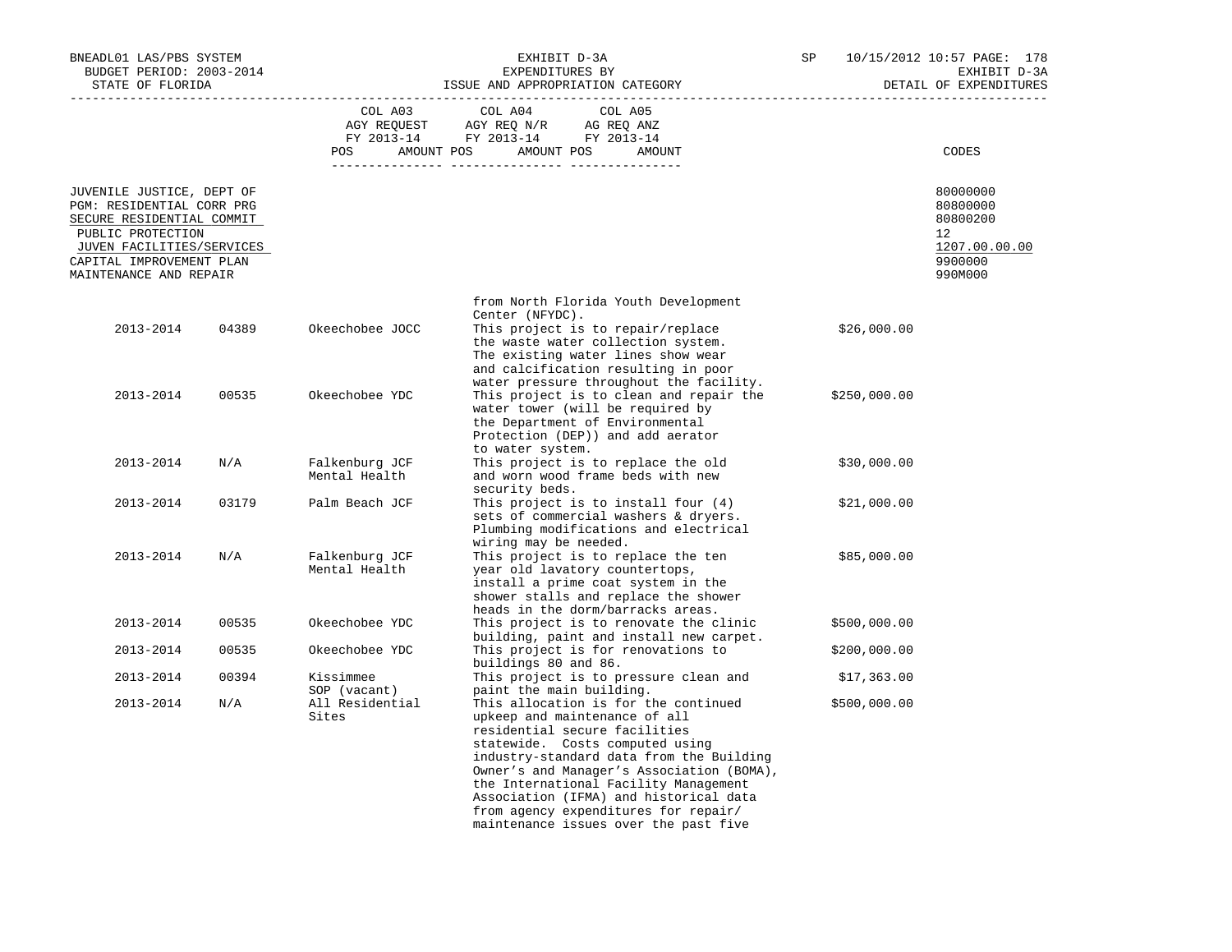| COL A03 AGY REQUEST FY 2013-14 POS AMOUNT | COL A04 AGY REQ N/R FY 2013-14 POS AMOUNT | COL A05 AG REQ ANZ FY 2013-14 POS AMOUNT | CODES |
|---|---|---|---|

JUVENILE JUSTICE, DEPT OF — 80000000
PGM: RESIDENTIAL CORR PRG — 80800000
SECURE RESIDENTIAL COMMIT — 80800200
PUBLIC PROTECTION — 12
JUVEN FACILITIES/SERVICES — 1207.00.00.00
CAPITAL IMPROVEMENT PLAN — 9900000
MAINTENANCE AND REPAIR — 990M000

| | | | | |
|---|---|---|---|---|
| | | | from North Florida Youth Development Center (NFYDC). | |
| 2013-2014 | 04389 | Okeechobee JOCC | This project is to repair/replace the waste water collection system. The existing water lines show wear and calcification resulting in poor water pressure throughout the facility. | $26,000.00 |
| 2013-2014 | 00535 | Okeechobee YDC | This project is to clean and repair the water tower (will be required by the Department of Environmental Protection (DEP)) and add aerator to water system. | $250,000.00 |
| 2013-2014 | N/A | Falkenburg JCF Mental Health | This project is to replace the old and worn wood frame beds with new security beds. | $30,000.00 |
| 2013-2014 | 03179 | Palm Beach JCF | This project is to install four (4) sets of commercial washers & dryers. Plumbing modifications and electrical wiring may be needed. | $21,000.00 |
| 2013-2014 | N/A | Falkenburg JCF Mental Health | This project is to replace the ten year old lavatory countertops, install a prime coat system in the shower stalls and replace the shower heads in the dorm/barracks areas. | $85,000.00 |
| 2013-2014 | 00535 | Okeechobee YDC | This project is to renovate the clinic building, paint and install new carpet. | $500,000.00 |
| 2013-2014 | 00535 | Okeechobee YDC | This project is for renovations to buildings 80 and 86. | $200,000.00 |
| 2013-2014 | 00394 | Kissimmee SOP (vacant) | This project is to pressure clean and paint the main building. | $17,363.00 |
| 2013-2014 | N/A | All Residential Sites | This allocation is for the continued upkeep and maintenance of all residential secure facilities statewide. Costs computed using industry-standard data from the Building Owner's and Manager's Association (BOMA), the International Facility Management Association (IFMA) and historical data from agency expenditures for repair/ maintenance issues over the past five | $500,000.00 |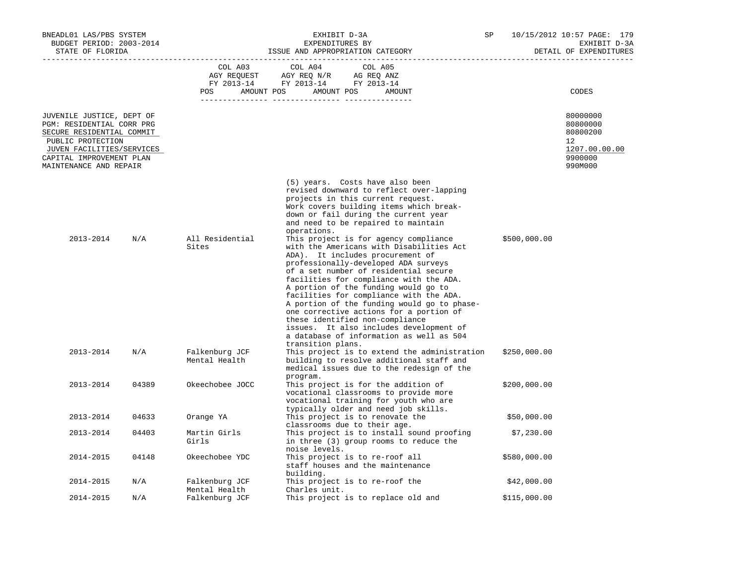BNEADL01 LAS/PBS SYSTEM — EXHIBIT D-3A — SP 10/15/2012 10:57
BUDGET PERIOD: 2003-2014 — EXPENDITURES BY — EXHIBIT D-3A
STATE OF FLORIDA — ISSUE AND APPROPRIATION CATEGORY — DETAIL OF EXPENDITURES

| | COL A03 AGY REQUEST FY 2013-14 POS AMOUNT | COL A04 AGY REQ N/R FY 2013-14 POS AMOUNT | COL A05 AG REQ ANZ FY 2013-14 POS AMOUNT | CODES |
|---|---|---|---|---|
| JUVENILE JUSTICE, DEPT OF | | | | 80000000 |
| PGM: RESIDENTIAL CORR PRG | | | | 80800000 |
| SECURE RESIDENTIAL COMMIT | | | | 80800200 |
| PUBLIC PROTECTION | | | | 12 |
| JUVEN FACILITIES/SERVICES | | | | 1207.00.00.00 |
| CAPITAL IMPROVEMENT PLAN | | | | 9900000 |
| MAINTENANCE AND REPAIR | | | | 990M000 |

| | | | | |
|---|---|---|---|---|
| | | | (5) years. Costs have also been revised downward to reflect over-lapping projects in this current request. Work covers building items which break-down or fail during the current year and need to be repaired to maintain operations. | |
| 2013-2014 | N/A | All Residential Sites | This project is for agency compliance with the Americans with Disabilities Act ADA). It includes procurement of professionally-developed ADA surveys of a set number of residential secure facilities for compliance with the ADA. A portion of the funding would go to facilities for compliance with the ADA. A portion of the funding would go to phase-one corrective actions for a portion of these identified non-compliance issues. It also includes development of a database of information as well as 504 transition plans. | $500,000.00 |
| 2013-2014 | N/A | Falkenburg JCF Mental Health | This project is to extend the administration building to resolve additional staff and medical issues due to the redesign of the program. | $250,000.00 |
| 2013-2014 | 04389 | Okeechobee JOCC | This project is for the addition of vocational classrooms to provide more vocational training for youth who are typically older and need job skills. | $200,000.00 |
| 2013-2014 | 04633 | Orange YA | This project is to renovate the classrooms due to their age. | $50,000.00 |
| 2013-2014 | 04403 | Martin Girls Girls | This project is to install sound proofing in three (3) group rooms to reduce the noise levels. | $7,230.00 |
| 2014-2015 | 04148 | Okeechobee YDC | This project is to re-roof all staff houses and the maintenance building. | $580,000.00 |
| 2014-2015 | N/A | Falkenburg JCF Mental Health | This project is to re-roof the Charles unit. | $42,000.00 |
| 2014-2015 | N/A | Falkenburg JCF | This project is to replace old and | $115,000.00 |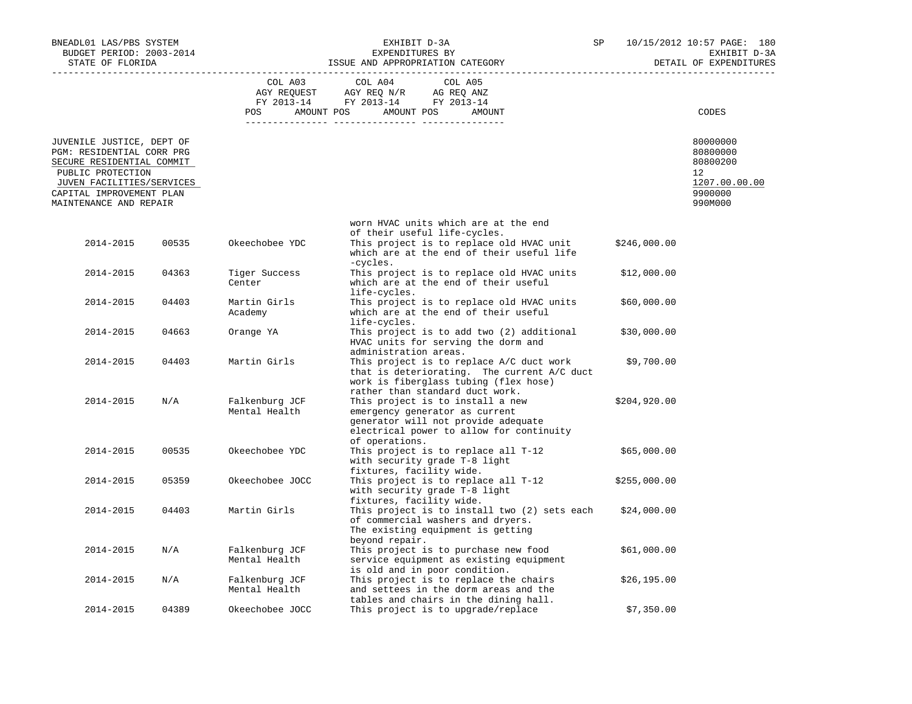EXHIBIT D-3A
EXPENDITURES BY
ISSUE AND APPROPRIATION CATEGORY

BUDGET PERIOD: 2003-2014
STATE OF FLORIDA

DETAIL OF EXPENDITURES

| | COL A03 AGY REQUEST FY 2013-14 POS AMOUNT | COL A04 AGY REQ N/R FY 2013-14 POS AMOUNT | COL A05 AG REQ ANZ FY 2013-14 POS AMOUNT | CODES |
|---|---|---|---|---|
| JUVENILE JUSTICE, DEPT OF | | | | 80000000 |
| PGM: RESIDENTIAL CORR PRG | | | | 80800000 |
| SECURE RESIDENTIAL COMMIT | | | | 80800200 |
| PUBLIC PROTECTION | | | | 12 |
| JUVEN FACILITIES/SERVICES | | | | 1207.00.00.00 |
| CAPITAL IMPROVEMENT PLAN | | | | 9900000 |
| MAINTENANCE AND REPAIR | | | | 990M000 |

| Year | Facility No. | Facility | Description | Amount |
|---|---|---|---|---|
| | | | worn HVAC units which are at the end of their useful life-cycles. | |
| 2014-2015 | 00535 | Okeechobee YDC | This project is to replace old HVAC unit which are at the end of their useful life -cycles. | $246,000.00 |
| 2014-2015 | 04363 | Tiger Success Center | This project is to replace old HVAC units which are at the end of their useful life-cycles. | $12,000.00 |
| 2014-2015 | 04403 | Martin Girls Academy | This project is to replace old HVAC units which are at the end of their useful life-cycles. | $60,000.00 |
| 2014-2015 | 04663 | Orange YA | This project is to add two (2) additional HVAC units for serving the dorm and administration areas. | $30,000.00 |
| 2014-2015 | 04403 | Martin Girls | This project is to replace A/C duct work that is deteriorating. The current A/C duct work is fiberglass tubing (flex hose) rather than standard duct work. | $9,700.00 |
| 2014-2015 | N/A | Falkenburg JCF Mental Health | This project is to install a new emergency generator as current generator will not provide adequate electrical power to allow for continuity of operations. | $204,920.00 |
| 2014-2015 | 00535 | Okeechobee YDC | This project is to replace all T-12 with security grade T-8 light fixtures, facility wide. | $65,000.00 |
| 2014-2015 | 05359 | Okeechobee JOCC | This project is to replace all T-12 with security grade T-8 light fixtures, facility wide. | $255,000.00 |
| 2014-2015 | 04403 | Martin Girls | This project is to install two (2) sets each of commercial washers and dryers. The existing equipment is getting beyond repair. | $24,000.00 |
| 2014-2015 | N/A | Falkenburg JCF Mental Health | This project is to purchase new food service equipment as existing equipment is old and in poor condition. | $61,000.00 |
| 2014-2015 | N/A | Falkenburg JCF Mental Health | This project is to replace the chairs and settees in the dorm areas and the tables and chairs in the dining hall. | $26,195.00 |
| 2014-2015 | 04389 | Okeechobee JOCC | This project is to upgrade/replace | $7,350.00 |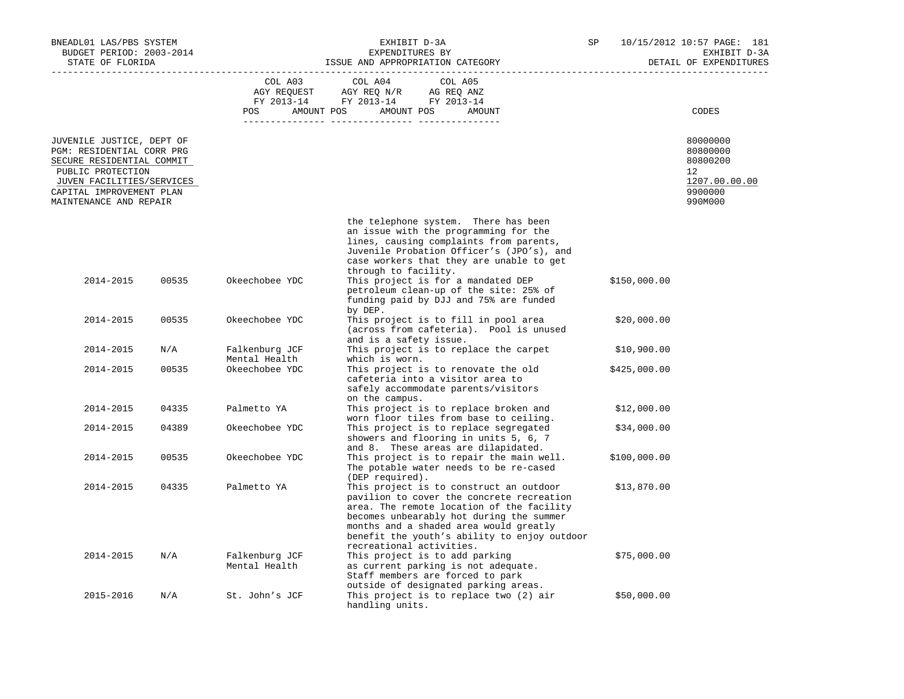| | COL A03 AGY REQUEST FY 2013-14 | | COL A04 AGY REQ N/R FY 2013-14 | | COL A05 AG REQ ANZ FY 2013-14 | | CODES |
|---|---|---|---|---|---|---|---|
| | POS | AMOUNT | POS | AMOUNT | POS | AMOUNT | |

JUVENILE JUSTICE, DEPT OF — 80000000
PGM: RESIDENTIAL CORR PRG — 80800000
SECURE RESIDENTIAL COMMIT — 80800200
PUBLIC PROTECTION — 12
JUVEN FACILITIES/SERVICES — 1207.00.00.00
CAPITAL IMPROVEMENT PLAN — 9900000
MAINTENANCE AND REPAIR — 990M000

| Year | Code | Facility | Description | Amount |
|---|---|---|---|---|
| | | | the telephone system. There has been an issue with the programming for the lines, causing complaints from parents, Juvenile Probation Officer's (JPO's), and case workers that they are unable to get through to facility. | |
| 2014-2015 | 00535 | Okeechobee YDC | This project is for a mandated DEP petroleum clean-up of the site: 25% of funding paid by DJJ and 75% are funded by DEP. | $150,000.00 |
| 2014-2015 | 00535 | Okeechobee YDC | This project is to fill in pool area (across from cafeteria). Pool is unused and is a safety issue. | $20,000.00 |
| 2014-2015 | N/A | Falkenburg JCF Mental Health | This project is to replace the carpet which is worn. | $10,900.00 |
| 2014-2015 | 00535 | Okeechobee YDC | This project is to renovate the old cafeteria into a visitor area to safely accommodate parents/visitors on the campus. | $425,000.00 |
| 2014-2015 | 04335 | Palmetto YA | This project is to replace broken and worn floor tiles from base to ceiling. | $12,000.00 |
| 2014-2015 | 04389 | Okeechobee YDC | This project is to replace segregated showers and flooring in units 5, 6, 7 and 8. These areas are dilapidated. | $34,000.00 |
| 2014-2015 | 00535 | Okeechobee YDC | This project is to repair the main well. The potable water needs to be re-cased (DEP required). | $100,000.00 |
| 2014-2015 | 04335 | Palmetto YA | This project is to construct an outdoor pavilion to cover the concrete recreation area. The remote location of the facility becomes unbearably hot during the summer months and a shaded area would greatly benefit the youth's ability to enjoy outdoor recreational activities. | $13,870.00 |
| 2014-2015 | N/A | Falkenburg JCF Mental Health | This project is to add parking as current parking is not adequate. Staff members are forced to park outside of designated parking areas. | $75,000.00 |
| 2015-2016 | N/A | St. John's JCF | This project is to replace two (2) air handling units. | $50,000.00 |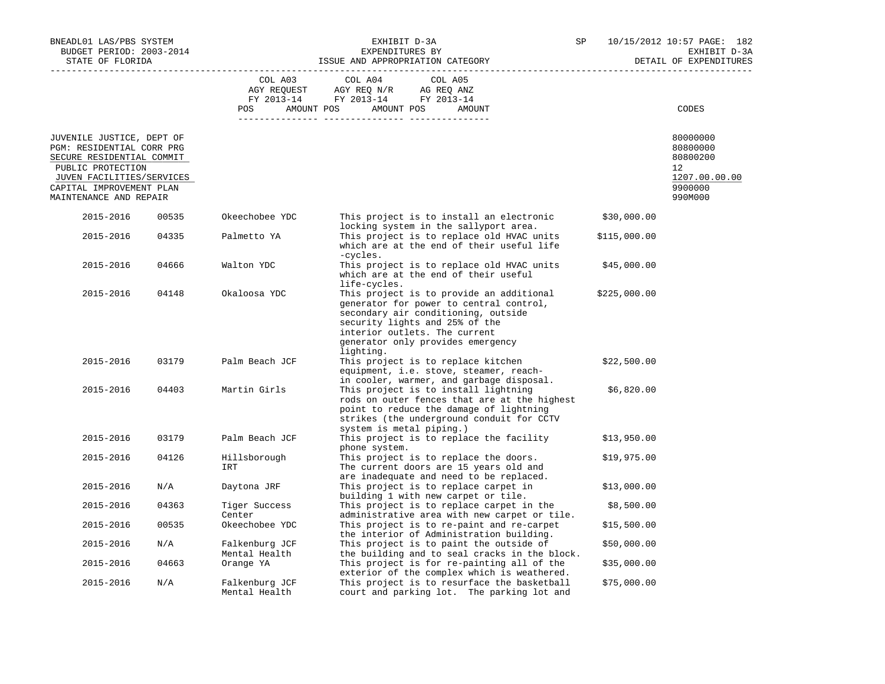BNEADL01 LAS/PBS SYSTEM
BUDGET PERIOD: 2003-2014
STATE OF FLORIDA

EXHIBIT D-3A
EXPENDITURES BY
ISSUE AND APPROPRIATION CATEGORY

SP 10/15/2012 10:57

EXHIBIT D-3A
DETAIL OF EXPENDITURES

| | COL A03 AGY REQUEST FY 2013-14 POS AMOUNT | COL A04 AGY REQ N/R FY 2013-14 POS AMOUNT | COL A05 AG REQ ANZ FY 2013-14 POS AMOUNT | CODES |
|---|---|---|---|---|
| JUVENILE JUSTICE, DEPT OF | | | | 80000000 |
| PGM: RESIDENTIAL CORR PRG | | | | 80800000 |
| SECURE RESIDENTIAL COMMIT | | | | 80800200 |
| PUBLIC PROTECTION | | | | 12 |
| JUVEN FACILITIES/SERVICES | | | | 1207.00.00.00 |
| CAPITAL IMPROVEMENT PLAN | | | | 9900000 |
| MAINTENANCE AND REPAIR | | | | 990M000 |

| Year | Code | Facility | Description | Amount |
|---|---|---|---|---|
| 2015-2016 | 00535 | Okeechobee YDC | This project is to install an electronic locking system in the sallyport area. | $30,000.00 |
| 2015-2016 | 04335 | Palmetto YA | This project is to replace old HVAC units which are at the end of their useful life -cycles. | $115,000.00 |
| 2015-2016 | 04666 | Walton YDC | This project is to replace old HVAC units which are at the end of their useful life-cycles. | $45,000.00 |
| 2015-2016 | 04148 | Okaloosa YDC | This project is to provide an additional generator for power to central control, secondary air conditioning, outside security lights and 25% of the interior outlets. The current generator only provides emergency lighting. | $225,000.00 |
| 2015-2016 | 03179 | Palm Beach JCF | This project is to replace kitchen equipment, i.e. stove, steamer, reach-in cooler, warmer, and garbage disposal. | $22,500.00 |
| 2015-2016 | 04403 | Martin Girls | This project is to install lightning rods on outer fences that are at the highest point to reduce the damage of lightning strikes (the underground conduit for CCTV system is metal piping.) | $6,820.00 |
| 2015-2016 | 03179 | Palm Beach JCF | This project is to replace the facility phone system. | $13,950.00 |
| 2015-2016 | 04126 | Hillsborough IRT | This project is to replace the doors. The current doors are 15 years old and are inadequate and need to be replaced. | $19,975.00 |
| 2015-2016 | N/A | Daytona JRF | This project is to replace carpet in building 1 with new carpet or tile. | $13,000.00 |
| 2015-2016 | 04363 | Tiger Success Center | This project is to replace carpet in the administrative area with new carpet or tile. | $8,500.00 |
| 2015-2016 | 00535 | Okeechobee YDC | This project is to re-paint and re-carpet the interior of Administration building. | $15,500.00 |
| 2015-2016 | N/A | Falkenburg JCF Mental Health | This project is to paint the outside of the building and to seal cracks in the block. | $50,000.00 |
| 2015-2016 | 04663 | Orange YA | This project is for re-painting all of the exterior of the complex which is weathered. | $35,000.00 |
| 2015-2016 | N/A | Falkenburg JCF Mental Health | This project is to resurface the basketball court and parking lot. The parking lot and | $75,000.00 |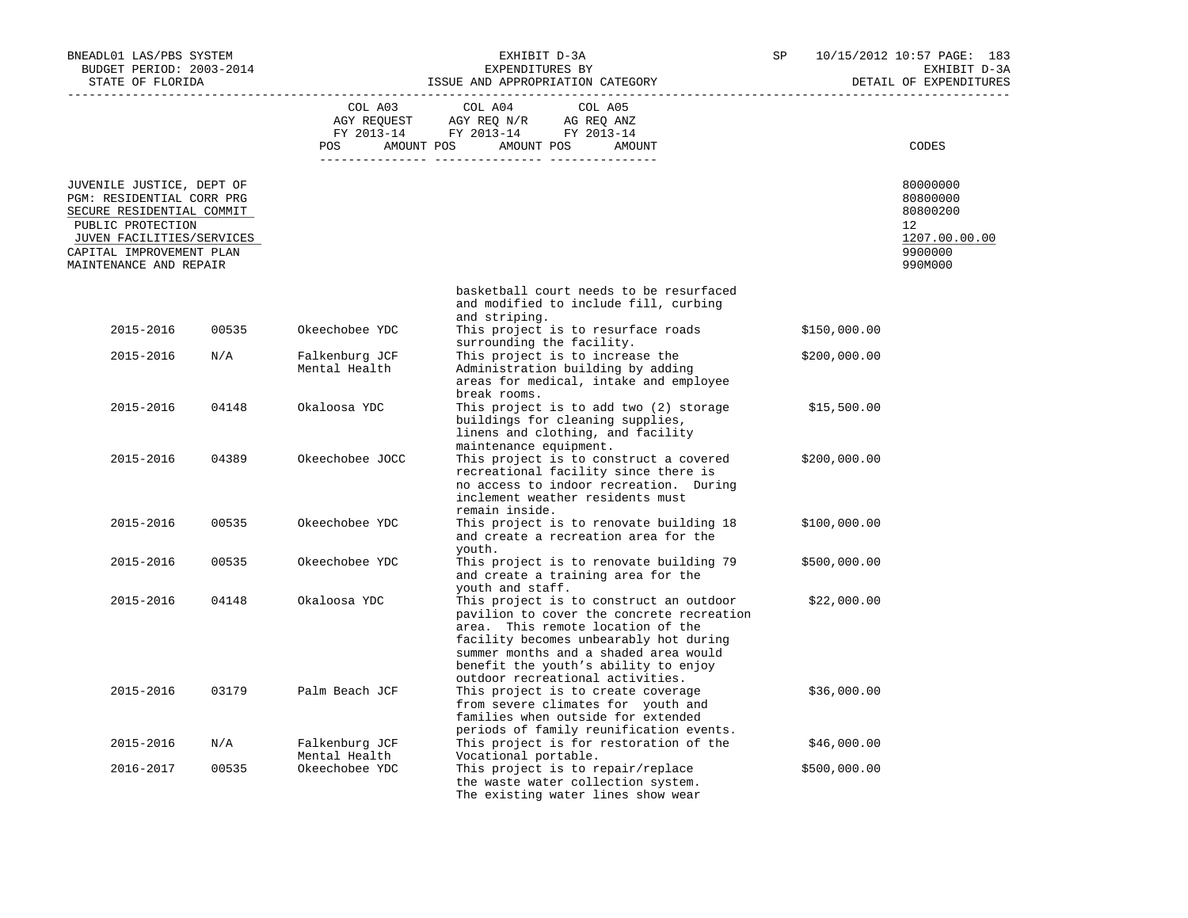EXHIBIT D-3A
EXPENDITURES BY
ISSUE AND APPROPRIATION CATEGORY

BNEADL01 LAS/PBS SYSTEM
BUDGET PERIOD: 2003-2014
STATE OF FLORIDA

SP 10/15/2012 10:57
EXHIBIT D-3A
DETAIL OF EXPENDITURES

| | COL A03 AGY REQUEST FY 2013-14 POS AMOUNT | COL A04 AGY REQ N/R FY 2013-14 POS AMOUNT | COL A05 AG REQ ANZ FY 2013-14 POS AMOUNT | CODES |
|---|---|---|---|---|
| JUVENILE JUSTICE, DEPT OF | | | | 80000000 |
| PGM: RESIDENTIAL CORR PRG | | | | 80800000 |
| SECURE RESIDENTIAL COMMIT | | | | 80800200 |
| PUBLIC PROTECTION | | | | 12 |
| JUVEN FACILITIES/SERVICES | | | | 1207.00.00.00 |
| CAPITAL IMPROVEMENT PLAN | | | | 9900000 |
| MAINTENANCE AND REPAIR | | | | 990M000 |

| Year | Code | Facility | Description | Amount |
|---|---|---|---|---|
| | | | basketball court needs to be resurfaced and modified to include fill, curbing and striping. | |
| 2015-2016 | 00535 | Okeechobee YDC | This project is to resurface roads surrounding the facility. | $150,000.00 |
| 2015-2016 | N/A | Falkenburg JCF Mental Health | This project is to increase the Administration building by adding areas for medical, intake and employee break rooms. | $200,000.00 |
| 2015-2016 | 04148 | Okaloosa YDC | This project is to add two (2) storage buildings for cleaning supplies, linens and clothing, and facility maintenance equipment. | $15,500.00 |
| 2015-2016 | 04389 | Okeechobee JOCC | This project is to construct a covered recreational facility since there is no access to indoor recreation. During inclement weather residents must remain inside. | $200,000.00 |
| 2015-2016 | 00535 | Okeechobee YDC | This project is to renovate building 18 and create a recreation area for the youth. | $100,000.00 |
| 2015-2016 | 00535 | Okeechobee YDC | This project is to renovate building 79 and create a training area for the youth and staff. | $500,000.00 |
| 2015-2016 | 04148 | Okaloosa YDC | This project is to construct an outdoor pavilion to cover the concrete recreation area. This remote location of the facility becomes unbearably hot during summer months and a shaded area would benefit the youth's ability to enjoy outdoor recreational activities. | $22,000.00 |
| 2015-2016 | 03179 | Palm Beach JCF | This project is to create coverage from severe climates for youth and families when outside for extended periods of family reunification events. | $36,000.00 |
| 2015-2016 | N/A | Falkenburg JCF Mental Health | This project is for restoration of the Vocational portable. | $46,000.00 |
| 2016-2017 | 00535 | Okeechobee YDC | This project is to repair/replace the waste water collection system. The existing water lines show wear | $500,000.00 |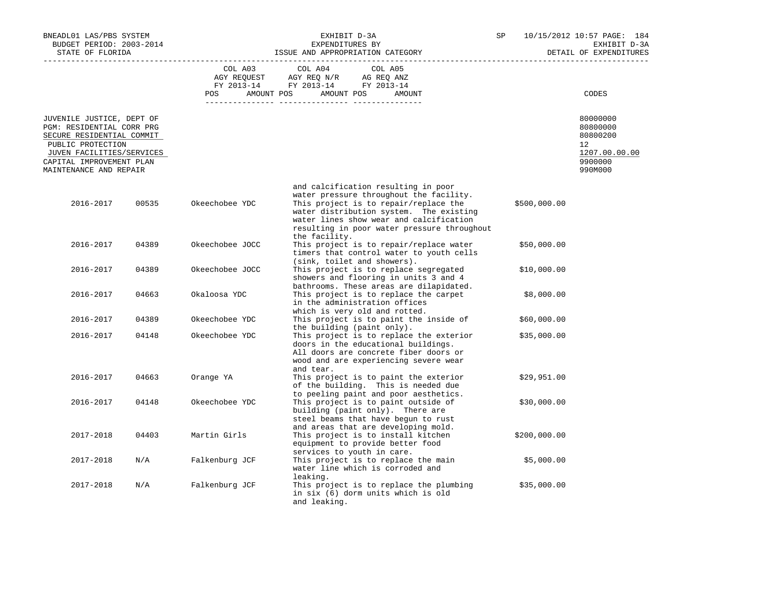BNEADL01 LAS/PBS SYSTEM
BUDGET PERIOD: 2003-2014
STATE OF FLORIDA

EXHIBIT D-3A
EXPENDITURES BY
ISSUE AND APPROPRIATION CATEGORY

SP 10/15/2012 10:57

EXHIBIT D-3A
DETAIL OF EXPENDITURES

| | COL A03 AGY REQUEST FY 2013-14 POS AMOUNT | COL A04 AGY REQ N/R FY 2013-14 POS AMOUNT | COL A05 AG REQ ANZ FY 2013-14 POS AMOUNT | CODES |
|---|---|---|---|---|
| JUVENILE JUSTICE, DEPT OF | | | | 80000000 |
| PGM: RESIDENTIAL CORR PRG | | | | 80800000 |
| SECURE RESIDENTIAL COMMIT | | | | 80800200 |
| PUBLIC PROTECTION | | | | 12 |
| JUVEN FACILITIES/SERVICES | | | | 1207.00.00.00 |
| CAPITAL IMPROVEMENT PLAN | | | | 9900000 |
| MAINTENANCE AND REPAIR | | | | 990M000 |

| | | | | |
|---|---|---|---|---|
| | | | and calcification resulting in poor water pressure throughout the facility. | |
| 2016-2017 | 00535 | Okeechobee YDC | This project is to repair/replace the water distribution system. The existing water lines show wear and calcification resulting in poor water pressure throughout the facility. | $500,000.00 |
| 2016-2017 | 04389 | Okeechobee JOCC | This project is to repair/replace water timers that control water to youth cells (sink, toilet and showers). | $50,000.00 |
| 2016-2017 | 04389 | Okeechobee JOCC | This project is to replace segregated showers and flooring in units 3 and 4 bathrooms. These areas are dilapidated. | $10,000.00 |
| 2016-2017 | 04663 | Okaloosa YDC | This project is to replace the carpet in the administration offices which is very old and rotted. | $8,000.00 |
| 2016-2017 | 04389 | Okeechobee YDC | This project is to paint the inside of the building (paint only). | $60,000.00 |
| 2016-2017 | 04148 | Okeechobee YDC | This project is to replace the exterior doors in the educational buildings. All doors are concrete fiber doors or wood and are experiencing severe wear and tear. | $35,000.00 |
| 2016-2017 | 04663 | Orange YA | This project is to paint the exterior of the building. This is needed due to peeling paint and poor aesthetics. | $29,951.00 |
| 2016-2017 | 04148 | Okeechobee YDC | This project is to paint outside of building (paint only). There are steel beams that have begun to rust and areas that are developing mold. | $30,000.00 |
| 2017-2018 | 04403 | Martin Girls | This project is to install kitchen equipment to provide better food services to youth in care. | $200,000.00 |
| 2017-2018 | N/A | Falkenburg JCF | This project is to replace the main water line which is corroded and leaking. | $5,000.00 |
| 2017-2018 | N/A | Falkenburg JCF | This project is to replace the plumbing in six (6) dorm units which is old and leaking. | $35,000.00 |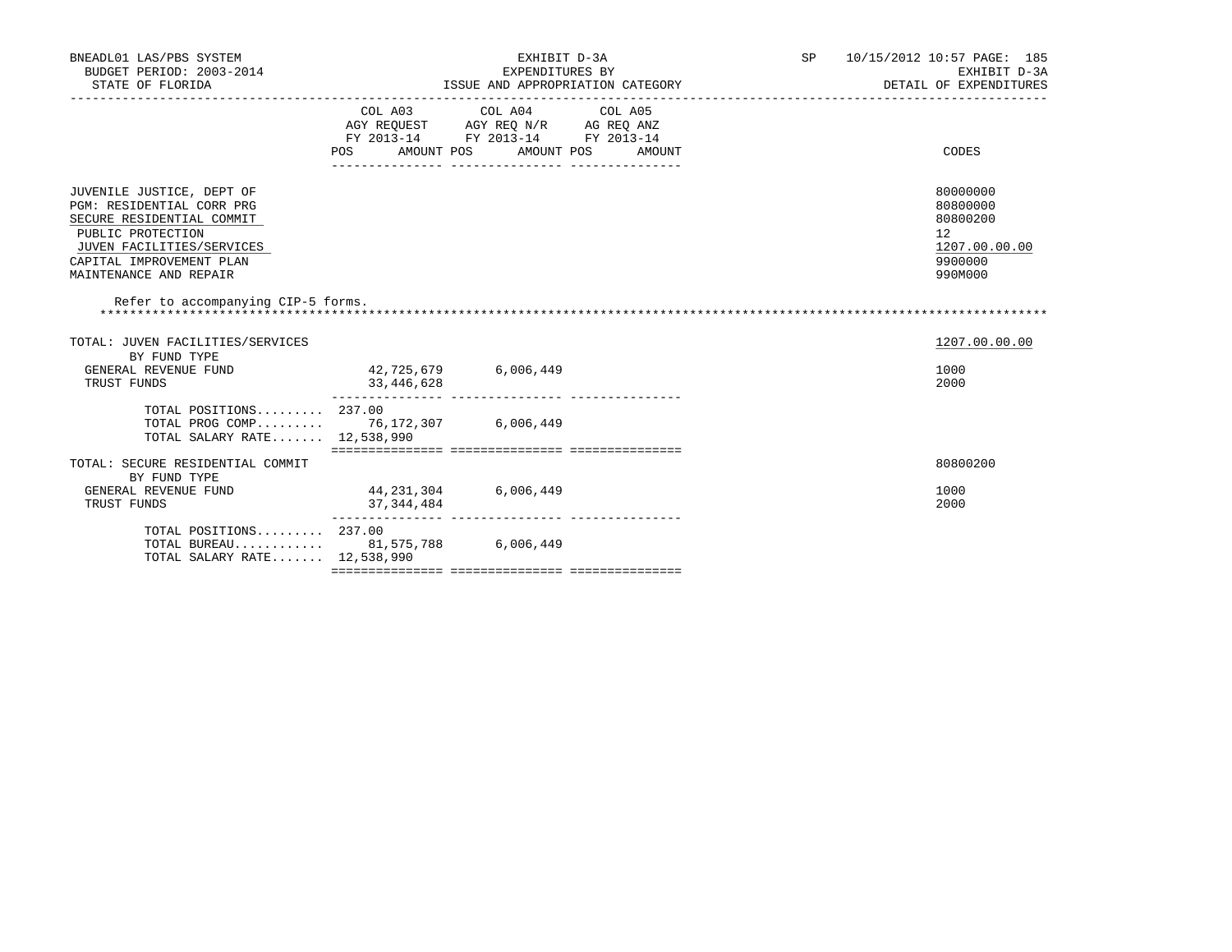BNEADL01 LAS/PBS SYSTEM
BUDGET PERIOD: 2003-2014
STATE OF FLORIDA

EXHIBIT D-3A
EXPENDITURES BY
ISSUE AND APPROPRIATION CATEGORY

SP 10/15/2012 10:57 PAGE: 185
EXHIBIT D-3A
DETAIL OF EXPENDITURES

| | COL A03 AGY REQUEST FY 2013-14 POS AMOUNT | COL A04 AGY REQ N/R FY 2013-14 POS AMOUNT | COL A05 AG REQ ANZ FY 2013-14 POS AMOUNT | CODES |
|---|---|---|---|---|
| JUVENILE JUSTICE, DEPT OF | | | | 80000000 |
| PGM: RESIDENTIAL CORR PRG | | | | 80800000 |
| SECURE RESIDENTIAL COMMIT | | | | 80800200 |
| PUBLIC PROTECTION | | | | 12 |
| JUVEN FACILITIES/SERVICES | | | | 1207.00.00.00 |
| CAPITAL IMPROVEMENT PLAN | | | | 9900000 |
| MAINTENANCE AND REPAIR | | | | 990M000 |

Refer to accompanying CIP-5 forms.

*******************************************************************************************************************

| | COL A03 | COL A04 | COL A05 | CODES |
|---|---|---|---|---|
| TOTAL: JUVEN FACILITIES/SERVICES | | | | 1207.00.00.00 |
| BY FUND TYPE | | | | |
| GENERAL REVENUE FUND | 42,725,679 | 6,006,449 | | 1000 |
| TRUST FUNDS | 33,446,628 | | | 2000 |
| TOTAL POSITIONS......... | 237.00 | | | |
| TOTAL PROG COMP......... | 76,172,307 | 6,006,449 | | |
| TOTAL SALARY RATE....... | 12,538,990 | | | |
| TOTAL: SECURE RESIDENTIAL COMMIT | | | | 80800200 |
| BY FUND TYPE | | | | |
| GENERAL REVENUE FUND | 44,231,304 | 6,006,449 | | 1000 |
| TRUST FUNDS | 37,344,484 | | | 2000 |
| TOTAL POSITIONS......... | 237.00 | | | |
| TOTAL BUREAU............ | 81,575,788 | 6,006,449 | | |
| TOTAL SALARY RATE....... | 12,538,990 | | | |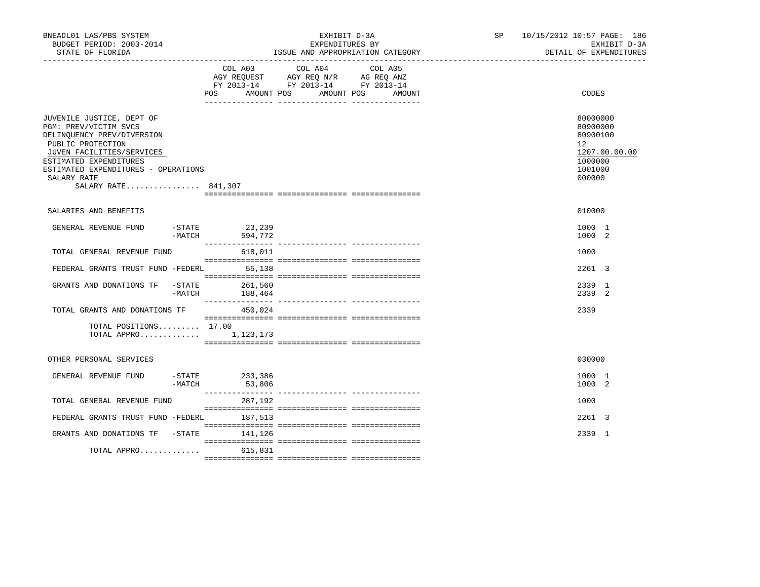BNEADL01 LAS/PBS SYSTEM
BUDGET PERIOD: 2003-2014
STATE OF FLORIDA

EXHIBIT D-3A
EXPENDITURES BY
ISSUE AND APPROPRIATION CATEGORY

SP 10/15/2012 10:57 PAGE: 186
EXHIBIT D-3A
DETAIL OF EXPENDITURES

| | COL A03 AGY REQUEST FY 2013-14 POS AMOUNT | COL A04 AGY REQ N/R FY 2013-14 POS AMOUNT | COL A05 AG REQ ANZ FY 2013-14 POS AMOUNT | CODES |
|---|---|---|---|---|
| JUVENILE JUSTICE, DEPT OF | | | | 80000000 |
| PGM: PREV/VICTIM SVCS | | | | 80900000 |
| DELINQUENCY PREV/DIVERSION | | | | 80900100 |
| PUBLIC PROTECTION | | | | 12 |
| JUVEN FACILITIES/SERVICES | | | | 1207.00.00.00 |
| ESTIMATED EXPENDITURES | | | | 1000000 |
| ESTIMATED EXPENDITURES - OPERATIONS | | | | 1001000 |
| SALARY RATE | | | | 000000 |
| SALARY RATE................ 841,307 | | | | |
| SALARIES AND BENEFITS | | | | 010000 |
| GENERAL REVENUE FUND -STATE | 23,239 | | | 1000 1 |
| -MATCH | 594,772 | | | 1000 2 |
| TOTAL GENERAL REVENUE FUND | 618,011 | | | 1000 |
| FEDERAL GRANTS TRUST FUND -FEDERL | 55,138 | | | 2261 3 |
| GRANTS AND DONATIONS TF -STATE | 261,560 | | | 2339 1 |
| -MATCH | 188,464 | | | 2339 2 |
| TOTAL GRANTS AND DONATIONS TF | 450,024 | | | 2339 |
| TOTAL POSITIONS......... | 17.00 | | | |
| TOTAL APPRO............. | 1,123,173 | | | |
| OTHER PERSONAL SERVICES | | | | 030000 |
| GENERAL REVENUE FUND -STATE | 233,386 | | | 1000 1 |
| -MATCH | 53,806 | | | 1000 2 |
| TOTAL GENERAL REVENUE FUND | 287,192 | | | 1000 |
| FEDERAL GRANTS TRUST FUND -FEDERL | 187,513 | | | 2261 3 |
| GRANTS AND DONATIONS TF -STATE | 141,126 | | | 2339 1 |
| TOTAL APPRO............. | 615,831 | | | |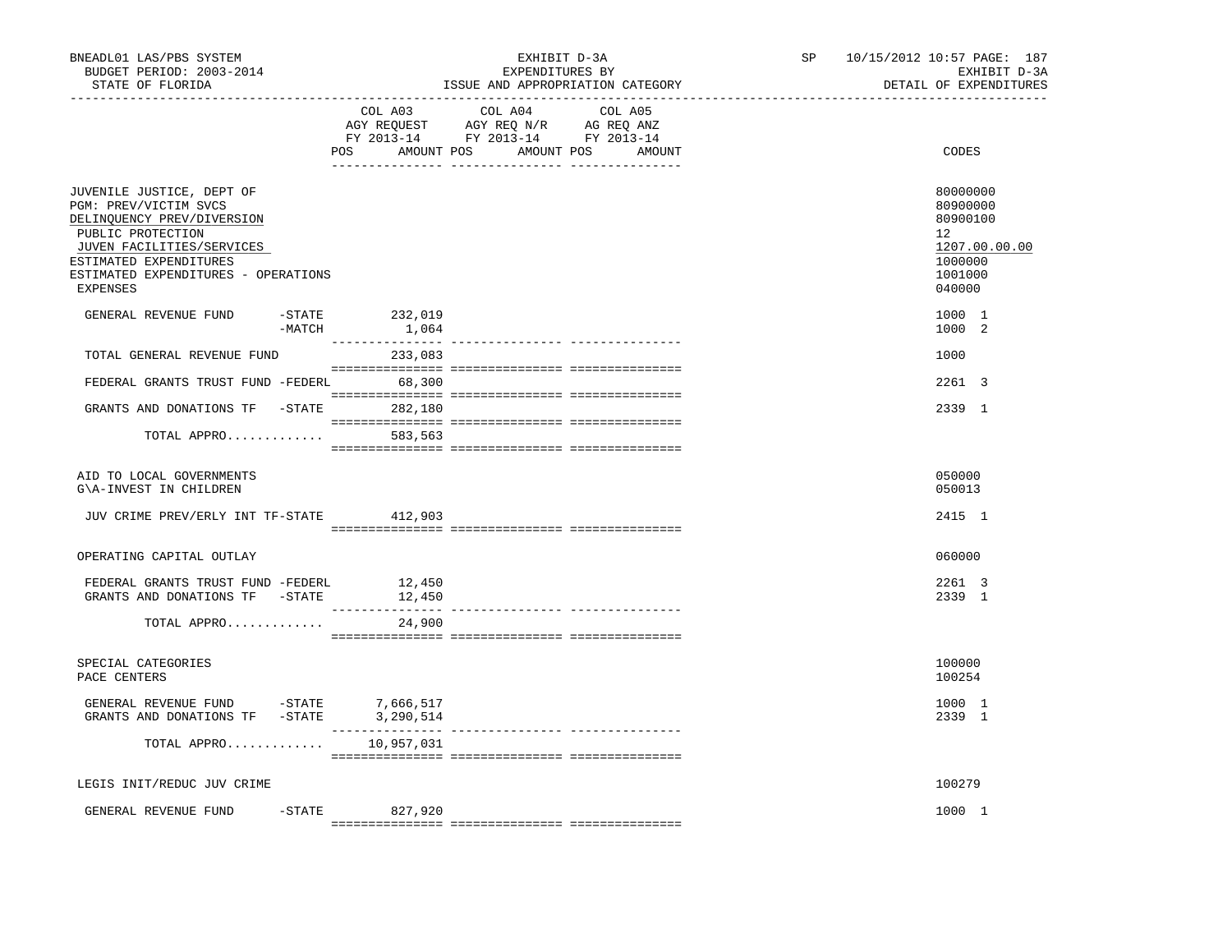BNEADL01 LAS/PBS SYSTEM | EXHIBIT D-3A | SP 10/15/2012 10:57

BUDGET PERIOD: 2003-2014 | EXPENDITURES BY | EXHIBIT D-3A

STATE OF FLORIDA | ISSUE AND APPROPRIATION CATEGORY | DETAIL OF EXPENDITURES

| | COL A03 AGY REQUEST FY 2013-14 POS AMOUNT | COL A04 AGY REQ N/R FY 2013-14 POS AMOUNT | COL A05 AG REQ ANZ FY 2013-14 POS AMOUNT | CODES |
|---|---|---|---|---|
| JUVENILE JUSTICE, DEPT OF | | | | 80000000 |
| PGM: PREV/VICTIM SVCS | | | | 80900000 |
| DELINQUENCY PREV/DIVERSION | | | | 80900100 |
| PUBLIC PROTECTION | | | | 12 |
| JUVEN FACILITIES/SERVICES | | | | 1207.00.00.00 |
| ESTIMATED EXPENDITURES | | | | 1000000 |
| ESTIMATED EXPENDITURES - OPERATIONS | | | | 1001000 |
| EXPENSES | | | | 040000 |
| GENERAL REVENUE FUND -STATE | 232,019 | | | 1000 1 |
| -MATCH | 1,064 | | | 1000 2 |
| TOTAL GENERAL REVENUE FUND | 233,083 | | | 1000 |
| FEDERAL GRANTS TRUST FUND -FEDERL | 68,300 | | | 2261 3 |
| GRANTS AND DONATIONS TF -STATE | 282,180 | | | 2339 1 |
| TOTAL APPRO............ | 583,563 | | | |
| AID TO LOCAL GOVERNMENTS | | | | 050000 |
| G\A-INVEST IN CHILDREN | | | | 050013 |
| JUV CRIME PREV/ERLY INT TF-STATE | 412,903 | | | 2415 1 |
| OPERATING CAPITAL OUTLAY | | | | 060000 |
| FEDERAL GRANTS TRUST FUND -FEDERL | 12,450 | | | 2261 3 |
| GRANTS AND DONATIONS TF -STATE | 12,450 | | | 2339 1 |
| TOTAL APPRO............ | 24,900 | | | |
| SPECIAL CATEGORIES | | | | 100000 |
| PACE CENTERS | | | | 100254 |
| GENERAL REVENUE FUND -STATE | 7,666,517 | | | 1000 1 |
| GRANTS AND DONATIONS TF -STATE | 3,290,514 | | | 2339 1 |
| TOTAL APPRO............ | 10,957,031 | | | |
| LEGIS INIT/REDUC JUV CRIME | | | | 100279 |
| GENERAL REVENUE FUND -STATE | 827,920 | | | 1000 1 |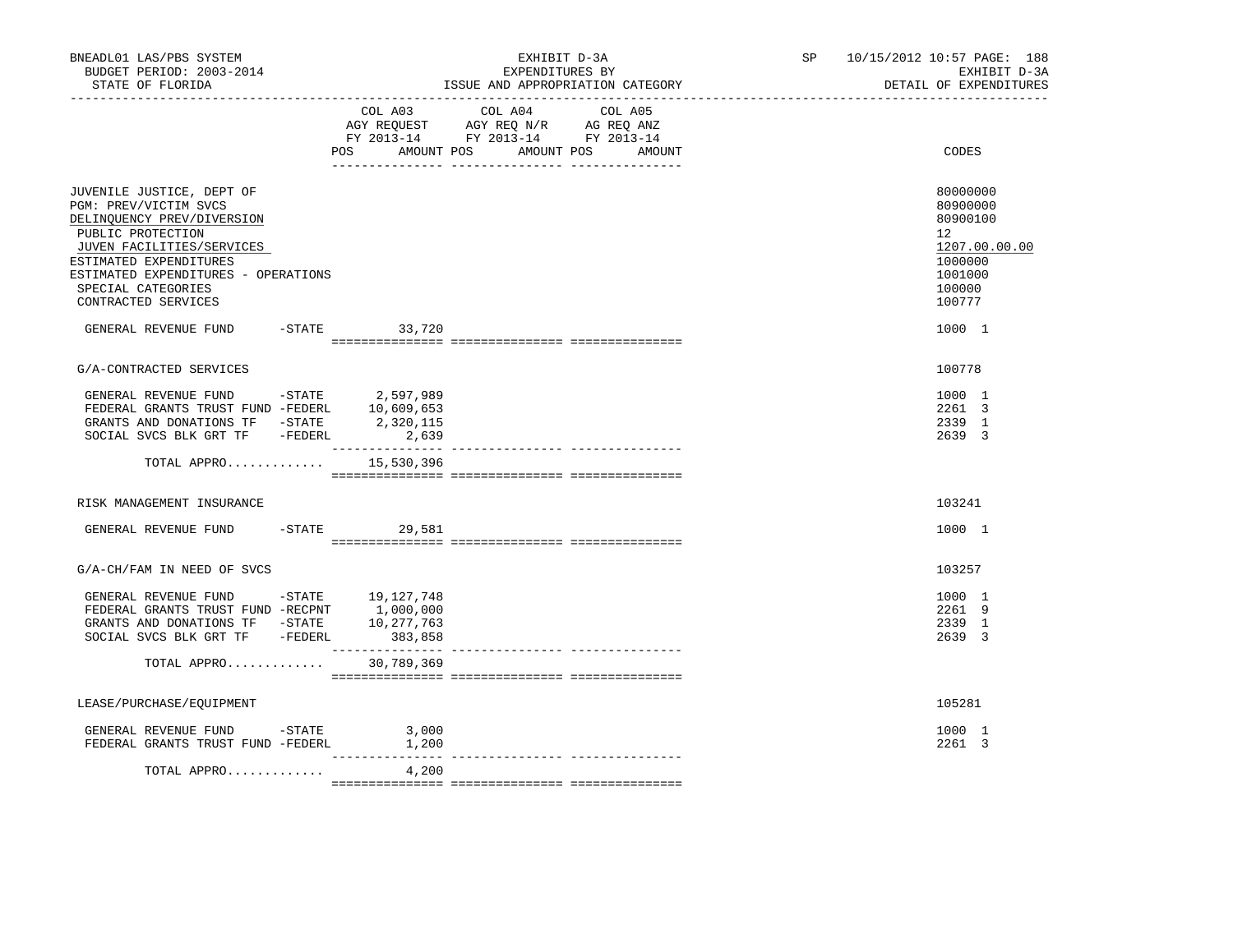BNEADL01 LAS/PBS SYSTEM
BUDGET PERIOD: 2003-2014
STATE OF FLORIDA

EXHIBIT D-3A
EXPENDITURES BY
ISSUE AND APPROPRIATION CATEGORY

SP 10/15/2012 10:57 PAGE: 188
EXHIBIT D-3A
DETAIL OF EXPENDITURES

| | COL A03 AGY REQUEST FY 2013-14 POS AMOUNT | COL A04 AGY REQ N/R FY 2013-14 POS AMOUNT | COL A05 AG REQ ANZ FY 2013-14 POS AMOUNT | CODES |
|---|---|---|---|---|
| JUVENILE JUSTICE, DEPT OF | | | | 80000000 |
| PGM: PREV/VICTIM SVCS | | | | 80900000 |
| DELINQUENCY PREV/DIVERSION | | | | 80900100 |
| PUBLIC PROTECTION | | | | 12 |
| JUVEN FACILITIES/SERVICES | | | | 1207.00.00.00 |
| ESTIMATED EXPENDITURES | | | | 1000000 |
| ESTIMATED EXPENDITURES - OPERATIONS | | | | 1001000 |
| SPECIAL CATEGORIES | | | | 100000 |
| CONTRACTED SERVICES | | | | 100777 |
| GENERAL REVENUE FUND -STATE | 33,720 | | | 1000 1 |
| G/A-CONTRACTED SERVICES | | | | 100778 |
| GENERAL REVENUE FUND -STATE | 2,597,989 | | | 1000 1 |
| FEDERAL GRANTS TRUST FUND -FEDERL | 10,609,653 | | | 2261 3 |
| GRANTS AND DONATIONS TF -STATE | 2,320,115 | | | 2339 1 |
| SOCIAL SVCS BLK GRT TF -FEDERL | 2,639 | | | 2639 3 |
| TOTAL APPRO............ | 15,530,396 | | | |
| RISK MANAGEMENT INSURANCE | | | | 103241 |
| GENERAL REVENUE FUND -STATE | 29,581 | | | 1000 1 |
| G/A-CH/FAM IN NEED OF SVCS | | | | 103257 |
| GENERAL REVENUE FUND -STATE | 19,127,748 | | | 1000 1 |
| FEDERAL GRANTS TRUST FUND -RECPNT | 1,000,000 | | | 2261 9 |
| GRANTS AND DONATIONS TF -STATE | 10,277,763 | | | 2339 1 |
| SOCIAL SVCS BLK GRT TF -FEDERL | 383,858 | | | 2639 3 |
| TOTAL APPRO............ | 30,789,369 | | | |
| LEASE/PURCHASE/EQUIPMENT | | | | 105281 |
| GENERAL REVENUE FUND -STATE | 3,000 | | | 1000 1 |
| FEDERAL GRANTS TRUST FUND -FEDERL | 1,200 | | | 2261 3 |
| TOTAL APPRO............ | 4,200 | | | |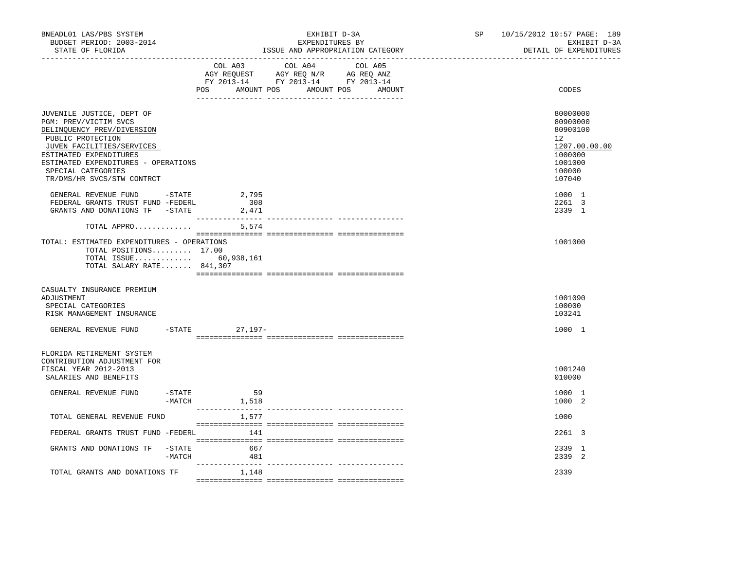BNEADL01 LAS/PBS SYSTEM | EXHIBIT D-3A | SP 10/15/2012 10:57 PAGE: 189
BUDGET PERIOD: 2003-2014 | EXPENDITURES BY | EXHIBIT D-3A
STATE OF FLORIDA | ISSUE AND APPROPRIATION CATEGORY | DETAIL OF EXPENDITURES

| | COL A03 AGY REQUEST FY 2013-14 POS AMOUNT | COL A04 AGY REQ N/R FY 2013-14 POS AMOUNT | COL A05 AG REQ ANZ FY 2013-14 POS AMOUNT | CODES |
|---|---|---|---|---|
| JUVENILE JUSTICE, DEPT OF | | | | 80000000 |
| PGM: PREV/VICTIM SVCS | | | | 80900000 |
| DELINQUENCY PREV/DIVERSION | | | | 80900100 |
| PUBLIC PROTECTION | | | | 12 |
| JUVEN FACILITIES/SERVICES | | | | 1207.00.00.00 |
| ESTIMATED EXPENDITURES | | | | 1000000 |
| ESTIMATED EXPENDITURES - OPERATIONS | | | | 1001000 |
| SPECIAL CATEGORIES | | | | 100000 |
| TR/DMS/HR SVCS/STW CONTRCT | | | | 107040 |
| GENERAL REVENUE FUND -STATE | 2,795 | | | 1000 1 |
| FEDERAL GRANTS TRUST FUND -FEDERL | 308 | | | 2261 3 |
| GRANTS AND DONATIONS TF -STATE | 2,471 | | | 2339 1 |
| TOTAL APPRO............ | 5,574 | | | |
| TOTAL: ESTIMATED EXPENDITURES - OPERATIONS | | | | 1001000 |
| TOTAL POSITIONS......... 17.00 | | | | |
| TOTAL ISSUE............ | 60,938,161 | | | |
| TOTAL SALARY RATE....... 841,307 | | | | |
| CASUALTY INSURANCE PREMIUM ADJUSTMENT | | | | 1001090 |
| SPECIAL CATEGORIES | | | | 100000 |
| RISK MANAGEMENT INSURANCE | | | | 103241 |
| GENERAL REVENUE FUND -STATE | 27,197- | | | 1000 1 |
| FLORIDA RETIREMENT SYSTEM CONTRIBUTION ADJUSTMENT FOR FISCAL YEAR 2012-2013 | | | | 1001240 |
| SALARIES AND BENEFITS | | | | 010000 |
| GENERAL REVENUE FUND -STATE | 59 | | | 1000 1 |
| -MATCH | 1,518 | | | 1000 2 |
| TOTAL GENERAL REVENUE FUND | 1,577 | | | 1000 |
| FEDERAL GRANTS TRUST FUND -FEDERL | 141 | | | 2261 3 |
| GRANTS AND DONATIONS TF -STATE | 667 | | | 2339 1 |
| -MATCH | 481 | | | 2339 2 |
| TOTAL GRANTS AND DONATIONS TF | 1,148 | | | 2339 |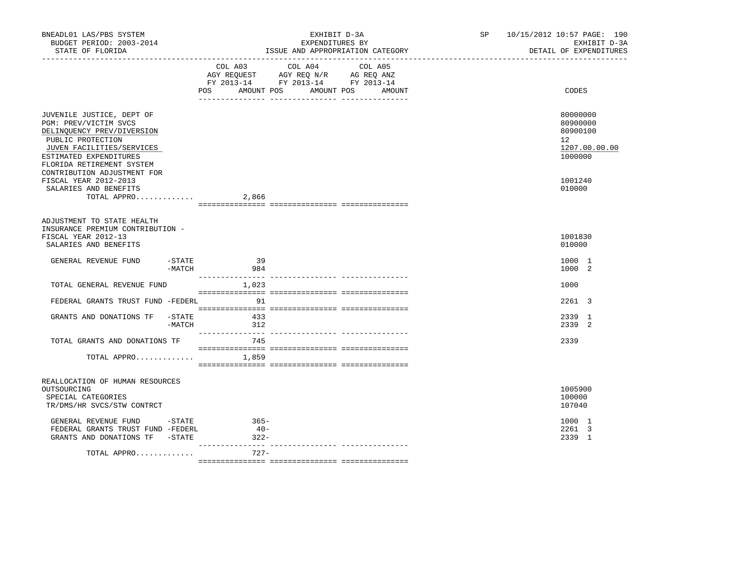BNEADL01 LAS/PBS SYSTEM | EXHIBIT D-3A | SP 10/15/2012 10:57 PAGE: 190
BUDGET PERIOD: 2003-2014 | EXPENDITURES BY | EXHIBIT D-3A
STATE OF FLORIDA | ISSUE AND APPROPRIATION CATEGORY | DETAIL OF EXPENDITURES

| | COL A03 AGY REQUEST FY 2013-14 POS AMOUNT | COL A04 AGY REQ N/R FY 2013-14 POS AMOUNT | COL A05 AG REQ ANZ FY 2013-14 POS AMOUNT | CODES |
|---|---|---|---|---|
| JUVENILE JUSTICE, DEPT OF | | | | 80000000 |
| PGM: PREV/VICTIM SVCS | | | | 80900000 |
| DELINQUENCY PREV/DIVERSION | | | | 80900100 |
| PUBLIC PROTECTION | | | | 12 |
| JUVEN FACILITIES/SERVICES | | | | 1207.00.00.00 |
| ESTIMATED EXPENDITURES | | | | 1000000 |
| FLORIDA RETIREMENT SYSTEM CONTRIBUTION ADJUSTMENT FOR FISCAL YEAR 2012-2013 | | | | 1001240 |
| SALARIES AND BENEFITS | | | | 010000 |
| TOTAL APPRO............. | 2,866 | | | |
| ADJUSTMENT TO STATE HEALTH INSURANCE PREMIUM CONTRIBUTION - FISCAL YEAR 2012-13 | | | | 1001830 |
| SALARIES AND BENEFITS | | | | 010000 |
| GENERAL REVENUE FUND -STATE | 39 | | | 1000 1 |
| -MATCH | 984 | | | 1000 2 |
| TOTAL GENERAL REVENUE FUND | 1,023 | | | 1000 |
| FEDERAL GRANTS TRUST FUND -FEDERL | 91 | | | 2261 3 |
| GRANTS AND DONATIONS TF -STATE | 433 | | | 2339 1 |
| -MATCH | 312 | | | 2339 2 |
| TOTAL GRANTS AND DONATIONS TF | 745 | | | 2339 |
| TOTAL APPRO............. | 1,859 | | | |
| REALLOCATION OF HUMAN RESOURCES OUTSOURCING | | | | 1005900 |
| SPECIAL CATEGORIES | | | | 100000 |
| TR/DMS/HR SVCS/STW CONTRCT | | | | 107040 |
| GENERAL REVENUE FUND -STATE | 365- | | | 1000 1 |
| FEDERAL GRANTS TRUST FUND -FEDERL | 40- | | | 2261 3 |
| GRANTS AND DONATIONS TF -STATE | 322- | | | 2339 1 |
| TOTAL APPRO............. | 727- | | | |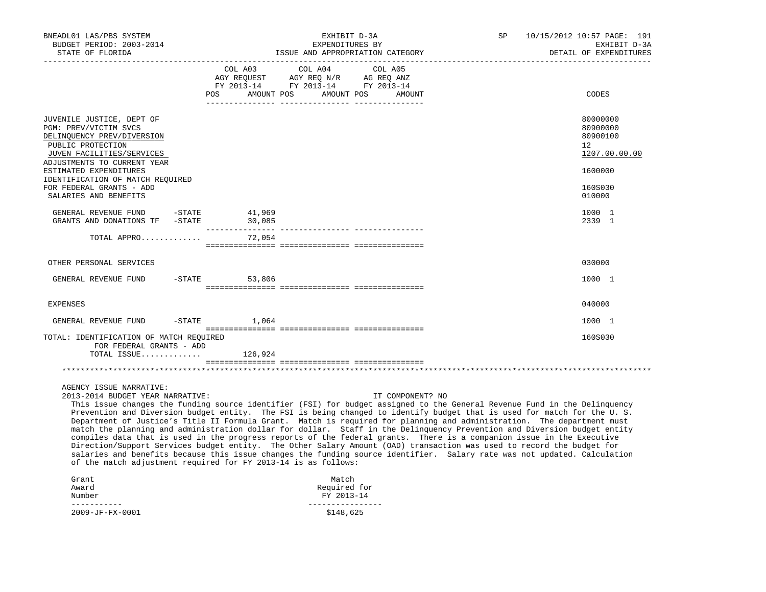BNEADL01 LAS/PBS SYSTEM | EXHIBIT D-3A | SP 10/15/2012 10:57 PAGE: 191
BUDGET PERIOD: 2003-2014 | EXPENDITURES BY | EXHIBIT D-3A
STATE OF FLORIDA | ISSUE AND APPROPRIATION CATEGORY | DETAIL OF EXPENDITURES

| | COL A03 AGY REQUEST FY 2013-14 POS | AMOUNT | COL A04 AGY REQ N/R FY 2013-14 POS | AMOUNT | COL A05 AG REQ ANZ FY 2013-14 POS | AMOUNT | CODES |
|---|---|---|---|---|---|---|---|
| JUVENILE JUSTICE, DEPT OF | | | | | | | 80000000 |
| PGM: PREV/VICTIM SVCS | | | | | | | 80900000 |
| DELINQUENCY PREV/DIVERSION | | | | | | | 80900100 |
| PUBLIC PROTECTION | | | | | | | 12 |
| JUVEN FACILITIES/SERVICES | | | | | | | 1207.00.00.00 |
| ADJUSTMENTS TO CURRENT YEAR ESTIMATED EXPENDITURES | | | | | | | 1600000 |
| IDENTIFICATION OF MATCH REQUIRED FOR FEDERAL GRANTS - ADD | | | | | | | 160S030 |
| SALARIES AND BENEFITS | | | | | | | 010000 |
| GENERAL REVENUE FUND -STATE | | 41,969 | | | | | 1000 1 |
| GRANTS AND DONATIONS TF -STATE | | 30,085 | | | | | 2339 1 |
| TOTAL APPRO............ | | 72,054 | | | | | |
| OTHER PERSONAL SERVICES | | | | | | | 030000 |
| GENERAL REVENUE FUND -STATE | | 53,806 | | | | | 1000 1 |
| EXPENSES | | | | | | | 040000 |
| GENERAL REVENUE FUND -STATE | | 1,064 | | | | | 1000 1 |
| TOTAL: IDENTIFICATION OF MATCH REQUIRED FOR FEDERAL GRANTS - ADD | | | | | | | 160S030 |
| TOTAL ISSUE............ | | 126,924 | | | | | |

AGENCY ISSUE NARRATIVE:
2013-2014 BUDGET YEAR NARRATIVE: IT COMPONENT? NO

This issue changes the funding source identifier (FSI) for budget assigned to the General Revenue Fund in the Delinquency Prevention and Diversion budget entity. The FSI is being changed to identify budget that is used for match for the U. S. Department of Justice's Title II Formula Grant. Match is required for planning and administration. The department must match the planning and administration dollar for dollar. Staff in the Delinquency Prevention and Diversion budget entity compiles data that is used in the progress reports of the federal grants. There is a companion issue in the Executive Direction/Support Services budget entity. The Other Salary Amount (OAD) transaction was used to record the budget for salaries and benefits because this issue changes the funding source identifier. Salary rate was not updated. Calculation of the match adjustment required for FY 2013-14 is as follows:

| Grant Award Number | Match Required for FY 2013-14 |
|---|---|
| 2009-JF-FX-0001 | $148,625 |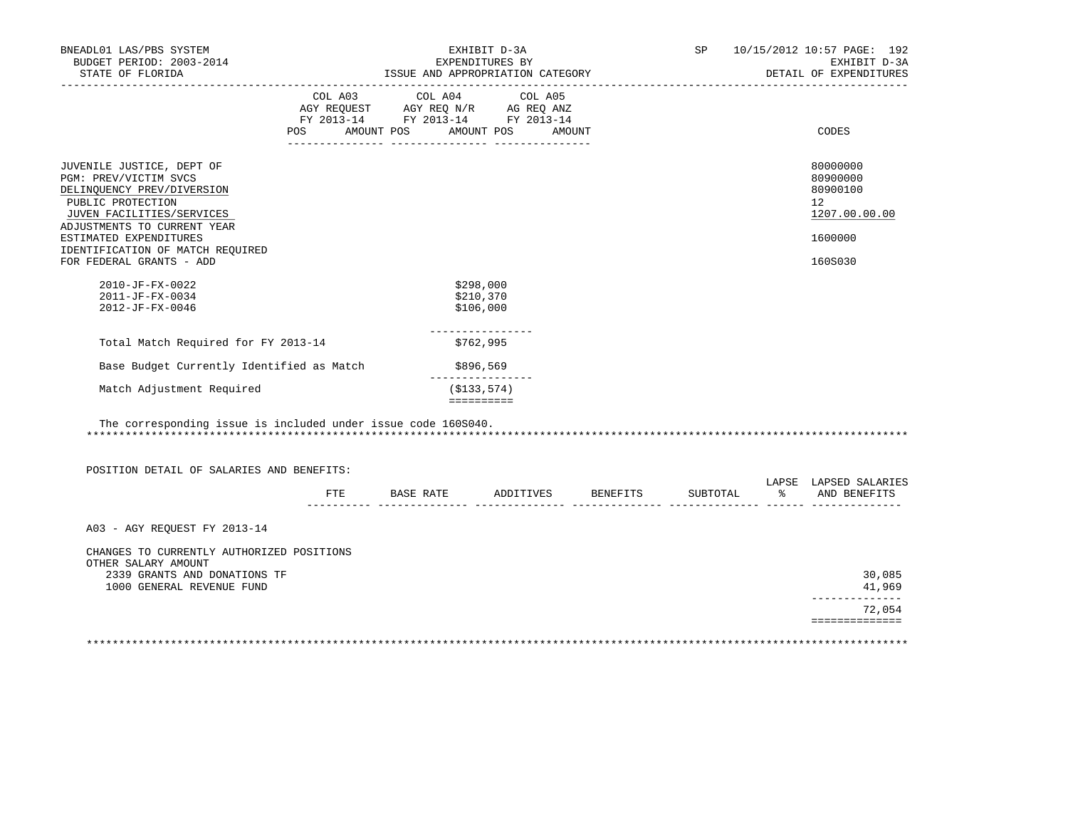BNEADL01 LAS/PBS SYSTEM | EXHIBIT D-3A | SP 10/15/2012 10:57 PAGE: 192
BUDGET PERIOD: 2003-2014 | EXPENDITURES BY | EXHIBIT D-3A
STATE OF FLORIDA | ISSUE AND APPROPRIATION CATEGORY | DETAIL OF EXPENDITURES

| | COL A03 AGY REQUEST FY 2013-14 POS | AMOUNT | COL A04 AGY REQ N/R FY 2013-14 POS | AMOUNT | COL A05 AG REQ ANZ FY 2013-14 POS | AMOUNT | CODES |
|---|---|---|---|---|---|---|---|
| JUVENILE JUSTICE, DEPT OF | | | | | | | 80000000 |
| PGM: PREV/VICTIM SVCS | | | | | | | 80900000 |
| DELINQUENCY PREV/DIVERSION | | | | | | | 80900100 |
| PUBLIC PROTECTION | | | | | | | 12 |
| JUVEN FACILITIES/SERVICES | | | | | | | 1207.00.00.00 |
| ADJUSTMENTS TO CURRENT YEAR ESTIMATED EXPENDITURES | | | | | | | 1600000 |
| IDENTIFICATION OF MATCH REQUIRED FOR FEDERAL GRANTS - ADD | | | | | | | 160S030 |

| | |
|---|---|
| 2010-JF-FX-0022 | $298,000 |
| 2011-JF-FX-0034 | $210,370 |
| 2012-JF-FX-0046 | $106,000 |
| Total Match Required for FY 2013-14 | $762,995 |
| Base Budget Currently Identified as Match | $896,569 |
| Match Adjustment Required | ($133,574) |

The corresponding issue is included under issue code 160S040.

***************************************************************************************************************

POSITION DETAIL OF SALARIES AND BENEFITS:

| | FTE | BASE RATE | ADDITIVES | BENEFITS | SUBTOTAL | LAPSE % | LAPSED SALARIES AND BENEFITS |
|---|---|---|---|---|---|---|---|
| A03 - AGY REQUEST FY 2013-14 | | | | | | | |
| CHANGES TO CURRENTLY AUTHORIZED POSITIONS | | | | | | | |
| OTHER SALARY AMOUNT | | | | | | | |
| 2339 GRANTS AND DONATIONS TF | | | | | | | 30,085 |
| 1000 GENERAL REVENUE FUND | | | | | | | 41,969 |
| | | | | | | | 72,054 |

***************************************************************************************************************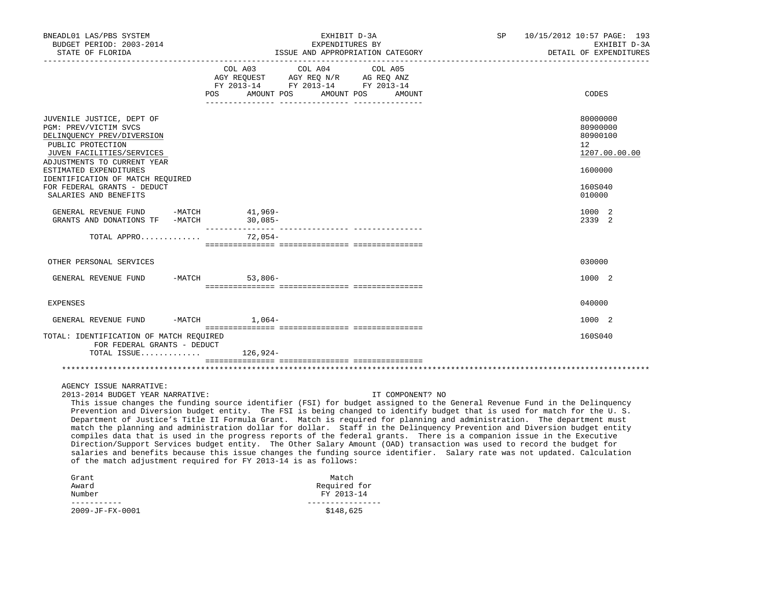BNEADL01 LAS/PBS SYSTEM | EXHIBIT D-3A | SP 10/15/2012 10:57 PAGE: 193
BUDGET PERIOD: 2003-2014 | EXPENDITURES BY | EXHIBIT D-3A
STATE OF FLORIDA | ISSUE AND APPROPRIATION CATEGORY | DETAIL OF EXPENDITURES

| | COL A03 AGY REQUEST FY 2013-14 POS AMOUNT | COL A04 AGY REQ N/R FY 2013-14 POS AMOUNT | COL A05 AG REQ ANZ FY 2013-14 POS AMOUNT | CODES |
|---|---|---|---|---|
| JUVENILE JUSTICE, DEPT OF | | | | 80000000 |
| PGM: PREV/VICTIM SVCS | | | | 80900000 |
| DELINQUENCY PREV/DIVERSION | | | | 80900100 |
| PUBLIC PROTECTION | | | | 12 |
| JUVEN FACILITIES/SERVICES | | | | 1207.00.00.00 |
| ADJUSTMENTS TO CURRENT YEAR ESTIMATED EXPENDITURES | | | | 1600000 |
| IDENTIFICATION OF MATCH REQUIRED FOR FEDERAL GRANTS - DEDUCT | | | | 160S040 |
| SALARIES AND BENEFITS | | | | 010000 |
| GENERAL REVENUE FUND -MATCH | 41,969- | | | 1000 2 |
| GRANTS AND DONATIONS TF -MATCH | 30,085- | | | 2339 2 |
| TOTAL APPRO............ | 72,054- | | | |
| OTHER PERSONAL SERVICES | | | | 030000 |
| GENERAL REVENUE FUND -MATCH | 53,806- | | | 1000 2 |
| EXPENSES | | | | 040000 |
| GENERAL REVENUE FUND -MATCH | 1,064- | | | 1000 2 |
| TOTAL: IDENTIFICATION OF MATCH REQUIRED FOR FEDERAL GRANTS - DEDUCT | | | | 160S040 |
| TOTAL ISSUE............ | 126,924- | | | |

AGENCY ISSUE NARRATIVE:
2013-2014 BUDGET YEAR NARRATIVE: IT COMPONENT? NO

This issue changes the funding source identifier (FSI) for budget assigned to the General Revenue Fund in the Delinquency Prevention and Diversion budget entity. The FSI is being changed to identify budget that is used for match for the U. S. Department of Justice's Title II Formula Grant. Match is required for planning and administration. The department must match the planning and administration dollar for dollar. Staff in the Delinquency Prevention and Diversion budget entity compiles data that is used in the progress reports of the federal grants. There is a companion issue in the Executive Direction/Support Services budget entity. The Other Salary Amount (OAD) transaction was used to record the budget for salaries and benefits because this issue changes the funding source identifier. Salary rate was not updated. Calculation of the match adjustment required for FY 2013-14 is as follows:

| Grant Award Number | Match Required for FY 2013-14 |
|---|---|
| 2009-JF-FX-0001 | $148,625 |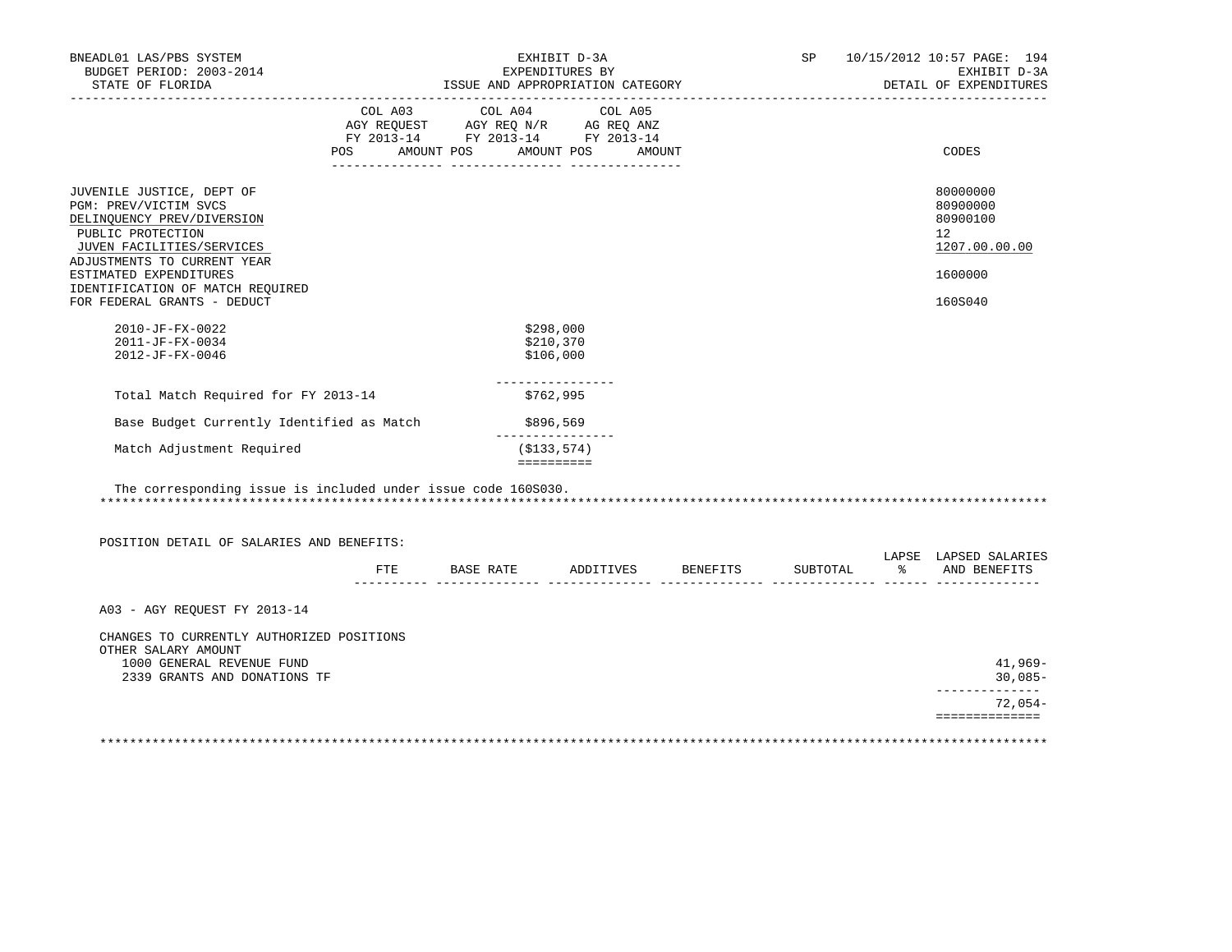BNEADL01 LAS/PBS SYSTEM — EXHIBIT D-3A — EXPENDITURES BY ISSUE AND APPROPRIATION CATEGORY — SP 10/15/2012 10:57

BUDGET PERIOD: 2003-2014 — STATE OF FLORIDA — EXHIBIT D-3A — DETAIL OF EXPENDITURES

| | COL A03 AGY REQUEST FY 2013-14 POS AMOUNT | COL A04 AGY REQ N/R FY 2013-14 POS AMOUNT | COL A05 AG REQ ANZ FY 2013-14 POS AMOUNT | CODES |
|---|---|---|---|---|
| JUVENILE JUSTICE, DEPT OF | | | | 80000000 |
| PGM: PREV/VICTIM SVCS | | | | 80900000 |
| DELINQUENCY PREV/DIVERSION | | | | 80900100 |
| PUBLIC PROTECTION | | | | 12 |
| JUVEN FACILITIES/SERVICES | | | | 1207.00.00.00 |
| ADJUSTMENTS TO CURRENT YEAR ESTIMATED EXPENDITURES | | | | 1600000 |
| IDENTIFICATION OF MATCH REQUIRED FOR FEDERAL GRANTS - DEDUCT | | | | 160S040 |

| | |
|---|---|
| 2010-JF-FX-0022 | $298,000 |
| 2011-JF-FX-0034 | $210,370 |
| 2012-JF-FX-0046 | $106,000 |
| Total Match Required for FY 2013-14 | $762,995 |
| Base Budget Currently Identified as Match | $896,569 |
| Match Adjustment Required | ($133,574) |

The corresponding issue is included under issue code 160S030.

POSITION DETAIL OF SALARIES AND BENEFITS:

| | FTE | BASE RATE | ADDITIVES | BENEFITS | SUBTOTAL | LAPSE % | LAPSED SALARIES AND BENEFITS |
|---|---|---|---|---|---|---|---|
| A03 - AGY REQUEST FY 2013-14 | | | | | | | |
| CHANGES TO CURRENTLY AUTHORIZED POSITIONS | | | | | | | |
| OTHER SALARY AMOUNT | | | | | | | |
| 1000 GENERAL REVENUE FUND | | | | | | | 41,969- |
| 2339 GRANTS AND DONATIONS TF | | | | | | | 30,085- |
| | | | | | | | 72,054- |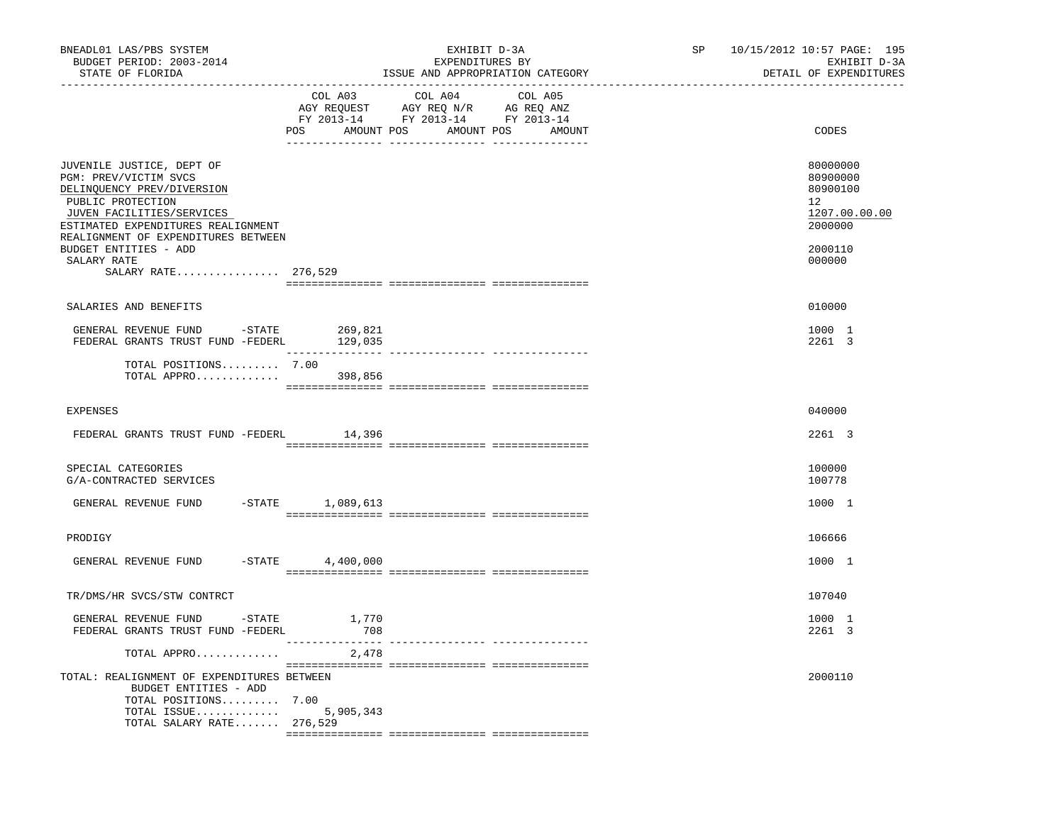BNEADL01 LAS/PBS SYSTEM — EXHIBIT D-3A — SP 10/15/2012 10:57 PAGE: 195
BUDGET PERIOD: 2003-2014 — EXPENDITURES BY — EXHIBIT D-3A
STATE OF FLORIDA — ISSUE AND APPROPRIATION CATEGORY — DETAIL OF EXPENDITURES

| | COL A03 AGY REQUEST FY 2013-14 POS AMOUNT | COL A04 AGY REQ N/R FY 2013-14 POS AMOUNT | COL A05 AG REQ ANZ FY 2013-14 POS AMOUNT | CODES |
|---|---|---|---|---|
| JUVENILE JUSTICE, DEPT OF | | | | 80000000 |
| PGM: PREV/VICTIM SVCS | | | | 80900000 |
| DELINQUENCY PREV/DIVERSION | | | | 80900100 |
| PUBLIC PROTECTION | | | | 12 |
| JUVEN FACILITIES/SERVICES | | | | 1207.00.00.00 |
| ESTIMATED EXPENDITURES REALIGNMENT | | | | 2000000 |
| REALIGNMENT OF EXPENDITURES BETWEEN BUDGET ENTITIES - ADD | | | | 2000110 |
| SALARY RATE | | | | 000000 |
| SALARY RATE................ | 276,529 | | | |
| SALARIES AND BENEFITS | | | | 010000 |
| GENERAL REVENUE FUND -STATE | 269,821 | | | 1000 1 |
| FEDERAL GRANTS TRUST FUND -FEDERL | 129,035 | | | 2261 3 |
| TOTAL POSITIONS......... | 7.00 | | | |
| TOTAL APPRO............. | 398,856 | | | |
| EXPENSES | | | | 040000 |
| FEDERAL GRANTS TRUST FUND -FEDERL | 14,396 | | | 2261 3 |
| SPECIAL CATEGORIES | | | | 100000 |
| G/A-CONTRACTED SERVICES | | | | 100778 |
| GENERAL REVENUE FUND -STATE | 1,089,613 | | | 1000 1 |
| PRODIGY | | | | 106666 |
| GENERAL REVENUE FUND -STATE | 4,400,000 | | | 1000 1 |
| TR/DMS/HR SVCS/STW CONTRCT | | | | 107040 |
| GENERAL REVENUE FUND -STATE | 1,770 | | | 1000 1 |
| FEDERAL GRANTS TRUST FUND -FEDERL | 708 | | | 2261 3 |
| TOTAL APPRO............. | 2,478 | | | |
| TOTAL: REALIGNMENT OF EXPENDITURES BETWEEN BUDGET ENTITIES - ADD | | | | 2000110 |
| TOTAL POSITIONS......... | 7.00 | | | |
| TOTAL ISSUE............. | 5,905,343 | | | |
| TOTAL SALARY RATE....... | 276,529 | | | |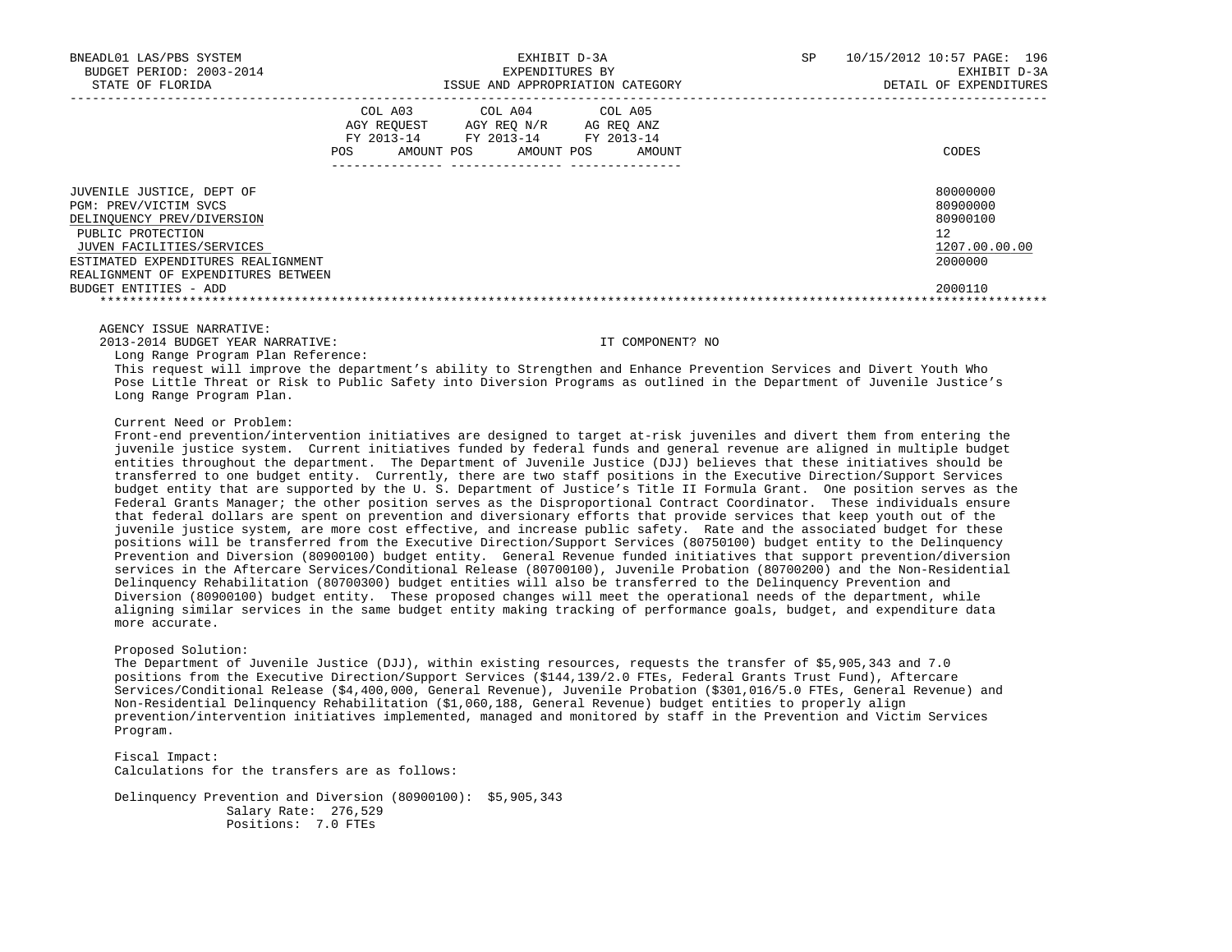| | COL A03 AGY REQUEST FY 2013-14 | | COL A04 AGY REQ N/R FY 2013-14 | | COL A05 AG REQ ANZ FY 2013-14 | | |
|---|---|---|---|---|---|---|---|
| | POS | AMOUNT | POS | AMOUNT | POS | AMOUNT | CODES |
| JUVENILE JUSTICE, DEPT OF | | | | | | | 80000000 |
| PGM: PREV/VICTIM SVCS | | | | | | | 80900000 |
| DELINQUENCY PREV/DIVERSION | | | | | | | 80900100 |
| PUBLIC PROTECTION | | | | | | | 12 |
| JUVEN FACILITIES/SERVICES | | | | | | | 1207.00.00.00 |
| ESTIMATED EXPENDITURES REALIGNMENT | | | | | | | 2000000 |
| REALIGNMENT OF EXPENDITURES BETWEEN BUDGET ENTITIES - ADD | | | | | | | 2000110 |

AGENCY ISSUE NARRATIVE:

2013-2014 BUDGET YEAR NARRATIVE: IT COMPONENT? NO

Long Range Program Plan Reference:

This request will improve the department's ability to Strengthen and Enhance Prevention Services and Divert Youth Who Pose Little Threat or Risk to Public Safety into Diversion Programs as outlined in the Department of Juvenile Justice's Long Range Program Plan.

Current Need or Problem:

Front-end prevention/intervention initiatives are designed to target at-risk juveniles and divert them from entering the juvenile justice system. Current initiatives funded by federal funds and general revenue are aligned in multiple budget entities throughout the department. The Department of Juvenile Justice (DJJ) believes that these initiatives should be transferred to one budget entity. Currently, there are two staff positions in the Executive Direction/Support Services budget entity that are supported by the U. S. Department of Justice's Title II Formula Grant. One position serves as the Federal Grants Manager; the other position serves as the Disproportional Contract Coordinator. These individuals ensure that federal dollars are spent on prevention and diversionary efforts that provide services that keep youth out of the juvenile justice system, are more cost effective, and increase public safety. Rate and the associated budget for these positions will be transferred from the Executive Direction/Support Services (80750100) budget entity to the Delinquency Prevention and Diversion (80900100) budget entity. General Revenue funded initiatives that support prevention/diversion services in the Aftercare Services/Conditional Release (80700100), Juvenile Probation (80700200) and the Non-Residential Delinquency Rehabilitation (80700300) budget entities will also be transferred to the Delinquency Prevention and Diversion (80900100) budget entity. These proposed changes will meet the operational needs of the department, while aligning similar services in the same budget entity making tracking of performance goals, budget, and expenditure data more accurate.

Proposed Solution:

The Department of Juvenile Justice (DJJ), within existing resources, requests the transfer of $5,905,343 and 7.0 positions from the Executive Direction/Support Services ($144,139/2.0 FTEs, Federal Grants Trust Fund), Aftercare Services/Conditional Release ($4,400,000, General Revenue), Juvenile Probation ($301,016/5.0 FTEs, General Revenue) and Non-Residential Delinquency Rehabilitation ($1,060,188, General Revenue) budget entities to properly align prevention/intervention initiatives implemented, managed and monitored by staff in the Prevention and Victim Services Program.

Fiscal Impact:

Calculations for the transfers are as follows:

Delinquency Prevention and Diversion (80900100): $5,905,343
Salary Rate: 276,529
Positions: 7.0 FTEs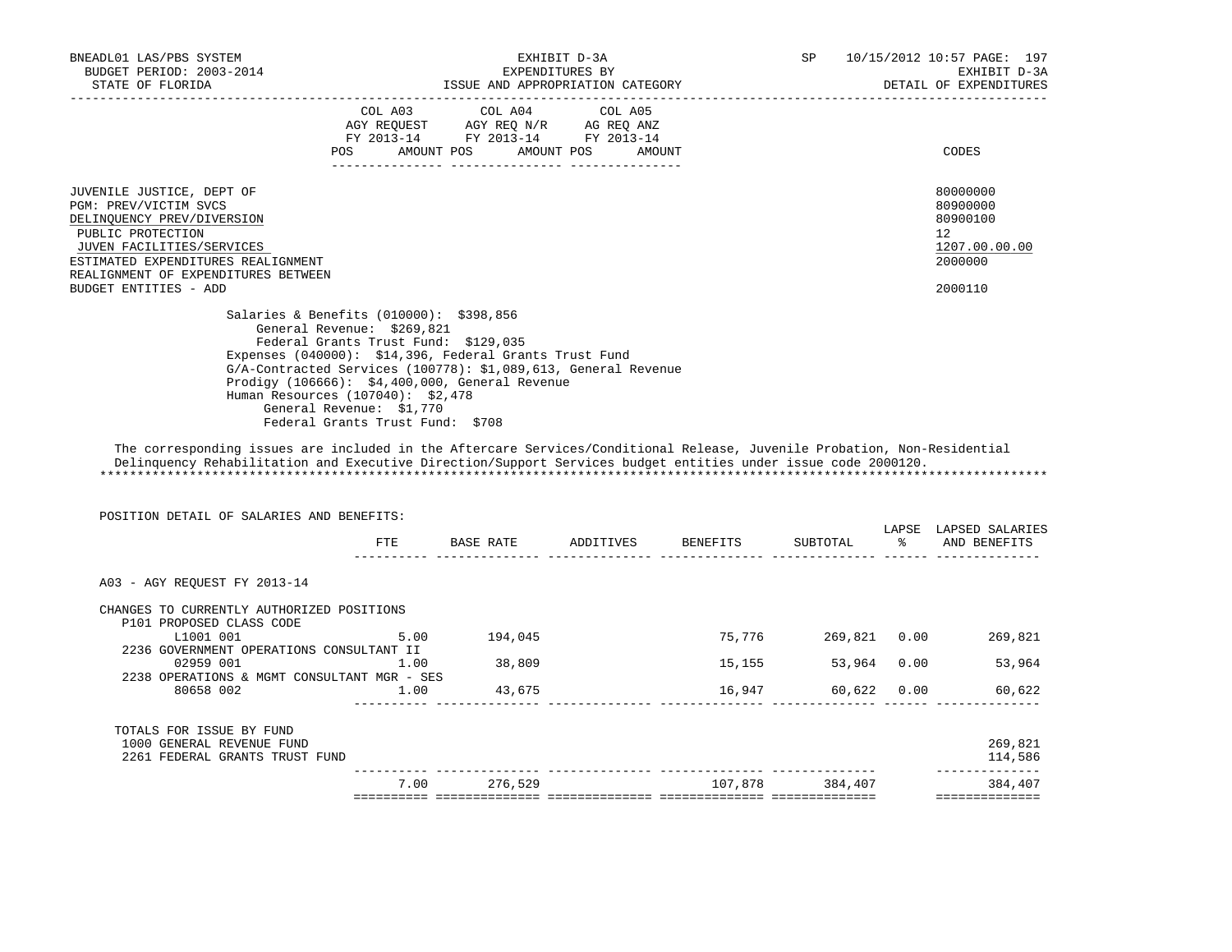BNEADL01 LAS/PBS SYSTEM — EXHIBIT D-3A — SP 10/15/2012 10:57

BUDGET PERIOD: 2003-2014 — EXPENDITURES BY — EXHIBIT D-3A

STATE OF FLORIDA — ISSUE AND APPROPRIATION CATEGORY — DETAIL OF EXPENDITURES

| | COL A03 AGY REQUEST FY 2013-14 POS AMOUNT | COL A04 AGY REQ N/R FY 2013-14 POS AMOUNT | COL A05 AG REQ ANZ FY 2013-14 POS AMOUNT | CODES |
|---|---|---|---|---|
| JUVENILE JUSTICE, DEPT OF | | | | 80000000 |
| PGM: PREV/VICTIM SVCS | | | | 80900000 |
| DELINQUENCY PREV/DIVERSION | | | | 80900100 |
| PUBLIC PROTECTION | | | | 12 |
| JUVEN FACILITIES/SERVICES | | | | 1207.00.00.00 |
| ESTIMATED EXPENDITURES REALIGNMENT | | | | 2000000 |
| REALIGNMENT OF EXPENDITURES BETWEEN BUDGET ENTITIES - ADD | | | | 2000110 |

Salaries & Benefits (010000): $398,856
- General Revenue: $269,821
- Federal Grants Trust Fund: $129,035

Expenses (040000): $14,396, Federal Grants Trust Fund

G/A-Contracted Services (100778): $1,089,613, General Revenue

Prodigy (106666): $4,400,000, General Revenue

Human Resources (107040): $2,478
- General Revenue: $1,770
- Federal Grants Trust Fund: $708

The corresponding issues are included in the Aftercare Services/Conditional Release, Juvenile Probation, Non-Residential Delinquency Rehabilitation and Executive Direction/Support Services budget entities under issue code 2000120.

*******************************************************************************************************************************

POSITION DETAIL OF SALARIES AND BENEFITS:

| | FTE | BASE RATE | ADDITIVES | BENEFITS | SUBTOTAL | LAPSE % | LAPSED SALARIES AND BENEFITS |
|---|---|---|---|---|---|---|---|
| A03 - AGY REQUEST FY 2013-14 | | | | | | | |
| CHANGES TO CURRENTLY AUTHORIZED POSITIONS | | | | | | | |
| P101 PROPOSED CLASS CODE | | | | | | | |
| L1001 001 | 5.00 | 194,045 | | 75,776 | 269,821 | 0.00 | 269,821 |
| 2236 GOVERNMENT OPERATIONS CONSULTANT II | | | | | | | |
| 02959 001 | 1.00 | 38,809 | | 15,155 | 53,964 | 0.00 | 53,964 |
| 2238 OPERATIONS & MGMT CONSULTANT MGR - SES | | | | | | | |
| 80658 002 | 1.00 | 43,675 | | 16,947 | 60,622 | 0.00 | 60,622 |
| TOTALS FOR ISSUE BY FUND | | | | | | | |
| 1000 GENERAL REVENUE FUND | | | | | | | 269,821 |
| 2261 FEDERAL GRANTS TRUST FUND | | | | | | | 114,586 |
| | 7.00 | 276,529 | | 107,878 | 384,407 | | 384,407 |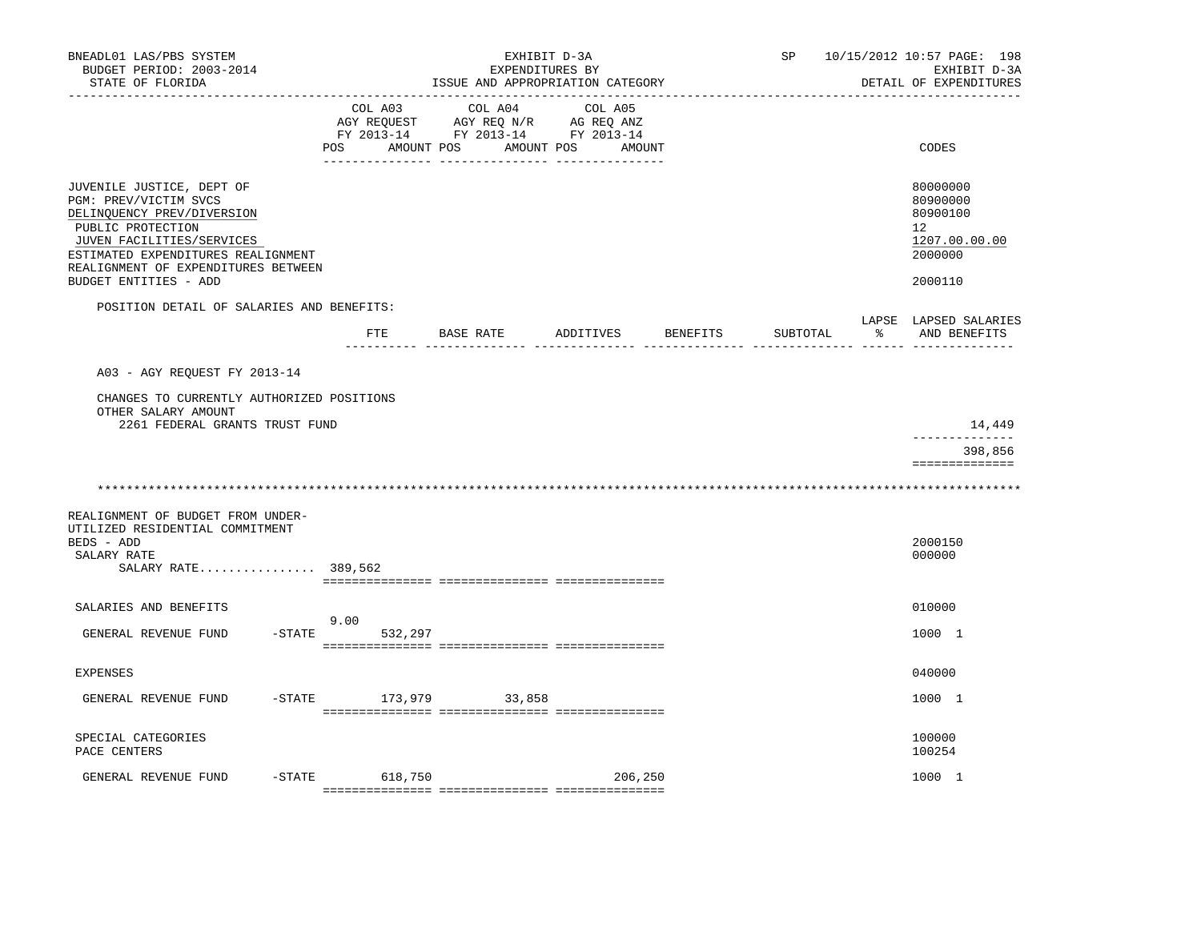BNEADL01 LAS/PBS SYSTEM — EXHIBIT D-3A — SP 10/15/2012 10:57

BUDGET PERIOD: 2003-2014 — EXPENDITURES BY — EXHIBIT D-3A

STATE OF FLORIDA — ISSUE AND APPROPRIATION CATEGORY — DETAIL OF EXPENDITURES

| | COL A03 AGY REQUEST FY 2013-14 POS AMOUNT | COL A04 AGY REQ N/R FY 2013-14 POS AMOUNT | COL A05 AG REQ ANZ FY 2013-14 POS AMOUNT | CODES |
|---|---|---|---|---|
| JUVENILE JUSTICE, DEPT OF | | | | 80000000 |
| PGM: PREV/VICTIM SVCS | | | | 80900000 |
| DELINQUENCY PREV/DIVERSION | | | | 80900100 |
| PUBLIC PROTECTION | | | | 12 |
| JUVEN FACILITIES/SERVICES | | | | 1207.00.00.00 |
| ESTIMATED EXPENDITURES REALIGNMENT | | | | 2000000 |
| REALIGNMENT OF EXPENDITURES BETWEEN BUDGET ENTITIES - ADD | | | | 2000110 |

POSITION DETAIL OF SALARIES AND BENEFITS:

| | FTE | BASE RATE | ADDITIVES | BENEFITS | SUBTOTAL | LAPSE % | LAPSED SALARIES AND BENEFITS |
|---|---|---|---|---|---|---|---|
| A03 - AGY REQUEST FY 2013-14 | | | | | | | |
| CHANGES TO CURRENTLY AUTHORIZED POSITIONS | | | | | | | |
| OTHER SALARY AMOUNT | | | | | | | |
| 2261 FEDERAL GRANTS TRUST FUND | | | | | | | 14,449 |
| | | | | | | | 398,856 |

******************************************************************************************

| | COL A03 AGY REQUEST FY 2013-14 POS AMOUNT | COL A04 AGY REQ N/R FY 2013-14 POS AMOUNT | COL A05 AG REQ ANZ FY 2013-14 POS AMOUNT | CODES |
|---|---|---|---|---|
| REALIGNMENT OF BUDGET FROM UNDER-UTILIZED RESIDENTIAL COMMITMENT BEDS - ADD | | | | 2000150 |
| SALARY RATE | | | | 000000 |
| SALARY RATE................ 389,562 | | | | |
| SALARIES AND BENEFITS | | | | 010000 |
| GENERAL REVENUE FUND -STATE | 9.00 532,297 | | | 1000 1 |
| EXPENSES | | | | 040000 |
| GENERAL REVENUE FUND -STATE | 173,979 | 33,858 | | 1000 1 |
| SPECIAL CATEGORIES | | | | 100000 |
| PACE CENTERS | | | | 100254 |
| GENERAL REVENUE FUND -STATE | 618,750 | | 206,250 | 1000 1 |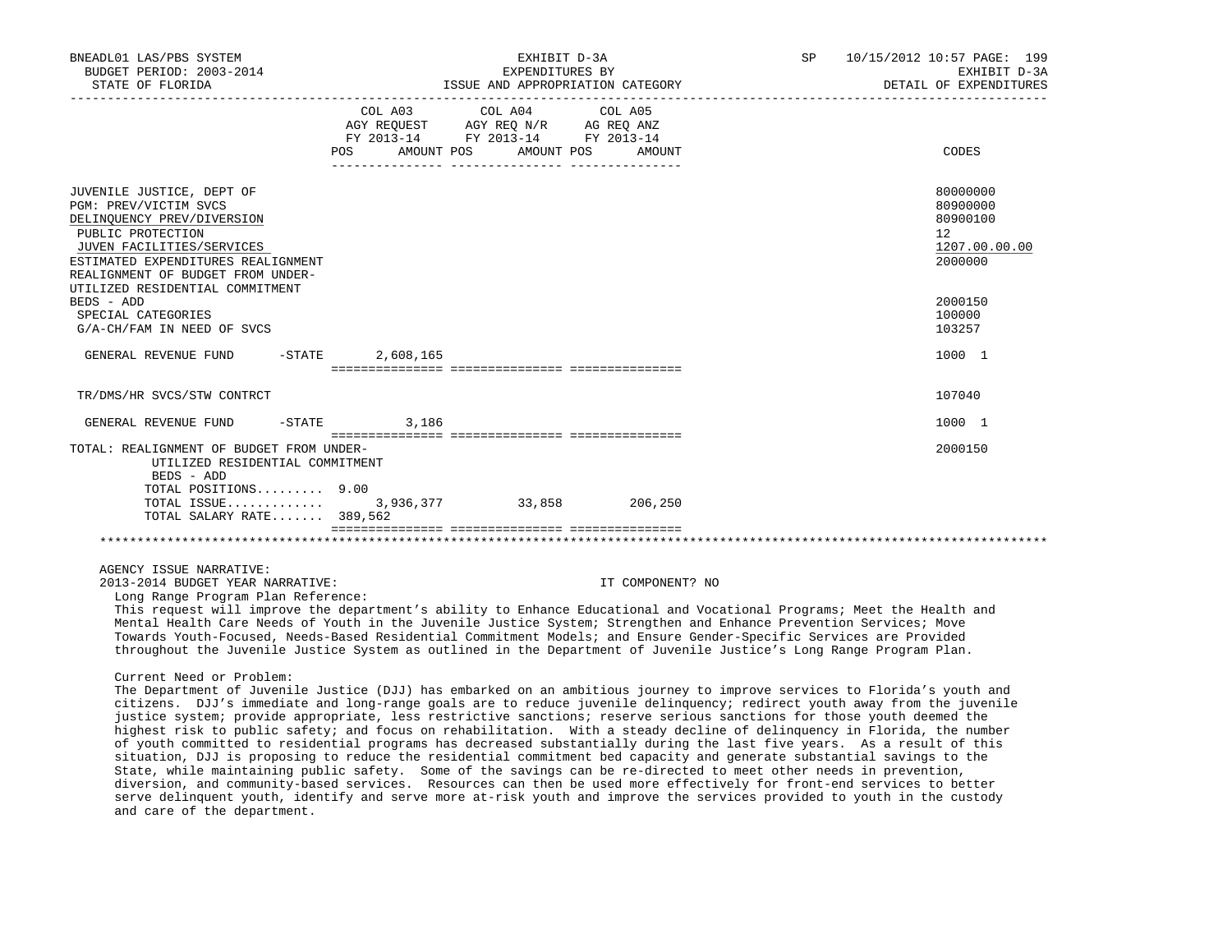| | COL A03 AGY REQUEST FY 2013-14 POS AMOUNT | COL A04 AGY REQ N/R FY 2013-14 POS AMOUNT | COL A05 AG REQ ANZ FY 2013-14 POS AMOUNT | CODES |
|---|---|---|---|---|
| JUVENILE JUSTICE, DEPT OF | | | | 80000000 |
| PGM: PREV/VICTIM SVCS | | | | 80900000 |
| DELINQUENCY PREV/DIVERSION | | | | 80900100 |
| PUBLIC PROTECTION | | | | 12 |
| JUVEN FACILITIES/SERVICES | | | | 1207.00.00.00 |
| ESTIMATED EXPENDITURES REALIGNMENT | | | | 2000000 |
| REALIGNMENT OF BUDGET FROM UNDER-UTILIZED RESIDENTIAL COMMITMENT BEDS - ADD | | | | 2000150 |
| SPECIAL CATEGORIES | | | | 100000 |
| G/A-CH/FAM IN NEED OF SVCS | | | | 103257 |
| GENERAL REVENUE FUND -STATE | 2,608,165 | | | 1000 1 |
| TR/DMS/HR SVCS/STW CONTRCT | | | | 107040 |
| GENERAL REVENUE FUND -STATE | 3,186 | | | 1000 1 |
| TOTAL: REALIGNMENT OF BUDGET FROM UNDER-UTILIZED RESIDENTIAL COMMITMENT BEDS - ADD | | | | 2000150 |
| TOTAL POSITIONS......... | 9.00 | | | |
| TOTAL ISSUE............. | 3,936,377 | 33,858 | 206,250 | |
| TOTAL SALARY RATE....... | 389,562 | | | |

AGENCY ISSUE NARRATIVE:

2013-2014 BUDGET YEAR NARRATIVE: IT COMPONENT? NO

Long Range Program Plan Reference:

This request will improve the department's ability to Enhance Educational and Vocational Programs; Meet the Health and Mental Health Care Needs of Youth in the Juvenile Justice System; Strengthen and Enhance Prevention Services; Move Towards Youth-Focused, Needs-Based Residential Commitment Models; and Ensure Gender-Specific Services are Provided throughout the Juvenile Justice System as outlined in the Department of Juvenile Justice's Long Range Program Plan.

Current Need or Problem:

The Department of Juvenile Justice (DJJ) has embarked on an ambitious journey to improve services to Florida's youth and citizens. DJJ's immediate and long-range goals are to reduce juvenile delinquency; redirect youth away from the juvenile justice system; provide appropriate, less restrictive sanctions; reserve serious sanctions for those youth deemed the highest risk to public safety; and focus on rehabilitation. With a steady decline of delinquency in Florida, the number of youth committed to residential programs has decreased substantially during the last five years. As a result of this situation, DJJ is proposing to reduce the residential commitment bed capacity and generate substantial savings to the State, while maintaining public safety. Some of the savings can be re-directed to meet other needs in prevention, diversion, and community-based services. Resources can then be used more effectively for front-end services to better serve delinquent youth, identify and serve more at-risk youth and improve the services provided to youth in the custody and care of the department.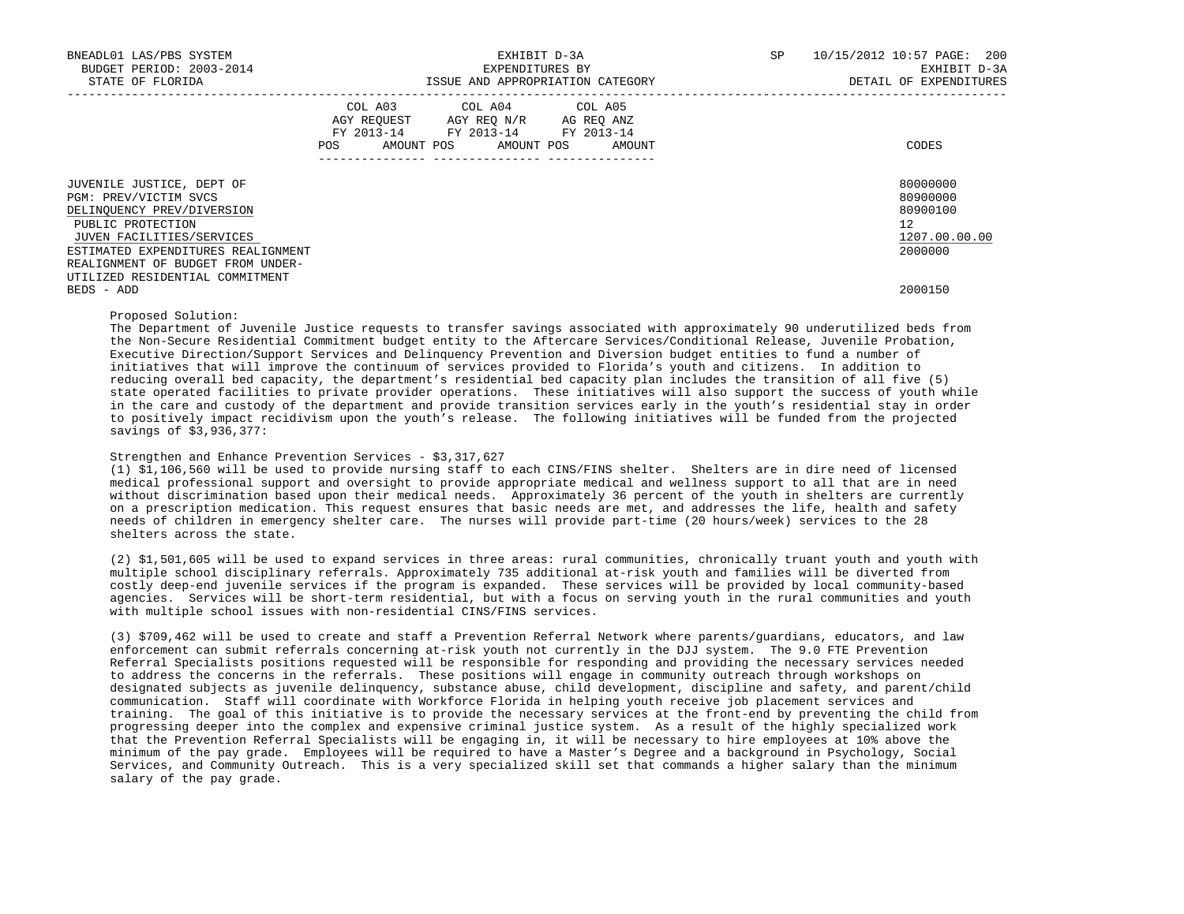| | COL A03 AGY REQUEST FY 2013-14 POS AMOUNT | COL A04 AGY REQ N/R FY 2013-14 POS AMOUNT | COL A05 AG REQ ANZ FY 2013-14 POS AMOUNT | CODES |
|---|---|---|---|---|
| JUVENILE JUSTICE, DEPT OF | | | | 80000000 |
| PGM: PREV/VICTIM SVCS | | | | 80900000 |
| DELINQUENCY PREV/DIVERSION | | | | 80900100 |
| PUBLIC PROTECTION | | | | 12 |
| JUVEN FACILITIES/SERVICES | | | | 1207.00.00.00 |
| ESTIMATED EXPENDITURES REALIGNMENT | | | | 2000000 |
| REALIGNMENT OF BUDGET FROM UNDER-UTILIZED RESIDENTIAL COMMITMENT BEDS - ADD | | | | 2000150 |

Proposed Solution:
The Department of Juvenile Justice requests to transfer savings associated with approximately 90 underutilized beds from the Non-Secure Residential Commitment budget entity to the Aftercare Services/Conditional Release, Juvenile Probation, Executive Direction/Support Services and Delinquency Prevention and Diversion budget entities to fund a number of initiatives that will improve the continuum of services provided to Florida's youth and citizens. In addition to reducing overall bed capacity, the department's residential bed capacity plan includes the transition of all five (5) state operated facilities to private provider operations. These initiatives will also support the success of youth while in the care and custody of the department and provide transition services early in the youth's residential stay in order to positively impact recidivism upon the youth's release. The following initiatives will be funded from the projected savings of $3,936,377:

Strengthen and Enhance Prevention Services - $3,317,627
(1) $1,106,560 will be used to provide nursing staff to each CINS/FINS shelter. Shelters are in dire need of licensed medical professional support and oversight to provide appropriate medical and wellness support to all that are in need without discrimination based upon their medical needs. Approximately 36 percent of the youth in shelters are currently on a prescription medication. This request ensures that basic needs are met, and addresses the life, health and safety needs of children in emergency shelter care. The nurses will provide part-time (20 hours/week) services to the 28 shelters across the state.

(2) $1,501,605 will be used to expand services in three areas: rural communities, chronically truant youth and youth with multiple school disciplinary referrals. Approximately 735 additional at-risk youth and families will be diverted from costly deep-end juvenile services if the program is expanded. These services will be provided by local community-based agencies. Services will be short-term residential, but with a focus on serving youth in the rural communities and youth with multiple school issues with non-residential CINS/FINS services.

(3) $709,462 will be used to create and staff a Prevention Referral Network where parents/guardians, educators, and law enforcement can submit referrals concerning at-risk youth not currently in the DJJ system. The 9.0 FTE Prevention Referral Specialists positions requested will be responsible for responding and providing the necessary services needed to address the concerns in the referrals. These positions will engage in community outreach through workshops on designated subjects as juvenile delinquency, substance abuse, child development, discipline and safety, and parent/child communication. Staff will coordinate with Workforce Florida in helping youth receive job placement services and training. The goal of this initiative is to provide the necessary services at the front-end by preventing the child from progressing deeper into the complex and expensive criminal justice system. As a result of the highly specialized work that the Prevention Referral Specialists will be engaging in, it will be necessary to hire employees at 10% above the minimum of the pay grade. Employees will be required to have a Master's Degree and a background in Psychology, Social Services, and Community Outreach. This is a very specialized skill set that commands a higher salary than the minimum salary of the pay grade.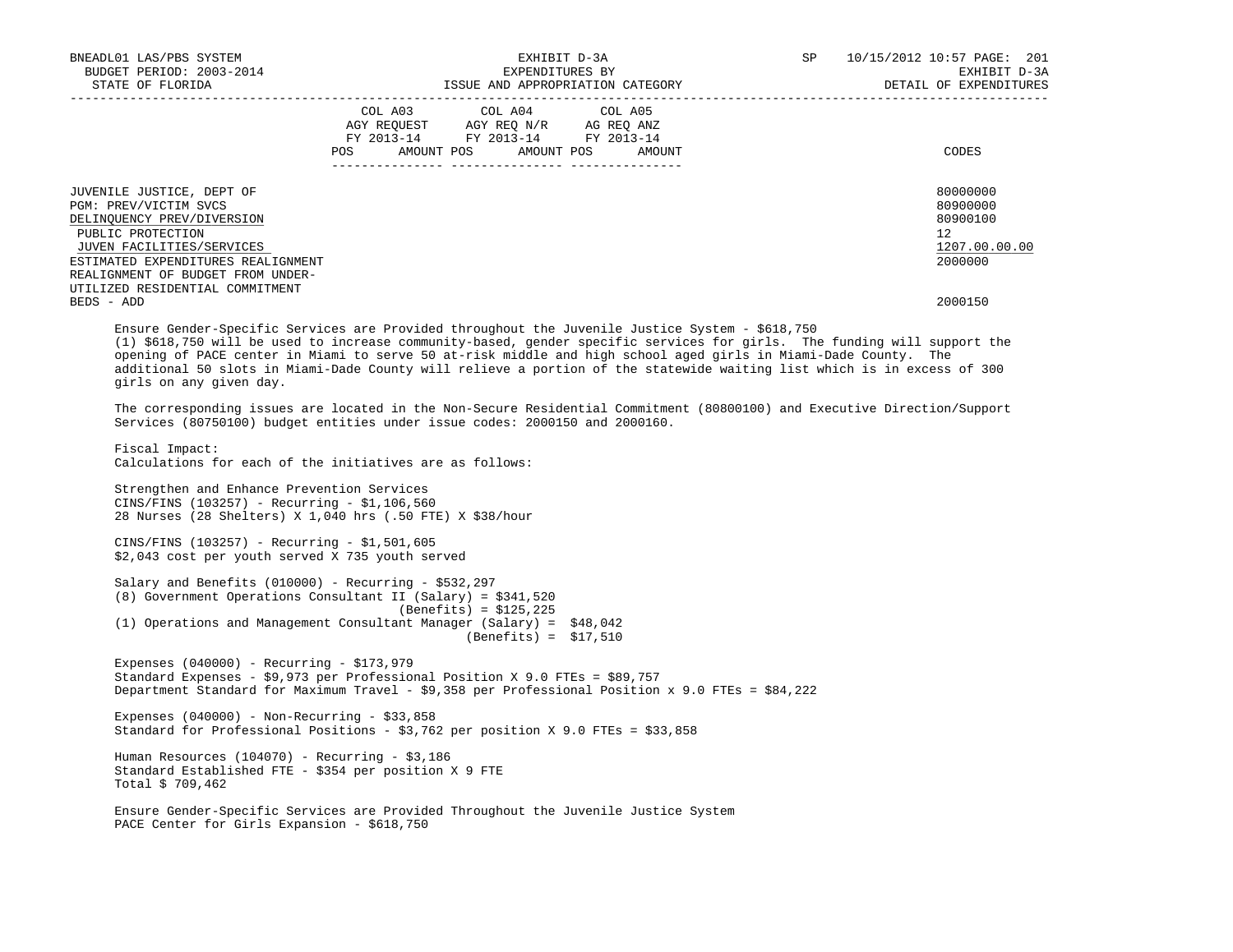| | COL A03 AGY REQUEST FY 2013-14 POS AMOUNT | COL A04 AGY REQ N/R FY 2013-14 POS AMOUNT | COL A05 AG REQ ANZ FY 2013-14 POS AMOUNT | CODES |
|---|---|---|---|---|
| JUVENILE JUSTICE, DEPT OF | | | | 80000000 |
| PGM: PREV/VICTIM SVCS | | | | 80900000 |
| DELINQUENCY PREV/DIVERSION | | | | 80900100 |
| PUBLIC PROTECTION | | | | 12 |
| JUVEN FACILITIES/SERVICES | | | | 1207.00.00.00 |
| ESTIMATED EXPENDITURES REALIGNMENT | | | | 2000000 |
| REALIGNMENT OF BUDGET FROM UNDER-UTILIZED RESIDENTIAL COMMITMENT BEDS - ADD | | | | 2000150 |

Ensure Gender-Specific Services are Provided throughout the Juvenile Justice System - $618,750
(1) $618,750 will be used to increase community-based, gender specific services for girls. The funding will support the opening of PACE center in Miami to serve 50 at-risk middle and high school aged girls in Miami-Dade County. The additional 50 slots in Miami-Dade County will relieve a portion of the statewide waiting list which is in excess of 300 girls on any given day.

The corresponding issues are located in the Non-Secure Residential Commitment (80800100) and Executive Direction/Support Services (80750100) budget entities under issue codes: 2000150 and 2000160.

Fiscal Impact:
Calculations for each of the initiatives are as follows:

Strengthen and Enhance Prevention Services
CINS/FINS (103257) - Recurring - $1,106,560
28 Nurses (28 Shelters) X 1,040 hrs (.50 FTE) X $38/hour

CINS/FINS (103257) - Recurring - $1,501,605
$2,043 cost per youth served X 735 youth served

Salary and Benefits (010000) - Recurring - $532,297
(8) Government Operations Consultant II (Salary) = $341,520
(Benefits) = $125,225
(1) Operations and Management Consultant Manager (Salary) = $48,042
(Benefits) = $17,510

Expenses (040000) - Recurring - $173,979
Standard Expenses - $9,973 per Professional Position X 9.0 FTEs = $89,757
Department Standard for Maximum Travel - $9,358 per Professional Position x 9.0 FTEs = $84,222

Expenses (040000) - Non-Recurring - $33,858
Standard for Professional Positions - $3,762 per position X 9.0 FTEs = $33,858

Human Resources (104070) - Recurring - $3,186
Standard Established FTE - $354 per position X 9 FTE
Total $ 709,462

Ensure Gender-Specific Services are Provided Throughout the Juvenile Justice System
PACE Center for Girls Expansion - $618,750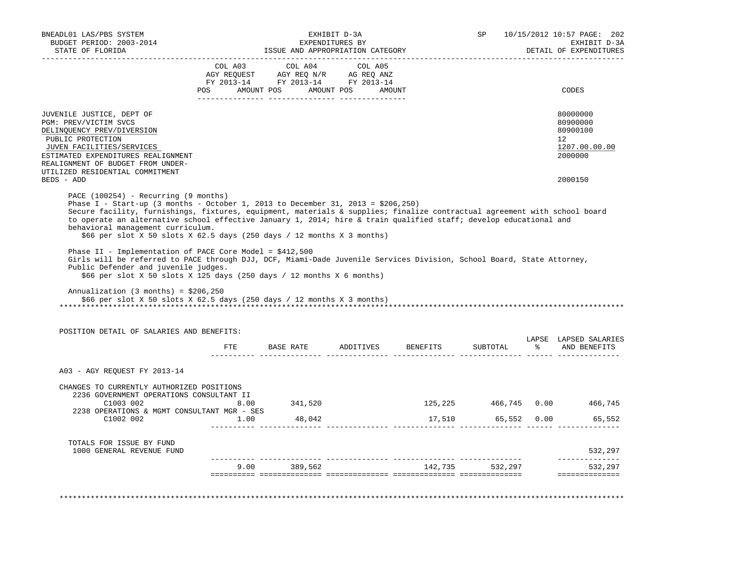| | COL A03 AGY REQUEST FY 2013-14 POS AMOUNT | COL A04 AGY REQ N/R FY 2013-14 POS AMOUNT | COL A05 AG REQ ANZ FY 2013-14 POS AMOUNT | CODES |
|---|---|---|---|---|
| JUVENILE JUSTICE, DEPT OF | | | | 80000000 |
| PGM: PREV/VICTIM SVCS | | | | 80900000 |
| DELINQUENCY PREV/DIVERSION | | | | 80900100 |
| PUBLIC PROTECTION | | | | 12 |
| JUVEN FACILITIES/SERVICES | | | | 1207.00.00.00 |
| ESTIMATED EXPENDITURES REALIGNMENT | | | | 2000000 |
| REALIGNMENT OF BUDGET FROM UNDER-UTILIZED RESIDENTIAL COMMITMENT BEDS - ADD | | | | 2000150 |

PACE (100254) - Recurring (9 months)
Phase I - Start-up (3 months - October 1, 2013 to December 31, 2013 = $206,250)
Secure facility, furnishings, fixtures, equipment, materials & supplies; finalize contractual agreement with school board to operate an alternative school effective January 1, 2014; hire & train qualified staff; develop educational and behavioral management curriculum.
$66 per slot X 50 slots X 62.5 days (250 days / 12 months X 3 months)

Phase II - Implementation of PACE Core Model = $412,500
Girls will be referred to PACE through DJJ, DCF, Miami-Dade Juvenile Services Division, School Board, State Attorney, Public Defender and juvenile judges.
$66 per slot X 50 slots X 125 days (250 days / 12 months X 6 months)

Annualization (3 months) = $206,250
$66 per slot X 50 slots X 62.5 days (250 days / 12 months X 3 months)

POSITION DETAIL OF SALARIES AND BENEFITS:

| | FTE | BASE RATE | ADDITIVES | BENEFITS | SUBTOTAL | LAPSE % | LAPSED SALARIES AND BENEFITS |
|---|---|---|---|---|---|---|---|
| A03 - AGY REQUEST FY 2013-14 | | | | | | | |
| CHANGES TO CURRENTLY AUTHORIZED POSITIONS | | | | | | | |
| 2236 GOVERNMENT OPERATIONS CONSULTANT II C1003 002 | 8.00 | 341,520 | | 125,225 | 466,745 | 0.00 | 466,745 |
| 2238 OPERATIONS & MGMT CONSULTANT MGR - SES C1002 002 | 1.00 | 48,042 | | 17,510 | 65,552 | 0.00 | 65,552 |
| TOTALS FOR ISSUE BY FUND | | | | | | | |
| 1000 GENERAL REVENUE FUND | | | | | | | 532,297 |
| | 9.00 | 389,562 | | 142,735 | 532,297 | | 532,297 |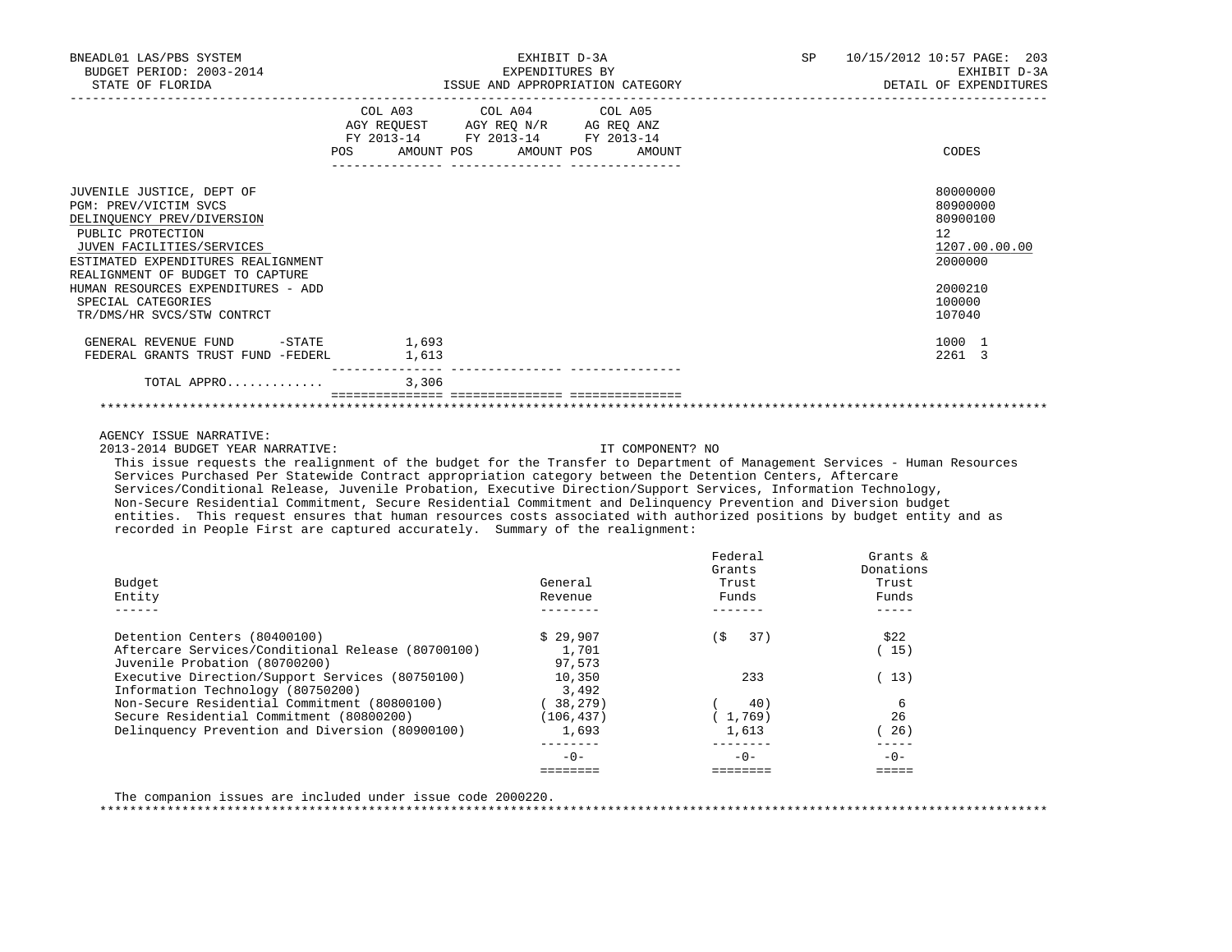BNEADL01 LAS/PBS SYSTEM — EXHIBIT D-3A — SP 10/15/2012 10:57
BUDGET PERIOD: 2003-2014 — EXPENDITURES BY — EXHIBIT D-3A
STATE OF FLORIDA — ISSUE AND APPROPRIATION CATEGORY — DETAIL OF EXPENDITURES

| | COL A03 AGY REQUEST FY 2013-14 POS | AMOUNT | COL A04 AGY REQ N/R FY 2013-14 POS | AMOUNT | COL A05 AG REQ ANZ FY 2013-14 POS | AMOUNT | CODES |
|---|---|---|---|---|---|---|---|
| JUVENILE JUSTICE, DEPT OF | | | | | | | 80000000 |
| PGM: PREV/VICTIM SVCS | | | | | | | 80900000 |
| DELINQUENCY PREV/DIVERSION | | | | | | | 80900100 |
| PUBLIC PROTECTION | | | | | | | 12 |
| JUVEN FACILITIES/SERVICES | | | | | | | 1207.00.00.00 |
| ESTIMATED EXPENDITURES REALIGNMENT | | | | | | | 2000000 |
| REALIGNMENT OF BUDGET TO CAPTURE HUMAN RESOURCES EXPENDITURES - ADD | | | | | | | 2000210 |
| SPECIAL CATEGORIES | | | | | | | 100000 |
| TR/DMS/HR SVCS/STW CONTRCT | | | | | | | 107040 |
| GENERAL REVENUE FUND -STATE | | 1,693 | | | | | 1000 1 |
| FEDERAL GRANTS TRUST FUND -FEDERL | | 1,613 | | | | | 2261 3 |
| TOTAL APPRO............ | | 3,306 | | | | | |

AGENCY ISSUE NARRATIVE:
2013-2014 BUDGET YEAR NARRATIVE: IT COMPONENT? NO

This issue requests the realignment of the budget for the Transfer to Department of Management Services - Human Resources Services Purchased Per Statewide Contract appropriation category between the Detention Centers, Aftercare Services/Conditional Release, Juvenile Probation, Executive Direction/Support Services, Information Technology, Non-Secure Residential Commitment, Secure Residential Commitment and Delinquency Prevention and Diversion budget entities. This request ensures that human resources costs associated with authorized positions by budget entity and as recorded in People First are captured accurately. Summary of the realignment:

| Budget Entity | General Revenue | Federal Grants Trust Funds | Grants & Donations Trust Funds |
|---|---|---|---|
| Detention Centers (80400100) | $ 29,907 | ($ 37) | $22 |
| Aftercare Services/Conditional Release (80700100) | 1,701 | | ( 15) |
| Juvenile Probation (80700200) | 97,573 | | |
| Executive Direction/Support Services (80750100) | 10,350 | 233 | ( 13) |
| Information Technology (80750200) | 3,492 | | |
| Non-Secure Residential Commitment (80800100) | ( 38,279) | ( 40) | 6 |
| Secure Residential Commitment (80800200) | (106,437) | ( 1,769) | 26 |
| Delinquency Prevention and Diversion (80900100) | 1,693 | 1,613 | ( 26) |
| | -0- | -0- | -0- |

The companion issues are included under issue code 2000220.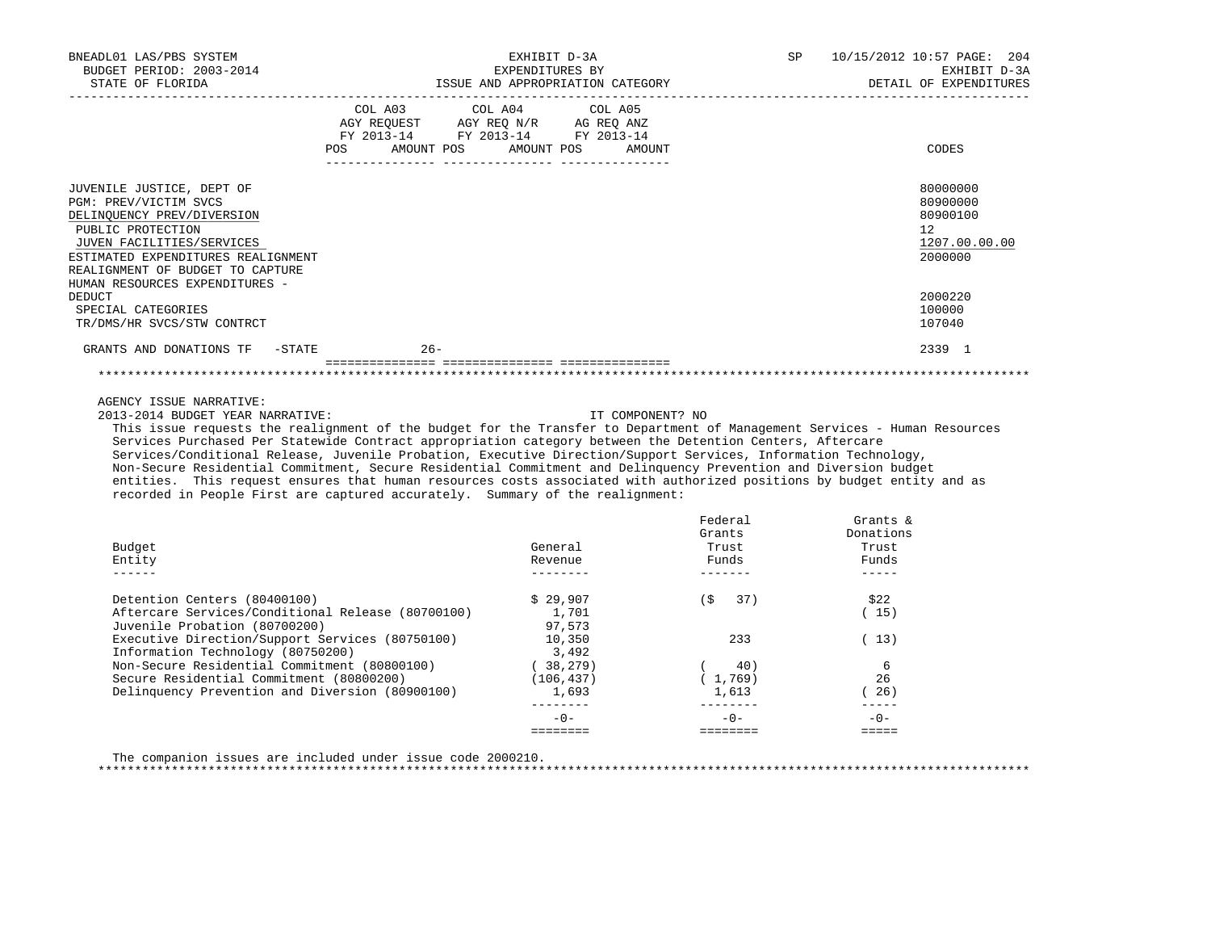BNEADL01 LAS/PBS SYSTEM
BUDGET PERIOD: 2003-2014
STATE OF FLORIDA

EXHIBIT D-3A
EXPENDITURES BY
ISSUE AND APPROPRIATION CATEGORY

SP 10/15/2012 10:57
EXHIBIT D-3A
DETAIL OF EXPENDITURES

| | COL A03 AGY REQUEST FY 2013-14 POS | AMOUNT | COL A04 AGY REQ N/R FY 2013-14 POS | AMOUNT | COL A05 AG REQ ANZ FY 2013-14 POS | AMOUNT | CODES |
|---|---|---|---|---|---|---|---|
| JUVENILE JUSTICE, DEPT OF | | | | | | | 80000000 |
| PGM: PREV/VICTIM SVCS | | | | | | | 80900000 |
| DELINQUENCY PREV/DIVERSION | | | | | | | 80900100 |
| PUBLIC PROTECTION | | | | | | | 12 |
| JUVEN FACILITIES/SERVICES | | | | | | | 1207.00.00.00 |
| ESTIMATED EXPENDITURES REALIGNMENT | | | | | | | 2000000 |
| REALIGNMENT OF BUDGET TO CAPTURE HUMAN RESOURCES EXPENDITURES - DEDUCT | | | | | | | 2000220 |
| SPECIAL CATEGORIES | | | | | | | 100000 |
| TR/DMS/HR SVCS/STW CONTRCT | | | | | | | 107040 |
| GRANTS AND DONATIONS TF -STATE | | 26- | | | | | 2339 1 |

AGENCY ISSUE NARRATIVE:

2013-2014 BUDGET YEAR NARRATIVE: IT COMPONENT? NO

This issue requests the realignment of the budget for the Transfer to Department of Management Services - Human Resources Services Purchased Per Statewide Contract appropriation category between the Detention Centers, Aftercare Services/Conditional Release, Juvenile Probation, Executive Direction/Support Services, Information Technology, Non-Secure Residential Commitment, Secure Residential Commitment and Delinquency Prevention and Diversion budget entities. This request ensures that human resources costs associated with authorized positions by budget entity and as recorded in People First are captured accurately. Summary of the realignment:

| Budget Entity | General Revenue | Federal Grants Trust Funds | Grants & Donations Trust Funds |
|---|---|---|---|
| Detention Centers (80400100) | $ 29,907 | ($ 37) | $22 |
| Aftercare Services/Conditional Release (80700100) | 1,701 | | ( 15) |
| Juvenile Probation (80700200) | 97,573 | | |
| Executive Direction/Support Services (80750100) | 10,350 | 233 | ( 13) |
| Information Technology (80750200) | 3,492 | | |
| Non-Secure Residential Commitment (80800100) | ( 38,279) | ( 40) | 6 |
| Secure Residential Commitment (80800200) | (106,437) | ( 1,769) | 26 |
| Delinquency Prevention and Diversion (80900100) | 1,693 | 1,613 | ( 26) |
| | -0- | -0- | -0- |

The companion issues are included under issue code 2000210.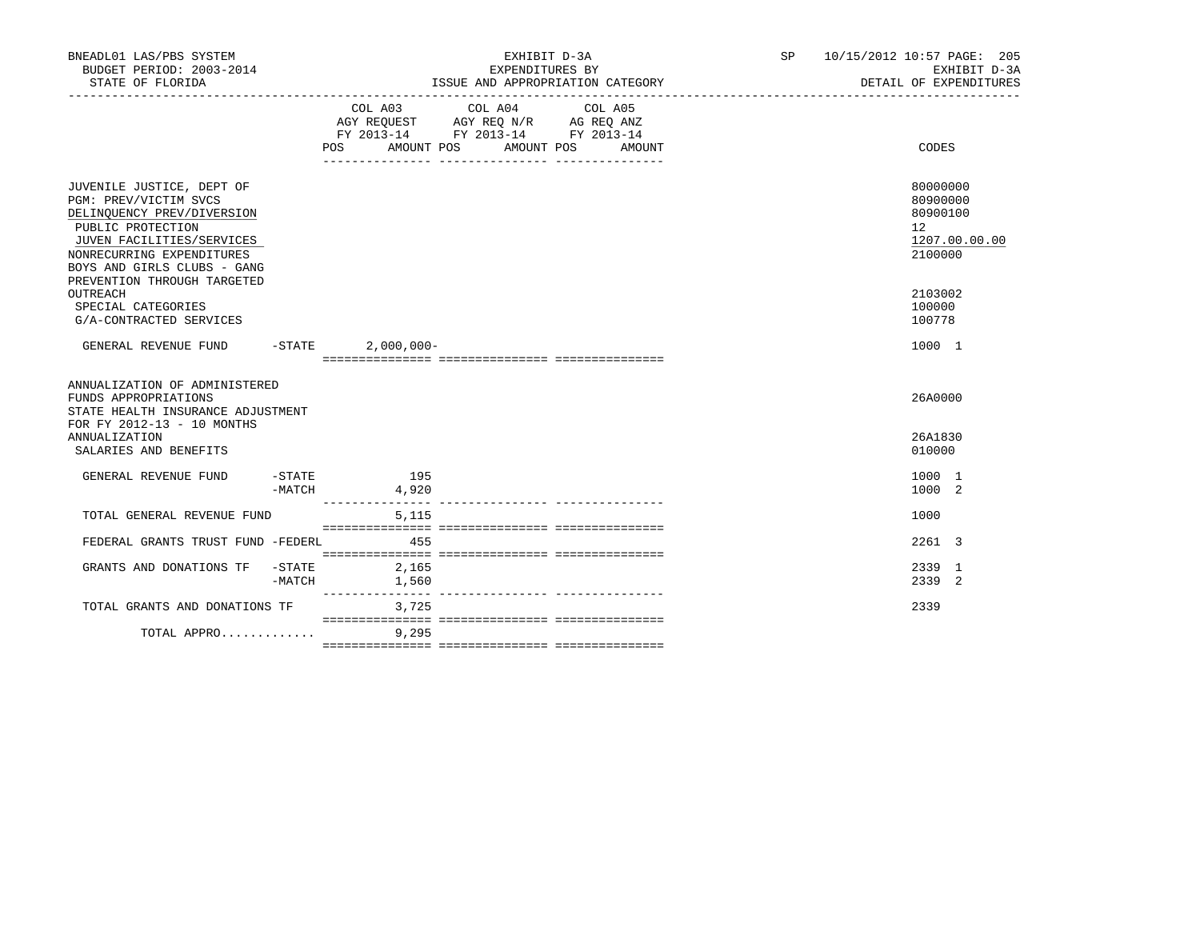BNEADL01 LAS/PBS SYSTEM
BUDGET PERIOD: 2003-2014
STATE OF FLORIDA

EXHIBIT D-3A
EXPENDITURES BY
ISSUE AND APPROPRIATION CATEGORY

SP 10/15/2012 10:57 PAGE: 205
EXHIBIT D-3A
DETAIL OF EXPENDITURES

| | COL A03 AGY REQUEST FY 2013-14 POS AMOUNT | COL A04 AGY REQ N/R FY 2013-14 POS AMOUNT | COL A05 AG REQ ANZ FY 2013-14 POS AMOUNT | CODES |
|---|---|---|---|---|
| JUVENILE JUSTICE, DEPT OF | | | | 80000000 |
| PGM: PREV/VICTIM SVCS | | | | 80900000 |
| DELINQUENCY PREV/DIVERSION | | | | 80900100 |
| PUBLIC PROTECTION | | | | 12 |
| JUVEN FACILITIES/SERVICES | | | | 1207.00.00.00 |
| NONRECURRING EXPENDITURES | | | | 2100000 |
| BOYS AND GIRLS CLUBS - GANG PREVENTION THROUGH TARGETED OUTREACH | | | | 2103002 |
| SPECIAL CATEGORIES | | | | 100000 |
| G/A-CONTRACTED SERVICES | | | | 100778 |
| GENERAL REVENUE FUND -STATE | 2,000,000- | | | 1000 1 |
| ANNUALIZATION OF ADMINISTERED FUNDS APPROPRIATIONS | | | | 26A0000 |
| STATE HEALTH INSURANCE ADJUSTMENT FOR FY 2012-13 - 10 MONTHS ANNUALIZATION | | | | 26A1830 |
| SALARIES AND BENEFITS | | | | 010000 |
| GENERAL REVENUE FUND -STATE | 195 | | | 1000 1 |
| -MATCH | 4,920 | | | 1000 2 |
| TOTAL GENERAL REVENUE FUND | 5,115 | | | 1000 |
| FEDERAL GRANTS TRUST FUND -FEDERL | 455 | | | 2261 3 |
| GRANTS AND DONATIONS TF -STATE | 2,165 | | | 2339 1 |
| -MATCH | 1,560 | | | 2339 2 |
| TOTAL GRANTS AND DONATIONS TF | 3,725 | | | 2339 |
| TOTAL APPRO............. | 9,295 | | | |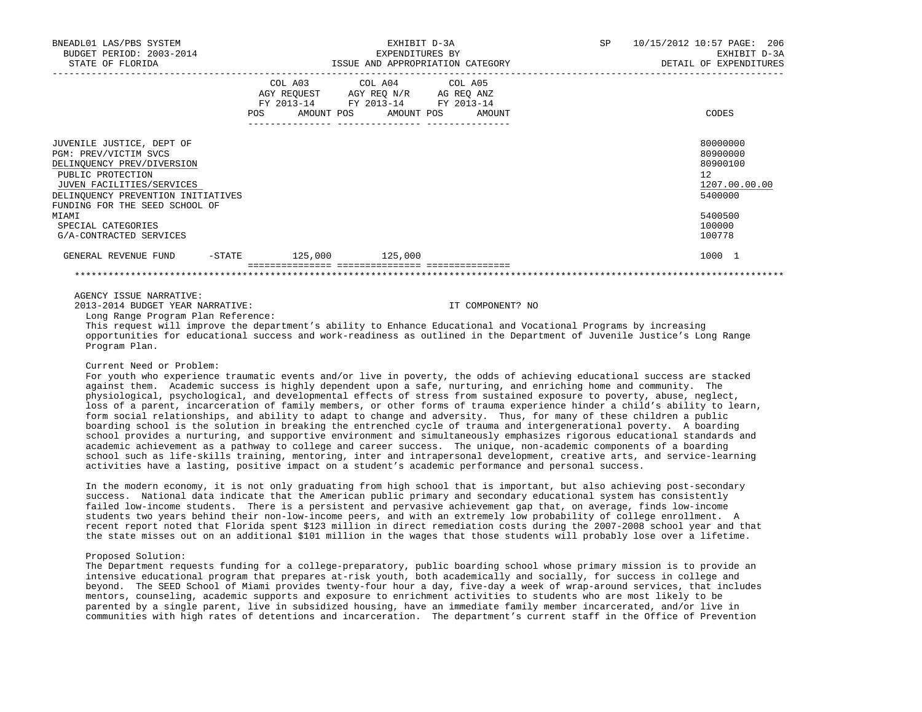| | COL A03 AGY REQUEST FY 2013-14 | | COL A04 AGY REQ N/R FY 2013-14 | | COL A05 AG REQ ANZ FY 2013-14 | | CODES |
|---|---|---|---|---|---|---|---|
| | POS | AMOUNT | POS | AMOUNT | POS | AMOUNT | |
| JUVENILE JUSTICE, DEPT OF | | | | | | | 80000000 |
| PGM: PREV/VICTIM SVCS | | | | | | | 80900000 |
| DELINQUENCY PREV/DIVERSION | | | | | | | 80900100 |
| PUBLIC PROTECTION | | | | | | | 12 |
| JUVEN FACILITIES/SERVICES | | | | | | | 1207.00.00.00 |
| DELINQUENCY PREVENTION INITIATIVES | | | | | | | 5400000 |
| FUNDING FOR THE SEED SCHOOL OF MIAMI | | | | | | | 5400500 |
| SPECIAL CATEGORIES | | | | | | | 100000 |
| G/A-CONTRACTED SERVICES | | | | | | | 100778 |
| GENERAL REVENUE FUND -STATE | | 125,000 | | 125,000 | | | 1000 1 |

AGENCY ISSUE NARRATIVE:

2013-2014 BUDGET YEAR NARRATIVE: IT COMPONENT? NO

Long Range Program Plan Reference:

This request will improve the department's ability to Enhance Educational and Vocational Programs by increasing opportunities for educational success and work-readiness as outlined in the Department of Juvenile Justice's Long Range Program Plan.

Current Need or Problem:

For youth who experience traumatic events and/or live in poverty, the odds of achieving educational success are stacked against them. Academic success is highly dependent upon a safe, nurturing, and enriching home and community. The physiological, psychological, and developmental effects of stress from sustained exposure to poverty, abuse, neglect, loss of a parent, incarceration of family members, or other forms of trauma experience hinder a child's ability to learn, form social relationships, and ability to adapt to change and adversity. Thus, for many of these children a public boarding school is the solution in breaking the entrenched cycle of trauma and intergenerational poverty. A boarding school provides a nurturing, and supportive environment and simultaneously emphasizes rigorous educational standards and academic achievement as a pathway to college and career success. The unique, non-academic components of a boarding school such as life-skills training, mentoring, inter and intrapersonal development, creative arts, and service-learning activities have a lasting, positive impact on a student's academic performance and personal success.

In the modern economy, it is not only graduating from high school that is important, but also achieving post-secondary success. National data indicate that the American public primary and secondary educational system has consistently failed low-income students. There is a persistent and pervasive achievement gap that, on average, finds low-income students two years behind their non-low-income peers, and with an extremely low probability of college enrollment. A recent report noted that Florida spent $123 million in direct remediation costs during the 2007-2008 school year and that the state misses out on an additional $101 million in the wages that those students will probably lose over a lifetime.

Proposed Solution:

The Department requests funding for a college-preparatory, public boarding school whose primary mission is to provide an intensive educational program that prepares at-risk youth, both academically and socially, for success in college and beyond. The SEED School of Miami provides twenty-four hour a day, five-day a week of wrap-around services, that includes mentors, counseling, academic supports and exposure to enrichment activities to students who are most likely to be parented by a single parent, live in subsidized housing, have an immediate family member incarcerated, and/or live in communities with high rates of detentions and incarceration. The department's current staff in the Office of Prevention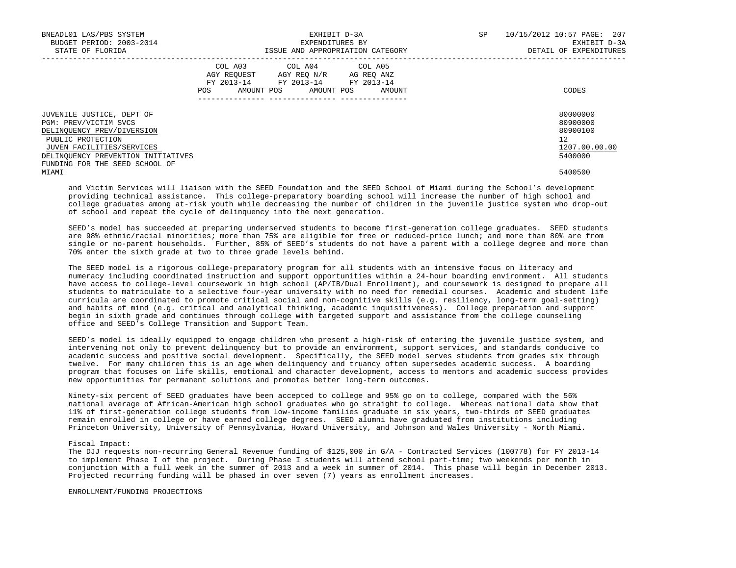| | COL A03 AGY REQUEST FY 2013-14 | | COL A04 AGY REQ N/R FY 2013-14 | | COL A05 AG REQ ANZ FY 2013-14 | | |
|---|---|---|---|---|---|---|---|
| | POS | AMOUNT | POS | AMOUNT | POS | AMOUNT | CODES |
| JUVENILE JUSTICE, DEPT OF | | | | | | | 80000000 |
| PGM: PREV/VICTIM SVCS | | | | | | | 80900000 |
| DELINQUENCY PREV/DIVERSION | | | | | | | 80900100 |
| PUBLIC PROTECTION | | | | | | | 12 |
| JUVEN FACILITIES/SERVICES | | | | | | | 1207.00.00.00 |
| DELINQUENCY PREVENTION INITIATIVES | | | | | | | 5400000 |
| FUNDING FOR THE SEED SCHOOL OF MIAMI | | | | | | | 5400500 |

and Victim Services will liaison with the SEED Foundation and the SEED School of Miami during the School's development providing technical assistance. This college-preparatory boarding school will increase the number of high school and college graduates among at-risk youth while decreasing the number of children in the juvenile justice system who drop-out of school and repeat the cycle of delinquency into the next generation.

SEED's model has succeeded at preparing underserved students to become first-generation college graduates. SEED students are 98% ethnic/racial minorities; more than 75% are eligible for free or reduced-price lunch; and more than 80% are from single or no-parent households. Further, 85% of SEED's students do not have a parent with a college degree and more than 70% enter the sixth grade at two to three grade levels behind.

The SEED model is a rigorous college-preparatory program for all students with an intensive focus on literacy and numeracy including coordinated instruction and support opportunities within a 24-hour boarding environment. All students have access to college-level coursework in high school (AP/IB/Dual Enrollment), and coursework is designed to prepare all students to matriculate to a selective four-year university with no need for remedial courses. Academic and student life curricula are coordinated to promote critical social and non-cognitive skills (e.g. resiliency, long-term goal-setting) and habits of mind (e.g. critical and analytical thinking, academic inquisitiveness). College preparation and support begin in sixth grade and continues through college with targeted support and assistance from the college counseling office and SEED's College Transition and Support Team.

SEED's model is ideally equipped to engage children who present a high-risk of entering the juvenile justice system, and intervening not only to prevent delinquency but to provide an environment, support services, and standards conducive to academic success and positive social development. Specifically, the SEED model serves students from grades six through twelve. For many children this is an age when delinquency and truancy often supersedes academic success. A boarding program that focuses on life skills, emotional and character development, access to mentors and academic success provides new opportunities for permanent solutions and promotes better long-term outcomes.

Ninety-six percent of SEED graduates have been accepted to college and 95% go on to college, compared with the 56% national average of African-American high school graduates who go straight to college. Whereas national data show that 11% of first-generation college students from low-income families graduate in six years, two-thirds of SEED graduates remain enrolled in college or have earned college degrees. SEED alumni have graduated from institutions including Princeton University, University of Pennsylvania, Howard University, and Johnson and Wales University - North Miami.

Fiscal Impact:
The DJJ requests non-recurring General Revenue funding of $125,000 in G/A - Contracted Services (100778) for FY 2013-14 to implement Phase I of the project. During Phase I students will attend school part-time; two weekends per month in conjunction with a full week in the summer of 2013 and a week in summer of 2014. This phase will begin in December 2013. Projected recurring funding will be phased in over seven (7) years as enrollment increases.

ENROLLMENT/FUNDING PROJECTIONS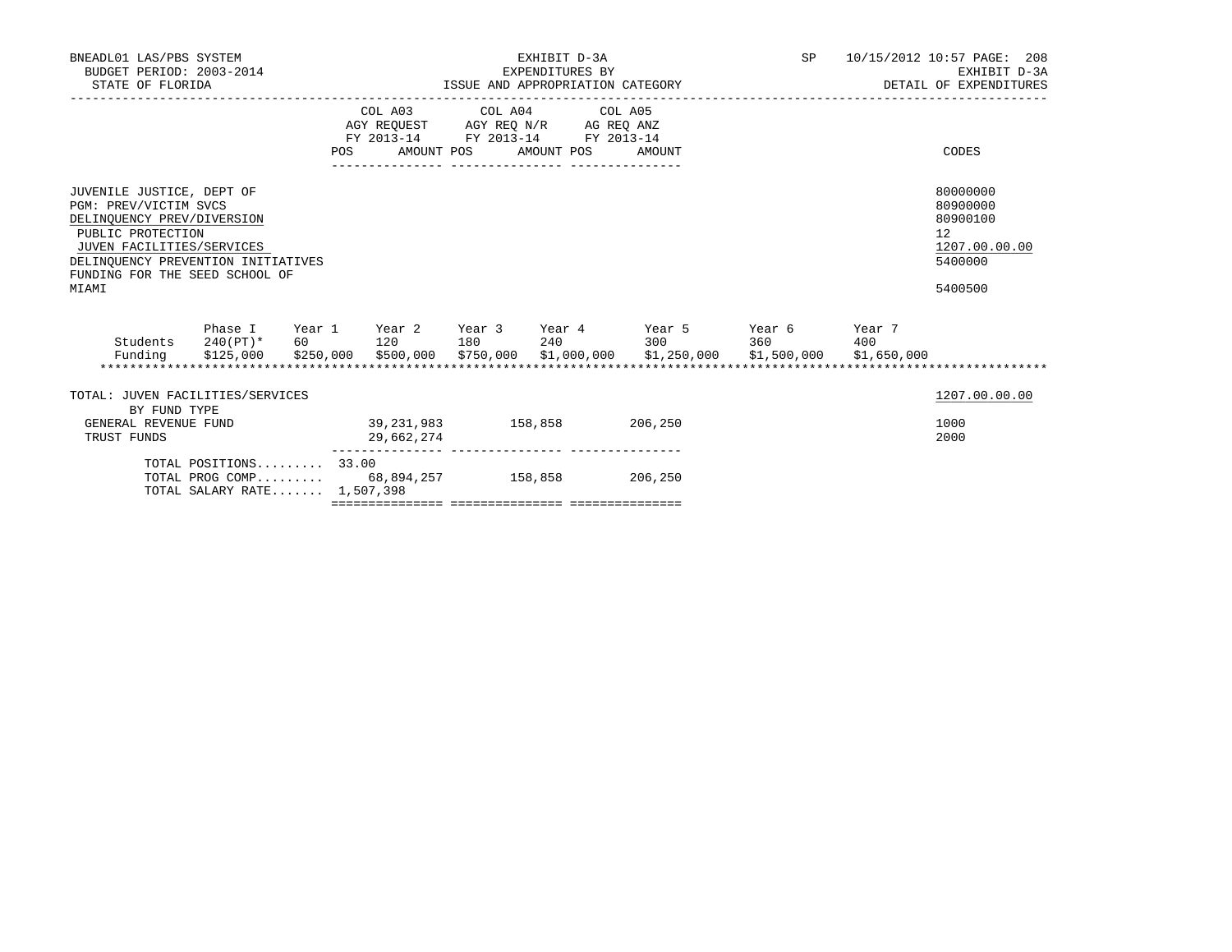BNEADL01 LAS/PBS SYSTEM | EXHIBIT D-3A | SP 10/15/2012 10:57
BUDGET PERIOD: 2003-2014 | EXPENDITURES BY | EXHIBIT D-3A
STATE OF FLORIDA | ISSUE AND APPROPRIATION CATEGORY | DETAIL OF EXPENDITURES

| | COL A03 AGY REQUEST FY 2013-14 POS | AMOUNT | COL A04 AGY REQ N/R FY 2013-14 POS | AMOUNT | COL A05 AG REQ ANZ FY 2013-14 POS | AMOUNT | CODES |
|---|---|---|---|---|---|---|---|
| JUVENILE JUSTICE, DEPT OF | | | | | | | 80000000 |
| PGM: PREV/VICTIM SVCS | | | | | | | 80900000 |
| DELINQUENCY PREV/DIVERSION | | | | | | | 80900100 |
| PUBLIC PROTECTION | | | | | | | 12 |
| JUVEN FACILITIES/SERVICES | | | | | | | 1207.00.00.00 |
| DELINQUENCY PREVENTION INITIATIVES | | | | | | | 5400000 |
| FUNDING FOR THE SEED SCHOOL OF MIAMI | | | | | | | 5400500 |

| | Phase I | Year 1 | Year 2 | Year 3 | Year 4 | Year 5 | Year 6 | Year 7 |
|---|---|---|---|---|---|---|---|---|
| Students | 240(PT)* | 60 | 120 | 180 | 240 | 300 | 360 | 400 |
| Funding | $125,000 | $250,000 | $500,000 | $750,000 | $1,000,000 | $1,250,000 | $1,500,000 | $1,650,000 |

******************************************************************************************************************************

| | COL A03 POS | AMOUNT | COL A04 POS | AMOUNT | COL A05 POS | AMOUNT | CODES |
|---|---|---|---|---|---|---|---|
| TOTAL: JUVEN FACILITIES/SERVICES | | | | | | | 1207.00.00.00 |
| BY FUND TYPE | | | | | | | |
| GENERAL REVENUE FUND | | 39,231,983 | | 158,858 | | 206,250 | 1000 |
| TRUST FUNDS | | 29,662,274 | | | | | 2000 |
| TOTAL POSITIONS......... | 33.00 | | | | | | |
| TOTAL PROG COMP......... | | 68,894,257 | | 158,858 | | 206,250 | |
| TOTAL SALARY RATE....... | | 1,507,398 | | | | | |